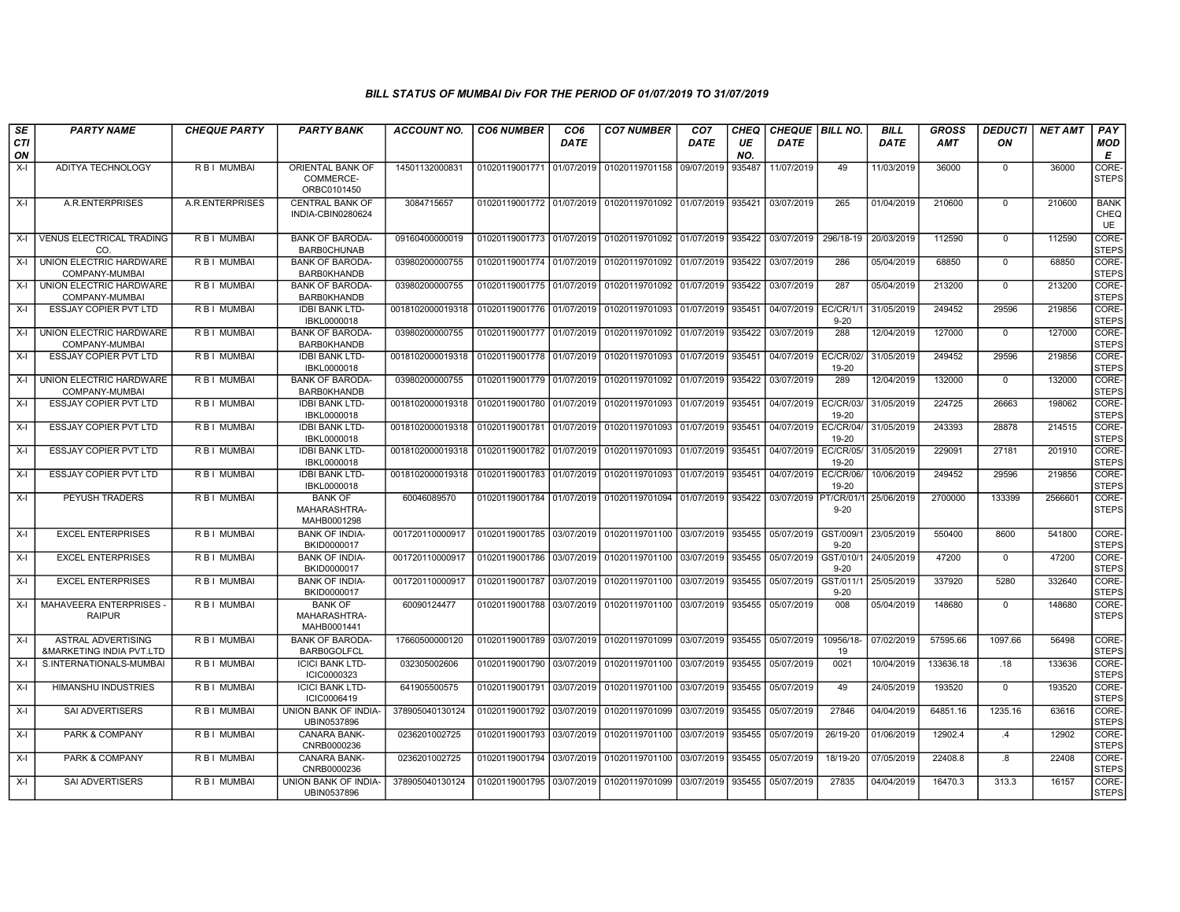### BILL STATUS OF MUMBAI Div FOR THE PERIOD OF 01/07/2019 TO 31/07/2019

| SECTION | PARTY NAME | CHEQUE PARTY | PARTY BANK | ACCOUNT NO. | CO6 NUMBER | CO6 DATE | CO7 NUMBER | CO7 DATE | CHEQUE NO. | CHEQUE DATE | BILL NO. | BILL DATE | GROSS AMT | DEDUCTION | NET AMT | PAY MODE |
|---|---|---|---|---|---|---|---|---|---|---|---|---|---|---|---|---|
| X-I | ADITYA TECHNOLOGY | R B I MUMBAI | ORIENTAL BANK OF COMMERCE-ORBC0101450 | 14501132000831 | 01020119001771 | 01/07/2019 | 01020119701158 | 09/07/2019 | 935487 | 11/07/2019 | 49 | 11/03/2019 | 36000 | 0 | 36000 | CORE-STEPS |
| X-I | A.R.ENTERPRISES | A.R.ENTERPRISES | CENTRAL BANK OF INDIA-CBIN0280624 | 3084715657 | 01020119001772 | 01/07/2019 | 01020119701092 | 01/07/2019 | 935421 | 03/07/2019 | 265 | 01/04/2019 | 210600 | 0 | 210600 | BANK CHEQUE |
| X-I | VENUS ELECTRICAL TRADING CO. | R B I MUMBAI | BANK OF BARODA-BARB0CHUNAB | 09160400000019 | 01020119001773 | 01/07/2019 | 01020119701092 | 01/07/2019 | 935422 | 03/07/2019 | 296/18-19 | 20/03/2019 | 112590 | 0 | 112590 | CORE-STEPS |
| X-I | UNION ELECTRIC HARDWARE COMPANY-MUMBAI | R B I MUMBAI | BANK OF BARODA-BARB0KHANDB | 03980200000755 | 01020119001774 | 01/07/2019 | 01020119701092 | 01/07/2019 | 935422 | 03/07/2019 | 286 | 05/04/2019 | 68850 | 0 | 68850 | CORE-STEPS |
| X-I | UNION ELECTRIC HARDWARE COMPANY-MUMBAI | R B I MUMBAI | BANK OF BARODA-BARB0KHANDB | 03980200000755 | 01020119001775 | 01/07/2019 | 01020119701092 | 01/07/2019 | 935422 | 03/07/2019 | 287 | 05/04/2019 | 213200 | 0 | 213200 | CORE-STEPS |
| X-I | ESSJAY COPIER PVT LTD | R B I MUMBAI | IDBI BANK LTD-IBKL0000018 | 0018102000019318 | 01020119001776 | 01/07/2019 | 01020119701093 | 01/07/2019 | 935451 | 04/07/2019 | EC/CR/1/19-20 | 31/05/2019 | 249452 | 29596 | 219856 | CORE-STEPS |
| X-I | UNION ELECTRIC HARDWARE COMPANY-MUMBAI | R B I MUMBAI | BANK OF BARODA-BARB0KHANDB | 03980200000755 | 01020119001777 | 01/07/2019 | 01020119701092 | 01/07/2019 | 935422 | 03/07/2019 | 288 | 12/04/2019 | 127000 | 0 | 127000 | CORE-STEPS |
| X-I | ESSJAY COPIER PVT LTD | R B I MUMBAI | IDBI BANK LTD-IBKL0000018 | 0018102000019318 | 01020119001778 | 01/07/2019 | 01020119701093 | 01/07/2019 | 935451 | 04/07/2019 | EC/CR/02/19-20 | 31/05/2019 | 249452 | 29596 | 219856 | CORE-STEPS |
| X-I | UNION ELECTRIC HARDWARE COMPANY-MUMBAI | R B I MUMBAI | BANK OF BARODA-BARB0KHANDB | 03980200000755 | 01020119001779 | 01/07/2019 | 01020119701092 | 01/07/2019 | 935422 | 03/07/2019 | 289 | 12/04/2019 | 132000 | 0 | 132000 | CORE-STEPS |
| X-I | ESSJAY COPIER PVT LTD | R B I MUMBAI | IDBI BANK LTD-IBKL0000018 | 0018102000019318 | 01020119001780 | 01/07/2019 | 01020119701093 | 01/07/2019 | 935451 | 04/07/2019 | EC/CR/03/19-20 | 31/05/2019 | 224725 | 26663 | 198062 | CORE-STEPS |
| X-I | ESSJAY COPIER PVT LTD | R B I MUMBAI | IDBI BANK LTD-IBKL0000018 | 0018102000019318 | 01020119001781 | 01/07/2019 | 01020119701093 | 01/07/2019 | 935451 | 04/07/2019 | EC/CR/04/19-20 | 31/05/2019 | 243393 | 28878 | 214515 | CORE-STEPS |
| X-I | ESSJAY COPIER PVT LTD | R B I MUMBAI | IDBI BANK LTD-IBKL0000018 | 0018102000019318 | 01020119001782 | 01/07/2019 | 01020119701093 | 01/07/2019 | 935451 | 04/07/2019 | EC/CR/05/19-20 | 31/05/2019 | 229091 | 27181 | 201910 | CORE-STEPS |
| X-I | ESSJAY COPIER PVT LTD | R B I MUMBAI | IDBI BANK LTD-IBKL0000018 | 0018102000019318 | 01020119001783 | 01/07/2019 | 01020119701093 | 01/07/2019 | 935451 | 04/07/2019 | EC/CR/06/19-20 | 10/06/2019 | 249452 | 29596 | 219856 | CORE-STEPS |
| X-I | PEYUSH TRADERS | R B I MUMBAI | BANK OF MAHARASHTRA-MAHB0001298 | 60046089570 | 01020119001784 | 01/07/2019 | 01020119701094 | 01/07/2019 | 935422 | 03/07/2019 | PT/CR/01/19-20 | 25/06/2019 | 2700000 | 133399 | 2566601 | CORE-STEPS |
| X-I | EXCEL ENTERPRISES | R B I MUMBAI | BANK OF INDIA-BKID0000017 | 001720110000917 | 01020119001785 | 03/07/2019 | 01020119701100 | 03/07/2019 | 935455 | 05/07/2019 | GST/009/19-20 | 23/05/2019 | 550400 | 8600 | 541800 | CORE-STEPS |
| X-I | EXCEL ENTERPRISES | R B I MUMBAI | BANK OF INDIA-BKID0000017 | 001720110000917 | 01020119001786 | 03/07/2019 | 01020119701100 | 03/07/2019 | 935455 | 05/07/2019 | GST/010/19-20 | 24/05/2019 | 47200 | 0 | 47200 | CORE-STEPS |
| X-I | EXCEL ENTERPRISES | R B I MUMBAI | BANK OF INDIA-BKID0000017 | 001720110000917 | 01020119001787 | 03/07/2019 | 01020119701100 | 03/07/2019 | 935455 | 05/07/2019 | GST/011/19-20 | 25/05/2019 | 337920 | 5280 | 332640 | CORE-STEPS |
| X-I | MAHAVEERA ENTERPRISES - RAIPUR | R B I MUMBAI | BANK OF MAHARASHTRA-MAHB0001441 | 60090124477 | 01020119001788 | 03/07/2019 | 01020119701100 | 03/07/2019 | 935455 | 05/07/2019 | 008 | 05/04/2019 | 148680 | 0 | 148680 | CORE-STEPS |
| X-I | ASTRAL ADVERTISING &MARKETING INDIA PVT.LTD | R B I MUMBAI | BANK OF BARODA-BARB0GOLFCL | 17660500000120 | 01020119001789 | 03/07/2019 | 01020119701099 | 03/07/2019 | 935455 | 05/07/2019 | 10956/18-19 | 07/02/2019 | 57595.66 | 1097.66 | 56498 | CORE-STEPS |
| X-I | S.INTERNATIONALS-MUMBAI | R B I MUMBAI | ICICI BANK LTD-ICIC0000323 | 032305002606 | 01020119001790 | 03/07/2019 | 01020119701100 | 03/07/2019 | 935455 | 05/07/2019 | 0021 | 10/04/2019 | 133636.18 | .18 | 133636 | CORE-STEPS |
| X-I | HIMANSHU INDUSTRIES | R B I MUMBAI | ICICI BANK LTD-ICIC0006419 | 641905500575 | 01020119001791 | 03/07/2019 | 01020119701100 | 03/07/2019 | 935455 | 05/07/2019 | 49 | 24/05/2019 | 193520 | 0 | 193520 | CORE-STEPS |
| X-I | SAI ADVERTISERS | R B I MUMBAI | UNION BANK OF INDIA-UBIN0537896 | 378905040130124 | 01020119001792 | 03/07/2019 | 01020119701099 | 03/07/2019 | 935455 | 05/07/2019 | 27846 | 04/04/2019 | 64851.16 | 1235.16 | 63616 | CORE-STEPS |
| X-I | PARK & COMPANY | R B I MUMBAI | CANARA BANK-CNRB0000236 | 0236201002725 | 01020119001793 | 03/07/2019 | 01020119701100 | 03/07/2019 | 935455 | 05/07/2019 | 26/19-20 | 01/06/2019 | 12902.4 | .4 | 12902 | CORE-STEPS |
| X-I | PARK & COMPANY | R B I MUMBAI | CANARA BANK-CNRB0000236 | 0236201002725 | 01020119001794 | 03/07/2019 | 01020119701100 | 03/07/2019 | 935455 | 05/07/2019 | 18/19-20 | 07/05/2019 | 22408.8 | .8 | 22408 | CORE-STEPS |
| X-I | SAI ADVERTISERS | R B I MUMBAI | UNION BANK OF INDIA-UBIN0537896 | 378905040130124 | 01020119001795 | 03/07/2019 | 01020119701099 | 03/07/2019 | 935455 | 05/07/2019 | 27835 | 04/04/2019 | 16470.3 | 313.3 | 16157 | CORE-STEPS |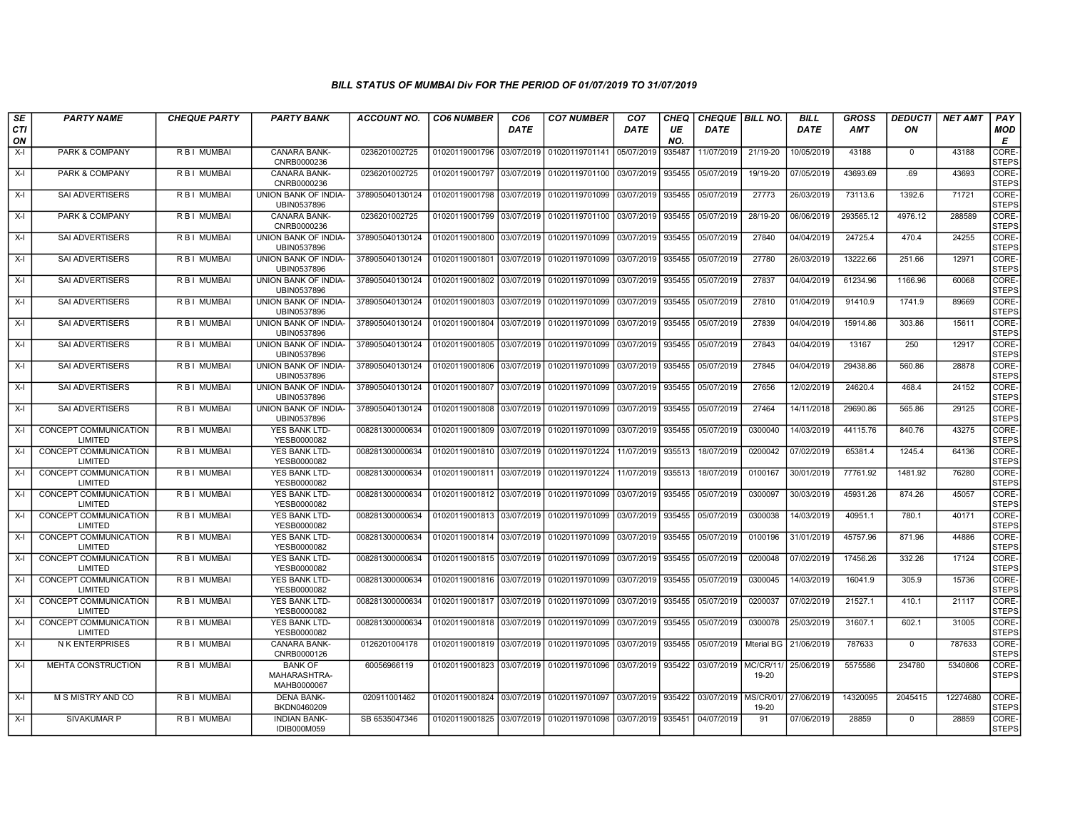### BILL STATUS OF MUMBAI Div FOR THE PERIOD OF 01/07/2019 TO 31/07/2019

| SECTION | PARTY NAME | CHEQUE PARTY | PARTY BANK | ACCOUNT NO. | CO6 NUMBER | CO6 DATE | CO7 NUMBER | CO7 DATE | CHEQUE NO. | CHEQUE DATE | BILL NO. | BILL DATE | GROSS AMT | DEDUCTION | NET AMT | PAY MODE |
|---|---|---|---|---|---|---|---|---|---|---|---|---|---|---|---|---|
| X-I | PARK & COMPANY | R B I MUMBAI | CANARA BANK-CNRB0000236 | 0236201002725 | 01020119001796 | 03/07/2019 | 01020119701141 | 05/07/2019 | 935487 | 11/07/2019 | 21/19-20 | 10/05/2019 | 43188 | 0 | 43188 | CORE-STEPS |
| X-I | PARK & COMPANY | R B I MUMBAI | CANARA BANK-CNRB0000236 | 0236201002725 | 01020119001797 | 03/07/2019 | 01020119701100 | 03/07/2019 | 935455 | 05/07/2019 | 19/19-20 | 07/05/2019 | 43693.69 | .69 | 43693 | CORE-STEPS |
| X-I | SAI ADVERTISERS | R B I MUMBAI | UNION BANK OF INDIA-UBIN0537896 | 378905040130124 | 01020119001798 | 03/07/2019 | 01020119701099 | 03/07/2019 | 935455 | 05/07/2019 | 27773 | 26/03/2019 | 73113.6 | 1392.6 | 71721 | CORE-STEPS |
| X-I | PARK & COMPANY | R B I MUMBAI | CANARA BANK-CNRB0000236 | 0236201002725 | 01020119001799 | 03/07/2019 | 01020119701100 | 03/07/2019 | 935455 | 05/07/2019 | 28/19-20 | 06/06/2019 | 293565.12 | 4976.12 | 288589 | CORE-STEPS |
| X-I | SAI ADVERTISERS | R B I MUMBAI | UNION BANK OF INDIA-UBIN0537896 | 378905040130124 | 01020119001800 | 03/07/2019 | 01020119701099 | 03/07/2019 | 935455 | 05/07/2019 | 27840 | 04/04/2019 | 24725.4 | 470.4 | 24255 | CORE-STEPS |
| X-I | SAI ADVERTISERS | R B I MUMBAI | UNION BANK OF INDIA-UBIN0537896 | 378905040130124 | 01020119001801 | 03/07/2019 | 01020119701099 | 03/07/2019 | 935455 | 05/07/2019 | 27780 | 26/03/2019 | 13222.66 | 251.66 | 12971 | CORE-STEPS |
| X-I | SAI ADVERTISERS | R B I MUMBAI | UNION BANK OF INDIA-UBIN0537896 | 378905040130124 | 01020119001802 | 03/07/2019 | 01020119701099 | 03/07/2019 | 935455 | 05/07/2019 | 27837 | 04/04/2019 | 61234.96 | 1166.96 | 60068 | CORE-STEPS |
| X-I | SAI ADVERTISERS | R B I MUMBAI | UNION BANK OF INDIA-UBIN0537896 | 378905040130124 | 01020119001803 | 03/07/2019 | 01020119701099 | 03/07/2019 | 935455 | 05/07/2019 | 27810 | 01/04/2019 | 91410.9 | 1741.9 | 89669 | CORE-STEPS |
| X-I | SAI ADVERTISERS | R B I MUMBAI | UNION BANK OF INDIA-UBIN0537896 | 378905040130124 | 01020119001804 | 03/07/2019 | 01020119701099 | 03/07/2019 | 935455 | 05/07/2019 | 27839 | 04/04/2019 | 15914.86 | 303.86 | 15611 | CORE-STEPS |
| X-I | SAI ADVERTISERS | R B I MUMBAI | UNION BANK OF INDIA-UBIN0537896 | 378905040130124 | 01020119001805 | 03/07/2019 | 01020119701099 | 03/07/2019 | 935455 | 05/07/2019 | 27843 | 04/04/2019 | 13167 | 250 | 12917 | CORE-STEPS |
| X-I | SAI ADVERTISERS | R B I MUMBAI | UNION BANK OF INDIA-UBIN0537896 | 378905040130124 | 01020119001806 | 03/07/2019 | 01020119701099 | 03/07/2019 | 935455 | 05/07/2019 | 27845 | 04/04/2019 | 29438.86 | 560.86 | 28878 | CORE-STEPS |
| X-I | SAI ADVERTISERS | R B I MUMBAI | UNION BANK OF INDIA-UBIN0537896 | 378905040130124 | 01020119001807 | 03/07/2019 | 01020119701099 | 03/07/2019 | 935455 | 05/07/2019 | 27656 | 12/02/2019 | 24620.4 | 468.4 | 24152 | CORE-STEPS |
| X-I | SAI ADVERTISERS | R B I MUMBAI | UNION BANK OF INDIA-UBIN0537896 | 378905040130124 | 01020119001808 | 03/07/2019 | 01020119701099 | 03/07/2019 | 935455 | 05/07/2019 | 27464 | 14/11/2018 | 29690.86 | 565.86 | 29125 | CORE-STEPS |
| X-I | CONCEPT COMMUNICATION LIMITED | R B I MUMBAI | YES BANK LTD-YESB0000082 | 008281300000634 | 01020119001809 | 03/07/2019 | 01020119701099 | 03/07/2019 | 935455 | 05/07/2019 | 0300040 | 14/03/2019 | 44115.76 | 840.76 | 43275 | CORE-STEPS |
| X-I | CONCEPT COMMUNICATION LIMITED | R B I MUMBAI | YES BANK LTD-YESB0000082 | 008281300000634 | 01020119001810 | 03/07/2019 | 01020119701224 | 11/07/2019 | 935513 | 18/07/2019 | 0200042 | 07/02/2019 | 65381.4 | 1245.4 | 64136 | CORE-STEPS |
| X-I | CONCEPT COMMUNICATION LIMITED | R B I MUMBAI | YES BANK LTD-YESB0000082 | 008281300000634 | 01020119001811 | 03/07/2019 | 01020119701224 | 11/07/2019 | 935513 | 18/07/2019 | 0100167 | 30/01/2019 | 77761.92 | 1481.92 | 76280 | CORE-STEPS |
| X-I | CONCEPT COMMUNICATION LIMITED | R B I MUMBAI | YES BANK LTD-YESB0000082 | 008281300000634 | 01020119001812 | 03/07/2019 | 01020119701099 | 03/07/2019 | 935455 | 05/07/2019 | 0300097 | 30/03/2019 | 45931.26 | 874.26 | 45057 | CORE-STEPS |
| X-I | CONCEPT COMMUNICATION LIMITED | R B I MUMBAI | YES BANK LTD-YESB0000082 | 008281300000634 | 01020119001813 | 03/07/2019 | 01020119701099 | 03/07/2019 | 935455 | 05/07/2019 | 0300038 | 14/03/2019 | 40951.1 | 780.1 | 40171 | CORE-STEPS |
| X-I | CONCEPT COMMUNICATION LIMITED | R B I MUMBAI | YES BANK LTD-YESB0000082 | 008281300000634 | 01020119001814 | 03/07/2019 | 01020119701099 | 03/07/2019 | 935455 | 05/07/2019 | 0100196 | 31/01/2019 | 45757.96 | 871.96 | 44886 | CORE-STEPS |
| X-I | CONCEPT COMMUNICATION LIMITED | R B I MUMBAI | YES BANK LTD-YESB0000082 | 008281300000634 | 01020119001815 | 03/07/2019 | 01020119701099 | 03/07/2019 | 935455 | 05/07/2019 | 0200048 | 07/02/2019 | 17456.26 | 332.26 | 17124 | CORE-STEPS |
| X-I | CONCEPT COMMUNICATION LIMITED | R B I MUMBAI | YES BANK LTD-YESB0000082 | 008281300000634 | 01020119001816 | 03/07/2019 | 01020119701099 | 03/07/2019 | 935455 | 05/07/2019 | 0300045 | 14/03/2019 | 16041.9 | 305.9 | 15736 | CORE-STEPS |
| X-I | CONCEPT COMMUNICATION LIMITED | R B I MUMBAI | YES BANK LTD-YESB0000082 | 008281300000634 | 01020119001817 | 03/07/2019 | 01020119701099 | 03/07/2019 | 935455 | 05/07/2019 | 0200037 | 07/02/2019 | 21527.1 | 410.1 | 21117 | CORE-STEPS |
| X-I | CONCEPT COMMUNICATION LIMITED | R B I MUMBAI | YES BANK LTD-YESB0000082 | 008281300000634 | 01020119001818 | 03/07/2019 | 01020119701099 | 03/07/2019 | 935455 | 05/07/2019 | 0300078 | 25/03/2019 | 31607.1 | 602.1 | 31005 | CORE-STEPS |
| X-I | N K ENTERPRISES | R B I MUMBAI | CANARA BANK-CNRB0000126 | 0126201004178 | 01020119001819 | 03/07/2019 | 01020119701095 | 03/07/2019 | 935455 | 05/07/2019 | Mterial BG | 21/06/2019 | 787633 | 0 | 787633 | CORE-STEPS |
| X-I | MEHTA CONSTRUCTION | R B I MUMBAI | BANK OF MAHARASHTRA-MAHB0000067 | 60056966119 | 01020119001823 | 03/07/2019 | 01020119701096 | 03/07/2019 | 935422 | 03/07/2019 | MC/CR/11/ 19-20 | 25/06/2019 | 5575586 | 234780 | 5340806 | CORE-STEPS |
| X-I | M S MISTRY AND CO | R B I MUMBAI | DENA BANK-BKDN0460209 | 020911001462 | 01020119001824 | 03/07/2019 | 01020119701097 | 03/07/2019 | 935422 | 03/07/2019 | MS/CR/01/ 19-20 | 27/06/2019 | 14320095 | 2045415 | 12274680 | CORE-STEPS |
| X-I | SIVAKUMAR P | R B I MUMBAI | INDIAN BANK-IDIB000M059 | SB 6535047346 | 01020119001825 | 03/07/2019 | 01020119701098 | 03/07/2019 | 935451 | 04/07/2019 | 91 | 07/06/2019 | 28859 | 0 | 28859 | CORE-STEPS |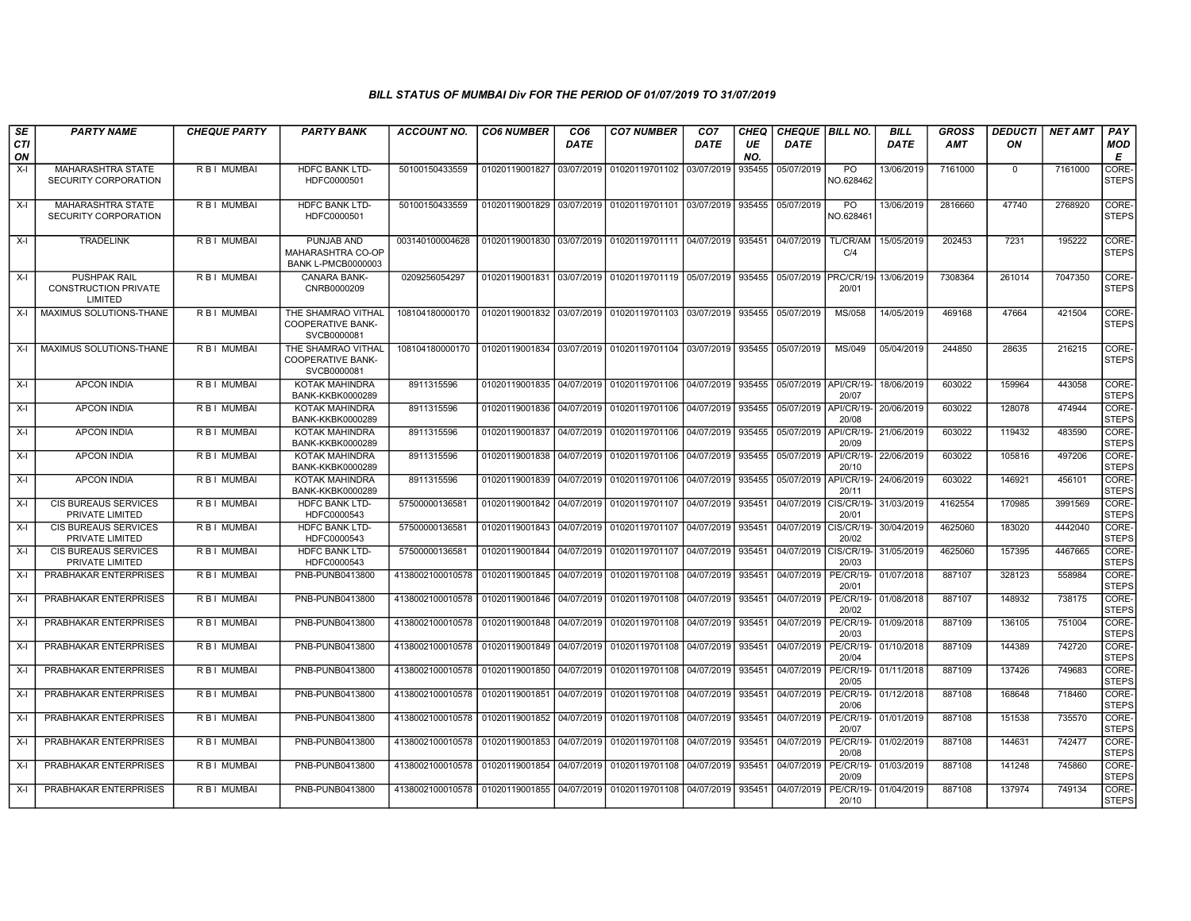### BILL STATUS OF MUMBAI Div FOR THE PERIOD OF 01/07/2019 TO 31/07/2019

| SECTION | PARTY NAME | CHEQUE PARTY | PARTY BANK | ACCOUNT NO. | CO6 NUMBER | CO6 DATE | CO7 NUMBER | CO7 DATE | CHEQUE NO. | CHEQUE DATE | BILL NO. | BILL DATE | GROSS AMT | DEDUCTION | NET AMT | PAY MODE |
|---|---|---|---|---|---|---|---|---|---|---|---|---|---|---|---|---|
| X-I | MAHARASHTRA STATE SECURITY CORPORATION | R B I MUMBAI | HDFC BANK LTD-HDFC0000501 | 50100150433559 | 01020119001827 | 03/07/2019 | 01020119701102 | 03/07/2019 | 935455 | 05/07/2019 | PO NO.628462 | 13/06/2019 | 7161000 | 0 | 7161000 | CORE-STEPS |
| X-I | MAHARASHTRA STATE SECURITY CORPORATION | R B I MUMBAI | HDFC BANK LTD-HDFC0000501 | 50100150433559 | 01020119001829 | 03/07/2019 | 01020119701101 | 03/07/2019 | 935455 | 05/07/2019 | PO NO.628461 | 13/06/2019 | 2816660 | 47740 | 2768920 | CORE-STEPS |
| X-I | TRADELINK | R B I MUMBAI | PUNJAB AND MAHARASHTRA CO-OP BANK L-PMCB0000003 | 003140100004628 | 01020119001830 | 03/07/2019 | 01020119701111 | 04/07/2019 | 935451 | 04/07/2019 | TL/CR/AMC/4 | 15/05/2019 | 202453 | 7231 | 195222 | CORE-STEPS |
| X-I | PUSHPAK RAIL CONSTRUCTION PRIVATE LIMITED | R B I MUMBAI | CANARA BANK-CNRB0000209 | 0209256054297 | 01020119001831 | 03/07/2019 | 01020119701119 | 05/07/2019 | 935455 | 05/07/2019 | PRC/CR/19-20/01 | 13/06/2019 | 7308364 | 261014 | 7047350 | CORE-STEPS |
| X-I | MAXIMUS SOLUTIONS-THANE | R B I MUMBAI | THE SHAMRAO VITHAL COOPERATIVE BANK-SVCB0000081 | 108104180000170 | 01020119001832 | 03/07/2019 | 01020119701103 | 03/07/2019 | 935455 | 05/07/2019 | MS/058 | 14/05/2019 | 469168 | 47664 | 421504 | CORE-STEPS |
| X-I | MAXIMUS SOLUTIONS-THANE | R B I MUMBAI | THE SHAMRAO VITHAL COOPERATIVE BANK-SVCB0000081 | 108104180000170 | 01020119001834 | 03/07/2019 | 01020119701104 | 03/07/2019 | 935455 | 05/07/2019 | MS/049 | 05/04/2019 | 244850 | 28635 | 216215 | CORE-STEPS |
| X-I | APCON INDIA | R B I MUMBAI | KOTAK MAHINDRA BANK-KKBK0000289 | 8911315596 | 01020119001835 | 04/07/2019 | 01020119701106 | 04/07/2019 | 935455 | 05/07/2019 | API/CR/19-20/07 | 18/06/2019 | 603022 | 159964 | 443058 | CORE-STEPS |
| X-I | APCON INDIA | R B I MUMBAI | KOTAK MAHINDRA BANK-KKBK0000289 | 8911315596 | 01020119001836 | 04/07/2019 | 01020119701106 | 04/07/2019 | 935455 | 05/07/2019 | API/CR/19-20/08 | 20/06/2019 | 603022 | 128078 | 474944 | CORE-STEPS |
| X-I | APCON INDIA | R B I MUMBAI | KOTAK MAHINDRA BANK-KKBK0000289 | 8911315596 | 01020119001837 | 04/07/2019 | 01020119701106 | 04/07/2019 | 935455 | 05/07/2019 | API/CR/19-20/09 | 21/06/2019 | 603022 | 119432 | 483590 | CORE-STEPS |
| X-I | APCON INDIA | R B I MUMBAI | KOTAK MAHINDRA BANK-KKBK0000289 | 8911315596 | 01020119001838 | 04/07/2019 | 01020119701106 | 04/07/2019 | 935455 | 05/07/2019 | API/CR/19-20/10 | 22/06/2019 | 603022 | 105816 | 497206 | CORE-STEPS |
| X-I | APCON INDIA | R B I MUMBAI | KOTAK MAHINDRA BANK-KKBK0000289 | 8911315596 | 01020119001839 | 04/07/2019 | 01020119701106 | 04/07/2019 | 935455 | 05/07/2019 | API/CR/19-20/11 | 24/06/2019 | 603022 | 146921 | 456101 | CORE-STEPS |
| X-I | CIS BUREAUS SERVICES PRIVATE LIMITED | R B I MUMBAI | HDFC BANK LTD-HDFC0000543 | 57500000136581 | 01020119001842 | 04/07/2019 | 01020119701107 | 04/07/2019 | 935451 | 04/07/2019 | CIS/CR/19-20/01 | 31/03/2019 | 4162554 | 170985 | 3991569 | CORE-STEPS |
| X-I | CIS BUREAUS SERVICES PRIVATE LIMITED | R B I MUMBAI | HDFC BANK LTD-HDFC0000543 | 57500000136581 | 01020119001843 | 04/07/2019 | 01020119701107 | 04/07/2019 | 935451 | 04/07/2019 | CIS/CR/19-20/02 | 30/04/2019 | 4625060 | 183020 | 4442040 | CORE-STEPS |
| X-I | CIS BUREAUS SERVICES PRIVATE LIMITED | R B I MUMBAI | HDFC BANK LTD-HDFC0000543 | 57500000136581 | 01020119001844 | 04/07/2019 | 01020119701107 | 04/07/2019 | 935451 | 04/07/2019 | CIS/CR/19-20/03 | 31/05/2019 | 4625060 | 157395 | 4467665 | CORE-STEPS |
| X-I | PRABHAKAR ENTERPRISES | R B I MUMBAI | PNB-PUNB0413800 | 4138002100010578 | 01020119001845 | 04/07/2019 | 01020119701108 | 04/07/2019 | 935451 | 04/07/2019 | PE/CR/19-20/01 | 01/07/2018 | 887107 | 328123 | 558984 | CORE-STEPS |
| X-I | PRABHAKAR ENTERPRISES | R B I MUMBAI | PNB-PUNB0413800 | 4138002100010578 | 01020119001846 | 04/07/2019 | 01020119701108 | 04/07/2019 | 935451 | 04/07/2019 | PE/CR/19-20/02 | 01/08/2018 | 887107 | 148932 | 738175 | CORE-STEPS |
| X-I | PRABHAKAR ENTERPRISES | R B I MUMBAI | PNB-PUNB0413800 | 4138002100010578 | 01020119001848 | 04/07/2019 | 01020119701108 | 04/07/2019 | 935451 | 04/07/2019 | PE/CR/19-20/03 | 01/09/2018 | 887109 | 136105 | 751004 | CORE-STEPS |
| X-I | PRABHAKAR ENTERPRISES | R B I MUMBAI | PNB-PUNB0413800 | 4138002100010578 | 01020119001849 | 04/07/2019 | 01020119701108 | 04/07/2019 | 935451 | 04/07/2019 | PE/CR/19-20/04 | 01/10/2018 | 887109 | 144389 | 742720 | CORE-STEPS |
| X-I | PRABHAKAR ENTERPRISES | R B I MUMBAI | PNB-PUNB0413800 | 4138002100010578 | 01020119001850 | 04/07/2019 | 01020119701108 | 04/07/2019 | 935451 | 04/07/2019 | PE/CR/19-20/05 | 01/11/2018 | 887109 | 137426 | 749683 | CORE-STEPS |
| X-I | PRABHAKAR ENTERPRISES | R B I MUMBAI | PNB-PUNB0413800 | 4138002100010578 | 01020119001851 | 04/07/2019 | 01020119701108 | 04/07/2019 | 935451 | 04/07/2019 | PE/CR/19-20/06 | 01/12/2018 | 887108 | 168648 | 718460 | CORE-STEPS |
| X-I | PRABHAKAR ENTERPRISES | R B I MUMBAI | PNB-PUNB0413800 | 4138002100010578 | 01020119001852 | 04/07/2019 | 01020119701108 | 04/07/2019 | 935451 | 04/07/2019 | PE/CR/19-20/07 | 01/01/2019 | 887108 | 151538 | 735570 | CORE-STEPS |
| X-I | PRABHAKAR ENTERPRISES | R B I MUMBAI | PNB-PUNB0413800 | 4138002100010578 | 01020119001853 | 04/07/2019 | 01020119701108 | 04/07/2019 | 935451 | 04/07/2019 | PE/CR/19-20/08 | 01/02/2019 | 887108 | 144631 | 742477 | CORE-STEPS |
| X-I | PRABHAKAR ENTERPRISES | R B I MUMBAI | PNB-PUNB0413800 | 4138002100010578 | 01020119001854 | 04/07/2019 | 01020119701108 | 04/07/2019 | 935451 | 04/07/2019 | PE/CR/19-20/09 | 01/03/2019 | 887108 | 141248 | 745860 | CORE-STEPS |
| X-I | PRABHAKAR ENTERPRISES | R B I MUMBAI | PNB-PUNB0413800 | 4138002100010578 | 01020119001855 | 04/07/2019 | 01020119701108 | 04/07/2019 | 935451 | 04/07/2019 | PE/CR/19-20/10 | 01/04/2019 | 887108 | 137974 | 749134 | CORE-STEPS |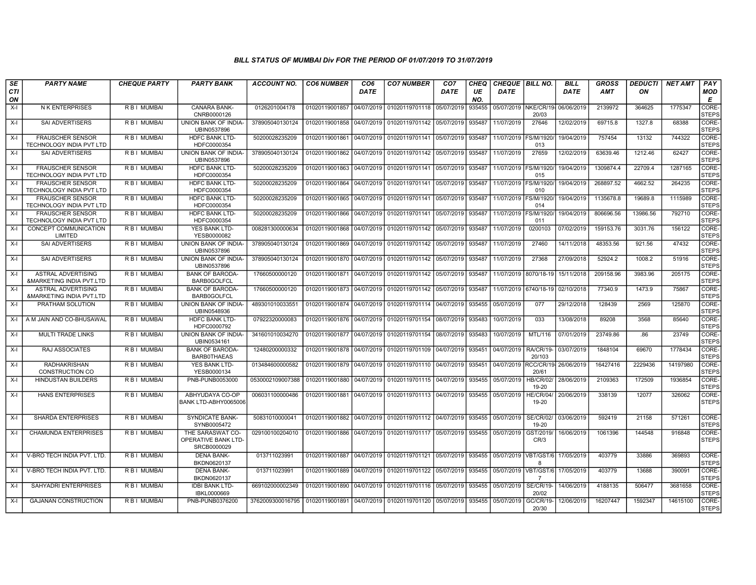### BILL STATUS OF MUMBAI Div FOR THE PERIOD OF 01/07/2019 TO 31/07/2019

| SECTION | PARTY NAME | CHEQUE PARTY | PARTY BANK | ACCOUNT NO. | CO6 NUMBER | CO6 DATE | CO7 NUMBER | CO7 DATE | CHEQUE NO. | CHEQUE DATE | BILL NO. | BILL DATE | GROSS AMT | DEDUCTION | NET AMT | PAY MODE |
|---|---|---|---|---|---|---|---|---|---|---|---|---|---|---|---|---|
| X-I | N K ENTERPRISES | R B I MUMBAI | CANARA BANK-CNRB0000126 | 0126201004178 | 01020119001857 | 04/07/2019 | 01020119701118 | 05/07/2019 | 935455 | 05/07/2019 | NKE/CR/19-20/03 | 06/06/2019 | 2139972 | 364625 | 1775347 | CORE-STEPS |
| X-I | SAI ADVERTISERS | R B I MUMBAI | UNION BANK OF INDIA-UBIN0537896 | 378905040130124 | 01020119001858 | 04/07/2019 | 01020119701142 | 05/07/2019 | 935487 | 11/07/2019 | 27646 | 12/02/2019 | 69715.8 | 1327.8 | 68388 | CORE-STEPS |
| X-I | FRAUSCHER SENSOR TECHNOLOGY INDIA PVT LTD | R B I MUMBAI | HDFC BANK LTD-HDFC0000354 | 50200028235209 | 01020119001861 | 04/07/2019 | 01020119701141 | 05/07/2019 | 935487 | 11/07/2019 | FS/M/1920/013 | 19/04/2019 | 757454 | 13132 | 744322 | CORE-STEPS |
| X-I | SAI ADVERTISERS | R B I MUMBAI | UNION BANK OF INDIA-UBIN0537896 | 378905040130124 | 01020119001862 | 04/07/2019 | 01020119701142 | 05/07/2019 | 935487 | 11/07/2019 | 27659 | 12/02/2019 | 63639.46 | 1212.46 | 62427 | CORE-STEPS |
| X-I | FRAUSCHER SENSOR TECHNOLOGY INDIA PVT LTD | R B I MUMBAI | HDFC BANK LTD-HDFC0000354 | 50200028235209 | 01020119001863 | 04/07/2019 | 01020119701141 | 05/07/2019 | 935487 | 11/07/2019 | FS/M/1920/015 | 19/04/2019 | 1309874.4 | 22709.4 | 1287165 | CORE-STEPS |
| X-I | FRAUSCHER SENSOR TECHNOLOGY INDIA PVT LTD | R B I MUMBAI | HDFC BANK LTD-HDFC0000354 | 50200028235209 | 01020119001864 | 04/07/2019 | 01020119701141 | 05/07/2019 | 935487 | 11/07/2019 | FS/M/1920/010 | 19/04/2019 | 268897.52 | 4662.52 | 264235 | CORE-STEPS |
| X-I | FRAUSCHER SENSOR TECHNOLOGY INDIA PVT LTD | R B I MUMBAI | HDFC BANK LTD-HDFC0000354 | 50200028235209 | 01020119001865 | 04/07/2019 | 01020119701141 | 05/07/2019 | 935487 | 11/07/2019 | FS/M/1920/014 | 19/04/2019 | 1135678.8 | 19689.8 | 1115989 | CORE-STEPS |
| X-I | FRAUSCHER SENSOR TECHNOLOGY INDIA PVT LTD | R B I MUMBAI | HDFC BANK LTD-HDFC0000354 | 50200028235209 | 01020119001866 | 04/07/2019 | 01020119701141 | 05/07/2019 | 935487 | 11/07/2019 | FS/M/1920/011 | 19/04/2019 | 806696.56 | 13986.56 | 792710 | CORE-STEPS |
| X-I | CONCEPT COMMUNICATION LIMITED | R B I MUMBAI | YES BANK LTD-YESB0000082 | 008281300000634 | 01020119001868 | 04/07/2019 | 01020119701142 | 05/07/2019 | 935487 | 11/07/2019 | 0200103 | 07/02/2019 | 159153.76 | 3031.76 | 156122 | CORE-STEPS |
| X-I | SAI ADVERTISERS | R B I MUMBAI | UNION BANK OF INDIA-UBIN0537896 | 378905040130124 | 01020119001869 | 04/07/2019 | 01020119701142 | 05/07/2019 | 935487 | 11/07/2019 | 27460 | 14/11/2018 | 48353.56 | 921.56 | 47432 | CORE-STEPS |
| X-I | SAI ADVERTISERS | R B I MUMBAI | UNION BANK OF INDIA-UBIN0537896 | 378905040130124 | 01020119001870 | 04/07/2019 | 01020119701142 | 05/07/2019 | 935487 | 11/07/2019 | 27368 | 27/09/2018 | 52924.2 | 1008.2 | 51916 | CORE-STEPS |
| X-I | ASTRAL ADVERTISING &MARKETING INDIA PVT.LTD | R B I MUMBAI | BANK OF BARODA-BARB0GOLFCL | 17660500000120 | 01020119001871 | 04/07/2019 | 01020119701142 | 05/07/2019 | 935487 | 11/07/2019 | 8070/18-19 | 15/11/2018 | 209158.96 | 3983.96 | 205175 | CORE-STEPS |
| X-I | ASTRAL ADVERTISING &MARKETING INDIA PVT.LTD | R B I MUMBAI | BANK OF BARODA-BARB0GOLFCL | 17660500000120 | 01020119001873 | 04/07/2019 | 01020119701142 | 05/07/2019 | 935487 | 11/07/2019 | 6740/18-19 | 02/10/2018 | 77340.9 | 1473.9 | 75867 | CORE-STEPS |
| X-I | PRATHAM SOLUTION | R B I MUMBAI | UNION BANK OF INDIA-UBIN0548936 | 489301010033551 | 01020119001874 | 04/07/2019 | 01020119701114 | 04/07/2019 | 935455 | 05/07/2019 | 077 | 29/12/2018 | 128439 | 2569 | 125870 | CORE-STEPS |
| X-I | A M JAIN AND CO-BHUSAWAL | R B I MUMBAI | HDFC BANK LTD-HDFC0000792 | 07922320000083 | 01020119001876 | 04/07/2019 | 01020119701154 | 08/07/2019 | 935483 | 10/07/2019 | 033 | 13/08/2018 | 89208 | 3568 | 85640 | CORE-STEPS |
| X-I | MULTI TRADE LINKS | R B I MUMBAI | UNION BANK OF INDIA-UBIN0534161 | 341601010034270 | 01020119001877 | 04/07/2019 | 01020119701154 | 08/07/2019 | 935483 | 10/07/2019 | MTL/116 | 07/01/2019 | 23749.86 | .86 | 23749 | CORE-STEPS |
| X-I | RAJ ASSOCIATES | R B I MUMBAI | BANK OF BARODA-BARB0THAEAS | 12480200000332 | 01020119001878 | 04/07/2019 | 01020119701109 | 04/07/2019 | 935451 | 04/07/2019 | RA/CR/19-20/103 | 03/07/2019 | 1848104 | 69670 | 1778434 | CORE-STEPS |
| X-I | RADHAKRISHAN CONSTRUCTION CO | R B I MUMBAI | YES BANK LTD-YESB0000134 | 013484600000582 | 01020119001879 | 04/07/2019 | 01020119701110 | 04/07/2019 | 935451 | 04/07/2019 | RCC/CR/19-20/61 | 26/06/2019 | 16427416 | 2229436 | 14197980 | CORE-STEPS |
| X-I | HINDUSTAN BUILDERS | R B I MUMBAI | PNB-PUNB0053000 | 0530002109007388 | 01020119001880 | 04/07/2019 | 01020119701115 | 04/07/2019 | 935455 | 05/07/2019 | HB/CR/02/19-20 | 28/06/2019 | 2109363 | 172509 | 1936854 | CORE-STEPS |
| X-I | HANS ENTERPRISES | R B I MUMBAI | ABHYUDAYA CO-OP BANK LTD-ABHY0065006 | 006031100000486 | 01020119001881 | 04/07/2019 | 01020119701113 | 04/07/2019 | 935455 | 05/07/2019 | HE/CR/04/19-20 | 20/06/2019 | 338139 | 12077 | 326062 | CORE-STEPS |
| X-I | SHARDA ENTERPRISES | R B I MUMBAI | SYNDICATE BANK-SYNB0005472 | 50831010000041 | 01020119001882 | 04/07/2019 | 01020119701112 | 04/07/2019 | 935455 | 05/07/2019 | SE/CR/02/19-20 | 03/06/2019 | 592419 | 21158 | 571261 | CORE-STEPS |
| X-I | CHAMUNDA ENTERPRISES | R B I MUMBAI | THE SARASWAT CO-OPERATIVE BANK LTD-SRCB0000029 | 029100100204010 | 01020119001886 | 04/07/2019 | 01020119701117 | 05/07/2019 | 935455 | 05/07/2019 | GST/2019/CR/3 | 16/06/2019 | 1061396 | 144548 | 916848 | CORE-STEPS |
| X-I | V-BRO TECH INDIA PVT. LTD. | R B I MUMBAI | DENA BANK-BKDN0620137 | 013711023991 | 01020119001887 | 04/07/2019 | 01020119701121 | 05/07/2019 | 935455 | 05/07/2019 | VBT/GST/68 | 17/05/2019 | 403779 | 33886 | 369893 | CORE-STEPS |
| X-I | V-BRO TECH INDIA PVT. LTD. | R B I MUMBAI | DENA BANK-BKDN0620137 | 013711023991 | 01020119001889 | 04/07/2019 | 01020119701122 | 05/07/2019 | 935455 | 05/07/2019 | VBT/GST/67 | 17/05/2019 | 403779 | 13688 | 390091 | CORE-STEPS |
| X-I | SAHYADRI ENTERPRISES | R B I MUMBAI | IDBI BANK LTD-IBKL0000669 | 669102000002349 | 01020119001890 | 04/07/2019 | 01020119701116 | 05/07/2019 | 935455 | 05/07/2019 | SE/CR/19-20/02 | 14/06/2019 | 4188135 | 506477 | 3681658 | CORE-STEPS |
| X-I | GAJANAN CONSTRUCTION | R B I MUMBAI | PNB-PUNB0376200 | 3762009300016795 | 01020119001891 | 04/07/2019 | 01020119701120 | 05/07/2019 | 935455 | 05/07/2019 | GC/CR/19-20/30 | 12/06/2019 | 16207447 | 1592347 | 14615100 | CORE-STEPS |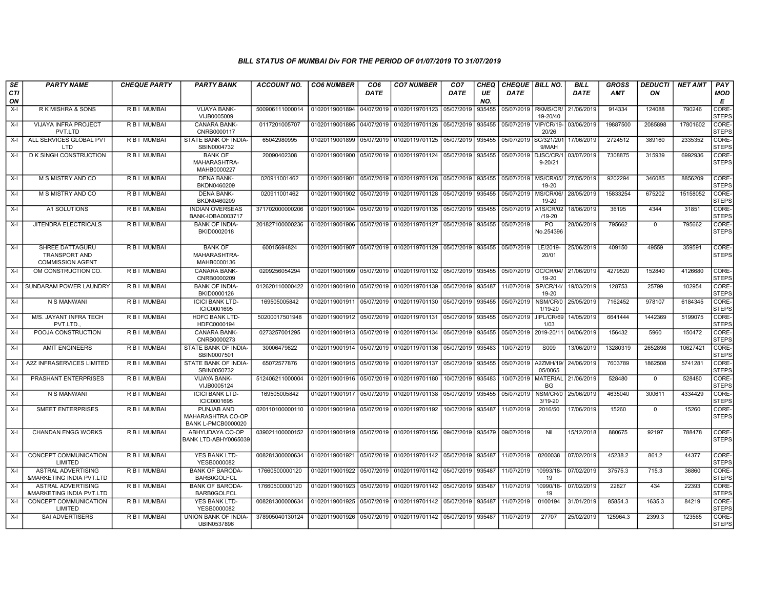### BILL STATUS OF MUMBAI Div FOR THE PERIOD OF 01/07/2019 TO 31/07/2019

| SECTION | PARTY NAME | CHEQUE PARTY | PARTY BANK | ACCOUNT NO. | CO6 NUMBER | CO6 DATE | CO7 NUMBER | CO7 DATE | CHEQUE NO. | CHEQUE DATE | BILL NO. | BILL DATE | GROSS AMT | DEDUCTION | NET AMT | PAY MODE |
|---|---|---|---|---|---|---|---|---|---|---|---|---|---|---|---|---|
| X-I | R K MISHRA & SONS | R B I MUMBAI | VIJAYA BANK-VIJB0005009 | 500906111000014 | 01020119001894 | 04/07/2019 | 01020119701123 | 05/07/2019 | 935455 | 05/07/2019 | RKMS/CR/19-20/40 | 21/06/2019 | 914334 | 124088 | 790246 | CORE-STEPS |
| X-I | VIJAYA INFRA PROJECT PVT.LTD | R B I MUMBAI | CANARA BANK-CNRB0000117 | 0117201005707 | 01020119001895 | 04/07/2019 | 01020119701126 | 05/07/2019 | 935455 | 05/07/2019 | VIP/CR/19-20/26 | 03/06/2019 | 19887500 | 2085898 | 17801602 | CORE-STEPS |
| X-I | ALL SERVICES GLOBAL PVT LTD | R B I MUMBAI | STATE BANK OF INDIA-SBIN0004732 | 65042980995 | 01020119001899 | 05/07/2019 | 01020119701125 | 05/07/2019 | 935455 | 05/07/2019 | SC/321/2019/MAH | 17/06/2019 | 2724512 | 389160 | 2335352 | CORE-STEPS |
| X-I | D K SINGH CONSTRUCTION | R B I MUMBAI | BANK OF MAHARASHTRA-MAHB0000227 | 20090402308 | 01020119001900 | 05/07/2019 | 01020119701124 | 05/07/2019 | 935455 | 05/07/2019 | DJSC/CR/19-20/21 | 03/07/2019 | 7308875 | 315939 | 6992936 | CORE-STEPS |
| X-I | M S MISTRY AND CO | R B I MUMBAI | DENA BANK-BKDN0460209 | 020911001462 | 01020119001901 | 05/07/2019 | 01020119701128 | 05/07/2019 | 935455 | 05/07/2019 | MS/CR/05/19-20 | 27/05/2019 | 9202294 | 346085 | 8856209 | CORE-STEPS |
| X-I | M S MISTRY AND CO | R B I MUMBAI | DENA BANK-BKDN0460209 | 020911001462 | 01020119001902 | 05/07/2019 | 01020119701128 | 05/07/2019 | 935455 | 05/07/2019 | MS/CR/06/19-20 | 28/05/2019 | 15833254 | 675202 | 15158052 | CORE-STEPS |
| X-I | A1 SOLUTIONS | R B I MUMBAI | INDIAN OVERSEAS BANK-IOBA0003717 | 371702000000206 | 01020119001904 | 05/07/2019 | 01020119701135 | 05/07/2019 | 935455 | 05/07/2019 | A1S/CR/02/19-20 | 18/06/2019 | 36195 | 4344 | 31851 | CORE-STEPS |
| X-I | JITENDRA ELECTRICALS | R B I MUMBAI | BANK OF INDIA-BKID0002018 | 201827100000236 | 01020119001906 | 05/07/2019 | 01020119701127 | 05/07/2019 | 935455 | 05/07/2019 | PO No.254396 | 28/06/2019 | 795662 | 0 | 795662 | CORE-STEPS |
| X-I | SHREE DATTAGURU TRANSPORT AND COMMISSION AGENT | R B I MUMBAI | BANK OF MAHARASHTRA-MAHB0000136 | 60015694824 | 01020119001907 | 05/07/2019 | 01020119701129 | 05/07/2019 | 935455 | 05/07/2019 | LE/2019-20/01 | 25/06/2019 | 409150 | 49559 | 359591 | CORE-STEPS |
| X-I | OM CONSTRUCTION CO. | R B I MUMBAI | CANARA BANK-CNRB0000209 | 0209256054294 | 01020119001909 | 05/07/2019 | 01020119701132 | 05/07/2019 | 935455 | 05/07/2019 | OC/CR/04/19-20 | 21/06/2019 | 4279520 | 152840 | 4126680 | CORE-STEPS |
| X-I | SUNDARAM POWER LAUNDRY | R B I MUMBAI | BANK OF INDIA-BKID0000126 | 012620110000422 | 01020119001910 | 05/07/2019 | 01020119701139 | 05/07/2019 | 935487 | 11/07/2019 | SP/CR/14/19-20 | 19/03/2019 | 128753 | 25799 | 102954 | CORE-STEPS |
| X-I | N S MANWANI | R B I MUMBAI | ICICI BANK LTD-ICIC0001695 | 169505005842 | 01020119001911 | 05/07/2019 | 01020119701130 | 05/07/2019 | 935455 | 05/07/2019 | NSM/CR/01/19-20 | 25/05/2019 | 7162452 | 978107 | 6184345 | CORE-STEPS |
| X-I | M/S. JAYANT INFRA TECH PVT.LTD., | R B I MUMBAI | HDFC BANK LTD-HDFC0000194 | 50200017501948 | 01020119001912 | 05/07/2019 | 01020119701131 | 05/07/2019 | 935455 | 05/07/2019 | JIPL/CR/691/03 | 14/05/2019 | 6641444 | 1442369 | 5199075 | CORE-STEPS |
| X-I | POOJA CONSTRUCTION | R B I MUMBAI | CANARA BANK-CNRB0000273 | 0273257001295 | 01020119001913 | 05/07/2019 | 01020119701134 | 05/07/2019 | 935455 | 05/07/2019 | 2019-20/11 | 04/06/2019 | 156432 | 5960 | 150472 | CORE-STEPS |
| X-I | AMIT ENGINEERS | R B I MUMBAI | STATE BANK OF INDIA-SBIN0007501 | 30006479822 | 01020119001914 | 05/07/2019 | 01020119701136 | 05/07/2019 | 935483 | 10/07/2019 | S009 | 13/06/2019 | 13280319 | 2652898 | 10627421 | CORE-STEPS |
| X-I | A2Z INFRASERVICES LIMITED | R B I MUMBAI | STATE BANK OF INDIA-SBIN0050732 | 65072577876 | 01020119001915 | 05/07/2019 | 01020119701137 | 05/07/2019 | 935455 | 05/07/2019 | A2ZMH/19/05/0065 | 24/06/2019 | 7603789 | 1862508 | 5741281 | CORE-STEPS |
| X-I | PRASHANT ENTERPRISES | R B I MUMBAI | VIJAYA BANK-VIJB0005124 | 512406211000004 | 01020119001916 | 05/07/2019 | 01020119701180 | 10/07/2019 | 935483 | 10/07/2019 | MATERIAL BG | 21/06/2019 | 528480 | 0 | 528480 | CORE-STEPS |
| X-I | N S MANWANI | R B I MUMBAI | ICICI BANK LTD-ICIC0001695 | 169505005842 | 01020119001917 | 05/07/2019 | 01020119701138 | 05/07/2019 | 935455 | 05/07/2019 | NSM/CR/03/19-20 | 25/06/2019 | 4635040 | 300611 | 4334429 | CORE-STEPS |
| X-I | SMEET ENTERPRISES | R B I MUMBAI | PUNJAB AND MAHARASHTRA CO-OP BANK L-PMCB0000020 | 020110100000110 | 01020119001918 | 05/07/2019 | 01020119701192 | 10/07/2019 | 935487 | 11/07/2019 | 2016/50 | 17/06/2019 | 15260 | 0 | 15260 | CORE-STEPS |
| X-I | CHANDAN ENGG WORKS | R B I MUMBAI | ABHYUDAYA CO-OP BANK LTD-ABHY0065039 | 039021100000152 | 01020119001919 | 05/07/2019 | 01020119701156 | 09/07/2019 | 935479 | 09/07/2019 | Nil | 15/12/2018 | 880675 | 92197 | 788478 | CORE-STEPS |
| X-I | CONCEPT COMMUNICATION LIMITED | R B I MUMBAI | YES BANK LTD-YESB0000082 | 008281300000634 | 01020119001921 | 05/07/2019 | 01020119701142 | 05/07/2019 | 935487 | 11/07/2019 | 0200038 | 07/02/2019 | 45238.2 | 861.2 | 44377 | CORE-STEPS |
| X-I | ASTRAL ADVERTISING &MARKETING INDIA PVT.LTD | R B I MUMBAI | BANK OF BARODA-BARB0GOLFCL | 17660500000120 | 01020119001922 | 05/07/2019 | 01020119701142 | 05/07/2019 | 935487 | 11/07/2019 | 10993/18-19 | 07/02/2019 | 37575.3 | 715.3 | 36860 | CORE-STEPS |
| X-I | ASTRAL ADVERTISING &MARKETING INDIA PVT.LTD | R B I MUMBAI | BANK OF BARODA-BARB0GOLFCL | 17660500000120 | 01020119001923 | 05/07/2019 | 01020119701142 | 05/07/2019 | 935487 | 11/07/2019 | 10990/18-19 | 07/02/2019 | 22827 | 434 | 22393 | CORE-STEPS |
| X-I | CONCEPT COMMUNICATION LIMITED | R B I MUMBAI | YES BANK LTD-YESB0000082 | 008281300000634 | 01020119001925 | 05/07/2019 | 01020119701142 | 05/07/2019 | 935487 | 11/07/2019 | 0100194 | 31/01/2019 | 85854.3 | 1635.3 | 84219 | CORE-STEPS |
| X-I | SAI ADVERTISERS | R B I MUMBAI | UNION BANK OF INDIA-UBIN0537896 | 378905040130124 | 01020119001926 | 05/07/2019 | 01020119701142 | 05/07/2019 | 935487 | 11/07/2019 | 27707 | 25/02/2019 | 125964.3 | 2399.3 | 123565 | CORE-STEPS |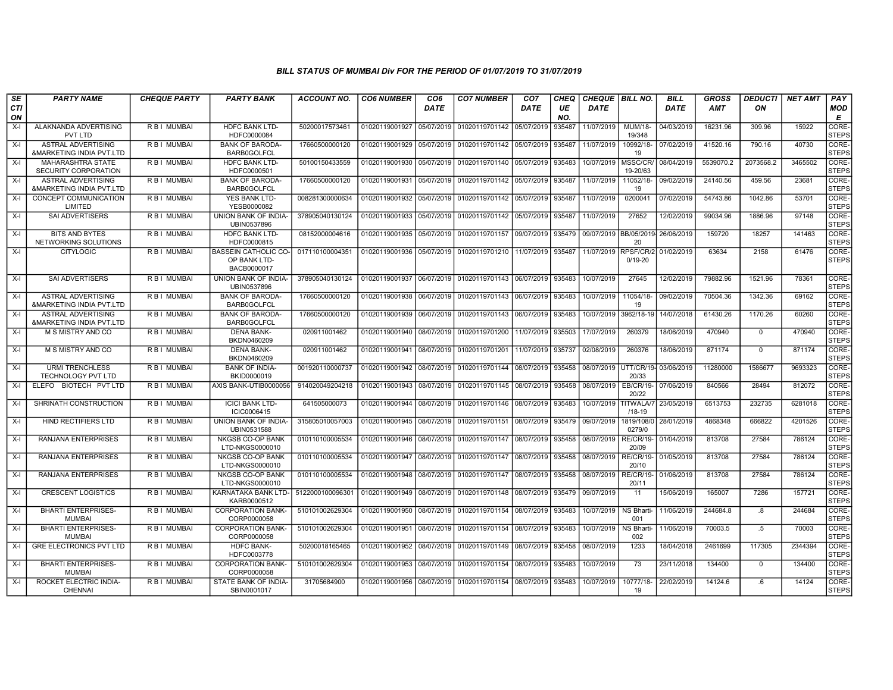### BILL STATUS OF MUMBAI Div FOR THE PERIOD OF 01/07/2019 TO 31/07/2019

| SECTION | PARTY NAME | CHEQUE PARTY | PARTY BANK | ACCOUNT NO. | CO6 NUMBER | CO6 DATE | CO7 NUMBER | CO7 DATE | CHEQUE NO. | CHEQUE DATE | BILL NO. | BILL DATE | GROSS AMT | DEDUCTION | NET AMT | PAY MODE |
|---|---|---|---|---|---|---|---|---|---|---|---|---|---|---|---|---|
| X-I | ALAKNANDA ADVERTISING PVT LTD | R B I MUMBAI | HDFC BANK LTD-HDFC0000084 | 50200017573461 | 01020119001927 | 05/07/2019 | 01020119701142 | 05/07/2019 | 935487 | 11/07/2019 | MUM/18-19/348 | 04/03/2019 | 16231.96 | 309.96 | 15922 | CORE-STEPS |
| X-I | ASTRAL ADVERTISING &MARKETING INDIA PVT.LTD | R B I MUMBAI | BANK OF BARODA-BARB0GOLFCL | 17660500000120 | 01020119001929 | 05/07/2019 | 01020119701142 | 05/07/2019 | 935487 | 11/07/2019 | 10992/18-19 | 07/02/2019 | 41520.16 | 790.16 | 40730 | CORE-STEPS |
| X-I | MAHARASHTRA STATE SECURITY CORPORATION | R B I MUMBAI | HDFC BANK LTD-HDFC0000501 | 50100150433559 | 01020119001930 | 05/07/2019 | 01020119701140 | 05/07/2019 | 935483 | 10/07/2019 | MSSC/CR/19-20/63 | 08/04/2019 | 5539070.2 | 2073568.2 | 3465502 | CORE-STEPS |
| X-I | ASTRAL ADVERTISING &MARKETING INDIA PVT.LTD | R B I MUMBAI | BANK OF BARODA-BARB0GOLFCL | 17660500000120 | 01020119001931 | 05/07/2019 | 01020119701142 | 05/07/2019 | 935487 | 11/07/2019 | 11052/18-19 | 09/02/2019 | 24140.56 | 459.56 | 23681 | CORE-STEPS |
| X-I | CONCEPT COMMUNICATION LIMITED | R B I MUMBAI | YES BANK LTD-YESB0000082 | 008281300000634 | 01020119001932 | 05/07/2019 | 01020119701142 | 05/07/2019 | 935487 | 11/07/2019 | 0200041 | 07/02/2019 | 54743.86 | 1042.86 | 53701 | CORE-STEPS |
| X-I | SAI ADVERTISERS | R B I MUMBAI | UNION BANK OF INDIA-UBIN0537896 | 378905040130124 | 01020119001933 | 05/07/2019 | 01020119701142 | 05/07/2019 | 935487 | 11/07/2019 | 27652 | 12/02/2019 | 99034.96 | 1886.96 | 97148 | CORE-STEPS |
| X-I | BITS AND BYTES NETWORKING SOLUTIONS | R B I MUMBAI | HDFC BANK LTD-HDFC0000815 | 08152000004616 | 01020119001935 | 05/07/2019 | 01020119701157 | 09/07/2019 | 935479 | 09/07/2019 | BB/05/2019-20 | 26/06/2019 | 159720 | 18257 | 141463 | CORE-STEPS |
| X-I | CITYLOGIC | R B I MUMBAI | BASSEIN CATHOLIC CO-OP BANK LTD-BACB0000017 | 017110100004351 | 01020119001936 | 05/07/2019 | 01020119701210 | 11/07/2019 | 935487 | 11/07/2019 | RPSF/CR/20/19-20 | 01/02/2019 | 63634 | 2158 | 61476 | CORE-STEPS |
| X-I | SAI ADVERTISERS | R B I MUMBAI | UNION BANK OF INDIA-UBIN0537896 | 378905040130124 | 01020119001937 | 06/07/2019 | 01020119701143 | 06/07/2019 | 935483 | 10/07/2019 | 27645 | 12/02/2019 | 79882.96 | 1521.96 | 78361 | CORE-STEPS |
| X-I | ASTRAL ADVERTISING &MARKETING INDIA PVT.LTD | R B I MUMBAI | BANK OF BARODA-BARB0GOLFCL | 17660500000120 | 01020119001938 | 06/07/2019 | 01020119701143 | 06/07/2019 | 935483 | 10/07/2019 | 11054/18-19 | 09/02/2019 | 70504.36 | 1342.36 | 69162 | CORE-STEPS |
| X-I | ASTRAL ADVERTISING &MARKETING INDIA PVT.LTD | R B I MUMBAI | BANK OF BARODA-BARB0GOLFCL | 17660500000120 | 01020119001939 | 06/07/2019 | 01020119701143 | 06/07/2019 | 935483 | 10/07/2019 | 3962/18-19 | 14/07/2018 | 61430.26 | 1170.26 | 60260 | CORE-STEPS |
| X-I | M S MISTRY AND CO | R B I MUMBAI | DENA BANK-BKDN0460209 | 020911001462 | 01020119001940 | 08/07/2019 | 01020119701200 | 11/07/2019 | 935503 | 17/07/2019 | 260379 | 18/06/2019 | 470940 | 0 | 470940 | CORE-STEPS |
| X-I | M S MISTRY AND CO | R B I MUMBAI | DENA BANK-BKDN0460209 | 020911001462 | 01020119001941 | 08/07/2019 | 01020119701201 | 11/07/2019 | 935737 | 02/08/2019 | 260376 | 18/06/2019 | 871174 | 0 | 871174 | CORE-STEPS |
| X-I | URMI TRENCHLESS TECHNOLOGY PVT LTD | R B I MUMBAI | BANK OF INDIA-BKID0000019 | 001920110000737 | 01020119001942 | 08/07/2019 | 01020119701144 | 08/07/2019 | 935458 | 08/07/2019 | UTT/CR/19-20/33 | 03/06/2019 | 11280000 | 1586677 | 9693323 | CORE-STEPS |
| X-I | ELEFO BIOTECH PVT LTD | R B I MUMBAI | AXIS BANK-UTIB0000056 | 914020049204218 | 01020119001943 | 08/07/2019 | 01020119701145 | 08/07/2019 | 935458 | 08/07/2019 | EB/CR/19-20/22 | 07/06/2019 | 840566 | 28494 | 812072 | CORE-STEPS |
| X-I | SHRINATH CONSTRUCTION | R B I MUMBAI | ICICI BANK LTD-ICIC0006415 | 641505000073 | 01020119001944 | 08/07/2019 | 01020119701146 | 08/07/2019 | 935483 | 10/07/2019 | TITWALA/7/18-19 | 23/05/2019 | 6513753 | 232735 | 6281018 | CORE-STEPS |
| X-I | HIND RECTIFIERS LTD | R B I MUMBAI | UNION BANK OF INDIA-UBIN0531588 | 315805010057003 | 01020119001945 | 08/07/2019 | 01020119701151 | 08/07/2019 | 935479 | 09/07/2019 | 1819/108/00279/0 | 28/01/2019 | 4868348 | 666822 | 4201526 | CORE-STEPS |
| X-I | RANJANA ENTERPRISES | R B I MUMBAI | NKGSB CO-OP BANK LTD-NKGS0000010 | 010110100005534 | 01020119001946 | 08/07/2019 | 01020119701147 | 08/07/2019 | 935458 | 08/07/2019 | RE/CR/19-20/09 | 01/04/2019 | 813708 | 27584 | 786124 | CORE-STEPS |
| X-I | RANJANA ENTERPRISES | R B I MUMBAI | NKGSB CO-OP BANK LTD-NKGS0000010 | 010110100005534 | 01020119001947 | 08/07/2019 | 01020119701147 | 08/07/2019 | 935458 | 08/07/2019 | RE/CR/19-20/10 | 01/05/2019 | 813708 | 27584 | 786124 | CORE-STEPS |
| X-I | RANJANA ENTERPRISES | R B I MUMBAI | NKGSB CO-OP BANK LTD-NKGS0000010 | 010110100005534 | 01020119001948 | 08/07/2019 | 01020119701147 | 08/07/2019 | 935458 | 08/07/2019 | RE/CR/19-20/11 | 01/06/2019 | 813708 | 27584 | 786124 | CORE-STEPS |
| X-I | CRESCENT LOGISTICS | R B I MUMBAI | KARNATAKA BANK LTD-KARB0000512 | 5122000100096301 | 01020119001949 | 08/07/2019 | 01020119701148 | 08/07/2019 | 935479 | 09/07/2019 | 11 | 15/06/2019 | 165007 | 7286 | 157721 | CORE-STEPS |
| X-I | BHARTI ENTERPRISES-MUMBAI | R B I MUMBAI | CORPORATION BANK-CORP0000058 | 510101002629304 | 01020119001950 | 08/07/2019 | 01020119701154 | 08/07/2019 | 935483 | 10/07/2019 | NS Bharti-001 | 11/06/2019 | 244684.8 | .8 | 244684 | CORE-STEPS |
| X-I | BHARTI ENTERPRISES-MUMBAI | R B I MUMBAI | CORPORATION BANK-CORP0000058 | 510101002629304 | 01020119001951 | 08/07/2019 | 01020119701154 | 08/07/2019 | 935483 | 10/07/2019 | NS Bharti-002 | 11/06/2019 | 70003.5 | .5 | 70003 | CORE-STEPS |
| X-I | GRE ELECTRONICS PVT LTD | R B I MUMBAI | HDFC BANK-HDFC0003778 | 50200018165465 | 01020119001952 | 08/07/2019 | 01020119701149 | 08/07/2019 | 935458 | 08/07/2019 | 1233 | 18/04/2018 | 2461699 | 117305 | 2344394 | CORE-STEPS |
| X-I | BHARTI ENTERPRISES-MUMBAI | R B I MUMBAI | CORPORATION BANK-CORP0000058 | 510101002629304 | 01020119001953 | 08/07/2019 | 01020119701154 | 08/07/2019 | 935483 | 10/07/2019 | 73 | 23/11/2018 | 134400 | 0 | 134400 | CORE-STEPS |
| X-I | ROCKET ELECTRIC INDIA-CHENNAI | R B I MUMBAI | STATE BANK OF INDIA-SBIN0001017 | 31705684900 | 01020119001956 | 08/07/2019 | 01020119701154 | 08/07/2019 | 935483 | 10/07/2019 | 10777/18-19 | 22/02/2019 | 14124.6 | .6 | 14124 | CORE-STEPS |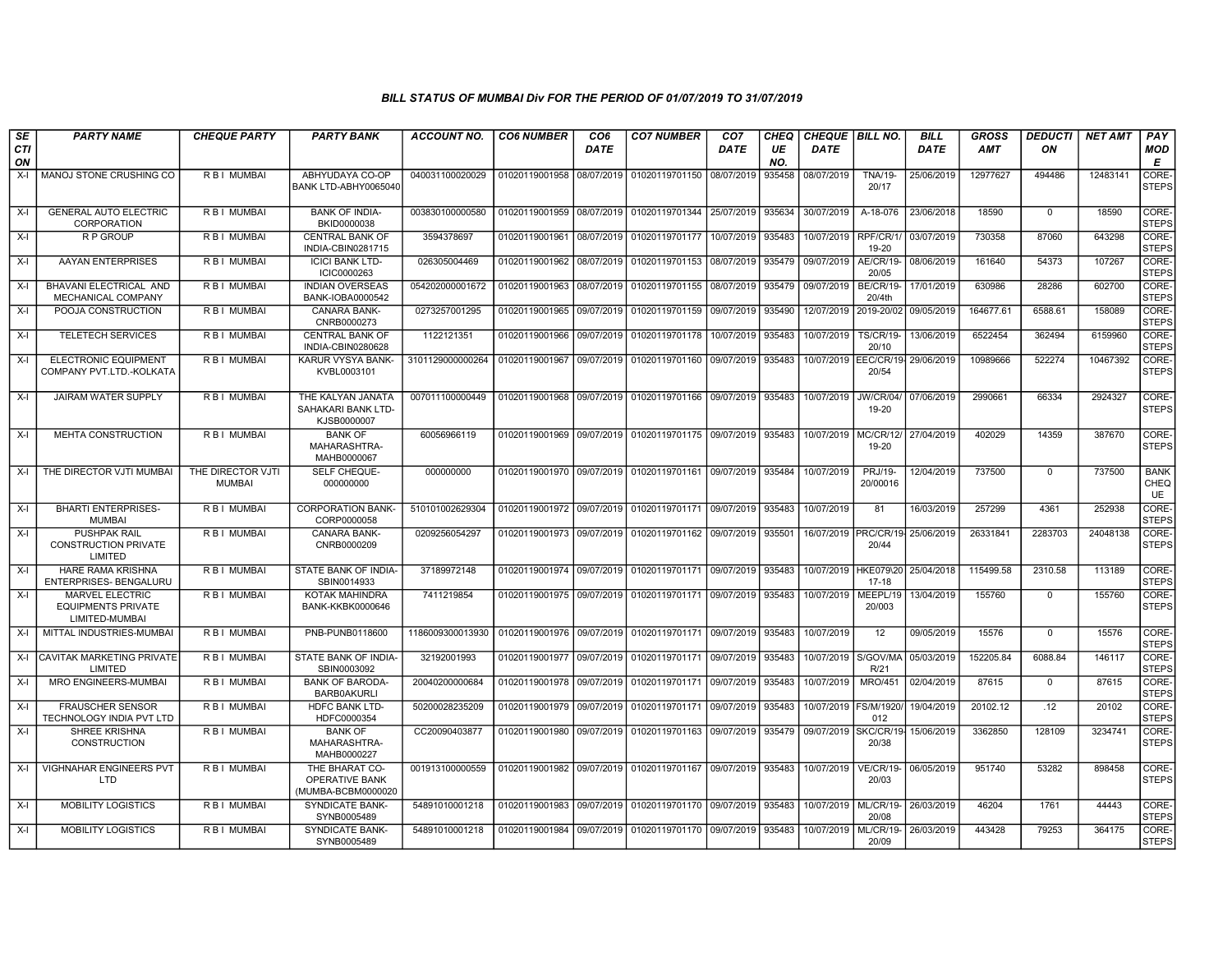### BILL STATUS OF MUMBAI Div FOR THE PERIOD OF 01/07/2019 TO 31/07/2019

| SECTION | PARTY NAME | CHEQUE PARTY | PARTY BANK | ACCOUNT NO. | CO6 NUMBER | CO6 DATE | CO7 NUMBER | CO7 DATE | CHEQUE NO. | CHEQUE DATE | BILL NO. | BILL DATE | GROSS AMT | DEDUCTION | NET AMT | PAY MODE |
|---|---|---|---|---|---|---|---|---|---|---|---|---|---|---|---|---|
| X-I | MANOJ STONE CRUSHING CO | R B I MUMBAI | ABHYUDAYA CO-OP BANK LTD-ABHY0065040 | 040031100020029 | 01020119001958 | 08/07/2019 | 01020119701150 | 08/07/2019 | 935458 | 08/07/2019 | TNA/19-20/17 | 25/06/2019 | 12977627 | 494486 | 12483141 | CORE-STEPS |
| X-I | GENERAL AUTO ELECTRIC CORPORATION | R B I MUMBAI | BANK OF INDIA-BKID0000038 | 003830100000580 | 01020119001959 | 08/07/2019 | 01020119701344 | 25/07/2019 | 935634 | 30/07/2019 | A-18-076 | 23/06/2018 | 18590 | 0 | 18590 | CORE-STEPS |
| X-I | R P GROUP | R B I MUMBAI | CENTRAL BANK OF INDIA-CBIN0281715 | 3594378697 | 01020119001961 | 08/07/2019 | 01020119701177 | 10/07/2019 | 935483 | 10/07/2019 | RPF/CR/1/19-20 | 03/07/2019 | 730358 | 87060 | 643298 | CORE-STEPS |
| X-I | AAYAN ENTERPRISES | R B I MUMBAI | ICICI BANK LTD-ICIC0000263 | 026305004469 | 01020119001962 | 08/07/2019 | 01020119701153 | 08/07/2019 | 935479 | 09/07/2019 | AE/CR/19-20/05 | 08/06/2019 | 161640 | 54373 | 107267 | CORE-STEPS |
| X-I | BHAVANI ELECTRICAL AND MECHANICAL COMPANY | R B I MUMBAI | INDIAN OVERSEAS BANK-IOBA0000542 | 054202000001672 | 01020119001963 | 08/07/2019 | 01020119701155 | 08/07/2019 | 935479 | 09/07/2019 | BE/CR/19-20/4th | 17/01/2019 | 630986 | 28286 | 602700 | CORE-STEPS |
| X-I | POOJA CONSTRUCTION | R B I MUMBAI | CANARA BANK-CNRB0000273 | 0273257001295 | 01020119001965 | 09/07/2019 | 01020119701159 | 09/07/2019 | 935490 | 12/07/2019 | 2019-20/02 | 09/05/2019 | 164677.61 | 6588.61 | 158089 | CORE-STEPS |
| X-I | TELETECH SERVICES | R B I MUMBAI | CENTRAL BANK OF INDIA-CBIN0280628 | 1122121351 | 01020119001966 | 09/07/2019 | 01020119701178 | 10/07/2019 | 935483 | 10/07/2019 | TS/CR/19-20/10 | 13/06/2019 | 6522454 | 362494 | 6159960 | CORE-STEPS |
| X-I | ELECTRONIC EQUIPMENT COMPANY PVT.LTD.-KOLKATA | R B I MUMBAI | KARUR VYSYA BANK-KVBL0003101 | 3101129000000264 | 01020119001967 | 09/07/2019 | 01020119701160 | 09/07/2019 | 935483 | 10/07/2019 | EEC/CR/19-20/54 | 29/06/2019 | 10989666 | 522274 | 10467392 | CORE-STEPS |
| X-I | JAIRAM WATER SUPPLY | R B I MUMBAI | THE KALYAN JANATA SAHAKARI BANK LTD-KJSB0000007 | 007011100000449 | 01020119001968 | 09/07/2019 | 01020119701166 | 09/07/2019 | 935483 | 10/07/2019 | JW/CR/04/19-20 | 07/06/2019 | 2990661 | 66334 | 2924327 | CORE-STEPS |
| X-I | MEHTA CONSTRUCTION | R B I MUMBAI | BANK OF MAHARASHTRA-MAHB0000067 | 60056966119 | 01020119001969 | 09/07/2019 | 01020119701175 | 09/07/2019 | 935483 | 10/07/2019 | MC/CR/12/19-20 | 27/04/2019 | 402029 | 14359 | 387670 | CORE-STEPS |
| X-I | THE DIRECTOR VJTI MUMBAI | THE DIRECTOR VJTI MUMBAI | SELF CHEQUE-000000000 | 000000000 | 01020119001970 | 09/07/2019 | 01020119701161 | 09/07/2019 | 935484 | 10/07/2019 | PRJ/19-20/00016 | 12/04/2019 | 737500 | 0 | 737500 | BANK CHEQUE |
| X-I | BHARTI ENTERPRISES-MUMBAI | R B I MUMBAI | CORPORATION BANK-CORP0000058 | 510101002629304 | 01020119001972 | 09/07/2019 | 01020119701171 | 09/07/2019 | 935483 | 10/07/2019 | 81 | 16/03/2019 | 257299 | 4361 | 252938 | CORE-STEPS |
| X-I | PUSHPAK RAIL CONSTRUCTION PRIVATE LIMITED | R B I MUMBAI | CANARA BANK-CNRB0000209 | 0209256054297 | 01020119001973 | 09/07/2019 | 01020119701162 | 09/07/2019 | 935501 | 16/07/2019 | PRC/CR/19-20/44 | 25/06/2019 | 26331841 | 2283703 | 24048138 | CORE-STEPS |
| X-I | HARE RAMA KRISHNA ENTERPRISES- BENGALURU | R B I MUMBAI | STATE BANK OF INDIA-SBIN0014933 | 37189972148 | 01020119001974 | 09/07/2019 | 01020119701171 | 09/07/2019 | 935483 | 10/07/2019 | HKE079\2017-18 | 25/04/2018 | 115499.58 | 2310.58 | 113189 | CORE-STEPS |
| X-I | MARVEL ELECTRIC EQUIPMENTS PRIVATE LIMITED-MUMBAI | R B I MUMBAI | KOTAK MAHINDRA BANK-KKBK0000646 | 7411219854 | 01020119001975 | 09/07/2019 | 01020119701171 | 09/07/2019 | 935483 | 10/07/2019 | MEEPL/19 20/003 | 13/04/2019 | 155760 | 0 | 155760 | CORE-STEPS |
| X-I | MITTAL INDUSTRIES-MUMBAI | R B I MUMBAI | PNB-PUNB0118600 | 1186009300013930 | 01020119001976 | 09/07/2019 | 01020119701171 | 09/07/2019 | 935483 | 10/07/2019 | 12 | 09/05/2019 | 15576 | 0 | 15576 | CORE-STEPS |
| X-I | CAVITAK MARKETING PRIVATE LIMITED | R B I MUMBAI | STATE BANK OF INDIA-SBIN0003092 | 32192001993 | 01020119001977 | 09/07/2019 | 01020119701171 | 09/07/2019 | 935483 | 10/07/2019 | S/GOV/MAR/21 | 05/03/2019 | 152205.84 | 6088.84 | 146117 | CORE-STEPS |
| X-I | MRO ENGINEERS-MUMBAI | R B I MUMBAI | BANK OF BARODA-BARB0AKURLI | 20040200000684 | 01020119001978 | 09/07/2019 | 01020119701171 | 09/07/2019 | 935483 | 10/07/2019 | MRO/451 | 02/04/2019 | 87615 | 0 | 87615 | CORE-STEPS |
| X-I | FRAUSCHER SENSOR TECHNOLOGY INDIA PVT LTD | R B I MUMBAI | HDFC BANK LTD-HDFC0000354 | 50200028235209 | 01020119001979 | 09/07/2019 | 01020119701171 | 09/07/2019 | 935483 | 10/07/2019 | FS/M/1920/012 | 19/04/2019 | 20102.12 | .12 | 20102 | CORE-STEPS |
| X-I | SHREE KRISHNA CONSTRUCTION | R B I MUMBAI | BANK OF MAHARASHTRA-MAHB0000227 | CC20090403877 | 01020119001980 | 09/07/2019 | 01020119701163 | 09/07/2019 | 935479 | 09/07/2019 | SKC/CR/19-20/38 | 15/06/2019 | 3362850 | 128109 | 3234741 | CORE-STEPS |
| X-I | VIGHNAHAR ENGINEERS PVT LTD | R B I MUMBAI | THE BHARAT CO-OPERATIVE BANK (MUMBA-BCBM0000020 | 001913100000559 | 01020119001982 | 09/07/2019 | 01020119701167 | 09/07/2019 | 935483 | 10/07/2019 | VE/CR/19-20/03 | 06/05/2019 | 951740 | 53282 | 898458 | CORE-STEPS |
| X-I | MOBILITY LOGISTICS | R B I MUMBAI | SYNDICATE BANK-SYNB0005489 | 54891010001218 | 01020119001983 | 09/07/2019 | 01020119701170 | 09/07/2019 | 935483 | 10/07/2019 | ML/CR/19-20/08 | 26/03/2019 | 46204 | 1761 | 44443 | CORE-STEPS |
| X-I | MOBILITY LOGISTICS | R B I MUMBAI | SYNDICATE BANK-SYNB0005489 | 54891010001218 | 01020119001984 | 09/07/2019 | 01020119701170 | 09/07/2019 | 935483 | 10/07/2019 | ML/CR/19-20/09 | 26/03/2019 | 443428 | 79253 | 364175 | CORE-STEPS |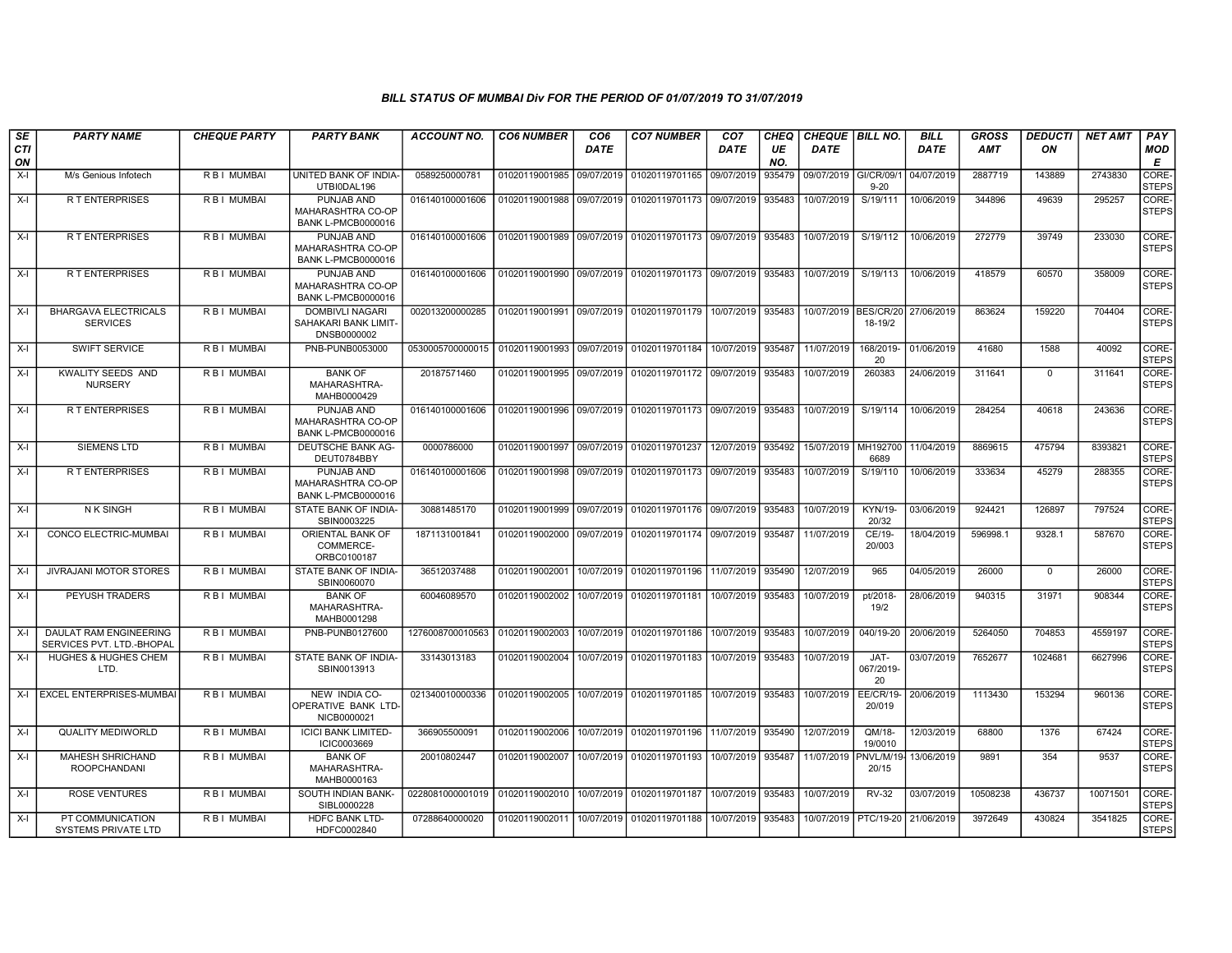### BILL STATUS OF MUMBAI Div FOR THE PERIOD OF 01/07/2019 TO 31/07/2019

| SECTION | PARTY NAME | CHEQUE PARTY | PARTY BANK | ACCOUNT NO. | CO6 NUMBER | CO6 DATE | CO7 NUMBER | CO7 DATE | CHEQUE NO. | CHEQUE DATE | BILL NO. | BILL DATE | GROSS AMT | DEDUCTION | NET AMT | PAY MODE |
|---|---|---|---|---|---|---|---|---|---|---|---|---|---|---|---|---|
| X-I | M/s Genious Infotech | R B I MUMBAI | UNITED BANK OF INDIA-UTBI0DAL196 | 0589250000781 | 01020119001985 | 09/07/2019 | 01020119701165 | 09/07/2019 | 935479 | 09/07/2019 | GI/CR/09/19-20 | 04/07/2019 | 2887719 | 143889 | 2743830 | CORE-STEPS |
| X-I | R T ENTERPRISES | R B I MUMBAI | PUNJAB AND MAHARASHTRA CO-OP BANK L-PMCB0000016 | 016140100001606 | 01020119001988 | 09/07/2019 | 01020119701173 | 09/07/2019 | 935483 | 10/07/2019 | S/19/111 | 10/06/2019 | 344896 | 49639 | 295257 | CORE-STEPS |
| X-I | R T ENTERPRISES | R B I MUMBAI | PUNJAB AND MAHARASHTRA CO-OP BANK L-PMCB0000016 | 016140100001606 | 01020119001989 | 09/07/2019 | 01020119701173 | 09/07/2019 | 935483 | 10/07/2019 | S/19/112 | 10/06/2019 | 272779 | 39749 | 233030 | CORE-STEPS |
| X-I | R T ENTERPRISES | R B I MUMBAI | PUNJAB AND MAHARASHTRA CO-OP BANK L-PMCB0000016 | 016140100001606 | 01020119001990 | 09/07/2019 | 01020119701173 | 09/07/2019 | 935483 | 10/07/2019 | S/19/113 | 10/06/2019 | 418579 | 60570 | 358009 | CORE-STEPS |
| X-I | BHARGAVA ELECTRICALS SERVICES | R B I MUMBAI | DOMBIVLI NAGARI SAHAKARI BANK LIMIT-DNSB0000002 | 002013200000285 | 01020119001991 | 09/07/2019 | 01020119701179 | 10/07/2019 | 935483 | 10/07/2019 | BES/CR/2018-19/2 | 27/06/2019 | 863624 | 159220 | 704404 | CORE-STEPS |
| X-I | SWIFT SERVICE | R B I MUMBAI | PNB-PUNB0053000 | 0530005700000015 | 01020119001993 | 09/07/2019 | 01020119701184 | 10/07/2019 | 935487 | 11/07/2019 | 168/2019-20 | 01/06/2019 | 41680 | 1588 | 40092 | CORE-STEPS |
| X-I | KWALITY SEEDS AND NURSERY | R B I MUMBAI | BANK OF MAHARASHTRA-MAHB0000429 | 20187571460 | 01020119001995 | 09/07/2019 | 01020119701172 | 09/07/2019 | 935483 | 10/07/2019 | 260383 | 24/06/2019 | 311641 | 0 | 311641 | CORE-STEPS |
| X-I | R T ENTERPRISES | R B I MUMBAI | PUNJAB AND MAHARASHTRA CO-OP BANK L-PMCB0000016 | 016140100001606 | 01020119001996 | 09/07/2019 | 01020119701173 | 09/07/2019 | 935483 | 10/07/2019 | S/19/114 | 10/06/2019 | 284254 | 40618 | 243636 | CORE-STEPS |
| X-I | SIEMENS LTD | R B I MUMBAI | DEUTSCHE BANK AG-DEUT0784BBY | 0000786000 | 01020119001997 | 09/07/2019 | 01020119701237 | 12/07/2019 | 935492 | 15/07/2019 | MH1927006689 | 11/04/2019 | 8869615 | 475794 | 8393821 | CORE-STEPS |
| X-I | R T ENTERPRISES | R B I MUMBAI | PUNJAB AND MAHARASHTRA CO-OP BANK L-PMCB0000016 | 016140100001606 | 01020119001998 | 09/07/2019 | 01020119701173 | 09/07/2019 | 935483 | 10/07/2019 | S/19/110 | 10/06/2019 | 333634 | 45279 | 288355 | CORE-STEPS |
| X-I | N K SINGH | R B I MUMBAI | STATE BANK OF INDIA-SBIN0003225 | 30881485170 | 01020119001999 | 09/07/2019 | 01020119701176 | 09/07/2019 | 935483 | 10/07/2019 | KYN/19-20/32 | 03/06/2019 | 924421 | 126897 | 797524 | CORE-STEPS |
| X-I | CONCO ELECTRIC-MUMBAI | R B I MUMBAI | ORIENTAL BANK OF COMMERCE-ORBC0100187 | 1871131001841 | 01020119002000 | 09/07/2019 | 01020119701174 | 09/07/2019 | 935487 | 11/07/2019 | CE/19-20/003 | 18/04/2019 | 596998.1 | 9328.1 | 587670 | CORE-STEPS |
| X-I | JIVRAJANI MOTOR STORES | R B I MUMBAI | STATE BANK OF INDIA-SBIN0060070 | 36512037488 | 01020119002001 | 10/07/2019 | 01020119701196 | 11/07/2019 | 935490 | 12/07/2019 | 965 | 04/05/2019 | 26000 | 0 | 26000 | CORE-STEPS |
| X-I | PEYUSH TRADERS | R B I MUMBAI | BANK OF MAHARASHTRA-MAHB0001298 | 60046089570 | 01020119002002 | 10/07/2019 | 01020119701181 | 10/07/2019 | 935483 | 10/07/2019 | pt/2018-19/2 | 28/06/2019 | 940315 | 31971 | 908344 | CORE-STEPS |
| X-I | DAULAT RAM ENGINEERING SERVICES PVT. LTD.-BHOPAL | R B I MUMBAI | PNB-PUNB0127600 | 1276008700010563 | 01020119002003 | 10/07/2019 | 01020119701186 | 10/07/2019 | 935483 | 10/07/2019 | 040/19-20 | 20/06/2019 | 5264050 | 704853 | 4559197 | CORE-STEPS |
| X-I | HUGHES & HUGHES CHEM LTD. | R B I MUMBAI | STATE BANK OF INDIA-SBIN0013913 | 33143013183 | 01020119002004 | 10/07/2019 | 01020119701183 | 10/07/2019 | 935483 | 10/07/2019 | JAT-067/2019-20 | 03/07/2019 | 7652677 | 1024681 | 6627996 | CORE-STEPS |
| X-I | EXCEL ENTERPRISES-MUMBAI | R B I MUMBAI | NEW INDIA CO-OPERATIVE BANK LTD-NICB0000021 | 021340010000336 | 01020119002005 | 10/07/2019 | 01020119701185 | 10/07/2019 | 935483 | 10/07/2019 | EE/CR/19-20/019 | 20/06/2019 | 1113430 | 153294 | 960136 | CORE-STEPS |
| X-I | QUALITY MEDIWORLD | R B I MUMBAI | ICICI BANK LIMITED-ICIC0003669 | 366905500091 | 01020119002006 | 10/07/2019 | 01020119701196 | 11/07/2019 | 935490 | 12/07/2019 | QM/18-19/0010 | 12/03/2019 | 68800 | 1376 | 67424 | CORE-STEPS |
| X-I | MAHESH SHRICHAND ROOPCHANDANI | R B I MUMBAI | BANK OF MAHARASHTRA-MAHB0000163 | 20010802447 | 01020119002007 | 10/07/2019 | 01020119701193 | 10/07/2019 | 935487 | 11/07/2019 | PNVL/M/19-20/15 | 13/06/2019 | 9891 | 354 | 9537 | CORE-STEPS |
| X-I | ROSE VENTURES | R B I MUMBAI | SOUTH INDIAN BANK-SIBL0000228 | 0228081000001019 | 01020119002010 | 10/07/2019 | 01020119701187 | 10/07/2019 | 935483 | 10/07/2019 | RV-32 | 03/07/2019 | 10508238 | 436737 | 10071501 | CORE-STEPS |
| X-I | PT COMMUNICATION SYSTEMS PRIVATE LTD | R B I MUMBAI | HDFC BANK LTD-HDFC0002840 | 07288640000020 | 01020119002011 | 10/07/2019 | 01020119701188 | 10/07/2019 | 935483 | 10/07/2019 | PTC/19-20 | 21/06/2019 | 3972649 | 430824 | 3541825 | CORE-STEPS |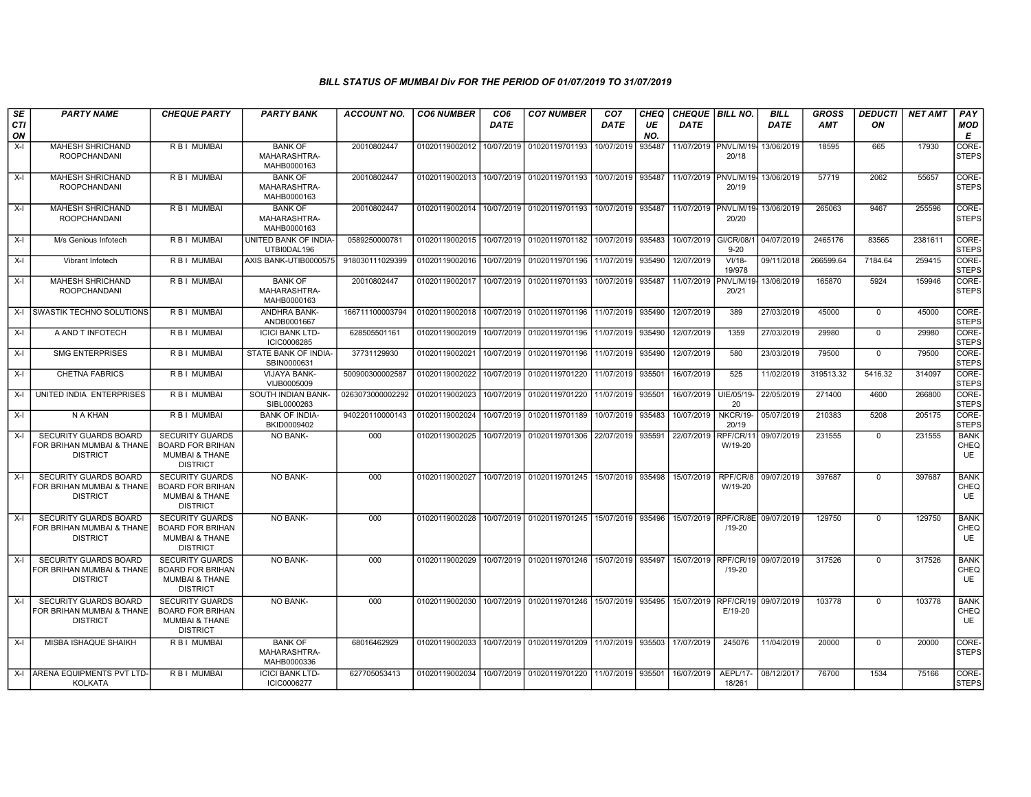### BILL STATUS OF MUMBAI Div FOR THE PERIOD OF 01/07/2019 TO 31/07/2019

| SECTION | PARTY NAME | CHEQUE PARTY | PARTY BANK | ACCOUNT NO. | CO6 NUMBER | CO6 DATE | CO7 NUMBER | CO7 DATE | CHEQUE NO. | CHEQUE DATE | BILL NO. | BILL DATE | GROSS AMT | DEDUCTION | NET AMT | PAY MODE |
|---|---|---|---|---|---|---|---|---|---|---|---|---|---|---|---|---|
| X-I | MAHESH SHRICHAND ROOPCHANDANI | R B I MUMBAI | BANK OF MAHARASHTRA-MAHB0000163 | 20010802447 | 01020119002012 | 10/07/2019 | 01020119701193 | 10/07/2019 | 935487 | 11/07/2019 | PNVL/M/19-20/18 | 13/06/2019 | 18595 | 665 | 17930 | CORE-STEPS |
| X-I | MAHESH SHRICHAND ROOPCHANDANI | R B I MUMBAI | BANK OF MAHARASHTRA-MAHB0000163 | 20010802447 | 01020119002013 | 10/07/2019 | 01020119701193 | 10/07/2019 | 935487 | 11/07/2019 | PNVL/M/19-20/19 | 13/06/2019 | 57719 | 2062 | 55657 | CORE-STEPS |
| X-I | MAHESH SHRICHAND ROOPCHANDANI | R B I MUMBAI | BANK OF MAHARASHTRA-MAHB0000163 | 20010802447 | 01020119002014 | 10/07/2019 | 01020119701193 | 10/07/2019 | 935487 | 11/07/2019 | PNVL/M/19-20/20 | 13/06/2019 | 265063 | 9467 | 255596 | CORE-STEPS |
| X-I | M/s Genious Infotech | R B I MUMBAI | UNITED BANK OF INDIA-UTBI0DAL196 | 0589250000781 | 01020119002015 | 10/07/2019 | 01020119701182 | 10/07/2019 | 935483 | 10/07/2019 | GI/CR/08/19-20 | 04/07/2019 | 2465176 | 83565 | 2381611 | CORE-STEPS |
| X-I | Vibrant Infotech | R B I MUMBAI | AXIS BANK-UTIB0000575 | 918030111029399 | 01020119002016 | 10/07/2019 | 01020119701196 | 11/07/2019 | 935490 | 12/07/2019 | VI/18-19/978 | 09/11/2018 | 266599.64 | 7184.64 | 259415 | CORE-STEPS |
| X-I | MAHESH SHRICHAND ROOPCHANDANI | R B I MUMBAI | BANK OF MAHARASHTRA-MAHB0000163 | 20010802447 | 01020119002017 | 10/07/2019 | 01020119701193 | 10/07/2019 | 935487 | 11/07/2019 | PNVL/M/19-20/21 | 13/06/2019 | 165870 | 5924 | 159946 | CORE-STEPS |
| X-I | SWASTIK TECHNO SOLUTIONS | R B I MUMBAI | ANDHRA BANK-ANDB0001667 | 166711100003794 | 01020119002018 | 10/07/2019 | 01020119701196 | 11/07/2019 | 935490 | 12/07/2019 | 389 | 27/03/2019 | 45000 | 0 | 45000 | CORE-STEPS |
| X-I | A AND T INFOTECH | R B I MUMBAI | ICICI BANK LTD-ICIC0006285 | 628505501161 | 01020119002019 | 10/07/2019 | 01020119701196 | 11/07/2019 | 935490 | 12/07/2019 | 1359 | 27/03/2019 | 29980 | 0 | 29980 | CORE-STEPS |
| X-I | SMG ENTERPRISES | R B I MUMBAI | STATE BANK OF INDIA-SBIN0000631 | 37731129930 | 01020119002021 | 10/07/2019 | 01020119701196 | 11/07/2019 | 935490 | 12/07/2019 | 580 | 23/03/2019 | 79500 | 0 | 79500 | CORE-STEPS |
| X-I | CHETNA FABRICS | R B I MUMBAI | VIJAYA BANK-VIJB0005009 | 500900300002587 | 01020119002022 | 10/07/2019 | 01020119701220 | 11/07/2019 | 935501 | 16/07/2019 | 525 | 11/02/2019 | 319513.32 | 5416.32 | 314097 | CORE-STEPS |
| X-I | UNITED INDIA ENTERPRISES | R B I MUMBAI | SOUTH INDIAN BANK-SIBL0000263 | 0263073000002292 | 01020119002023 | 10/07/2019 | 01020119701220 | 11/07/2019 | 935501 | 16/07/2019 | UIE/05/19-20 | 22/05/2019 | 271400 | 4600 | 266800 | CORE-STEPS |
| X-I | N A KHAN | R B I MUMBAI | BANK OF INDIA-BKID0009402 | 940220110000143 | 01020119002024 | 10/07/2019 | 01020119701189 | 10/07/2019 | 935483 | 10/07/2019 | NKCR/19-20/19 | 05/07/2019 | 210383 | 5208 | 205175 | CORE-STEPS |
| X-I | SECURITY GUARDS BOARD FOR BRIHAN MUMBAI & THANE DISTRICT | SECURITY GUARDS BOARD FOR BRIHAN MUMBAI & THANE DISTRICT | NO BANK- | 000 | 01020119002025 | 10/07/2019 | 01020119701306 | 22/07/2019 | 935591 | 22/07/2019 | RPF/CR/11W/19-20 | 09/07/2019 | 231555 | 0 | 231555 | BANK CHEQUE |
| X-I | SECURITY GUARDS BOARD FOR BRIHAN MUMBAI & THANE DISTRICT | SECURITY GUARDS BOARD FOR BRIHAN MUMBAI & THANE DISTRICT | NO BANK- | 000 | 01020119002027 | 10/07/2019 | 01020119701245 | 15/07/2019 | 935498 | 15/07/2019 | RPF/CR/8W/19-20 | 09/07/2019 | 397687 | 0 | 397687 | BANK CHEQUE |
| X-I | SECURITY GUARDS BOARD FOR BRIHAN MUMBAI & THANE DISTRICT | SECURITY GUARDS BOARD FOR BRIHAN MUMBAI & THANE DISTRICT | NO BANK- | 000 | 01020119002028 | 10/07/2019 | 01020119701245 | 15/07/2019 | 935496 | 15/07/2019 | RPF/CR/8E/19-20 | 09/07/2019 | 129750 | 0 | 129750 | BANK CHEQUE |
| X-I | SECURITY GUARDS BOARD FOR BRIHAN MUMBAI & THANE DISTRICT | SECURITY GUARDS BOARD FOR BRIHAN MUMBAI & THANE DISTRICT | NO BANK- | 000 | 01020119002029 | 10/07/2019 | 01020119701246 | 15/07/2019 | 935497 | 15/07/2019 | RPF/CR/19/19-20 | 09/07/2019 | 317526 | 0 | 317526 | BANK CHEQUE |
| X-I | SECURITY GUARDS BOARD FOR BRIHAN MUMBAI & THANE DISTRICT | SECURITY GUARDS BOARD FOR BRIHAN MUMBAI & THANE DISTRICT | NO BANK- | 000 | 01020119002030 | 10/07/2019 | 01020119701246 | 15/07/2019 | 935495 | 15/07/2019 | RPF/CR/19E/19-20 | 09/07/2019 | 103778 | 0 | 103778 | BANK CHEQUE |
| X-I | MISBA ISHAQUE SHAIKH | R B I MUMBAI | BANK OF MAHARASHTRA-MAHB0000336 | 68016462929 | 01020119002033 | 10/07/2019 | 01020119701209 | 11/07/2019 | 935503 | 17/07/2019 | 245076 | 11/04/2019 | 20000 | 0 | 20000 | CORE-STEPS |
| X-I | ARENA EQUIPMENTS PVT LTD-KOLKATA | R B I MUMBAI | ICICI BANK LTD-ICIC0006277 | 627705053413 | 01020119002034 | 10/07/2019 | 01020119701220 | 11/07/2019 | 935501 | 16/07/2019 | AEPL/17-18/261 | 08/12/2017 | 76700 | 1534 | 75166 | CORE-STEPS |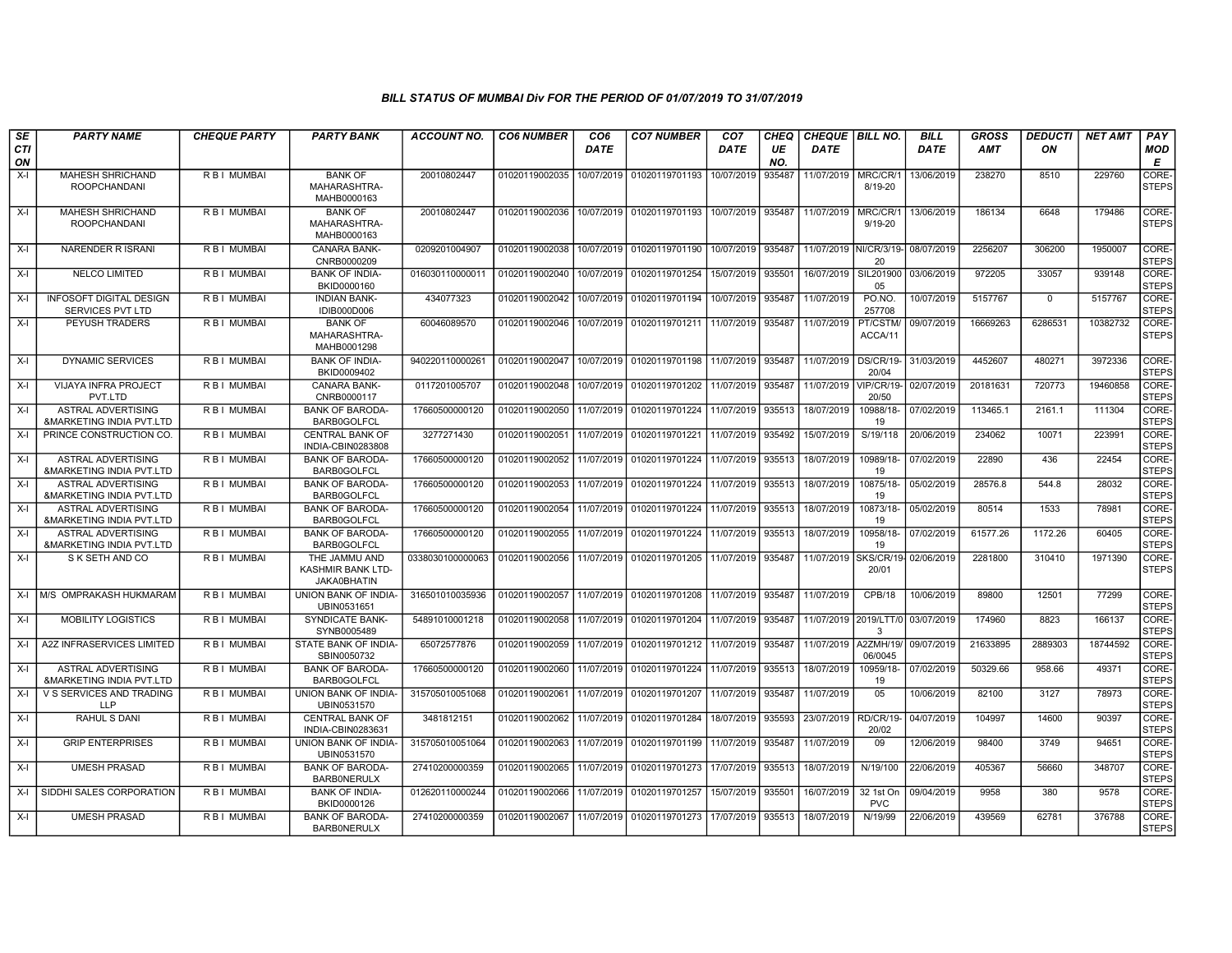### BILL STATUS OF MUMBAI Div FOR THE PERIOD OF 01/07/2019 TO 31/07/2019

| SECTION | PARTY NAME | CHEQUE PARTY | PARTY BANK | ACCOUNT NO. | CO6 NUMBER | CO6 DATE | CO7 NUMBER | CO7 DATE | CHEQUE NO. | CHEQUE DATE | BILL NO. | BILL DATE | GROSS AMT | DEDUCTION | NET AMT | PAY MODE |
|---|---|---|---|---|---|---|---|---|---|---|---|---|---|---|---|---|
| X-I | MAHESH SHRICHAND ROOPCHANDANI | R B I MUMBAI | BANK OF MAHARASHTRA-MAHB0000163 | 20010802447 | 01020119002035 | 10/07/2019 | 01020119701193 | 10/07/2019 | 935487 | 11/07/2019 | MRC/CR/18/19-20 | 13/06/2019 | 238270 | 8510 | 229760 | CORE-STEPS |
| X-I | MAHESH SHRICHAND ROOPCHANDANI | R B I MUMBAI | BANK OF MAHARASHTRA-MAHB0000163 | 20010802447 | 01020119002036 | 10/07/2019 | 01020119701193 | 10/07/2019 | 935487 | 11/07/2019 | MRC/CR/19/19-20 | 13/06/2019 | 186134 | 6648 | 179486 | CORE-STEPS |
| X-I | NARENDER R ISRANI | R B I MUMBAI | CANARA BANK-CNRB0000209 | 0209201004907 | 01020119002038 | 10/07/2019 | 01020119701190 | 10/07/2019 | 935487 | 11/07/2019 | NI/CR/3/19-20 | 08/07/2019 | 2256207 | 306200 | 1950007 | CORE-STEPS |
| X-I | NELCO LIMITED | R B I MUMBAI | BANK OF INDIA-BKID0000160 | 016030110000011 | 01020119002040 | 10/07/2019 | 01020119701254 | 15/07/2019 | 935501 | 16/07/2019 | SIL20190005 | 03/06/2019 | 972205 | 33057 | 939148 | CORE-STEPS |
| X-I | INFOSOFT DIGITAL DESIGN SERVICES PVT LTD | R B I MUMBAI | INDIAN BANK-IDIB000D006 | 434077323 | 01020119002042 | 10/07/2019 | 01020119701194 | 10/07/2019 | 935487 | 11/07/2019 | PO.NO. 257708 | 10/07/2019 | 5157767 | 0 | 5157767 | CORE-STEPS |
| X-I | PEYUSH TRADERS | R B I MUMBAI | BANK OF MAHARASHTRA-MAHB0001298 | 60046089570 | 01020119002046 | 10/07/2019 | 01020119701211 | 11/07/2019 | 935487 | 11/07/2019 | PT/CSTM/ACCA/11 | 09/07/2019 | 16669263 | 6286531 | 10382732 | CORE-STEPS |
| X-I | DYNAMIC SERVICES | R B I MUMBAI | BANK OF INDIA-BKID0009402 | 940220110000261 | 01020119002047 | 10/07/2019 | 01020119701198 | 11/07/2019 | 935487 | 11/07/2019 | DS/CR/19-20/04 | 31/03/2019 | 4452607 | 480271 | 3972336 | CORE-STEPS |
| X-I | VIJAYA INFRA PROJECT PVT.LTD | R B I MUMBAI | CANARA BANK-CNRB0000117 | 0117201005707 | 01020119002048 | 10/07/2019 | 01020119701202 | 11/07/2019 | 935487 | 11/07/2019 | VIP/CR/19-20/50 | 02/07/2019 | 20181631 | 720773 | 19460858 | CORE-STEPS |
| X-I | ASTRAL ADVERTISING &MARKETING INDIA PVT.LTD | R B I MUMBAI | BANK OF BARODA-BARB0GOLFCL | 17660500000120 | 01020119002050 | 11/07/2019 | 01020119701224 | 11/07/2019 | 935513 | 18/07/2019 | 10988/18-19 | 07/02/2019 | 113465.1 | 2161.1 | 111304 | CORE-STEPS |
| X-I | PRINCE CONSTRUCTION CO. | R B I MUMBAI | CENTRAL BANK OF INDIA-CBIN0283808 | 3277271430 | 01020119002051 | 11/07/2019 | 01020119701221 | 11/07/2019 | 935492 | 15/07/2019 | S/19/118 | 20/06/2019 | 234062 | 10071 | 223991 | CORE-STEPS |
| X-I | ASTRAL ADVERTISING &MARKETING INDIA PVT.LTD | R B I MUMBAI | BANK OF BARODA-BARB0GOLFCL | 17660500000120 | 01020119002052 | 11/07/2019 | 01020119701224 | 11/07/2019 | 935513 | 18/07/2019 | 10989/18-19 | 07/02/2019 | 22890 | 436 | 22454 | CORE-STEPS |
| X-I | ASTRAL ADVERTISING &MARKETING INDIA PVT.LTD | R B I MUMBAI | BANK OF BARODA-BARB0GOLFCL | 17660500000120 | 01020119002053 | 11/07/2019 | 01020119701224 | 11/07/2019 | 935513 | 18/07/2019 | 10875/18-19 | 05/02/2019 | 28576.8 | 544.8 | 28032 | CORE-STEPS |
| X-I | ASTRAL ADVERTISING &MARKETING INDIA PVT.LTD | R B I MUMBAI | BANK OF BARODA-BARB0GOLFCL | 17660500000120 | 01020119002054 | 11/07/2019 | 01020119701224 | 11/07/2019 | 935513 | 18/07/2019 | 10873/18-19 | 05/02/2019 | 80514 | 1533 | 78981 | CORE-STEPS |
| X-I | ASTRAL ADVERTISING &MARKETING INDIA PVT.LTD | R B I MUMBAI | BANK OF BARODA-BARB0GOLFCL | 17660500000120 | 01020119002055 | 11/07/2019 | 01020119701224 | 11/07/2019 | 935513 | 18/07/2019 | 10958/18-19 | 07/02/2019 | 61577.26 | 1172.26 | 60405 | CORE-STEPS |
| X-I | S K SETH AND CO | R B I MUMBAI | THE JAMMU AND KASHMIR BANK LTD-JAKA0BHATIN | 0338030100000063 | 01020119002056 | 11/07/2019 | 01020119701205 | 11/07/2019 | 935487 | 11/07/2019 | SKS/CR/19-20/01 | 02/06/2019 | 2281800 | 310410 | 1971390 | CORE-STEPS |
| X-I | M/S OMPRAKASH HUKMARAM | R B I MUMBAI | UNION BANK OF INDIA-UBIN0531651 | 316501010035936 | 01020119002057 | 11/07/2019 | 01020119701208 | 11/07/2019 | 935487 | 11/07/2019 | CPB/18 | 10/06/2019 | 89800 | 12501 | 77299 | CORE-STEPS |
| X-I | MOBILITY LOGISTICS | R B I MUMBAI | SYNDICATE BANK-SYNB0005489 | 54891010001218 | 01020119002058 | 11/07/2019 | 01020119701204 | 11/07/2019 | 935487 | 11/07/2019 | 2019/LTT/03 | 03/07/2019 | 174960 | 8823 | 166137 | CORE-STEPS |
| X-I | A2Z INFRASERVICES LIMITED | R B I MUMBAI | STATE BANK OF INDIA-SBIN0050732 | 65072577876 | 01020119002059 | 11/07/2019 | 01020119701212 | 11/07/2019 | 935487 | 11/07/2019 | A2ZMH/19/06/0045 | 09/07/2019 | 21633895 | 2889303 | 18744592 | CORE-STEPS |
| X-I | ASTRAL ADVERTISING &MARKETING INDIA PVT.LTD | R B I MUMBAI | BANK OF BARODA-BARB0GOLFCL | 17660500000120 | 01020119002060 | 11/07/2019 | 01020119701224 | 11/07/2019 | 935513 | 18/07/2019 | 10959/18-19 | 07/02/2019 | 50329.66 | 958.66 | 49371 | CORE-STEPS |
| X-I | V S SERVICES AND TRADING LLP | R B I MUMBAI | UNION BANK OF INDIA-UBIN0531570 | 315705010051068 | 01020119002061 | 11/07/2019 | 01020119701207 | 11/07/2019 | 935487 | 11/07/2019 | 05 | 10/06/2019 | 82100 | 3127 | 78973 | CORE-STEPS |
| X-I | RAHUL S DANI | R B I MUMBAI | CENTRAL BANK OF INDIA-CBIN0283631 | 3481812151 | 01020119002062 | 11/07/2019 | 01020119701284 | 18/07/2019 | 935593 | 23/07/2019 | RD/CR/19-20/02 | 04/07/2019 | 104997 | 14600 | 90397 | CORE-STEPS |
| X-I | GRIP ENTERPRISES | R B I MUMBAI | UNION BANK OF INDIA-UBIN0531570 | 315705010051064 | 01020119002063 | 11/07/2019 | 01020119701199 | 11/07/2019 | 935487 | 11/07/2019 | 09 | 12/06/2019 | 98400 | 3749 | 94651 | CORE-STEPS |
| X-I | UMESH PRASAD | R B I MUMBAI | BANK OF BARODA-BARB0NERULX | 27410200000359 | 01020119002065 | 11/07/2019 | 01020119701273 | 17/07/2019 | 935513 | 18/07/2019 | N/19/100 | 22/06/2019 | 405367 | 56660 | 348707 | CORE-STEPS |
| X-I | SIDDHI SALES CORPORATION | R B I MUMBAI | BANK OF INDIA-BKID0000126 | 012620110000244 | 01020119002066 | 11/07/2019 | 01020119701257 | 15/07/2019 | 935501 | 16/07/2019 | 32 1st On PVC | 09/04/2019 | 9958 | 380 | 9578 | CORE-STEPS |
| X-I | UMESH PRASAD | R B I MUMBAI | BANK OF BARODA-BARB0NERULX | 27410200000359 | 01020119002067 | 11/07/2019 | 01020119701273 | 17/07/2019 | 935513 | 18/07/2019 | N/19/99 | 22/06/2019 | 439569 | 62781 | 376788 | CORE-STEPS |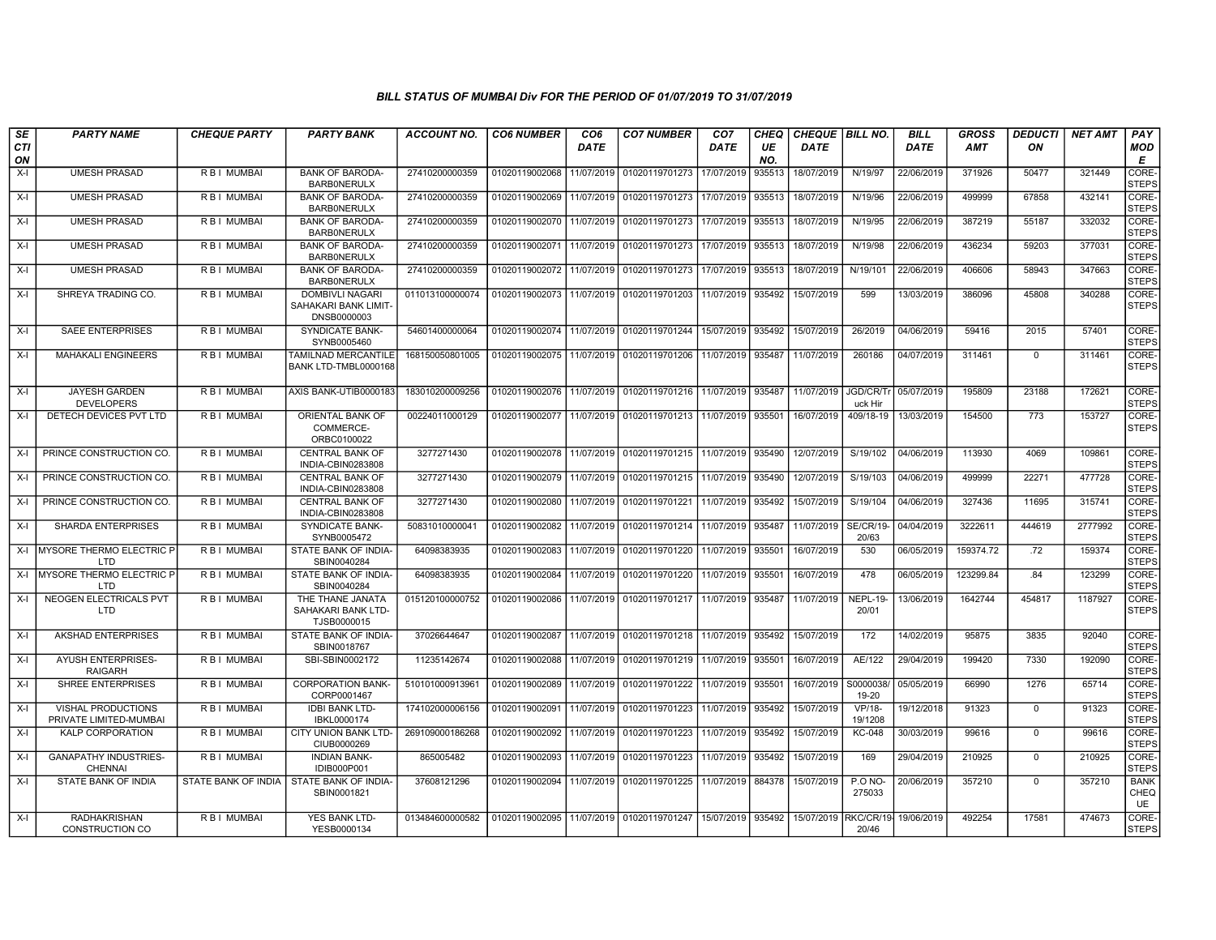### BILL STATUS OF MUMBAI Div FOR THE PERIOD OF 01/07/2019 TO 31/07/2019

| SECTION | PARTY NAME | CHEQUE PARTY | PARTY BANK | ACCOUNT NO. | CO6 NUMBER | CO6 DATE | CO7 NUMBER | CO7 DATE | CHEQUE NO. | CHEQUE DATE | BILL NO. | BILL DATE | GROSS AMT | DEDUCTION | NET AMT | PAY MODE |
|---|---|---|---|---|---|---|---|---|---|---|---|---|---|---|---|---|
| X-I | UMESH PRASAD | R B I MUMBAI | BANK OF BARODA-BARB0NERULX | 27410200000359 | 01020119002068 | 11/07/2019 | 01020119701273 | 17/07/2019 | 935513 | 18/07/2019 | N/19/97 | 22/06/2019 | 371926 | 50477 | 321449 | CORE-STEPS |
| X-I | UMESH PRASAD | R B I MUMBAI | BANK OF BARODA-BARB0NERULX | 27410200000359 | 01020119002069 | 11/07/2019 | 01020119701273 | 17/07/2019 | 935513 | 18/07/2019 | N/19/96 | 22/06/2019 | 499999 | 67858 | 432141 | CORE-STEPS |
| X-I | UMESH PRASAD | R B I MUMBAI | BANK OF BARODA-BARB0NERULX | 27410200000359 | 01020119002070 | 11/07/2019 | 01020119701273 | 17/07/2019 | 935513 | 18/07/2019 | N/19/95 | 22/06/2019 | 387219 | 55187 | 332032 | CORE-STEPS |
| X-I | UMESH PRASAD | R B I MUMBAI | BANK OF BARODA-BARB0NERULX | 27410200000359 | 01020119002071 | 11/07/2019 | 01020119701273 | 17/07/2019 | 935513 | 18/07/2019 | N/19/98 | 22/06/2019 | 436234 | 59203 | 377031 | CORE-STEPS |
| X-I | UMESH PRASAD | R B I MUMBAI | BANK OF BARODA-BARB0NERULX | 27410200000359 | 01020119002072 | 11/07/2019 | 01020119701273 | 17/07/2019 | 935513 | 18/07/2019 | N/19/101 | 22/06/2019 | 406606 | 58943 | 347663 | CORE-STEPS |
| X-I | SHREYA TRADING CO. | R B I MUMBAI | DOMBIVLI NAGARI SAHAKARI BANK LIMIT-DNSB0000003 | 011013100000074 | 01020119002073 | 11/07/2019 | 01020119701203 | 11/07/2019 | 935492 | 15/07/2019 | 599 | 13/03/2019 | 386096 | 45808 | 340288 | CORE-STEPS |
| X-I | SAEE ENTERPRISES | R B I MUMBAI | SYNDICATE BANK-SYNB0005460 | 54601400000064 | 01020119002074 | 11/07/2019 | 01020119701244 | 15/07/2019 | 935492 | 15/07/2019 | 26/2019 | 04/06/2019 | 59416 | 2015 | 57401 | CORE-STEPS |
| X-I | MAHAKALI ENGINEERS | R B I MUMBAI | TAMILNAD MERCANTILE BANK LTD-TMBL0000168 | 168150050801005 | 01020119002075 | 11/07/2019 | 01020119701206 | 11/07/2019 | 935487 | 11/07/2019 | 260186 | 04/07/2019 | 311461 | 0 | 311461 | CORE-STEPS |
| X-I | JAYESH GARDEN DEVELOPERS | R B I MUMBAI | AXIS BANK-UTIB0000183 | 183010200009256 | 01020119002076 | 11/07/2019 | 01020119701216 | 11/07/2019 | 935487 | 11/07/2019 | JGD/CR/Truck Hir | 05/07/2019 | 195809 | 23188 | 172621 | CORE-STEPS |
| X-I | DETECH DEVICES PVT LTD | R B I MUMBAI | ORIENTAL BANK OF COMMERCE-ORBC0100022 | 00224011000129 | 01020119002077 | 11/07/2019 | 01020119701213 | 11/07/2019 | 935501 | 16/07/2019 | 409/18-19 | 13/03/2019 | 154500 | 773 | 153727 | CORE-STEPS |
| X-I | PRINCE CONSTRUCTION CO. | R B I MUMBAI | CENTRAL BANK OF INDIA-CBIN0283808 | 3277271430 | 01020119002078 | 11/07/2019 | 01020119701215 | 11/07/2019 | 935490 | 12/07/2019 | S/19/102 | 04/06/2019 | 113930 | 4069 | 109861 | CORE-STEPS |
| X-I | PRINCE CONSTRUCTION CO. | R B I MUMBAI | CENTRAL BANK OF INDIA-CBIN0283808 | 3277271430 | 01020119002079 | 11/07/2019 | 01020119701215 | 11/07/2019 | 935490 | 12/07/2019 | S/19/103 | 04/06/2019 | 499999 | 22271 | 477728 | CORE-STEPS |
| X-I | PRINCE CONSTRUCTION CO. | R B I MUMBAI | CENTRAL BANK OF INDIA-CBIN0283808 | 3277271430 | 01020119002080 | 11/07/2019 | 01020119701221 | 11/07/2019 | 935492 | 15/07/2019 | S/19/104 | 04/06/2019 | 327436 | 11695 | 315741 | CORE-STEPS |
| X-I | SHARDA ENTERPRISES | R B I MUMBAI | SYNDICATE BANK-SYNB0005472 | 50831010000041 | 01020119002082 | 11/07/2019 | 01020119701214 | 11/07/2019 | 935487 | 11/07/2019 | SE/CR/19-20/63 | 04/04/2019 | 3222611 | 444619 | 2777992 | CORE-STEPS |
| X-I | MYSORE THERMO ELECTRIC P LTD | R B I MUMBAI | STATE BANK OF INDIA-SBIN0040284 | 64098383935 | 01020119002083 | 11/07/2019 | 01020119701220 | 11/07/2019 | 935501 | 16/07/2019 | 530 | 06/05/2019 | 159374.72 | .72 | 159374 | CORE-STEPS |
| X-I | MYSORE THERMO ELECTRIC P LTD | R B I MUMBAI | STATE BANK OF INDIA-SBIN0040284 | 64098383935 | 01020119002084 | 11/07/2019 | 01020119701220 | 11/07/2019 | 935501 | 16/07/2019 | 478 | 06/05/2019 | 123299.84 | .84 | 123299 | CORE-STEPS |
| X-I | NEOGEN ELECTRICALS PVT LTD | R B I MUMBAI | THE THANE JANATA SAHAKARI BANK LTD-TJSB0000015 | 015120100000752 | 01020119002086 | 11/07/2019 | 01020119701217 | 11/07/2019 | 935487 | 11/07/2019 | NEPL-19-20/01 | 13/06/2019 | 1642744 | 454817 | 1187927 | CORE-STEPS |
| X-I | AKSHAD ENTERPRISES | R B I MUMBAI | STATE BANK OF INDIA-SBIN0018767 | 37026644647 | 01020119002087 | 11/07/2019 | 01020119701218 | 11/07/2019 | 935492 | 15/07/2019 | 172 | 14/02/2019 | 95875 | 3835 | 92040 | CORE-STEPS |
| X-I | AYUSH ENTERPRISES-RAIGARH | R B I MUMBAI | SBI-SBIN0002172 | 11235142674 | 01020119002088 | 11/07/2019 | 01020119701219 | 11/07/2019 | 935501 | 16/07/2019 | AE/122 | 29/04/2019 | 199420 | 7330 | 192090 | CORE-STEPS |
| X-I | SHREE ENTERPRISES | R B I MUMBAI | CORPORATION BANK-CORP0001467 | 510101000913961 | 01020119002089 | 11/07/2019 | 01020119701222 | 11/07/2019 | 935501 | 16/07/2019 | S0000038/19-20 | 05/05/2019 | 66990 | 1276 | 65714 | CORE-STEPS |
| X-I | VISHAL PRODUCTIONS PRIVATE LIMITED-MUMBAI | R B I MUMBAI | IDBI BANK LTD-IBKL0000174 | 174102000006156 | 01020119002091 | 11/07/2019 | 01020119701223 | 11/07/2019 | 935492 | 15/07/2019 | VP/18-19/1208 | 19/12/2018 | 91323 | 0 | 91323 | CORE-STEPS |
| X-I | KALP CORPORATION | R B I MUMBAI | CITY UNION BANK LTD-CIUB0000269 | 269109000186268 | 01020119002092 | 11/07/2019 | 01020119701223 | 11/07/2019 | 935492 | 15/07/2019 | KC-048 | 30/03/2019 | 99616 | 0 | 99616 | CORE-STEPS |
| X-I | GANAPATHY INDUSTRIES-CHENNAI | R B I MUMBAI | INDIAN BANK-IDIB000P001 | 865005482 | 01020119002093 | 11/07/2019 | 01020119701223 | 11/07/2019 | 935492 | 15/07/2019 | 169 | 29/04/2019 | 210925 | 0 | 210925 | CORE-STEPS |
| X-I | STATE BANK OF INDIA | STATE BANK OF INDIA | STATE BANK OF INDIA-SBIN0001821 | 37608121296 | 01020119002094 | 11/07/2019 | 01020119701225 | 11/07/2019 | 884378 | 15/07/2019 | P.O NO-275033 | 20/06/2019 | 357210 | 0 | 357210 | BANK CHEQUE |
| X-I | RADHAKRISHAN CONSTRUCTION CO | R B I MUMBAI | YES BANK LTD-YESB0000134 | 013484600000582 | 01020119002095 | 11/07/2019 | 01020119701247 | 15/07/2019 | 935492 | 15/07/2019 | RKC/CR/19-20/46 | 19/06/2019 | 492254 | 17581 | 474673 | CORE-STEPS |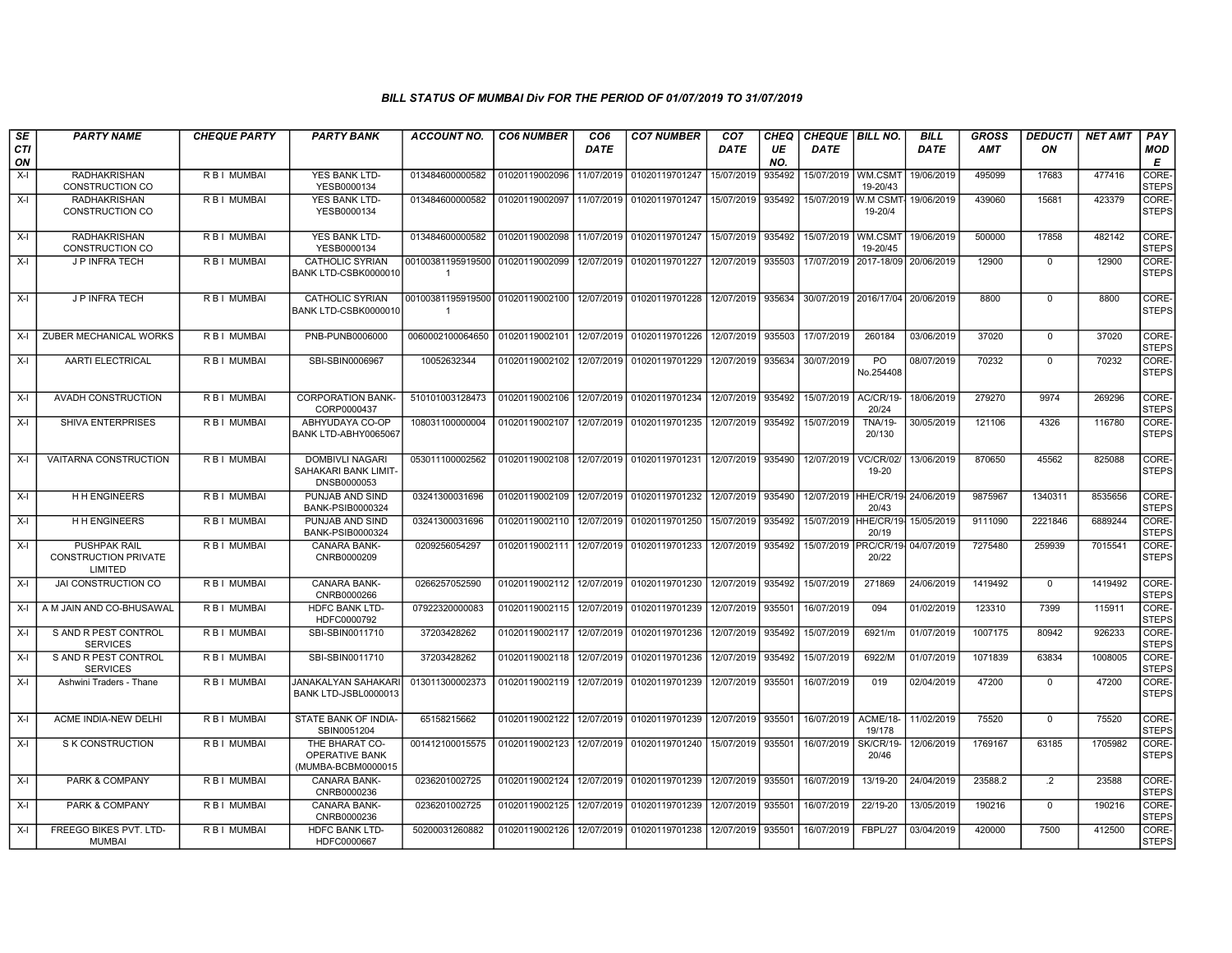### BILL STATUS OF MUMBAI Div FOR THE PERIOD OF 01/07/2019 TO 31/07/2019

| SECTION | PARTY NAME | CHEQUE PARTY | PARTY BANK | ACCOUNT NO. | CO6 NUMBER | CO6 DATE | CO7 NUMBER | CO7 DATE | CHEQUE NO. | CHEQUE DATE | BILL NO. | BILL DATE | GROSS AMT | DEDUCTION | NET AMT | PAY MODE |
|---|---|---|---|---|---|---|---|---|---|---|---|---|---|---|---|---|
| X-I | RADHAKRISHAN CONSTRUCTION CO | R B I MUMBAI | YES BANK LTD-YESB0000134 | 013484600000582 | 01020119002096 | 11/07/2019 | 01020119701247 | 15/07/2019 | 935492 | 15/07/2019 | WM.CSMT 19-20/43 | 19/06/2019 | 495099 | 17683 | 477416 | CORE-STEPS |
| X-I | RADHAKRISHAN CONSTRUCTION CO | R B I MUMBAI | YES BANK LTD-YESB0000134 | 013484600000582 | 01020119002097 | 11/07/2019 | 01020119701247 | 15/07/2019 | 935492 | 15/07/2019 | W.M CSMT-19-20/4 | 19/06/2019 | 439060 | 15681 | 423379 | CORE-STEPS |
| X-I | RADHAKRISHAN CONSTRUCTION CO | R B I MUMBAI | YES BANK LTD-YESB0000134 | 013484600000582 | 01020119002098 | 11/07/2019 | 01020119701247 | 15/07/2019 | 935492 | 15/07/2019 | WM.CSMT 19-20/45 | 19/06/2019 | 500000 | 17858 | 482142 | CORE-STEPS |
| X-I | J P INFRA TECH | R B I MUMBAI | CATHOLIC SYRIAN BANK LTD-CSBK0000010 | 00100381195919500 1 | 01020119002099 | 12/07/2019 | 01020119701227 | 12/07/2019 | 935503 | 17/07/2019 | 2017-18/09 | 20/06/2019 | 12900 | 0 | 12900 | CORE-STEPS |
| X-I | J P INFRA TECH | R B I MUMBAI | CATHOLIC SYRIAN BANK LTD-CSBK0000010 | 00100381195919500 1 | 01020119002100 | 12/07/2019 | 01020119701228 | 12/07/2019 | 935634 | 30/07/2019 | 2016/17/04 | 20/06/2019 | 8800 | 0 | 8800 | CORE-STEPS |
| X-I | ZUBER MECHANICAL WORKS | R B I MUMBAI | PNB-PUNB0006000 | 0060002100064650 | 01020119002101 | 12/07/2019 | 01020119701226 | 12/07/2019 | 935503 | 17/07/2019 | 260184 | 03/06/2019 | 37020 | 0 | 37020 | CORE-STEPS |
| X-I | AARTI ELECTRICAL | R B I MUMBAI | SBI-SBIN0006967 | 10052632344 | 01020119002102 | 12/07/2019 | 01020119701229 | 12/07/2019 | 935634 | 30/07/2019 | PO No.254408 | 08/07/2019 | 70232 | 0 | 70232 | CORE-STEPS |
| X-I | AVADH CONSTRUCTION | R B I MUMBAI | CORPORATION BANK-CORP0000437 | 510101003128473 | 01020119002106 | 12/07/2019 | 01020119701234 | 12/07/2019 | 935492 | 15/07/2019 | AC/CR/19-20/24 | 18/06/2019 | 279270 | 9974 | 269296 | CORE-STEPS |
| X-I | SHIVA ENTERPRISES | R B I MUMBAI | ABHYUDAYA CO-OP BANK LTD-ABHY0065067 | 108031100000004 | 01020119002107 | 12/07/2019 | 01020119701235 | 12/07/2019 | 935492 | 15/07/2019 | TNA/19-20/130 | 30/05/2019 | 121106 | 4326 | 116780 | CORE-STEPS |
| X-I | VAITARNA CONSTRUCTION | R B I MUMBAI | DOMBIVLI NAGARI SAHAKARI BANK LIMIT-DNSB0000053 | 053011100002562 | 01020119002108 | 12/07/2019 | 01020119701231 | 12/07/2019 | 935490 | 12/07/2019 | VC/CR/02/19-20 | 13/06/2019 | 870650 | 45562 | 825088 | CORE-STEPS |
| X-I | H H ENGINEERS | R B I MUMBAI | PUNJAB AND SIND BANK-PSIB0000324 | 03241300031696 | 01020119002109 | 12/07/2019 | 01020119701232 | 12/07/2019 | 935490 | 12/07/2019 | HHE/CR/19-20/43 | 24/06/2019 | 9875967 | 1340311 | 8535656 | CORE-STEPS |
| X-I | H H ENGINEERS | R B I MUMBAI | PUNJAB AND SIND BANK-PSIB0000324 | 03241300031696 | 01020119002110 | 12/07/2019 | 01020119701250 | 15/07/2019 | 935492 | 15/07/2019 | HHE/CR/19-20/19 | 15/05/2019 | 9111090 | 2221846 | 6889244 | CORE-STEPS |
| X-I | PUSHPAK RAIL CONSTRUCTION PRIVATE LIMITED | R B I MUMBAI | CANARA BANK-CNRB0000209 | 0209256054297 | 01020119002111 | 12/07/2019 | 01020119701233 | 12/07/2019 | 935492 | 15/07/2019 | PRC/CR/19-20/22 | 04/07/2019 | 7275480 | 259939 | 7015541 | CORE-STEPS |
| X-I | JAI CONSTRUCTION CO | R B I MUMBAI | CANARA BANK-CNRB0000266 | 0266257052590 | 01020119002112 | 12/07/2019 | 01020119701230 | 12/07/2019 | 935492 | 15/07/2019 | 271869 | 24/06/2019 | 1419492 | 0 | 1419492 | CORE-STEPS |
| X-I | A M JAIN AND CO-BHUSAWAL | R B I MUMBAI | HDFC BANK LTD-HDFC0000792 | 07922320000083 | 01020119002115 | 12/07/2019 | 01020119701239 | 12/07/2019 | 935501 | 16/07/2019 | 094 | 01/02/2019 | 123310 | 7399 | 115911 | CORE-STEPS |
| X-I | S AND R PEST CONTROL SERVICES | R B I MUMBAI | SBI-SBIN0011710 | 37203428262 | 01020119002117 | 12/07/2019 | 01020119701236 | 12/07/2019 | 935492 | 15/07/2019 | 6921/m | 01/07/2019 | 1007175 | 80942 | 926233 | CORE-STEPS |
| X-I | S AND R PEST CONTROL SERVICES | R B I MUMBAI | SBI-SBIN0011710 | 37203428262 | 01020119002118 | 12/07/2019 | 01020119701236 | 12/07/2019 | 935492 | 15/07/2019 | 6922/M | 01/07/2019 | 1071839 | 63834 | 1008005 | CORE-STEPS |
| X-I | Ashwini Traders - Thane | R B I MUMBAI | JANAKALYAN SAHAKARI BANK LTD-JSBL0000013 | 013011300002373 | 01020119002119 | 12/07/2019 | 01020119701239 | 12/07/2019 | 935501 | 16/07/2019 | 019 | 02/04/2019 | 47200 | 0 | 47200 | CORE-STEPS |
| X-I | ACME INDIA-NEW DELHI | R B I MUMBAI | STATE BANK OF INDIA-SBIN0051204 | 65158215662 | 01020119002122 | 12/07/2019 | 01020119701239 | 12/07/2019 | 935501 | 16/07/2019 | ACME/18-19/178 | 11/02/2019 | 75520 | 0 | 75520 | CORE-STEPS |
| X-I | S K CONSTRUCTION | R B I MUMBAI | THE BHARAT CO-OPERATIVE BANK (MUMBA-BCBM0000015 | 001412100015575 | 01020119002123 | 12/07/2019 | 01020119701240 | 15/07/2019 | 935501 | 16/07/2019 | SK/CR/19-20/46 | 12/06/2019 | 1769167 | 63185 | 1705982 | CORE-STEPS |
| X-I | PARK & COMPANY | R B I MUMBAI | CANARA BANK-CNRB0000236 | 0236201002725 | 01020119002124 | 12/07/2019 | 01020119701239 | 12/07/2019 | 935501 | 16/07/2019 | 13/19-20 | 24/04/2019 | 23588.2 | .2 | 23588 | CORE-STEPS |
| X-I | PARK & COMPANY | R B I MUMBAI | CANARA BANK-CNRB0000236 | 0236201002725 | 01020119002125 | 12/07/2019 | 01020119701239 | 12/07/2019 | 935501 | 16/07/2019 | 22/19-20 | 13/05/2019 | 190216 | 0 | 190216 | CORE-STEPS |
| X-I | FREEGO BIKES PVT. LTD-MUMBAI | R B I MUMBAI | HDFC BANK LTD-HDFC0000667 | 50200031260882 | 01020119002126 | 12/07/2019 | 01020119701238 | 12/07/2019 | 935501 | 16/07/2019 | FBPL/27 | 03/04/2019 | 420000 | 7500 | 412500 | CORE-STEPS |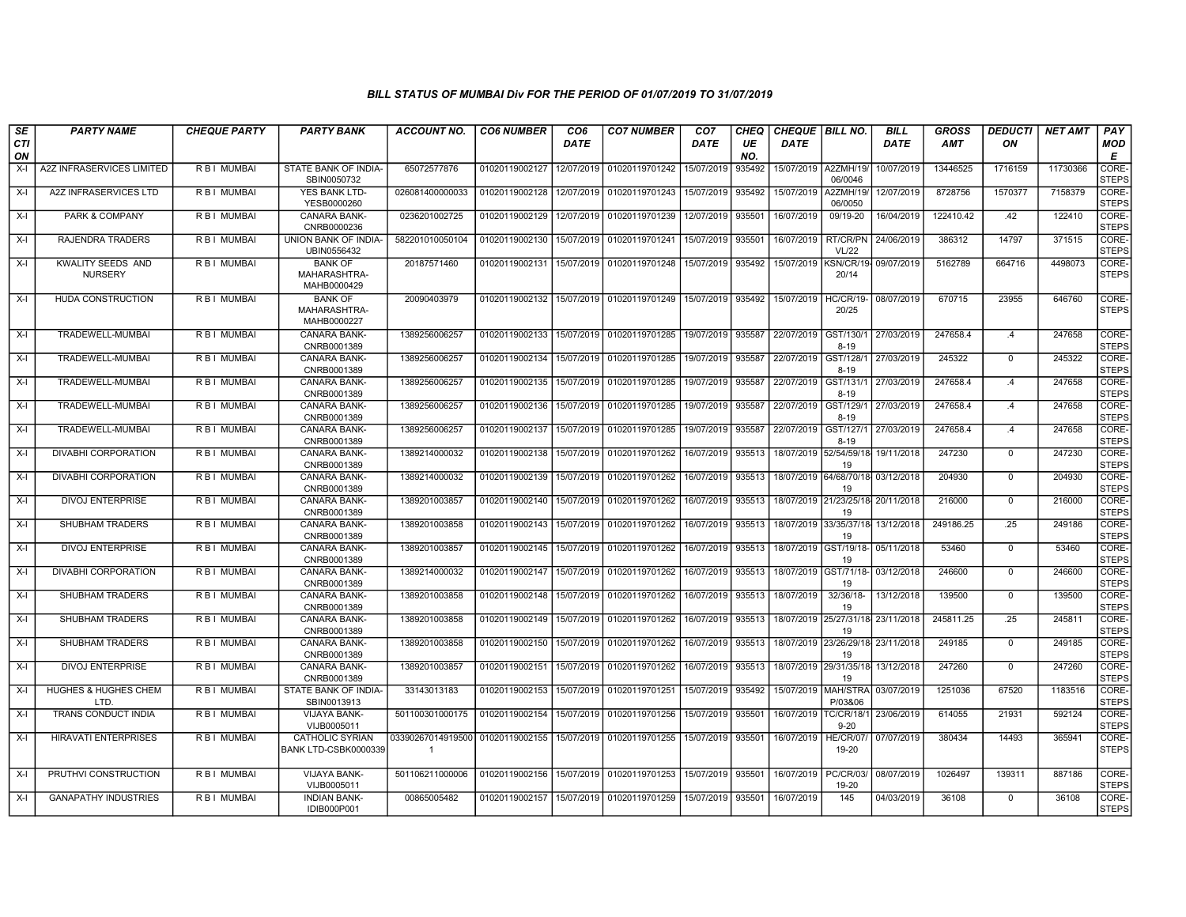### BILL STATUS OF MUMBAI Div FOR THE PERIOD OF 01/07/2019 TO 31/07/2019

| SECTION | PARTY NAME | CHEQUE PARTY | PARTY BANK | ACCOUNT NO. | CO6 NUMBER | CO6 DATE | CO7 NUMBER | CO7 DATE | CHEQUE NO. | CHEQUE DATE | BILL NO. | BILL DATE | GROSS AMT | DEDUCTION | NET AMT | PAY MODE |
|---|---|---|---|---|---|---|---|---|---|---|---|---|---|---|---|---|
| X-I | A2Z INFRASERVICES LIMITED | R B I MUMBAI | STATE BANK OF INDIA-SBIN0050732 | 65072577876 | 01020119002127 | 12/07/2019 | 01020119701242 | 15/07/2019 | 935492 | 15/07/2019 | A2ZMH/19/06/0046 | 10/07/2019 | 13446525 | 1716159 | 11730366 | CORE-STEPS |
| X-I | A2Z INFRASERVICES LTD | R B I MUMBAI | YES BANK LTD-YESB0000260 | 026081400000033 | 01020119002128 | 12/07/2019 | 01020119701243 | 15/07/2019 | 935492 | 15/07/2019 | A2ZMH/19/06/0050 | 12/07/2019 | 8728756 | 1570377 | 7158379 | CORE-STEPS |
| X-I | PARK & COMPANY | R B I MUMBAI | CANARA BANK-CNRB0000236 | 0236201002725 | 01020119002129 | 12/07/2019 | 01020119701239 | 12/07/2019 | 935501 | 16/07/2019 | 09/19-20 | 16/04/2019 | 122410.42 | .42 | 122410 | CORE-STEPS |
| X-I | RAJENDRA TRADERS | R B I MUMBAI | UNION BANK OF INDIA-UBIN0556432 | 582201010050104 | 01020119002130 | 15/07/2019 | 01020119701241 | 15/07/2019 | 935501 | 16/07/2019 | RT/CR/PNVL/22 | 24/06/2019 | 386312 | 14797 | 371515 | CORE-STEPS |
| X-I | KWALITY SEEDS AND NURSERY | R B I MUMBAI | BANK OF MAHARASHTRA-MAHB0000429 | 20187571460 | 01020119002131 | 15/07/2019 | 01020119701248 | 15/07/2019 | 935492 | 15/07/2019 | KSN/CR/19-20/14 | 09/07/2019 | 5162789 | 664716 | 4498073 | CORE-STEPS |
| X-I | HUDA CONSTRUCTION | R B I MUMBAI | BANK OF MAHARASHTRA-MAHB0000227 | 20090403979 | 01020119002132 | 15/07/2019 | 01020119701249 | 15/07/2019 | 935492 | 15/07/2019 | HC/CR/19-20/25 | 08/07/2019 | 670715 | 23955 | 646760 | CORE-STEPS |
| X-I | TRADEWELL-MUMBAI | R B I MUMBAI | CANARA BANK-CNRB0001389 | 1389256006257 | 01020119002133 | 15/07/2019 | 01020119701285 | 19/07/2019 | 935587 | 22/07/2019 | GST/130/18-19 | 27/03/2019 | 247658.4 | .4 | 247658 | CORE-STEPS |
| X-I | TRADEWELL-MUMBAI | R B I MUMBAI | CANARA BANK-CNRB0001389 | 1389256006257 | 01020119002134 | 15/07/2019 | 01020119701285 | 19/07/2019 | 935587 | 22/07/2019 | GST/128/18-19 | 27/03/2019 | 245322 | 0 | 245322 | CORE-STEPS |
| X-I | TRADEWELL-MUMBAI | R B I MUMBAI | CANARA BANK-CNRB0001389 | 1389256006257 | 01020119002135 | 15/07/2019 | 01020119701285 | 19/07/2019 | 935587 | 22/07/2019 | GST/131/18-19 | 27/03/2019 | 247658.4 | .4 | 247658 | CORE-STEPS |
| X-I | TRADEWELL-MUMBAI | R B I MUMBAI | CANARA BANK-CNRB0001389 | 1389256006257 | 01020119002136 | 15/07/2019 | 01020119701285 | 19/07/2019 | 935587 | 22/07/2019 | GST/129/18-19 | 27/03/2019 | 247658.4 | .4 | 247658 | CORE-STEPS |
| X-I | TRADEWELL-MUMBAI | R B I MUMBAI | CANARA BANK-CNRB0001389 | 1389256006257 | 01020119002137 | 15/07/2019 | 01020119701285 | 19/07/2019 | 935587 | 22/07/2019 | GST/127/18-19 | 27/03/2019 | 247658.4 | .4 | 247658 | CORE-STEPS |
| X-I | DIVABHI CORPORATION | R B I MUMBAI | CANARA BANK-CNRB0001389 | 1389214000032 | 01020119002138 | 15/07/2019 | 01020119701262 | 16/07/2019 | 935513 | 18/07/2019 | 52/54/59/18-19 | 19/11/2018 | 247230 | 0 | 247230 | CORE-STEPS |
| X-I | DIVABHI CORPORATION | R B I MUMBAI | CANARA BANK-CNRB0001389 | 1389214000032 | 01020119002139 | 15/07/2019 | 01020119701262 | 16/07/2019 | 935513 | 18/07/2019 | 64/68/70/18-19 | 03/12/2018 | 204930 | 0 | 204930 | CORE-STEPS |
| X-I | DIVOJ ENTERPRISE | R B I MUMBAI | CANARA BANK-CNRB0001389 | 1389201003857 | 01020119002140 | 15/07/2019 | 01020119701262 | 16/07/2019 | 935513 | 18/07/2019 | 21/23/25/18-19 | 20/11/2018 | 216000 | 0 | 216000 | CORE-STEPS |
| X-I | SHUBHAM TRADERS | R B I MUMBAI | CANARA BANK-CNRB0001389 | 1389201003858 | 01020119002143 | 15/07/2019 | 01020119701262 | 16/07/2019 | 935513 | 18/07/2019 | 33/35/37/18-19 | 13/12/2018 | 249186.25 | .25 | 249186 | CORE-STEPS |
| X-I | DIVOJ ENTERPRISE | R B I MUMBAI | CANARA BANK-CNRB0001389 | 1389201003857 | 01020119002145 | 15/07/2019 | 01020119701262 | 16/07/2019 | 935513 | 18/07/2019 | GST/19/18-19 | 05/11/2018 | 53460 | 0 | 53460 | CORE-STEPS |
| X-I | DIVABHI CORPORATION | R B I MUMBAI | CANARA BANK-CNRB0001389 | 1389214000032 | 01020119002147 | 15/07/2019 | 01020119701262 | 16/07/2019 | 935513 | 18/07/2019 | GST/71/18-19 | 03/12/2018 | 246600 | 0 | 246600 | CORE-STEPS |
| X-I | SHUBHAM TRADERS | R B I MUMBAI | CANARA BANK-CNRB0001389 | 1389201003858 | 01020119002148 | 15/07/2019 | 01020119701262 | 16/07/2019 | 935513 | 18/07/2019 | 32/36/18-19 | 13/12/2018 | 139500 | 0 | 139500 | CORE-STEPS |
| X-I | SHUBHAM TRADERS | R B I MUMBAI | CANARA BANK-CNRB0001389 | 1389201003858 | 01020119002149 | 15/07/2019 | 01020119701262 | 16/07/2019 | 935513 | 18/07/2019 | 25/27/31/18-19 | 23/11/2018 | 245811.25 | .25 | 245811 | CORE-STEPS |
| X-I | SHUBHAM TRADERS | R B I MUMBAI | CANARA BANK-CNRB0001389 | 1389201003858 | 01020119002150 | 15/07/2019 | 01020119701262 | 16/07/2019 | 935513 | 18/07/2019 | 23/26/29/18-19 | 23/11/2018 | 249185 | 0 | 249185 | CORE-STEPS |
| X-I | DIVOJ ENTERPRISE | R B I MUMBAI | CANARA BANK-CNRB0001389 | 1389201003857 | 01020119002151 | 15/07/2019 | 01020119701262 | 16/07/2019 | 935513 | 18/07/2019 | 29/31/35/18-19 | 13/12/2018 | 247260 | 0 | 247260 | CORE-STEPS |
| X-I | HUGHES & HUGHES CHEM LTD. | R B I MUMBAI | STATE BANK OF INDIA-SBIN0013913 | 33143013183 | 01020119002153 | 15/07/2019 | 01020119701251 | 15/07/2019 | 935492 | 15/07/2019 | MAH/STRAP/03&06 | 03/07/2019 | 1251036 | 67520 | 1183516 | CORE-STEPS |
| X-I | TRANS CONDUCT INDIA | R B I MUMBAI | VIJAYA BANK-VIJB0005011 | 501100301000175 | 01020119002154 | 15/07/2019 | 01020119701256 | 15/07/2019 | 935501 | 16/07/2019 | TC/CR/18/19-20 | 23/06/2019 | 614055 | 21931 | 592124 | CORE-STEPS |
| X-I | HIRAVATI ENTERPRISES | R B I MUMBAI | CATHOLIC SYRIAN BANK LTD-CSBK0000339 | 033902670149195001 | 01020119002155 | 15/07/2019 | 01020119701255 | 15/07/2019 | 935501 | 16/07/2019 | HE/CR/07/19-20 | 07/07/2019 | 380434 | 14493 | 365941 | CORE-STEPS |
| X-I | PRUTHVI CONSTRUCTION | R B I MUMBAI | VIJAYA BANK-VIJB0005011 | 501106211000006 | 01020119002156 | 15/07/2019 | 01020119701253 | 15/07/2019 | 935501 | 16/07/2019 | PC/CR/03/19-20 | 08/07/2019 | 1026497 | 139311 | 887186 | CORE-STEPS |
| X-I | GANAPATHY INDUSTRIES | R B I MUMBAI | INDIAN BANK-IDIB000P001 | 00865005482 | 01020119002157 | 15/07/2019 | 01020119701259 | 15/07/2019 | 935501 | 16/07/2019 | 145 | 04/03/2019 | 36108 | 0 | 36108 | CORE-STEPS |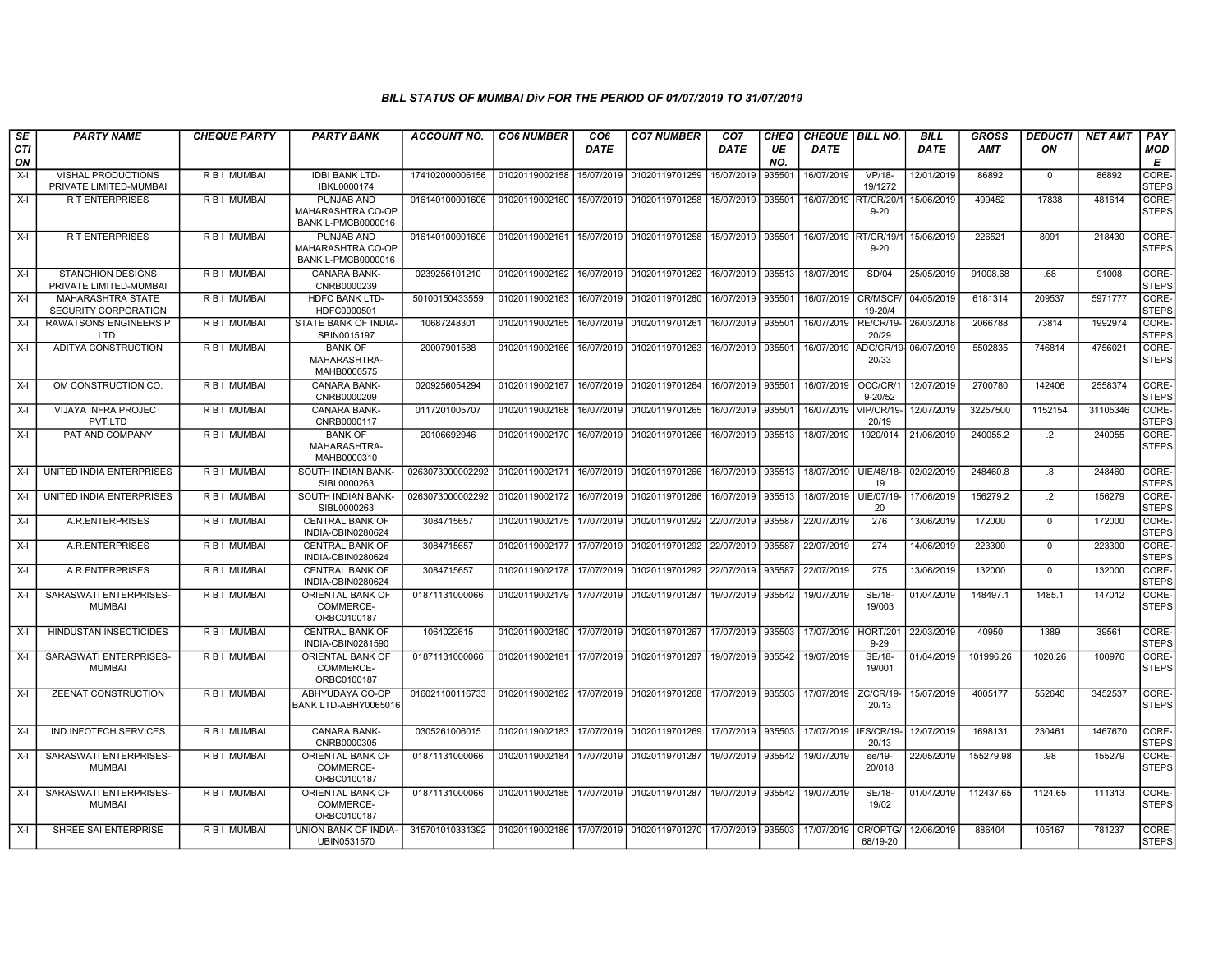### BILL STATUS OF MUMBAI Div FOR THE PERIOD OF 01/07/2019 TO 31/07/2019

| SECTION | PARTY NAME | CHEQUE PARTY | PARTY BANK | ACCOUNT NO. | CO6 NUMBER | CO6 DATE | CO7 NUMBER | CO7 DATE | CHEQUE NO. | CHEQUE DATE | BILL NO. | BILL DATE | GROSS AMT | DEDUCTION | NET AMT | PAY MODE |
|---|---|---|---|---|---|---|---|---|---|---|---|---|---|---|---|---|
| X-I | VISHAL PRODUCTIONS PRIVATE LIMITED-MUMBAI | R B I MUMBAI | IDBI BANK LTD-IBKL0000174 | 174102000006156 | 01020119002158 | 15/07/2019 | 01020119701259 | 15/07/2019 | 935501 | 16/07/2019 | VP/18-19/1272 | 12/01/2019 | 86892 | 0 | 86892 | CORE-STEPS |
| X-I | R T ENTERPRISES | R B I MUMBAI | PUNJAB AND MAHARASHTRA CO-OP BANK L-PMCB0000016 | 016140100001606 | 01020119002160 | 15/07/2019 | 01020119701258 | 15/07/2019 | 935501 | 16/07/2019 | RT/CR/20/19-20 | 15/06/2019 | 499452 | 17838 | 481614 | CORE-STEPS |
| X-I | R T ENTERPRISES | R B I MUMBAI | PUNJAB AND MAHARASHTRA CO-OP BANK L-PMCB0000016 | 016140100001606 | 01020119002161 | 15/07/2019 | 01020119701258 | 15/07/2019 | 935501 | 16/07/2019 | RT/CR/19/19-20 | 15/06/2019 | 226521 | 8091 | 218430 | CORE-STEPS |
| X-I | STANCHION DESIGNS PRIVATE LIMITED-MUMBAI | R B I MUMBAI | CANARA BANK-CNRB0000239 | 0239256101210 | 01020119002162 | 16/07/2019 | 01020119701262 | 16/07/2019 | 935513 | 18/07/2019 | SD/04 | 25/05/2019 | 91008.68 | .68 | 91008 | CORE-STEPS |
| X-I | MAHARASHTRA STATE SECURITY CORPORATION | R B I MUMBAI | HDFC BANK LTD-HDFC0000501 | 50100150433559 | 01020119002163 | 16/07/2019 | 01020119701260 | 16/07/2019 | 935501 | 16/07/2019 | CR/MSCF/19-20/4 | 04/05/2019 | 6181314 | 209537 | 5971777 | CORE-STEPS |
| X-I | RAWATSONS ENGINEERS P LTD. | R B I MUMBAI | STATE BANK OF INDIA-SBIN0015197 | 10687248301 | 01020119002165 | 16/07/2019 | 01020119701261 | 16/07/2019 | 935501 | 16/07/2019 | RE/CR/19-20/29 | 26/03/2018 | 2066788 | 73814 | 1992974 | CORE-STEPS |
| X-I | ADITYA CONSTRUCTION | R B I MUMBAI | BANK OF MAHARASHTRA-MAHB0000575 | 20007901588 | 01020119002166 | 16/07/2019 | 01020119701263 | 16/07/2019 | 935501 | 16/07/2019 | ADC/CR/19-20/33 | 06/07/2019 | 5502835 | 746814 | 4756021 | CORE-STEPS |
| X-I | OM CONSTRUCTION CO. | R B I MUMBAI | CANARA BANK-CNRB0000209 | 0209256054294 | 01020119002167 | 16/07/2019 | 01020119701264 | 16/07/2019 | 935501 | 16/07/2019 | OCC/CR/19-20/52 | 12/07/2019 | 2700780 | 142406 | 2558374 | CORE-STEPS |
| X-I | VIJAYA INFRA PROJECT PVT.LTD | R B I MUMBAI | CANARA BANK-CNRB0000117 | 0117201005707 | 01020119002168 | 16/07/2019 | 01020119701265 | 16/07/2019 | 935501 | 16/07/2019 | VIP/CR/19-20/19 | 12/07/2019 | 32257500 | 1152154 | 31105346 | CORE-STEPS |
| X-I | PAT AND COMPANY | R B I MUMBAI | BANK OF MAHARASHTRA-MAHB0000310 | 20106692946 | 01020119002170 | 16/07/2019 | 01020119701266 | 16/07/2019 | 935513 | 18/07/2019 | 1920/014 | 21/06/2019 | 240055.2 | .2 | 240055 | CORE-STEPS |
| X-I | UNITED INDIA ENTERPRISES | R B I MUMBAI | SOUTH INDIAN BANK-SIBL0000263 | 0263073000002292 | 01020119002171 | 16/07/2019 | 01020119701266 | 16/07/2019 | 935513 | 18/07/2019 | UIE/48/18-19 | 02/02/2019 | 248460.8 | .8 | 248460 | CORE-STEPS |
| X-I | UNITED INDIA ENTERPRISES | R B I MUMBAI | SOUTH INDIAN BANK-SIBL0000263 | 0263073000002292 | 01020119002172 | 16/07/2019 | 01020119701266 | 16/07/2019 | 935513 | 18/07/2019 | UIE/07/19-20 | 17/06/2019 | 156279.2 | .2 | 156279 | CORE-STEPS |
| X-I | A.R.ENTERPRISES | R B I MUMBAI | CENTRAL BANK OF INDIA-CBIN0280624 | 3084715657 | 01020119002175 | 17/07/2019 | 01020119701292 | 22/07/2019 | 935587 | 22/07/2019 | 276 | 13/06/2019 | 172000 | 0 | 172000 | CORE-STEPS |
| X-I | A.R.ENTERPRISES | R B I MUMBAI | CENTRAL BANK OF INDIA-CBIN0280624 | 3084715657 | 01020119002177 | 17/07/2019 | 01020119701292 | 22/07/2019 | 935587 | 22/07/2019 | 274 | 14/06/2019 | 223300 | 0 | 223300 | CORE-STEPS |
| X-I | A.R.ENTERPRISES | R B I MUMBAI | CENTRAL BANK OF INDIA-CBIN0280624 | 3084715657 | 01020119002178 | 17/07/2019 | 01020119701292 | 22/07/2019 | 935587 | 22/07/2019 | 275 | 13/06/2019 | 132000 | 0 | 132000 | CORE-STEPS |
| X-I | SARASWATI ENTERPRISES-MUMBAI | R B I MUMBAI | ORIENTAL BANK OF COMMERCE-ORBC0100187 | 01871131000066 | 01020119002179 | 17/07/2019 | 01020119701287 | 19/07/2019 | 935542 | 19/07/2019 | SE/18-19/003 | 01/04/2019 | 148497.1 | 1485.1 | 147012 | CORE-STEPS |
| X-I | HINDUSTAN INSECTICIDES | R B I MUMBAI | CENTRAL BANK OF INDIA-CBIN0281590 | 1064022615 | 01020119002180 | 17/07/2019 | 01020119701267 | 17/07/2019 | 935503 | 17/07/2019 | HORT/2019-29 | 22/03/2019 | 40950 | 1389 | 39561 | CORE-STEPS |
| X-I | SARASWATI ENTERPRISES-MUMBAI | R B I MUMBAI | ORIENTAL BANK OF COMMERCE-ORBC0100187 | 01871131000066 | 01020119002181 | 17/07/2019 | 01020119701287 | 19/07/2019 | 935542 | 19/07/2019 | SE/18-19/001 | 01/04/2019 | 101996.26 | 1020.26 | 100976 | CORE-STEPS |
| X-I | ZEENAT CONSTRUCTION | R B I MUMBAI | ABHYUDAYA CO-OP BANK LTD-ABHY0065016 | 016021100116733 | 01020119002182 | 17/07/2019 | 01020119701268 | 17/07/2019 | 935503 | 17/07/2019 | ZC/CR/19-20/13 | 15/07/2019 | 4005177 | 552640 | 3452537 | CORE-STEPS |
| X-I | IND INFOTECH SERVICES | R B I MUMBAI | CANARA BANK-CNRB0000305 | 0305261006015 | 01020119002183 | 17/07/2019 | 01020119701269 | 17/07/2019 | 935503 | 17/07/2019 | IFS/CR/19-20/13 | 12/07/2019 | 1698131 | 230461 | 1467670 | CORE-STEPS |
| X-I | SARASWATI ENTERPRISES-MUMBAI | R B I MUMBAI | ORIENTAL BANK OF COMMERCE-ORBC0100187 | 01871131000066 | 01020119002184 | 17/07/2019 | 01020119701287 | 19/07/2019 | 935542 | 19/07/2019 | se/19-20/018 | 22/05/2019 | 155279.98 | .98 | 155279 | CORE-STEPS |
| X-I | SARASWATI ENTERPRISES-MUMBAI | R B I MUMBAI | ORIENTAL BANK OF COMMERCE-ORBC0100187 | 01871131000066 | 01020119002185 | 17/07/2019 | 01020119701287 | 19/07/2019 | 935542 | 19/07/2019 | SE/18-19/02 | 01/04/2019 | 112437.65 | 1124.65 | 111313 | CORE-STEPS |
| X-I | SHREE SAI ENTERPRISE | R B I MUMBAI | UNION BANK OF INDIA-UBIN0531570 | 315701010331392 | 01020119002186 | 17/07/2019 | 01020119701270 | 17/07/2019 | 935503 | 17/07/2019 | CR/OPTG/68/19-20 | 12/06/2019 | 886404 | 105167 | 781237 | CORE-STEPS |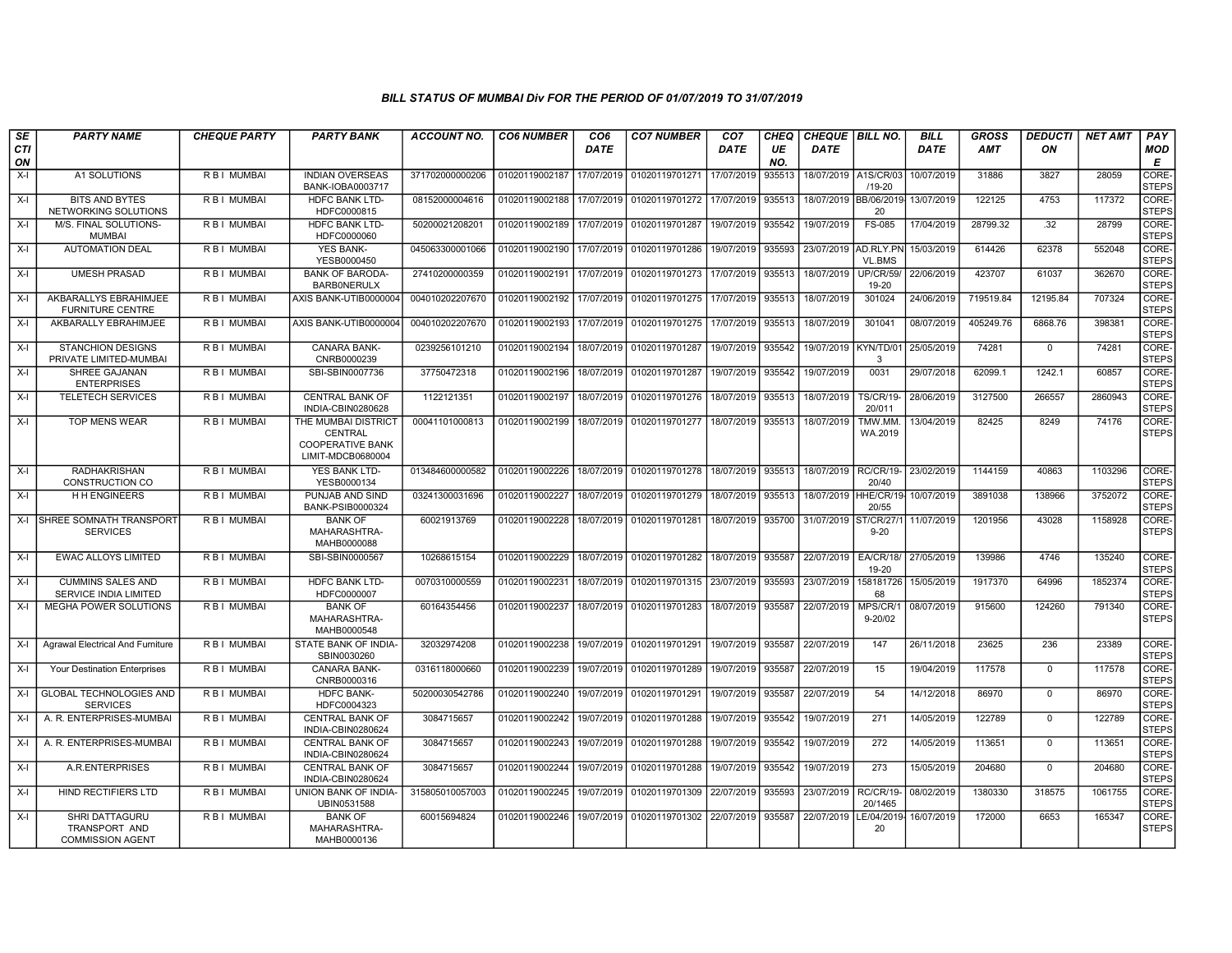### BILL STATUS OF MUMBAI Div FOR THE PERIOD OF 01/07/2019 TO 31/07/2019

| SECTION | PARTY NAME | CHEQUE PARTY | PARTY BANK | ACCOUNT NO. | CO6 NUMBER | CO6 DATE | CO7 NUMBER | CO7 DATE | CHEQUE NO. | CHEQUE DATE | BILL NO. | BILL DATE | GROSS AMT | DEDUCTION | NET AMT | PAY MODE |
|---|---|---|---|---|---|---|---|---|---|---|---|---|---|---|---|---|
| X-I | A1 SOLUTIONS | R B I MUMBAI | INDIAN OVERSEAS BANK-IOBA0003717 | 371702000000206 | 01020119002187 | 17/07/2019 | 01020119701271 | 17/07/2019 | 935513 | 18/07/2019 | A1S/CR/03/19-20 | 10/07/2019 | 31886 | 3827 | 28059 | CORE-STEPS |
| X-I | BITS AND BYTES NETWORKING SOLUTIONS | R B I MUMBAI | HDFC BANK LTD-HDFC0000815 | 08152000004616 | 01020119002188 | 17/07/2019 | 01020119701272 | 17/07/2019 | 935513 | 18/07/2019 | BB/06/2019-20 | 13/07/2019 | 122125 | 4753 | 117372 | CORE-STEPS |
| X-I | M/S. FINAL SOLUTIONS-MUMBAI | R B I MUMBAI | HDFC BANK LTD-HDFC0000060 | 50200021208201 | 01020119002189 | 17/07/2019 | 01020119701287 | 19/07/2019 | 935542 | 19/07/2019 | FS-085 | 17/04/2019 | 28799.32 | .32 | 28799 | CORE-STEPS |
| X-I | AUTOMATION DEAL | R B I MUMBAI | YES BANK-YESB0000450 | 045063300001066 | 01020119002190 | 17/07/2019 | 01020119701286 | 19/07/2019 | 935593 | 23/07/2019 | AD.RLY.PNVL.BMS | 15/03/2019 | 614426 | 62378 | 552048 | CORE-STEPS |
| X-I | UMESH PRASAD | R B I MUMBAI | BANK OF BARODA-BARB0NERULX | 27410200000359 | 01020119002191 | 17/07/2019 | 01020119701273 | 17/07/2019 | 935513 | 18/07/2019 | UP/CR/59/19-20 | 22/06/2019 | 423707 | 61037 | 362670 | CORE-STEPS |
| X-I | AKBARALLYS EBRAHIMJEE FURNITURE CENTRE | R B I MUMBAI | AXIS BANK-UTIB0000004 | 004010202207670 | 01020119002192 | 17/07/2019 | 01020119701275 | 17/07/2019 | 935513 | 18/07/2019 | 301024 | 24/06/2019 | 719519.84 | 12195.84 | 707324 | CORE-STEPS |
| X-I | AKBARALLY EBRAHIMJEE | R B I MUMBAI | AXIS BANK-UTIB0000004 | 004010202207670 | 01020119002193 | 17/07/2019 | 01020119701275 | 17/07/2019 | 935513 | 18/07/2019 | 301041 | 08/07/2019 | 405249.76 | 6868.76 | 398381 | CORE-STEPS |
| X-I | STANCHION DESIGNS PRIVATE LIMITED-MUMBAI | R B I MUMBAI | CANARA BANK-CNRB0000239 | 0239256101210 | 01020119002194 | 18/07/2019 | 01020119701287 | 19/07/2019 | 935542 | 19/07/2019 | KYN/TD/013 | 25/05/2019 | 74281 | 0 | 74281 | CORE-STEPS |
| X-I | SHREE GAJANAN ENTERPRISES | R B I MUMBAI | SBI-SBIN0007736 | 37750472318 | 01020119002196 | 18/07/2019 | 01020119701287 | 19/07/2019 | 935542 | 19/07/2019 | 0031 | 29/07/2018 | 62099.1 | 1242.1 | 60857 | CORE-STEPS |
| X-I | TELETECH SERVICES | R B I MUMBAI | CENTRAL BANK OF INDIA-CBIN0280628 | 1122121351 | 01020119002197 | 18/07/2019 | 01020119701276 | 18/07/2019 | 935513 | 18/07/2019 | TS/CR/19-20/011 | 28/06/2019 | 3127500 | 266557 | 2860943 | CORE-STEPS |
| X-I | TOP MENS WEAR | R B I MUMBAI | THE MUMBAI DISTRICT CENTRAL COOPERATIVE BANK LIMIT-MDCB0680004 | 00041101000813 | 01020119002199 | 18/07/2019 | 01020119701277 | 18/07/2019 | 935513 | 18/07/2019 | TMW.MM.WA.2019 | 13/04/2019 | 82425 | 8249 | 74176 | CORE-STEPS |
| X-I | RADHAKRISHAN CONSTRUCTION CO | R B I MUMBAI | YES BANK LTD-YESB0000134 | 013484600000582 | 01020119002226 | 18/07/2019 | 01020119701278 | 18/07/2019 | 935513 | 18/07/2019 | RC/CR/19-20/40 | 23/02/2019 | 1144159 | 40863 | 1103296 | CORE-STEPS |
| X-I | H H ENGINEERS | R B I MUMBAI | PUNJAB AND SIND BANK-PSIB0000324 | 03241300031696 | 01020119002227 | 18/07/2019 | 01020119701279 | 18/07/2019 | 935513 | 18/07/2019 | HHE/CR/19-20/55 | 10/07/2019 | 3891038 | 138966 | 3752072 | CORE-STEPS |
| X-I | SHREE SOMNATH TRANSPORT SERVICES | R B I MUMBAI | BANK OF MAHARASHTRA-MAHB0000088 | 60021913769 | 01020119002228 | 18/07/2019 | 01020119701281 | 18/07/2019 | 935700 | 31/07/2019 | ST/CR/27/19-20 | 11/07/2019 | 1201956 | 43028 | 1158928 | CORE-STEPS |
| X-I | EWAC ALLOYS LIMITED | R B I MUMBAI | SBI-SBIN0000567 | 10268615154 | 01020119002229 | 18/07/2019 | 01020119701282 | 18/07/2019 | 935587 | 22/07/2019 | EA/CR/18/19-20 | 27/05/2019 | 139986 | 4746 | 135240 | CORE-STEPS |
| X-I | CUMMINS SALES AND SERVICE INDIA LIMITED | R B I MUMBAI | HDFC BANK LTD-HDFC0000007 | 0070310000559 | 01020119002231 | 18/07/2019 | 01020119701315 | 23/07/2019 | 935593 | 23/07/2019 | 15818172668 | 15/05/2019 | 1917370 | 64996 | 1852374 | CORE-STEPS |
| X-I | MEGHA POWER SOLUTIONS | R B I MUMBAI | BANK OF MAHARASHTRA-MAHB0000548 | 60164354456 | 01020119002237 | 18/07/2019 | 01020119701283 | 18/07/2019 | 935587 | 22/07/2019 | MPS/CR/19-20/02 | 08/07/2019 | 915600 | 124260 | 791340 | CORE-STEPS |
| X-I | Agrawal Electrical And Furniture | R B I MUMBAI | STATE BANK OF INDIA-SBIN0030260 | 32032974208 | 01020119002238 | 19/07/2019 | 01020119701291 | 19/07/2019 | 935587 | 22/07/2019 | 147 | 26/11/2018 | 23625 | 236 | 23389 | CORE-STEPS |
| X-I | Your Destination Enterprises | R B I MUMBAI | CANARA BANK-CNRB0000316 | 0316118000660 | 01020119002239 | 19/07/2019 | 01020119701289 | 19/07/2019 | 935587 | 22/07/2019 | 15 | 19/04/2019 | 117578 | 0 | 117578 | CORE-STEPS |
| X-I | GLOBAL TECHNOLOGIES AND SERVICES | R B I MUMBAI | HDFC BANK-HDFC0004323 | 50200030542786 | 01020119002240 | 19/07/2019 | 01020119701291 | 19/07/2019 | 935587 | 22/07/2019 | 54 | 14/12/2018 | 86970 | 0 | 86970 | CORE-STEPS |
| X-I | A. R. ENTERPRISES-MUMBAI | R B I MUMBAI | CENTRAL BANK OF INDIA-CBIN0280624 | 3084715657 | 01020119002242 | 19/07/2019 | 01020119701288 | 19/07/2019 | 935542 | 19/07/2019 | 271 | 14/05/2019 | 122789 | 0 | 122789 | CORE-STEPS |
| X-I | A. R. ENTERPRISES-MUMBAI | R B I MUMBAI | CENTRAL BANK OF INDIA-CBIN0280624 | 3084715657 | 01020119002243 | 19/07/2019 | 01020119701288 | 19/07/2019 | 935542 | 19/07/2019 | 272 | 14/05/2019 | 113651 | 0 | 113651 | CORE-STEPS |
| X-I | A.R.ENTERPRISES | R B I MUMBAI | CENTRAL BANK OF INDIA-CBIN0280624 | 3084715657 | 01020119002244 | 19/07/2019 | 01020119701288 | 19/07/2019 | 935542 | 19/07/2019 | 273 | 15/05/2019 | 204680 | 0 | 204680 | CORE-STEPS |
| X-I | HIND RECTIFIERS LTD | R B I MUMBAI | UNION BANK OF INDIA-UBIN0531588 | 315805010057003 | 01020119002245 | 19/07/2019 | 01020119701309 | 22/07/2019 | 935593 | 23/07/2019 | RC/CR/19-20/1465 | 08/02/2019 | 1380330 | 318575 | 1061755 | CORE-STEPS |
| X-I | SHRI DATTAGURU TRANSPORT AND COMMISSION AGENT | R B I MUMBAI | BANK OF MAHARASHTRA-MAHB0000136 | 60015694824 | 01020119002246 | 19/07/2019 | 01020119701302 | 22/07/2019 | 935587 | 22/07/2019 | LE/04/2019-20 | 16/07/2019 | 172000 | 6653 | 165347 | CORE-STEPS |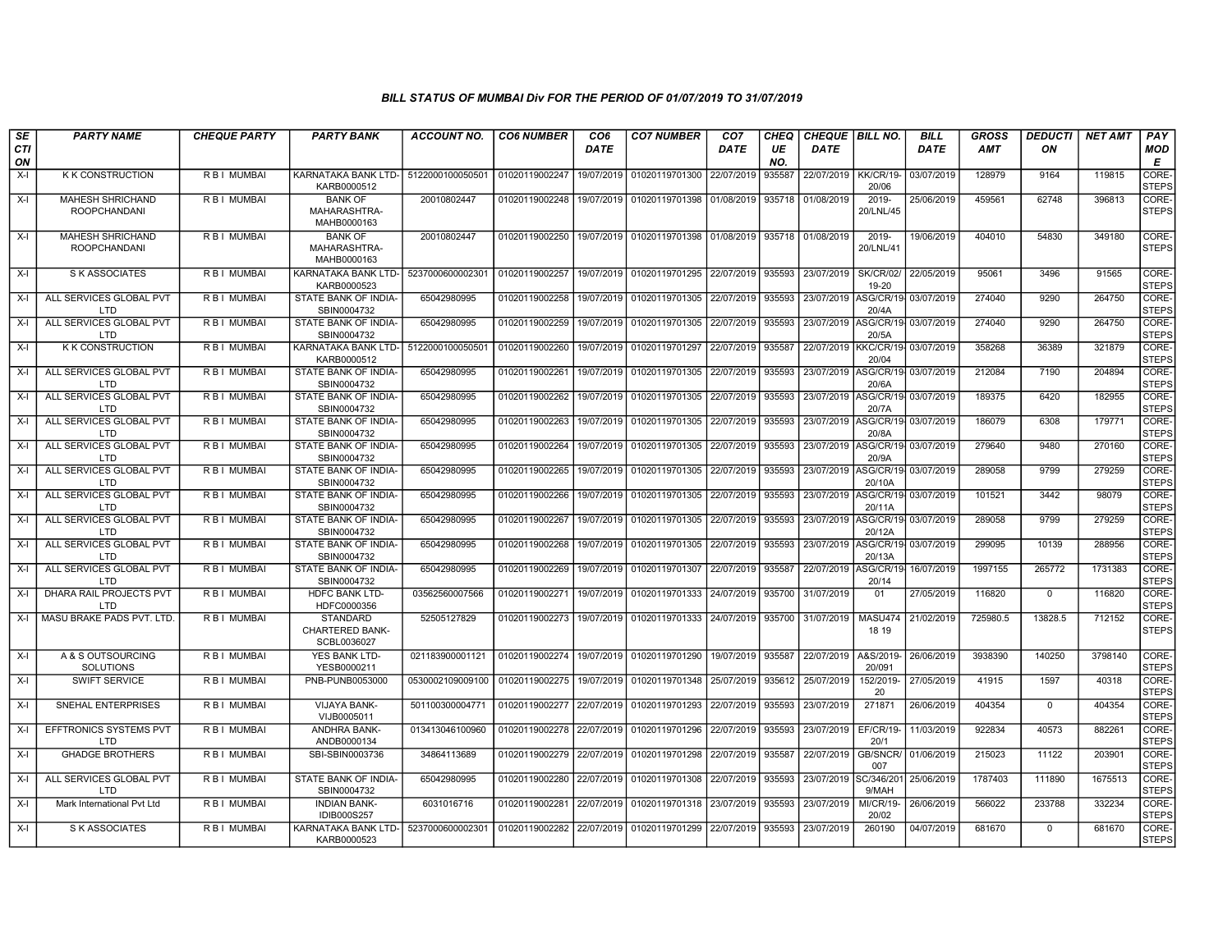### BILL STATUS OF MUMBAI Div FOR THE PERIOD OF 01/07/2019 TO 31/07/2019

| SECTION | PARTY NAME | CHEQUE PARTY | PARTY BANK | ACCOUNT NO. | CO6 NUMBER | CO6 DATE | CO7 NUMBER | CO7 DATE | CHEQUE NO. | CHEQUE DATE | BILL NO. | BILL DATE | GROSS AMT | DEDUCTION | NET AMT | PAY MODE |
|---|---|---|---|---|---|---|---|---|---|---|---|---|---|---|---|---|
| X-I | K K CONSTRUCTION | R B I MUMBAI | KARNATAKA BANK LTD-KARB0000512 | 5122000100050501 | 01020119002247 | 19/07/2019 | 01020119701300 | 22/07/2019 | 935587 | 22/07/2019 | KK/CR/19-20/06 | 03/07/2019 | 128979 | 9164 | 119815 | CORE-STEPS |
| X-I | MAHESH SHRICHAND ROOPCHANDANI | R B I MUMBAI | BANK OF MAHARASHTRA-MAHB0000163 | 20010802447 | 01020119002248 | 19/07/2019 | 01020119701398 | 01/08/2019 | 935718 | 01/08/2019 | 2019-20/LNL/45 | 25/06/2019 | 459561 | 62748 | 396813 | CORE-STEPS |
| X-I | MAHESH SHRICHAND ROOPCHANDANI | R B I MUMBAI | BANK OF MAHARASHTRA-MAHB0000163 | 20010802447 | 01020119002250 | 19/07/2019 | 01020119701398 | 01/08/2019 | 935718 | 01/08/2019 | 2019-20/LNL/41 | 19/06/2019 | 404010 | 54830 | 349180 | CORE-STEPS |
| X-I | S K ASSOCIATES | R B I MUMBAI | KARNATAKA BANK LTD-KARB0000523 | 5237000600002301 | 01020119002257 | 19/07/2019 | 01020119701295 | 22/07/2019 | 935593 | 23/07/2019 | SK/CR/02/19-20 | 22/05/2019 | 95061 | 3496 | 91565 | CORE-STEPS |
| X-I | ALL SERVICES GLOBAL PVT LTD | R B I MUMBAI | STATE BANK OF INDIA-SBIN0004732 | 65042980995 | 01020119002258 | 19/07/2019 | 01020119701305 | 22/07/2019 | 935593 | 23/07/2019 | ASG/CR/19-20/4A | 03/07/2019 | 274040 | 9290 | 264750 | CORE-STEPS |
| X-I | ALL SERVICES GLOBAL PVT LTD | R B I MUMBAI | STATE BANK OF INDIA-SBIN0004732 | 65042980995 | 01020119002259 | 19/07/2019 | 01020119701305 | 22/07/2019 | 935593 | 23/07/2019 | ASG/CR/19-20/5A | 03/07/2019 | 274040 | 9290 | 264750 | CORE-STEPS |
| X-I | K K CONSTRUCTION | R B I MUMBAI | KARNATAKA BANK LTD-KARB0000512 | 5122000100050501 | 01020119002260 | 19/07/2019 | 01020119701297 | 22/07/2019 | 935587 | 22/07/2019 | KKC/CR/19-20/04 | 03/07/2019 | 358268 | 36389 | 321879 | CORE-STEPS |
| X-I | ALL SERVICES GLOBAL PVT LTD | R B I MUMBAI | STATE BANK OF INDIA-SBIN0004732 | 65042980995 | 01020119002261 | 19/07/2019 | 01020119701305 | 22/07/2019 | 935593 | 23/07/2019 | ASG/CR/19-20/6A | 03/07/2019 | 212084 | 7190 | 204894 | CORE-STEPS |
| X-I | ALL SERVICES GLOBAL PVT LTD | R B I MUMBAI | STATE BANK OF INDIA-SBIN0004732 | 65042980995 | 01020119002262 | 19/07/2019 | 01020119701305 | 22/07/2019 | 935593 | 23/07/2019 | ASG/CR/19-20/7A | 03/07/2019 | 189375 | 6420 | 182955 | CORE-STEPS |
| X-I | ALL SERVICES GLOBAL PVT LTD | R B I MUMBAI | STATE BANK OF INDIA-SBIN0004732 | 65042980995 | 01020119002263 | 19/07/2019 | 01020119701305 | 22/07/2019 | 935593 | 23/07/2019 | ASG/CR/19-20/8A | 03/07/2019 | 186079 | 6308 | 179771 | CORE-STEPS |
| X-I | ALL SERVICES GLOBAL PVT LTD | R B I MUMBAI | STATE BANK OF INDIA-SBIN0004732 | 65042980995 | 01020119002264 | 19/07/2019 | 01020119701305 | 22/07/2019 | 935593 | 23/07/2019 | ASG/CR/19-20/9A | 03/07/2019 | 279640 | 9480 | 270160 | CORE-STEPS |
| X-I | ALL SERVICES GLOBAL PVT LTD | R B I MUMBAI | STATE BANK OF INDIA-SBIN0004732 | 65042980995 | 01020119002265 | 19/07/2019 | 01020119701305 | 22/07/2019 | 935593 | 23/07/2019 | ASG/CR/19-20/10A | 03/07/2019 | 289058 | 9799 | 279259 | CORE-STEPS |
| X-I | ALL SERVICES GLOBAL PVT LTD | R B I MUMBAI | STATE BANK OF INDIA-SBIN0004732 | 65042980995 | 01020119002266 | 19/07/2019 | 01020119701305 | 22/07/2019 | 935593 | 23/07/2019 | ASG/CR/19-20/11A | 03/07/2019 | 101521 | 3442 | 98079 | CORE-STEPS |
| X-I | ALL SERVICES GLOBAL PVT LTD | R B I MUMBAI | STATE BANK OF INDIA-SBIN0004732 | 65042980995 | 01020119002267 | 19/07/2019 | 01020119701305 | 22/07/2019 | 935593 | 23/07/2019 | ASG/CR/19-20/12A | 03/07/2019 | 289058 | 9799 | 279259 | CORE-STEPS |
| X-I | ALL SERVICES GLOBAL PVT LTD | R B I MUMBAI | STATE BANK OF INDIA-SBIN0004732 | 65042980995 | 01020119002268 | 19/07/2019 | 01020119701305 | 22/07/2019 | 935593 | 23/07/2019 | ASG/CR/19-20/13A | 03/07/2019 | 299095 | 10139 | 288956 | CORE-STEPS |
| X-I | ALL SERVICES GLOBAL PVT LTD | R B I MUMBAI | STATE BANK OF INDIA-SBIN0004732 | 65042980995 | 01020119002269 | 19/07/2019 | 01020119701307 | 22/07/2019 | 935587 | 22/07/2019 | ASG/CR/19-20/14 | 16/07/2019 | 1997155 | 265772 | 1731383 | CORE-STEPS |
| X-I | DHARA RAIL PROJECTS PVT LTD | R B I MUMBAI | HDFC BANK LTD-HDFC0000356 | 03562560007566 | 01020119002271 | 19/07/2019 | 01020119701333 | 24/07/2019 | 935700 | 31/07/2019 | 01 | 27/05/2019 | 116820 | 0 | 116820 | CORE-STEPS |
| X-I | MASU BRAKE PADS PVT. LTD. | R B I MUMBAI | STANDARD CHARTERED BANK-SCBL0036027 | 52505127829 | 01020119002273 | 19/07/2019 | 01020119701333 | 24/07/2019 | 935700 | 31/07/2019 | MASU474 18 19 | 21/02/2019 | 725980.5 | 13828.5 | 712152 | CORE-STEPS |
| X-I | A & S OUTSOURCING SOLUTIONS | R B I MUMBAI | YES BANK LTD-YESB0000211 | 021183900001121 | 01020119002274 | 19/07/2019 | 01020119701290 | 19/07/2019 | 935587 | 22/07/2019 | A&S/2019-20/091 | 26/06/2019 | 3938390 | 140250 | 3798140 | CORE-STEPS |
| X-I | SWIFT SERVICE | R B I MUMBAI | PNB-PUNB0053000 | 0530002109009100 | 01020119002275 | 19/07/2019 | 01020119701348 | 25/07/2019 | 935612 | 25/07/2019 | 152/2019-20 | 27/05/2019 | 41915 | 1597 | 40318 | CORE-STEPS |
| X-I | SNEHAL ENTERPRISES | R B I MUMBAI | VIJAYA BANK-VIJB0005011 | 501100300004771 | 01020119002277 | 22/07/2019 | 01020119701293 | 22/07/2019 | 935593 | 23/07/2019 | 271871 | 26/06/2019 | 404354 | 0 | 404354 | CORE-STEPS |
| X-I | EFFTRONICS SYSTEMS PVT LTD | R B I MUMBAI | ANDHRA BANK-ANDB0000134 | 013413046100960 | 01020119002278 | 22/07/2019 | 01020119701296 | 22/07/2019 | 935593 | 23/07/2019 | EF/CR/19-20/1 | 11/03/2019 | 922834 | 40573 | 882261 | CORE-STEPS |
| X-I | GHADGE BROTHERS | R B I MUMBAI | SBI-SBIN0003736 | 34864113689 | 01020119002279 | 22/07/2019 | 01020119701298 | 22/07/2019 | 935587 | 22/07/2019 | GB/SNCR/007 | 01/06/2019 | 215023 | 11122 | 203901 | CORE-STEPS |
| X-I | ALL SERVICES GLOBAL PVT LTD | R B I MUMBAI | STATE BANK OF INDIA-SBIN0004732 | 65042980995 | 01020119002280 | 22/07/2019 | 01020119701308 | 22/07/2019 | 935593 | 23/07/2019 | SC/346/2019/MAH | 25/06/2019 | 1787403 | 111890 | 1675513 | CORE-STEPS |
| X-I | Mark International Pvt Ltd | R B I MUMBAI | INDIAN BANK-IDIB000S257 | 6031016716 | 01020119002281 | 22/07/2019 | 01020119701318 | 23/07/2019 | 935593 | 23/07/2019 | MI/CR/19-20/02 | 26/06/2019 | 566022 | 233788 | 332234 | CORE-STEPS |
| X-I | S K ASSOCIATES | R B I MUMBAI | KARNATAKA BANK LTD-KARB0000523 | 5237000600002301 | 01020119002282 | 22/07/2019 | 01020119701299 | 22/07/2019 | 935593 | 23/07/2019 | 260190 | 04/07/2019 | 681670 | 0 | 681670 | CORE-STEPS |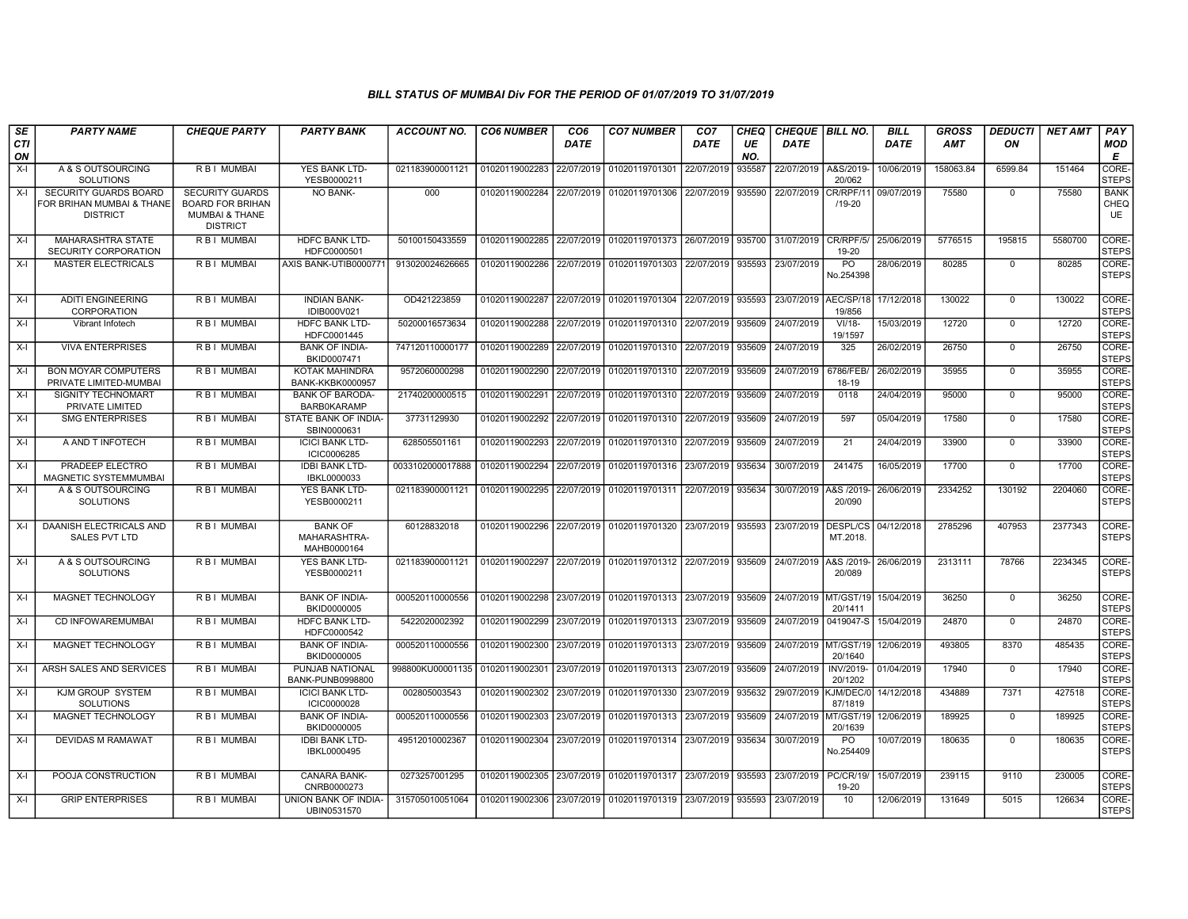### BILL STATUS OF MUMBAI Div FOR THE PERIOD OF 01/07/2019 TO 31/07/2019

| SECTION | PARTY NAME | CHEQUE PARTY | PARTY BANK | ACCOUNT NO. | CO6 NUMBER | CO6 DATE | CO7 NUMBER | CO7 DATE | CHEQUE NO. | CHEQUE DATE | BILL NO. | BILL DATE | GROSS AMT | DEDUCTION | NET AMT | PAY MODE |
|---|---|---|---|---|---|---|---|---|---|---|---|---|---|---|---|---|
| X-I | A & S OUTSOURCING SOLUTIONS | R B I MUMBAI | YES BANK LTD-YESB0000211 | 021183900001121 | 01020119002283 | 22/07/2019 | 01020119701301 | 22/07/2019 | 935587 | 22/07/2019 | A&S/2019-20/062 | 10/06/2019 | 158063.84 | 6599.84 | 151464 | CORE-STEPS |
| X-I | SECURITY GUARDS BOARD FOR BRIHAN MUMBAI & THANE DISTRICT | SECURITY GUARDS BOARD FOR BRIHAN MUMBAI & THANE DISTRICT | NO BANK- | 000 | 01020119002284 | 22/07/2019 | 01020119701306 | 22/07/2019 | 935590 | 22/07/2019 | CR/RPF/11/19-20 | 09/07/2019 | 75580 | 0 | 75580 | BANK CHEQUE |
| X-I | MAHARASHTRA STATE SECURITY CORPORATION | R B I MUMBAI | HDFC BANK LTD-HDFC0000501 | 50100150433559 | 01020119002285 | 22/07/2019 | 01020119701373 | 26/07/2019 | 935700 | 31/07/2019 | CR/RPF/5/19-20 | 25/06/2019 | 5776515 | 195815 | 5580700 | CORE-STEPS |
| X-I | MASTER ELECTRICALS | R B I MUMBAI | AXIS BANK-UTIB0000771 | 913020024626665 | 01020119002286 | 22/07/2019 | 01020119701303 | 22/07/2019 | 935593 | 23/07/2019 | PO No.254398 | 28/06/2019 | 80285 | 0 | 80285 | CORE-STEPS |
| X-I | ADITI ENGINEERING CORPORATION | R B I MUMBAI | INDIAN BANK-IDIB000V021 | OD421223859 | 01020119002287 | 22/07/2019 | 01020119701304 | 22/07/2019 | 935593 | 23/07/2019 | AEC/SP/18 19/856 | 17/12/2018 | 130022 | 0 | 130022 | CORE-STEPS |
| X-I | Vibrant Infotech | R B I MUMBAI | HDFC BANK LTD-HDFC0001445 | 50200016573634 | 01020119002288 | 22/07/2019 | 01020119701310 | 22/07/2019 | 935609 | 24/07/2019 | VI/18-19/1597 | 15/03/2019 | 12720 | 0 | 12720 | CORE-STEPS |
| X-I | VIVA ENTERPRISES | R B I MUMBAI | BANK OF INDIA-BKID0007471 | 747120110000177 | 01020119002289 | 22/07/2019 | 01020119701310 | 22/07/2019 | 935609 | 24/07/2019 | 325 | 26/02/2019 | 26750 | 0 | 26750 | CORE-STEPS |
| X-I | BON MOYAR COMPUTERS PRIVATE LIMITED-MUMBAI | R B I MUMBAI | KOTAK MAHINDRA BANK-KKBK0000957 | 9572060000298 | 01020119002290 | 22/07/2019 | 01020119701310 | 22/07/2019 | 935609 | 24/07/2019 | 6786/FEB/18-19 | 26/02/2019 | 35955 | 0 | 35955 | CORE-STEPS |
| X-I | SIGNITY TECHNOMART PRIVATE LIMITED | R B I MUMBAI | BANK OF BARODA-BARB0KARAMP | 21740200000515 | 01020119002291 | 22/07/2019 | 01020119701310 | 22/07/2019 | 935609 | 24/07/2019 | 0118 | 24/04/2019 | 95000 | 0 | 95000 | CORE-STEPS |
| X-I | SMG ENTERPRISES | R B I MUMBAI | STATE BANK OF INDIA-SBIN0000631 | 37731129930 | 01020119002292 | 22/07/2019 | 01020119701310 | 22/07/2019 | 935609 | 24/07/2019 | 597 | 05/04/2019 | 17580 | 0 | 17580 | CORE-STEPS |
| X-I | A AND T INFOTECH | R B I MUMBAI | ICICI BANK LTD-ICIC0006285 | 628505501161 | 01020119002293 | 22/07/2019 | 01020119701310 | 22/07/2019 | 935609 | 24/07/2019 | 21 | 24/04/2019 | 33900 | 0 | 33900 | CORE-STEPS |
| X-I | PRADEEP ELECTRO MAGNETIC SYSTEMMUMBAI | R B I MUMBAI | IDBI BANK LTD-IBKL0000033 | 0033102000017888 | 01020119002294 | 22/07/2019 | 01020119701316 | 23/07/2019 | 935634 | 30/07/2019 | 241475 | 16/05/2019 | 17700 | 0 | 17700 | CORE-STEPS |
| X-I | A & S OUTSOURCING SOLUTIONS | R B I MUMBAI | YES BANK LTD-YESB0000211 | 021183900001121 | 01020119002295 | 22/07/2019 | 01020119701311 | 22/07/2019 | 935634 | 30/07/2019 | A&S /2019-20/090 | 26/06/2019 | 2334252 | 130192 | 2204060 | CORE-STEPS |
| X-I | DAANISH ELECTRICALS AND SALES PVT LTD | R B I MUMBAI | BANK OF MAHARASHTRA-MAHB0000164 | 60128832018 | 01020119002296 | 22/07/2019 | 01020119701320 | 23/07/2019 | 935593 | 23/07/2019 | DESPL/CS MT.2018. | 04/12/2018 | 2785296 | 407953 | 2377343 | CORE-STEPS |
| X-I | A & S OUTSOURCING SOLUTIONS | R B I MUMBAI | YES BANK LTD-YESB0000211 | 021183900001121 | 01020119002297 | 22/07/2019 | 01020119701312 | 22/07/2019 | 935609 | 24/07/2019 | A&S /2019-20/089 | 26/06/2019 | 2313111 | 78766 | 2234345 | CORE-STEPS |
| X-I | MAGNET TECHNOLOGY | R B I MUMBAI | BANK OF INDIA-BKID0000005 | 000520110000556 | 01020119002298 | 23/07/2019 | 01020119701313 | 23/07/2019 | 935609 | 24/07/2019 | MT/GST/19 20/1411 | 15/04/2019 | 36250 | 0 | 36250 | CORE-STEPS |
| X-I | CD INFOWAREMUMBAI | R B I MUMBAI | HDFC BANK LTD-HDFC0000542 | 5422020002392 | 01020119002299 | 23/07/2019 | 01020119701313 | 23/07/2019 | 935609 | 24/07/2019 | 0419047-S | 15/04/2019 | 24870 | 0 | 24870 | CORE-STEPS |
| X-I | MAGNET TECHNOLOGY | R B I MUMBAI | BANK OF INDIA-BKID0000005 | 000520110000556 | 01020119002300 | 23/07/2019 | 01020119701313 | 23/07/2019 | 935609 | 24/07/2019 | MT/GST/19 20/1640 | 12/06/2019 | 493805 | 8370 | 485435 | CORE-STEPS |
| X-I | ARSH SALES AND SERVICES | R B I MUMBAI | PUNJAB NATIONAL BANK-PUNB0998800 | 998800KU00001135 | 01020119002301 | 23/07/2019 | 01020119701313 | 23/07/2019 | 935609 | 24/07/2019 | INV/2019-20/1202 | 01/04/2019 | 17940 | 0 | 17940 | CORE-STEPS |
| X-I | KJM GROUP SYSTEM SOLUTIONS | R B I MUMBAI | ICICI BANK LTD-ICIC0000028 | 002805003543 | 01020119002302 | 23/07/2019 | 01020119701330 | 23/07/2019 | 935632 | 29/07/2019 | KJM/DEC/0 87/1819 | 14/12/2018 | 434889 | 7371 | 427518 | CORE-STEPS |
| X-I | MAGNET TECHNOLOGY | R B I MUMBAI | BANK OF INDIA-BKID0000005 | 000520110000556 | 01020119002303 | 23/07/2019 | 01020119701313 | 23/07/2019 | 935609 | 24/07/2019 | MT/GST/19 20/1639 | 12/06/2019 | 189925 | 0 | 189925 | CORE-STEPS |
| X-I | DEVIDAS M RAMAWAT | R B I MUMBAI | IDBI BANK LTD-IBKL0000495 | 49512010002367 | 01020119002304 | 23/07/2019 | 01020119701314 | 23/07/2019 | 935634 | 30/07/2019 | PO No.254409 | 10/07/2019 | 180635 | 0 | 180635 | CORE-STEPS |
| X-I | POOJA CONSTRUCTION | R B I MUMBAI | CANARA BANK-CNRB0000273 | 0273257001295 | 01020119002305 | 23/07/2019 | 01020119701317 | 23/07/2019 | 935593 | 23/07/2019 | PC/CR/19/19-20 | 15/07/2019 | 239115 | 9110 | 230005 | CORE-STEPS |
| X-I | GRIP ENTERPRISES | R B I MUMBAI | UNION BANK OF INDIA-UBIN0531570 | 315705010051064 | 01020119002306 | 23/07/2019 | 01020119701319 | 23/07/2019 | 935593 | 23/07/2019 | 10 | 12/06/2019 | 131649 | 5015 | 126634 | CORE-STEPS |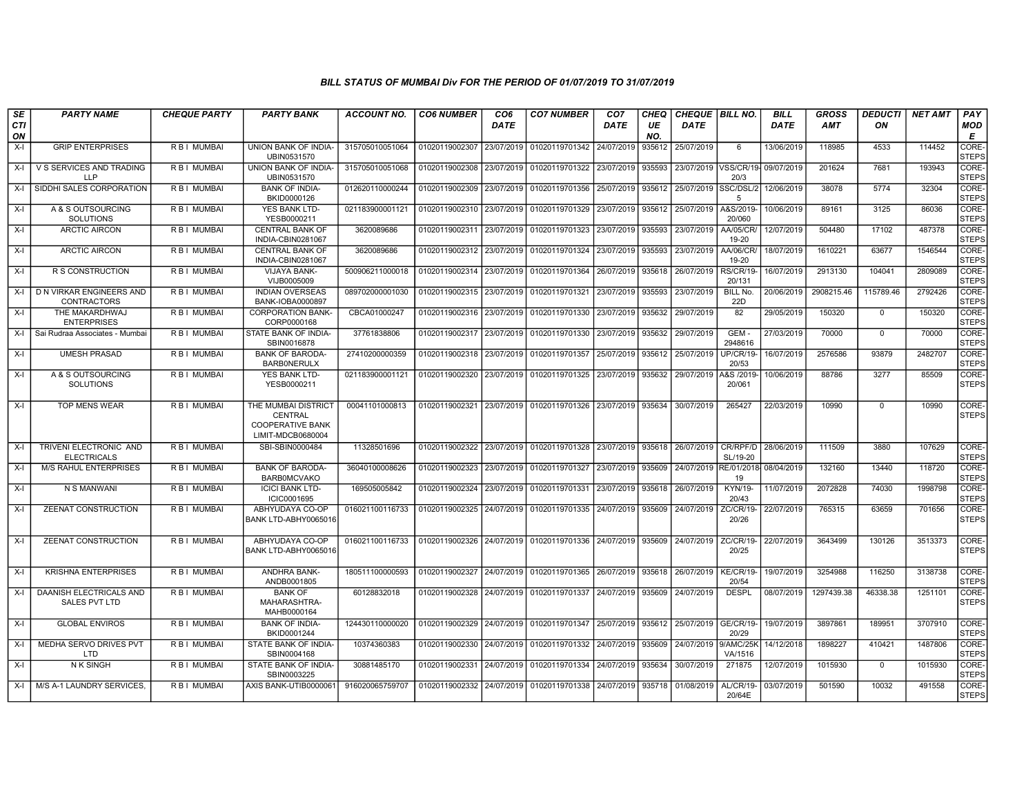### BILL STATUS OF MUMBAI Div FOR THE PERIOD OF 01/07/2019 TO 31/07/2019

| SECTION | PARTY NAME | CHEQUE PARTY | PARTY BANK | ACCOUNT NO. | CO6 NUMBER | CO6 DATE | CO7 NUMBER | CO7 DATE | CHEQUE NO. | CHEQUE DATE | BILL NO. | BILL DATE | GROSS AMT | DEDUCTION | NET AMT | PAY MODE |
|---|---|---|---|---|---|---|---|---|---|---|---|---|---|---|---|---|
| X-I | GRIP ENTERPRISES | R B I MUMBAI | UNION BANK OF INDIA-UBIN0531570 | 315705010051064 | 01020119002307 | 23/07/2019 | 01020119701342 | 24/07/2019 | 935612 | 25/07/2019 | 6 | 13/06/2019 | 118985 | 4533 | 114452 | CORE-STEPS |
| X-I | V S SERVICES AND TRADING LLP | R B I MUMBAI | UNION BANK OF INDIA-UBIN0531570 | 315705010051068 | 01020119002308 | 23/07/2019 | 01020119701322 | 23/07/2019 | 935593 | 23/07/2019 | VSS/CR/19-20/3 | 09/07/2019 | 201624 | 7681 | 193943 | CORE-STEPS |
| X-I | SIDDHI SALES CORPORATION | R B I MUMBAI | BANK OF INDIA-BKID0000126 | 012620110000244 | 01020119002309 | 23/07/2019 | 01020119701356 | 25/07/2019 | 935612 | 25/07/2019 | SSC/DSL/25 | 12/06/2019 | 38078 | 5774 | 32304 | CORE-STEPS |
| X-I | A & S OUTSOURCING SOLUTIONS | R B I MUMBAI | YES BANK LTD-YESB0000211 | 021183900001121 | 01020119002310 | 23/07/2019 | 01020119701329 | 23/07/2019 | 935612 | 25/07/2019 | A&S/2019-20/060 | 10/06/2019 | 89161 | 3125 | 86036 | CORE-STEPS |
| X-I | ARCTIC AIRCON | R B I MUMBAI | CENTRAL BANK OF INDIA-CBIN0281067 | 3620089686 | 01020119002311 | 23/07/2019 | 01020119701323 | 23/07/2019 | 935593 | 23/07/2019 | AA/05/CR/19-20 | 12/07/2019 | 504480 | 17102 | 487378 | CORE-STEPS |
| X-I | ARCTIC AIRCON | R B I MUMBAI | CENTRAL BANK OF INDIA-CBIN0281067 | 3620089686 | 01020119002312 | 23/07/2019 | 01020119701324 | 23/07/2019 | 935593 | 23/07/2019 | AA/06/CR/19-20 | 18/07/2019 | 1610221 | 63677 | 1546544 | CORE-STEPS |
| X-I | R S CONSTRUCTION | R B I MUMBAI | VIJAYA BANK-VIJB0005009 | 500906211000018 | 01020119002314 | 23/07/2019 | 01020119701364 | 26/07/2019 | 935618 | 26/07/2019 | RS/CR/19-20/131 | 16/07/2019 | 2913130 | 104041 | 2809089 | CORE-STEPS |
| X-I | D N VIRKAR ENGINEERS AND CONTRACTORS | R B I MUMBAI | INDIAN OVERSEAS BANK-IOBA0000897 | 089702000001030 | 01020119002315 | 23/07/2019 | 01020119701321 | 23/07/2019 | 935593 | 23/07/2019 | BILL No. 22D | 20/06/2019 | 2908215.46 | 115789.46 | 2792426 | CORE-STEPS |
| X-I | THE MAKARDHWAJ ENTERPRISES | R B I MUMBAI | CORPORATION BANK-CORP0000168 | CBCA01000247 | 01020119002316 | 23/07/2019 | 01020119701330 | 23/07/2019 | 935632 | 29/07/2019 | 82 | 29/05/2019 | 150320 | 0 | 150320 | CORE-STEPS |
| X-I | Sai Rudraa Associates - Mumbai | R B I MUMBAI | STATE BANK OF INDIA-SBIN0016878 | 37761838806 | 01020119002317 | 23/07/2019 | 01020119701330 | 23/07/2019 | 935632 | 29/07/2019 | GEM - 2948616 | 27/03/2019 | 70000 | 0 | 70000 | CORE-STEPS |
| X-I | UMESH PRASAD | R B I MUMBAI | BANK OF BARODA-BARB0NERULX | 27410200000359 | 01020119002318 | 23/07/2019 | 01020119701357 | 25/07/2019 | 935612 | 25/07/2019 | UP/CR/19-20/53 | 16/07/2019 | 2576586 | 93879 | 2482707 | CORE-STEPS |
| X-I | A & S OUTSOURCING SOLUTIONS | R B I MUMBAI | YES BANK LTD-YESB0000211 | 021183900001121 | 01020119002320 | 23/07/2019 | 01020119701325 | 23/07/2019 | 935632 | 29/07/2019 | A&S /2019-20/061 | 10/06/2019 | 88786 | 3277 | 85509 | CORE-STEPS |
| X-I | TOP MENS WEAR | R B I MUMBAI | THE MUMBAI DISTRICT CENTRAL COOPERATIVE BANK LIMIT-MDCB0680004 | 00041101000813 | 01020119002321 | 23/07/2019 | 01020119701326 | 23/07/2019 | 935634 | 30/07/2019 | 265427 | 22/03/2019 | 10990 | 0 | 10990 | CORE-STEPS |
| X-I | TRIVENI ELECTRONIC AND ELECTRICALS | R B I MUMBAI | SBI-SBIN0000484 | 11328501696 | 01020119002322 | 23/07/2019 | 01020119701328 | 23/07/2019 | 935618 | 26/07/2019 | CR/RPF/DSL/19-20 | 28/06/2019 | 111509 | 3880 | 107629 | CORE-STEPS |
| X-I | M/S RAHUL ENTERPRISES | R B I MUMBAI | BANK OF BARODA-BARB0MCVAKO | 36040100008626 | 01020119002323 | 23/07/2019 | 01020119701327 | 23/07/2019 | 935609 | 24/07/2019 | RE/01/2018-19 | 08/04/2019 | 132160 | 13440 | 118720 | CORE-STEPS |
| X-I | N S MANWANI | R B I MUMBAI | ICICI BANK LTD-ICIC0001695 | 169505005842 | 01020119002324 | 23/07/2019 | 01020119701331 | 23/07/2019 | 935618 | 26/07/2019 | KYN/19-20/43 | 11/07/2019 | 2072828 | 74030 | 1998798 | CORE-STEPS |
| X-I | ZEENAT CONSTRUCTION | R B I MUMBAI | ABHYUDAYA CO-OP BANK LTD-ABHY0065016 | 016021100116733 | 01020119002325 | 24/07/2019 | 01020119701335 | 24/07/2019 | 935609 | 24/07/2019 | ZC/CR/19-20/26 | 22/07/2019 | 765315 | 63659 | 701656 | CORE-STEPS |
| X-I | ZEENAT CONSTRUCTION | R B I MUMBAI | ABHYUDAYA CO-OP BANK LTD-ABHY0065016 | 016021100116733 | 01020119002326 | 24/07/2019 | 01020119701336 | 24/07/2019 | 935609 | 24/07/2019 | ZC/CR/19-20/25 | 22/07/2019 | 3643499 | 130126 | 3513373 | CORE-STEPS |
| X-I | KRISHNA ENTERPRISES | R B I MUMBAI | ANDHRA BANK-ANDB0001805 | 180511100000593 | 01020119002327 | 24/07/2019 | 01020119701365 | 26/07/2019 | 935618 | 26/07/2019 | KE/CR/19-20/54 | 19/07/2019 | 3254988 | 116250 | 3138738 | CORE-STEPS |
| X-I | DAANISH ELECTRICALS AND SALES PVT LTD | R B I MUMBAI | BANK OF MAHARASHTRA-MAHB0000164 | 60128832018 | 01020119002328 | 24/07/2019 | 01020119701337 | 24/07/2019 | 935609 | 24/07/2019 | DESPL | 08/07/2019 | 1297439.38 | 46338.38 | 1251101 | CORE-STEPS |
| X-I | GLOBAL ENVIROS | R B I MUMBAI | BANK OF INDIA-BKID0001244 | 124430110000020 | 01020119002329 | 24/07/2019 | 01020119701347 | 25/07/2019 | 935612 | 25/07/2019 | GE/CR/19-20/29 | 19/07/2019 | 3897861 | 189951 | 3707910 | CORE-STEPS |
| X-I | MEDHA SERVO DRIVES PVT LTD | R B I MUMBAI | STATE BANK OF INDIA-SBIN0004168 | 10374360383 | 01020119002330 | 24/07/2019 | 01020119701332 | 24/07/2019 | 935609 | 24/07/2019 | 9/AMC/25KVA/1516 | 14/12/2018 | 1898227 | 410421 | 1487806 | CORE-STEPS |
| X-I | N K SINGH | R B I MUMBAI | STATE BANK OF INDIA-SBIN0003225 | 30881485170 | 01020119002331 | 24/07/2019 | 01020119701334 | 24/07/2019 | 935634 | 30/07/2019 | 271875 | 12/07/2019 | 1015930 | 0 | 1015930 | CORE-STEPS |
| X-I | M/S A-1 LAUNDRY SERVICES, | R B I MUMBAI | AXIS BANK-UTIB0000061 | 916020065759707 | 01020119002332 | 24/07/2019 | 01020119701338 | 24/07/2019 | 935718 | 01/08/2019 | AL/CR/19-20/64E | 03/07/2019 | 501590 | 10032 | 491558 | CORE-STEPS |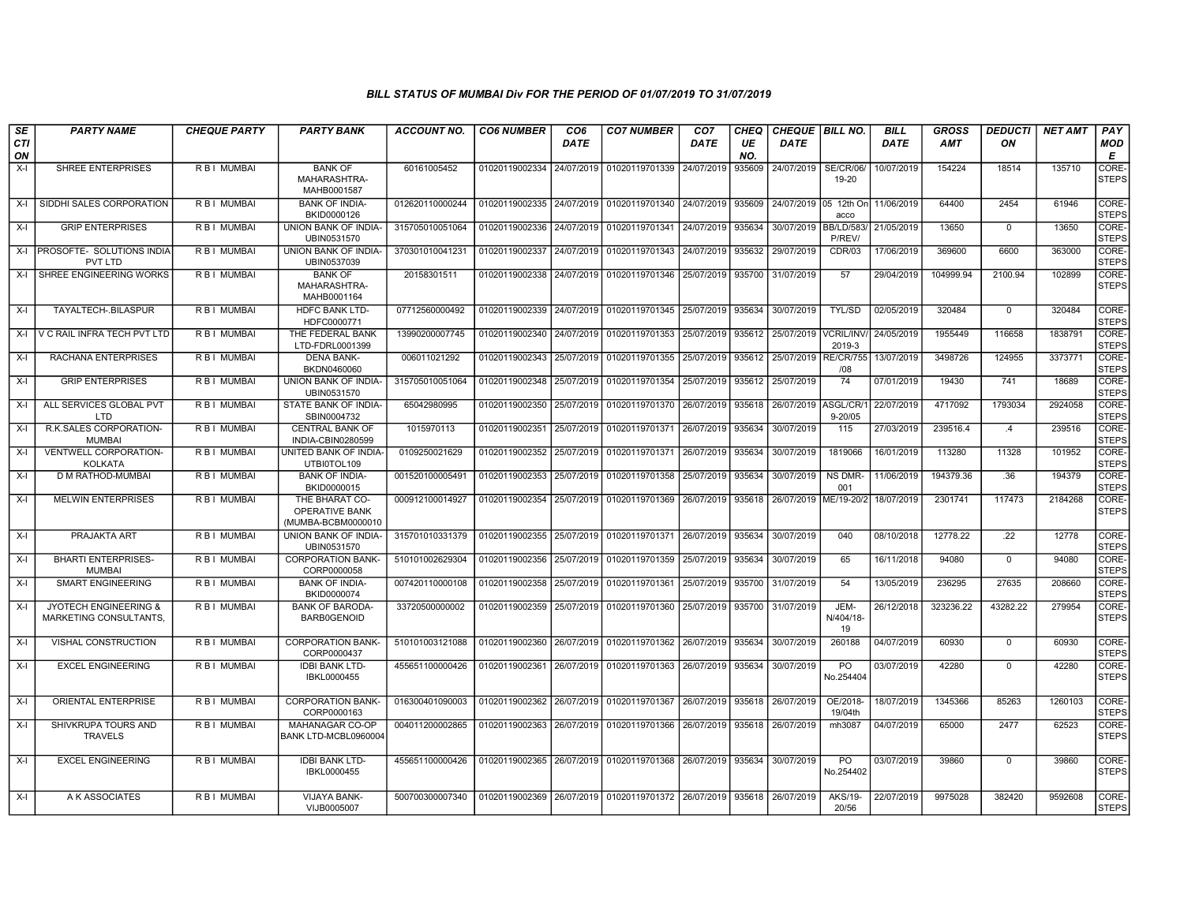### BILL STATUS OF MUMBAI Div FOR THE PERIOD OF 01/07/2019 TO 31/07/2019

| SECTION | PARTY NAME | CHEQUE PARTY | PARTY BANK | ACCOUNT NO. | CO6 NUMBER | CO6 DATE | CO7 NUMBER | CO7 DATE | CHEQUE NO. | CHEQUE DATE | BILL NO. | BILL DATE | GROSS AMT | DEDUCTION | NET AMT | PAY MODE |
|---|---|---|---|---|---|---|---|---|---|---|---|---|---|---|---|---|
| X-I | SHREE ENTERPRISES | R B I MUMBAI | BANK OF MAHARASHTRA-MAHB0001587 | 60161005452 | 01020119002334 | 24/07/2019 | 01020119701339 | 24/07/2019 | 935609 | 24/07/2019 | SE/CR/06/19-20 | 10/07/2019 | 154224 | 18514 | 135710 | CORE-STEPS |
| X-I | SIDDHI SALES CORPORATION | R B I MUMBAI | BANK OF INDIA-BKID0000126 | 012620110000244 | 01020119002335 | 24/07/2019 | 01020119701340 | 24/07/2019 | 935609 | 24/07/2019 | 05 12th On acco | 11/06/2019 | 64400 | 2454 | 61946 | CORE-STEPS |
| X-I | GRIP ENTERPRISES | R B I MUMBAI | UNION BANK OF INDIA-UBIN0531570 | 315705010051064 | 01020119002336 | 24/07/2019 | 01020119701341 | 24/07/2019 | 935634 | 30/07/2019 | BB/LD/583/P/REV/ | 21/05/2019 | 13650 | 0 | 13650 | CORE-STEPS |
| X-I | PROSOFTE- SOLUTIONS INDIA PVT LTD | R B I MUMBAI | UNION BANK OF INDIA-UBIN0537039 | 370301010041231 | 01020119002337 | 24/07/2019 | 01020119701343 | 24/07/2019 | 935632 | 29/07/2019 | CDR/03 | 17/06/2019 | 369600 | 6600 | 363000 | CORE-STEPS |
| X-I | SHREE ENGINEERING WORKS | R B I MUMBAI | BANK OF MAHARASHTRA-MAHB0001164 | 20158301511 | 01020119002338 | 24/07/2019 | 01020119701346 | 25/07/2019 | 935700 | 31/07/2019 | 57 | 29/04/2019 | 104999.94 | 2100.94 | 102899 | CORE-STEPS |
| X-I | TAYALTECH-.BILASPUR | R B I MUMBAI | HDFC BANK LTD-HDFC0000771 | 07712560000492 | 01020119002339 | 24/07/2019 | 01020119701345 | 25/07/2019 | 935634 | 30/07/2019 | TYL/SD | 02/05/2019 | 320484 | 0 | 320484 | CORE-STEPS |
| X-I | V C RAIL INFRA TECH PVT LTD | R B I MUMBAI | THE FEDERAL BANK LTD-FDRL0001399 | 13990200007745 | 01020119002340 | 24/07/2019 | 01020119701353 | 25/07/2019 | 935612 | 25/07/2019 | VCRIL/INV/2019-3 | 24/05/2019 | 1955449 | 116658 | 1838791 | CORE-STEPS |
| X-I | RACHANA ENTERPRISES | R B I MUMBAI | DENA BANK-BKDN0460060 | 006011021292 | 01020119002343 | 25/07/2019 | 01020119701355 | 25/07/2019 | 935612 | 25/07/2019 | RE/CR/755/08 | 13/07/2019 | 3498726 | 124955 | 3373771 | CORE-STEPS |
| X-I | GRIP ENTERPRISES | R B I MUMBAI | UNION BANK OF INDIA-UBIN0531570 | 315705010051064 | 01020119002348 | 25/07/2019 | 01020119701354 | 25/07/2019 | 935612 | 25/07/2019 | 74 | 07/01/2019 | 19430 | 741 | 18689 | CORE-STEPS |
| X-I | ALL SERVICES GLOBAL PVT LTD | R B I MUMBAI | STATE BANK OF INDIA-SBIN0004732 | 65042980995 | 01020119002350 | 25/07/2019 | 01020119701370 | 26/07/2019 | 935618 | 26/07/2019 | ASGL/CR/19-20/05 | 22/07/2019 | 4717092 | 1793034 | 2924058 | CORE-STEPS |
| X-I | R.K.SALES CORPORATION-MUMBAI | R B I MUMBAI | CENTRAL BANK OF INDIA-CBIN0280599 | 1015970113 | 01020119002351 | 25/07/2019 | 01020119701371 | 26/07/2019 | 935634 | 30/07/2019 | 115 | 27/03/2019 | 239516.4 | .4 | 239516 | CORE-STEPS |
| X-I | VENTWELL CORPORATION-KOLKATA | R B I MUMBAI | UNITED BANK OF INDIA-UTBI0TOL109 | 0109250021629 | 01020119002352 | 25/07/2019 | 01020119701371 | 26/07/2019 | 935634 | 30/07/2019 | 1819066 | 16/01/2019 | 113280 | 11328 | 101952 | CORE-STEPS |
| X-I | D M RATHOD-MUMBAI | R B I MUMBAI | BANK OF INDIA-BKID0000015 | 001520100005491 | 01020119002353 | 25/07/2019 | 01020119701358 | 25/07/2019 | 935634 | 30/07/2019 | NS DMR-001 | 11/06/2019 | 194379.36 | .36 | 194379 | CORE-STEPS |
| X-I | MELWIN ENTERPRISES | R B I MUMBAI | THE BHARAT CO-OPERATIVE BANK (MUMBA-BCBM0000010 | 000912100014927 | 01020119002354 | 25/07/2019 | 01020119701369 | 26/07/2019 | 935618 | 26/07/2019 | ME/19-20/2 | 18/07/2019 | 2301741 | 117473 | 2184268 | CORE-STEPS |
| X-I | PRAJAKTA ART | R B I MUMBAI | UNION BANK OF INDIA-UBIN0531570 | 315701010331379 | 01020119002355 | 25/07/2019 | 01020119701371 | 26/07/2019 | 935634 | 30/07/2019 | 040 | 08/10/2018 | 12778.22 | .22 | 12778 | CORE-STEPS |
| X-I | BHARTI ENTERPRISES-MUMBAI | R B I MUMBAI | CORPORATION BANK-CORP0000058 | 510101002629304 | 01020119002356 | 25/07/2019 | 01020119701359 | 25/07/2019 | 935634 | 30/07/2019 | 65 | 16/11/2018 | 94080 | 0 | 94080 | CORE-STEPS |
| X-I | SMART ENGINEERING | R B I MUMBAI | BANK OF INDIA-BKID0000074 | 007420110000108 | 01020119002358 | 25/07/2019 | 01020119701361 | 25/07/2019 | 935700 | 31/07/2019 | 54 | 13/05/2019 | 236295 | 27635 | 208660 | CORE-STEPS |
| X-I | JYOTECH ENGINEERING & MARKETING CONSULTANTS, | R B I MUMBAI | BANK OF BARODA-BARB0GENOID | 33720500000002 | 01020119002359 | 25/07/2019 | 01020119701360 | 25/07/2019 | 935700 | 31/07/2019 | JEM-N/404/18-19 | 26/12/2018 | 323236.22 | 43282.22 | 279954 | CORE-STEPS |
| X-I | VISHAL CONSTRUCTION | R B I MUMBAI | CORPORATION BANK-CORP0000437 | 510101003121088 | 01020119002360 | 26/07/2019 | 01020119701362 | 26/07/2019 | 935634 | 30/07/2019 | 260188 | 04/07/2019 | 60930 | 0 | 60930 | CORE-STEPS |
| X-I | EXCEL ENGINEERING | R B I MUMBAI | IDBI BANK LTD-IBKL0000455 | 455651100000426 | 01020119002361 | 26/07/2019 | 01020119701363 | 26/07/2019 | 935634 | 30/07/2019 | PO No.254404 | 03/07/2019 | 42280 | 0 | 42280 | CORE-STEPS |
| X-I | ORIENTAL ENTERPRISE | R B I MUMBAI | CORPORATION BANK-CORP0000163 | 016300401090003 | 01020119002362 | 26/07/2019 | 01020119701367 | 26/07/2019 | 935618 | 26/07/2019 | OE/2018-19/04th | 18/07/2019 | 1345366 | 85263 | 1260103 | CORE-STEPS |
| X-I | SHIVKRUPA TOURS AND TRAVELS | R B I MUMBAI | MAHANAGAR CO-OP BANK LTD-MCBL0960004 | 004011200002865 | 01020119002363 | 26/07/2019 | 01020119701366 | 26/07/2019 | 935618 | 26/07/2019 | mh3087 | 04/07/2019 | 65000 | 2477 | 62523 | CORE-STEPS |
| X-I | EXCEL ENGINEERING | R B I MUMBAI | IDBI BANK LTD-IBKL0000455 | 455651100000426 | 01020119002365 | 26/07/2019 | 01020119701368 | 26/07/2019 | 935634 | 30/07/2019 | PO No.254402 | 03/07/2019 | 39860 | 0 | 39860 | CORE-STEPS |
| X-I | A K ASSOCIATES | R B I MUMBAI | VIJAYA BANK-VIJB0005007 | 500700300007340 | 01020119002369 | 26/07/2019 | 01020119701372 | 26/07/2019 | 935618 | 26/07/2019 | AKS/19-20/56 | 22/07/2019 | 9975028 | 382420 | 9592608 | CORE-STEPS |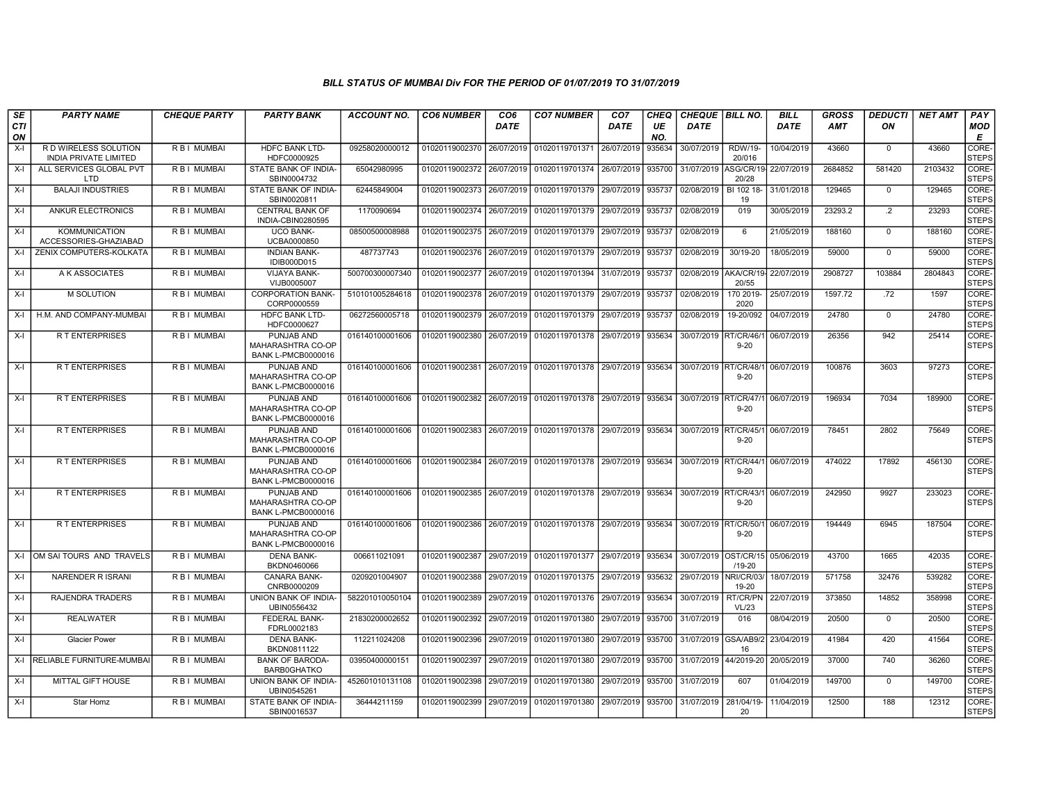### BILL STATUS OF MUMBAI Div FOR THE PERIOD OF 01/07/2019 TO 31/07/2019

| SECTION | PARTY NAME | CHEQUE PARTY | PARTY BANK | ACCOUNT NO. | CO6 NUMBER | CO6 DATE | CO7 NUMBER | CO7 DATE | CHEQUE NO. | CHEQUE DATE | BILL NO. | BILL DATE | GROSS AMT | DEDUCTION | NET AMT | PAY MODE |
|---|---|---|---|---|---|---|---|---|---|---|---|---|---|---|---|---|
| X-I | R D WIRELESS SOLUTION INDIA PRIVATE LIMITED | R B I MUMBAI | HDFC BANK LTD-HDFC0000925 | 09258020000012 | 01020119002370 | 26/07/2019 | 01020119701371 | 26/07/2019 | 935634 | 30/07/2019 | RDW/19-20/016 | 10/04/2019 | 43660 | 0 | 43660 | CORE-STEPS |
| X-I | ALL SERVICES GLOBAL PVT LTD | R B I MUMBAI | STATE BANK OF INDIA-SBIN0004732 | 65042980995 | 01020119002372 | 26/07/2019 | 01020119701374 | 26/07/2019 | 935700 | 31/07/2019 | ASG/CR/19-20/28 | 22/07/2019 | 2684852 | 581420 | 2103432 | CORE-STEPS |
| X-I | BALAJI INDUSTRIES | R B I MUMBAI | STATE BANK OF INDIA-SBIN0020811 | 62445849004 | 01020119002373 | 26/07/2019 | 01020119701379 | 29/07/2019 | 935737 | 02/08/2019 | BI 102 18-19 | 31/01/2018 | 129465 | 0 | 129465 | CORE-STEPS |
| X-I | ANKUR ELECTRONICS | R B I MUMBAI | CENTRAL BANK OF INDIA-CBIN0280595 | 1170090694 | 01020119002374 | 26/07/2019 | 01020119701379 | 29/07/2019 | 935737 | 02/08/2019 | 019 | 30/05/2019 | 23293.2 | .2 | 23293 | CORE-STEPS |
| X-I | KOMMUNICATION ACCESSORIES-GHAZIABAD | R B I MUMBAI | UCO BANK-UCBA0000850 | 08500500008988 | 01020119002375 | 26/07/2019 | 01020119701379 | 29/07/2019 | 935737 | 02/08/2019 | 6 | 21/05/2019 | 188160 | 0 | 188160 | CORE-STEPS |
| X-I | ZENIX COMPUTERS-KOLKATA | R B I MUMBAI | INDIAN BANK-IDIB000D015 | 487737743 | 01020119002376 | 26/07/2019 | 01020119701379 | 29/07/2019 | 935737 | 02/08/2019 | 30/19-20 | 18/05/2019 | 59000 | 0 | 59000 | CORE-STEPS |
| X-I | A K ASSOCIATES | R B I MUMBAI | VIJAYA BANK-VIJB0005007 | 500700300007340 | 01020119002377 | 26/07/2019 | 01020119701394 | 31/07/2019 | 935737 | 02/08/2019 | AKA/CR/19-20/55 | 22/07/2019 | 2908727 | 103884 | 2804843 | CORE-STEPS |
| X-I | M SOLUTION | R B I MUMBAI | CORPORATION BANK-CORP0000559 | 510101005284618 | 01020119002378 | 26/07/2019 | 01020119701379 | 29/07/2019 | 935737 | 02/08/2019 | 170 2019-2020 | 25/07/2019 | 1597.72 | .72 | 1597 | CORE-STEPS |
| X-I | H.M. AND COMPANY-MUMBAI | R B I MUMBAI | HDFC BANK LTD-HDFC0000627 | 06272560005718 | 01020119002379 | 26/07/2019 | 01020119701379 | 29/07/2019 | 935737 | 02/08/2019 | 19-20/092 | 04/07/2019 | 24780 | 0 | 24780 | CORE-STEPS |
| X-I | R T ENTERPRISES | R B I MUMBAI | PUNJAB AND MAHARASHTRA CO-OP BANK L-PMCB0000016 | 016140100001606 | 01020119002380 | 26/07/2019 | 01020119701378 | 29/07/2019 | 935634 | 30/07/2019 | RT/CR/46/19-20 | 06/07/2019 | 26356 | 942 | 25414 | CORE-STEPS |
| X-I | R T ENTERPRISES | R B I MUMBAI | PUNJAB AND MAHARASHTRA CO-OP BANK L-PMCB0000016 | 016140100001606 | 01020119002381 | 26/07/2019 | 01020119701378 | 29/07/2019 | 935634 | 30/07/2019 | RT/CR/48/19-20 | 06/07/2019 | 100876 | 3603 | 97273 | CORE-STEPS |
| X-I | R T ENTERPRISES | R B I MUMBAI | PUNJAB AND MAHARASHTRA CO-OP BANK L-PMCB0000016 | 016140100001606 | 01020119002382 | 26/07/2019 | 01020119701378 | 29/07/2019 | 935634 | 30/07/2019 | RT/CR/47/19-20 | 06/07/2019 | 196934 | 7034 | 189900 | CORE-STEPS |
| X-I | R T ENTERPRISES | R B I MUMBAI | PUNJAB AND MAHARASHTRA CO-OP BANK L-PMCB0000016 | 016140100001606 | 01020119002383 | 26/07/2019 | 01020119701378 | 29/07/2019 | 935634 | 30/07/2019 | RT/CR/45/19-20 | 06/07/2019 | 78451 | 2802 | 75649 | CORE-STEPS |
| X-I | R T ENTERPRISES | R B I MUMBAI | PUNJAB AND MAHARASHTRA CO-OP BANK L-PMCB0000016 | 016140100001606 | 01020119002384 | 26/07/2019 | 01020119701378 | 29/07/2019 | 935634 | 30/07/2019 | RT/CR/44/19-20 | 06/07/2019 | 474022 | 17892 | 456130 | CORE-STEPS |
| X-I | R T ENTERPRISES | R B I MUMBAI | PUNJAB AND MAHARASHTRA CO-OP BANK L-PMCB0000016 | 016140100001606 | 01020119002385 | 26/07/2019 | 01020119701378 | 29/07/2019 | 935634 | 30/07/2019 | RT/CR/43/19-20 | 06/07/2019 | 242950 | 9927 | 233023 | CORE-STEPS |
| X-I | R T ENTERPRISES | R B I MUMBAI | PUNJAB AND MAHARASHTRA CO-OP BANK L-PMCB0000016 | 016140100001606 | 01020119002386 | 26/07/2019 | 01020119701378 | 29/07/2019 | 935634 | 30/07/2019 | RT/CR/50/19-20 | 06/07/2019 | 194449 | 6945 | 187504 | CORE-STEPS |
| X-I | OM SAI TOURS AND TRAVELS | R B I MUMBAI | DENA BANK-BKDN0460066 | 006611021091 | 01020119002387 | 29/07/2019 | 01020119701377 | 29/07/2019 | 935634 | 30/07/2019 | OST/CR/15/19-20 | 05/06/2019 | 43700 | 1665 | 42035 | CORE-STEPS |
| X-I | NARENDER R ISRANI | R B I MUMBAI | CANARA BANK-CNRB0000209 | 0209201004907 | 01020119002388 | 29/07/2019 | 01020119701375 | 29/07/2019 | 935632 | 29/07/2019 | NRI/CR/03/19-20 | 18/07/2019 | 571758 | 32476 | 539282 | CORE-STEPS |
| X-I | RAJENDRA TRADERS | R B I MUMBAI | UNION BANK OF INDIA-UBIN0556432 | 582201010050104 | 01020119002389 | 29/07/2019 | 01020119701376 | 29/07/2019 | 935634 | 30/07/2019 | RT/CR/PNVL/23 | 22/07/2019 | 373850 | 14852 | 358998 | CORE-STEPS |
| X-I | REALWATER | R B I MUMBAI | FEDERAL BANK-FDRL0002183 | 21830200002652 | 01020119002392 | 29/07/2019 | 01020119701380 | 29/07/2019 | 935700 | 31/07/2019 | 016 | 08/04/2019 | 20500 | 0 | 20500 | CORE-STEPS |
| X-I | Glacier Power | R B I MUMBAI | DENA BANK-BKDN0811122 | 112211024208 | 01020119002396 | 29/07/2019 | 01020119701380 | 29/07/2019 | 935700 | 31/07/2019 | GSA/AB9/216 | 23/04/2019 | 41984 | 420 | 41564 | CORE-STEPS |
| X-I | RELIABLE FURNITURE-MUMBAI | R B I MUMBAI | BANK OF BARODA-BARB0GHATKO | 03950400000151 | 01020119002397 | 29/07/2019 | 01020119701380 | 29/07/2019 | 935700 | 31/07/2019 | 44/2019-20 | 20/05/2019 | 37000 | 740 | 36260 | CORE-STEPS |
| X-I | MITTAL GIFT HOUSE | R B I MUMBAI | UNION BANK OF INDIA-UBIN0545261 | 452601010131108 | 01020119002398 | 29/07/2019 | 01020119701380 | 29/07/2019 | 935700 | 31/07/2019 | 607 | 01/04/2019 | 149700 | 0 | 149700 | CORE-STEPS |
| X-I | Star Homz | R B I MUMBAI | STATE BANK OF INDIA-SBIN0016537 | 36444211159 | 01020119002399 | 29/07/2019 | 01020119701380 | 29/07/2019 | 935700 | 31/07/2019 | 281/04/19-20 | 11/04/2019 | 12500 | 188 | 12312 | CORE-STEPS |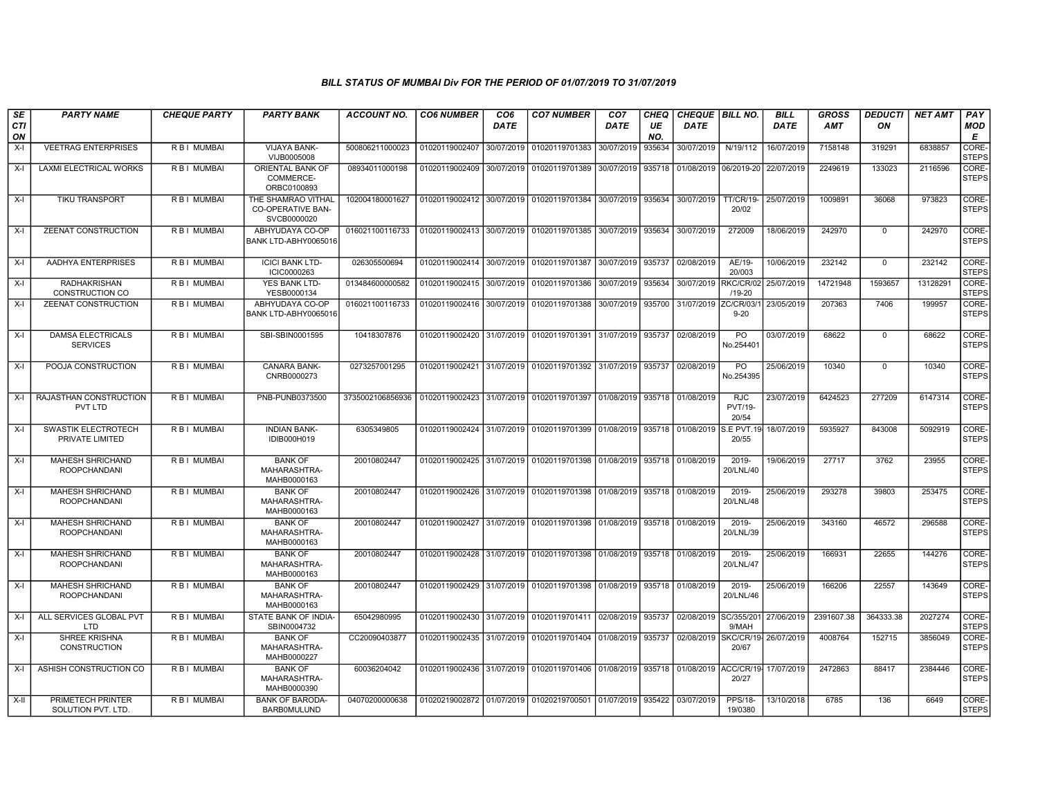### BILL STATUS OF MUMBAI Div FOR THE PERIOD OF 01/07/2019 TO 31/07/2019

| SECTION | PARTY NAME | CHEQUE PARTY | PARTY BANK | ACCOUNT NO. | CO6 NUMBER | CO6 DATE | CO7 NUMBER | CO7 DATE | CHEQUE NO. | CHEQUE DATE | BILL NO. | BILL DATE | GROSS AMT | DEDUCTION | NET AMT | PAY MODE |
|---|---|---|---|---|---|---|---|---|---|---|---|---|---|---|---|---|
| X-I | VEETRAG ENTERPRISES | R B I MUMBAI | VIJAYA BANK-VIJB0005008 | 500806211000023 | 01020119002407 | 30/07/2019 | 01020119701383 | 30/07/2019 | 935634 | 30/07/2019 | N/19/112 | 16/07/2019 | 7158148 | 319291 | 6838857 | CORE-STEPS |
| X-I | LAXMI ELECTRICAL WORKS | R B I MUMBAI | ORIENTAL BANK OF COMMERCE-ORBC0100893 | 08934011000198 | 01020119002409 | 30/07/2019 | 01020119701389 | 30/07/2019 | 935718 | 01/08/2019 | 06/2019-20 | 22/07/2019 | 2249619 | 133023 | 2116596 | CORE-STEPS |
| X-I | TIKU TRANSPORT | R B I MUMBAI | THE SHAMRAO VITHAL CO-OPERATIVE BAN-SVCB0000020 | 102004180001627 | 01020119002412 | 30/07/2019 | 01020119701384 | 30/07/2019 | 935634 | 30/07/2019 | TT/CR/19-20/02 | 25/07/2019 | 1009891 | 36068 | 973823 | CORE-STEPS |
| X-I | ZEENAT CONSTRUCTION | R B I MUMBAI | ABHYUDAYA CO-OP BANK LTD-ABHY0065016 | 016021100116733 | 01020119002413 | 30/07/2019 | 01020119701385 | 30/07/2019 | 935634 | 30/07/2019 | 272009 | 18/06/2019 | 242970 | 0 | 242970 | CORE-STEPS |
| X-I | AADHYA ENTERPRISES | R B I MUMBAI | ICICI BANK LTD-ICIC0000263 | 026305500694 | 01020119002414 | 30/07/2019 | 01020119701387 | 30/07/2019 | 935737 | 02/08/2019 | AE/19-20/003 | 10/06/2019 | 232142 | 0 | 232142 | CORE-STEPS |
| X-I | RADHAKRISHAN CONSTRUCTION CO | R B I MUMBAI | YES BANK LTD-YESB0000134 | 013484600000582 | 01020119002415 | 30/07/2019 | 01020119701386 | 30/07/2019 | 935634 | 30/07/2019 | RKC/CR/02/19-20 | 25/07/2019 | 14721948 | 1593657 | 13128291 | CORE-STEPS |
| X-I | ZEENAT CONSTRUCTION | R B I MUMBAI | ABHYUDAYA CO-OP BANK LTD-ABHY0065016 | 016021100116733 | 01020119002416 | 30/07/2019 | 01020119701388 | 30/07/2019 | 935700 | 31/07/2019 | ZC/CR/03/19-20 | 23/05/2019 | 207363 | 7406 | 199957 | CORE-STEPS |
| X-I | DAMSA ELECTRICALS SERVICES | R B I MUMBAI | SBI-SBIN0001595 | 10418307876 | 01020119002420 | 31/07/2019 | 01020119701391 | 31/07/2019 | 935737 | 02/08/2019 | PO No.254401 | 03/07/2019 | 68622 | 0 | 68622 | CORE-STEPS |
| X-I | POOJA CONSTRUCTION | R B I MUMBAI | CANARA BANK-CNRB0000273 | 0273257001295 | 01020119002421 | 31/07/2019 | 01020119701392 | 31/07/2019 | 935737 | 02/08/2019 | PO No.254395 | 25/06/2019 | 10340 | 0 | 10340 | CORE-STEPS |
| X-I | RAJASTHAN CONSTRUCTION PVT LTD | R B I MUMBAI | PNB-PUNB0373500 | 3735002106856936 | 01020119002423 | 31/07/2019 | 01020119701397 | 01/08/2019 | 935718 | 01/08/2019 | RJC PVT/19-20/54 | 23/07/2019 | 6424523 | 277209 | 6147314 | CORE-STEPS |
| X-I | SWASTIK ELECTROTECH PRIVATE LIMITED | R B I MUMBAI | INDIAN BANK-IDIB000H019 | 6305349805 | 01020119002424 | 31/07/2019 | 01020119701399 | 01/08/2019 | 935718 | 01/08/2019 | S.E PVT.19-20/55 | 18/07/2019 | 5935927 | 843008 | 5092919 | CORE-STEPS |
| X-I | MAHESH SHRICHAND ROOPCHANDANI | R B I MUMBAI | BANK OF MAHARASHTRA-MAHB0000163 | 20010802447 | 01020119002425 | 31/07/2019 | 01020119701398 | 01/08/2019 | 935718 | 01/08/2019 | 2019-20/LNL/40 | 19/06/2019 | 27717 | 3762 | 23955 | CORE-STEPS |
| X-I | MAHESH SHRICHAND ROOPCHANDANI | R B I MUMBAI | BANK OF MAHARASHTRA-MAHB0000163 | 20010802447 | 01020119002426 | 31/07/2019 | 01020119701398 | 01/08/2019 | 935718 | 01/08/2019 | 2019-20/LNL/48 | 25/06/2019 | 293278 | 39803 | 253475 | CORE-STEPS |
| X-I | MAHESH SHRICHAND ROOPCHANDANI | R B I MUMBAI | BANK OF MAHARASHTRA-MAHB0000163 | 20010802447 | 01020119002427 | 31/07/2019 | 01020119701398 | 01/08/2019 | 935718 | 01/08/2019 | 2019-20/LNL/39 | 25/06/2019 | 343160 | 46572 | 296588 | CORE-STEPS |
| X-I | MAHESH SHRICHAND ROOPCHANDANI | R B I MUMBAI | BANK OF MAHARASHTRA-MAHB0000163 | 20010802447 | 01020119002428 | 31/07/2019 | 01020119701398 | 01/08/2019 | 935718 | 01/08/2019 | 2019-20/LNL/47 | 25/06/2019 | 166931 | 22655 | 144276 | CORE-STEPS |
| X-I | MAHESH SHRICHAND ROOPCHANDANI | R B I MUMBAI | BANK OF MAHARASHTRA-MAHB0000163 | 20010802447 | 01020119002429 | 31/07/2019 | 01020119701398 | 01/08/2019 | 935718 | 01/08/2019 | 2019-20/LNL/46 | 25/06/2019 | 166206 | 22557 | 143649 | CORE-STEPS |
| X-I | ALL SERVICES GLOBAL PVT LTD | R B I MUMBAI | STATE BANK OF INDIA-SBIN0004732 | 65042980995 | 01020119002430 | 31/07/2019 | 01020119701411 | 02/08/2019 | 935737 | 02/08/2019 | SC/355/2019/MAH | 27/06/2019 | 2391607.38 | 364333.38 | 2027274 | CORE-STEPS |
| X-I | SHREE KRISHNA CONSTRUCTION | R B I MUMBAI | BANK OF MAHARASHTRA-MAHB0000227 | CC20090403877 | 01020119002435 | 31/07/2019 | 01020119701404 | 01/08/2019 | 935737 | 02/08/2019 | SKC/CR/19-20/67 | 26/07/2019 | 4008764 | 152715 | 3856049 | CORE-STEPS |
| X-I | ASHISH CONSTRUCTION CO | R B I MUMBAI | BANK OF MAHARASHTRA-MAHB0000390 | 60036204042 | 01020119002436 | 31/07/2019 | 01020119701406 | 01/08/2019 | 935718 | 01/08/2019 | ACC/CR/19-20/27 | 17/07/2019 | 2472863 | 88417 | 2384446 | CORE-STEPS |
| X-II | PRIMETECH PRINTER SOLUTION PVT. LTD. | R B I MUMBAI | BANK OF BARODA-BARB0MULUND | 04070200000638 | 01020219002872 | 01/07/2019 | 01020219700501 | 01/07/2019 | 935422 | 03/07/2019 | PPS/18-19/0380 | 13/10/2018 | 6785 | 136 | 6649 | CORE-STEPS |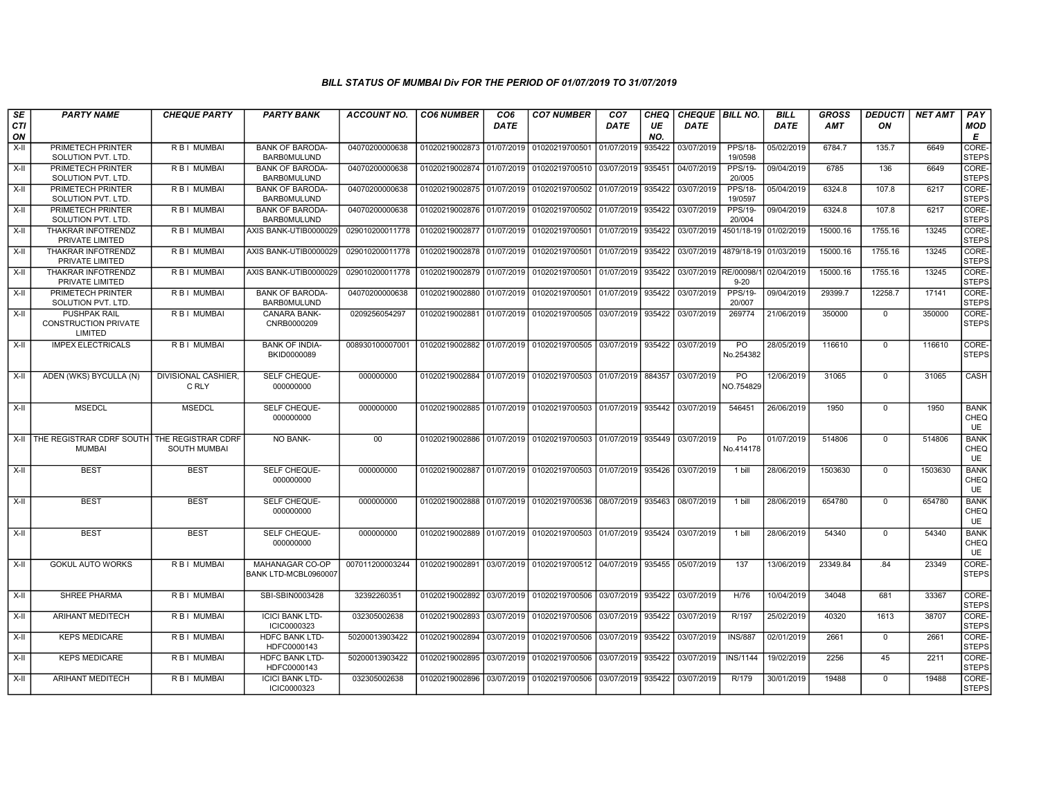### BILL STATUS OF MUMBAI Div FOR THE PERIOD OF 01/07/2019 TO 31/07/2019

| SECTION | PARTY NAME | CHEQUE PARTY | PARTY BANK | ACCOUNT NO. | CO6 NUMBER | CO6 DATE | CO7 NUMBER | CO7 DATE | CHEQUE NO. | CHEQUE DATE | BILL NO. | BILL DATE | GROSS AMT | DEDUCTION | NET AMT | PAY MODE |
|---|---|---|---|---|---|---|---|---|---|---|---|---|---|---|---|---|
| X-II | PRIMETECH PRINTER SOLUTION PVT. LTD. | R B I MUMBAI | BANK OF BARODA-BARB0MULUND | 04070200000638 | 01020219002873 | 01/07/2019 | 01020219700501 | 01/07/2019 | 935422 | 03/07/2019 | PPS/18-19/0598 | 05/02/2019 | 6784.7 | 135.7 | 6649 | CORE-STEPS |
| X-II | PRIMETECH PRINTER SOLUTION PVT. LTD. | R B I MUMBAI | BANK OF BARODA-BARB0MULUND | 04070200000638 | 01020219002874 | 01/07/2019 | 01020219700510 | 03/07/2019 | 935451 | 04/07/2019 | PPS/19-20/005 | 09/04/2019 | 6785 | 136 | 6649 | CORE-STEPS |
| X-II | PRIMETECH PRINTER SOLUTION PVT. LTD. | R B I MUMBAI | BANK OF BARODA-BARB0MULUND | 04070200000638 | 01020219002875 | 01/07/2019 | 01020219700502 | 01/07/2019 | 935422 | 03/07/2019 | PPS/18-19/0597 | 05/04/2019 | 6324.8 | 107.8 | 6217 | CORE-STEPS |
| X-II | PRIMETECH PRINTER SOLUTION PVT. LTD. | R B I MUMBAI | BANK OF BARODA-BARB0MULUND | 04070200000638 | 01020219002876 | 01/07/2019 | 01020219700502 | 01/07/2019 | 935422 | 03/07/2019 | PPS/19-20/004 | 09/04/2019 | 6324.8 | 107.8 | 6217 | CORE-STEPS |
| X-II | THAKRAR INFOTRENDZ PRIVATE LIMITED | R B I MUMBAI | AXIS BANK-UTIB0000029 | 029010200011778 | 01020219002877 | 01/07/2019 | 01020219700501 | 01/07/2019 | 935422 | 03/07/2019 | 4501/18-19 | 01/02/2019 | 15000.16 | 1755.16 | 13245 | CORE-STEPS |
| X-II | THAKRAR INFOTRENDZ PRIVATE LIMITED | R B I MUMBAI | AXIS BANK-UTIB0000029 | 029010200011778 | 01020219002878 | 01/07/2019 | 01020219700501 | 01/07/2019 | 935422 | 03/07/2019 | 4879/18-19 | 01/03/2019 | 15000.16 | 1755.16 | 13245 | CORE-STEPS |
| X-II | THAKRAR INFOTRENDZ PRIVATE LIMITED | R B I MUMBAI | AXIS BANK-UTIB0000029 | 029010200011778 | 01020219002879 | 01/07/2019 | 01020219700501 | 01/07/2019 | 935422 | 03/07/2019 | RE/00098/19-20 | 02/04/2019 | 15000.16 | 1755.16 | 13245 | CORE-STEPS |
| X-II | PRIMETECH PRINTER SOLUTION PVT. LTD. | R B I MUMBAI | BANK OF BARODA-BARB0MULUND | 04070200000638 | 01020219002880 | 01/07/2019 | 01020219700501 | 01/07/2019 | 935422 | 03/07/2019 | PPS/19-20/007 | 09/04/2019 | 29399.7 | 12258.7 | 17141 | CORE-STEPS |
| X-II | PUSHPAK RAIL CONSTRUCTION PRIVATE LIMITED | R B I MUMBAI | CANARA BANK-CNRB0000209 | 0209256054297 | 01020219002881 | 01/07/2019 | 01020219700505 | 03/07/2019 | 935422 | 03/07/2019 | 269774 | 21/06/2019 | 350000 | 0 | 350000 | CORE-STEPS |
| X-II | IMPEX ELECTRICALS | R B I MUMBAI | BANK OF INDIA-BKID0000089 | 008930100007001 | 01020219002882 | 01/07/2019 | 01020219700505 | 03/07/2019 | 935422 | 03/07/2019 | PO No.254382 | 28/05/2019 | 116610 | 0 | 116610 | CORE-STEPS |
| X-II | ADEN (WKS) BYCULLA (N) | DIVISIONAL CASHIER, C RLY | SELF CHEQUE-000000000 | 000000000 | 01020219002884 | 01/07/2019 | 01020219700503 | 01/07/2019 | 884357 | 03/07/2019 | PO NO.754829 | 12/06/2019 | 31065 | 0 | 31065 | CASH |
| X-II | MSEDCL | MSEDCL | SELF CHEQUE-000000000 | 000000000 | 01020219002885 | 01/07/2019 | 01020219700503 | 01/07/2019 | 935442 | 03/07/2019 | 546451 | 26/06/2019 | 1950 | 0 | 1950 | BANK CHEQUE |
| X-II | THE REGISTRAR CDRF SOUTH MUMBAI | THE REGISTRAR CDRF SOUTH MUMBAI | NO BANK- | 00 | 01020219002886 | 01/07/2019 | 01020219700503 | 01/07/2019 | 935449 | 03/07/2019 | Po No.414178 | 01/07/2019 | 514806 | 0 | 514806 | BANK CHEQUE |
| X-II | BEST | BEST | SELF CHEQUE-000000000 | 000000000 | 01020219002887 | 01/07/2019 | 01020219700503 | 01/07/2019 | 935426 | 03/07/2019 | 1 bill | 28/06/2019 | 1503630 | 0 | 1503630 | BANK CHEQUE |
| X-II | BEST | BEST | SELF CHEQUE-000000000 | 000000000 | 01020219002888 | 01/07/2019 | 01020219700536 | 08/07/2019 | 935463 | 08/07/2019 | 1 bill | 28/06/2019 | 654780 | 0 | 654780 | BANK CHEQUE |
| X-II | BEST | BEST | SELF CHEQUE-000000000 | 000000000 | 01020219002889 | 01/07/2019 | 01020219700503 | 01/07/2019 | 935424 | 03/07/2019 | 1 bill | 28/06/2019 | 54340 | 0 | 54340 | BANK CHEQUE |
| X-II | GOKUL AUTO WORKS | R B I MUMBAI | MAHANAGAR CO-OP BANK LTD-MCBL0960007 | 007011200003244 | 01020219002891 | 03/07/2019 | 01020219700512 | 04/07/2019 | 935455 | 05/07/2019 | 137 | 13/06/2019 | 23349.84 | .84 | 23349 | CORE-STEPS |
| X-II | SHREE PHARMA | R B I MUMBAI | SBI-SBIN0003428 | 32392260351 | 01020219002892 | 03/07/2019 | 01020219700506 | 03/07/2019 | 935422 | 03/07/2019 | H/76 | 10/04/2019 | 34048 | 681 | 33367 | CORE-STEPS |
| X-II | ARIHANT MEDITECH | R B I MUMBAI | ICICI BANK LTD-ICIC0000323 | 032305002638 | 01020219002893 | 03/07/2019 | 01020219700506 | 03/07/2019 | 935422 | 03/07/2019 | R/197 | 25/02/2019 | 40320 | 1613 | 38707 | CORE-STEPS |
| X-II | KEPS MEDICARE | R B I MUMBAI | HDFC BANK LTD-HDFC0000143 | 50200013903422 | 01020219002894 | 03/07/2019 | 01020219700506 | 03/07/2019 | 935422 | 03/07/2019 | INS/887 | 02/01/2019 | 2661 | 0 | 2661 | CORE-STEPS |
| X-II | KEPS MEDICARE | R B I MUMBAI | HDFC BANK LTD-HDFC0000143 | 50200013903422 | 01020219002895 | 03/07/2019 | 01020219700506 | 03/07/2019 | 935422 | 03/07/2019 | INS/1144 | 19/02/2019 | 2256 | 45 | 2211 | CORE-STEPS |
| X-II | ARIHANT MEDITECH | R B I MUMBAI | ICICI BANK LTD-ICIC0000323 | 032305002638 | 01020219002896 | 03/07/2019 | 01020219700506 | 03/07/2019 | 935422 | 03/07/2019 | R/179 | 30/01/2019 | 19488 | 0 | 19488 | CORE-STEPS |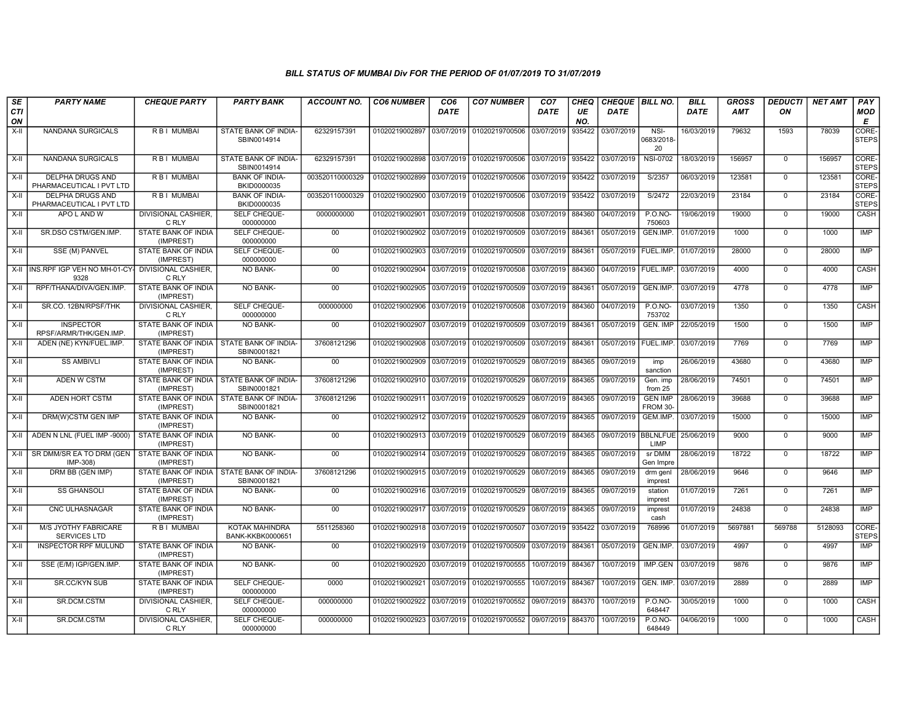### BILL STATUS OF MUMBAI Div FOR THE PERIOD OF 01/07/2019 TO 31/07/2019

| SECTION | PARTY NAME | CHEQUE PARTY | PARTY BANK | ACCOUNT NO. | CO6 NUMBER | CO6 DATE | CO7 NUMBER | CO7 DATE | CHEQUE NO. | CHEQUE DATE | BILL NO. | BILL DATE | GROSS AMT | DEDUCTION | NET AMT | PAY MODE |
|---|---|---|---|---|---|---|---|---|---|---|---|---|---|---|---|---|
| X-II | NANDANA SURGICALS | R B I MUMBAI | STATE BANK OF INDIA-SBIN0014914 | 62329157391 | 01020219002897 | 03/07/2019 | 01020219700506 | 03/07/2019 | 935422 | 03/07/2019 | NSI-0683/2018-20 | 16/03/2019 | 79632 | 1593 | 78039 | CORE-STEPS |
| X-II | NANDANA SURGICALS | R B I MUMBAI | STATE BANK OF INDIA-SBIN0014914 | 62329157391 | 01020219002898 | 03/07/2019 | 01020219700506 | 03/07/2019 | 935422 | 03/07/2019 | NSI-0702 | 18/03/2019 | 156957 | 0 | 156957 | CORE-STEPS |
| X-II | DELPHA DRUGS AND PHARMACEUTICAL I PVT LTD | R B I MUMBAI | BANK OF INDIA-BKID0000035 | 003520110000329 | 01020219002899 | 03/07/2019 | 01020219700506 | 03/07/2019 | 935422 | 03/07/2019 | S/2357 | 06/03/2019 | 123581 | 0 | 123581 | CORE-STEPS |
| X-II | DELPHA DRUGS AND PHARMACEUTICAL I PVT LTD | R B I MUMBAI | BANK OF INDIA-BKID0000035 | 003520110000329 | 01020219002900 | 03/07/2019 | 01020219700506 | 03/07/2019 | 935422 | 03/07/2019 | S/2472 | 22/03/2019 | 23184 | 0 | 23184 | CORE-STEPS |
| X-II | APO L AND W | DIVISIONAL CASHIER, C RLY | SELF CHEQUE-000000000 | 0000000000 | 01020219002901 | 03/07/2019 | 01020219700508 | 03/07/2019 | 884360 | 04/07/2019 | P.O.NO-750603 | 19/06/2019 | 19000 | 0 | 19000 | CASH |
| X-II | SR.DSO CSTM/GEN.IMP. | STATE BANK OF INDIA (IMPREST) | SELF CHEQUE-000000000 | 00 | 01020219002902 | 03/07/2019 | 01020219700509 | 03/07/2019 | 884361 | 05/07/2019 | GEN.IMP. | 01/07/2019 | 1000 | 0 | 1000 | IMP |
| X-II | SSE (M) PANVEL | STATE BANK OF INDIA (IMPREST) | SELF CHEQUE-000000000 | 00 | 01020219002903 | 03/07/2019 | 01020219700509 | 03/07/2019 | 884361 | 05/07/2019 | FUEL.IMP. | 01/07/2019 | 28000 | 0 | 28000 | IMP |
| X-II | INS.RPF IGP VEH NO MH-01-CY-9328 | DIVISIONAL CASHIER, C RLY | NO BANK- | 00 | 01020219002904 | 03/07/2019 | 01020219700508 | 03/07/2019 | 884360 | 04/07/2019 | FUEL.IMP. | 03/07/2019 | 4000 | 0 | 4000 | CASH |
| X-II | RPF/THANA/DIVA/GEN.IMP. | STATE BANK OF INDIA (IMPREST) | NO BANK- | 00 | 01020219002905 | 03/07/2019 | 01020219700509 | 03/07/2019 | 884361 | 05/07/2019 | GEN.IMP. | 03/07/2019 | 4778 | 0 | 4778 | IMP |
| X-II | SR.CO. 12BN/RPSF/THK | DIVISIONAL CASHIER, C RLY | SELF CHEQUE-000000000 | 000000000 | 01020219002906 | 03/07/2019 | 01020219700508 | 03/07/2019 | 884360 | 04/07/2019 | P.O.NO-753702 | 03/07/2019 | 1350 | 0 | 1350 | CASH |
| X-II | INSPECTOR RPSF/ARMR/THK/GEN.IMP. | STATE BANK OF INDIA (IMPREST) | NO BANK- | 00 | 01020219002907 | 03/07/2019 | 01020219700509 | 03/07/2019 | 884361 | 05/07/2019 | GEN. IMP | 22/05/2019 | 1500 | 0 | 1500 | IMP |
| X-II | ADEN (NE) KYN/FUEL.IMP. | STATE BANK OF INDIA (IMPREST) | STATE BANK OF INDIA-SBIN0001821 | 37608121296 | 01020219002908 | 03/07/2019 | 01020219700509 | 03/07/2019 | 884361 | 05/07/2019 | FUEL.IMP. | 03/07/2019 | 7769 | 0 | 7769 | IMP |
| X-II | SS AMBIVLI | STATE BANK OF INDIA (IMPREST) | NO BANK- | 00 | 01020219002909 | 03/07/2019 | 01020219700529 | 08/07/2019 | 884365 | 09/07/2019 | imp sanction | 26/06/2019 | 43680 | 0 | 43680 | IMP |
| X-II | ADEN W CSTM | STATE BANK OF INDIA (IMPREST) | STATE BANK OF INDIA-SBIN0001821 | 37608121296 | 01020219002910 | 03/07/2019 | 01020219700529 | 08/07/2019 | 884365 | 09/07/2019 | Gen. imp from 25 | 28/06/2019 | 74501 | 0 | 74501 | IMP |
| X-II | ADEN HORT CSTM | STATE BANK OF INDIA (IMPREST) | STATE BANK OF INDIA-SBIN0001821 | 37608121296 | 01020219002911 | 03/07/2019 | 01020219700529 | 08/07/2019 | 884365 | 09/07/2019 | GEN IMP FROM 30- | 28/06/2019 | 39688 | 0 | 39688 | IMP |
| X-II | DRM(W)CSTM GEN IMP | STATE BANK OF INDIA (IMPREST) | NO BANK- | 00 | 01020219002912 | 03/07/2019 | 01020219700529 | 08/07/2019 | 884365 | 09/07/2019 | GEM.IMP. | 03/07/2019 | 15000 | 0 | 15000 | IMP |
| X-II | ADEN N LNL (FUEL IMP -9000) | STATE BANK OF INDIA (IMPREST) | NO BANK- | 00 | 01020219002913 | 03/07/2019 | 01020219700529 | 08/07/2019 | 884365 | 09/07/2019 | BBLNLFUEL IMP | 25/06/2019 | 9000 | 0 | 9000 | IMP |
| X-II | SR DMM/SR EA TO DRM (GEN IMP-308) | STATE BANK OF INDIA (IMPREST) | NO BANK- | 00 | 01020219002914 | 03/07/2019 | 01020219700529 | 08/07/2019 | 884365 | 09/07/2019 | sr DMM Gen Impre | 28/06/2019 | 18722 | 0 | 18722 | IMP |
| X-II | DRM BB (GEN IMP) | STATE BANK OF INDIA (IMPREST) | STATE BANK OF INDIA-SBIN0001821 | 37608121296 | 01020219002915 | 03/07/2019 | 01020219700529 | 08/07/2019 | 884365 | 09/07/2019 | drm genl imprest | 28/06/2019 | 9646 | 0 | 9646 | IMP |
| X-II | SS GHANSOLI | STATE BANK OF INDIA (IMPREST) | NO BANK- | 00 | 01020219002916 | 03/07/2019 | 01020219700529 | 08/07/2019 | 884365 | 09/07/2019 | station imprest | 01/07/2019 | 7261 | 0 | 7261 | IMP |
| X-II | CNC ULHASNAGAR | STATE BANK OF INDIA (IMPREST) | NO BANK- | 00 | 01020219002917 | 03/07/2019 | 01020219700529 | 08/07/2019 | 884365 | 09/07/2019 | imprest cash | 01/07/2019 | 24838 | 0 | 24838 | IMP |
| X-II | M/S JYOTHY FABRICARE SERVICES LTD | R B I MUMBAI | KOTAK MAHINDRA BANK-KKBK0000651 | 5511258360 | 01020219002918 | 03/07/2019 | 01020219700507 | 03/07/2019 | 935422 | 03/07/2019 | 768996 | 01/07/2019 | 5697881 | 569788 | 5128093 | CORE-STEPS |
| X-II | INSPECTOR RPF MULUND | STATE BANK OF INDIA (IMPREST) | NO BANK- | 00 | 01020219002919 | 03/07/2019 | 01020219700509 | 03/07/2019 | 884361 | 05/07/2019 | GEN.IMP. | 03/07/2019 | 4997 | 0 | 4997 | IMP |
| X-II | SSE (E/M) IGP/GEN.IMP. | STATE BANK OF INDIA (IMPREST) | NO BANK- | 00 | 01020219002920 | 03/07/2019 | 01020219700555 | 10/07/2019 | 884367 | 10/07/2019 | IMP.GEN | 03/07/2019 | 9876 | 0 | 9876 | IMP |
| X-II | SR.CC/KYN SUB | STATE BANK OF INDIA (IMPREST) | SELF CHEQUE-000000000 | 0000 | 01020219002921 | 03/07/2019 | 01020219700555 | 10/07/2019 | 884367 | 10/07/2019 | GEN. IMP. | 03/07/2019 | 2889 | 0 | 2889 | IMP |
| X-II | SR.DCM.CSTM | DIVISIONAL CASHIER, C RLY | SELF CHEQUE-000000000 | 000000000 | 01020219002922 | 03/07/2019 | 01020219700552 | 09/07/2019 | 884370 | 10/07/2019 | P.O.NO-648447 | 30/05/2019 | 1000 | 0 | 1000 | CASH |
| X-II | SR.DCM.CSTM | DIVISIONAL CASHIER, C RLY | SELF CHEQUE-000000000 | 000000000 | 01020219002923 | 03/07/2019 | 01020219700552 | 09/07/2019 | 884370 | 10/07/2019 | P.O.NO-648449 | 04/06/2019 | 1000 | 0 | 1000 | CASH |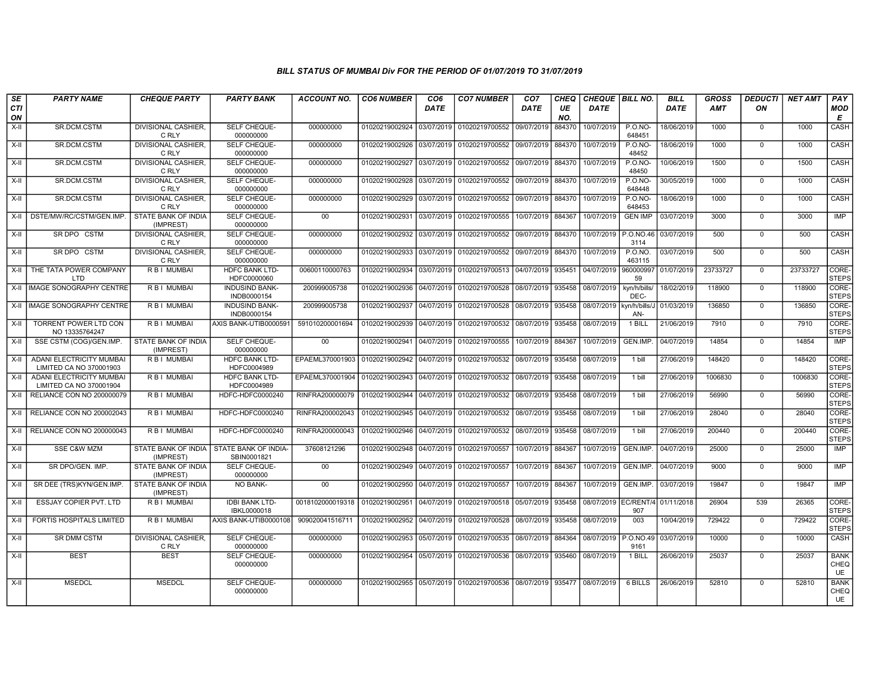### BILL STATUS OF MUMBAI Div FOR THE PERIOD OF 01/07/2019 TO 31/07/2019

| SECTION | PARTY NAME | CHEQUE PARTY | PARTY BANK | ACCOUNT NO. | CO6 NUMBER | CO6 DATE | CO7 NUMBER | CO7 DATE | CHEQUE NO. | CHEQUE DATE | BILL NO. | BILL DATE | GROSS AMT | DEDUCTION | NET AMT | PAY MODE |
|---|---|---|---|---|---|---|---|---|---|---|---|---|---|---|---|---|
| X-II | SR.DCM.CSTM | DIVISIONAL CASHIER, C RLY | SELF CHEQUE-000000000 | 000000000 | 01020219002924 | 03/07/2019 | 01020219700552 | 09/07/2019 | 884370 | 10/07/2019 | P.O.NO-648451 | 18/06/2019 | 1000 | 0 | 1000 | CASH |
| X-II | SR.DCM.CSTM | DIVISIONAL CASHIER, C RLY | SELF CHEQUE-000000000 | 000000000 | 01020219002926 | 03/07/2019 | 01020219700552 | 09/07/2019 | 884370 | 10/07/2019 | P.O.NO-48452 | 18/06/2019 | 1000 | 0 | 1000 | CASH |
| X-II | SR.DCM.CSTM | DIVISIONAL CASHIER, C RLY | SELF CHEQUE-000000000 | 000000000 | 01020219002927 | 03/07/2019 | 01020219700552 | 09/07/2019 | 884370 | 10/07/2019 | P.O.NO-48450 | 10/06/2019 | 1500 | 0 | 1500 | CASH |
| X-II | SR.DCM.CSTM | DIVISIONAL CASHIER, C RLY | SELF CHEQUE-000000000 | 000000000 | 01020219002928 | 03/07/2019 | 01020219700552 | 09/07/2019 | 884370 | 10/07/2019 | P.O.NO-648448 | 30/05/2019 | 1000 | 0 | 1000 | CASH |
| X-II | SR.DCM.CSTM | DIVISIONAL CASHIER, C RLY | SELF CHEQUE-000000000 | 000000000 | 01020219002929 | 03/07/2019 | 01020219700552 | 09/07/2019 | 884370 | 10/07/2019 | P.O.NO-648453 | 18/06/2019 | 1000 | 0 | 1000 | CASH |
| X-II | DSTE/MW/RC/CSTM/GEN.IMP. | STATE BANK OF INDIA (IMPREST) | SELF CHEQUE-000000000 | 00 | 01020219002931 | 03/07/2019 | 01020219700555 | 10/07/2019 | 884367 | 10/07/2019 | GEN IMP | 03/07/2019 | 3000 | 0 | 3000 | IMP |
| X-II | SR DPO CSTM | DIVISIONAL CASHIER, C RLY | SELF CHEQUE-000000000 | 000000000 | 01020219002932 | 03/07/2019 | 01020219700552 | 09/07/2019 | 884370 | 10/07/2019 | P.O.NO.463114 | 03/07/2019 | 500 | 0 | 500 | CASH |
| X-II | SR DPO CSTM | DIVISIONAL CASHIER, C RLY | SELF CHEQUE-000000000 | 000000000 | 01020219002933 | 03/07/2019 | 01020219700552 | 09/07/2019 | 884370 | 10/07/2019 | P.O.NO. 463115 | 03/07/2019 | 500 | 0 | 500 | CASH |
| X-II | THE TATA POWER COMPANY LTD | R B I MUMBAI | HDFC BANK LTD-HDFC0000060 | 00600110000763 | 01020219002934 | 03/07/2019 | 01020219700513 | 04/07/2019 | 935451 | 04/07/2019 | 96000099759 | 01/07/2019 | 23733727 | 0 | 23733727 | CORE-STEPS |
| X-II | IMAGE SONOGRAPHY CENTRE | R B I MUMBAI | INDUSIND BANK-INDB0000154 | 200999005738 | 01020219002936 | 04/07/2019 | 01020219700528 | 08/07/2019 | 935458 | 08/07/2019 | kyn/h/bills/DEC- | 18/02/2019 | 118900 | 0 | 118900 | CORE-STEPS |
| X-II | IMAGE SONOGRAPHY CENTRE | R B I MUMBAI | INDUSIND BANK-INDB0000154 | 200999005738 | 01020219002937 | 04/07/2019 | 01020219700528 | 08/07/2019 | 935458 | 08/07/2019 | kyn/h/bills/JAN- | 01/03/2019 | 136850 | 0 | 136850 | CORE-STEPS |
| X-II | TORRENT POWER LTD CON NO 13335764247 | R B I MUMBAI | AXIS BANK-UTIB0000591 | 591010200001694 | 01020219002939 | 04/07/2019 | 01020219700532 | 08/07/2019 | 935458 | 08/07/2019 | 1 BILL | 21/06/2019 | 7910 | 0 | 7910 | CORE-STEPS |
| X-II | SSE CSTM (COG)/GEN.IMP. | STATE BANK OF INDIA (IMPREST) | SELF CHEQUE-000000000 | 00 | 01020219002941 | 04/07/2019 | 01020219700555 | 10/07/2019 | 884367 | 10/07/2019 | GEN.IMP. | 04/07/2019 | 14854 | 0 | 14854 | IMP |
| X-II | ADANI ELECTRICITY MUMBAI LIMITED CA NO 370001903 | R B I MUMBAI | HDFC BANK LTD-HDFC0004989 | EPAEML370001903 | 01020219002942 | 04/07/2019 | 01020219700532 | 08/07/2019 | 935458 | 08/07/2019 | 1 bill | 27/06/2019 | 148420 | 0 | 148420 | CORE-STEPS |
| X-II | ADANI ELECTRICITY MUMBAI LIMITED CA NO 370001904 | R B I MUMBAI | HDFC BANK LTD-HDFC0004989 | EPAEML370001904 | 01020219002943 | 04/07/2019 | 01020219700532 | 08/07/2019 | 935458 | 08/07/2019 | 1 bill | 27/06/2019 | 1006830 | 0 | 1006830 | CORE-STEPS |
| X-II | RELIANCE CON NO 200000079 | R B I MUMBAI | HDFC-HDFC0000240 | RINFRA200000079 | 01020219002944 | 04/07/2019 | 01020219700532 | 08/07/2019 | 935458 | 08/07/2019 | 1 bill | 27/06/2019 | 56990 | 0 | 56990 | CORE-STEPS |
| X-II | RELIANCE CON NO 200002043 | R B I MUMBAI | HDFC-HDFC0000240 | RINFRA200002043 | 01020219002945 | 04/07/2019 | 01020219700532 | 08/07/2019 | 935458 | 08/07/2019 | 1 bill | 27/06/2019 | 28040 | 0 | 28040 | CORE-STEPS |
| X-II | RELIANCE CON NO 200000043 | R B I MUMBAI | HDFC-HDFC0000240 | RINFRA200000043 | 01020219002946 | 04/07/2019 | 01020219700532 | 08/07/2019 | 935458 | 08/07/2019 | 1 bill | 27/06/2019 | 200440 | 0 | 200440 | CORE-STEPS |
| X-II | SSE C&W MZM | STATE BANK OF INDIA (IMPREST) | STATE BANK OF INDIA-SBIN0001821 | 37608121296 | 01020219002948 | 04/07/2019 | 01020219700557 | 10/07/2019 | 884367 | 10/07/2019 | GEN.IMP. | 04/07/2019 | 25000 | 0 | 25000 | IMP |
| X-II | SR DPO/GEN. IMP. | STATE BANK OF INDIA (IMPREST) | SELF CHEQUE-000000000 | 00 | 01020219002949 | 04/07/2019 | 01020219700557 | 10/07/2019 | 884367 | 10/07/2019 | GEN.IMP. | 04/07/2019 | 9000 | 0 | 9000 | IMP |
| X-II | SR DEE (TRS)KYN/GEN.IMP. | STATE BANK OF INDIA (IMPREST) | NO BANK- | 00 | 01020219002950 | 04/07/2019 | 01020219700557 | 10/07/2019 | 884367 | 10/07/2019 | GEN.IMP. | 03/07/2019 | 19847 | 0 | 19847 | IMP |
| X-II | ESSJAY COPIER PVT. LTD | R B I MUMBAI | IDBI BANK LTD-IBKL0000018 | 0018102000019318 | 01020219002951 | 04/07/2019 | 01020219700518 | 05/07/2019 | 935458 | 08/07/2019 | EC/RENT/4907 | 01/11/2018 | 26904 | 539 | 26365 | CORE-STEPS |
| X-II | FORTIS HOSPITALS LIMITED | R B I MUMBAI | AXIS BANK-UTIB0000108 | 909020041516711 | 01020219002952 | 04/07/2019 | 01020219700528 | 08/07/2019 | 935458 | 08/07/2019 | 003 | 10/04/2019 | 729422 | 0 | 729422 | CORE-STEPS |
| X-II | SR DMM CSTM | DIVISIONAL CASHIER, C RLY | SELF CHEQUE-000000000 | 000000000 | 01020219002953 | 05/07/2019 | 01020219700535 | 08/07/2019 | 884364 | 08/07/2019 | P.O.NO.499161 | 03/07/2019 | 10000 | 0 | 10000 | CASH |
| X-II | BEST | BEST | SELF CHEQUE-000000000 | 000000000 | 01020219002954 | 05/07/2019 | 01020219700536 | 08/07/2019 | 935460 | 08/07/2019 | 1 BILL | 26/06/2019 | 25037 | 0 | 25037 | BANK CHEQUE |
| X-II | MSEDCL | MSEDCL | SELF CHEQUE-000000000 | 000000000 | 01020219002955 | 05/07/2019 | 01020219700536 | 08/07/2019 | 935477 | 08/07/2019 | 6 BILLS | 26/06/2019 | 52810 | 0 | 52810 | BANK CHEQUE |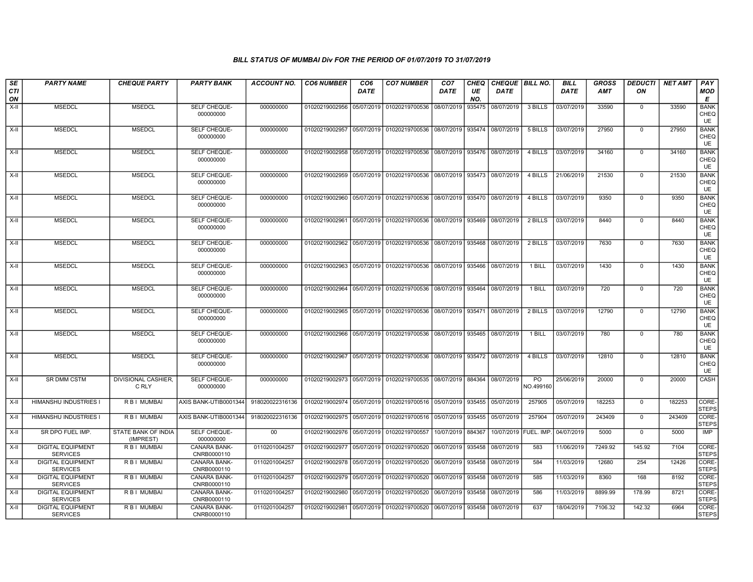### BILL STATUS OF MUMBAI Div FOR THE PERIOD OF 01/07/2019 TO 31/07/2019

| SECTION | PARTY NAME | CHEQUE PARTY | PARTY BANK | ACCOUNT NO. | CO6 NUMBER | CO6 DATE | CO7 NUMBER | CO7 DATE | CHEQUE NO. | CHEQUE DATE | BILL NO. | BILL DATE | GROSS AMT | DEDUCTION | NET AMT | PAY MODE |
|---|---|---|---|---|---|---|---|---|---|---|---|---|---|---|---|---|
| X-II | MSEDCL | MSEDCL | SELF CHEQUE-000000000 | 000000000 | 01020219002956 | 05/07/2019 | 01020219700536 | 08/07/2019 | 935475 | 08/07/2019 | 3 BILLS | 03/07/2019 | 33590 | 0 | 33590 | BANK CHEQUE |
| X-II | MSEDCL | MSEDCL | SELF CHEQUE-000000000 | 000000000 | 01020219002957 | 05/07/2019 | 01020219700536 | 08/07/2019 | 935474 | 08/07/2019 | 5 BILLS | 03/07/2019 | 27950 | 0 | 27950 | BANK CHEQUE |
| X-II | MSEDCL | MSEDCL | SELF CHEQUE-000000000 | 000000000 | 01020219002958 | 05/07/2019 | 01020219700536 | 08/07/2019 | 935476 | 08/07/2019 | 4 BILLS | 03/07/2019 | 34160 | 0 | 34160 | BANK CHEQUE |
| X-II | MSEDCL | MSEDCL | SELF CHEQUE-000000000 | 000000000 | 01020219002959 | 05/07/2019 | 01020219700536 | 08/07/2019 | 935473 | 08/07/2019 | 4 BILLS | 21/06/2019 | 21530 | 0 | 21530 | BANK CHEQUE |
| X-II | MSEDCL | MSEDCL | SELF CHEQUE-000000000 | 000000000 | 01020219002960 | 05/07/2019 | 01020219700536 | 08/07/2019 | 935470 | 08/07/2019 | 4 BILLS | 03/07/2019 | 9350 | 0 | 9350 | BANK CHEQUE |
| X-II | MSEDCL | MSEDCL | SELF CHEQUE-000000000 | 000000000 | 01020219002961 | 05/07/2019 | 01020219700536 | 08/07/2019 | 935469 | 08/07/2019 | 2 BILLS | 03/07/2019 | 8440 | 0 | 8440 | BANK CHEQUE |
| X-II | MSEDCL | MSEDCL | SELF CHEQUE-000000000 | 000000000 | 01020219002962 | 05/07/2019 | 01020219700536 | 08/07/2019 | 935468 | 08/07/2019 | 2 BILLS | 03/07/2019 | 7630 | 0 | 7630 | BANK CHEQUE |
| X-II | MSEDCL | MSEDCL | SELF CHEQUE-000000000 | 000000000 | 01020219002963 | 05/07/2019 | 01020219700536 | 08/07/2019 | 935466 | 08/07/2019 | 1 BILL | 03/07/2019 | 1430 | 0 | 1430 | BANK CHEQUE |
| X-II | MSEDCL | MSEDCL | SELF CHEQUE-000000000 | 000000000 | 01020219002964 | 05/07/2019 | 01020219700536 | 08/07/2019 | 935464 | 08/07/2019 | 1 BILL | 03/07/2019 | 720 | 0 | 720 | BANK CHEQUE |
| X-II | MSEDCL | MSEDCL | SELF CHEQUE-000000000 | 000000000 | 01020219002965 | 05/07/2019 | 01020219700536 | 08/07/2019 | 935471 | 08/07/2019 | 2 BILLS | 03/07/2019 | 12790 | 0 | 12790 | BANK CHEQUE |
| X-II | MSEDCL | MSEDCL | SELF CHEQUE-000000000 | 000000000 | 01020219002966 | 05/07/2019 | 01020219700536 | 08/07/2019 | 935465 | 08/07/2019 | 1 BILL | 03/07/2019 | 780 | 0 | 780 | BANK CHEQUE |
| X-II | MSEDCL | MSEDCL | SELF CHEQUE-000000000 | 000000000 | 01020219002967 | 05/07/2019 | 01020219700536 | 08/07/2019 | 935472 | 08/07/2019 | 4 BILLS | 03/07/2019 | 12810 | 0 | 12810 | BANK CHEQUE |
| X-II | SR DMM CSTM | DIVISIONAL CASHIER, C RLY | SELF CHEQUE-000000000 | 000000000 | 01020219002973 | 05/07/2019 | 01020219700535 | 08/07/2019 | 884364 | 08/07/2019 | PO NO.499160 | 25/06/2019 | 20000 | 0 | 20000 | CASH |
| X-II | HIMANSHU INDUSTRIES I | R B I MUMBAI | AXIS BANK-UTIB0001344 | 918020022316136 | 01020219002974 | 05/07/2019 | 01020219700516 | 05/07/2019 | 935455 | 05/07/2019 | 257905 | 05/07/2019 | 182253 | 0 | 182253 | CORE-STEPS |
| X-II | HIMANSHU INDUSTRIES I | R B I MUMBAI | AXIS BANK-UTIB0001344 | 918020022316136 | 01020219002975 | 05/07/2019 | 01020219700516 | 05/07/2019 | 935455 | 05/07/2019 | 257904 | 05/07/2019 | 243409 | 0 | 243409 | CORE-STEPS |
| X-II | SR DPO FUEL IMP. | STATE BANK OF INDIA (IMPREST) | SELF CHEQUE-000000000 | 00 | 01020219002976 | 05/07/2019 | 01020219700557 | 10/07/2019 | 884367 | 10/07/2019 | FUEL. IMP. | 04/07/2019 | 5000 | 0 | 5000 | IMP |
| X-II | DIGITAL EQUIPMENT SERVICES | R B I MUMBAI | CANARA BANK-CNRB0000110 | 0110201004257 | 01020219002977 | 05/07/2019 | 01020219700520 | 06/07/2019 | 935458 | 08/07/2019 | 583 | 11/06/2019 | 7249.92 | 145.92 | 7104 | CORE-STEPS |
| X-II | DIGITAL EQUIPMENT SERVICES | R B I MUMBAI | CANARA BANK-CNRB0000110 | 0110201004257 | 01020219002978 | 05/07/2019 | 01020219700520 | 06/07/2019 | 935458 | 08/07/2019 | 584 | 11/03/2019 | 12680 | 254 | 12426 | CORE-STEPS |
| X-II | DIGITAL EQUIPMENT SERVICES | R B I MUMBAI | CANARA BANK-CNRB0000110 | 0110201004257 | 01020219002979 | 05/07/2019 | 01020219700520 | 06/07/2019 | 935458 | 08/07/2019 | 585 | 11/03/2019 | 8360 | 168 | 8192 | CORE-STEPS |
| X-II | DIGITAL EQUIPMENT SERVICES | R B I MUMBAI | CANARA BANK-CNRB0000110 | 0110201004257 | 01020219002980 | 05/07/2019 | 01020219700520 | 06/07/2019 | 935458 | 08/07/2019 | 586 | 11/03/2019 | 8899.99 | 178.99 | 8721 | CORE-STEPS |
| X-II | DIGITAL EQUIPMENT SERVICES | R B I MUMBAI | CANARA BANK-CNRB0000110 | 0110201004257 | 01020219002981 | 05/07/2019 | 01020219700520 | 06/07/2019 | 935458 | 08/07/2019 | 637 | 18/04/2019 | 7106.32 | 142.32 | 6964 | CORE-STEPS |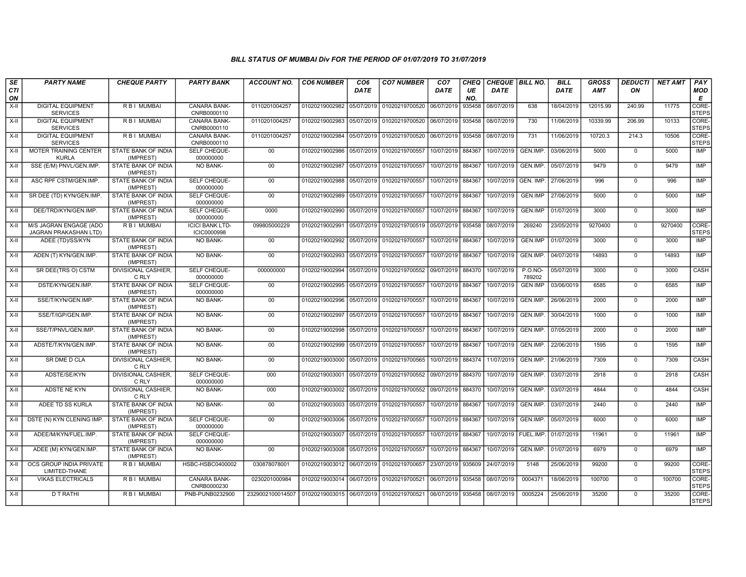### BILL STATUS OF MUMBAI Div FOR THE PERIOD OF 01/07/2019 TO 31/07/2019

| SECTION | PARTY NAME | CHEQUE PARTY | PARTY BANK | ACCOUNT NO. | CO6 NUMBER | CO6 DATE | CO7 NUMBER | CO7 DATE | CHEQUE NO. | CHEQUE DATE | BILL NO. | BILL DATE | GROSS AMT | DEDUCTION | NET AMT | PAY MODE |
|---|---|---|---|---|---|---|---|---|---|---|---|---|---|---|---|---|
| X-II | DIGITAL EQUIPMENT SERVICES | R B I MUMBAI | CANARA BANK-CNRB0000110 | 0110201004257 | 01020219002982 | 05/07/2019 | 01020219700520 | 06/07/2019 | 935458 | 08/07/2019 | 638 | 18/04/2019 | 12015.99 | 240.99 | 11775 | CORE-STEPS |
| X-II | DIGITAL EQUIPMENT SERVICES | R B I MUMBAI | CANARA BANK-CNRB0000110 | 0110201004257 | 01020219002983 | 05/07/2019 | 01020219700520 | 06/07/2019 | 935458 | 08/07/2019 | 730 | 11/06/2019 | 10339.99 | 206.99 | 10133 | CORE-STEPS |
| X-II | DIGITAL EQUIPMENT SERVICES | R B I MUMBAI | CANARA BANK-CNRB0000110 | 0110201004257 | 01020219002984 | 05/07/2019 | 01020219700520 | 06/07/2019 | 935458 | 08/07/2019 | 731 | 11/06/2019 | 10720.3 | 214.3 | 10506 | CORE-STEPS |
| X-II | MOTER TRAINING CENTER KURLA | STATE BANK OF INDIA (IMPREST) | SELF CHEQUE-000000000 | 00 | 01020219002986 | 05/07/2019 | 01020219700557 | 10/07/2019 | 884367 | 10/07/2019 | GEN.IMP. | 03/06/2019 | 5000 | 0 | 5000 | IMP |
| X-II | SSE (E/M) PNVL/GEN.IMP. | STATE BANK OF INDIA (IMPREST) | NO BANK- | 00 | 01020219002987 | 05/07/2019 | 01020219700557 | 10/07/2019 | 884367 | 10/07/2019 | GEN.IMP. | 05/07/2019 | 9479 | 0 | 9479 | IMP |
| X-II | ASC RPF CSTM/GEN.IMP. | STATE BANK OF INDIA (IMPREST) | SELF CHEQUE-000000000 | 00 | 01020219002988 | 05/07/2019 | 01020219700557 | 10/07/2019 | 884367 | 10/07/2019 | GEN. IMP. | 27/06/2019 | 996 | 0 | 996 | IMP |
| X-II | SR DEE (TD) KYN/GEN.IMP. | STATE BANK OF INDIA (IMPREST) | SELF CHEQUE-000000000 | 00 | 01020219002989 | 05/07/2019 | 01020219700557 | 10/07/2019 | 884367 | 10/07/2019 | GEN.IMP | 27/06/2019 | 5000 | 0 | 5000 | IMP |
| X-II | DEE/TRD/KYN/GEN.IMP. | STATE BANK OF INDIA (IMPREST) | SELF CHEQUE-000000000 | 0000 | 01020219002990 | 05/07/2019 | 01020219700557 | 10/07/2019 | 884367 | 10/07/2019 | GEN.IMP | 01/07/2019 | 3000 | 0 | 3000 | IMP |
| X-II | M/S JAGRAN ENGAGE (ADO JAGRAN PRAKASHAN LTD) | R B I MUMBAI | ICICI BANK LTD-ICIC0000998 | 099805000229 | 01020219002991 | 05/07/2019 | 01020219700519 | 05/07/2019 | 935458 | 08/07/2019 | 269240 | 23/05/2019 | 9270400 | 0 | 9270400 | CORE-STEPS |
| X-II | ADEE (TD)/SS/KYN | STATE BANK OF INDIA (IMPREST) | NO BANK- | 00 | 01020219002992 | 05/07/2019 | 01020219700557 | 10/07/2019 | 884367 | 10/07/2019 | GEN.IMP | 01/07/2019 | 3000 | 0 | 3000 | IMP |
| X-II | ADEN (T) KYN/GEN.IMP. | STATE BANK OF INDIA (IMPREST) | NO BANK- | 00 | 01020219002993 | 05/07/2019 | 01020219700557 | 10/07/2019 | 884367 | 10/07/2019 | GEN.IMP. | 04/07/2019 | 14893 | 0 | 14893 | IMP |
| X-II | SR DEE(TRS O) CSTM | DIVISIONAL CASHIER, C RLY | SELF CHEQUE-000000000 | 000000000 | 01020219002994 | 05/07/2019 | 01020219700552 | 09/07/2019 | 884370 | 10/07/2019 | P.O.NO-789202 | 05/07/2019 | 3000 | 0 | 3000 | CASH |
| X-II | DSTE/KYN/GEN.IMP. | STATE BANK OF INDIA (IMPREST) | SELF CHEQUE-000000000 | 00 | 01020219002995 | 05/07/2019 | 01020219700557 | 10/07/2019 | 884367 | 10/07/2019 | GEN IMP | 03/06/0019 | 6585 | 0 | 6585 | IMP |
| X-II | SSE/T/KYN/GEN.IMP. | STATE BANK OF INDIA (IMPREST) | NO BANK- | 00 | 01020219002996 | 05/07/2019 | 01020219700557 | 10/07/2019 | 884367 | 10/07/2019 | GEN.IMP. | 26/06/2019 | 2000 | 0 | 2000 | IMP |
| X-II | SSE/T/IGP/GEN.IMP. | STATE BANK OF INDIA (IMPREST) | NO BANK- | 00 | 01020219002997 | 05/07/2019 | 01020219700557 | 10/07/2019 | 884367 | 10/07/2019 | GEN.IMP. | 30/04/2019 | 1000 | 0 | 1000 | IMP |
| X-II | SSE/T/PNVL/GEN.IMP. | STATE BANK OF INDIA (IMPREST) | NO BANK- | 00 | 01020219002998 | 05/07/2019 | 01020219700557 | 10/07/2019 | 884367 | 10/07/2019 | GEN.IMP. | 07/05/2019 | 2000 | 0 | 2000 | IMP |
| X-II | ADSTE/T/KYN/GEN.IMP. | STATE BANK OF INDIA (IMPREST) | NO BANK- | 00 | 01020219002999 | 05/07/2019 | 01020219700557 | 10/07/2019 | 884367 | 10/07/2019 | GEN.IMP. | 22/06/2019 | 1595 | 0 | 1595 | IMP |
| X-II | SR DME D CLA | DIVISIONAL CASHIER, C RLY | NO BANK- | 00 | 01020219003000 | 05/07/2019 | 01020219700565 | 10/07/2019 | 884374 | 11/07/2019 | GEN.IMP. | 21/06/2019 | 7309 | 0 | 7309 | CASH |
| X-II | ADSTE/SE/KYN | DIVISIONAL CASHIER, C RLY | SELF CHEQUE-000000000 | 000 | 01020219003001 | 05/07/2019 | 01020219700552 | 09/07/2019 | 884370 | 10/07/2019 | GEN.IMP. | 03/07/2019 | 2918 | 0 | 2918 | CASH |
| X-II | ADSTE NE KYN | DIVISIONAL CASHIER, C RLY | NO BANK- | 000 | 01020219003002 | 05/07/2019 | 01020219700552 | 09/07/2019 | 884370 | 10/07/2019 | GEN.IMP. | 03/07/2019 | 4844 | 0 | 4844 | CASH |
| X-II | ADEE TD SS KURLA | STATE BANK OF INDIA (IMPREST) | NO BANK- | 00 | 01020219003003 | 05/07/2019 | 01020219700557 | 10/07/2019 | 884367 | 10/07/2019 | GEN.IMP. | 03/07/2019 | 2440 | 0 | 2440 | IMP |
| X-II | DSTE (N) KYN CLENING IMP. | STATE BANK OF INDIA (IMPREST) | SELF CHEQUE-000000000 | 00 | 01020219003006 | 05/07/2019 | 01020219700557 | 10/07/2019 | 884367 | 10/07/2019 | GEN.IMP. | 05/07/2019 | 6000 | 0 | 6000 | IMP |
| X-II | ADEE/M/KYN/FUEL.IMP. | STATE BANK OF INDIA (IMPREST) | SELF CHEQUE-000000000 | | 01020219003007 | 05/07/2019 | 01020219700557 | 10/07/2019 | 884367 | 10/07/2019 | FUEL.IMP. | 01/07/2019 | 11961 | 0 | 11961 | IMP |
| X-II | ADEE (M) KYN/GEN.IMP. | STATE BANK OF INDIA (IMPREST) | NO BANK- | 00 | 01020219003008 | 05/07/2019 | 01020219700557 | 10/07/2019 | 884367 | 10/07/2019 | GEN.IMP. | 01/07/2019 | 6979 | 0 | 6979 | IMP |
| X-II | OCS GROUP INDIA PRIVATE LIMITED-THANE | R B I MUMBAI | HSBC-HSBC0400002 | 030878078001 | 01020219003012 | 06/07/2019 | 01020219700657 | 23/07/2019 | 935609 | 24/07/2019 | 5148 | 25/06/2019 | 99200 | 0 | 99200 | CORE-STEPS |
| X-II | VIKAS ELECTRICALS | R B I MUMBAI | CANARA BANK-CNRB0000230 | 0230201000984 | 01020219003014 | 06/07/2019 | 01020219700521 | 06/07/2019 | 935458 | 08/07/2019 | 0004371 | 18/06/2019 | 100700 | 0 | 100700 | CORE-STEPS |
| X-II | D T RATHI | R B I MUMBAI | PNB-PUNB0232900 | 2329002100014507 | 01020219003015 | 06/07/2019 | 01020219700521 | 06/07/2019 | 935458 | 08/07/2019 | 0005224 | 25/06/2019 | 35200 | 0 | 35200 | CORE-STEPS |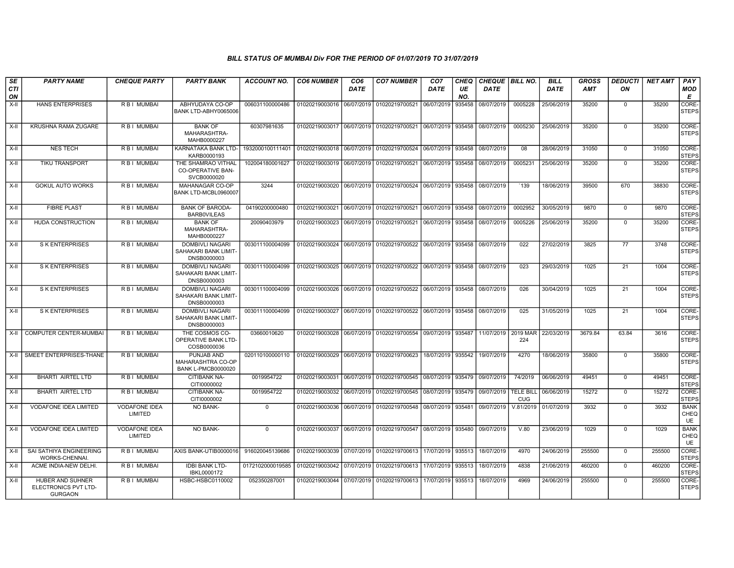### BILL STATUS OF MUMBAI Div FOR THE PERIOD OF 01/07/2019 TO 31/07/2019

| SECTION | PARTY NAME | CHEQUE PARTY | PARTY BANK | ACCOUNT NO. | CO6 NUMBER | CO6 DATE | CO7 NUMBER | CO7 DATE | CHEQUE NO. | CHEQUE DATE | BILL NO. | BILL DATE | GROSS AMT | DEDUCTION | NET AMT | PAY MODE |
|---|---|---|---|---|---|---|---|---|---|---|---|---|---|---|---|---|
| X-II | HANS ENTERPRISES | R B I MUMBAI | ABHYUDAYA CO-OP BANK LTD-ABHY0065006 | 006031100000486 | 01020219003016 | 06/07/2019 | 01020219700521 | 06/07/2019 | 935458 | 08/07/2019 | 0005228 | 25/06/2019 | 35200 | 0 | 35200 | CORE-STEPS |
| X-II | KRUSHNA RAMA ZUGARE | R B I MUMBAI | BANK OF MAHARASHTRA-MAHB0000227 | 60307981635 | 01020219003017 | 06/07/2019 | 01020219700521 | 06/07/2019 | 935458 | 08/07/2019 | 0005230 | 25/06/2019 | 35200 | 0 | 35200 | CORE-STEPS |
| X-II | NES TECH | R B I MUMBAI | KARNATAKA BANK LTD-KARB0000193 | 1932000100111401 | 01020219003018 | 06/07/2019 | 01020219700524 | 06/07/2019 | 935458 | 08/07/2019 | 08 | 28/06/2019 | 31050 | 0 | 31050 | CORE-STEPS |
| X-II | TIKU TRANSPORT | R B I MUMBAI | THE SHAMRAO VITHAL CO-OPERATIVE BAN-SVCB0000020 | 102004180001627 | 01020219003019 | 06/07/2019 | 01020219700521 | 06/07/2019 | 935458 | 08/07/2019 | 0005231 | 25/06/2019 | 35200 | 0 | 35200 | CORE-STEPS |
| X-II | GOKUL AUTO WORKS | R B I MUMBAI | MAHANAGAR CO-OP BANK LTD-MCBL0960007 | 3244 | 01020219003020 | 06/07/2019 | 01020219700524 | 06/07/2019 | 935458 | 08/07/2019 | `139 | 18/06/2019 | 39500 | 670 | 38830 | CORE-STEPS |
| X-II | FIBRE PLAST | R B I MUMBAI | BANK OF BARODA-BARB0VILEAS | 04190200000480 | 01020219003021 | 06/07/2019 | 01020219700521 | 06/07/2019 | 935458 | 08/07/2019 | 0002952 | 30/05/2019 | 9870 | 0 | 9870 | CORE-STEPS |
| X-II | HUDA CONSTRUCTION | R B I MUMBAI | BANK OF MAHARASHTRA-MAHB0000227 | 20090403979 | 01020219003023 | 06/07/2019 | 01020219700521 | 06/07/2019 | 935458 | 08/07/2019 | 0005226 | 25/06/2019 | 35200 | 0 | 35200 | CORE-STEPS |
| X-II | S K ENTERPRISES | R B I MUMBAI | DOMBIVLI NAGARI SAHAKARI BANK LIMIT-DNSB0000003 | 003011100004099 | 01020219003024 | 06/07/2019 | 01020219700522 | 06/07/2019 | 935458 | 08/07/2019 | 022 | 27/02/2019 | 3825 | 77 | 3748 | CORE-STEPS |
| X-II | S K ENTERPRISES | R B I MUMBAI | DOMBIVLI NAGARI SAHAKARI BANK LIMIT-DNSB0000003 | 003011100004099 | 01020219003025 | 06/07/2019 | 01020219700522 | 06/07/2019 | 935458 | 08/07/2019 | 023 | 29/03/2019 | 1025 | 21 | 1004 | CORE-STEPS |
| X-II | S K ENTERPRISES | R B I MUMBAI | DOMBIVLI NAGARI SAHAKARI BANK LIMIT-DNSB0000003 | 003011100004099 | 01020219003026 | 06/07/2019 | 01020219700522 | 06/07/2019 | 935458 | 08/07/2019 | 026 | 30/04/2019 | 1025 | 21 | 1004 | CORE-STEPS |
| X-II | S K ENTERPRISES | R B I MUMBAI | DOMBIVLI NAGARI SAHAKARI BANK LIMIT-DNSB0000003 | 003011100004099 | 01020219003027 | 06/07/2019 | 01020219700522 | 06/07/2019 | 935458 | 08/07/2019 | 025 | 31/05/2019 | 1025 | 21 | 1004 | CORE-STEPS |
| X-II | COMPUTER CENTER-MUMBAI | R B I MUMBAI | THE COSMOS CO-OPERATIVE BANK LTD-COSB0000036 | 03660010620 | 01020219003028 | 06/07/2019 | 01020219700554 | 09/07/2019 | 935487 | 11/07/2019 | 2019 MAR 224 | 22/03/2019 | 3679.84 | 63.84 | 3616 | CORE-STEPS |
| X-II | SMEET ENTERPRISES-THANE | R B I MUMBAI | PUNJAB AND MAHARASHTRA CO-OP BANK L-PMCB0000020 | 020110100000110 | 01020219003029 | 06/07/2019 | 01020219700623 | 18/07/2019 | 935542 | 19/07/2019 | 4270 | 18/06/2019 | 35800 | 0 | 35800 | CORE-STEPS |
| X-II | BHARTI AIRTEL LTD | R B I MUMBAI | CITIBANK NA-CITI0000002 | 0019954722 | 01020219003031 | 06/07/2019 | 01020219700545 | 08/07/2019 | 935479 | 09/07/2019 | 74/2019 | 06/06/2019 | 49451 | 0 | 49451 | CORE-STEPS |
| X-II | BHARTI AIRTEL LTD | R B I MUMBAI | CITIBANK NA-CITI0000002 | 0019954722 | 01020219003032 | 06/07/2019 | 01020219700545 | 08/07/2019 | 935479 | 09/07/2019 | TELE BILL CUG | 06/06/2019 | 15272 | 0 | 15272 | CORE-STEPS |
| X-II | VODAFONE IDEA LIMITED | VODAFONE IDEA LIMITED | NO BANK- | 0 | 01020219003036 | 06/07/2019 | 01020219700548 | 08/07/2019 | 935481 | 09/07/2019 | V.81/2019 | 01/07/2019 | 3932 | 0 | 3932 | BANK CHEQUE |
| X-II | VODAFONE IDEA LIMITED | VODAFONE IDEA LIMITED | NO BANK- | 0 | 01020219003037 | 06/07/2019 | 01020219700547 | 08/07/2019 | 935480 | 09/07/2019 | V.80 | 23/06/2019 | 1029 | 0 | 1029 | BANK CHEQUE |
| X-II | SAI SATHIYA ENGINEERING WORKS-CHENNAI. | R B I MUMBAI | AXIS BANK-UTIB0000016 | 916020045139686 | 01020219003039 | 07/07/2019 | 01020219700613 | 17/07/2019 | 935513 | 18/07/2019 | 4970 | 24/06/2019 | 255500 | 0 | 255500 | CORE-STEPS |
| X-II | ACME INDIA-NEW DELHI. | R B I MUMBAI | IDBI BANK LTD-IBKL0000172 | 0172102000019585 | 01020219003042 | 07/07/2019 | 01020219700613 | 17/07/2019 | 935513 | 18/07/2019 | 4838 | 21/06/2019 | 460200 | 0 | 460200 | CORE-STEPS |
| X-II | HUBER AND SUHNER ELECTRONICS PVT LTD-GURGAON | R B I MUMBAI | HSBC-HSBC0110002 | 052350287001 | 01020219003044 | 07/07/2019 | 01020219700613 | 17/07/2019 | 935513 | 18/07/2019 | 4969 | 24/06/2019 | 255500 | 0 | 255500 | CORE-STEPS |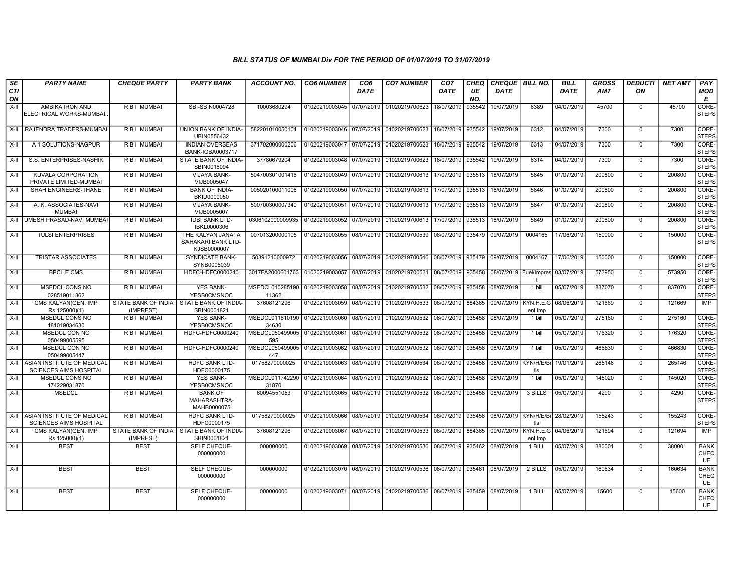### BILL STATUS OF MUMBAI Div FOR THE PERIOD OF 01/07/2019 TO 31/07/2019

| SECTION | PARTY NAME | CHEQUE PARTY | PARTY BANK | ACCOUNT NO. | CO6 NUMBER | CO6 DATE | CO7 NUMBER | CO7 DATE | CHEQUE NO. | CHEQUE DATE | BILL NO. | BILL DATE | GROSS AMT | DEDUCTION | NET AMT | PAY MODE |
|---|---|---|---|---|---|---|---|---|---|---|---|---|---|---|---|---|
| X-II | AMBIKA IRON AND ELECTRICAL WORKS-MUMBAI.. | R B I MUMBAI | SBI-SBIN0004728 | 10003680294 | 01020219003045 | 07/07/2019 | 01020219700623 | 18/07/2019 | 935542 | 19/07/2019 | 6389 | 04/07/2019 | 45700 | 0 | 45700 | CORE-STEPS |
| X-II | RAJENDRA TRADERS-MUMBAI | R B I MUMBAI | UNION BANK OF INDIA-UBIN0556432 | 582201010050104 | 01020219003046 | 07/07/2019 | 01020219700623 | 18/07/2019 | 935542 | 19/07/2019 | 6312 | 04/07/2019 | 7300 | 0 | 7300 | CORE-STEPS |
| X-II | A 1 SOLUTIONS-NAGPUR | R B I MUMBAI | INDIAN OVERSEAS BANK-IOBA0003717 | 371702000000206 | 01020219003047 | 07/07/2019 | 01020219700623 | 18/07/2019 | 935542 | 19/07/2019 | 6313 | 04/07/2019 | 7300 | 0 | 7300 | CORE-STEPS |
| X-II | S.S. ENTERPRISES-NASHIK | R B I MUMBAI | STATE BANK OF INDIA-SBIN0016094 | 37780679204 | 01020219003048 | 07/07/2019 | 01020219700623 | 18/07/2019 | 935542 | 19/07/2019 | 6314 | 04/07/2019 | 7300 | 0 | 7300 | CORE-STEPS |
| X-II | KUVALA CORPORATION PRIVATE LIMITED-MUMBAI | R B I MUMBAI | VIJAYA BANK-VIJB0005047 | 504700301001416 | 01020219003049 | 07/07/2019 | 01020219700613 | 17/07/2019 | 935513 | 18/07/2019 | 5845 | 01/07/2019 | 200800 | 0 | 200800 | CORE-STEPS |
| X-II | SHAH ENGINEERS-THANE | R B I MUMBAI | BANK OF INDIA-BKID0000050 | 005020100011006 | 01020219003050 | 07/07/2019 | 01020219700613 | 17/07/2019 | 935513 | 18/07/2019 | 5846 | 01/07/2019 | 200800 | 0 | 200800 | CORE-STEPS |
| X-II | A. K. ASSOCIATES-NAVI MUMBAI | R B I MUMBAI | VIJAYA BANK-VIJB0005007 | 500700300007340 | 01020219003051 | 07/07/2019 | 01020219700613 | 17/07/2019 | 935513 | 18/07/2019 | 5847 | 01/07/2019 | 200800 | 0 | 200800 | CORE-STEPS |
| X-II | UMESH PRASAD-NAVI MUMBAI | R B I MUMBAI | IDBI BANK LTD-IBKL0000306 | 0306102000009935 | 01020219003052 | 07/07/2019 | 01020219700613 | 17/07/2019 | 935513 | 18/07/2019 | 5849 | 01/07/2019 | 200800 | 0 | 200800 | CORE-STEPS |
| X-II | TULSI ENTERPRISES | R B I MUMBAI | THE KALYAN JANATA SAHAKARI BANK LTD-KJSB0000007 | 007013200000105 | 01020219003055 | 08/07/2019 | 01020219700539 | 08/07/2019 | 935479 | 09/07/2019 | 0004165 | 17/06/2019 | 150000 | 0 | 150000 | CORE-STEPS |
| X-II | TRISTAR ASSOCIATES | R B I MUMBAI | SYNDICATE BANK-SYNB0005039 | 50391210000972 | 01020219003056 | 08/07/2019 | 01020219700546 | 08/07/2019 | 935479 | 09/07/2019 | 0004167 | 17/06/2019 | 150000 | 0 | 150000 | CORE-STEPS |
| X-II | BPCL E CMS | R B I MUMBAI | HDFC-HDFC0000240 | 3017FA2000601763 | 01020219003057 | 08/07/2019 | 01020219700531 | 08/07/2019 | 935458 | 08/07/2019 | Fuel/Imprest | 03/07/2019 | 573950 | 0 | 573950 | CORE-STEPS |
| X-II | MSEDCL CONS NO 028519011362 | R B I MUMBAI | YES BANK-YESB0CMSNOC | MSEDCL01028519011362 | 01020219003058 | 08/07/2019 | 01020219700532 | 08/07/2019 | 935458 | 08/07/2019 | 1 bill | 05/07/2019 | 837070 | 0 | 837070 | CORE-STEPS |
| X-II | CMS KALYAN(GEN. IMP Rs.125000)(1) | STATE BANK OF INDIA (IMPREST) | STATE BANK OF INDIA-SBIN0001821 | 37608121296 | 01020219003059 | 08/07/2019 | 01020219700533 | 08/07/2019 | 884365 | 09/07/2019 | KYN.H.E.Genl Imp | 08/06/2019 | 121669 | 0 | 121669 | IMP |
| X-II | MSEDCL CONS NO 181019034630 | R B I MUMBAI | YES BANK-YESB0CMSNOC | MSEDCL01181019034630 | 01020219003060 | 08/07/2019 | 01020219700532 | 08/07/2019 | 935458 | 08/07/2019 | 1 bill | 05/07/2019 | 275160 | 0 | 275160 | CORE-STEPS |
| X-II | MSEDCL CON NO 050499005595 | R B I MUMBAI | HDFC-HDFC0000240 | MSEDCL050499005595 | 01020219003061 | 08/07/2019 | 01020219700532 | 08/07/2019 | 935458 | 08/07/2019 | 1 bill | 05/07/2019 | 176320 | 0 | 176320 | CORE-STEPS |
| X-II | MSEDCL CON NO 050499005447 | R B I MUMBAI | HDFC-HDFC0000240 | MSEDCL050499005447 | 01020219003062 | 08/07/2019 | 01020219700532 | 08/07/2019 | 935458 | 08/07/2019 | 1 bill | 05/07/2019 | 466830 | 0 | 466830 | CORE-STEPS |
| X-II | ASIAN INSTITUTE OF MEDICAL SCIENCES AIMS HOSPITAL | R B I MUMBAI | HDFC BANK LTD-HDFC0000175 | 01758270000025 | 01020219003063 | 08/07/2019 | 01020219700534 | 08/07/2019 | 935458 | 08/07/2019 | KYN/H/E/Bills | 19/01/2019 | 265146 | 0 | 265146 | CORE-STEPS |
| X-II | MSEDCL CONS NO 174229031870 | R B I MUMBAI | YES BANK-YESB0CMSNOC | MSEDCL01174229031870 | 01020219003064 | 08/07/2019 | 01020219700532 | 08/07/2019 | 935458 | 08/07/2019 | 1 bill | 05/07/2019 | 145020 | 0 | 145020 | CORE-STEPS |
| X-II | MSEDCL | R B I MUMBAI | BANK OF MAHARASHTRA-MAHB0000075 | 60094551053 | 01020219003065 | 08/07/2019 | 01020219700532 | 08/07/2019 | 935458 | 08/07/2019 | 3 BILLS | 05/07/2019 | 4290 | 0 | 4290 | CORE-STEPS |
| X-II | ASIAN INSTITUTE OF MEDICAL SCIENCES AIMS HOSPITAL | R B I MUMBAI | HDFC BANK LTD-HDFC0000175 | 01758270000025 | 01020219003066 | 08/07/2019 | 01020219700534 | 08/07/2019 | 935458 | 08/07/2019 | KYN/H/E/Bills | 28/02/2019 | 155243 | 0 | 155243 | CORE-STEPS |
| X-II | CMS KALYAN(GEN. IMP Rs.125000)(1) | STATE BANK OF INDIA (IMPREST) | STATE BANK OF INDIA-SBIN0001821 | 37608121296 | 01020219003067 | 08/07/2019 | 01020219700533 | 08/07/2019 | 884365 | 09/07/2019 | KYN.H.E.Genl Imp | 04/06/2019 | 121694 | 0 | 121694 | IMP |
| X-II | BEST | BEST | SELF CHEQUE-000000000 | 000000000 | 01020219003069 | 08/07/2019 | 01020219700536 | 08/07/2019 | 935462 | 08/07/2019 | 1 BILL | 05/07/2019 | 380001 | 0 | 380001 | BANK CHEQUE |
| X-II | BEST | BEST | SELF CHEQUE-000000000 | 000000000 | 01020219003070 | 08/07/2019 | 01020219700536 | 08/07/2019 | 935461 | 08/07/2019 | 2 BILLS | 05/07/2019 | 160634 | 0 | 160634 | BANK CHEQUE |
| X-II | BEST | BEST | SELF CHEQUE-000000000 | 000000000 | 01020219003071 | 08/07/2019 | 01020219700536 | 08/07/2019 | 935459 | 08/07/2019 | 1 BILL | 05/07/2019 | 15600 | 0 | 15600 | BANK CHEQUE |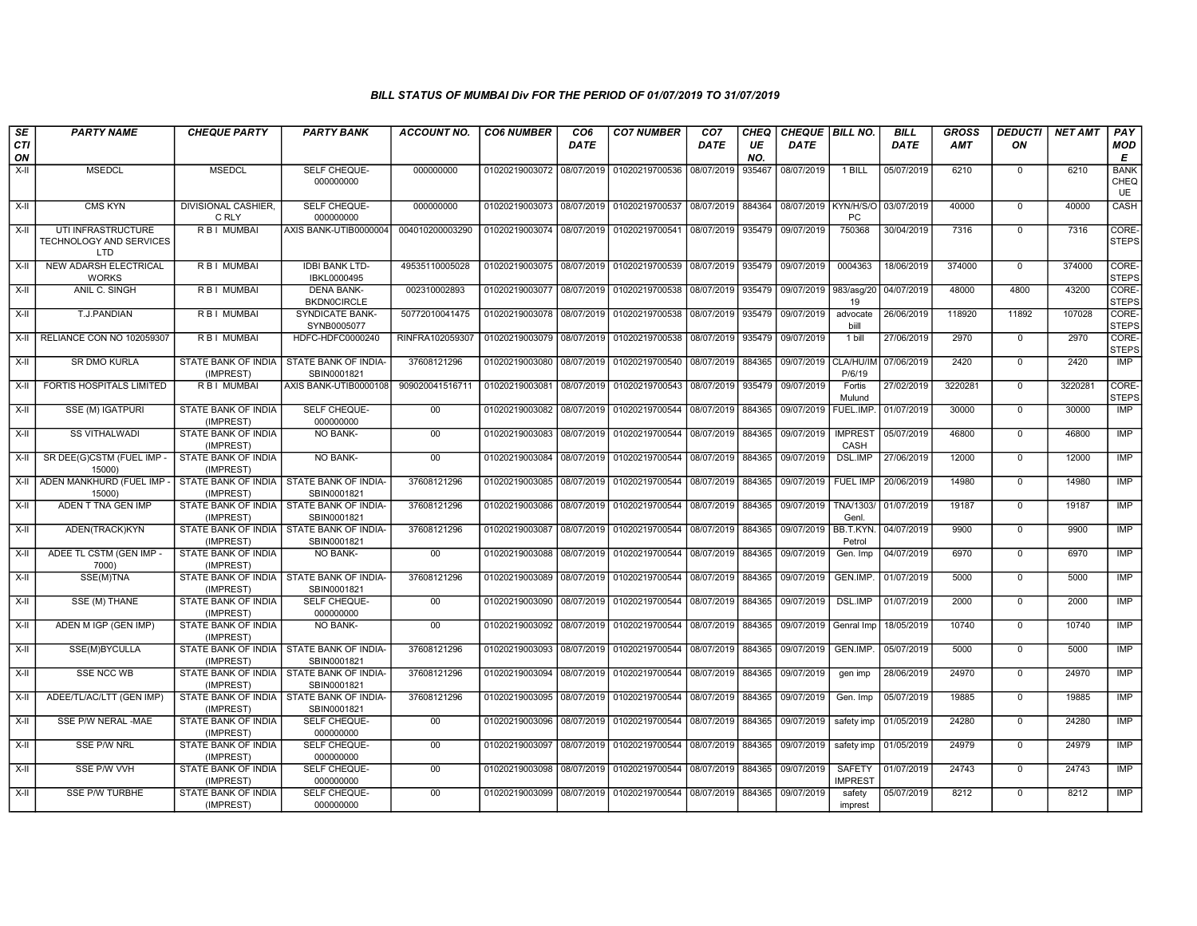### BILL STATUS OF MUMBAI Div FOR THE PERIOD OF 01/07/2019 TO 31/07/2019

| SECTION | PARTY NAME | CHEQUE PARTY | PARTY BANK | ACCOUNT NO. | CO6 NUMBER | CO6 DATE | CO7 NUMBER | CO7 DATE | CHEQUE NO. | CHEQUE DATE | BILL NO. | BILL DATE | GROSS AMT | DEDUCTION | NET AMT | PAY MODE |
|---|---|---|---|---|---|---|---|---|---|---|---|---|---|---|---|---|
| X-II | MSEDCL | MSEDCL | SELF CHEQUE-000000000 | 000000000 | 01020219003072 | 08/07/2019 | 01020219700536 | 08/07/2019 | 935467 | 08/07/2019 | 1 BILL | 05/07/2019 | 6210 | 0 | 6210 | BANK CHEQUE |
| X-II | CMS KYN | DIVISIONAL CASHIER, C RLY | SELF CHEQUE-000000000 | 000000000 | 01020219003073 | 08/07/2019 | 01020219700537 | 08/07/2019 | 884364 | 08/07/2019 | KYN/H/S/OPC | 03/07/2019 | 40000 | 0 | 40000 | CASH |
| X-II | UTI INFRASTRUCTURE TECHNOLOGY AND SERVICES LTD | R B I MUMBAI | AXIS BANK-UTIB0000004 | 004010200003290 | 01020219003074 | 08/07/2019 | 01020219700541 | 08/07/2019 | 935479 | 09/07/2019 | 750368 | 30/04/2019 | 7316 | 0 | 7316 | CORE-STEPS |
| X-II | NEW ADARSH ELECTRICAL WORKS | R B I MUMBAI | IDBI BANK LTD-IBKL0000495 | 49535110005028 | 01020219003075 | 08/07/2019 | 01020219700539 | 08/07/2019 | 935479 | 09/07/2019 | 0004363 | 18/06/2019 | 374000 | 0 | 374000 | CORE-STEPS |
| X-II | ANIL C. SINGH | R B I MUMBAI | DENA BANK-BKDN0CIRCLE | 002310002893 | 01020219003077 | 08/07/2019 | 01020219700538 | 08/07/2019 | 935479 | 09/07/2019 | 983/asg/2019 | 04/07/2019 | 48000 | 4800 | 43200 | CORE-STEPS |
| X-II | T.J.PANDIAN | R B I MUMBAI | SYNDICATE BANK-SYNB0005077 | 50772010041475 | 01020219003078 | 08/07/2019 | 01020219700538 | 08/07/2019 | 935479 | 09/07/2019 | advocate biill | 26/06/2019 | 118920 | 11892 | 107028 | CORE-STEPS |
| X-II | RELIANCE CON NO 102059307 | R B I MUMBAI | HDFC-HDFC0000240 | RINFRA102059307 | 01020219003079 | 08/07/2019 | 01020219700538 | 08/07/2019 | 935479 | 09/07/2019 | 1 bill | 27/06/2019 | 2970 | 0 | 2970 | CORE-STEPS |
| X-II | SR DMO KURLA | STATE BANK OF INDIA (IMPREST) | STATE BANK OF INDIA-SBIN0001821 | 37608121296 | 01020219003080 | 08/07/2019 | 01020219700540 | 08/07/2019 | 884365 | 09/07/2019 | CLA/HU/IMP/6/19 | 07/06/2019 | 2420 | 0 | 2420 | IMP |
| X-II | FORTIS HOSPITALS LIMITED | R B I MUMBAI | AXIS BANK-UTIB0000108 | 909020041516711 | 01020219003081 | 08/07/2019 | 01020219700543 | 08/07/2019 | 935479 | 09/07/2019 | Fortis Mulund | 27/02/2019 | 3220281 | 0 | 3220281 | CORE-STEPS |
| X-II | SSE (M) IGATPURI | STATE BANK OF INDIA (IMPREST) | SELF CHEQUE-000000000 | 00 | 01020219003082 | 08/07/2019 | 01020219700544 | 08/07/2019 | 884365 | 09/07/2019 | FUEL.IMP. | 01/07/2019 | 30000 | 0 | 30000 | IMP |
| X-II | SS VITHALWADI | STATE BANK OF INDIA (IMPREST) | NO BANK- | 00 | 01020219003083 | 08/07/2019 | 01020219700544 | 08/07/2019 | 884365 | 09/07/2019 | IMPREST CASH | 05/07/2019 | 46800 | 0 | 46800 | IMP |
| X-II | SR DEE(G)CSTM (FUEL IMP - 15000) | STATE BANK OF INDIA (IMPREST) | NO BANK- | 00 | 01020219003084 | 08/07/2019 | 01020219700544 | 08/07/2019 | 884365 | 09/07/2019 | DSL.IMP | 27/06/2019 | 12000 | 0 | 12000 | IMP |
| X-II | ADEN MANKHURD (FUEL IMP - 15000) | STATE BANK OF INDIA (IMPREST) | STATE BANK OF INDIA-SBIN0001821 | 37608121296 | 01020219003085 | 08/07/2019 | 01020219700544 | 08/07/2019 | 884365 | 09/07/2019 | FUEL IMP | 20/06/2019 | 14980 | 0 | 14980 | IMP |
| X-II | ADEN T TNA GEN IMP | STATE BANK OF INDIA (IMPREST) | STATE BANK OF INDIA-SBIN0001821 | 37608121296 | 01020219003086 | 08/07/2019 | 01020219700544 | 08/07/2019 | 884365 | 09/07/2019 | TNA/1303/Genl. | 01/07/2019 | 19187 | 0 | 19187 | IMP |
| X-II | ADEN(TRACK)KYN | STATE BANK OF INDIA (IMPREST) | STATE BANK OF INDIA-SBIN0001821 | 37608121296 | 01020219003087 | 08/07/2019 | 01020219700544 | 08/07/2019 | 884365 | 09/07/2019 | BB.T.KYN. Petrol | 04/07/2019 | 9900 | 0 | 9900 | IMP |
| X-II | ADEE TL CSTM (GEN IMP - 7000) | STATE BANK OF INDIA (IMPREST) | NO BANK- | 00 | 01020219003088 | 08/07/2019 | 01020219700544 | 08/07/2019 | 884365 | 09/07/2019 | Gen. Imp | 04/07/2019 | 6970 | 0 | 6970 | IMP |
| X-II | SSE(M)TNA | STATE BANK OF INDIA (IMPREST) | STATE BANK OF INDIA-SBIN0001821 | 37608121296 | 01020219003089 | 08/07/2019 | 01020219700544 | 08/07/2019 | 884365 | 09/07/2019 | GEN.IMP. | 01/07/2019 | 5000 | 0 | 5000 | IMP |
| X-II | SSE (M) THANE | STATE BANK OF INDIA (IMPREST) | SELF CHEQUE-000000000 | 00 | 01020219003090 | 08/07/2019 | 01020219700544 | 08/07/2019 | 884365 | 09/07/2019 | DSL.IMP | 01/07/2019 | 2000 | 0 | 2000 | IMP |
| X-II | ADEN M IGP (GEN IMP) | STATE BANK OF INDIA (IMPREST) | NO BANK- | 00 | 01020219003092 | 08/07/2019 | 01020219700544 | 08/07/2019 | 884365 | 09/07/2019 | Genral Imp | 18/05/2019 | 10740 | 0 | 10740 | IMP |
| X-II | SSE(M)BYCULLA | STATE BANK OF INDIA (IMPREST) | STATE BANK OF INDIA-SBIN0001821 | 37608121296 | 01020219003093 | 08/07/2019 | 01020219700544 | 08/07/2019 | 884365 | 09/07/2019 | GEN.IMP. | 05/07/2019 | 5000 | 0 | 5000 | IMP |
| X-II | SSE NCC WB | STATE BANK OF INDIA (IMPREST) | STATE BANK OF INDIA-SBIN0001821 | 37608121296 | 01020219003094 | 08/07/2019 | 01020219700544 | 08/07/2019 | 884365 | 09/07/2019 | gen imp | 28/06/2019 | 24970 | 0 | 24970 | IMP |
| X-II | ADEE/TL/AC/LTT (GEN IMP) | STATE BANK OF INDIA (IMPREST) | STATE BANK OF INDIA-SBIN0001821 | 37608121296 | 01020219003095 | 08/07/2019 | 01020219700544 | 08/07/2019 | 884365 | 09/07/2019 | Gen. Imp | 05/07/2019 | 19885 | 0 | 19885 | IMP |
| X-II | SSE P/W NERAL -MAE | STATE BANK OF INDIA (IMPREST) | SELF CHEQUE-000000000 | 00 | 01020219003096 | 08/07/2019 | 01020219700544 | 08/07/2019 | 884365 | 09/07/2019 | safety imp | 01/05/2019 | 24280 | 0 | 24280 | IMP |
| X-II | SSE P/W NRL | STATE BANK OF INDIA (IMPREST) | SELF CHEQUE-000000000 | 00 | 01020219003097 | 08/07/2019 | 01020219700544 | 08/07/2019 | 884365 | 09/07/2019 | safety imp | 01/05/2019 | 24979 | 0 | 24979 | IMP |
| X-II | SSE P/W VVH | STATE BANK OF INDIA (IMPREST) | SELF CHEQUE-000000000 | 00 | 01020219003098 | 08/07/2019 | 01020219700544 | 08/07/2019 | 884365 | 09/07/2019 | SAFETY IMPREST | 01/07/2019 | 24743 | 0 | 24743 | IMP |
| X-II | SSE P/W TURBHE | STATE BANK OF INDIA (IMPREST) | SELF CHEQUE-000000000 | 00 | 01020219003099 | 08/07/2019 | 01020219700544 | 08/07/2019 | 884365 | 09/07/2019 | safety imprest | 05/07/2019 | 8212 | 0 | 8212 | IMP |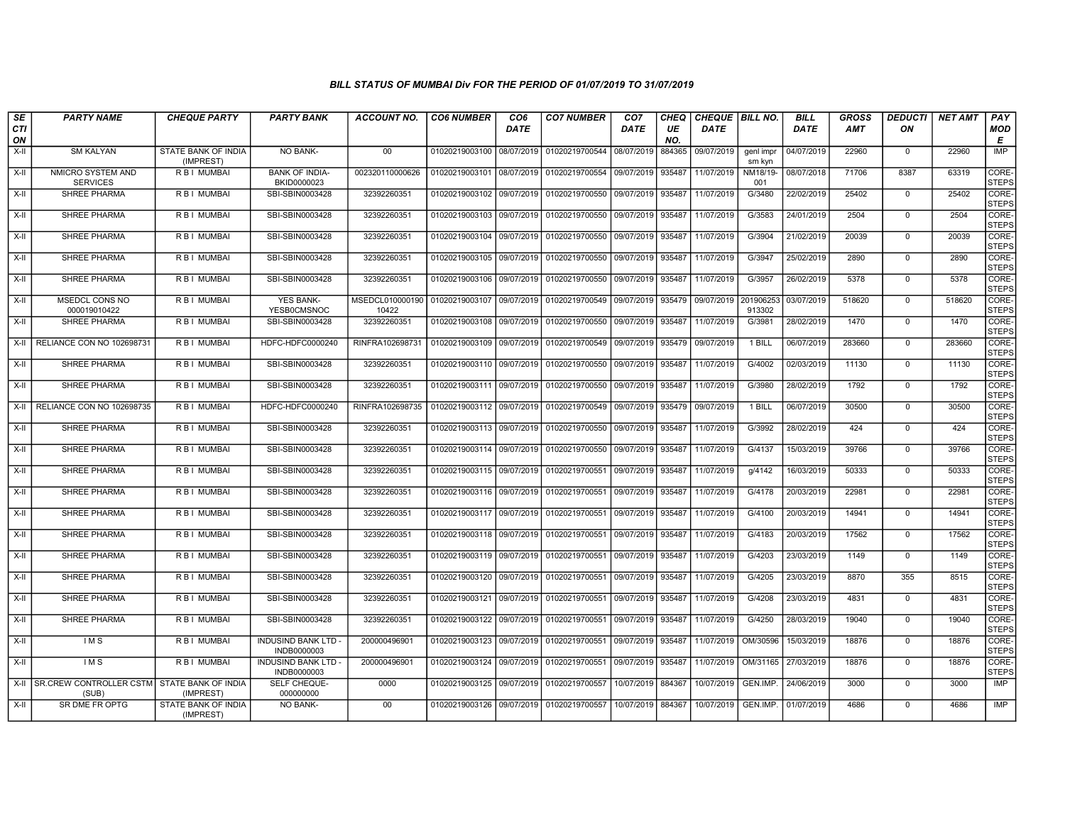### BILL STATUS OF MUMBAI Div FOR THE PERIOD OF 01/07/2019 TO 31/07/2019

| SECTION | PARTY NAME | CHEQUE PARTY | PARTY BANK | ACCOUNT NO. | CO6 NUMBER | CO6 DATE | CO7 NUMBER | CO7 DATE | CHEQUE NO. | CHEQUE DATE | BILL NO. | BILL DATE | GROSS AMT | DEDUCTION | NET AMT | PAY MODE |
|---|---|---|---|---|---|---|---|---|---|---|---|---|---|---|---|---|
| X-II | SM KALYAN | STATE BANK OF INDIA (IMPREST) | NO BANK- | 00 | 01020219003100 | 08/07/2019 | 01020219700544 | 08/07/2019 | 884365 | 09/07/2019 | genl impr sm kyn | 04/07/2019 | 22960 | 0 | 22960 | IMP |
| X-II | NMICRO SYSTEM AND SERVICES | R B I MUMBAI | BANK OF INDIA-BKID0000023 | 002320110000626 | 01020219003101 | 08/07/2019 | 01020219700554 | 09/07/2019 | 935487 | 11/07/2019 | NM18/19-001 | 08/07/2018 | 71706 | 8387 | 63319 | CORE-STEPS |
| X-II | SHREE PHARMA | R B I MUMBAI | SBI-SBIN0003428 | 32392260351 | 01020219003102 | 09/07/2019 | 01020219700550 | 09/07/2019 | 935487 | 11/07/2019 | G/3480 | 22/02/2019 | 25402 | 0 | 25402 | CORE-STEPS |
| X-II | SHREE PHARMA | R B I MUMBAI | SBI-SBIN0003428 | 32392260351 | 01020219003103 | 09/07/2019 | 01020219700550 | 09/07/2019 | 935487 | 11/07/2019 | G/3583 | 24/01/2019 | 2504 | 0 | 2504 | CORE-STEPS |
| X-II | SHREE PHARMA | R B I MUMBAI | SBI-SBIN0003428 | 32392260351 | 01020219003104 | 09/07/2019 | 01020219700550 | 09/07/2019 | 935487 | 11/07/2019 | G/3904 | 21/02/2019 | 20039 | 0 | 20039 | CORE-STEPS |
| X-II | SHREE PHARMA | R B I MUMBAI | SBI-SBIN0003428 | 32392260351 | 01020219003105 | 09/07/2019 | 01020219700550 | 09/07/2019 | 935487 | 11/07/2019 | G/3947 | 25/02/2019 | 2890 | 0 | 2890 | CORE-STEPS |
| X-II | SHREE PHARMA | R B I MUMBAI | SBI-SBIN0003428 | 32392260351 | 01020219003106 | 09/07/2019 | 01020219700550 | 09/07/2019 | 935487 | 11/07/2019 | G/3957 | 26/02/2019 | 5378 | 0 | 5378 | CORE-STEPS |
| X-II | MSEDCL CONS NO 000019010422 | R B I MUMBAI | YES BANK-YESB0CMSNOC | MSEDCL010000190 10422 | 01020219003107 | 09/07/2019 | 01020219700549 | 09/07/2019 | 935479 | 09/07/2019 | 201906253 913302 | 03/07/2019 | 518620 | 0 | 518620 | CORE-STEPS |
| X-II | SHREE PHARMA | R B I MUMBAI | SBI-SBIN0003428 | 32392260351 | 01020219003108 | 09/07/2019 | 01020219700550 | 09/07/2019 | 935487 | 11/07/2019 | G/3981 | 28/02/2019 | 1470 | 0 | 1470 | CORE-STEPS |
| X-II | RELIANCE CON NO 102698731 | R B I MUMBAI | HDFC-HDFC0000240 | RINFRA102698731 | 01020219003109 | 09/07/2019 | 01020219700549 | 09/07/2019 | 935479 | 09/07/2019 | 1 BILL | 06/07/2019 | 283660 | 0 | 283660 | CORE-STEPS |
| X-II | SHREE PHARMA | R B I MUMBAI | SBI-SBIN0003428 | 32392260351 | 01020219003110 | 09/07/2019 | 01020219700550 | 09/07/2019 | 935487 | 11/07/2019 | G/4002 | 02/03/2019 | 11130 | 0 | 11130 | CORE-STEPS |
| X-II | SHREE PHARMA | R B I MUMBAI | SBI-SBIN0003428 | 32392260351 | 01020219003111 | 09/07/2019 | 01020219700550 | 09/07/2019 | 935487 | 11/07/2019 | G/3980 | 28/02/2019 | 1792 | 0 | 1792 | CORE-STEPS |
| X-II | RELIANCE CON NO 102698735 | R B I MUMBAI | HDFC-HDFC0000240 | RINFRA102698735 | 01020219003112 | 09/07/2019 | 01020219700549 | 09/07/2019 | 935479 | 09/07/2019 | 1 BILL | 06/07/2019 | 30500 | 0 | 30500 | CORE-STEPS |
| X-II | SHREE PHARMA | R B I MUMBAI | SBI-SBIN0003428 | 32392260351 | 01020219003113 | 09/07/2019 | 01020219700550 | 09/07/2019 | 935487 | 11/07/2019 | G/3992 | 28/02/2019 | 424 | 0 | 424 | CORE-STEPS |
| X-II | SHREE PHARMA | R B I MUMBAI | SBI-SBIN0003428 | 32392260351 | 01020219003114 | 09/07/2019 | 01020219700550 | 09/07/2019 | 935487 | 11/07/2019 | G/4137 | 15/03/2019 | 39766 | 0 | 39766 | CORE-STEPS |
| X-II | SHREE PHARMA | R B I MUMBAI | SBI-SBIN0003428 | 32392260351 | 01020219003115 | 09/07/2019 | 01020219700551 | 09/07/2019 | 935487 | 11/07/2019 | g/4142 | 16/03/2019 | 50333 | 0 | 50333 | CORE-STEPS |
| X-II | SHREE PHARMA | R B I MUMBAI | SBI-SBIN0003428 | 32392260351 | 01020219003116 | 09/07/2019 | 01020219700551 | 09/07/2019 | 935487 | 11/07/2019 | G/4178 | 20/03/2019 | 22981 | 0 | 22981 | CORE-STEPS |
| X-II | SHREE PHARMA | R B I MUMBAI | SBI-SBIN0003428 | 32392260351 | 01020219003117 | 09/07/2019 | 01020219700551 | 09/07/2019 | 935487 | 11/07/2019 | G/4100 | 20/03/2019 | 14941 | 0 | 14941 | CORE-STEPS |
| X-II | SHREE PHARMA | R B I MUMBAI | SBI-SBIN0003428 | 32392260351 | 01020219003118 | 09/07/2019 | 01020219700551 | 09/07/2019 | 935487 | 11/07/2019 | G/4183 | 20/03/2019 | 17562 | 0 | 17562 | CORE-STEPS |
| X-II | SHREE PHARMA | R B I MUMBAI | SBI-SBIN0003428 | 32392260351 | 01020219003119 | 09/07/2019 | 01020219700551 | 09/07/2019 | 935487 | 11/07/2019 | G/4203 | 23/03/2019 | 1149 | 0 | 1149 | CORE-STEPS |
| X-II | SHREE PHARMA | R B I MUMBAI | SBI-SBIN0003428 | 32392260351 | 01020219003120 | 09/07/2019 | 01020219700551 | 09/07/2019 | 935487 | 11/07/2019 | G/4205 | 23/03/2019 | 8870 | 355 | 8515 | CORE-STEPS |
| X-II | SHREE PHARMA | R B I MUMBAI | SBI-SBIN0003428 | 32392260351 | 01020219003121 | 09/07/2019 | 01020219700551 | 09/07/2019 | 935487 | 11/07/2019 | G/4208 | 23/03/2019 | 4831 | 0 | 4831 | CORE-STEPS |
| X-II | SHREE PHARMA | R B I MUMBAI | SBI-SBIN0003428 | 32392260351 | 01020219003122 | 09/07/2019 | 01020219700551 | 09/07/2019 | 935487 | 11/07/2019 | G/4250 | 28/03/2019 | 19040 | 0 | 19040 | CORE-STEPS |
| X-II | I M S | R B I MUMBAI | INDUSIND BANK LTD - INDB0000003 | 200000496901 | 01020219003123 | 09/07/2019 | 01020219700551 | 09/07/2019 | 935487 | 11/07/2019 | OM/30596 | 15/03/2019 | 18876 | 0 | 18876 | CORE-STEPS |
| X-II | I M S | R B I MUMBAI | INDUSIND BANK LTD - INDB0000003 | 200000496901 | 01020219003124 | 09/07/2019 | 01020219700551 | 09/07/2019 | 935487 | 11/07/2019 | OM/31165 | 27/03/2019 | 18876 | 0 | 18876 | CORE-STEPS |
| X-II | SR.CREW CONTROLLER CSTM (SUB) | STATE BANK OF INDIA (IMPREST) | SELF CHEQUE-000000000 | 0000 | 01020219003125 | 09/07/2019 | 01020219700557 | 10/07/2019 | 884367 | 10/07/2019 | GEN.IMP. | 24/06/2019 | 3000 | 0 | 3000 | IMP |
| X-II | SR DME FR OPTG | STATE BANK OF INDIA (IMPREST) | NO BANK- | 00 | 01020219003126 | 09/07/2019 | 01020219700557 | 10/07/2019 | 884367 | 10/07/2019 | GEN.IMP. | 01/07/2019 | 4686 | 0 | 4686 | IMP |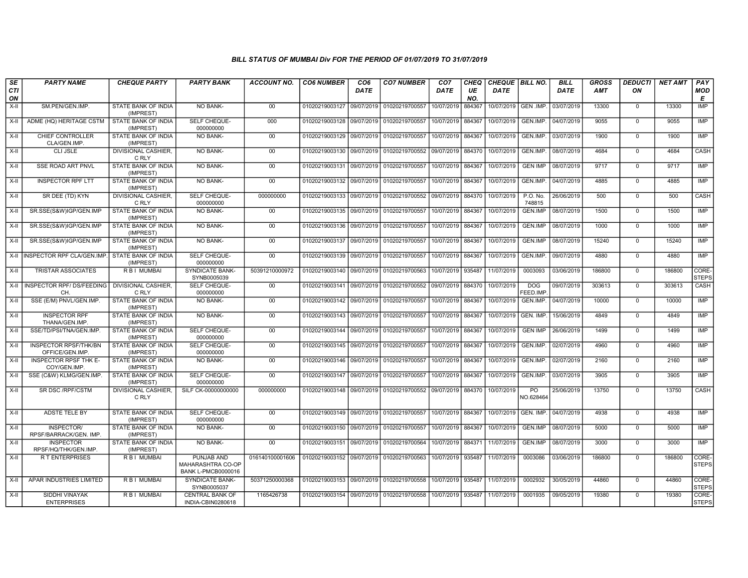### BILL STATUS OF MUMBAI Div FOR THE PERIOD OF 01/07/2019 TO 31/07/2019

| SECTION | PARTY NAME | CHEQUE PARTY | PARTY BANK | ACCOUNT NO. | CO6 NUMBER | CO6 DATE | CO7 NUMBER | CO7 DATE | CHEQUE NO. | CHEQUE DATE | BILL NO. | BILL DATE | GROSS AMT | DEDUCTION | NET AMT | PAY MODE |
|---|---|---|---|---|---|---|---|---|---|---|---|---|---|---|---|---|
| X-II | SM.PEN/GEN.IMP. | STATE BANK OF INDIA (IMPREST) | NO BANK- | 00 | 01020219003127 | 09/07/2019 | 01020219700557 | 10/07/2019 | 884367 | 10/07/2019 | GEN .IMP. | 03/07/2019 | 13300 | 0 | 13300 | IMP |
| X-II | ADME (HQ) HERITAGE CSTM | STATE BANK OF INDIA (IMPREST) | SELF CHEQUE-000000000 | 000 | 01020219003128 | 09/07/2019 | 01020219700557 | 10/07/2019 | 884367 | 10/07/2019 | GEN.IMP. | 04/07/2019 | 9055 | 0 | 9055 | IMP |
| X-II | CHIEF CONTROLLER CLA/GEN.IMP. | STATE BANK OF INDIA (IMPREST) | NO BANK- | 00 | 01020219003129 | 09/07/2019 | 01020219700557 | 10/07/2019 | 884367 | 10/07/2019 | GEN.IMP. | 03/07/2019 | 1900 | 0 | 1900 | IMP |
| X-II | CLI JSLE | DIVISIONAL CASHIER, C RLY | NO BANK- | 00 | 01020219003130 | 09/07/2019 | 01020219700552 | 09/07/2019 | 884370 | 10/07/2019 | GEN.IMP. | 08/07/2019 | 4684 | 0 | 4684 | CASH |
| X-II | SSE ROAD ART PNVL | STATE BANK OF INDIA (IMPREST) | NO BANK- | 00 | 01020219003131 | 09/07/2019 | 01020219700557 | 10/07/2019 | 884367 | 10/07/2019 | GEN IMP | 08/07/2019 | 9717 | 0 | 9717 | IMP |
| X-II | INSPECTOR RPF LTT | STATE BANK OF INDIA (IMPREST) | NO BANK- | 00 | 01020219003132 | 09/07/2019 | 01020219700557 | 10/07/2019 | 884367 | 10/07/2019 | GEN.IMP. | 04/07/2019 | 4885 | 0 | 4885 | IMP |
| X-II | SR DEE (TD) KYN | DIVISIONAL CASHIER, C RLY | SELF CHEQUE-000000000 | 000000000 | 01020219003133 | 09/07/2019 | 01020219700552 | 09/07/2019 | 884370 | 10/07/2019 | P.O. No. 748815 | 26/06/2019 | 500 | 0 | 500 | CASH |
| X-II | SR.SSE(S&W)IGP/GEN.IMP | STATE BANK OF INDIA (IMPREST) | NO BANK- | 00 | 01020219003135 | 09/07/2019 | 01020219700557 | 10/07/2019 | 884367 | 10/07/2019 | GEN.IMP | 08/07/2019 | 1500 | 0 | 1500 | IMP |
| X-II | SR.SSE(S&W)IGP/GEN.IMP | STATE BANK OF INDIA (IMPREST) | NO BANK- | 00 | 01020219003136 | 09/07/2019 | 01020219700557 | 10/07/2019 | 884367 | 10/07/2019 | GEN.IMP | 08/07/2019 | 1000 | 0 | 1000 | IMP |
| X-II | SR.SSE(S&W)IGP/GEN.IMP | STATE BANK OF INDIA (IMPREST) | NO BANK- | 00 | 01020219003137 | 09/07/2019 | 01020219700557 | 10/07/2019 | 884367 | 10/07/2019 | GEN.IMP | 08/07/2019 | 15240 | 0 | 15240 | IMP |
| X-II | INSPECTOR RPF CLA/GEN.IMP. | STATE BANK OF INDIA (IMPREST) | SELF CHEQUE-000000000 | 00 | 01020219003139 | 09/07/2019 | 01020219700557 | 10/07/2019 | 884367 | 10/07/2019 | GEN.IMP. | 09/07/2019 | 4880 | 0 | 4880 | IMP |
| X-II | TRISTAR ASSOCIATES | R B I MUMBAI | SYNDICATE BANK-SYNB0005039 | 50391210000972 | 01020219003140 | 09/07/2019 | 01020219700563 | 10/07/2019 | 935487 | 11/07/2019 | 0003093 | 03/06/2019 | 186800 | 0 | 186800 | CORE-STEPS |
| X-II | INSPECTOR RPF/ DS/FEEDING CH. | DIVISIONAL CASHIER, C RLY | SELF CHEQUE-000000000 | 00 | 01020219003141 | 09/07/2019 | 01020219700552 | 09/07/2019 | 884370 | 10/07/2019 | DOG FEED.IMP. | 09/07/2019 | 303613 | 0 | 303613 | CASH |
| X-II | SSE (E/M) PNVL/GEN.IMP. | STATE BANK OF INDIA (IMPREST) | NO BANK- | 00 | 01020219003142 | 09/07/2019 | 01020219700557 | 10/07/2019 | 884367 | 10/07/2019 | GEN.IMP. | 04/07/2019 | 10000 | 0 | 10000 | IMP |
| X-II | INSPECTOR RPF THANA/GEN.IMP. | STATE BANK OF INDIA (IMPREST) | NO BANK- | 00 | 01020219003143 | 09/07/2019 | 01020219700557 | 10/07/2019 | 884367 | 10/07/2019 | GEN. IMP. | 15/06/2019 | 4849 | 0 | 4849 | IMP |
| X-II | SSE/TD/PSI/TNA/GEN.IMP. | STATE BANK OF INDIA (IMPREST) | SELF CHEQUE-000000000 | 00 | 01020219003144 | 09/07/2019 | 01020219700557 | 10/07/2019 | 884367 | 10/07/2019 | GEN IMP | 26/06/2019 | 1499 | 0 | 1499 | IMP |
| X-II | INSPECTOR RPSF/THK/BN OFFICE/GEN.IMP. | STATE BANK OF INDIA (IMPREST) | SELF CHEQUE-000000000 | 00 | 01020219003145 | 09/07/2019 | 01020219700557 | 10/07/2019 | 884367 | 10/07/2019 | GEN.IMP. | 02/07/2019 | 4960 | 0 | 4960 | IMP |
| X-II | INSPECTOR RPSF THK E-COY/GEN.IMP. | STATE BANK OF INDIA (IMPREST) | NO BANK- | 00 | 01020219003146 | 09/07/2019 | 01020219700557 | 10/07/2019 | 884367 | 10/07/2019 | GEN.IMP. | 02/07/2019 | 2160 | 0 | 2160 | IMP |
| X-II | SSE (C&W) KLMG/GEN.IMP. | STATE BANK OF INDIA (IMPREST) | SELF CHEQUE-000000000 | 00 | 01020219003147 | 09/07/2019 | 01020219700557 | 10/07/2019 | 884367 | 10/07/2019 | GEN.IMP. | 03/07/2019 | 3905 | 0 | 3905 | IMP |
| X-II | SR DSC /RPF/CSTM | DIVISIONAL CASHIER, C RLY | SILF CK-00000000000 | 000000000 | 01020219003148 | 09/07/2019 | 01020219700552 | 09/07/2019 | 884370 | 10/07/2019 | PO NO.628464 | 25/06/2019 | 13750 | 0 | 13750 | CASH |
| X-II | ADSTE TELE BY | STATE BANK OF INDIA (IMPREST) | SELF CHEQUE-000000000 | 00 | 01020219003149 | 09/07/2019 | 01020219700557 | 10/07/2019 | 884367 | 10/07/2019 | GEN. IMP. | 04/07/2019 | 4938 | 0 | 4938 | IMP |
| X-II | INSPECTOR/ RPSF/BARRACK/GEN. IMP. | STATE BANK OF INDIA (IMPREST) | NO BANK- | 00 | 01020219003150 | 09/07/2019 | 01020219700557 | 10/07/2019 | 884367 | 10/07/2019 | GEN.IMP | 08/07/2019 | 5000 | 0 | 5000 | IMP |
| X-II | INSPECTOR RPSF/HQ/THK/GEN.IMP. | STATE BANK OF INDIA (IMPREST) | NO BANK- | 00 | 01020219003151 | 09/07/2019 | 01020219700564 | 10/07/2019 | 884371 | 11/07/2019 | GEN.IMP | 08/07/2019 | 3000 | 0 | 3000 | IMP |
| X-II | R T ENTERPRISES | R B I MUMBAI | PUNJAB AND MAHARASHTRA CO-OP BANK L-PMCB0000016 | 016140100001606 | 01020219003152 | 09/07/2019 | 01020219700563 | 10/07/2019 | 935487 | 11/07/2019 | 0003086 | 03/06/2019 | 186800 | 0 | 186800 | CORE-STEPS |
| X-II | APAR INDUSTRIES LIMITED | R B I MUMBAI | SYNDICATE BANK-SYNB0005037 | 50371250000368 | 01020219003153 | 09/07/2019 | 01020219700558 | 10/07/2019 | 935487 | 11/07/2019 | 0002932 | 30/05/2019 | 44860 | 0 | 44860 | CORE-STEPS |
| X-II | SIDDHI VINAYAK ENTERPRISES | R B I MUMBAI | CENTRAL BANK OF INDIA-CBIN0280618 | 1165426738 | 01020219003154 | 09/07/2019 | 01020219700558 | 10/07/2019 | 935487 | 11/07/2019 | 0001935 | 09/05/2019 | 19380 | 0 | 19380 | CORE-STEPS |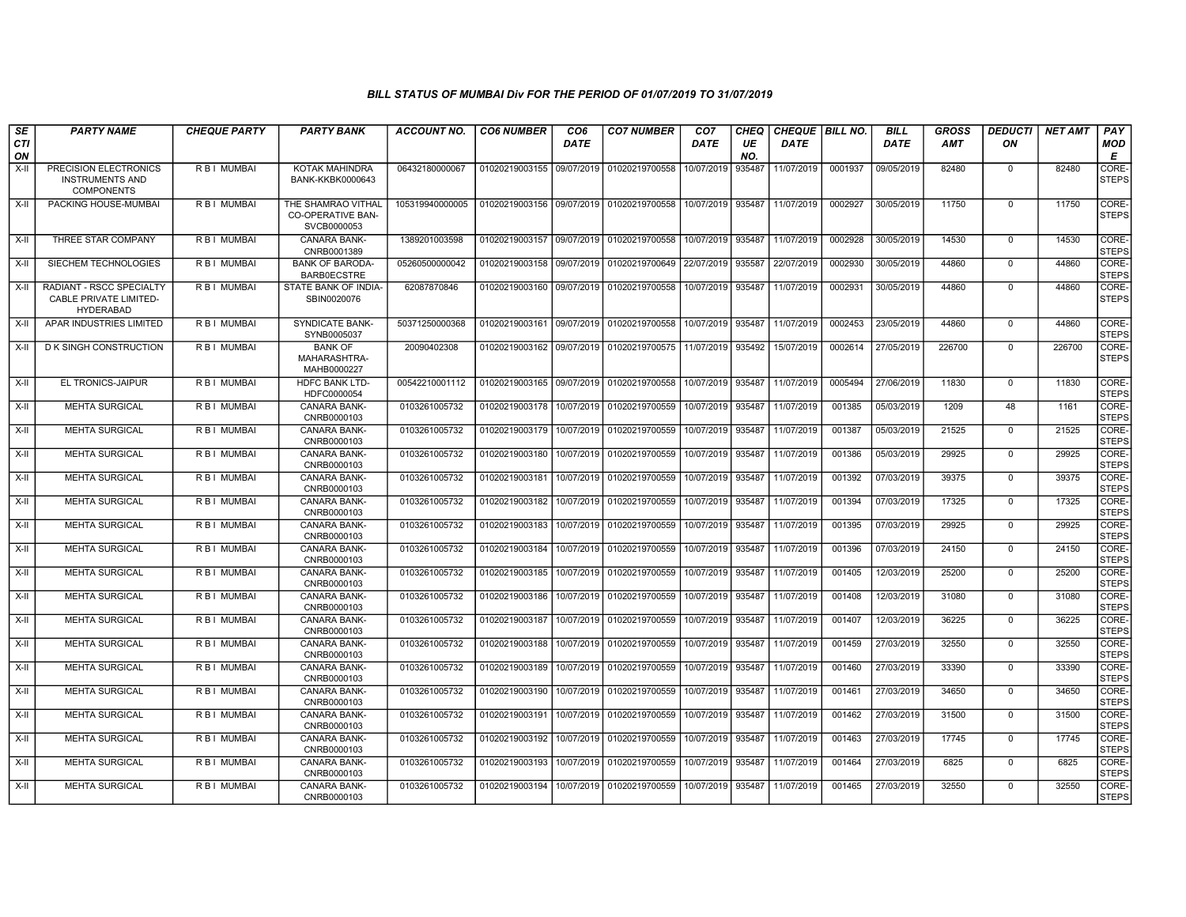# BILL STATUS OF MUMBAI Div FOR THE PERIOD OF 01/07/2019 TO 31/07/2019

| SECTION | PARTY NAME | CHEQUE PARTY | PARTY BANK | ACCOUNT NO. | CO6 NUMBER | CO6 DATE | CO7 NUMBER | CO7 DATE | CHEQUE NO. | CHEQUE DATE | BILL NO. | BILL DATE | GROSS AMT | DEDUCTION | NET AMT | PAY MODE |
|---|---|---|---|---|---|---|---|---|---|---|---|---|---|---|---|---|
| X-II | PRECISION ELECTRONICS INSTRUMENTS AND COMPONENTS | R B I MUMBAI | KOTAK MAHINDRA BANK-KKBK0000643 | 06432180000067 | 01020219003155 | 09/07/2019 | 01020219700558 | 10/07/2019 | 935487 | 11/07/2019 | 0001937 | 09/05/2019 | 82480 | 0 | 82480 | CORE-STEPS |
| X-II | PACKING HOUSE-MUMBAI | R B I MUMBAI | THE SHAMRAO VITHAL CO-OPERATIVE BAN-SVCB0000053 | 105319940000005 | 01020219003156 | 09/07/2019 | 01020219700558 | 10/07/2019 | 935487 | 11/07/2019 | 0002927 | 30/05/2019 | 11750 | 0 | 11750 | CORE-STEPS |
| X-II | THREE STAR COMPANY | R B I MUMBAI | CANARA BANK-CNRB0001389 | 1389201003598 | 01020219003157 | 09/07/2019 | 01020219700558 | 10/07/2019 | 935487 | 11/07/2019 | 0002928 | 30/05/2019 | 14530 | 0 | 14530 | CORE-STEPS |
| X-II | SIECHEM TECHNOLOGIES | R B I MUMBAI | BANK OF BARODA-BARB0ECSTRE | 05260500000042 | 01020219003158 | 09/07/2019 | 01020219700649 | 22/07/2019 | 935587 | 22/07/2019 | 0002930 | 30/05/2019 | 44860 | 0 | 44860 | CORE-STEPS |
| X-II | RADIANT - RSCC SPECIALTY CABLE PRIVATE LIMITED-HYDERABAD | R B I MUMBAI | STATE BANK OF INDIA-SBIN0020076 | 62087870846 | 01020219003160 | 09/07/2019 | 01020219700558 | 10/07/2019 | 935487 | 11/07/2019 | 0002931 | 30/05/2019 | 44860 | 0 | 44860 | CORE-STEPS |
| X-II | APAR INDUSTRIES LIMITED | R B I MUMBAI | SYNDICATE BANK-SYNB0005037 | 50371250000368 | 01020219003161 | 09/07/2019 | 01020219700558 | 10/07/2019 | 935487 | 11/07/2019 | 0002453 | 23/05/2019 | 44860 | 0 | 44860 | CORE-STEPS |
| X-II | D K SINGH CONSTRUCTION | R B I MUMBAI | BANK OF MAHARASHTRA-MAHB0000227 | 20090402308 | 01020219003162 | 09/07/2019 | 01020219700575 | 11/07/2019 | 935492 | 15/07/2019 | 0002614 | 27/05/2019 | 226700 | 0 | 226700 | CORE-STEPS |
| X-II | EL TRONICS-JAIPUR | R B I MUMBAI | HDFC BANK LTD-HDFC0000054 | 00542210001112 | 01020219003165 | 09/07/2019 | 01020219700558 | 10/07/2019 | 935487 | 11/07/2019 | 0005494 | 27/06/2019 | 11830 | 0 | 11830 | CORE-STEPS |
| X-II | MEHTA SURGICAL | R B I MUMBAI | CANARA BANK-CNRB0000103 | 0103261005732 | 01020219003178 | 10/07/2019 | 01020219700559 | 10/07/2019 | 935487 | 11/07/2019 | 001385 | 05/03/2019 | 1209 | 48 | 1161 | CORE-STEPS |
| X-II | MEHTA SURGICAL | R B I MUMBAI | CANARA BANK-CNRB0000103 | 0103261005732 | 01020219003179 | 10/07/2019 | 01020219700559 | 10/07/2019 | 935487 | 11/07/2019 | 001387 | 05/03/2019 | 21525 | 0 | 21525 | CORE-STEPS |
| X-II | MEHTA SURGICAL | R B I MUMBAI | CANARA BANK-CNRB0000103 | 0103261005732 | 01020219003180 | 10/07/2019 | 01020219700559 | 10/07/2019 | 935487 | 11/07/2019 | 001386 | 05/03/2019 | 29925 | 0 | 29925 | CORE-STEPS |
| X-II | MEHTA SURGICAL | R B I MUMBAI | CANARA BANK-CNRB0000103 | 0103261005732 | 01020219003181 | 10/07/2019 | 01020219700559 | 10/07/2019 | 935487 | 11/07/2019 | 001392 | 07/03/2019 | 39375 | 0 | 39375 | CORE-STEPS |
| X-II | MEHTA SURGICAL | R B I MUMBAI | CANARA BANK-CNRB0000103 | 0103261005732 | 01020219003182 | 10/07/2019 | 01020219700559 | 10/07/2019 | 935487 | 11/07/2019 | 001394 | 07/03/2019 | 17325 | 0 | 17325 | CORE-STEPS |
| X-II | MEHTA SURGICAL | R B I MUMBAI | CANARA BANK-CNRB0000103 | 0103261005732 | 01020219003183 | 10/07/2019 | 01020219700559 | 10/07/2019 | 935487 | 11/07/2019 | 001395 | 07/03/2019 | 29925 | 0 | 29925 | CORE-STEPS |
| X-II | MEHTA SURGICAL | R B I MUMBAI | CANARA BANK-CNRB0000103 | 0103261005732 | 01020219003184 | 10/07/2019 | 01020219700559 | 10/07/2019 | 935487 | 11/07/2019 | 001396 | 07/03/2019 | 24150 | 0 | 24150 | CORE-STEPS |
| X-II | MEHTA SURGICAL | R B I MUMBAI | CANARA BANK-CNRB0000103 | 0103261005732 | 01020219003185 | 10/07/2019 | 01020219700559 | 10/07/2019 | 935487 | 11/07/2019 | 001405 | 12/03/2019 | 25200 | 0 | 25200 | CORE-STEPS |
| X-II | MEHTA SURGICAL | R B I MUMBAI | CANARA BANK-CNRB0000103 | 0103261005732 | 01020219003186 | 10/07/2019 | 01020219700559 | 10/07/2019 | 935487 | 11/07/2019 | 001408 | 12/03/2019 | 31080 | 0 | 31080 | CORE-STEPS |
| X-II | MEHTA SURGICAL | R B I MUMBAI | CANARA BANK-CNRB0000103 | 0103261005732 | 01020219003187 | 10/07/2019 | 01020219700559 | 10/07/2019 | 935487 | 11/07/2019 | 001407 | 12/03/2019 | 36225 | 0 | 36225 | CORE-STEPS |
| X-II | MEHTA SURGICAL | R B I MUMBAI | CANARA BANK-CNRB0000103 | 0103261005732 | 01020219003188 | 10/07/2019 | 01020219700559 | 10/07/2019 | 935487 | 11/07/2019 | 001459 | 27/03/2019 | 32550 | 0 | 32550 | CORE-STEPS |
| X-II | MEHTA SURGICAL | R B I MUMBAI | CANARA BANK-CNRB0000103 | 0103261005732 | 01020219003189 | 10/07/2019 | 01020219700559 | 10/07/2019 | 935487 | 11/07/2019 | 001460 | 27/03/2019 | 33390 | 0 | 33390 | CORE-STEPS |
| X-II | MEHTA SURGICAL | R B I MUMBAI | CANARA BANK-CNRB0000103 | 0103261005732 | 01020219003190 | 10/07/2019 | 01020219700559 | 10/07/2019 | 935487 | 11/07/2019 | 001461 | 27/03/2019 | 34650 | 0 | 34650 | CORE-STEPS |
| X-II | MEHTA SURGICAL | R B I MUMBAI | CANARA BANK-CNRB0000103 | 0103261005732 | 01020219003191 | 10/07/2019 | 01020219700559 | 10/07/2019 | 935487 | 11/07/2019 | 001462 | 27/03/2019 | 31500 | 0 | 31500 | CORE-STEPS |
| X-II | MEHTA SURGICAL | R B I MUMBAI | CANARA BANK-CNRB0000103 | 0103261005732 | 01020219003192 | 10/07/2019 | 01020219700559 | 10/07/2019 | 935487 | 11/07/2019 | 001463 | 27/03/2019 | 17745 | 0 | 17745 | CORE-STEPS |
| X-II | MEHTA SURGICAL | R B I MUMBAI | CANARA BANK-CNRB0000103 | 0103261005732 | 01020219003193 | 10/07/2019 | 01020219700559 | 10/07/2019 | 935487 | 11/07/2019 | 001464 | 27/03/2019 | 6825 | 0 | 6825 | CORE-STEPS |
| X-II | MEHTA SURGICAL | R B I MUMBAI | CANARA BANK-CNRB0000103 | 0103261005732 | 01020219003194 | 10/07/2019 | 01020219700559 | 10/07/2019 | 935487 | 11/07/2019 | 001465 | 27/03/2019 | 32550 | 0 | 32550 | CORE-STEPS |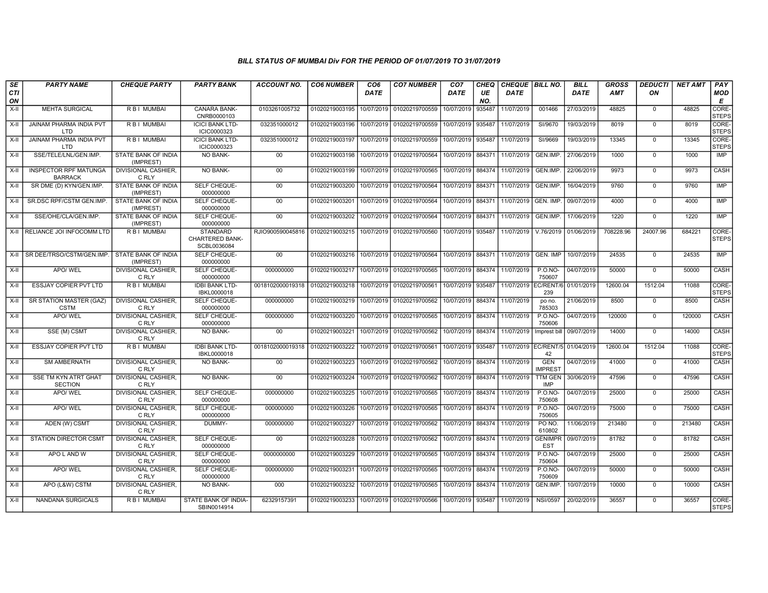### BILL STATUS OF MUMBAI Div FOR THE PERIOD OF 01/07/2019 TO 31/07/2019

| SECTION | PARTY NAME | CHEQUE PARTY | PARTY BANK | ACCOUNT NO. | CO6 NUMBER | CO6 DATE | CO7 NUMBER | CO7 DATE | CHEQUE NO. | CHEQUE DATE | BILL NO. | BILL DATE | GROSS AMT | DEDUCTION | NET AMT | PAY MODE |
|---|---|---|---|---|---|---|---|---|---|---|---|---|---|---|---|---|
| X-II | MEHTA SURGICAL | R B I MUMBAI | CANARA BANK-CNRB0000103 | 0103261005732 | 01020219003195 | 10/07/2019 | 01020219700559 | 10/07/2019 | 935487 | 11/07/2019 | 001466 | 27/03/2019 | 48825 | 0 | 48825 | CORE-STEPS |
| X-II | JAINAM PHARMA INDIA PVT LTD | R B I MUMBAI | ICICI BANK LTD-ICIC0000323 | 032351000012 | 01020219003196 | 10/07/2019 | 01020219700559 | 10/07/2019 | 935487 | 11/07/2019 | SI/9670 | 19/03/2019 | 8019 | 0 | 8019 | CORE-STEPS |
| X-II | JAINAM PHARMA INDIA PVT LTD | R B I MUMBAI | ICICI BANK LTD-ICIC0000323 | 032351000012 | 01020219003197 | 10/07/2019 | 01020219700559 | 10/07/2019 | 935487 | 11/07/2019 | SI/9669 | 19/03/2019 | 13345 | 0 | 13345 | CORE-STEPS |
| X-II | SSE/TELE/LNL/GEN.IMP. | STATE BANK OF INDIA (IMPREST) | NO BANK- | 00 | 01020219003198 | 10/07/2019 | 01020219700564 | 10/07/2019 | 884371 | 11/07/2019 | GEN.IMP. | 27/06/2019 | 1000 | 0 | 1000 | IMP |
| X-II | INSPECTOR RPF MATUNGA BARRACK | DIVISIONAL CASHIER, C RLY | NO BANK- | 00 | 01020219003199 | 10/07/2019 | 01020219700565 | 10/07/2019 | 884374 | 11/07/2019 | GEN.IMP. | 22/06/2019 | 9973 | 0 | 9973 | CASH |
| X-II | SR DME (D) KYN/GEN.IMP. | STATE BANK OF INDIA (IMPREST) | SELF CHEQUE-000000000 | 00 | 01020219003200 | 10/07/2019 | 01020219700564 | 10/07/2019 | 884371 | 11/07/2019 | GEN.IMP. | 16/04/2019 | 9760 | 0 | 9760 | IMP |
| X-II | SR.DSC RPF/CSTM GEN.IMP. | STATE BANK OF INDIA (IMPREST) | SELF CHEQUE-000000000 | 00 | 01020219003201 | 10/07/2019 | 01020219700564 | 10/07/2019 | 884371 | 11/07/2019 | GEN. IMP. | 09/07/2019 | 4000 | 0 | 4000 | IMP |
| X-II | SSE/OHE/CLA/GEN.IMP. | STATE BANK OF INDIA (IMPREST) | SELF CHEQUE-000000000 | 00 | 01020219003202 | 10/07/2019 | 01020219700564 | 10/07/2019 | 884371 | 11/07/2019 | GEN.IMP. | 17/06/2019 | 1220 | 0 | 1220 | IMP |
| X-II | RELIANCE JOI INFOCOMM LTD | R B I MUMBAI | STANDARD CHARTERED BANK-SCBL0036084 | RJIO900590045816 | 01020219003215 | 10/07/2019 | 01020219700560 | 10/07/2019 | 935487 | 11/07/2019 | V.76/2019 | 01/06/2019 | 708228.96 | 24007.96 | 684221 | CORE-STEPS |
| X-II | SR DEE/TRSO/CSTM/GEN.IMP. | STATE BANK OF INDIA (IMPREST) | SELF CHEQUE-000000000 | 00 | 01020219003216 | 10/07/2019 | 01020219700564 | 10/07/2019 | 884371 | 11/07/2019 | GEN. IMP | 10/07/2019 | 24535 | 0 | 24535 | IMP |
| X-II | APO/ WEL | DIVISIONAL CASHIER, C RLY | SELF CHEQUE-000000000 | 000000000 | 01020219003217 | 10/07/2019 | 01020219700565 | 10/07/2019 | 884374 | 11/07/2019 | P.O.NO-750607 | 04/07/2019 | 50000 | 0 | 50000 | CASH |
| X-II | ESSJAY COPIER PVT LTD | R B I MUMBAI | IDBI BANK LTD-IBKL0000018 | 0018102000019318 | 01020219003218 | 10/07/2019 | 01020219700561 | 10/07/2019 | 935487 | 11/07/2019 | EC/RENT/6 239 | 01/01/2019 | 12600.04 | 1512.04 | 11088 | CORE-STEPS |
| X-II | SR STATION MASTER (GAZ) CSTM | DIVISIONAL CASHIER, C RLY | SELF CHEQUE-000000000 | 000000000 | 01020219003219 | 10/07/2019 | 01020219700562 | 10/07/2019 | 884374 | 11/07/2019 | po no. 785303 | 21/06/2019 | 8500 | 0 | 8500 | CASH |
| X-II | APO/ WEL | DIVISIONAL CASHIER, C RLY | SELF CHEQUE-000000000 | 000000000 | 01020219003220 | 10/07/2019 | 01020219700565 | 10/07/2019 | 884374 | 11/07/2019 | P.O.NO-750606 | 04/07/2019 | 120000 | 0 | 120000 | CASH |
| X-II | SSE (M) CSMT | DIVISIONAL CASHIER, C RLY | NO BANK- | 00 | 01020219003221 | 10/07/2019 | 01020219700562 | 10/07/2019 | 884374 | 11/07/2019 | Imprest bill | 09/07/2019 | 14000 | 0 | 14000 | CASH |
| X-II | ESSJAY COPIER PVT LTD | R B I MUMBAI | IDBI BANK LTD-IBKL0000018 | 0018102000019318 | 01020219003222 | 10/07/2019 | 01020219700561 | 10/07/2019 | 935487 | 11/07/2019 | EC/RENT/5 42 | 01/04/2019 | 12600.04 | 1512.04 | 11088 | CORE-STEPS |
| X-II | SM AMBERNATH | DIVISIONAL CASHIER, C RLY | NO BANK- | 00 | 01020219003223 | 10/07/2019 | 01020219700562 | 10/07/2019 | 884374 | 11/07/2019 | GEN IMPREST | 04/07/2019 | 41000 | 0 | 41000 | CASH |
| X-II | SSE TM KYN ATRT GHAT SECTION | DIVISIONAL CASHIER, C RLY | NO BANK- | 00 | 01020219003224 | 10/07/2019 | 01020219700562 | 10/07/2019 | 884374 | 11/07/2019 | TTM GEN IMP | 30/06/2019 | 47596 | 0 | 47596 | CASH |
| X-II | APO/ WEL | DIVISIONAL CASHIER, C RLY | SELF CHEQUE-000000000 | 000000000 | 01020219003225 | 10/07/2019 | 01020219700565 | 10/07/2019 | 884374 | 11/07/2019 | P.O.NO-750608 | 04/07/2019 | 25000 | 0 | 25000 | CASH |
| X-II | APO/ WEL | DIVISIONAL CASHIER, C RLY | SELF CHEQUE-000000000 | 000000000 | 01020219003226 | 10/07/2019 | 01020219700565 | 10/07/2019 | 884374 | 11/07/2019 | P.O.NO-750605 | 04/07/2019 | 75000 | 0 | 75000 | CASH |
| X-II | ADEN (W) CSMT | DIVISIONAL CASHIER, C RLY | DUMMY- | 000000000 | 01020219003227 | 10/07/2019 | 01020219700562 | 10/07/2019 | 884374 | 11/07/2019 | PO NO. 610802 | 11/06/2019 | 213480 | 0 | 213480 | CASH |
| X-II | STATION DIRECTOR CSMT | DIVISIONAL CASHIER, C RLY | SELF CHEQUE-000000000 | 00 | 01020219003228 | 10/07/2019 | 01020219700562 | 10/07/2019 | 884374 | 11/07/2019 | GENIMPR EST | 09/07/2019 | 81782 | 0 | 81782 | CASH |
| X-II | APO L AND W | DIVISIONAL CASHIER, C RLY | SELF CHEQUE-000000000 | 0000000000 | 01020219003229 | 10/07/2019 | 01020219700565 | 10/07/2019 | 884374 | 11/07/2019 | P.O.NO-750604 | 04/07/2019 | 25000 | 0 | 25000 | CASH |
| X-II | APO/ WEL | DIVISIONAL CASHIER, C RLY | SELF CHEQUE-000000000 | 000000000 | 01020219003231 | 10/07/2019 | 01020219700565 | 10/07/2019 | 884374 | 11/07/2019 | P.O.NO-750609 | 04/07/2019 | 50000 | 0 | 50000 | CASH |
| X-II | APO (L&W) CSTM | DIVISIONAL CASHIER, C RLY | NO BANK- | 000 | 01020219003232 | 10/07/2019 | 01020219700565 | 10/07/2019 | 884374 | 11/07/2019 | GEN.IMP. | 10/07/2019 | 10000 | 0 | 10000 | CASH |
| X-II | NANDANA SURGICALS | R B I MUMBAI | STATE BANK OF INDIA-SBIN0014914 | 62329157391 | 01020219003233 | 10/07/2019 | 01020219700566 | 10/07/2019 | 935487 | 11/07/2019 | NSI/0597 | 20/02/2019 | 36557 | 0 | 36557 | CORE-STEPS |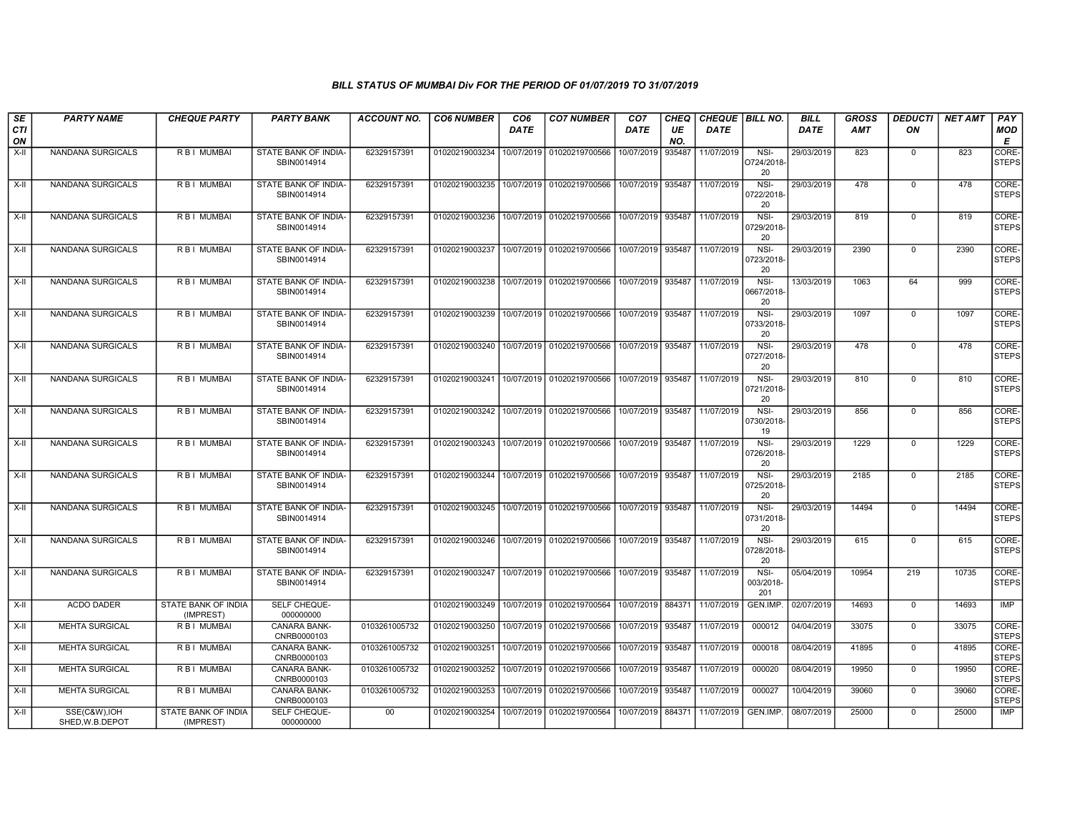### BILL STATUS OF MUMBAI Div FOR THE PERIOD OF 01/07/2019 TO 31/07/2019

| SECTION | PARTY NAME | CHEQUE PARTY | PARTY BANK | ACCOUNT NO. | CO6 NUMBER | CO6 DATE | CO7 NUMBER | CO7 DATE | CHEQUE NO. | CHEQUE DATE | BILL NO. | BILL DATE | GROSS AMT | DEDUCTION | NET AMT | PAY MODE |
|---|---|---|---|---|---|---|---|---|---|---|---|---|---|---|---|---|
| X-II | NANDANA SURGICALS | R B I MUMBAI | STATE BANK OF INDIA-SBIN0014914 | 62329157391 | 01020219003234 | 10/07/2019 | 01020219700566 | 10/07/2019 | 935487 | 11/07/2019 | NSI-O724/2018-20 | 29/03/2019 | 823 | 0 | 823 | CORE-STEPS |
| X-II | NANDANA SURGICALS | R B I MUMBAI | STATE BANK OF INDIA-SBIN0014914 | 62329157391 | 01020219003235 | 10/07/2019 | 01020219700566 | 10/07/2019 | 935487 | 11/07/2019 | NSI-0722/2018-20 | 29/03/2019 | 478 | 0 | 478 | CORE-STEPS |
| X-II | NANDANA SURGICALS | R B I MUMBAI | STATE BANK OF INDIA-SBIN0014914 | 62329157391 | 01020219003236 | 10/07/2019 | 01020219700566 | 10/07/2019 | 935487 | 11/07/2019 | NSI-0729/2018-20 | 29/03/2019 | 819 | 0 | 819 | CORE-STEPS |
| X-II | NANDANA SURGICALS | R B I MUMBAI | STATE BANK OF INDIA-SBIN0014914 | 62329157391 | 01020219003237 | 10/07/2019 | 01020219700566 | 10/07/2019 | 935487 | 11/07/2019 | NSI-0723/2018-20 | 29/03/2019 | 2390 | 0 | 2390 | CORE-STEPS |
| X-II | NANDANA SURGICALS | R B I MUMBAI | STATE BANK OF INDIA-SBIN0014914 | 62329157391 | 01020219003238 | 10/07/2019 | 01020219700566 | 10/07/2019 | 935487 | 11/07/2019 | NSI-0667/2018-20 | 13/03/2019 | 1063 | 64 | 999 | CORE-STEPS |
| X-II | NANDANA SURGICALS | R B I MUMBAI | STATE BANK OF INDIA-SBIN0014914 | 62329157391 | 01020219003239 | 10/07/2019 | 01020219700566 | 10/07/2019 | 935487 | 11/07/2019 | NSI-0733/2018-20 | 29/03/2019 | 1097 | 0 | 1097 | CORE-STEPS |
| X-II | NANDANA SURGICALS | R B I MUMBAI | STATE BANK OF INDIA-SBIN0014914 | 62329157391 | 01020219003240 | 10/07/2019 | 01020219700566 | 10/07/2019 | 935487 | 11/07/2019 | NSI-0727/2018-20 | 29/03/2019 | 478 | 0 | 478 | CORE-STEPS |
| X-II | NANDANA SURGICALS | R B I MUMBAI | STATE BANK OF INDIA-SBIN0014914 | 62329157391 | 01020219003241 | 10/07/2019 | 01020219700566 | 10/07/2019 | 935487 | 11/07/2019 | NSI-0721/2018-20 | 29/03/2019 | 810 | 0 | 810 | CORE-STEPS |
| X-II | NANDANA SURGICALS | R B I MUMBAI | STATE BANK OF INDIA-SBIN0014914 | 62329157391 | 01020219003242 | 10/07/2019 | 01020219700566 | 10/07/2019 | 935487 | 11/07/2019 | NSI-0730/2018-19 | 29/03/2019 | 856 | 0 | 856 | CORE-STEPS |
| X-II | NANDANA SURGICALS | R B I MUMBAI | STATE BANK OF INDIA-SBIN0014914 | 62329157391 | 01020219003243 | 10/07/2019 | 01020219700566 | 10/07/2019 | 935487 | 11/07/2019 | NSI-0726/2018-20 | 29/03/2019 | 1229 | 0 | 1229 | CORE-STEPS |
| X-II | NANDANA SURGICALS | R B I MUMBAI | STATE BANK OF INDIA-SBIN0014914 | 62329157391 | 01020219003244 | 10/07/2019 | 01020219700566 | 10/07/2019 | 935487 | 11/07/2019 | NSI-0725/2018-20 | 29/03/2019 | 2185 | 0 | 2185 | CORE-STEPS |
| X-II | NANDANA SURGICALS | R B I MUMBAI | STATE BANK OF INDIA-SBIN0014914 | 62329157391 | 01020219003245 | 10/07/2019 | 01020219700566 | 10/07/2019 | 935487 | 11/07/2019 | NSI-0731/2018-20 | 29/03/2019 | 14494 | 0 | 14494 | CORE-STEPS |
| X-II | NANDANA SURGICALS | R B I MUMBAI | STATE BANK OF INDIA-SBIN0014914 | 62329157391 | 01020219003246 | 10/07/2019 | 01020219700566 | 10/07/2019 | 935487 | 11/07/2019 | NSI-0728/2018-20 | 29/03/2019 | 615 | 0 | 615 | CORE-STEPS |
| X-II | NANDANA SURGICALS | R B I MUMBAI | STATE BANK OF INDIA-SBIN0014914 | 62329157391 | 01020219003247 | 10/07/2019 | 01020219700566 | 10/07/2019 | 935487 | 11/07/2019 | NSI-003/2018-201 | 05/04/2019 | 10954 | 219 | 10735 | CORE-STEPS |
| X-II | ACDO DADER | STATE BANK OF INDIA (IMPREST) | SELF CHEQUE-000000000 | | 01020219003249 | 10/07/2019 | 01020219700564 | 10/07/2019 | 884371 | 11/07/2019 | GEN.IMP. | 02/07/2019 | 14693 | 0 | 14693 | IMP |
| X-II | MEHTA SURGICAL | R B I MUMBAI | CANARA BANK-CNRB0000103 | 0103261005732 | 01020219003250 | 10/07/2019 | 01020219700566 | 10/07/2019 | 935487 | 11/07/2019 | 000012 | 04/04/2019 | 33075 | 0 | 33075 | CORE-STEPS |
| X-II | MEHTA SURGICAL | R B I MUMBAI | CANARA BANK-CNRB0000103 | 0103261005732 | 01020219003251 | 10/07/2019 | 01020219700566 | 10/07/2019 | 935487 | 11/07/2019 | 000018 | 08/04/2019 | 41895 | 0 | 41895 | CORE-STEPS |
| X-II | MEHTA SURGICAL | R B I MUMBAI | CANARA BANK-CNRB0000103 | 0103261005732 | 01020219003252 | 10/07/2019 | 01020219700566 | 10/07/2019 | 935487 | 11/07/2019 | 000020 | 08/04/2019 | 19950 | 0 | 19950 | CORE-STEPS |
| X-II | MEHTA SURGICAL | R B I MUMBAI | CANARA BANK-CNRB0000103 | 0103261005732 | 01020219003253 | 10/07/2019 | 01020219700566 | 10/07/2019 | 935487 | 11/07/2019 | 000027 | 10/04/2019 | 39060 | 0 | 39060 | CORE-STEPS |
| X-II | SSE(C&W),IOH SHED,W.B.DEPOT | STATE BANK OF INDIA (IMPREST) | SELF CHEQUE-000000000 | 00 | 01020219003254 | 10/07/2019 | 01020219700564 | 10/07/2019 | 884371 | 11/07/2019 | GEN.IMP. | 08/07/2019 | 25000 | 0 | 25000 | IMP |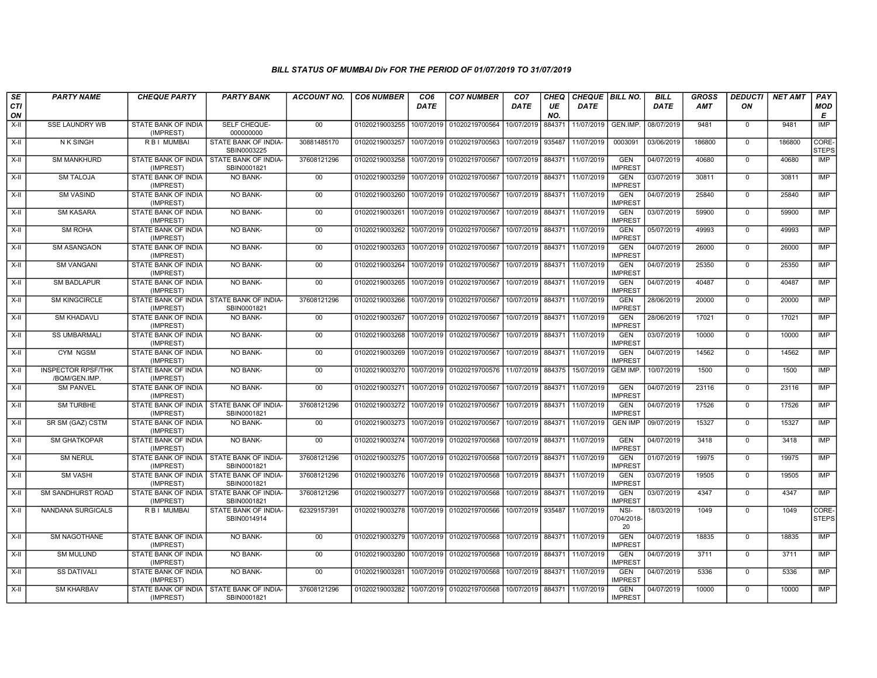### BILL STATUS OF MUMBAI Div FOR THE PERIOD OF 01/07/2019 TO 31/07/2019

| SECTION | PARTY NAME | CHEQUE PARTY | PARTY BANK | ACCOUNT NO. | CO6 NUMBER | CO6 DATE | CO7 NUMBER | CO7 DATE | CHEQUE NO. | CHEQUE DATE | BILL NO. | BILL DATE | GROSS AMT | DEDUCTION | NET AMT | PAY MODE |
|---|---|---|---|---|---|---|---|---|---|---|---|---|---|---|---|---|
| X-II | SSE LAUNDRY WB | STATE BANK OF INDIA (IMPREST) | SELF CHEQUE-000000000 | 00 | 01020219003255 | 10/07/2019 | 01020219700564 | 10/07/2019 | 884371 | 11/07/2019 | GEN.IMP. | 08/07/2019 | 9481 | 0 | 9481 | IMP |
| X-II | N K SINGH | R B I MUMBAI | STATE BANK OF INDIA-SBIN0003225 | 30881485170 | 01020219003257 | 10/07/2019 | 01020219700563 | 10/07/2019 | 935487 | 11/07/2019 | 0003091 | 03/06/2019 | 186800 | 0 | 186800 | CORE-STEPS |
| X-II | SM MANKHURD | STATE BANK OF INDIA (IMPREST) | STATE BANK OF INDIA-SBIN0001821 | 37608121296 | 01020219003258 | 10/07/2019 | 01020219700567 | 10/07/2019 | 884371 | 11/07/2019 | GEN IMPREST | 04/07/2019 | 40680 | 0 | 40680 | IMP |
| X-II | SM TALOJA | STATE BANK OF INDIA (IMPREST) | NO BANK- | 00 | 01020219003259 | 10/07/2019 | 01020219700567 | 10/07/2019 | 884371 | 11/07/2019 | GEN IMPREST | 03/07/2019 | 30811 | 0 | 30811 | IMP |
| X-II | SM VASIND | STATE BANK OF INDIA (IMPREST) | NO BANK- | 00 | 01020219003260 | 10/07/2019 | 01020219700567 | 10/07/2019 | 884371 | 11/07/2019 | GEN IMPREST | 04/07/2019 | 25840 | 0 | 25840 | IMP |
| X-II | SM KASARA | STATE BANK OF INDIA (IMPREST) | NO BANK- | 00 | 01020219003261 | 10/07/2019 | 01020219700567 | 10/07/2019 | 884371 | 11/07/2019 | GEN IMPREST | 03/07/2019 | 59900 | 0 | 59900 | IMP |
| X-II | SM ROHA | STATE BANK OF INDIA (IMPREST) | NO BANK- | 00 | 01020219003262 | 10/07/2019 | 01020219700567 | 10/07/2019 | 884371 | 11/07/2019 | GEN IMPREST | 05/07/2019 | 49993 | 0 | 49993 | IMP |
| X-II | SM ASANGAON | STATE BANK OF INDIA (IMPREST) | NO BANK- | 00 | 01020219003263 | 10/07/2019 | 01020219700567 | 10/07/2019 | 884371 | 11/07/2019 | GEN IMPREST | 04/07/2019 | 26000 | 0 | 26000 | IMP |
| X-II | SM VANGANI | STATE BANK OF INDIA (IMPREST) | NO BANK- | 00 | 01020219003264 | 10/07/2019 | 01020219700567 | 10/07/2019 | 884371 | 11/07/2019 | GEN IMPREST | 04/07/2019 | 25350 | 0 | 25350 | IMP |
| X-II | SM BADLAPUR | STATE BANK OF INDIA (IMPREST) | NO BANK- | 00 | 01020219003265 | 10/07/2019 | 01020219700567 | 10/07/2019 | 884371 | 11/07/2019 | GEN IMPREST | 04/07/2019 | 40487 | 0 | 40487 | IMP |
| X-II | SM KINGCIRCLE | STATE BANK OF INDIA (IMPREST) | STATE BANK OF INDIA-SBIN0001821 | 37608121296 | 01020219003266 | 10/07/2019 | 01020219700567 | 10/07/2019 | 884371 | 11/07/2019 | GEN IMPREST | 28/06/2019 | 20000 | 0 | 20000 | IMP |
| X-II | SM KHADAVLI | STATE BANK OF INDIA (IMPREST) | NO BANK- | 00 | 01020219003267 | 10/07/2019 | 01020219700567 | 10/07/2019 | 884371 | 11/07/2019 | GEN IMPREST | 28/06/2019 | 17021 | 0 | 17021 | IMP |
| X-II | SS UMBARMALI | STATE BANK OF INDIA (IMPREST) | NO BANK- | 00 | 01020219003268 | 10/07/2019 | 01020219700567 | 10/07/2019 | 884371 | 11/07/2019 | GEN IMPREST | 03/07/2019 | 10000 | 0 | 10000 | IMP |
| X-II | CYM NGSM | STATE BANK OF INDIA (IMPREST) | NO BANK- | 00 | 01020219003269 | 10/07/2019 | 01020219700567 | 10/07/2019 | 884371 | 11/07/2019 | GEN IMPREST | 04/07/2019 | 14562 | 0 | 14562 | IMP |
| X-II | INSPECTOR RPSF/THK /BQM/GEN.IMP. | STATE BANK OF INDIA (IMPREST) | NO BANK- | 00 | 01020219003270 | 10/07/2019 | 01020219700576 | 11/07/2019 | 884375 | 15/07/2019 | GEM IMP. | 10/07/2019 | 1500 | 0 | 1500 | IMP |
| X-II | SM PANVEL | STATE BANK OF INDIA (IMPREST) | NO BANK- | 00 | 01020219003271 | 10/07/2019 | 01020219700567 | 10/07/2019 | 884371 | 11/07/2019 | GEN IMPREST | 04/07/2019 | 23116 | 0 | 23116 | IMP |
| X-II | SM TURBHE | STATE BANK OF INDIA (IMPREST) | STATE BANK OF INDIA-SBIN0001821 | 37608121296 | 01020219003272 | 10/07/2019 | 01020219700567 | 10/07/2019 | 884371 | 11/07/2019 | GEN IMPREST | 04/07/2019 | 17526 | 0 | 17526 | IMP |
| X-II | SR SM (GAZ) CSTM | STATE BANK OF INDIA (IMPREST) | NO BANK- | 00 | 01020219003273 | 10/07/2019 | 01020219700567 | 10/07/2019 | 884371 | 11/07/2019 | GEN IMP | 09/07/2019 | 15327 | 0 | 15327 | IMP |
| X-II | SM GHATKOPAR | STATE BANK OF INDIA (IMPREST) | NO BANK- | 00 | 01020219003274 | 10/07/2019 | 01020219700568 | 10/07/2019 | 884371 | 11/07/2019 | GEN IMPREST | 04/07/2019 | 3418 | 0 | 3418 | IMP |
| X-II | SM NERUL | STATE BANK OF INDIA (IMPREST) | STATE BANK OF INDIA-SBIN0001821 | 37608121296 | 01020219003275 | 10/07/2019 | 01020219700568 | 10/07/2019 | 884371 | 11/07/2019 | GEN IMPREST | 01/07/2019 | 19975 | 0 | 19975 | IMP |
| X-II | SM VASHI | STATE BANK OF INDIA (IMPREST) | STATE BANK OF INDIA-SBIN0001821 | 37608121296 | 01020219003276 | 10/07/2019 | 01020219700568 | 10/07/2019 | 884371 | 11/07/2019 | GEN IMPREST | 03/07/2019 | 19505 | 0 | 19505 | IMP |
| X-II | SM SANDHURST ROAD | STATE BANK OF INDIA (IMPREST) | STATE BANK OF INDIA-SBIN0001821 | 37608121296 | 01020219003277 | 10/07/2019 | 01020219700568 | 10/07/2019 | 884371 | 11/07/2019 | GEN IMPREST | 03/07/2019 | 4347 | 0 | 4347 | IMP |
| X-II | NANDANA SURGICALS | R B I MUMBAI | STATE BANK OF INDIA-SBIN0014914 | 62329157391 | 01020219003278 | 10/07/2019 | 01020219700566 | 10/07/2019 | 935487 | 11/07/2019 | NSI-0704/2018-20 | 18/03/2019 | 1049 | 0 | 1049 | CORE-STEPS |
| X-II | SM NAGOTHANE | STATE BANK OF INDIA (IMPREST) | NO BANK- | 00 | 01020219003279 | 10/07/2019 | 01020219700568 | 10/07/2019 | 884371 | 11/07/2019 | GEN IMPREST | 04/07/2019 | 18835 | 0 | 18835 | IMP |
| X-II | SM MULUND | STATE BANK OF INDIA (IMPREST) | NO BANK- | 00 | 01020219003280 | 10/07/2019 | 01020219700568 | 10/07/2019 | 884371 | 11/07/2019 | GEN IMPREST | 04/07/2019 | 3711 | 0 | 3711 | IMP |
| X-II | SS DATIVALI | STATE BANK OF INDIA (IMPREST) | NO BANK- | 00 | 01020219003281 | 10/07/2019 | 01020219700568 | 10/07/2019 | 884371 | 11/07/2019 | GEN IMPREST | 04/07/2019 | 5336 | 0 | 5336 | IMP |
| X-II | SM KHARBAV | STATE BANK OF INDIA (IMPREST) | STATE BANK OF INDIA-SBIN0001821 | 37608121296 | 01020219003282 | 10/07/2019 | 01020219700568 | 10/07/2019 | 884371 | 11/07/2019 | GEN IMPREST | 04/07/2019 | 10000 | 0 | 10000 | IMP |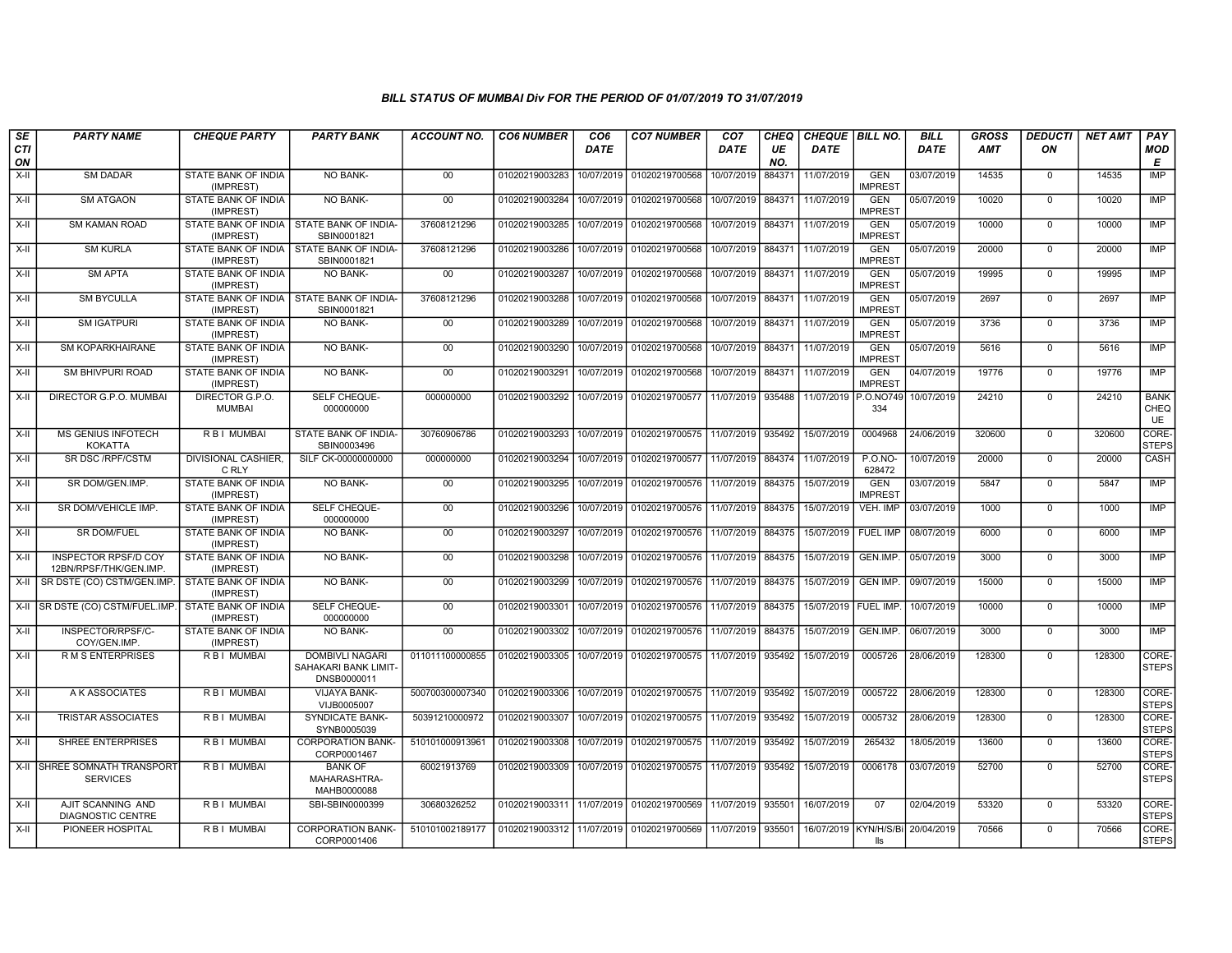### BILL STATUS OF MUMBAI Div FOR THE PERIOD OF 01/07/2019 TO 31/07/2019

| SECTION | PARTY NAME | CHEQUE PARTY | PARTY BANK | ACCOUNT NO. | CO6 NUMBER | CO6 DATE | CO7 NUMBER | CO7 DATE | CHEQUE NO. | CHEQUE DATE | BILL NO. | BILL DATE | GROSS AMT | DEDUCTION | NET AMT | PAY MODE |
|---|---|---|---|---|---|---|---|---|---|---|---|---|---|---|---|---|
| X-II | SM DADAR | STATE BANK OF INDIA (IMPREST) | NO BANK- | 00 | 01020219003283 | 10/07/2019 | 01020219700568 | 10/07/2019 | 884371 | 11/07/2019 | GEN IMPREST | 03/07/2019 | 14535 | 0 | 14535 | IMP |
| X-II | SM ATGAON | STATE BANK OF INDIA (IMPREST) | NO BANK- | 00 | 01020219003284 | 10/07/2019 | 01020219700568 | 10/07/2019 | 884371 | 11/07/2019 | GEN IMPREST | 05/07/2019 | 10020 | 0 | 10020 | IMP |
| X-II | SM KAMAN ROAD | STATE BANK OF INDIA (IMPREST) | STATE BANK OF INDIA-SBIN0001821 | 37608121296 | 01020219003285 | 10/07/2019 | 01020219700568 | 10/07/2019 | 884371 | 11/07/2019 | GEN IMPREST | 05/07/2019 | 10000 | 0 | 10000 | IMP |
| X-II | SM KURLA | STATE BANK OF INDIA (IMPREST) | STATE BANK OF INDIA-SBIN0001821 | 37608121296 | 01020219003286 | 10/07/2019 | 01020219700568 | 10/07/2019 | 884371 | 11/07/2019 | GEN IMPREST | 05/07/2019 | 20000 | 0 | 20000 | IMP |
| X-II | SM APTA | STATE BANK OF INDIA (IMPREST) | NO BANK- | 00 | 01020219003287 | 10/07/2019 | 01020219700568 | 10/07/2019 | 884371 | 11/07/2019 | GEN IMPREST | 05/07/2019 | 19995 | 0 | 19995 | IMP |
| X-II | SM BYCULLA | STATE BANK OF INDIA (IMPREST) | STATE BANK OF INDIA-SBIN0001821 | 37608121296 | 01020219003288 | 10/07/2019 | 01020219700568 | 10/07/2019 | 884371 | 11/07/2019 | GEN IMPREST | 05/07/2019 | 2697 | 0 | 2697 | IMP |
| X-II | SM IGATPURI | STATE BANK OF INDIA (IMPREST) | NO BANK- | 00 | 01020219003289 | 10/07/2019 | 01020219700568 | 10/07/2019 | 884371 | 11/07/2019 | GEN IMPREST | 05/07/2019 | 3736 | 0 | 3736 | IMP |
| X-II | SM KOPARKHAIRANE | STATE BANK OF INDIA (IMPREST) | NO BANK- | 00 | 01020219003290 | 10/07/2019 | 01020219700568 | 10/07/2019 | 884371 | 11/07/2019 | GEN IMPREST | 05/07/2019 | 5616 | 0 | 5616 | IMP |
| X-II | SM BHIVPURI ROAD | STATE BANK OF INDIA (IMPREST) | NO BANK- | 00 | 01020219003291 | 10/07/2019 | 01020219700568 | 10/07/2019 | 884371 | 11/07/2019 | GEN IMPREST | 04/07/2019 | 19776 | 0 | 19776 | IMP |
| X-II | DIRECTOR G.P.O. MUMBAI | DIRECTOR G.P.O. MUMBAI | SELF CHEQUE-000000000 | 000000000 | 01020219003292 | 10/07/2019 | 01020219700577 | 11/07/2019 | 935488 | 11/07/2019 | P.O.NO749334 | 10/07/2019 | 24210 | 0 | 24210 | BANK CHEQUE |
| X-II | MS GENIUS INFOTECH KOKATTA | R B I MUMBAI | STATE BANK OF INDIA-SBIN0003496 | 30760906786 | 01020219003293 | 10/07/2019 | 01020219700575 | 11/07/2019 | 935492 | 15/07/2019 | 0004968 | 24/06/2019 | 320600 | 0 | 320600 | CORE-STEPS |
| X-II | SR DSC /RPF/CSTM | DIVISIONAL CASHIER, C RLY | SILF CK-00000000000 | 000000000 | 01020219003294 | 10/07/2019 | 01020219700577 | 11/07/2019 | 884374 | 11/07/2019 | P.O.NO-628472 | 10/07/2019 | 20000 | 0 | 20000 | CASH |
| X-II | SR DOM/GEN.IMP. | STATE BANK OF INDIA (IMPREST) | NO BANK- | 00 | 01020219003295 | 10/07/2019 | 01020219700576 | 11/07/2019 | 884375 | 15/07/2019 | GEN IMPREST | 03/07/2019 | 5847 | 0 | 5847 | IMP |
| X-II | SR DOM/VEHICLE IMP. | STATE BANK OF INDIA (IMPREST) | SELF CHEQUE-000000000 | 00 | 01020219003296 | 10/07/2019 | 01020219700576 | 11/07/2019 | 884375 | 15/07/2019 | VEH. IMP | 03/07/2019 | 1000 | 0 | 1000 | IMP |
| X-II | SR DOM/FUEL | STATE BANK OF INDIA (IMPREST) | NO BANK- | 00 | 01020219003297 | 10/07/2019 | 01020219700576 | 11/07/2019 | 884375 | 15/07/2019 | FUEL IMP | 08/07/2019 | 6000 | 0 | 6000 | IMP |
| X-II | INSPECTOR RPSF/D COY 12BN/RPSF/THK/GEN.IMP. | STATE BANK OF INDIA (IMPREST) | NO BANK- | 00 | 01020219003298 | 10/07/2019 | 01020219700576 | 11/07/2019 | 884375 | 15/07/2019 | GEN.IMP. | 05/07/2019 | 3000 | 0 | 3000 | IMP |
| X-II | SR DSTE (CO) CSTM/GEN.IMP. | STATE BANK OF INDIA (IMPREST) | NO BANK- | 00 | 01020219003299 | 10/07/2019 | 01020219700576 | 11/07/2019 | 884375 | 15/07/2019 | GEN IMP. | 09/07/2019 | 15000 | 0 | 15000 | IMP |
| X-II | SR DSTE (CO) CSTM/FUEL.IMP. | STATE BANK OF INDIA (IMPREST) | SELF CHEQUE-000000000 | 00 | 01020219003301 | 10/07/2019 | 01020219700576 | 11/07/2019 | 884375 | 15/07/2019 | FUEL IMP. | 10/07/2019 | 10000 | 0 | 10000 | IMP |
| X-II | INSPECTOR/RPSF/C-COY/GEN.IMP. | STATE BANK OF INDIA (IMPREST) | NO BANK- | 00 | 01020219003302 | 10/07/2019 | 01020219700576 | 11/07/2019 | 884375 | 15/07/2019 | GEN.IMP. | 06/07/2019 | 3000 | 0 | 3000 | IMP |
| X-II | R M S ENTERPRISES | R B I MUMBAI | DOMBIVLI NAGARI SAHAKARI BANK LIMIT-DNSB0000011 | 011011100000855 | 01020219003305 | 10/07/2019 | 01020219700575 | 11/07/2019 | 935492 | 15/07/2019 | 0005726 | 28/06/2019 | 128300 | 0 | 128300 | CORE-STEPS |
| X-II | A K ASSOCIATES | R B I MUMBAI | VIJAYA BANK-VIJB0005007 | 500700300007340 | 01020219003306 | 10/07/2019 | 01020219700575 | 11/07/2019 | 935492 | 15/07/2019 | 0005722 | 28/06/2019 | 128300 | 0 | 128300 | CORE-STEPS |
| X-II | TRISTAR ASSOCIATES | R B I MUMBAI | SYNDICATE BANK-SYNB0005039 | 50391210000972 | 01020219003307 | 10/07/2019 | 01020219700575 | 11/07/2019 | 935492 | 15/07/2019 | 0005732 | 28/06/2019 | 128300 | 0 | 128300 | CORE-STEPS |
| X-II | SHREE ENTERPRISES | R B I MUMBAI | CORPORATION BANK-CORP0001467 | 510101000913961 | 01020219003308 | 10/07/2019 | 01020219700575 | 11/07/2019 | 935492 | 15/07/2019 | 265432 | 18/05/2019 | 13600 | 0 | 13600 | CORE-STEPS |
| X-II | SHREE SOMNATH TRANSPORT SERVICES | R B I MUMBAI | BANK OF MAHARASHTRA-MAHB0000088 | 60021913769 | 01020219003309 | 10/07/2019 | 01020219700575 | 11/07/2019 | 935492 | 15/07/2019 | 0006178 | 03/07/2019 | 52700 | 0 | 52700 | CORE-STEPS |
| X-II | AJIT SCANNING AND DIAGNOSTIC CENTRE | R B I MUMBAI | SBI-SBIN0000399 | 30680326252 | 01020219003311 | 11/07/2019 | 01020219700569 | 11/07/2019 | 935501 | 16/07/2019 | 07 | 02/04/2019 | 53320 | 0 | 53320 | CORE-STEPS |
| X-II | PIONEER HOSPITAL | R B I MUMBAI | CORPORATION BANK-CORP0001406 | 510101002189177 | 01020219003312 | 11/07/2019 | 01020219700569 | 11/07/2019 | 935501 | 16/07/2019 | KYN/H/S/Bills | 20/04/2019 | 70566 | 0 | 70566 | CORE-STEPS |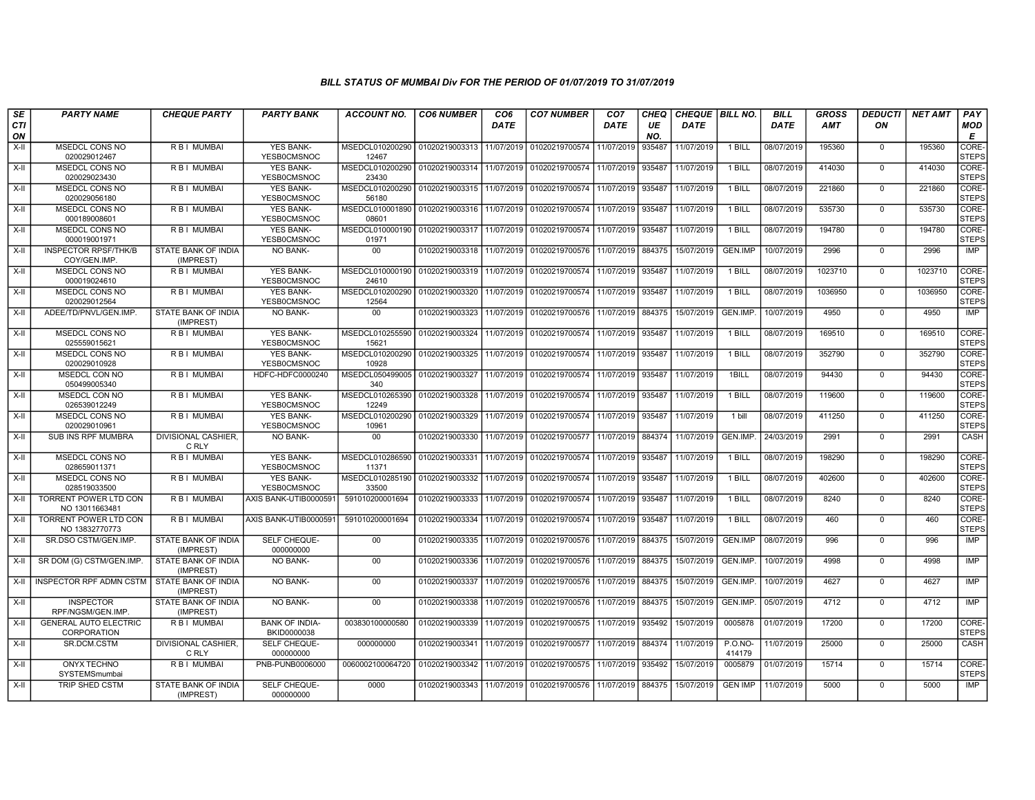# BILL STATUS OF MUMBAI Div FOR THE PERIOD OF 01/07/2019 TO 31/07/2019

| SECTION | PARTY NAME | CHEQUE PARTY | PARTY BANK | ACCOUNT NO. | CO6 NUMBER | CO6 DATE | CO7 NUMBER | CO7 DATE | CHEQUE NO. | CHEQUE DATE | BILL NO. | BILL DATE | GROSS AMT | DEDUCTION | NET AMT | PAY MODE |
|---|---|---|---|---|---|---|---|---|---|---|---|---|---|---|---|---|
| X-II | MSEDCL CONS NO 020029012467 | R B I MUMBAI | YES BANK-YESB0CMSNOC | MSEDCL010200290 12467 | 01020219003313 | 11/07/2019 | 01020219700574 | 11/07/2019 | 935487 | 11/07/2019 | 1 BILL | 08/07/2019 | 195360 | 0 | 195360 | CORE-STEPS |
| X-II | MSEDCL CONS NO 020029023430 | R B I MUMBAI | YES BANK-YESB0CMSNOC | MSEDCL010200290 23430 | 01020219003314 | 11/07/2019 | 01020219700574 | 11/07/2019 | 935487 | 11/07/2019 | 1 BILL | 08/07/2019 | 414030 | 0 | 414030 | CORE-STEPS |
| X-II | MSEDCL CONS NO 020029056180 | R B I MUMBAI | YES BANK-YESB0CMSNOC | MSEDCL010200290 56180 | 01020219003315 | 11/07/2019 | 01020219700574 | 11/07/2019 | 935487 | 11/07/2019 | 1 BILL | 08/07/2019 | 221860 | 0 | 221860 | CORE-STEPS |
| X-II | MSEDCL CONS NO 000189008601 | R B I MUMBAI | YES BANK-YESB0CMSNOC | MSEDCL010001890 08601 | 01020219003316 | 11/07/2019 | 01020219700574 | 11/07/2019 | 935487 | 11/07/2019 | 1 BILL | 08/07/2019 | 535730 | 0 | 535730 | CORE-STEPS |
| X-II | MSEDCL CONS NO 000019001971 | R B I MUMBAI | YES BANK-YESB0CMSNOC | MSEDCL010000190 01971 | 01020219003317 | 11/07/2019 | 01020219700574 | 11/07/2019 | 935487 | 11/07/2019 | 1 BILL | 08/07/2019 | 194780 | 0 | 194780 | CORE-STEPS |
| X-II | INSPECTOR RPSF/THK/B COY/GEN.IMP. | STATE BANK OF INDIA (IMPREST) | NO BANK- | 00 | 01020219003318 | 11/07/2019 | 01020219700576 | 11/07/2019 | 884375 | 15/07/2019 | GEN.IMP | 10/07/2019 | 2996 | 0 | 2996 | IMP |
| X-II | MSEDCL CONS NO 000019024610 | R B I MUMBAI | YES BANK-YESB0CMSNOC | MSEDCL010000190 24610 | 01020219003319 | 11/07/2019 | 01020219700574 | 11/07/2019 | 935487 | 11/07/2019 | 1 BILL | 08/07/2019 | 1023710 | 0 | 1023710 | CORE-STEPS |
| X-II | MSEDCL CONS NO 020029012564 | R B I MUMBAI | YES BANK-YESB0CMSNOC | MSEDCL010200290 12564 | 01020219003320 | 11/07/2019 | 01020219700574 | 11/07/2019 | 935487 | 11/07/2019 | 1 BILL | 08/07/2019 | 1036950 | 0 | 1036950 | CORE-STEPS |
| X-II | ADEE/TD/PNVL/GEN.IMP. | STATE BANK OF INDIA (IMPREST) | NO BANK- | 00 | 01020219003323 | 11/07/2019 | 01020219700576 | 11/07/2019 | 884375 | 15/07/2019 | GEN.IMP. | 10/07/2019 | 4950 | 0 | 4950 | IMP |
| X-II | MSEDCL CONS NO 025559015621 | R B I MUMBAI | YES BANK-YESB0CMSNOC | MSEDCL010255590 15621 | 01020219003324 | 11/07/2019 | 01020219700574 | 11/07/2019 | 935487 | 11/07/2019 | 1 BILL | 08/07/2019 | 169510 | 0 | 169510 | CORE-STEPS |
| X-II | MSEDCL CONS NO 020029010928 | R B I MUMBAI | YES BANK-YESB0CMSNOC | MSEDCL010200290 10928 | 01020219003325 | 11/07/2019 | 01020219700574 | 11/07/2019 | 935487 | 11/07/2019 | 1 BILL | 08/07/2019 | 352790 | 0 | 352790 | CORE-STEPS |
| X-II | MSEDCL CON NO 050499005340 | R B I MUMBAI | HDFC-HDFC0000240 | MSEDCL050499005 340 | 01020219003327 | 11/07/2019 | 01020219700574 | 11/07/2019 | 935487 | 11/07/2019 | 1BILL | 08/07/2019 | 94430 | 0 | 94430 | CORE-STEPS |
| X-II | MSEDCL CON NO 026539012249 | R B I MUMBAI | YES BANK-YESB0CMSNOC | MSEDCL010265390 12249 | 01020219003328 | 11/07/2019 | 01020219700574 | 11/07/2019 | 935487 | 11/07/2019 | 1 BILL | 08/07/2019 | 119600 | 0 | 119600 | CORE-STEPS |
| X-II | MSEDCL CONS NO 020029010961 | R B I MUMBAI | YES BANK-YESB0CMSNOC | MSEDCL010200290 10961 | 01020219003329 | 11/07/2019 | 01020219700574 | 11/07/2019 | 935487 | 11/07/2019 | 1 bill | 08/07/2019 | 411250 | 0 | 411250 | CORE-STEPS |
| X-II | SUB INS RPF MUMBRA | DIVISIONAL CASHIER, C RLY | NO BANK- | 00 | 01020219003330 | 11/07/2019 | 01020219700577 | 11/07/2019 | 884374 | 11/07/2019 | GEN.IMP. | 24/03/2019 | 2991 | 0 | 2991 | CASH |
| X-II | MSEDCL CONS NO 028659011371 | R B I MUMBAI | YES BANK-YESB0CMSNOC | MSEDCL010286590 11371 | 01020219003331 | 11/07/2019 | 01020219700574 | 11/07/2019 | 935487 | 11/07/2019 | 1 BILL | 08/07/2019 | 198290 | 0 | 198290 | CORE-STEPS |
| X-II | MSEDCL CONS NO 028519033500 | R B I MUMBAI | YES BANK-YESB0CMSNOC | MSEDCL010285190 33500 | 01020219003332 | 11/07/2019 | 01020219700574 | 11/07/2019 | 935487 | 11/07/2019 | 1 BILL | 08/07/2019 | 402600 | 0 | 402600 | CORE-STEPS |
| X-II | TORRENT POWER LTD CON NO 13011663481 | R B I MUMBAI | AXIS BANK-UTIB0000591 | 591010200001694 | 01020219003333 | 11/07/2019 | 01020219700574 | 11/07/2019 | 935487 | 11/07/2019 | 1 BILL | 08/07/2019 | 8240 | 0 | 8240 | CORE-STEPS |
| X-II | TORRENT POWER LTD CON NO 13832770773 | R B I MUMBAI | AXIS BANK-UTIB0000591 | 591010200001694 | 01020219003334 | 11/07/2019 | 01020219700574 | 11/07/2019 | 935487 | 11/07/2019 | 1 BILL | 08/07/2019 | 460 | 0 | 460 | CORE-STEPS |
| X-II | SR.DSO CSTM/GEN.IMP. | STATE BANK OF INDIA (IMPREST) | SELF CHEQUE-000000000 | 00 | 01020219003335 | 11/07/2019 | 01020219700576 | 11/07/2019 | 884375 | 15/07/2019 | GEN.IMP | 08/07/2019 | 996 | 0 | 996 | IMP |
| X-II | SR DOM (G) CSTM/GEN.IMP. | STATE BANK OF INDIA (IMPREST) | NO BANK- | 00 | 01020219003336 | 11/07/2019 | 01020219700576 | 11/07/2019 | 884375 | 15/07/2019 | GEN.IMP. | 10/07/2019 | 4998 | 0 | 4998 | IMP |
| X-II | INSPECTOR RPF ADMN CSTM | STATE BANK OF INDIA (IMPREST) | NO BANK- | 00 | 01020219003337 | 11/07/2019 | 01020219700576 | 11/07/2019 | 884375 | 15/07/2019 | GEN.IMP. | 10/07/2019 | 4627 | 0 | 4627 | IMP |
| X-II | INSPECTOR RPF/NGSM/GEN.IMP. | STATE BANK OF INDIA (IMPREST) | NO BANK- | 00 | 01020219003338 | 11/07/2019 | 01020219700576 | 11/07/2019 | 884375 | 15/07/2019 | GEN.IMP. | 05/07/2019 | 4712 | 0 | 4712 | IMP |
| X-II | GENERAL AUTO ELECTRIC CORPORATION | R B I MUMBAI | BANK OF INDIA-BKID0000038 | 003830100000580 | 01020219003339 | 11/07/2019 | 01020219700575 | 11/07/2019 | 935492 | 15/07/2019 | 0005878 | 01/07/2019 | 17200 | 0 | 17200 | CORE-STEPS |
| X-II | SR.DCM.CSTM | DIVISIONAL CASHIER, C RLY | SELF CHEQUE-000000000 | 000000000 | 01020219003341 | 11/07/2019 | 01020219700577 | 11/07/2019 | 884374 | 11/07/2019 | P.O.NO-414179 | 11/07/2019 | 25000 | 0 | 25000 | CASH |
| X-II | ONYX TECHNO SYSTEMSmumbai | R B I MUMBAI | PNB-PUNB0006000 | 0060002100064720 | 01020219003342 | 11/07/2019 | 01020219700575 | 11/07/2019 | 935492 | 15/07/2019 | 0005879 | 01/07/2019 | 15714 | 0 | 15714 | CORE-STEPS |
| X-II | TRIP SHED CSTM | STATE BANK OF INDIA (IMPREST) | SELF CHEQUE-000000000 | 0000 | 01020219003343 | 11/07/2019 | 01020219700576 | 11/07/2019 | 884375 | 15/07/2019 | GEN IMP | 11/07/2019 | 5000 | 0 | 5000 | IMP |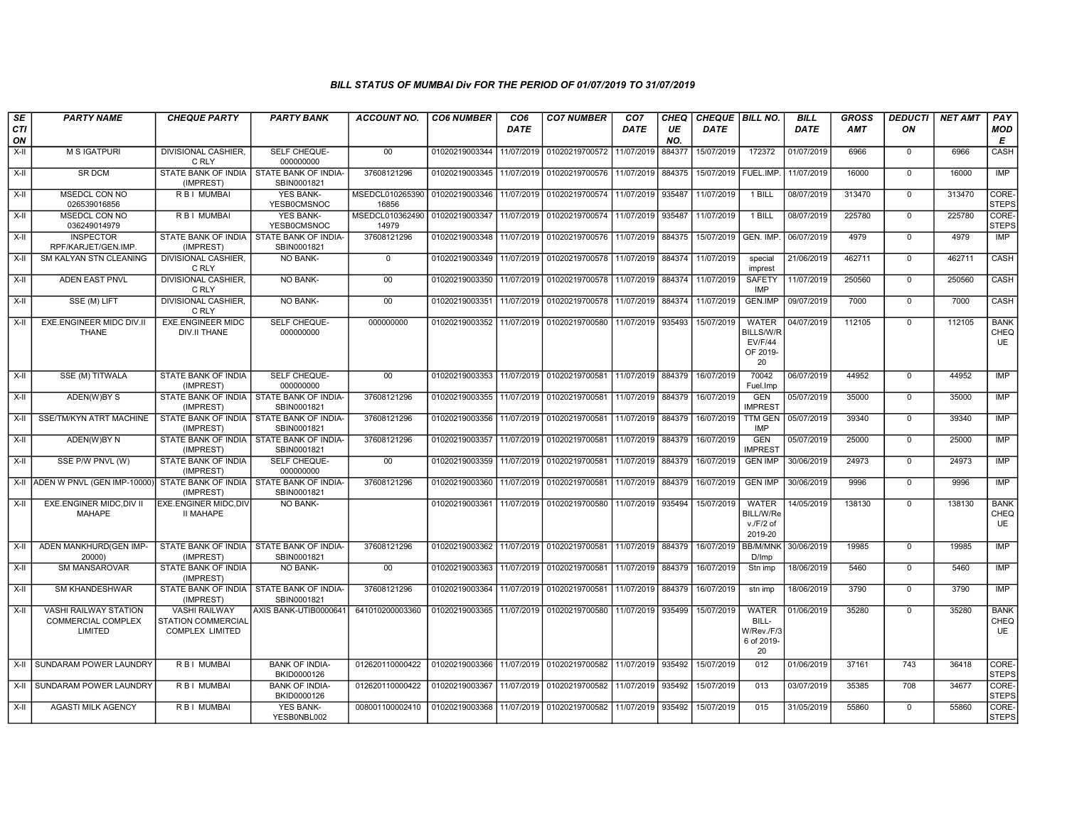### BILL STATUS OF MUMBAI Div FOR THE PERIOD OF 01/07/2019 TO 31/07/2019

| SECTION | PARTY NAME | CHEQUE PARTY | PARTY BANK | ACCOUNT NO. | CO6 NUMBER | CO6 DATE | CO7 NUMBER | CO7 DATE | CHEQUE NO. | CHEQUE DATE | BILL NO. | BILL DATE | GROSS AMT | DEDUCTION | NET AMT | PAY MODE |
|---|---|---|---|---|---|---|---|---|---|---|---|---|---|---|---|---|
| X-II | M S IGATPURI | DIVISIONAL CASHIER, C RLY | SELF CHEQUE-000000000 | 00 | 01020219003344 | 11/07/2019 | 01020219700572 | 11/07/2019 | 884377 | 15/07/2019 | 172372 | 01/07/2019 | 6966 | 0 | 6966 | CASH |
| X-II | SR DCM | STATE BANK OF INDIA (IMPREST) | STATE BANK OF INDIA-SBIN0001821 | 37608121296 | 01020219003345 | 11/07/2019 | 01020219700576 | 11/07/2019 | 884375 | 15/07/2019 | FUEL.IMP. | 11/07/2019 | 16000 | 0 | 16000 | IMP |
| X-II | MSEDCL CON NO 026539016856 | R B I MUMBAI | YES BANK-YESB0CMSNOC | MSEDCL010265390 16856 | 01020219003346 | 11/07/2019 | 01020219700574 | 11/07/2019 | 935487 | 11/07/2019 | 1 BILL | 08/07/2019 | 313470 | 0 | 313470 | CORE-STEPS |
| X-II | MSEDCL CON NO 036249014979 | R B I MUMBAI | YES BANK-YESB0CMSNOC | MSEDCL010362490 14979 | 01020219003347 | 11/07/2019 | 01020219700574 | 11/07/2019 | 935487 | 11/07/2019 | 1 BILL | 08/07/2019 | 225780 | 0 | 225780 | CORE-STEPS |
| X-II | INSPECTOR RPF/KARJET/GEN.IMP. | STATE BANK OF INDIA (IMPREST) | STATE BANK OF INDIA-SBIN0001821 | 37608121296 | 01020219003348 | 11/07/2019 | 01020219700576 | 11/07/2019 | 884375 | 15/07/2019 | GEN. IMP. | 06/07/2019 | 4979 | 0 | 4979 | IMP |
| X-II | SM KALYAN STN CLEANING | DIVISIONAL CASHIER, C RLY | NO BANK- | 0 | 01020219003349 | 11/07/2019 | 01020219700578 | 11/07/2019 | 884374 | 11/07/2019 | special imprest | 21/06/2019 | 462711 | 0 | 462711 | CASH |
| X-II | ADEN EAST PNVL | DIVISIONAL CASHIER, C RLY | NO BANK- | 00 | 01020219003350 | 11/07/2019 | 01020219700578 | 11/07/2019 | 884374 | 11/07/2019 | SAFETY IMP | 11/07/2019 | 250560 | 0 | 250560 | CASH |
| X-II | SSE (M) LIFT | DIVISIONAL CASHIER, C RLY | NO BANK- | 00 | 01020219003351 | 11/07/2019 | 01020219700578 | 11/07/2019 | 884374 | 11/07/2019 | GEN.IMP | 09/07/2019 | 7000 | 0 | 7000 | CASH |
| X-II | EXE.ENGINEER MIDC DIV.II THANE | EXE.ENGINEER MIDC DIV.II THANE | SELF CHEQUE-000000000 | 000000000 | 01020219003352 | 11/07/2019 | 01020219700580 | 11/07/2019 | 935493 | 15/07/2019 | WATER BILLS/W/REV/F/44 OF 2019-20 | 04/07/2019 | 112105 | 0 | 112105 | BANK CHEQUE |
| X-II | SSE (M) TITWALA | STATE BANK OF INDIA (IMPREST) | SELF CHEQUE-000000000 | 00 | 01020219003353 | 11/07/2019 | 01020219700581 | 11/07/2019 | 884379 | 16/07/2019 | 70042 Fuel.Imp | 06/07/2019 | 44952 | 0 | 44952 | IMP |
| X-II | ADEN(W)BY S | STATE BANK OF INDIA (IMPREST) | STATE BANK OF INDIA-SBIN0001821 | 37608121296 | 01020219003355 | 11/07/2019 | 01020219700581 | 11/07/2019 | 884379 | 16/07/2019 | GEN IMPREST | 05/07/2019 | 35000 | 0 | 35000 | IMP |
| X-II | SSE/TM/KYN ATRT MACHINE | STATE BANK OF INDIA (IMPREST) | STATE BANK OF INDIA-SBIN0001821 | 37608121296 | 01020219003356 | 11/07/2019 | 01020219700581 | 11/07/2019 | 884379 | 16/07/2019 | TTM GEN IMP | 05/07/2019 | 39340 | 0 | 39340 | IMP |
| X-II | ADEN(W)BY N | STATE BANK OF INDIA (IMPREST) | STATE BANK OF INDIA-SBIN0001821 | 37608121296 | 01020219003357 | 11/07/2019 | 01020219700581 | 11/07/2019 | 884379 | 16/07/2019 | GEN IMPREST | 05/07/2019 | 25000 | 0 | 25000 | IMP |
| X-II | SSE P/W PNVL (W) | STATE BANK OF INDIA (IMPREST) | SELF CHEQUE-000000000 | 00 | 01020219003359 | 11/07/2019 | 01020219700581 | 11/07/2019 | 884379 | 16/07/2019 | GEN IMP | 30/06/2019 | 24973 | 0 | 24973 | IMP |
| X-II | ADEN W PNVL (GEN IMP-10000) | STATE BANK OF INDIA (IMPREST) | STATE BANK OF INDIA-SBIN0001821 | 37608121296 | 01020219003360 | 11/07/2019 | 01020219700581 | 11/07/2019 | 884379 | 16/07/2019 | GEN IMP | 30/06/2019 | 9996 | 0 | 9996 | IMP |
| X-II | EXE.ENGINER MIDC,DIV II MAHAPE | EXE.ENGINER MIDC,DIV II MAHAPE | NO BANK- | | 01020219003361 | 11/07/2019 | 01020219700580 | 11/07/2019 | 935494 | 15/07/2019 | WATER BILL/W/Rev./F/2 of 2019-20 | 14/05/2019 | 138130 | 0 | 138130 | BANK CHEQUE |
| X-II | ADEN MANKHURD(GEN IMP-20000) | STATE BANK OF INDIA (IMPREST) | STATE BANK OF INDIA-SBIN0001821 | 37608121296 | 01020219003362 | 11/07/2019 | 01020219700581 | 11/07/2019 | 884379 | 16/07/2019 | BB/M/MNK D/Imp | 30/06/2019 | 19985 | 0 | 19985 | IMP |
| X-II | SM MANSAROVAR | STATE BANK OF INDIA (IMPREST) | NO BANK- | 00 | 01020219003363 | 11/07/2019 | 01020219700581 | 11/07/2019 | 884379 | 16/07/2019 | Stn imp | 18/06/2019 | 5460 | 0 | 5460 | IMP |
| X-II | SM KHANDESHWAR | STATE BANK OF INDIA (IMPREST) | STATE BANK OF INDIA-SBIN0001821 | 37608121296 | 01020219003364 | 11/07/2019 | 01020219700581 | 11/07/2019 | 884379 | 16/07/2019 | stn imp | 18/06/2019 | 3790 | 0 | 3790 | IMP |
| X-II | VASHI RAILWAY STATION COMMERCIAL COMPLEX LIMITED | VASHI RAILWAY STATION COMMERCIAL COMPLEX LIMITED | AXIS BANK-UTIB0000641 | 641010200003360 | 01020219003365 | 11/07/2019 | 01020219700580 | 11/07/2019 | 935499 | 15/07/2019 | WATER BILL-W/Rev./F/36 of 2019-20 | 01/06/2019 | 35280 | 0 | 35280 | BANK CHEQUE |
| X-II | SUNDARAM POWER LAUNDRY | R B I MUMBAI | BANK OF INDIA-BKID0000126 | 012620110000422 | 01020219003366 | 11/07/2019 | 01020219700582 | 11/07/2019 | 935492 | 15/07/2019 | 012 | 01/06/2019 | 37161 | 743 | 36418 | CORE-STEPS |
| X-II | SUNDARAM POWER LAUNDRY | R B I MUMBAI | BANK OF INDIA-BKID0000126 | 012620110000422 | 01020219003367 | 11/07/2019 | 01020219700582 | 11/07/2019 | 935492 | 15/07/2019 | 013 | 03/07/2019 | 35385 | 708 | 34677 | CORE-STEPS |
| X-II | AGASTI MILK AGENCY | R B I MUMBAI | YES BANK-YESB0NBL002 | 008001100002410 | 01020219003368 | 11/07/2019 | 01020219700582 | 11/07/2019 | 935492 | 15/07/2019 | 015 | 31/05/2019 | 55860 | 0 | 55860 | CORE-STEPS |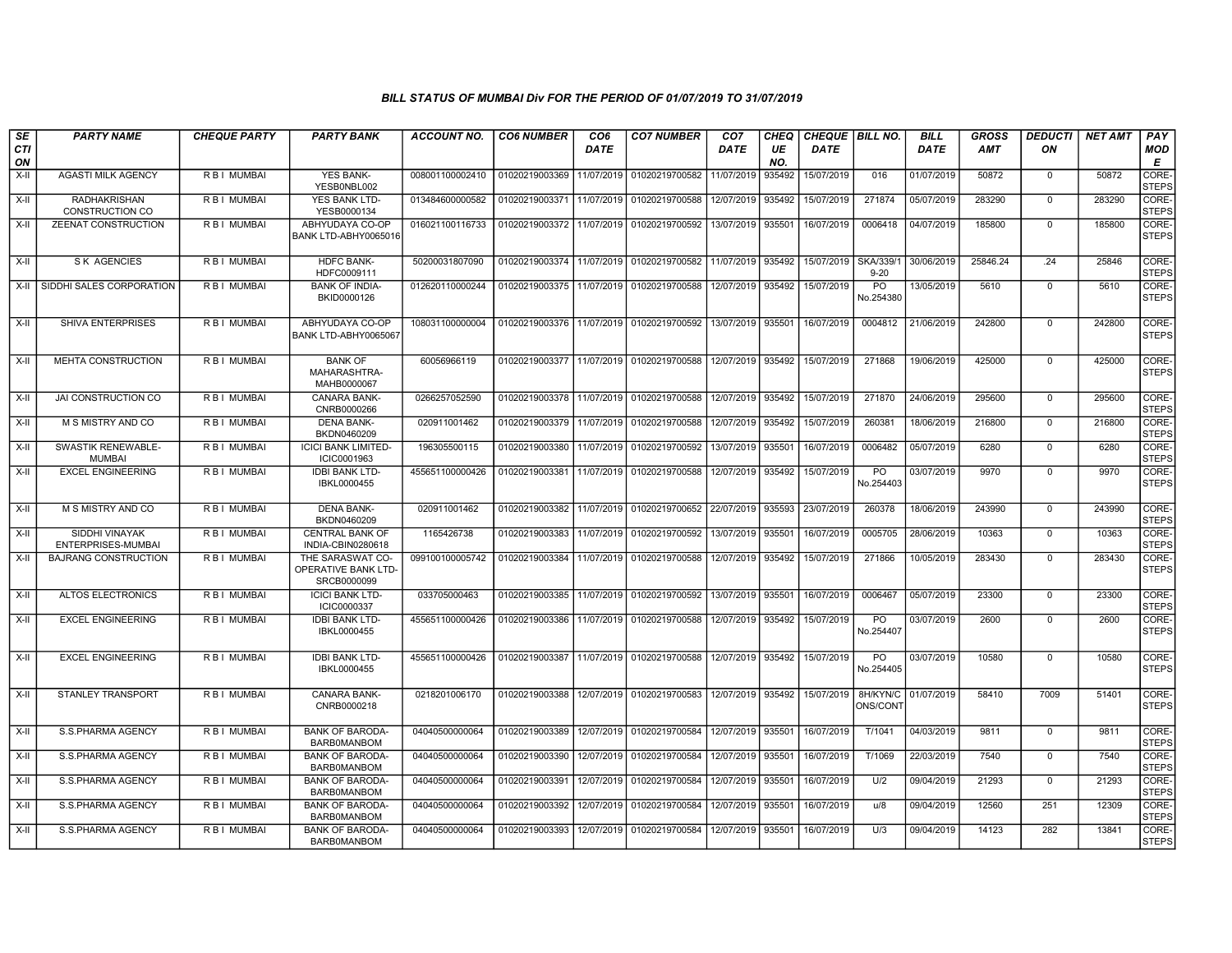### BILL STATUS OF MUMBAI Div FOR THE PERIOD OF 01/07/2019 TO 31/07/2019

| SECTION | PARTY NAME | CHEQUE PARTY | PARTY BANK | ACCOUNT NO. | CO6 NUMBER | CO6 DATE | CO7 NUMBER | CO7 DATE | CHEQUE NO. | CHEQUE DATE | BILL NO. | BILL DATE | GROSS AMT | DEDUCTION | NET AMT | PAY MODE |
|---|---|---|---|---|---|---|---|---|---|---|---|---|---|---|---|---|
| X-II | AGASTI MILK AGENCY | R B I MUMBAI | YES BANK-YESB0NBL002 | 008001100002410 | 01020219003369 | 11/07/2019 | 01020219700582 | 11/07/2019 | 935492 | 15/07/2019 | 016 | 01/07/2019 | 50872 | 0 | 50872 | CORE-STEPS |
| X-II | RADHAKRISHAN CONSTRUCTION CO | R B I MUMBAI | YES BANK LTD-YESB0000134 | 013484600000582 | 01020219003371 | 11/07/2019 | 01020219700588 | 12/07/2019 | 935492 | 15/07/2019 | 271874 | 05/07/2019 | 283290 | 0 | 283290 | CORE-STEPS |
| X-II | ZEENAT CONSTRUCTION | R B I MUMBAI | ABHYUDAYA CO-OP BANK LTD-ABHY0065016 | 016021100116733 | 01020219003372 | 11/07/2019 | 01020219700592 | 13/07/2019 | 935501 | 16/07/2019 | 0006418 | 04/07/2019 | 185800 | 0 | 185800 | CORE-STEPS |
| X-II | S K AGENCIES | R B I MUMBAI | HDFC BANK-HDFC0009111 | 50200031807090 | 01020219003374 | 11/07/2019 | 01020219700582 | 11/07/2019 | 935492 | 15/07/2019 | SKA/339/19-20 | 30/06/2019 | 25846.24 | .24 | 25846 | CORE-STEPS |
| X-II | SIDDHI SALES CORPORATION | R B I MUMBAI | BANK OF INDIA-BKID0000126 | 012620110000244 | 01020219003375 | 11/07/2019 | 01020219700588 | 12/07/2019 | 935492 | 15/07/2019 | PO No.254380 | 13/05/2019 | 5610 | 0 | 5610 | CORE-STEPS |
| X-II | SHIVA ENTERPRISES | R B I MUMBAI | ABHYUDAYA CO-OP BANK LTD-ABHY0065067 | 108031100000004 | 01020219003376 | 11/07/2019 | 01020219700592 | 13/07/2019 | 935501 | 16/07/2019 | 0004812 | 21/06/2019 | 242800 | 0 | 242800 | CORE-STEPS |
| X-II | MEHTA CONSTRUCTION | R B I MUMBAI | BANK OF MAHARASHTRA-MAHB0000067 | 60056966119 | 01020219003377 | 11/07/2019 | 01020219700588 | 12/07/2019 | 935492 | 15/07/2019 | 271868 | 19/06/2019 | 425000 | 0 | 425000 | CORE-STEPS |
| X-II | JAI CONSTRUCTION CO | R B I MUMBAI | CANARA BANK-CNRB0000266 | 0266257052590 | 01020219003378 | 11/07/2019 | 01020219700588 | 12/07/2019 | 935492 | 15/07/2019 | 271870 | 24/06/2019 | 295600 | 0 | 295600 | CORE-STEPS |
| X-II | M S MISTRY AND CO | R B I MUMBAI | DENA BANK-BKDN0460209 | 020911001462 | 01020219003379 | 11/07/2019 | 01020219700588 | 12/07/2019 | 935492 | 15/07/2019 | 260381 | 18/06/2019 | 216800 | 0 | 216800 | CORE-STEPS |
| X-II | SWASTIK RENEWABLE-MUMBAI | R B I MUMBAI | ICICI BANK LIMITED-ICIC0001963 | 196305500115 | 01020219003380 | 11/07/2019 | 01020219700592 | 13/07/2019 | 935501 | 16/07/2019 | 0006482 | 05/07/2019 | 6280 | 0 | 6280 | CORE-STEPS |
| X-II | EXCEL ENGINEERING | R B I MUMBAI | IDBI BANK LTD-IBKL0000455 | 455651100000426 | 01020219003381 | 11/07/2019 | 01020219700588 | 12/07/2019 | 935492 | 15/07/2019 | PO No.254403 | 03/07/2019 | 9970 | 0 | 9970 | CORE-STEPS |
| X-II | M S MISTRY AND CO | R B I MUMBAI | DENA BANK-BKDN0460209 | 020911001462 | 01020219003382 | 11/07/2019 | 01020219700652 | 22/07/2019 | 935593 | 23/07/2019 | 260378 | 18/06/2019 | 243990 | 0 | 243990 | CORE-STEPS |
| X-II | SIDDHI VINAYAK ENTERPRISES-MUMBAI | R B I MUMBAI | CENTRAL BANK OF INDIA-CBIN0280618 | 1165426738 | 01020219003383 | 11/07/2019 | 01020219700592 | 13/07/2019 | 935501 | 16/07/2019 | 0005705 | 28/06/2019 | 10363 | 0 | 10363 | CORE-STEPS |
| X-II | BAJRANG CONSTRUCTION | R B I MUMBAI | THE SARASWAT CO-OPERATIVE BANK LTD-SRCB0000099 | 099100100005742 | 01020219003384 | 11/07/2019 | 01020219700588 | 12/07/2019 | 935492 | 15/07/2019 | 271866 | 10/05/2019 | 283430 | 0 | 283430 | CORE-STEPS |
| X-II | ALTOS ELECTRONICS | R B I MUMBAI | ICICI BANK LTD-ICIC0000337 | 033705000463 | 01020219003385 | 11/07/2019 | 01020219700592 | 13/07/2019 | 935501 | 16/07/2019 | 0006467 | 05/07/2019 | 23300 | 0 | 23300 | CORE-STEPS |
| X-II | EXCEL ENGINEERING | R B I MUMBAI | IDBI BANK LTD-IBKL0000455 | 455651100000426 | 01020219003386 | 11/07/2019 | 01020219700588 | 12/07/2019 | 935492 | 15/07/2019 | PO No.254407 | 03/07/2019 | 2600 | 0 | 2600 | CORE-STEPS |
| X-II | EXCEL ENGINEERING | R B I MUMBAI | IDBI BANK LTD-IBKL0000455 | 455651100000426 | 01020219003387 | 11/07/2019 | 01020219700588 | 12/07/2019 | 935492 | 15/07/2019 | PO No.254405 | 03/07/2019 | 10580 | 0 | 10580 | CORE-STEPS |
| X-II | STANLEY TRANSPORT | R B I MUMBAI | CANARA BANK-CNRB0000218 | 0218201006170 | 01020219003388 | 12/07/2019 | 01020219700583 | 12/07/2019 | 935492 | 15/07/2019 | 8H/KYN/CONS/CONT | 01/07/2019 | 58410 | 7009 | 51401 | CORE-STEPS |
| X-II | S.S.PHARMA AGENCY | R B I MUMBAI | BANK OF BARODA-BARB0MANBOM | 04040500000064 | 01020219003389 | 12/07/2019 | 01020219700584 | 12/07/2019 | 935501 | 16/07/2019 | T/1041 | 04/03/2019 | 9811 | 0 | 9811 | CORE-STEPS |
| X-II | S.S.PHARMA AGENCY | R B I MUMBAI | BANK OF BARODA-BARB0MANBOM | 04040500000064 | 01020219003390 | 12/07/2019 | 01020219700584 | 12/07/2019 | 935501 | 16/07/2019 | T/1069 | 22/03/2019 | 7540 | 0 | 7540 | CORE-STEPS |
| X-II | S.S.PHARMA AGENCY | R B I MUMBAI | BANK OF BARODA-BARB0MANBOM | 04040500000064 | 01020219003391 | 12/07/2019 | 01020219700584 | 12/07/2019 | 935501 | 16/07/2019 | U/2 | 09/04/2019 | 21293 | 0 | 21293 | CORE-STEPS |
| X-II | S.S.PHARMA AGENCY | R B I MUMBAI | BANK OF BARODA-BARB0MANBOM | 04040500000064 | 01020219003392 | 12/07/2019 | 01020219700584 | 12/07/2019 | 935501 | 16/07/2019 | u/8 | 09/04/2019 | 12560 | 251 | 12309 | CORE-STEPS |
| X-II | S.S.PHARMA AGENCY | R B I MUMBAI | BANK OF BARODA-BARB0MANBOM | 04040500000064 | 01020219003393 | 12/07/2019 | 01020219700584 | 12/07/2019 | 935501 | 16/07/2019 | U/3 | 09/04/2019 | 14123 | 282 | 13841 | CORE-STEPS |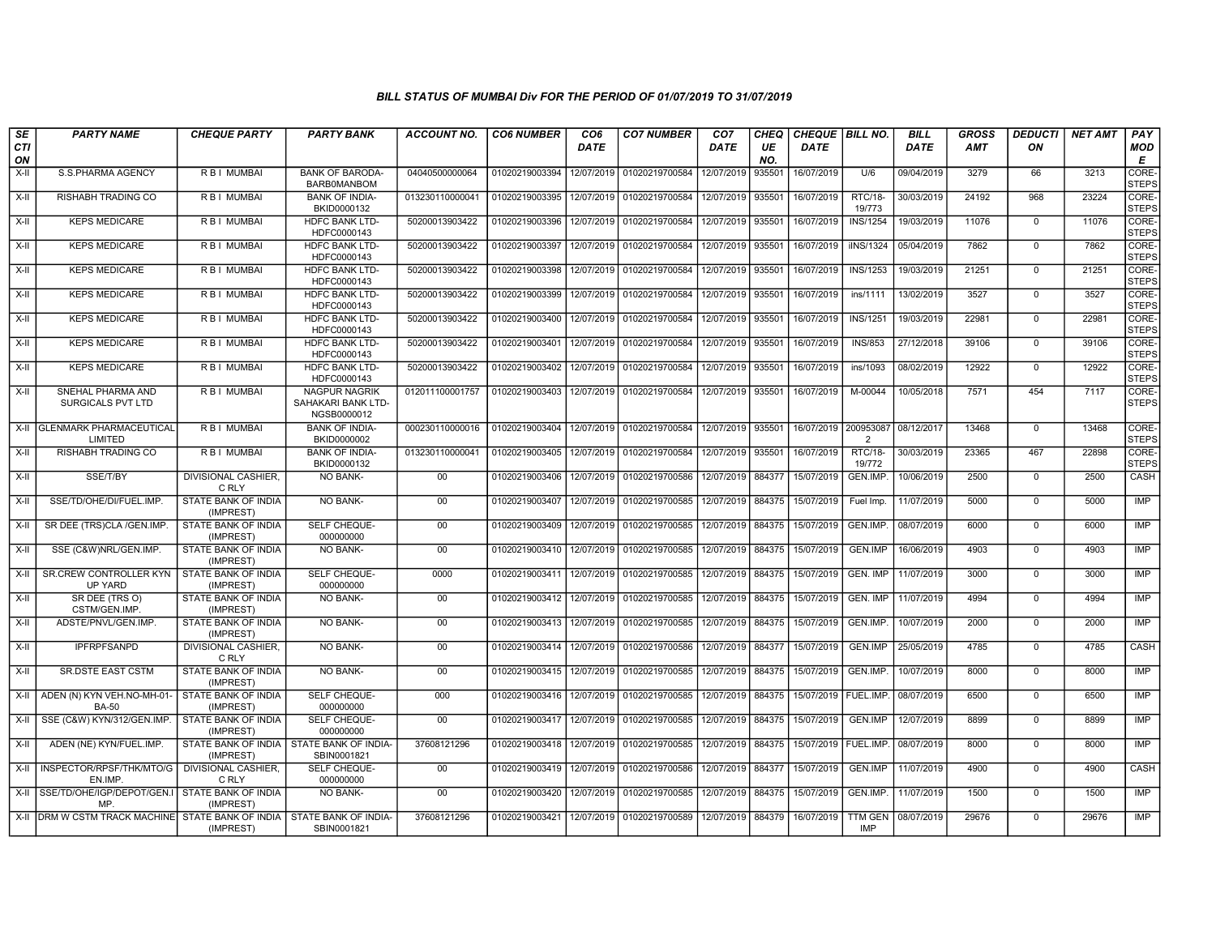# BILL STATUS OF MUMBAI Div FOR THE PERIOD OF 01/07/2019 TO 31/07/2019

| SECTION | PARTY NAME | CHEQUE PARTY | PARTY BANK | ACCOUNT NO. | CO6 NUMBER | CO6 DATE | CO7 NUMBER | CO7 DATE | CHEQUE NO. | CHEQUE DATE | BILL NO. | BILL DATE | GROSS AMT | DEDUCTION | NET AMT | PAY MODE |
|---|---|---|---|---|---|---|---|---|---|---|---|---|---|---|---|---|
| X-II | S.S.PHARMA AGENCY | R B I MUMBAI | BANK OF BARODA-BARB0MANBOM | 04040500000064 | 01020219003394 | 12/07/2019 | 01020219700584 | 12/07/2019 | 935501 | 16/07/2019 | U/6 | 09/04/2019 | 3279 | 66 | 3213 | CORE-STEPS |
| X-II | RISHABH TRADING CO | R B I MUMBAI | BANK OF INDIA-BKID0000132 | 013230110000041 | 01020219003395 | 12/07/2019 | 01020219700584 | 12/07/2019 | 935501 | 16/07/2019 | RTC/18-19/773 | 30/03/2019 | 24192 | 968 | 23224 | CORE-STEPS |
| X-II | KEPS MEDICARE | R B I MUMBAI | HDFC BANK LTD-HDFC0000143 | 50200013903422 | 01020219003396 | 12/07/2019 | 01020219700584 | 12/07/2019 | 935501 | 16/07/2019 | INS/1254 | 19/03/2019 | 11076 | 0 | 11076 | CORE-STEPS |
| X-II | KEPS MEDICARE | R B I MUMBAI | HDFC BANK LTD-HDFC0000143 | 50200013903422 | 01020219003397 | 12/07/2019 | 01020219700584 | 12/07/2019 | 935501 | 16/07/2019 | iINS/1324 | 05/04/2019 | 7862 | 0 | 7862 | CORE-STEPS |
| X-II | KEPS MEDICARE | R B I MUMBAI | HDFC BANK LTD-HDFC0000143 | 50200013903422 | 01020219003398 | 12/07/2019 | 01020219700584 | 12/07/2019 | 935501 | 16/07/2019 | INS/1253 | 19/03/2019 | 21251 | 0 | 21251 | CORE-STEPS |
| X-II | KEPS MEDICARE | R B I MUMBAI | HDFC BANK LTD-HDFC0000143 | 50200013903422 | 01020219003399 | 12/07/2019 | 01020219700584 | 12/07/2019 | 935501 | 16/07/2019 | ins/1111 | 13/02/2019 | 3527 | 0 | 3527 | CORE-STEPS |
| X-II | KEPS MEDICARE | R B I MUMBAI | HDFC BANK LTD-HDFC0000143 | 50200013903422 | 01020219003400 | 12/07/2019 | 01020219700584 | 12/07/2019 | 935501 | 16/07/2019 | INS/1251 | 19/03/2019 | 22981 | 0 | 22981 | CORE-STEPS |
| X-II | KEPS MEDICARE | R B I MUMBAI | HDFC BANK LTD-HDFC0000143 | 50200013903422 | 01020219003401 | 12/07/2019 | 01020219700584 | 12/07/2019 | 935501 | 16/07/2019 | INS/853 | 27/12/2018 | 39106 | 0 | 39106 | CORE-STEPS |
| X-II | KEPS MEDICARE | R B I MUMBAI | HDFC BANK LTD-HDFC0000143 | 50200013903422 | 01020219003402 | 12/07/2019 | 01020219700584 | 12/07/2019 | 935501 | 16/07/2019 | ins/1093 | 08/02/2019 | 12922 | 0 | 12922 | CORE-STEPS |
| X-II | SNEHAL PHARMA AND SURGICALS PVT LTD | R B I MUMBAI | NAGPUR NAGRIK SAHAKARI BANK LTD-NGSB0000012 | 012011100001757 | 01020219003403 | 12/07/2019 | 01020219700584 | 12/07/2019 | 935501 | 16/07/2019 | M-00044 | 10/05/2018 | 7571 | 454 | 7117 | CORE-STEPS |
| X-II | GLENMARK PHARMACEUTICAL LIMITED | R B I MUMBAI | BANK OF INDIA-BKID0000002 | 000230110000016 | 01020219003404 | 12/07/2019 | 01020219700584 | 12/07/2019 | 935501 | 16/07/2019 | 2009530872 | 08/12/2017 | 13468 | 0 | 13468 | CORE-STEPS |
| X-II | RISHABH TRADING CO | R B I MUMBAI | BANK OF INDIA-BKID0000132 | 013230110000041 | 01020219003405 | 12/07/2019 | 01020219700584 | 12/07/2019 | 935501 | 16/07/2019 | RTC/18-19/772 | 30/03/2019 | 23365 | 467 | 22898 | CORE-STEPS |
| X-II | SSE/T/BY | DIVISIONAL CASHIER, C RLY | NO BANK- | 00 | 01020219003406 | 12/07/2019 | 01020219700586 | 12/07/2019 | 884377 | 15/07/2019 | GEN.IMP. | 10/06/2019 | 2500 | 0 | 2500 | CASH |
| X-II | SSE/TD/OHE/DI/FUEL.IMP. | STATE BANK OF INDIA (IMPREST) | NO BANK- | 00 | 01020219003407 | 12/07/2019 | 01020219700585 | 12/07/2019 | 884375 | 15/07/2019 | Fuel Imp. | 11/07/2019 | 5000 | 0 | 5000 | IMP |
| X-II | SR DEE (TRS)CLA /GEN.IMP. | STATE BANK OF INDIA (IMPREST) | SELF CHEQUE-000000000 | 00 | 01020219003409 | 12/07/2019 | 01020219700585 | 12/07/2019 | 884375 | 15/07/2019 | GEN.IMP. | 08/07/2019 | 6000 | 0 | 6000 | IMP |
| X-II | SSE (C&W)NRL/GEN.IMP. | STATE BANK OF INDIA (IMPREST) | NO BANK- | 00 | 01020219003410 | 12/07/2019 | 01020219700585 | 12/07/2019 | 884375 | 15/07/2019 | GEN.IMP | 16/06/2019 | 4903 | 0 | 4903 | IMP |
| X-II | SR.CREW CONTROLLER KYN UP YARD | STATE BANK OF INDIA (IMPREST) | SELF CHEQUE-000000000 | 0000 | 01020219003411 | 12/07/2019 | 01020219700585 | 12/07/2019 | 884375 | 15/07/2019 | GEN. IMP | 11/07/2019 | 3000 | 0 | 3000 | IMP |
| X-II | SR DEE (TRS O) CSTM/GEN.IMP. | STATE BANK OF INDIA (IMPREST) | NO BANK- | 00 | 01020219003412 | 12/07/2019 | 01020219700585 | 12/07/2019 | 884375 | 15/07/2019 | GEN. IMP | 11/07/2019 | 4994 | 0 | 4994 | IMP |
| X-II | ADSTE/PNVL/GEN.IMP. | STATE BANK OF INDIA (IMPREST) | NO BANK- | 00 | 01020219003413 | 12/07/2019 | 01020219700585 | 12/07/2019 | 884375 | 15/07/2019 | GEN.IMP. | 10/07/2019 | 2000 | 0 | 2000 | IMP |
| X-II | IPFRPFSANPD | DIVISIONAL CASHIER, C RLY | NO BANK- | 00 | 01020219003414 | 12/07/2019 | 01020219700586 | 12/07/2019 | 884377 | 15/07/2019 | GEN.IMP | 25/05/2019 | 4785 | 0 | 4785 | CASH |
| X-II | SR.DSTE EAST CSTM | STATE BANK OF INDIA (IMPREST) | NO BANK- | 00 | 01020219003415 | 12/07/2019 | 01020219700585 | 12/07/2019 | 884375 | 15/07/2019 | GEN.IMP. | 10/07/2019 | 8000 | 0 | 8000 | IMP |
| X-II | ADEN (N) KYN VEH.NO-MH-01-BA-50 | STATE BANK OF INDIA (IMPREST) | SELF CHEQUE-000000000 | 000 | 01020219003416 | 12/07/2019 | 01020219700585 | 12/07/2019 | 884375 | 15/07/2019 | FUEL.IMP. | 08/07/2019 | 6500 | 0 | 6500 | IMP |
| X-II | SSE (C&W) KYN/312/GEN.IMP. | STATE BANK OF INDIA (IMPREST) | SELF CHEQUE-000000000 | 00 | 01020219003417 | 12/07/2019 | 01020219700585 | 12/07/2019 | 884375 | 15/07/2019 | GEN.IMP | 12/07/2019 | 8899 | 0 | 8899 | IMP |
| X-II | ADEN (NE) KYN/FUEL.IMP. | STATE BANK OF INDIA (IMPREST) | STATE BANK OF INDIA-SBIN0001821 | 37608121296 | 01020219003418 | 12/07/2019 | 01020219700585 | 12/07/2019 | 884375 | 15/07/2019 | FUEL.IMP. | 08/07/2019 | 8000 | 0 | 8000 | IMP |
| X-II | INSPECTOR/RPSF/THK/MTO/GEN.IMP. | DIVISIONAL CASHIER, C RLY | SELF CHEQUE-000000000 | 00 | 01020219003419 | 12/07/2019 | 01020219700586 | 12/07/2019 | 884377 | 15/07/2019 | GEN.IMP | 11/07/2019 | 4900 | 0 | 4900 | CASH |
| X-II | SSE/TD/OHE/IGP/DEPOT/GEN.IMP. | STATE BANK OF INDIA (IMPREST) | NO BANK- | 00 | 01020219003420 | 12/07/2019 | 01020219700585 | 12/07/2019 | 884375 | 15/07/2019 | GEN.IMP. | 11/07/2019 | 1500 | 0 | 1500 | IMP |
| X-II | DRM W CSTM TRACK MACHINE | STATE BANK OF INDIA (IMPREST) | STATE BANK OF INDIA-SBIN0001821 | 37608121296 | 01020219003421 | 12/07/2019 | 01020219700589 | 12/07/2019 | 884379 | 16/07/2019 | TTM GEN IMP | 08/07/2019 | 29676 | 0 | 29676 | IMP |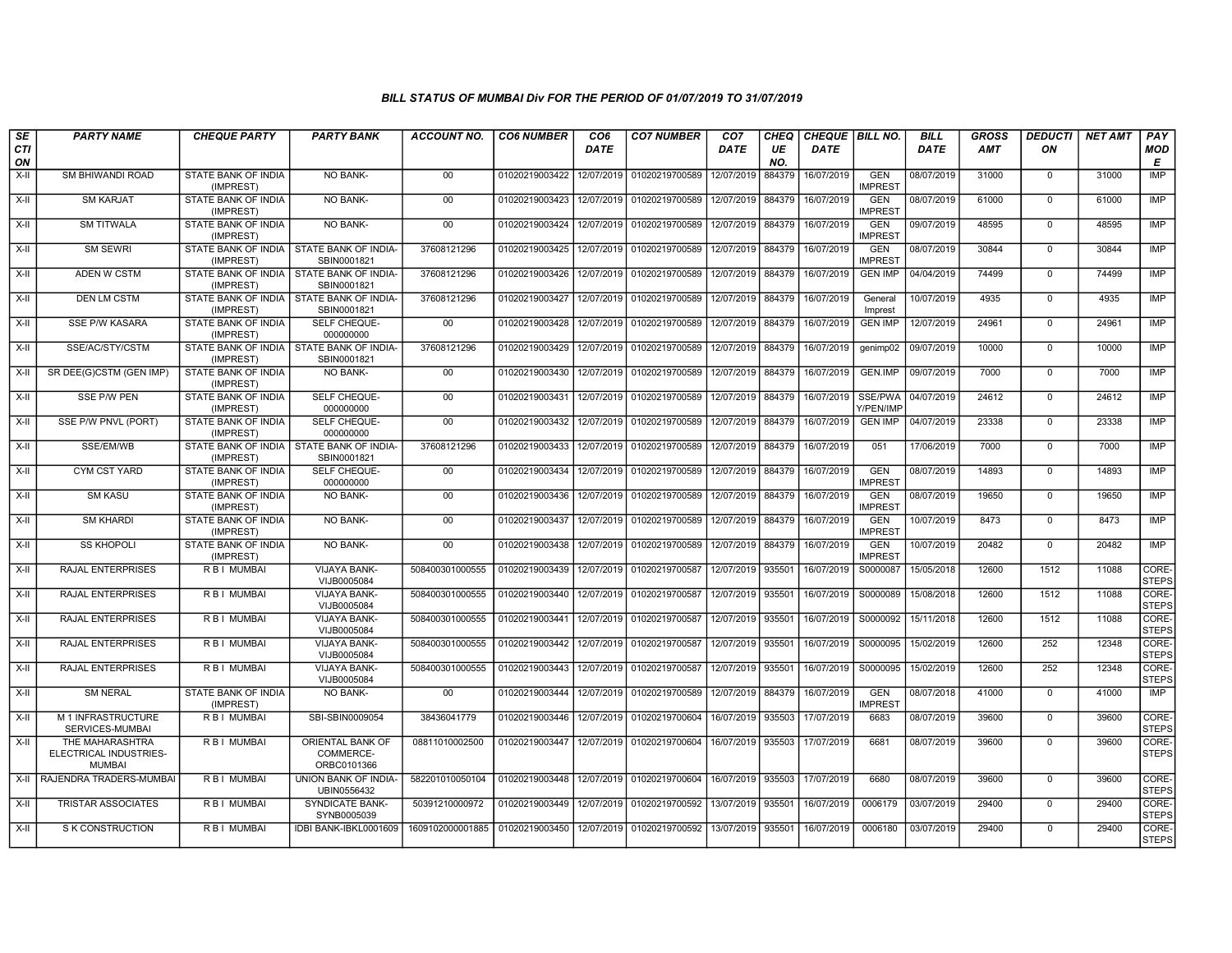### BILL STATUS OF MUMBAI Div FOR THE PERIOD OF 01/07/2019 TO 31/07/2019

| SECTION | PARTY NAME | CHEQUE PARTY | PARTY BANK | ACCOUNT NO. | CO6 NUMBER | CO6 DATE | CO7 NUMBER | CO7 DATE | CHEQUE NO. | CHEQUE DATE | BILL NO. | BILL DATE | GROSS AMT | DEDUCTION | NET AMT | PAY MODE |
|---|---|---|---|---|---|---|---|---|---|---|---|---|---|---|---|---|
| X-II | SM BHIWANDI ROAD | STATE BANK OF INDIA (IMPREST) | NO BANK- | 00 | 01020219003422 | 12/07/2019 | 01020219700589 | 12/07/2019 | 884379 | 16/07/2019 | GEN IMPREST | 08/07/2019 | 31000 | 0 | 31000 | IMP |
| X-II | SM KARJAT | STATE BANK OF INDIA (IMPREST) | NO BANK- | 00 | 01020219003423 | 12/07/2019 | 01020219700589 | 12/07/2019 | 884379 | 16/07/2019 | GEN IMPREST | 08/07/2019 | 61000 | 0 | 61000 | IMP |
| X-II | SM TITWALA | STATE BANK OF INDIA (IMPREST) | NO BANK- | 00 | 01020219003424 | 12/07/2019 | 01020219700589 | 12/07/2019 | 884379 | 16/07/2019 | GEN IMPREST | 09/07/2019 | 48595 | 0 | 48595 | IMP |
| X-II | SM SEWRI | STATE BANK OF INDIA (IMPREST) | STATE BANK OF INDIA-SBIN0001821 | 37608121296 | 01020219003425 | 12/07/2019 | 01020219700589 | 12/07/2019 | 884379 | 16/07/2019 | GEN IMPREST | 08/07/2019 | 30844 | 0 | 30844 | IMP |
| X-II | ADEN W CSTM | STATE BANK OF INDIA (IMPREST) | STATE BANK OF INDIA-SBIN0001821 | 37608121296 | 01020219003426 | 12/07/2019 | 01020219700589 | 12/07/2019 | 884379 | 16/07/2019 | GEN IMP | 04/04/2019 | 74499 | 0 | 74499 | IMP |
| X-II | DEN LM CSTM | STATE BANK OF INDIA (IMPREST) | STATE BANK OF INDIA-SBIN0001821 | 37608121296 | 01020219003427 | 12/07/2019 | 01020219700589 | 12/07/2019 | 884379 | 16/07/2019 | General Imprest | 10/07/2019 | 4935 | 0 | 4935 | IMP |
| X-II | SSE P/W KASARA | STATE BANK OF INDIA (IMPREST) | SELF CHEQUE-000000000 | 00 | 01020219003428 | 12/07/2019 | 01020219700589 | 12/07/2019 | 884379 | 16/07/2019 | GEN IMP | 12/07/2019 | 24961 | 0 | 24961 | IMP |
| X-II | SSE/AC/STY/CSTM | STATE BANK OF INDIA (IMPREST) | STATE BANK OF INDIA-SBIN0001821 | 37608121296 | 01020219003429 | 12/07/2019 | 01020219700589 | 12/07/2019 | 884379 | 16/07/2019 | genimp02 | 09/07/2019 | 10000 | 0 | 10000 | IMP |
| X-II | SR DEE(G)CSTM (GEN IMP) | STATE BANK OF INDIA (IMPREST) | NO BANK- | 00 | 01020219003430 | 12/07/2019 | 01020219700589 | 12/07/2019 | 884379 | 16/07/2019 | GEN.IMP | 09/07/2019 | 7000 | 0 | 7000 | IMP |
| X-II | SSE P/W PEN | STATE BANK OF INDIA (IMPREST) | SELF CHEQUE-000000000 | 00 | 01020219003431 | 12/07/2019 | 01020219700589 | 12/07/2019 | 884379 | 16/07/2019 | SSE/PWAY/PEN/IMP | 04/07/2019 | 24612 | 0 | 24612 | IMP |
| X-II | SSE P/W PNVL (PORT) | STATE BANK OF INDIA (IMPREST) | SELF CHEQUE-000000000 | 00 | 01020219003432 | 12/07/2019 | 01020219700589 | 12/07/2019 | 884379 | 16/07/2019 | GEN IMP | 04/07/2019 | 23338 | 0 | 23338 | IMP |
| X-II | SSE/EM/WB | STATE BANK OF INDIA (IMPREST) | STATE BANK OF INDIA-SBIN0001821 | 37608121296 | 01020219003433 | 12/07/2019 | 01020219700589 | 12/07/2019 | 884379 | 16/07/2019 | 051 | 17/06/2019 | 7000 | 0 | 7000 | IMP |
| X-II | CYM CST YARD | STATE BANK OF INDIA (IMPREST) | SELF CHEQUE-000000000 | 00 | 01020219003434 | 12/07/2019 | 01020219700589 | 12/07/2019 | 884379 | 16/07/2019 | GEN IMPREST | 08/07/2019 | 14893 | 0 | 14893 | IMP |
| X-II | SM KASU | STATE BANK OF INDIA (IMPREST) | NO BANK- | 00 | 01020219003436 | 12/07/2019 | 01020219700589 | 12/07/2019 | 884379 | 16/07/2019 | GEN IMPREST | 08/07/2019 | 19650 | 0 | 19650 | IMP |
| X-II | SM KHARDI | STATE BANK OF INDIA (IMPREST) | NO BANK- | 00 | 01020219003437 | 12/07/2019 | 01020219700589 | 12/07/2019 | 884379 | 16/07/2019 | GEN IMPREST | 10/07/2019 | 8473 | 0 | 8473 | IMP |
| X-II | SS KHOPOLI | STATE BANK OF INDIA (IMPREST) | NO BANK- | 00 | 01020219003438 | 12/07/2019 | 01020219700589 | 12/07/2019 | 884379 | 16/07/2019 | GEN IMPREST | 10/07/2019 | 20482 | 0 | 20482 | IMP |
| X-II | RAJAL ENTERPRISES | R B I MUMBAI | VIJAYA BANK-VIJB0005084 | 508400301000555 | 01020219003439 | 12/07/2019 | 01020219700587 | 12/07/2019 | 935501 | 16/07/2019 | S0000087 | 15/05/2018 | 12600 | 1512 | 11088 | CORE-STEPS |
| X-II | RAJAL ENTERPRISES | R B I MUMBAI | VIJAYA BANK-VIJB0005084 | 508400301000555 | 01020219003440 | 12/07/2019 | 01020219700587 | 12/07/2019 | 935501 | 16/07/2019 | S0000089 | 15/08/2018 | 12600 | 1512 | 11088 | CORE-STEPS |
| X-II | RAJAL ENTERPRISES | R B I MUMBAI | VIJAYA BANK-VIJB0005084 | 508400301000555 | 01020219003441 | 12/07/2019 | 01020219700587 | 12/07/2019 | 935501 | 16/07/2019 | S0000092 | 15/11/2018 | 12600 | 1512 | 11088 | CORE-STEPS |
| X-II | RAJAL ENTERPRISES | R B I MUMBAI | VIJAYA BANK-VIJB0005084 | 508400301000555 | 01020219003442 | 12/07/2019 | 01020219700587 | 12/07/2019 | 935501 | 16/07/2019 | S0000095 | 15/02/2019 | 12600 | 252 | 12348 | CORE-STEPS |
| X-II | RAJAL ENTERPRISES | R B I MUMBAI | VIJAYA BANK-VIJB0005084 | 508400301000555 | 01020219003443 | 12/07/2019 | 01020219700587 | 12/07/2019 | 935501 | 16/07/2019 | S0000095 | 15/02/2019 | 12600 | 252 | 12348 | CORE-STEPS |
| X-II | SM NERAL | STATE BANK OF INDIA (IMPREST) | NO BANK- | 00 | 01020219003444 | 12/07/2019 | 01020219700589 | 12/07/2019 | 884379 | 16/07/2019 | GEN IMPREST | 08/07/2018 | 41000 | 0 | 41000 | IMP |
| X-II | M 1 INFRASTRUCTURE SERVICES-MUMBAI | R B I MUMBAI | SBI-SBIN0009054 | 38436041779 | 01020219003446 | 12/07/2019 | 01020219700604 | 16/07/2019 | 935503 | 17/07/2019 | 6683 | 08/07/2019 | 39600 | 0 | 39600 | CORE-STEPS |
| X-II | THE MAHARASHTRA ELECTRICAL INDUSTRIES-MUMBAI | R B I MUMBAI | ORIENTAL BANK OF COMMERCE-ORBC0101366 | 08811010002500 | 01020219003447 | 12/07/2019 | 01020219700604 | 16/07/2019 | 935503 | 17/07/2019 | 6681 | 08/07/2019 | 39600 | 0 | 39600 | CORE-STEPS |
| X-II | RAJENDRA TRADERS-MUMBAI | R B I MUMBAI | UNION BANK OF INDIA-UBIN0556432 | 582201010050104 | 01020219003448 | 12/07/2019 | 01020219700604 | 16/07/2019 | 935503 | 17/07/2019 | 6680 | 08/07/2019 | 39600 | 0 | 39600 | CORE-STEPS |
| X-II | TRISTAR ASSOCIATES | R B I MUMBAI | SYNDICATE BANK-SYNB0005039 | 50391210000972 | 01020219003449 | 12/07/2019 | 01020219700592 | 13/07/2019 | 935501 | 16/07/2019 | 0006179 | 03/07/2019 | 29400 | 0 | 29400 | CORE-STEPS |
| X-II | S K CONSTRUCTION | R B I MUMBAI | IDBI BANK-IBKL0001609 | 1609102000001885 | 01020219003450 | 12/07/2019 | 01020219700592 | 13/07/2019 | 935501 | 16/07/2019 | 0006180 | 03/07/2019 | 29400 | 0 | 29400 | CORE-STEPS |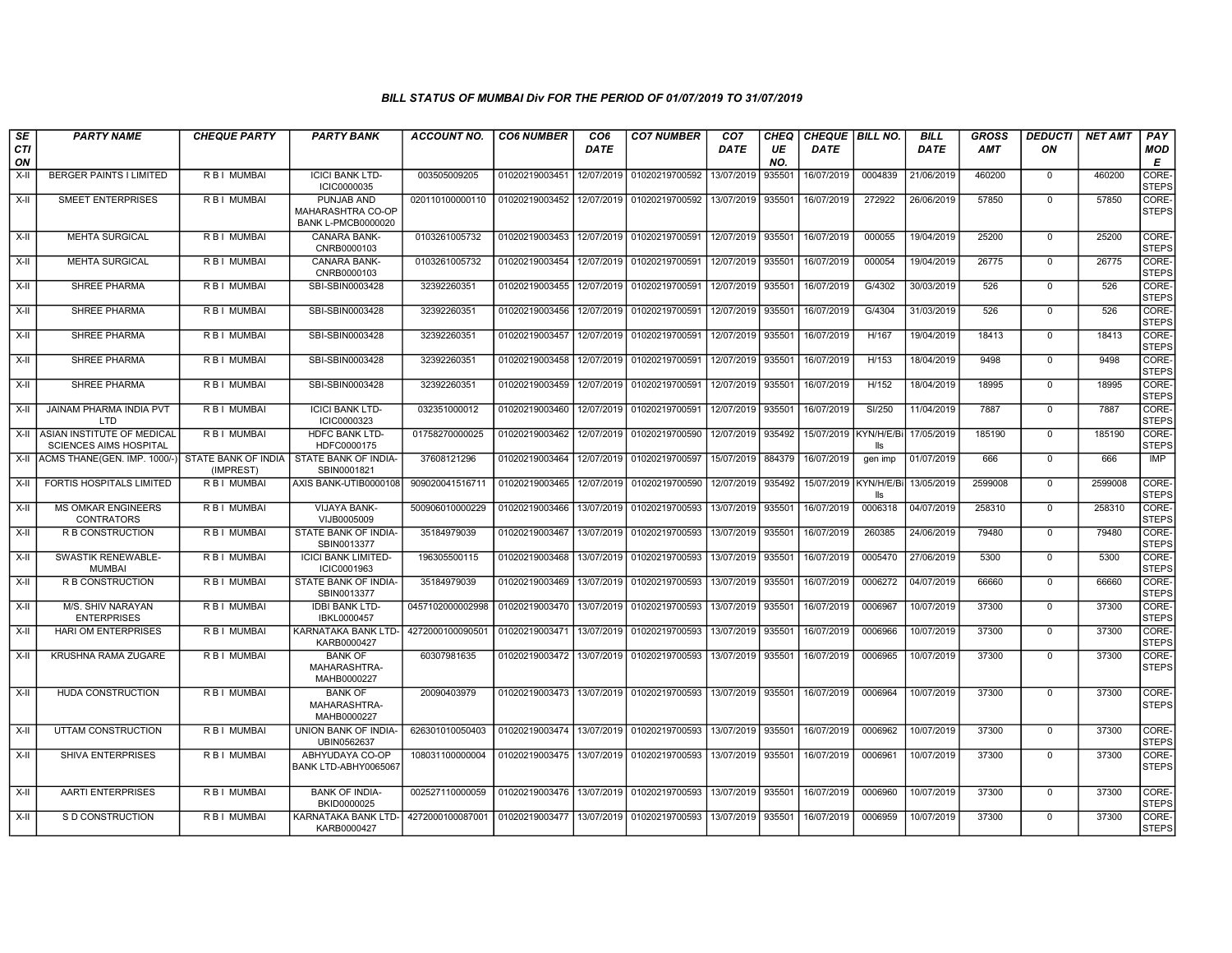### BILL STATUS OF MUMBAI Div FOR THE PERIOD OF 01/07/2019 TO 31/07/2019

| SECTION | PARTY NAME | CHEQUE PARTY | PARTY BANK | ACCOUNT NO. | CO6 NUMBER | CO6 DATE | CO7 NUMBER | CO7 DATE | CHEQUE NO. | CHEQUE DATE | BILL NO. | BILL DATE | GROSS AMT | DEDUCTION | NET AMT | PAY MODE |
|---|---|---|---|---|---|---|---|---|---|---|---|---|---|---|---|---|
| X-II | BERGER PAINTS I LIMITED | R B I MUMBAI | ICICI BANK LTD-ICIC0000035 | 003505009205 | 01020219003451 | 12/07/2019 | 01020219700592 | 13/07/2019 | 935501 | 16/07/2019 | 0004839 | 21/06/2019 | 460200 | 0 | 460200 | CORE-STEPS |
| X-II | SMEET ENTERPRISES | R B I MUMBAI | PUNJAB AND MAHARASHTRA CO-OP BANK L-PMCB0000020 | 020110100000110 | 01020219003452 | 12/07/2019 | 01020219700592 | 13/07/2019 | 935501 | 16/07/2019 | 272922 | 26/06/2019 | 57850 | 0 | 57850 | CORE-STEPS |
| X-II | MEHTA SURGICAL | R B I MUMBAI | CANARA BANK-CNRB0000103 | 0103261005732 | 01020219003453 | 12/07/2019 | 01020219700591 | 12/07/2019 | 935501 | 16/07/2019 | 000055 | 19/04/2019 | 25200 | 0 | 25200 | CORE-STEPS |
| X-II | MEHTA SURGICAL | R B I MUMBAI | CANARA BANK-CNRB0000103 | 0103261005732 | 01020219003454 | 12/07/2019 | 01020219700591 | 12/07/2019 | 935501 | 16/07/2019 | 000054 | 19/04/2019 | 26775 | 0 | 26775 | CORE-STEPS |
| X-II | SHREE PHARMA | R B I MUMBAI | SBI-SBIN0003428 | 32392260351 | 01020219003455 | 12/07/2019 | 01020219700591 | 12/07/2019 | 935501 | 16/07/2019 | G/4302 | 30/03/2019 | 526 | 0 | 526 | CORE-STEPS |
| X-II | SHREE PHARMA | R B I MUMBAI | SBI-SBIN0003428 | 32392260351 | 01020219003456 | 12/07/2019 | 01020219700591 | 12/07/2019 | 935501 | 16/07/2019 | G/4304 | 31/03/2019 | 526 | 0 | 526 | CORE-STEPS |
| X-II | SHREE PHARMA | R B I MUMBAI | SBI-SBIN0003428 | 32392260351 | 01020219003457 | 12/07/2019 | 01020219700591 | 12/07/2019 | 935501 | 16/07/2019 | H/167 | 19/04/2019 | 18413 | 0 | 18413 | CORE-STEPS |
| X-II | SHREE PHARMA | R B I MUMBAI | SBI-SBIN0003428 | 32392260351 | 01020219003458 | 12/07/2019 | 01020219700591 | 12/07/2019 | 935501 | 16/07/2019 | H/153 | 18/04/2019 | 9498 | 0 | 9498 | CORE-STEPS |
| X-II | SHREE PHARMA | R B I MUMBAI | SBI-SBIN0003428 | 32392260351 | 01020219003459 | 12/07/2019 | 01020219700591 | 12/07/2019 | 935501 | 16/07/2019 | H/152 | 18/04/2019 | 18995 | 0 | 18995 | CORE-STEPS |
| X-II | JAINAM PHARMA INDIA PVT LTD | R B I MUMBAI | ICICI BANK LTD-ICIC0000323 | 032351000012 | 01020219003460 | 12/07/2019 | 01020219700591 | 12/07/2019 | 935501 | 16/07/2019 | SI/250 | 11/04/2019 | 7887 | 0 | 7887 | CORE-STEPS |
| X-II | ASIAN INSTITUTE OF MEDICAL SCIENCES AIMS HOSPITAL | R B I MUMBAI | HDFC BANK LTD-HDFC0000175 | 01758270000025 | 01020219003462 | 12/07/2019 | 01020219700590 | 12/07/2019 | 935492 | 15/07/2019 | KYN/H/E/Bills | 17/05/2019 | 185190 | 0 | 185190 | CORE-STEPS |
| X-II | ACMS THANE(GEN. IMP. 1000/-) | STATE BANK OF INDIA (IMPREST) | STATE BANK OF INDIA-SBIN0001821 | 37608121296 | 01020219003464 | 12/07/2019 | 01020219700597 | 15/07/2019 | 884379 | 16/07/2019 | gen imp | 01/07/2019 | 666 | 0 | 666 | IMP |
| X-II | FORTIS HOSPITALS LIMITED | R B I MUMBAI | AXIS BANK-UTIB0000108 | 909020041516711 | 01020219003465 | 12/07/2019 | 01020219700590 | 12/07/2019 | 935492 | 15/07/2019 | KYN/H/E/Bills | 13/05/2019 | 2599008 | 0 | 2599008 | CORE-STEPS |
| X-II | MS OMKAR ENGINEERS CONTRATORS | R B I MUMBAI | VIJAYA BANK-VIJB0005009 | 500906010000229 | 01020219003466 | 13/07/2019 | 01020219700593 | 13/07/2019 | 935501 | 16/07/2019 | 0006318 | 04/07/2019 | 258310 | 0 | 258310 | CORE-STEPS |
| X-II | R B CONSTRUCTION | R B I MUMBAI | STATE BANK OF INDIA-SBIN0013377 | 35184979039 | 01020219003467 | 13/07/2019 | 01020219700593 | 13/07/2019 | 935501 | 16/07/2019 | 260385 | 24/06/2019 | 79480 | 0 | 79480 | CORE-STEPS |
| X-II | SWASTIK RENEWABLE-MUMBAI | R B I MUMBAI | ICICI BANK LIMITED-ICIC0001963 | 196305500115 | 01020219003468 | 13/07/2019 | 01020219700593 | 13/07/2019 | 935501 | 16/07/2019 | 0005470 | 27/06/2019 | 5300 | 0 | 5300 | CORE-STEPS |
| X-II | R B CONSTRUCTION | R B I MUMBAI | STATE BANK OF INDIA-SBIN0013377 | 35184979039 | 01020219003469 | 13/07/2019 | 01020219700593 | 13/07/2019 | 935501 | 16/07/2019 | 0006272 | 04/07/2019 | 66660 | 0 | 66660 | CORE-STEPS |
| X-II | M/S. SHIV NARAYAN ENTERPRISES | R B I MUMBAI | IDBI BANK LTD-IBKL0000457 | 0457102000002998 | 01020219003470 | 13/07/2019 | 01020219700593 | 13/07/2019 | 935501 | 16/07/2019 | 0006967 | 10/07/2019 | 37300 | 0 | 37300 | CORE-STEPS |
| X-II | HARI OM ENTERPRISES | R B I MUMBAI | KARNATAKA BANK LTD-KARB0000427 | 4272000100090501 | 01020219003471 | 13/07/2019 | 01020219700593 | 13/07/2019 | 935501 | 16/07/2019 | 0006966 | 10/07/2019 | 37300 | 0 | 37300 | CORE-STEPS |
| X-II | KRUSHNA RAMA ZUGARE | R B I MUMBAI | BANK OF MAHARASHTRA-MAHB0000227 | 60307981635 | 01020219003472 | 13/07/2019 | 01020219700593 | 13/07/2019 | 935501 | 16/07/2019 | 0006965 | 10/07/2019 | 37300 | 0 | 37300 | CORE-STEPS |
| X-II | HUDA CONSTRUCTION | R B I MUMBAI | BANK OF MAHARASHTRA-MAHB0000227 | 20090403979 | 01020219003473 | 13/07/2019 | 01020219700593 | 13/07/2019 | 935501 | 16/07/2019 | 0006964 | 10/07/2019 | 37300 | 0 | 37300 | CORE-STEPS |
| X-II | UTTAM CONSTRUCTION | R B I MUMBAI | UNION BANK OF INDIA-UBIN0562637 | 626301010050403 | 01020219003474 | 13/07/2019 | 01020219700593 | 13/07/2019 | 935501 | 16/07/2019 | 0006962 | 10/07/2019 | 37300 | 0 | 37300 | CORE-STEPS |
| X-II | SHIVA ENTERPRISES | R B I MUMBAI | ABHYUDAYA CO-OP BANK LTD-ABHY0065067 | 108031100000004 | 01020219003475 | 13/07/2019 | 01020219700593 | 13/07/2019 | 935501 | 16/07/2019 | 0006961 | 10/07/2019 | 37300 | 0 | 37300 | CORE-STEPS |
| X-II | AARTI ENTERPRISES | R B I MUMBAI | BANK OF INDIA-BKID0000025 | 002527110000059 | 01020219003476 | 13/07/2019 | 01020219700593 | 13/07/2019 | 935501 | 16/07/2019 | 0006960 | 10/07/2019 | 37300 | 0 | 37300 | CORE-STEPS |
| X-II | S D CONSTRUCTION | R B I MUMBAI | KARNATAKA BANK LTD-KARB0000427 | 4272000100087001 | 01020219003477 | 13/07/2019 | 01020219700593 | 13/07/2019 | 935501 | 16/07/2019 | 0006959 | 10/07/2019 | 37300 | 0 | 37300 | CORE-STEPS |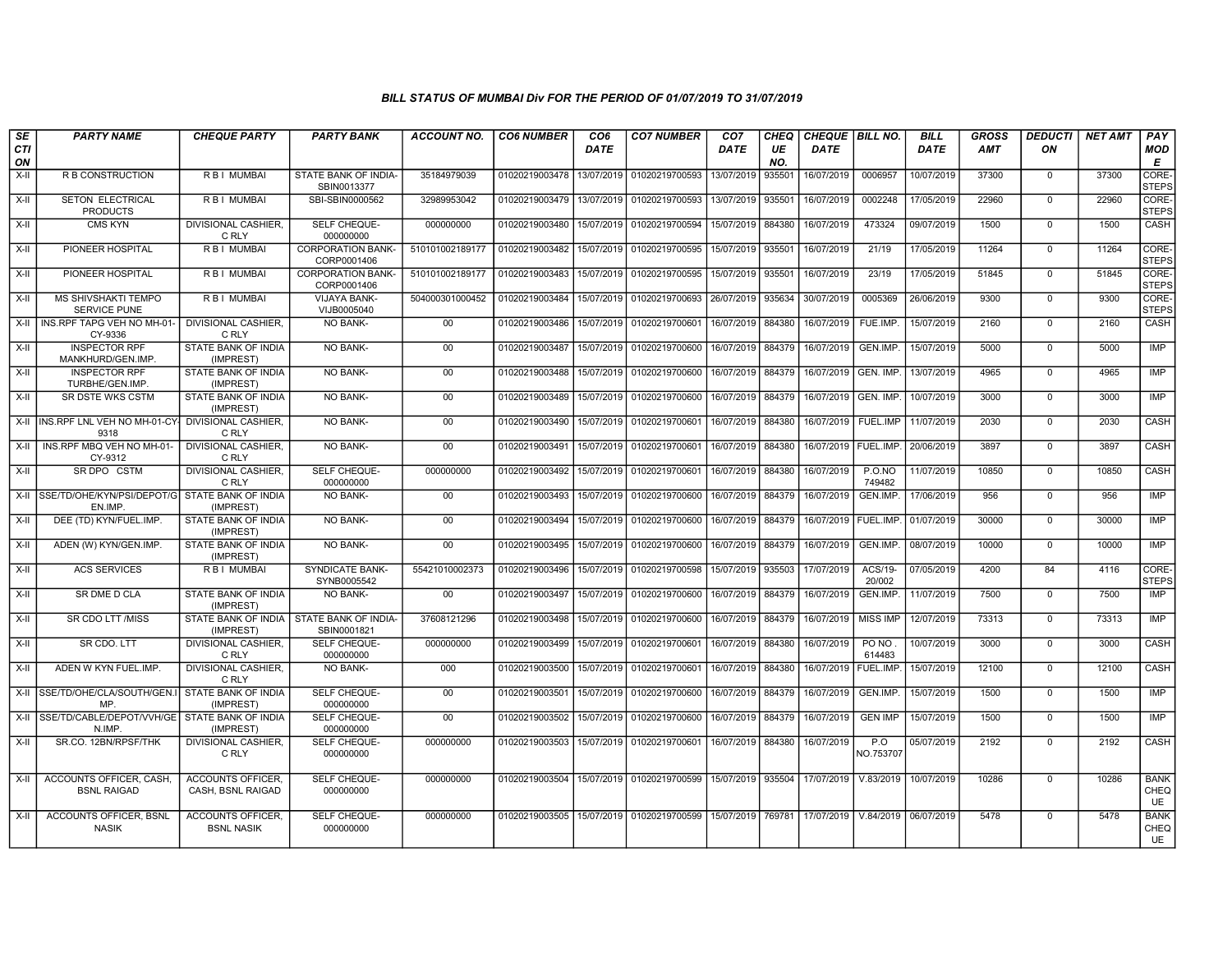### BILL STATUS OF MUMBAI Div FOR THE PERIOD OF 01/07/2019 TO 31/07/2019

| SECTION | PARTY NAME | CHEQUE PARTY | PARTY BANK | ACCOUNT NO. | CO6 NUMBER | CO6 DATE | CO7 NUMBER | CO7 DATE | CHEQUE NO. | CHEQUE DATE | BILL NO. | BILL DATE | GROSS AMT | DEDUCTION | NET AMT | PAY MODE |
|---|---|---|---|---|---|---|---|---|---|---|---|---|---|---|---|---|
| X-II | R B CONSTRUCTION | R B I MUMBAI | STATE BANK OF INDIA-SBIN0013377 | 35184979039 | 01020219003478 | 13/07/2019 | 01020219700593 | 13/07/2019 | 935501 | 16/07/2019 | 0006957 | 10/07/2019 | 37300 | 0 | 37300 | CORE-STEPS |
| X-II | SETON ELECTRICAL PRODUCTS | R B I MUMBAI | SBI-SBIN0000562 | 32989953042 | 01020219003479 | 13/07/2019 | 01020219700593 | 13/07/2019 | 935501 | 16/07/2019 | 0002248 | 17/05/2019 | 22960 | 0 | 22960 | CORE-STEPS |
| X-II | CMS KYN | DIVISIONAL CASHIER, C RLY | SELF CHEQUE-000000000 | 000000000 | 01020219003480 | 15/07/2019 | 01020219700594 | 15/07/2019 | 884380 | 16/07/2019 | 473324 | 09/07/2019 | 1500 | 0 | 1500 | CASH |
| X-II | PIONEER HOSPITAL | R B I MUMBAI | CORPORATION BANK-CORP0001406 | 510101002189177 | 01020219003482 | 15/07/2019 | 01020219700595 | 15/07/2019 | 935501 | 16/07/2019 | 21/19 | 17/05/2019 | 11264 | 0 | 11264 | CORE-STEPS |
| X-II | PIONEER HOSPITAL | R B I MUMBAI | CORPORATION BANK-CORP0001406 | 510101002189177 | 01020219003483 | 15/07/2019 | 01020219700595 | 15/07/2019 | 935501 | 16/07/2019 | 23/19 | 17/05/2019 | 51845 | 0 | 51845 | CORE-STEPS |
| X-II | MS SHIVSHAKTI TEMPO SERVICE PUNE | R B I MUMBAI | VIJAYA BANK-VIJB0005040 | 504000301000452 | 01020219003484 | 15/07/2019 | 01020219700693 | 26/07/2019 | 935634 | 30/07/2019 | 0005369 | 26/06/2019 | 9300 | 0 | 9300 | CORE-STEPS |
| X-II | INS.RPF TAPG VEH NO MH-01-CY-9336 | DIVISIONAL CASHIER, C RLY | NO BANK- | 00 | 01020219003486 | 15/07/2019 | 01020219700601 | 16/07/2019 | 884380 | 16/07/2019 | FUE.IMP. | 15/07/2019 | 2160 | 0 | 2160 | CASH |
| X-II | INSPECTOR RPF MANKHURD/GEN.IMP. | STATE BANK OF INDIA (IMPREST) | NO BANK- | 00 | 01020219003487 | 15/07/2019 | 01020219700600 | 16/07/2019 | 884379 | 16/07/2019 | GEN.IMP. | 15/07/2019 | 5000 | 0 | 5000 | IMP |
| X-II | INSPECTOR RPF TURBHE/GEN.IMP. | STATE BANK OF INDIA (IMPREST) | NO BANK- | 00 | 01020219003488 | 15/07/2019 | 01020219700600 | 16/07/2019 | 884379 | 16/07/2019 | GEN. IMP. | 13/07/2019 | 4965 | 0 | 4965 | IMP |
| X-II | SR DSTE WKS CSTM | STATE BANK OF INDIA (IMPREST) | NO BANK- | 00 | 01020219003489 | 15/07/2019 | 01020219700600 | 16/07/2019 | 884379 | 16/07/2019 | GEN. IMP. | 10/07/2019 | 3000 | 0 | 3000 | IMP |
| X-II | INS.RPF LNL VEH NO MH-01-CY-9318 | DIVISIONAL CASHIER, C RLY | NO BANK- | 00 | 01020219003490 | 15/07/2019 | 01020219700601 | 16/07/2019 | 884380 | 16/07/2019 | FUEL.IMP | 11/07/2019 | 2030 | 0 | 2030 | CASH |
| X-II | INS.RPF MBQ VEH NO MH-01-CY-9312 | DIVISIONAL CASHIER, C RLY | NO BANK- | 00 | 01020219003491 | 15/07/2019 | 01020219700601 | 16/07/2019 | 884380 | 16/07/2019 | FUEL.IMP. | 20/06/2019 | 3897 | 0 | 3897 | CASH |
| X-II | SR DPO CSTM | DIVISIONAL CASHIER, C RLY | SELF CHEQUE-000000000 | 000000000 | 01020219003492 | 15/07/2019 | 01020219700601 | 16/07/2019 | 884380 | 16/07/2019 | P.O.NO 749482 | 11/07/2019 | 10850 | 0 | 10850 | CASH |
| X-II | SSE/TD/OHE/KYN/PSI/DEPOT/GEN.IMP. | STATE BANK OF INDIA (IMPREST) | NO BANK- | 00 | 01020219003493 | 15/07/2019 | 01020219700600 | 16/07/2019 | 884379 | 16/07/2019 | GEN.IMP. | 17/06/2019 | 956 | 0 | 956 | IMP |
| X-II | DEE (TD) KYN/FUEL.IMP. | STATE BANK OF INDIA (IMPREST) | NO BANK- | 00 | 01020219003494 | 15/07/2019 | 01020219700600 | 16/07/2019 | 884379 | 16/07/2019 | FUEL.IMP. | 01/07/2019 | 30000 | 0 | 30000 | IMP |
| X-II | ADEN (W) KYN/GEN.IMP. | STATE BANK OF INDIA (IMPREST) | NO BANK- | 00 | 01020219003495 | 15/07/2019 | 01020219700600 | 16/07/2019 | 884379 | 16/07/2019 | GEN.IMP. | 08/07/2019 | 10000 | 0 | 10000 | IMP |
| X-II | ACS SERVICES | R B I MUMBAI | SYNDICATE BANK-SYNB0005542 | 55421010002373 | 01020219003496 | 15/07/2019 | 01020219700598 | 15/07/2019 | 935503 | 17/07/2019 | ACS/19-20/002 | 07/05/2019 | 4200 | 84 | 4116 | CORE-STEPS |
| X-II | SR DME D CLA | STATE BANK OF INDIA (IMPREST) | NO BANK- | 00 | 01020219003497 | 15/07/2019 | 01020219700600 | 16/07/2019 | 884379 | 16/07/2019 | GEN.IMP. | 11/07/2019 | 7500 | 0 | 7500 | IMP |
| X-II | SR CDO LTT /MISS | STATE BANK OF INDIA (IMPREST) | STATE BANK OF INDIA-SBIN0001821 | 37608121296 | 01020219003498 | 15/07/2019 | 01020219700600 | 16/07/2019 | 884379 | 16/07/2019 | MISS IMP | 12/07/2019 | 73313 | 0 | 73313 | IMP |
| X-II | SR CDO. LTT | DIVISIONAL CASHIER, C RLY | SELF CHEQUE-000000000 | 000000000 | 01020219003499 | 15/07/2019 | 01020219700601 | 16/07/2019 | 884380 | 16/07/2019 | PO NO . 614483 | 10/07/2019 | 3000 | 0 | 3000 | CASH |
| X-II | ADEN W KYN FUEL.IMP. | DIVISIONAL CASHIER, C RLY | NO BANK- | 000 | 01020219003500 | 15/07/2019 | 01020219700601 | 16/07/2019 | 884380 | 16/07/2019 | FUEL.IMP. | 15/07/2019 | 12100 | 0 | 12100 | CASH |
| X-II | SSE/TD/OHE/CLA/SOUTH/GEN.IMP. | STATE BANK OF INDIA (IMPREST) | SELF CHEQUE-000000000 | 00 | 01020219003501 | 15/07/2019 | 01020219700600 | 16/07/2019 | 884379 | 16/07/2019 | GEN.IMP. | 15/07/2019 | 1500 | 0 | 1500 | IMP |
| X-II | SSE/TD/CABLE/DEPOT/VVH/GEN.IMP. | STATE BANK OF INDIA (IMPREST) | SELF CHEQUE-000000000 | 00 | 01020219003502 | 15/07/2019 | 01020219700600 | 16/07/2019 | 884379 | 16/07/2019 | GEN IMP | 15/07/2019 | 1500 | 0 | 1500 | IMP |
| X-II | SR.CO. 12BN/RPSF/THK | DIVISIONAL CASHIER, C RLY | SELF CHEQUE-000000000 | 000000000 | 01020219003503 | 15/07/2019 | 01020219700601 | 16/07/2019 | 884380 | 16/07/2019 | P.O NO.753707 | 05/07/2019 | 2192 | 0 | 2192 | CASH |
| X-II | ACCOUNTS OFFICER, CASH, BSNL RAIGAD | ACCOUNTS OFFICER, CASH, BSNL RAIGAD | SELF CHEQUE-000000000 | 000000000 | 01020219003504 | 15/07/2019 | 01020219700599 | 15/07/2019 | 935504 | 17/07/2019 | V.83/2019 | 10/07/2019 | 10286 | 0 | 10286 | BANK CHEQUE |
| X-II | ACCOUNTS OFFICER, BSNL NASIK | ACCOUNTS OFFICER, BSNL NASIK | SELF CHEQUE-000000000 | 000000000 | 01020219003505 | 15/07/2019 | 01020219700599 | 15/07/2019 | 769781 | 17/07/2019 | V.84/2019 | 06/07/2019 | 5478 | 0 | 5478 | BANK CHEQUE |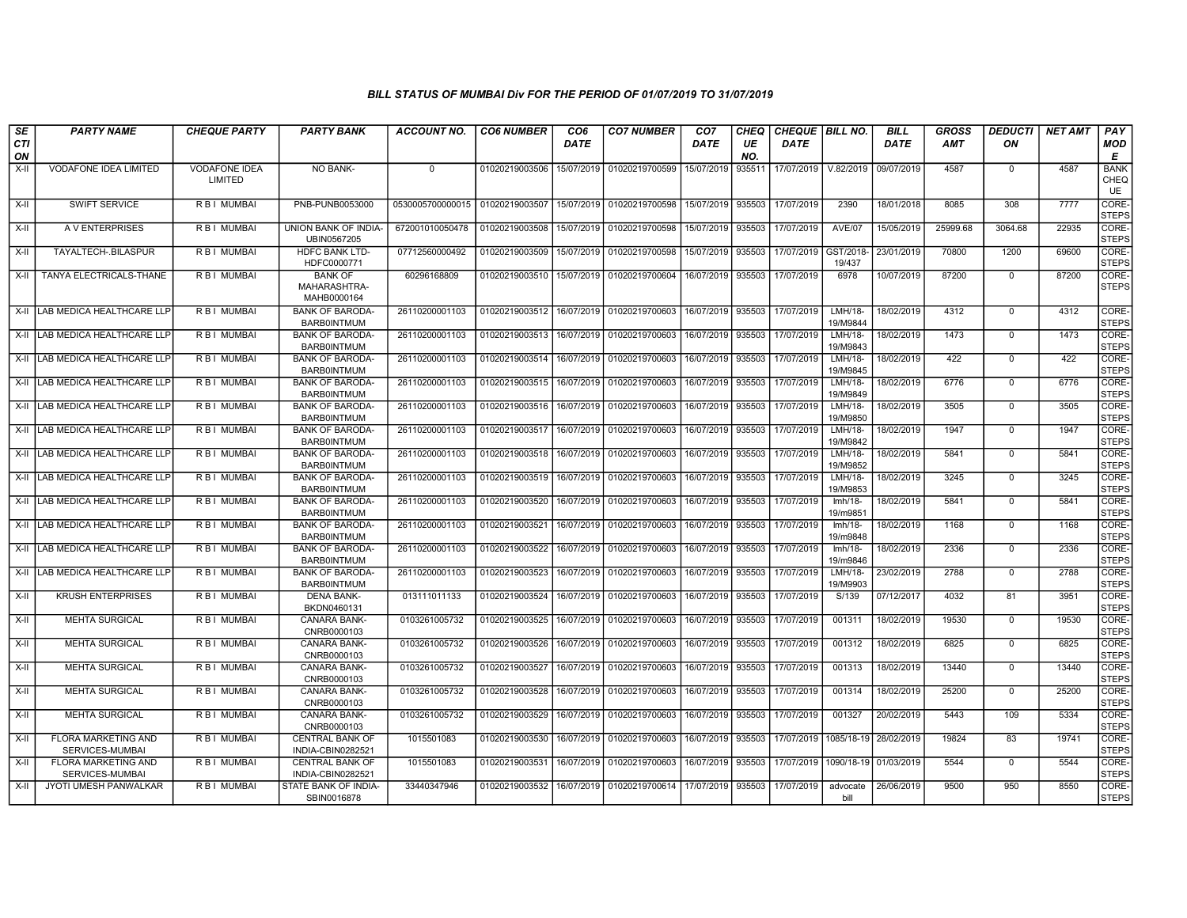### BILL STATUS OF MUMBAI Div FOR THE PERIOD OF 01/07/2019 TO 31/07/2019

| SECTION | PARTY NAME | CHEQUE PARTY | PARTY BANK | ACCOUNT NO. | CO6 NUMBER | CO6 DATE | CO7 NUMBER | CO7 DATE | CHEQUE NO. | CHEQUE DATE | BILL NO. | BILL DATE | GROSS AMT | DEDUCTION | NET AMT | PAY MODE |
|---|---|---|---|---|---|---|---|---|---|---|---|---|---|---|---|---|
| X-II | VODAFONE IDEA LIMITED | VODAFONE IDEA LIMITED | NO BANK- | 0 | 01020219003506 | 15/07/2019 | 01020219700599 | 15/07/2019 | 935511 | 17/07/2019 | V.82/2019 | 09/07/2019 | 4587 | 0 | 4587 | BANK CHEQUE |
| X-II | SWIFT SERVICE | R B I MUMBAI | PNB-PUNB0053000 | 0530005700000015 | 01020219003507 | 15/07/2019 | 01020219700598 | 15/07/2019 | 935503 | 17/07/2019 | 2390 | 18/01/2018 | 8085 | 308 | 7777 | CORE-STEPS |
| X-II | A V ENTERPRISES | R B I MUMBAI | UNION BANK OF INDIA-UBIN0567205 | 672001010050478 | 01020219003508 | 15/07/2019 | 01020219700598 | 15/07/2019 | 935503 | 17/07/2019 | AVE/07 | 15/05/2019 | 25999.68 | 3064.68 | 22935 | CORE-STEPS |
| X-II | TAYALTECH-.BILASPUR | R B I MUMBAI | HDFC BANK LTD-HDFC0000771 | 07712560000492 | 01020219003509 | 15/07/2019 | 01020219700598 | 15/07/2019 | 935503 | 17/07/2019 | GST/2018-19/437 | 23/01/2019 | 70800 | 1200 | 69600 | CORE-STEPS |
| X-II | TANYA ELECTRICALS-THANE | R B I MUMBAI | BANK OF MAHARASHTRA-MAHB0000164 | 60296168809 | 01020219003510 | 15/07/2019 | 01020219700604 | 16/07/2019 | 935503 | 17/07/2019 | 6978 | 10/07/2019 | 87200 | 0 | 87200 | CORE-STEPS |
| X-II | LAB MEDICA HEALTHCARE LLP | R B I MUMBAI | BANK OF BARODA-BARB0INTMUM | 26110200001103 | 01020219003512 | 16/07/2019 | 01020219700603 | 16/07/2019 | 935503 | 17/07/2019 | LMH/18-19/M9844 | 18/02/2019 | 4312 | 0 | 4312 | CORE-STEPS |
| X-II | LAB MEDICA HEALTHCARE LLP | R B I MUMBAI | BANK OF BARODA-BARB0INTMUM | 26110200001103 | 01020219003513 | 16/07/2019 | 01020219700603 | 16/07/2019 | 935503 | 17/07/2019 | LMH/18-19/M9843 | 18/02/2019 | 1473 | 0 | 1473 | CORE-STEPS |
| X-II | LAB MEDICA HEALTHCARE LLP | R B I MUMBAI | BANK OF BARODA-BARB0INTMUM | 26110200001103 | 01020219003514 | 16/07/2019 | 01020219700603 | 16/07/2019 | 935503 | 17/07/2019 | LMH/18-19/M9845 | 18/02/2019 | 422 | 0 | 422 | CORE-STEPS |
| X-II | LAB MEDICA HEALTHCARE LLP | R B I MUMBAI | BANK OF BARODA-BARB0INTMUM | 26110200001103 | 01020219003515 | 16/07/2019 | 01020219700603 | 16/07/2019 | 935503 | 17/07/2019 | LMH/18-19/M9849 | 18/02/2019 | 6776 | 0 | 6776 | CORE-STEPS |
| X-II | LAB MEDICA HEALTHCARE LLP | R B I MUMBAI | BANK OF BARODA-BARB0INTMUM | 26110200001103 | 01020219003516 | 16/07/2019 | 01020219700603 | 16/07/2019 | 935503 | 17/07/2019 | LMH/18-19/M9850 | 18/02/2019 | 3505 | 0 | 3505 | CORE-STEPS |
| X-II | LAB MEDICA HEALTHCARE LLP | R B I MUMBAI | BANK OF BARODA-BARB0INTMUM | 26110200001103 | 01020219003517 | 16/07/2019 | 01020219700603 | 16/07/2019 | 935503 | 17/07/2019 | LMH/18-19/M9842 | 18/02/2019 | 1947 | 0 | 1947 | CORE-STEPS |
| X-II | LAB MEDICA HEALTHCARE LLP | R B I MUMBAI | BANK OF BARODA-BARB0INTMUM | 26110200001103 | 01020219003518 | 16/07/2019 | 01020219700603 | 16/07/2019 | 935503 | 17/07/2019 | LMH/18-19/M9852 | 18/02/2019 | 5841 | 0 | 5841 | CORE-STEPS |
| X-II | LAB MEDICA HEALTHCARE LLP | R B I MUMBAI | BANK OF BARODA-BARB0INTMUM | 26110200001103 | 01020219003519 | 16/07/2019 | 01020219700603 | 16/07/2019 | 935503 | 17/07/2019 | LMH/18-19/M9853 | 18/02/2019 | 3245 | 0 | 3245 | CORE-STEPS |
| X-II | LAB MEDICA HEALTHCARE LLP | R B I MUMBAI | BANK OF BARODA-BARB0INTMUM | 26110200001103 | 01020219003520 | 16/07/2019 | 01020219700603 | 16/07/2019 | 935503 | 17/07/2019 | lmh/18-19/m9851 | 18/02/2019 | 5841 | 0 | 5841 | CORE-STEPS |
| X-II | LAB MEDICA HEALTHCARE LLP | R B I MUMBAI | BANK OF BARODA-BARB0INTMUM | 26110200001103 | 01020219003521 | 16/07/2019 | 01020219700603 | 16/07/2019 | 935503 | 17/07/2019 | lmh/18-19/m9848 | 18/02/2019 | 1168 | 0 | 1168 | CORE-STEPS |
| X-II | LAB MEDICA HEALTHCARE LLP | R B I MUMBAI | BANK OF BARODA-BARB0INTMUM | 26110200001103 | 01020219003522 | 16/07/2019 | 01020219700603 | 16/07/2019 | 935503 | 17/07/2019 | lmh/18-19/m9846 | 18/02/2019 | 2336 | 0 | 2336 | CORE-STEPS |
| X-II | LAB MEDICA HEALTHCARE LLP | R B I MUMBAI | BANK OF BARODA-BARB0INTMUM | 26110200001103 | 01020219003523 | 16/07/2019 | 01020219700603 | 16/07/2019 | 935503 | 17/07/2019 | LMH/18-19/M9903 | 23/02/2019 | 2788 | 0 | 2788 | CORE-STEPS |
| X-II | KRUSH ENTERPRISES | R B I MUMBAI | DENA BANK-BKDN0460131 | 013111011133 | 01020219003524 | 16/07/2019 | 01020219700603 | 16/07/2019 | 935503 | 17/07/2019 | S/139 | 07/12/2017 | 4032 | 81 | 3951 | CORE-STEPS |
| X-II | MEHTA SURGICAL | R B I MUMBAI | CANARA BANK-CNRB0000103 | 0103261005732 | 01020219003525 | 16/07/2019 | 01020219700603 | 16/07/2019 | 935503 | 17/07/2019 | 001311 | 18/02/2019 | 19530 | 0 | 19530 | CORE-STEPS |
| X-II | MEHTA SURGICAL | R B I MUMBAI | CANARA BANK-CNRB0000103 | 0103261005732 | 01020219003526 | 16/07/2019 | 01020219700603 | 16/07/2019 | 935503 | 17/07/2019 | 001312 | 18/02/2019 | 6825 | 0 | 6825 | CORE-STEPS |
| X-II | MEHTA SURGICAL | R B I MUMBAI | CANARA BANK-CNRB0000103 | 0103261005732 | 01020219003527 | 16/07/2019 | 01020219700603 | 16/07/2019 | 935503 | 17/07/2019 | 001313 | 18/02/2019 | 13440 | 0 | 13440 | CORE-STEPS |
| X-II | MEHTA SURGICAL | R B I MUMBAI | CANARA BANK-CNRB0000103 | 0103261005732 | 01020219003528 | 16/07/2019 | 01020219700603 | 16/07/2019 | 935503 | 17/07/2019 | 001314 | 18/02/2019 | 25200 | 0 | 25200 | CORE-STEPS |
| X-II | MEHTA SURGICAL | R B I MUMBAI | CANARA BANK-CNRB0000103 | 0103261005732 | 01020219003529 | 16/07/2019 | 01020219700603 | 16/07/2019 | 935503 | 17/07/2019 | 001327 | 20/02/2019 | 5443 | 109 | 5334 | CORE-STEPS |
| X-II | FLORA MARKETING AND SERVICES-MUMBAI | R B I MUMBAI | CENTRAL BANK OF INDIA-CBIN0282521 | 1015501083 | 01020219003530 | 16/07/2019 | 01020219700603 | 16/07/2019 | 935503 | 17/07/2019 | 1085/18-19 | 28/02/2019 | 19824 | 83 | 19741 | CORE-STEPS |
| X-II | FLORA MARKETING AND SERVICES-MUMBAI | R B I MUMBAI | CENTRAL BANK OF INDIA-CBIN0282521 | 1015501083 | 01020219003531 | 16/07/2019 | 01020219700603 | 16/07/2019 | 935503 | 17/07/2019 | 1090/18-19 | 01/03/2019 | 5544 | 0 | 5544 | CORE-STEPS |
| X-II | JYOTI UMESH PANWALKAR | R B I MUMBAI | STATE BANK OF INDIA-SBIN0016878 | 33440347946 | 01020219003532 | 16/07/2019 | 01020219700614 | 17/07/2019 | 935503 | 17/07/2019 | advocate bill | 26/06/2019 | 9500 | 950 | 8550 | CORE-STEPS |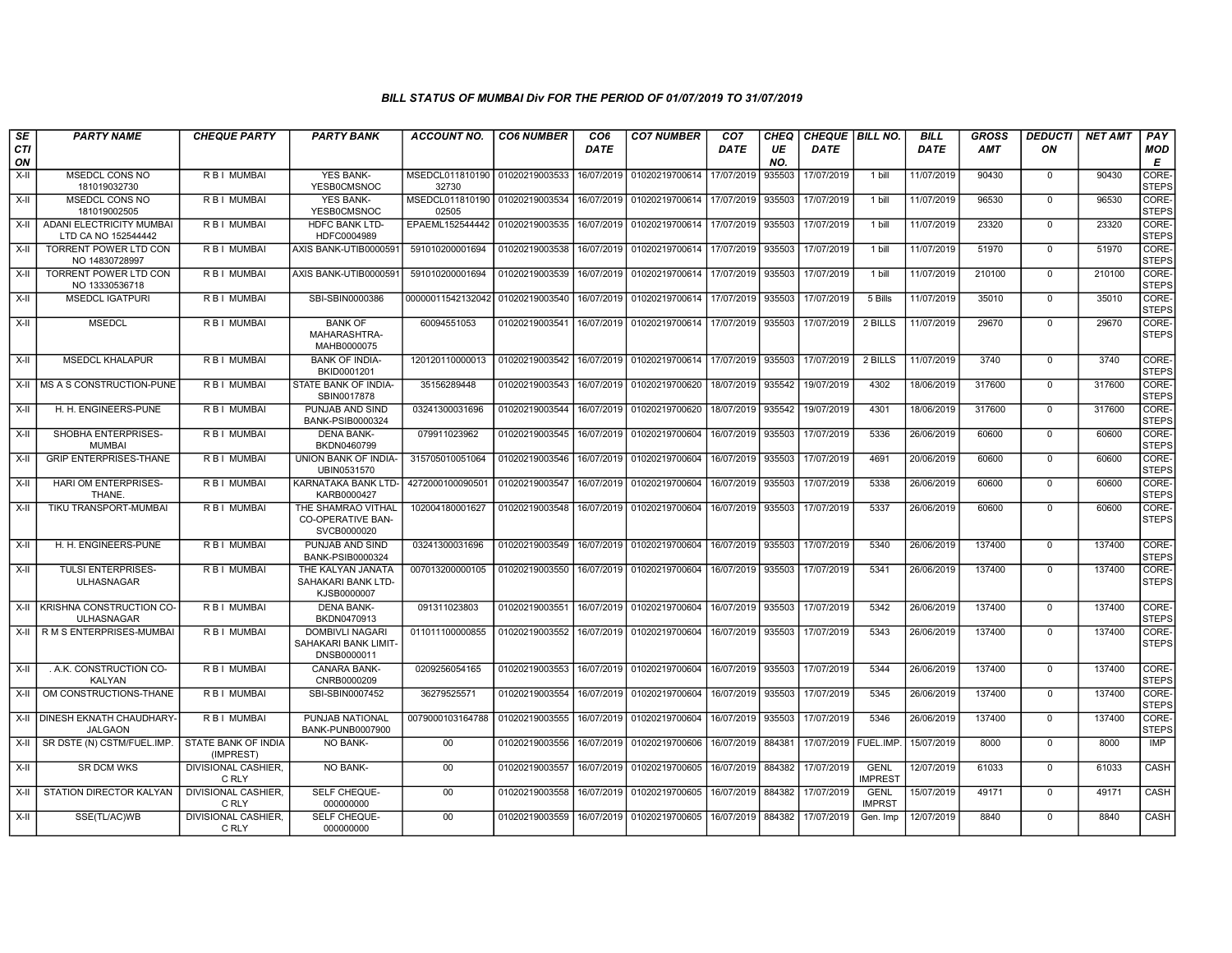### BILL STATUS OF MUMBAI Div FOR THE PERIOD OF 01/07/2019 TO 31/07/2019

| SECTION | PARTY NAME | CHEQUE PARTY | PARTY BANK | ACCOUNT NO. | CO6 NUMBER | CO6 DATE | CO7 NUMBER | CO7 DATE | CHEQUE NO. | CHEQUE DATE | BILL NO. | BILL DATE | GROSS AMT | DEDUCTION | NET AMT | PAY MODE |
|---|---|---|---|---|---|---|---|---|---|---|---|---|---|---|---|---|
| X-II | MSEDCL CONS NO 181019032730 | R B I MUMBAI | YES BANK-YESB0CMSNOC | MSEDCL01181019032730 | 01020219003533 | 16/07/2019 | 01020219700614 | 17/07/2019 | 935503 | 17/07/2019 | 1 bill | 11/07/2019 | 90430 | 0 | 90430 | CORE-STEPS |
| X-II | MSEDCL CONS NO 181019002505 | R B I MUMBAI | YES BANK-YESB0CMSNOC | MSEDCL01181019002505 | 01020219003534 | 16/07/2019 | 01020219700614 | 17/07/2019 | 935503 | 17/07/2019 | 1 bill | 11/07/2019 | 96530 | 0 | 96530 | CORE-STEPS |
| X-II | ADANI ELECTRICITY MUMBAI LTD CA NO 152544442 | R B I MUMBAI | HDFC BANK LTD-HDFC0004989 | EPAEML152544442 | 01020219003535 | 16/07/2019 | 01020219700614 | 17/07/2019 | 935503 | 17/07/2019 | 1 bill | 11/07/2019 | 23320 | 0 | 23320 | CORE-STEPS |
| X-II | TORRENT POWER LTD CON NO 14830728997 | R B I MUMBAI | AXIS BANK-UTIB0000591 | 591010200001694 | 01020219003538 | 16/07/2019 | 01020219700614 | 17/07/2019 | 935503 | 17/07/2019 | 1 bill | 11/07/2019 | 51970 | 0 | 51970 | CORE-STEPS |
| X-II | TORRENT POWER LTD CON NO 13330536718 | R B I MUMBAI | AXIS BANK-UTIB0000591 | 591010200001694 | 01020219003539 | 16/07/2019 | 01020219700614 | 17/07/2019 | 935503 | 17/07/2019 | 1 bill | 11/07/2019 | 210100 | 0 | 210100 | CORE-STEPS |
| X-II | MSEDCL IGATPURI | R B I MUMBAI | SBI-SBIN0000386 | 00000011542132042 | 01020219003540 | 16/07/2019 | 01020219700614 | 17/07/2019 | 935503 | 17/07/2019 | 5 Bills | 11/07/2019 | 35010 | 0 | 35010 | CORE-STEPS |
| X-II | MSEDCL | R B I MUMBAI | BANK OF MAHARASHTRA-MAHB0000075 | 60094551053 | 01020219003541 | 16/07/2019 | 01020219700614 | 17/07/2019 | 935503 | 17/07/2019 | 2 BILLS | 11/07/2019 | 29670 | 0 | 29670 | CORE-STEPS |
| X-II | MSEDCL KHALAPUR | R B I MUMBAI | BANK OF INDIA-BKID0001201 | 120120110000013 | 01020219003542 | 16/07/2019 | 01020219700614 | 17/07/2019 | 935503 | 17/07/2019 | 2 BILLS | 11/07/2019 | 3740 | 0 | 3740 | CORE-STEPS |
| X-II | MS A S CONSTRUCTION-PUNE | R B I MUMBAI | STATE BANK OF INDIA-SBIN0017878 | 35156289448 | 01020219003543 | 16/07/2019 | 01020219700620 | 18/07/2019 | 935542 | 19/07/2019 | 4302 | 18/06/2019 | 317600 | 0 | 317600 | CORE-STEPS |
| X-II | H. H. ENGINEERS-PUNE | R B I MUMBAI | PUNJAB AND SIND BANK-PSIB0000324 | 03241300031696 | 01020219003544 | 16/07/2019 | 01020219700620 | 18/07/2019 | 935542 | 19/07/2019 | 4301 | 18/06/2019 | 317600 | 0 | 317600 | CORE-STEPS |
| X-II | SHOBHA ENTERPRISES-MUMBAI | R B I MUMBAI | DENA BANK-BKDN0460799 | 079911023962 | 01020219003545 | 16/07/2019 | 01020219700604 | 16/07/2019 | 935503 | 17/07/2019 | 5336 | 26/06/2019 | 60600 | 0 | 60600 | CORE-STEPS |
| X-II | GRIP ENTERPRISES-THANE | R B I MUMBAI | UNION BANK OF INDIA-UBIN0531570 | 315705010051064 | 01020219003546 | 16/07/2019 | 01020219700604 | 16/07/2019 | 935503 | 17/07/2019 | 4691 | 20/06/2019 | 60600 | 0 | 60600 | CORE-STEPS |
| X-II | HARI OM ENTERPRISES-THANE. | R B I MUMBAI | KARNATAKA BANK LTD-KARB0000427 | 4272000100090501 | 01020219003547 | 16/07/2019 | 01020219700604 | 16/07/2019 | 935503 | 17/07/2019 | 5338 | 26/06/2019 | 60600 | 0 | 60600 | CORE-STEPS |
| X-II | TIKU TRANSPORT-MUMBAI | R B I MUMBAI | THE SHAMRAO VITHAL CO-OPERATIVE BAN-SVCB0000020 | 102004180001627 | 01020219003548 | 16/07/2019 | 01020219700604 | 16/07/2019 | 935503 | 17/07/2019 | 5337 | 26/06/2019 | 60600 | 0 | 60600 | CORE-STEPS |
| X-II | H. H. ENGINEERS-PUNE | R B I MUMBAI | PUNJAB AND SIND BANK-PSIB0000324 | 03241300031696 | 01020219003549 | 16/07/2019 | 01020219700604 | 16/07/2019 | 935503 | 17/07/2019 | 5340 | 26/06/2019 | 137400 | 0 | 137400 | CORE-STEPS |
| X-II | TULSI ENTERPRISES-ULHASNAGAR | R B I MUMBAI | THE KALYAN JANATA SAHAKARI BANK LTD-KJSB0000007 | 007013200000105 | 01020219003550 | 16/07/2019 | 01020219700604 | 16/07/2019 | 935503 | 17/07/2019 | 5341 | 26/06/2019 | 137400 | 0 | 137400 | CORE-STEPS |
| X-II | KRISHNA CONSTRUCTION CO-ULHASNAGAR | R B I MUMBAI | DENA BANK-BKDN0470913 | 091311023803 | 01020219003551 | 16/07/2019 | 01020219700604 | 16/07/2019 | 935503 | 17/07/2019 | 5342 | 26/06/2019 | 137400 | 0 | 137400 | CORE-STEPS |
| X-II | R M S ENTERPRISES-MUMBAI | R B I MUMBAI | DOMBIVLI NAGARI SAHAKARI BANK LIMIT-DNSB0000011 | 011011100000855 | 01020219003552 | 16/07/2019 | 01020219700604 | 16/07/2019 | 935503 | 17/07/2019 | 5343 | 26/06/2019 | 137400 | 0 | 137400 | CORE-STEPS |
| X-II | . A.K. CONSTRUCTION CO-KALYAN | R B I MUMBAI | CANARA BANK-CNRB0000209 | 0209256054165 | 01020219003553 | 16/07/2019 | 01020219700604 | 16/07/2019 | 935503 | 17/07/2019 | 5344 | 26/06/2019 | 137400 | 0 | 137400 | CORE-STEPS |
| X-II | OM CONSTRUCTIONS-THANE | R B I MUMBAI | SBI-SBIN0007452 | 36279525571 | 01020219003554 | 16/07/2019 | 01020219700604 | 16/07/2019 | 935503 | 17/07/2019 | 5345 | 26/06/2019 | 137400 | 0 | 137400 | CORE-STEPS |
| X-II | DINESH EKNATH CHAUDHARY-JALGAON | R B I MUMBAI | PUNJAB NATIONAL BANK-PUNB0007900 | 0079000103164788 | 01020219003555 | 16/07/2019 | 01020219700604 | 16/07/2019 | 935503 | 17/07/2019 | 5346 | 26/06/2019 | 137400 | 0 | 137400 | CORE-STEPS |
| X-II | SR DSTE (N) CSTM/FUEL.IMP. | STATE BANK OF INDIA (IMPREST) | NO BANK- | 00 | 01020219003556 | 16/07/2019 | 01020219700606 | 16/07/2019 | 884381 | 17/07/2019 | FUEL.IMP. | 15/07/2019 | 8000 | 0 | 8000 | IMP |
| X-II | SR DCM WKS | DIVISIONAL CASHIER, C RLY | NO BANK- | 00 | 01020219003557 | 16/07/2019 | 01020219700605 | 16/07/2019 | 884382 | 17/07/2019 | GENL IMPREST | 12/07/2019 | 61033 | 0 | 61033 | CASH |
| X-II | STATION DIRECTOR KALYAN | DIVISIONAL CASHIER, C RLY | SELF CHEQUE-000000000 | 00 | 01020219003558 | 16/07/2019 | 01020219700605 | 16/07/2019 | 884382 | 17/07/2019 | GENL IMPRST | 15/07/2019 | 49171 | 0 | 49171 | CASH |
| X-II | SSE(TL/AC)WB | DIVISIONAL CASHIER, C RLY | SELF CHEQUE-000000000 | 00 | 01020219003559 | 16/07/2019 | 01020219700605 | 16/07/2019 | 884382 | 17/07/2019 | Gen. Imp | 12/07/2019 | 8840 | 0 | 8840 | CASH |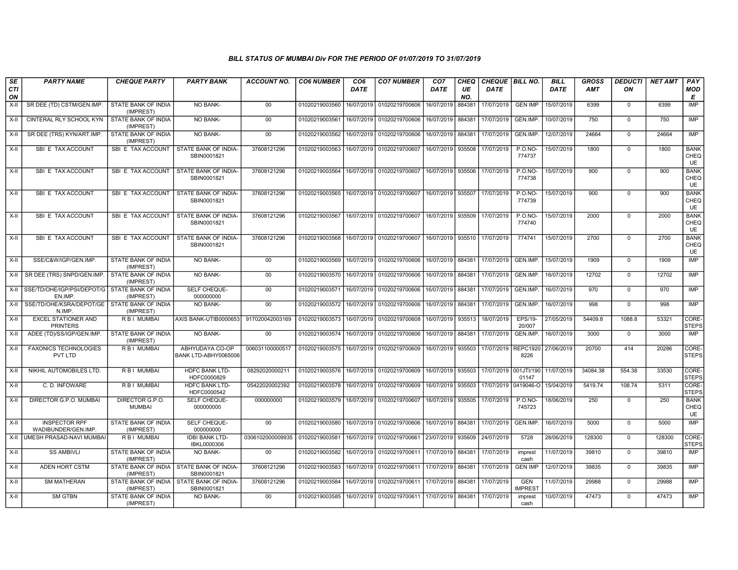### BILL STATUS OF MUMBAI Div FOR THE PERIOD OF 01/07/2019 TO 31/07/2019

| SECTION | PARTY NAME | CHEQUE PARTY | PARTY BANK | ACCOUNT NO. | CO6 NUMBER | CO6 DATE | CO7 NUMBER | CO7 DATE | CHEQUE NO. | CHEQUE DATE | BILL NO. | BILL DATE | GROSS AMT | DEDUCTION | NET AMT | PAY MODE |
|---|---|---|---|---|---|---|---|---|---|---|---|---|---|---|---|---|
| X-II | SR DEE (TD) CSTM/GEN.IMP. | STATE BANK OF INDIA (IMPREST) | NO BANK- | 00 | 01020219003560 | 16/07/2019 | 01020219700606 | 16/07/2019 | 884381 | 17/07/2019 | GEN IMP | 15/07/2019 | 6399 | 0 | 6399 | IMP |
| X-II | CINTERAL RLY SCHOOL KYN | STATE BANK OF INDIA (IMPREST) | NO BANK- | 00 | 01020219003561 | 16/07/2019 | 01020219700606 | 16/07/2019 | 884381 | 17/07/2019 | GEN.IMP. | 10/07/2019 | 750 | 0 | 750 | IMP |
| X-II | SR DEE (TRS) KYN/ART.IMP. | STATE BANK OF INDIA (IMPREST) | NO BANK- | 00 | 01020219003562 | 16/07/2019 | 01020219700606 | 16/07/2019 | 884381 | 17/07/2019 | GEN.IMP. | 12/07/2019 | 24664 | 0 | 24664 | IMP |
| X-II | SBI E TAX ACCOUNT | SBI E TAX ACCOUNT | STATE BANK OF INDIA-SBIN0001821 | 37608121296 | 01020219003563 | 16/07/2019 | 01020219700607 | 16/07/2019 | 935508 | 17/07/2019 | P.O.NO-774737 | 15/07/2019 | 1800 | 0 | 1800 | BANK CHEQUE |
| X-II | SBI E TAX ACCOUNT | SBI E TAX ACCOUNT | STATE BANK OF INDIA-SBIN0001821 | 37608121296 | 01020219003564 | 16/07/2019 | 01020219700607 | 16/07/2019 | 935506 | 17/07/2019 | P.O.NO-774738 | 15/07/2019 | 900 | 0 | 900 | BANK CHEQUE |
| X-II | SBI E TAX ACCOUNT | SBI E TAX ACCOUNT | STATE BANK OF INDIA-SBIN0001821 | 37608121296 | 01020219003565 | 16/07/2019 | 01020219700607 | 16/07/2019 | 935507 | 17/07/2019 | P.O.NO-774739 | 15/07/2019 | 900 | 0 | 900 | BANK CHEQUE |
| X-II | SBI E TAX ACCOUNT | SBI E TAX ACCOUNT | STATE BANK OF INDIA-SBIN0001821 | 37608121296 | 01020219003567 | 16/07/2019 | 01020219700607 | 16/07/2019 | 935509 | 17/07/2019 | P.O.NO-774740 | 15/07/2019 | 2000 | 0 | 2000 | BANK CHEQUE |
| X-II | SBI E TAX ACCOUNT | SBI E TAX ACCOUNT | STATE BANK OF INDIA-SBIN0001821 | 37608121296 | 01020219003568 | 16/07/2019 | 01020219700607 | 16/07/2019 | 935510 | 17/07/2019 | 774741 | 15/07/2019 | 2700 | 0 | 2700 | BANK CHEQUE |
| X-II | SSE/C&W/IGP/GEN.IMP. | STATE BANK OF INDIA (IMPREST) | NO BANK- | 00 | 01020219003569 | 16/07/2019 | 01020219700606 | 16/07/2019 | 884381 | 17/07/2019 | GEN.IMP. | 15/07/2019 | 1909 | 0 | 1909 | IMP |
| X-II | SR DEE (TRS) SNPD/GEN.IMP. | STATE BANK OF INDIA (IMPREST) | NO BANK- | 00 | 01020219003570 | 16/07/2019 | 01020219700606 | 16/07/2019 | 884381 | 17/07/2019 | GEN.IMP. | 16/07/2019 | 12702 | 0 | 12702 | IMP |
| X-II | SSE/TD/OHE/IGP/PSI/DEPOT/GEN.IMP. | STATE BANK OF INDIA (IMPREST) | SELF CHEQUE-000000000 | 00 | 01020219003571 | 16/07/2019 | 01020219700606 | 16/07/2019 | 884381 | 17/07/2019 | GEN.IMP. | 16/07/2019 | 970 | 0 | 970 | IMP |
| X-II | SSE/TD/OHE/KSRA/DEPOT/GEN.IMP. | STATE BANK OF INDIA (IMPREST) | NO BANK- | 00 | 01020219003572 | 16/07/2019 | 01020219700606 | 16/07/2019 | 884381 | 17/07/2019 | GEN.IMP. | 16/07/2019 | 998 | 0 | 998 | IMP |
| X-II | EXCEL STATIONER AND PRINTERS | R B I MUMBAI | AXIS BANK-UTIB0000653 | 917020042003169 | 01020219003573 | 16/07/2019 | 01020219700608 | 16/07/2019 | 935513 | 18/07/2019 | EPS/19-20/007 | 27/05/2019 | 54409.8 | 1088.8 | 53321 | CORE-STEPS |
| X-II | ADEE (TD)/SS/IGP/GEN.IMP. | STATE BANK OF INDIA (IMPREST) | NO BANK- | 00 | 01020219003574 | 16/07/2019 | 01020219700606 | 16/07/2019 | 884381 | 17/07/2019 | GEN.IMP. | 16/07/2019 | 3000 | 0 | 3000 | IMP |
| X-II | FAXONICS TECHNOLOGIES PVT LTD | R B I MUMBAI | ABHYUDAYA CO-OP BANK LTD-ABHY0065006 | 006031100000517 | 01020219003575 | 16/07/2019 | 01020219700609 | 16/07/2019 | 935503 | 17/07/2019 | REPC19208226 | 27/06/2019 | 20700 | 414 | 20286 | CORE-STEPS |
| X-II | NIKHIL AUTOMOBILES LTD. | R B I MUMBAI | HDFC BANK LTD-HDFC0000829 | 08292020000211 | 01020219003576 | 16/07/2019 | 01020219700609 | 16/07/2019 | 935503 | 17/07/2019 | 001JTI/19001147 | 11/07/2019 | 34084.38 | 554.38 | 33530 | CORE-STEPS |
| X-II | C. D. INFOWARE | R B I MUMBAI | HDFC BANK LTD-HDFC0000542 | 05422020002392 | 01020219003578 | 16/07/2019 | 01020219700609 | 16/07/2019 | 935503 | 17/07/2019 | 0419046-O | 15/04/2019 | 5419.74 | 108.74 | 5311 | CORE-STEPS |
| X-II | DIRECTOR G.P.O. MUMBAI | DIRECTOR G.P.O. MUMBAI | SELF CHEQUE-000000000 | 000000000 | 01020219003579 | 16/07/2019 | 01020219700607 | 16/07/2019 | 935505 | 17/07/2019 | P.O.NO-745723 | 18/06/2019 | 250 | 0 | 250 | BANK CHEQUE |
| X-II | INSPECTOR RPF WADIBUNDER/GEN.IMP. | STATE BANK OF INDIA (IMPREST) | SELF CHEQUE-000000000 | 00 | 01020219003580 | 16/07/2019 | 01020219700606 | 16/07/2019 | 884381 | 17/07/2019 | GEN.IMP. | 16/07/2019 | 5000 | 0 | 5000 | IMP |
| X-II | UMESH PRASAD-NAVI MUMBAI | R B I MUMBAI | IDBI BANK LTD-IBKL0000306 | 0306102000009935 | 01020219003581 | 16/07/2019 | 01020219700661 | 23/07/2019 | 935609 | 24/07/2019 | 5728 | 28/06/2019 | 128300 | 0 | 128300 | CORE-STEPS |
| X-II | SS AMBIVLI | STATE BANK OF INDIA (IMPREST) | NO BANK- | 00 | 01020219003582 | 16/07/2019 | 01020219700611 | 17/07/2019 | 884381 | 17/07/2019 | imprest cash | 11/07/2019 | 39810 | 0 | 39810 | IMP |
| X-II | ADEN HORT CSTM | STATE BANK OF INDIA (IMPREST) | STATE BANK OF INDIA-SBIN0001821 | 37608121296 | 01020219003583 | 16/07/2019 | 01020219700611 | 17/07/2019 | 884381 | 17/07/2019 | GEN IMP | 12/07/2019 | 39835 | 0 | 39835 | IMP |
| X-II | SM MATHERAN | STATE BANK OF INDIA (IMPREST) | STATE BANK OF INDIA-SBIN0001821 | 37608121296 | 01020219003584 | 16/07/2019 | 01020219700611 | 17/07/2019 | 884381 | 17/07/2019 | GEN IMPREST | 11/07/2019 | 29988 | 0 | 29988 | IMP |
| X-II | SM GTBN | STATE BANK OF INDIA (IMPREST) | NO BANK- | 00 | 01020219003585 | 16/07/2019 | 01020219700611 | 17/07/2019 | 884381 | 17/07/2019 | imprest cash | 10/07/2019 | 47473 | 0 | 47473 | IMP |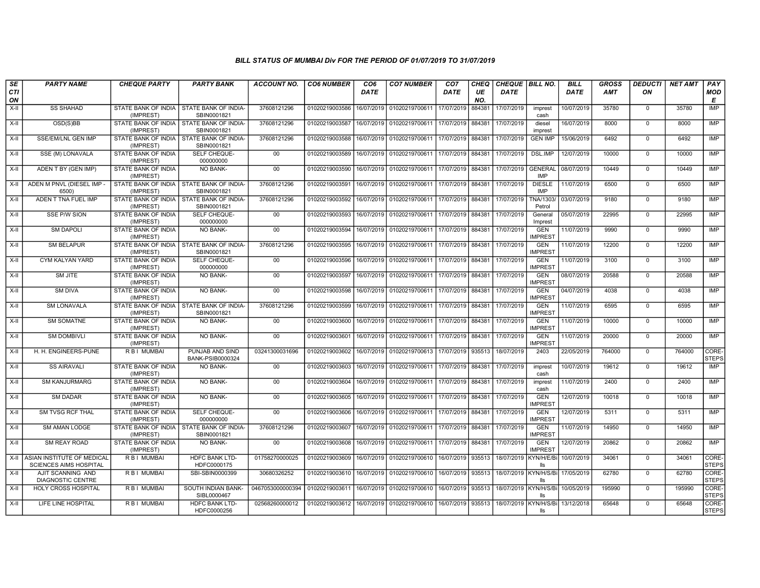### BILL STATUS OF MUMBAI Div FOR THE PERIOD OF 01/07/2019 TO 31/07/2019

| SECTION | PARTY NAME | CHEQUE PARTY | PARTY BANK | ACCOUNT NO. | CO6 NUMBER | CO6 DATE | CO7 NUMBER | CO7 DATE | CHEQUE NO. | CHEQUE DATE | BILL NO. | BILL DATE | GROSS AMT | DEDUCTION | NET AMT | PAY MODE |
|---|---|---|---|---|---|---|---|---|---|---|---|---|---|---|---|---|
| X-II | SS SHAHAD | STATE BANK OF INDIA (IMPREST) | STATE BANK OF INDIA-SBIN0001821 | 37608121296 | 01020219003586 | 16/07/2019 | 01020219700611 | 17/07/2019 | 884381 | 17/07/2019 | imprest cash | 10/07/2019 | 35780 | 0 | 35780 | IMP |
| X-II | OSD(S)BB | STATE BANK OF INDIA (IMPREST) | STATE BANK OF INDIA-SBIN0001821 | 37608121296 | 01020219003587 | 16/07/2019 | 01020219700611 | 17/07/2019 | 884381 | 17/07/2019 | diesel imprest | 16/07/2019 | 8000 | 0 | 8000 | IMP |
| X-II | SSE/EM/LNL GEN IMP | STATE BANK OF INDIA (IMPREST) | STATE BANK OF INDIA-SBIN0001821 | 37608121296 | 01020219003588 | 16/07/2019 | 01020219700611 | 17/07/2019 | 884381 | 17/07/2019 | GEN IMP | 15/06/2019 | 6492 | 0 | 6492 | IMP |
| X-II | SSE (M) LONAVALA | STATE BANK OF INDIA (IMPREST) | SELF CHEQUE-000000000 | 00 | 01020219003589 | 16/07/2019 | 01020219700611 | 17/07/2019 | 884381 | 17/07/2019 | DSL.IMP | 12/07/2019 | 10000 | 0 | 10000 | IMP |
| X-II | ADEN T BY (GEN IMP) | STATE BANK OF INDIA (IMPREST) | NO BANK- | 00 | 01020219003590 | 16/07/2019 | 01020219700611 | 17/07/2019 | 884381 | 17/07/2019 | GENERAL IMP | 08/07/2019 | 10449 | 0 | 10449 | IMP |
| X-II | ADEN M PNVL (DIESEL IMP - 6500) | STATE BANK OF INDIA (IMPREST) | STATE BANK OF INDIA-SBIN0001821 | 37608121296 | 01020219003591 | 16/07/2019 | 01020219700611 | 17/07/2019 | 884381 | 17/07/2019 | DIESLE IMP | 11/07/2019 | 6500 | 0 | 6500 | IMP |
| X-II | ADEN T TNA FUEL IMP | STATE BANK OF INDIA (IMPREST) | STATE BANK OF INDIA-SBIN0001821 | 37608121296 | 01020219003592 | 16/07/2019 | 01020219700611 | 17/07/2019 | 884381 | 17/07/2019 | TNA/1303/ Petrol | 03/07/2019 | 9180 | 0 | 9180 | IMP |
| X-II | SSE P/W SION | STATE BANK OF INDIA (IMPREST) | SELF CHEQUE-000000000 | 00 | 01020219003593 | 16/07/2019 | 01020219700611 | 17/07/2019 | 884381 | 17/07/2019 | General Imprest | 05/07/2019 | 22995 | 0 | 22995 | IMP |
| X-II | SM DAPOLI | STATE BANK OF INDIA (IMPREST) | NO BANK- | 00 | 01020219003594 | 16/07/2019 | 01020219700611 | 17/07/2019 | 884381 | 17/07/2019 | GEN IMPREST | 11/07/2019 | 9990 | 0 | 9990 | IMP |
| X-II | SM BELAPUR | STATE BANK OF INDIA (IMPREST) | STATE BANK OF INDIA-SBIN0001821 | 37608121296 | 01020219003595 | 16/07/2019 | 01020219700611 | 17/07/2019 | 884381 | 17/07/2019 | GEN IMPREST | 11/07/2019 | 12200 | 0 | 12200 | IMP |
| X-II | CYM KALYAN YARD | STATE BANK OF INDIA (IMPREST) | SELF CHEQUE-000000000 | 00 | 01020219003596 | 16/07/2019 | 01020219700611 | 17/07/2019 | 884381 | 17/07/2019 | GEN IMPREST | 11/07/2019 | 3100 | 0 | 3100 | IMP |
| X-II | SM JITE | STATE BANK OF INDIA (IMPREST) | NO BANK- | 00 | 01020219003597 | 16/07/2019 | 01020219700611 | 17/07/2019 | 884381 | 17/07/2019 | GEN IMPREST | 08/07/2019 | 20588 | 0 | 20588 | IMP |
| X-II | SM DIVA | STATE BANK OF INDIA (IMPREST) | NO BANK- | 00 | 01020219003598 | 16/07/2019 | 01020219700611 | 17/07/2019 | 884381 | 17/07/2019 | GEN IMPREST | 04/07/2019 | 4038 | 0 | 4038 | IMP |
| X-II | SM LONAVALA | STATE BANK OF INDIA (IMPREST) | STATE BANK OF INDIA-SBIN0001821 | 37608121296 | 01020219003599 | 16/07/2019 | 01020219700611 | 17/07/2019 | 884381 | 17/07/2019 | GEN IMPREST | 11/07/2019 | 6595 | 0 | 6595 | IMP |
| X-II | SM SOMATNE | STATE BANK OF INDIA (IMPREST) | NO BANK- | 00 | 01020219003600 | 16/07/2019 | 01020219700611 | 17/07/2019 | 884381 | 17/07/2019 | GEN IMPREST | 11/07/2019 | 10000 | 0 | 10000 | IMP |
| X-II | SM DOMBIVLI | STATE BANK OF INDIA (IMPREST) | NO BANK- | 00 | 01020219003601 | 16/07/2019 | 01020219700611 | 17/07/2019 | 884381 | 17/07/2019 | GEN IMPREST | 11/07/2019 | 20000 | 0 | 20000 | IMP |
| X-II | H. H. ENGINEERS-PUNE | R B I MUMBAI | PUNJAB AND SIND BANK-PSIB0000324 | 03241300031696 | 01020219003602 | 16/07/2019 | 01020219700613 | 17/07/2019 | 935513 | 18/07/2019 | 2403 | 22/05/2019 | 764000 | 0 | 764000 | CORE-STEPS |
| X-II | SS AIRAVALI | STATE BANK OF INDIA (IMPREST) | NO BANK- | 00 | 01020219003603 | 16/07/2019 | 01020219700611 | 17/07/2019 | 884381 | 17/07/2019 | imprest cash | 10/07/2019 | 19612 | 0 | 19612 | IMP |
| X-II | SM KANJURMARG | STATE BANK OF INDIA (IMPREST) | NO BANK- | 00 | 01020219003604 | 16/07/2019 | 01020219700611 | 17/07/2019 | 884381 | 17/07/2019 | imprest cash | 11/07/2019 | 2400 | 0 | 2400 | IMP |
| X-II | SM DADAR | STATE BANK OF INDIA (IMPREST) | NO BANK- | 00 | 01020219003605 | 16/07/2019 | 01020219700611 | 17/07/2019 | 884381 | 17/07/2019 | GEN IMPREST | 12/07/2019 | 10018 | 0 | 10018 | IMP |
| X-II | SM TVSG RCF THAL | STATE BANK OF INDIA (IMPREST) | SELF CHEQUE-000000000 | 00 | 01020219003606 | 16/07/2019 | 01020219700611 | 17/07/2019 | 884381 | 17/07/2019 | GEN IMPREST | 12/07/2019 | 5311 | 0 | 5311 | IMP |
| X-II | SM AMAN LODGE | STATE BANK OF INDIA (IMPREST) | STATE BANK OF INDIA-SBIN0001821 | 37608121296 | 01020219003607 | 16/07/2019 | 01020219700611 | 17/07/2019 | 884381 | 17/07/2019 | GEN IMPREST | 11/07/2019 | 14950 | 0 | 14950 | IMP |
| X-II | SM REAY ROAD | STATE BANK OF INDIA (IMPREST) | NO BANK- | 00 | 01020219003608 | 16/07/2019 | 01020219700611 | 17/07/2019 | 884381 | 17/07/2019 | GEN IMPREST | 12/07/2019 | 20862 | 0 | 20862 | IMP |
| X-II | ASIAN INSTITUTE OF MEDICAL SCIENCES AIMS HOSPITAL | R B I MUMBAI | HDFC BANK LTD-HDFC0000175 | 01758270000025 | 01020219003609 | 16/07/2019 | 01020219700610 | 16/07/2019 | 935513 | 18/07/2019 | KYN/H/E/Bills | 10/07/2019 | 34061 | 0 | 34061 | CORE-STEPS |
| X-II | AJIT SCANNING AND DIAGNOSTIC CENTRE | R B I MUMBAI | SBI-SBIN0000399 | 30680326252 | 01020219003610 | 16/07/2019 | 01020219700610 | 16/07/2019 | 935513 | 18/07/2019 | KYN/H/S/Bills | 17/05/2019 | 62780 | 0 | 62780 | CORE-STEPS |
| X-II | HOLY CROSS HOSPITAL | R B I MUMBAI | SOUTH INDIAN BANK-SIBL0000467 | 0467053000000394 | 01020219003611 | 16/07/2019 | 01020219700610 | 16/07/2019 | 935513 | 18/07/2019 | KYN/H/S/Bills | 10/05/2019 | 195990 | 0 | 195990 | CORE-STEPS |
| X-II | LIFE LINE HOSPITAL | R B I MUMBAI | HDFC BANK LTD-HDFC0000256 | 02568260000012 | 01020219003612 | 16/07/2019 | 01020219700610 | 16/07/2019 | 935513 | 18/07/2019 | KYN/H/S/Bills | 13/12/2018 | 65648 | 0 | 65648 | CORE-STEPS |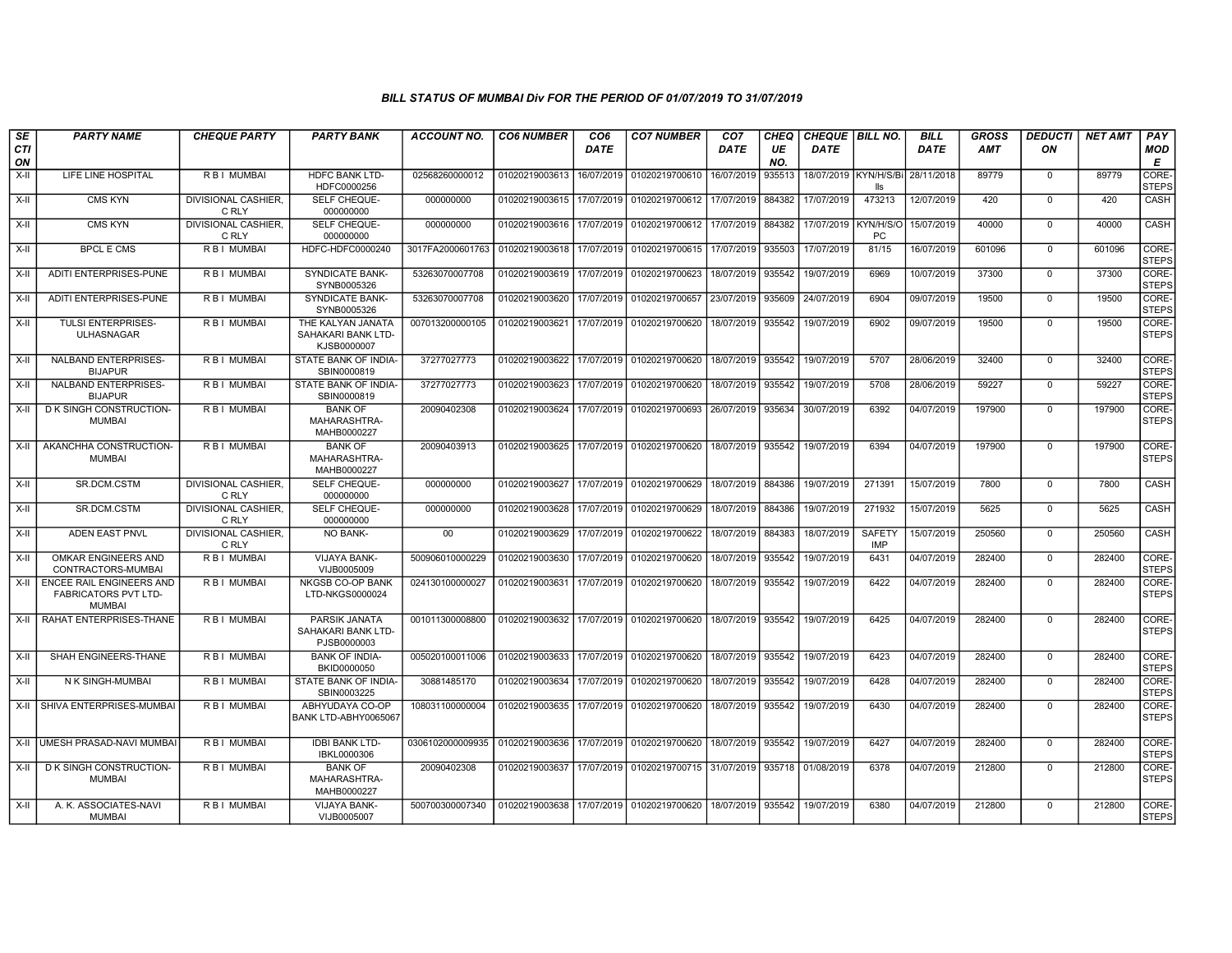### BILL STATUS OF MUMBAI Div FOR THE PERIOD OF 01/07/2019 TO 31/07/2019

| SECTION | PARTY NAME | CHEQUE PARTY | PARTY BANK | ACCOUNT NO. | CO6 NUMBER | CO6 DATE | CO7 NUMBER | CO7 DATE | CHEQUE NO. | CHEQUE DATE | BILL NO. | BILL DATE | GROSS AMT | DEDUCTION | NET AMT | PAY MODE |
|---|---|---|---|---|---|---|---|---|---|---|---|---|---|---|---|---|
| X-II | LIFE LINE HOSPITAL | R B I MUMBAI | HDFC BANK LTD-HDFC0000256 | 02568260000012 | 01020219003613 | 16/07/2019 | 01020219700610 | 16/07/2019 | 935513 | 18/07/2019 | KYN/H/S/Bills | 28/11/2018 | 89779 | 0 | 89779 | CORE-STEPS |
| X-II | CMS KYN | DIVISIONAL CASHIER, C RLY | SELF CHEQUE-000000000 | 000000000 | 01020219003615 | 17/07/2019 | 01020219700612 | 17/07/2019 | 884382 | 17/07/2019 | 473213 | 12/07/2019 | 420 | 0 | 420 | CASH |
| X-II | CMS KYN | DIVISIONAL CASHIER, C RLY | SELF CHEQUE-000000000 | 000000000 | 01020219003616 | 17/07/2019 | 01020219700612 | 17/07/2019 | 884382 | 17/07/2019 | KYN/H/S/OPC | 15/07/2019 | 40000 | 0 | 40000 | CASH |
| X-II | BPCL E CMS | R B I MUMBAI | HDFC-HDFC0000240 | 3017FA2000601763 | 01020219003618 | 17/07/2019 | 01020219700615 | 17/07/2019 | 935503 | 17/07/2019 | 81/15 | 16/07/2019 | 601096 | 0 | 601096 | CORE-STEPS |
| X-II | ADITI ENTERPRISES-PUNE | R B I MUMBAI | SYNDICATE BANK-SYNB0005326 | 53263070007708 | 01020219003619 | 17/07/2019 | 01020219700623 | 18/07/2019 | 935542 | 19/07/2019 | 6969 | 10/07/2019 | 37300 | 0 | 37300 | CORE-STEPS |
| X-II | ADITI ENTERPRISES-PUNE | R B I MUMBAI | SYNDICATE BANK-SYNB0005326 | 53263070007708 | 01020219003620 | 17/07/2019 | 01020219700657 | 23/07/2019 | 935609 | 24/07/2019 | 6904 | 09/07/2019 | 19500 | 0 | 19500 | CORE-STEPS |
| X-II | TULSI ENTERPRISES-ULHASNAGAR | R B I MUMBAI | THE KALYAN JANATA SAHAKARI BANK LTD-KJSB0000007 | 007013200000105 | 01020219003621 | 17/07/2019 | 01020219700620 | 18/07/2019 | 935542 | 19/07/2019 | 6902 | 09/07/2019 | 19500 | 0 | 19500 | CORE-STEPS |
| X-II | NALBAND ENTERPRISES-BIJAPUR | R B I MUMBAI | STATE BANK OF INDIA-SBIN0000819 | 37277027773 | 01020219003622 | 17/07/2019 | 01020219700620 | 18/07/2019 | 935542 | 19/07/2019 | 5707 | 28/06/2019 | 32400 | 0 | 32400 | CORE-STEPS |
| X-II | NALBAND ENTERPRISES-BIJAPUR | R B I MUMBAI | STATE BANK OF INDIA-SBIN0000819 | 37277027773 | 01020219003623 | 17/07/2019 | 01020219700620 | 18/07/2019 | 935542 | 19/07/2019 | 5708 | 28/06/2019 | 59227 | 0 | 59227 | CORE-STEPS |
| X-II | D K SINGH CONSTRUCTION-MUMBAI | R B I MUMBAI | BANK OF MAHARASHTRA-MAHB0000227 | 20090402308 | 01020219003624 | 17/07/2019 | 01020219700693 | 26/07/2019 | 935634 | 30/07/2019 | 6392 | 04/07/2019 | 197900 | 0 | 197900 | CORE-STEPS |
| X-II | AKANCHHA CONSTRUCTION-MUMBAI | R B I MUMBAI | BANK OF MAHARASHTRA-MAHB0000227 | 20090403913 | 01020219003625 | 17/07/2019 | 01020219700620 | 18/07/2019 | 935542 | 19/07/2019 | 6394 | 04/07/2019 | 197900 | 0 | 197900 | CORE-STEPS |
| X-II | SR.DCM.CSTM | DIVISIONAL CASHIER, C RLY | SELF CHEQUE-000000000 | 000000000 | 01020219003627 | 17/07/2019 | 01020219700629 | 18/07/2019 | 884386 | 19/07/2019 | 271391 | 15/07/2019 | 7800 | 0 | 7800 | CASH |
| X-II | SR.DCM.CSTM | DIVISIONAL CASHIER, C RLY | SELF CHEQUE-000000000 | 000000000 | 01020219003628 | 17/07/2019 | 01020219700629 | 18/07/2019 | 884386 | 19/07/2019 | 271932 | 15/07/2019 | 5625 | 0 | 5625 | CASH |
| X-II | ADEN EAST PNVL | DIVISIONAL CASHIER, C RLY | NO BANK- | 00 | 01020219003629 | 17/07/2019 | 01020219700622 | 18/07/2019 | 884383 | 18/07/2019 | SAFETY IMP | 15/07/2019 | 250560 | 0 | 250560 | CASH |
| X-II | OMKAR ENGINEERS AND CONTRACTORS-MUMBAI | R B I MUMBAI | VIJAYA BANK-VIJB0005009 | 500906010000229 | 01020219003630 | 17/07/2019 | 01020219700620 | 18/07/2019 | 935542 | 19/07/2019 | 6431 | 04/07/2019 | 282400 | 0 | 282400 | CORE-STEPS |
| X-II | ENCEE RAIL ENGINEERS AND FABRICATORS PVT LTD-MUMBAI | R B I MUMBAI | NKGSB CO-OP BANK LTD-NKGS0000024 | 024130100000027 | 01020219003631 | 17/07/2019 | 01020219700620 | 18/07/2019 | 935542 | 19/07/2019 | 6422 | 04/07/2019 | 282400 | 0 | 282400 | CORE-STEPS |
| X-II | RAHAT ENTERPRISES-THANE | R B I MUMBAI | PARSIK JANATA SAHAKARI BANK LTD-PJSB0000003 | 001011300008800 | 01020219003632 | 17/07/2019 | 01020219700620 | 18/07/2019 | 935542 | 19/07/2019 | 6425 | 04/07/2019 | 282400 | 0 | 282400 | CORE-STEPS |
| X-II | SHAH ENGINEERS-THANE | R B I MUMBAI | BANK OF INDIA-BKID0000050 | 005020100011006 | 01020219003633 | 17/07/2019 | 01020219700620 | 18/07/2019 | 935542 | 19/07/2019 | 6423 | 04/07/2019 | 282400 | 0 | 282400 | CORE-STEPS |
| X-II | N K SINGH-MUMBAI | R B I MUMBAI | STATE BANK OF INDIA-SBIN0003225 | 30881485170 | 01020219003634 | 17/07/2019 | 01020219700620 | 18/07/2019 | 935542 | 19/07/2019 | 6428 | 04/07/2019 | 282400 | 0 | 282400 | CORE-STEPS |
| X-II | SHIVA ENTERPRISES-MUMBAI | R B I MUMBAI | ABHYUDAYA CO-OP BANK LTD-ABHY0065067 | 108031100000004 | 01020219003635 | 17/07/2019 | 01020219700620 | 18/07/2019 | 935542 | 19/07/2019 | 6430 | 04/07/2019 | 282400 | 0 | 282400 | CORE-STEPS |
| X-II | UMESH PRASAD-NAVI MUMBAI | R B I MUMBAI | IDBI BANK LTD-IBKL0000306 | 0306102000009935 | 01020219003636 | 17/07/2019 | 01020219700620 | 18/07/2019 | 935542 | 19/07/2019 | 6427 | 04/07/2019 | 282400 | 0 | 282400 | CORE-STEPS |
| X-II | D K SINGH CONSTRUCTION-MUMBAI | R B I MUMBAI | BANK OF MAHARASHTRA-MAHB0000227 | 20090402308 | 01020219003637 | 17/07/2019 | 01020219700715 | 31/07/2019 | 935718 | 01/08/2019 | 6378 | 04/07/2019 | 212800 | 0 | 212800 | CORE-STEPS |
| X-II | A. K. ASSOCIATES-NAVI MUMBAI | R B I MUMBAI | VIJAYA BANK-VIJB0005007 | 500700300007340 | 01020219003638 | 17/07/2019 | 01020219700620 | 18/07/2019 | 935542 | 19/07/2019 | 6380 | 04/07/2019 | 212800 | 0 | 212800 | CORE-STEPS |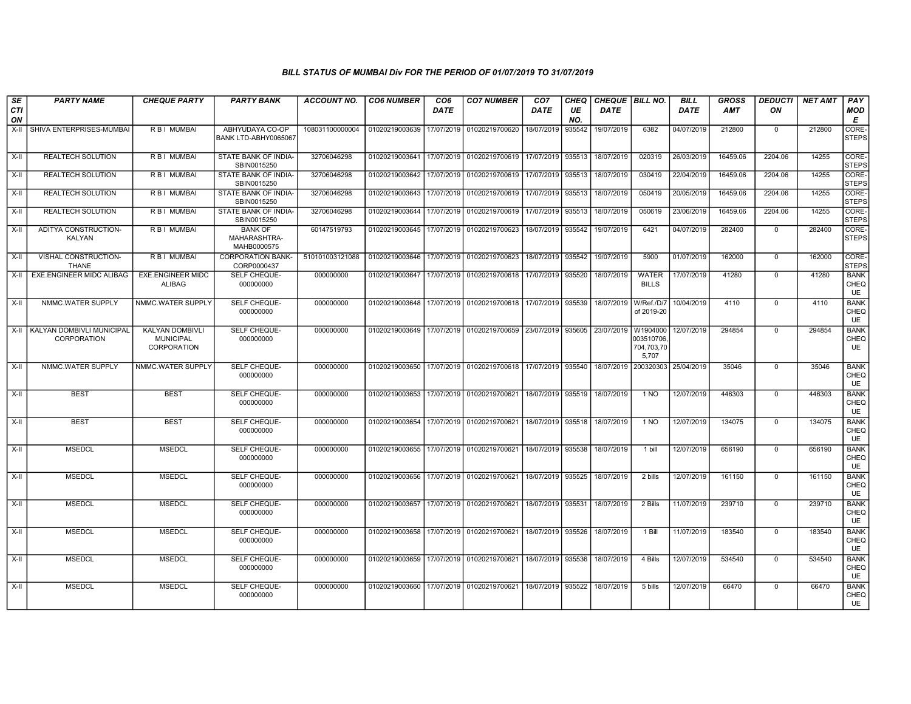### BILL STATUS OF MUMBAI Div FOR THE PERIOD OF 01/07/2019 TO 31/07/2019

| SECTION | PARTY NAME | CHEQUE PARTY | PARTY BANK | ACCOUNT NO. | CO6 NUMBER | CO6 DATE | CO7 NUMBER | CO7 DATE | CHEQUE NO. | CHEQUE DATE | BILL NO. | BILL DATE | GROSS AMT | DEDUCTION | NET AMT | PAY MODE |
|---|---|---|---|---|---|---|---|---|---|---|---|---|---|---|---|---|
| X-II | SHIVA ENTERPRISES-MUMBAI | R B I MUMBAI | ABHYUDAYA CO-OP BANK LTD-ABHY0065067 | 108031100000004 | 01020219003639 | 17/07/2019 | 01020219700620 | 18/07/2019 | 935542 | 19/07/2019 | 6382 | 04/07/2019 | 212800 | 0 | 212800 | CORE-STEPS |
| X-II | REALTECH SOLUTION | R B I MUMBAI | STATE BANK OF INDIA-SBIN0015250 | 32706046298 | 01020219003641 | 17/07/2019 | 01020219700619 | 17/07/2019 | 935513 | 18/07/2019 | 020319 | 26/03/2019 | 16459.06 | 2204.06 | 14255 | CORE-STEPS |
| X-II | REALTECH SOLUTION | R B I MUMBAI | STATE BANK OF INDIA-SBIN0015250 | 32706046298 | 01020219003642 | 17/07/2019 | 01020219700619 | 17/07/2019 | 935513 | 18/07/2019 | 030419 | 22/04/2019 | 16459.06 | 2204.06 | 14255 | CORE-STEPS |
| X-II | REALTECH SOLUTION | R B I MUMBAI | STATE BANK OF INDIA-SBIN0015250 | 32706046298 | 01020219003643 | 17/07/2019 | 01020219700619 | 17/07/2019 | 935513 | 18/07/2019 | 050419 | 20/05/2019 | 16459.06 | 2204.06 | 14255 | CORE-STEPS |
| X-II | REALTECH SOLUTION | R B I MUMBAI | STATE BANK OF INDIA-SBIN0015250 | 32706046298 | 01020219003644 | 17/07/2019 | 01020219700619 | 17/07/2019 | 935513 | 18/07/2019 | 050619 | 23/06/2019 | 16459.06 | 2204.06 | 14255 | CORE-STEPS |
| X-II | ADITYA CONSTRUCTION-KALYAN | R B I MUMBAI | BANK OF MAHARASHTRA-MAHB0000575 | 60147519793 | 01020219003645 | 17/07/2019 | 01020219700623 | 18/07/2019 | 935542 | 19/07/2019 | 6421 | 04/07/2019 | 282400 | 0 | 282400 | CORE-STEPS |
| X-II | VISHAL CONSTRUCTION-THANE | R B I MUMBAI | CORPORATION BANK-CORP0000437 | 510101003121088 | 01020219003646 | 17/07/2019 | 01020219700623 | 18/07/2019 | 935542 | 19/07/2019 | 5900 | 01/07/2019 | 162000 | 0 | 162000 | CORE-STEPS |
| X-II | EXE.ENGINEER MIDC ALIBAG | EXE.ENGINEER MIDC ALIBAG | SELF CHEQUE-000000000 | 000000000 | 01020219003647 | 17/07/2019 | 01020219700618 | 17/07/2019 | 935520 | 18/07/2019 | WATER BILLS | 17/07/2019 | 41280 | 0 | 41280 | BANK CHEQUE |
| X-II | NMMC.WATER SUPPLY | NMMC.WATER SUPPLY | SELF CHEQUE-000000000 | 000000000 | 01020219003648 | 17/07/2019 | 01020219700618 | 17/07/2019 | 935539 | 18/07/2019 | W/Ref./D/7 of 2019-20 | 10/04/2019 | 4110 | 0 | 4110 | BANK CHEQUE |
| X-II | KALYAN DOMBIVLI MUNICIPAL CORPORATION | KALYAN DOMBIVLI MUNICIPAL CORPORATION | SELF CHEQUE-000000000 | 000000000 | 01020219003649 | 17/07/2019 | 01020219700659 | 23/07/2019 | 935605 | 23/07/2019 | W1904000003510706,704,703,705,707 | 12/07/2019 | 294854 | 0 | 294854 | BANK CHEQUE |
| X-II | NMMC.WATER SUPPLY | NMMC.WATER SUPPLY | SELF CHEQUE-000000000 | 000000000 | 01020219003650 | 17/07/2019 | 01020219700618 | 17/07/2019 | 935540 | 18/07/2019 | 200320303 | 25/04/2019 | 35046 | 0 | 35046 | BANK CHEQUE |
| X-II | BEST | BEST | SELF CHEQUE-000000000 | 000000000 | 01020219003653 | 17/07/2019 | 01020219700621 | 18/07/2019 | 935519 | 18/07/2019 | 1 NO | 12/07/2019 | 446303 | 0 | 446303 | BANK CHEQUE |
| X-II | BEST | BEST | SELF CHEQUE-000000000 | 000000000 | 01020219003654 | 17/07/2019 | 01020219700621 | 18/07/2019 | 935518 | 18/07/2019 | 1 NO | 12/07/2019 | 134075 | 0 | 134075 | BANK CHEQUE |
| X-II | MSEDCL | MSEDCL | SELF CHEQUE-000000000 | 000000000 | 01020219003655 | 17/07/2019 | 01020219700621 | 18/07/2019 | 935538 | 18/07/2019 | 1 bill | 12/07/2019 | 656190 | 0 | 656190 | BANK CHEQUE |
| X-II | MSEDCL | MSEDCL | SELF CHEQUE-000000000 | 000000000 | 01020219003656 | 17/07/2019 | 01020219700621 | 18/07/2019 | 935525 | 18/07/2019 | 2 bills | 12/07/2019 | 161150 | 0 | 161150 | BANK CHEQUE |
| X-II | MSEDCL | MSEDCL | SELF CHEQUE-000000000 | 000000000 | 01020219003657 | 17/07/2019 | 01020219700621 | 18/07/2019 | 935531 | 18/07/2019 | 2 Bills | 11/07/2019 | 239710 | 0 | 239710 | BANK CHEQUE |
| X-II | MSEDCL | MSEDCL | SELF CHEQUE-000000000 | 000000000 | 01020219003658 | 17/07/2019 | 01020219700621 | 18/07/2019 | 935526 | 18/07/2019 | 1 Bill | 11/07/2019 | 183540 | 0 | 183540 | BANK CHEQUE |
| X-II | MSEDCL | MSEDCL | SELF CHEQUE-000000000 | 000000000 | 01020219003659 | 17/07/2019 | 01020219700621 | 18/07/2019 | 935536 | 18/07/2019 | 4 Bills | 12/07/2019 | 534540 | 0 | 534540 | BANK CHEQUE |
| X-II | MSEDCL | MSEDCL | SELF CHEQUE-000000000 | 000000000 | 01020219003660 | 17/07/2019 | 01020219700621 | 18/07/2019 | 935522 | 18/07/2019 | 5 bills | 12/07/2019 | 66470 | 0 | 66470 | BANK CHEQUE |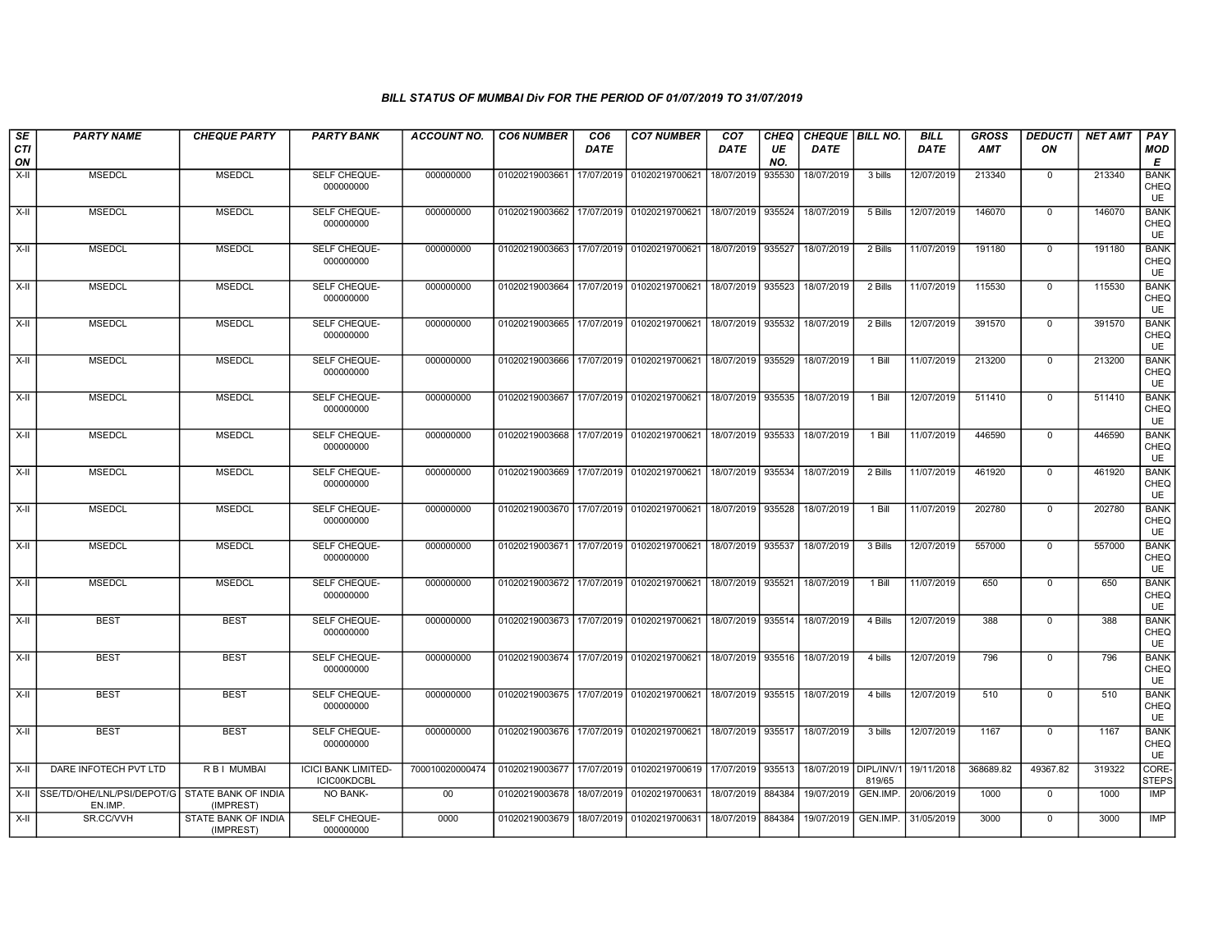### BILL STATUS OF MUMBAI Div FOR THE PERIOD OF 01/07/2019 TO 31/07/2019

| SECTION | PARTY NAME | CHEQUE PARTY | PARTY BANK | ACCOUNT NO. | CO6 NUMBER | CO6 DATE | CO7 NUMBER | CO7 DATE | CHEQUE NO. | CHEQUE DATE | BILL NO. | BILL DATE | GROSS AMT | DEDUCTION | NET AMT | PAY MODE |
|---|---|---|---|---|---|---|---|---|---|---|---|---|---|---|---|---|
| X-II | MSEDCL | MSEDCL | SELF CHEQUE-000000000 | 000000000 | 01020219003661 | 17/07/2019 | 01020219700621 | 18/07/2019 | 935530 | 18/07/2019 | 3 bills | 12/07/2019 | 213340 | 0 | 213340 | BANK CHEQUE |
| X-II | MSEDCL | MSEDCL | SELF CHEQUE-000000000 | 000000000 | 01020219003662 | 17/07/2019 | 01020219700621 | 18/07/2019 | 935524 | 18/07/2019 | 5 Bills | 12/07/2019 | 146070 | 0 | 146070 | BANK CHEQUE |
| X-II | MSEDCL | MSEDCL | SELF CHEQUE-000000000 | 000000000 | 01020219003663 | 17/07/2019 | 01020219700621 | 18/07/2019 | 935527 | 18/07/2019 | 2 Bills | 11/07/2019 | 191180 | 0 | 191180 | BANK CHEQUE |
| X-II | MSEDCL | MSEDCL | SELF CHEQUE-000000000 | 000000000 | 01020219003664 | 17/07/2019 | 01020219700621 | 18/07/2019 | 935523 | 18/07/2019 | 2 Bills | 11/07/2019 | 115530 | 0 | 115530 | BANK CHEQUE |
| X-II | MSEDCL | MSEDCL | SELF CHEQUE-000000000 | 000000000 | 01020219003665 | 17/07/2019 | 01020219700621 | 18/07/2019 | 935532 | 18/07/2019 | 2 Bills | 12/07/2019 | 391570 | 0 | 391570 | BANK CHEQUE |
| X-II | MSEDCL | MSEDCL | SELF CHEQUE-000000000 | 000000000 | 01020219003666 | 17/07/2019 | 01020219700621 | 18/07/2019 | 935529 | 18/07/2019 | 1 Bill | 11/07/2019 | 213200 | 0 | 213200 | BANK CHEQUE |
| X-II | MSEDCL | MSEDCL | SELF CHEQUE-000000000 | 000000000 | 01020219003667 | 17/07/2019 | 01020219700621 | 18/07/2019 | 935535 | 18/07/2019 | 1 Bill | 12/07/2019 | 511410 | 0 | 511410 | BANK CHEQUE |
| X-II | MSEDCL | MSEDCL | SELF CHEQUE-000000000 | 000000000 | 01020219003668 | 17/07/2019 | 01020219700621 | 18/07/2019 | 935533 | 18/07/2019 | 1 Bill | 11/07/2019 | 446590 | 0 | 446590 | BANK CHEQUE |
| X-II | MSEDCL | MSEDCL | SELF CHEQUE-000000000 | 000000000 | 01020219003669 | 17/07/2019 | 01020219700621 | 18/07/2019 | 935534 | 18/07/2019 | 2 Bills | 11/07/2019 | 461920 | 0 | 461920 | BANK CHEQUE |
| X-II | MSEDCL | MSEDCL | SELF CHEQUE-000000000 | 000000000 | 01020219003670 | 17/07/2019 | 01020219700621 | 18/07/2019 | 935528 | 18/07/2019 | 1 Bill | 11/07/2019 | 202780 | 0 | 202780 | BANK CHEQUE |
| X-II | MSEDCL | MSEDCL | SELF CHEQUE-000000000 | 000000000 | 01020219003671 | 17/07/2019 | 01020219700621 | 18/07/2019 | 935537 | 18/07/2019 | 3 Bills | 12/07/2019 | 557000 | 0 | 557000 | BANK CHEQUE |
| X-II | MSEDCL | MSEDCL | SELF CHEQUE-000000000 | 000000000 | 01020219003672 | 17/07/2019 | 01020219700621 | 18/07/2019 | 935521 | 18/07/2019 | 1 Bill | 11/07/2019 | 650 | 0 | 650 | BANK CHEQUE |
| X-II | BEST | BEST | SELF CHEQUE-000000000 | 000000000 | 01020219003673 | 17/07/2019 | 01020219700621 | 18/07/2019 | 935514 | 18/07/2019 | 4 Bills | 12/07/2019 | 388 | 0 | 388 | BANK CHEQUE |
| X-II | BEST | BEST | SELF CHEQUE-000000000 | 000000000 | 01020219003674 | 17/07/2019 | 01020219700621 | 18/07/2019 | 935516 | 18/07/2019 | 4 bills | 12/07/2019 | 796 | 0 | 796 | BANK CHEQUE |
| X-II | BEST | BEST | SELF CHEQUE-000000000 | 000000000 | 01020219003675 | 17/07/2019 | 01020219700621 | 18/07/2019 | 935515 | 18/07/2019 | 4 bills | 12/07/2019 | 510 | 0 | 510 | BANK CHEQUE |
| X-II | BEST | BEST | SELF CHEQUE-000000000 | 000000000 | 01020219003676 | 17/07/2019 | 01020219700621 | 18/07/2019 | 935517 | 18/07/2019 | 3 bills | 12/07/2019 | 1167 | 0 | 1167 | BANK CHEQUE |
| X-II | DARE INFOTECH PVT LTD | R B I MUMBAI | ICICI BANK LIMITED-ICIC00KDCBL | 700010020000474 | 01020219003677 | 17/07/2019 | 01020219700619 | 17/07/2019 | 935513 | 18/07/2019 | DIPL/INV/1819/65 | 19/11/2018 | 368689.82 | 49367.82 | 319322 | CORE-STEPS |
| X-II | SSE/TD/OHE/LNL/PSI/DEPOT/GEN.IMP. | STATE BANK OF INDIA (IMPREST) | NO BANK- | 00 | 01020219003678 | 18/07/2019 | 01020219700631 | 18/07/2019 | 884384 | 19/07/2019 | GEN.IMP. | 20/06/2019 | 1000 | 0 | 1000 | IMP |
| X-II | SR.CC/VVH | STATE BANK OF INDIA (IMPREST) | SELF CHEQUE-000000000 | 0000 | 01020219003679 | 18/07/2019 | 01020219700631 | 18/07/2019 | 884384 | 19/07/2019 | GEN.IMP. | 31/05/2019 | 3000 | 0 | 3000 | IMP |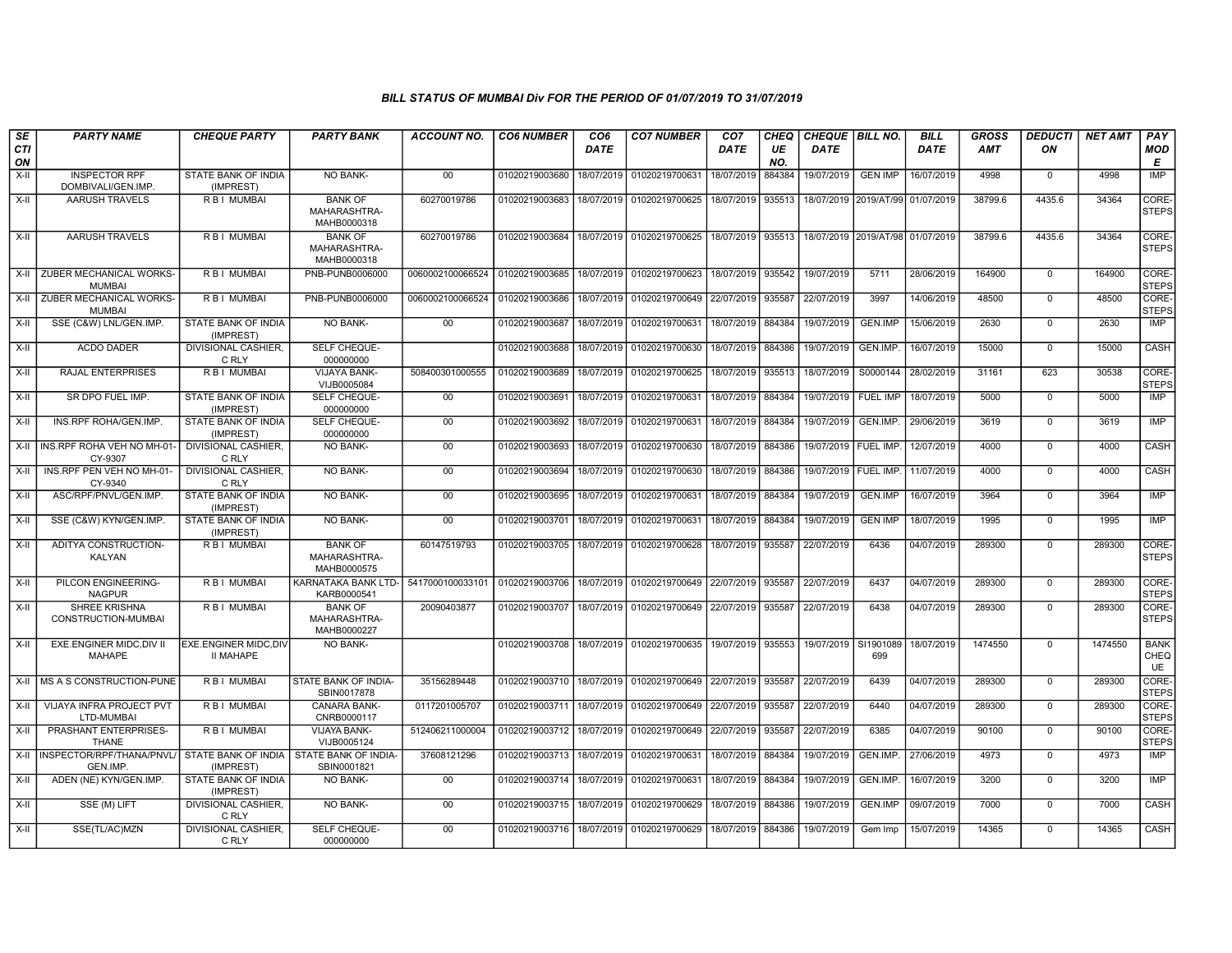### BILL STATUS OF MUMBAI Div FOR THE PERIOD OF 01/07/2019 TO 31/07/2019

| SECTION | PARTY NAME | CHEQUE PARTY | PARTY BANK | ACCOUNT NO. | CO6 NUMBER | CO6 DATE | CO7 NUMBER | CO7 DATE | CHEQUE NO. | CHEQUE DATE | BILL NO. | BILL DATE | GROSS AMT | DEDUCTION | NET AMT | PAY MODE |
|---|---|---|---|---|---|---|---|---|---|---|---|---|---|---|---|---|
| X-II | INSPECTOR RPF DOMBIVALI/GEN.IMP. | STATE BANK OF INDIA (IMPREST) | NO BANK- | 00 | 01020219003680 | 18/07/2019 | 01020219700631 | 18/07/2019 | 884384 | 19/07/2019 | GEN IMP | 16/07/2019 | 4998 | 0 | 4998 | IMP |
| X-II | AARUSH TRAVELS | R B I MUMBAI | BANK OF MAHARASHTRA-MAHB0000318 | 60270019786 | 01020219003683 | 18/07/2019 | 01020219700625 | 18/07/2019 | 935513 | 18/07/2019 | 2019/AT/99 | 01/07/2019 | 38799.6 | 4435.6 | 34364 | CORE-STEPS |
| X-II | AARUSH TRAVELS | R B I MUMBAI | BANK OF MAHARASHTRA-MAHB0000318 | 60270019786 | 01020219003684 | 18/07/2019 | 01020219700625 | 18/07/2019 | 935513 | 18/07/2019 | 2019/AT/98 | 01/07/2019 | 38799.6 | 4435.6 | 34364 | CORE-STEPS |
| X-II | ZUBER MECHANICAL WORKS-MUMBAI | R B I MUMBAI | PNB-PUNB0006000 | 0060002100066524 | 01020219003685 | 18/07/2019 | 01020219700623 | 18/07/2019 | 935542 | 19/07/2019 | 5711 | 28/06/2019 | 164900 | 0 | 164900 | CORE-STEPS |
| X-II | ZUBER MECHANICAL WORKS-MUMBAI | R B I MUMBAI | PNB-PUNB0006000 | 0060002100066524 | 01020219003686 | 18/07/2019 | 01020219700649 | 22/07/2019 | 935587 | 22/07/2019 | 3997 | 14/06/2019 | 48500 | 0 | 48500 | CORE-STEPS |
| X-II | SSE (C&W) LNL/GEN.IMP. | STATE BANK OF INDIA (IMPREST) | NO BANK- | 00 | 01020219003687 | 18/07/2019 | 01020219700631 | 18/07/2019 | 884384 | 19/07/2019 | GEN.IMP | 15/06/2019 | 2630 | 0 | 2630 | IMP |
| X-II | ACDO DADER | DIVISIONAL CASHIER, C RLY | SELF CHEQUE-000000000 | | 01020219003688 | 18/07/2019 | 01020219700630 | 18/07/2019 | 884386 | 19/07/2019 | GEN.IMP. | 16/07/2019 | 15000 | 0 | 15000 | CASH |
| X-II | RAJAL ENTERPRISES | R B I MUMBAI | VIJAYA BANK-VIJB0005084 | 508400301000555 | 01020219003689 | 18/07/2019 | 01020219700625 | 18/07/2019 | 935513 | 18/07/2019 | S0000144 | 28/02/2019 | 31161 | 623 | 30538 | CORE-STEPS |
| X-II | SR DPO FUEL IMP. | STATE BANK OF INDIA (IMPREST) | SELF CHEQUE-000000000 | 00 | 01020219003691 | 18/07/2019 | 01020219700631 | 18/07/2019 | 884384 | 19/07/2019 | FUEL IMP | 18/07/2019 | 5000 | 0 | 5000 | IMP |
| X-II | INS.RPF ROHA/GEN.IMP. | STATE BANK OF INDIA (IMPREST) | SELF CHEQUE-000000000 | 00 | 01020219003692 | 18/07/2019 | 01020219700631 | 18/07/2019 | 884384 | 19/07/2019 | GEN.IMP. | 29/06/2019 | 3619 | 0 | 3619 | IMP |
| X-II | INS.RPF ROHA VEH NO MH-01-CY-9307 | DIVISIONAL CASHIER, C RLY | NO BANK- | 00 | 01020219003693 | 18/07/2019 | 01020219700630 | 18/07/2019 | 884386 | 19/07/2019 | FUEL IMP. | 12/07/2019 | 4000 | 0 | 4000 | CASH |
| X-II | INS.RPF PEN VEH NO MH-01-CY-9340 | DIVISIONAL CASHIER, C RLY | NO BANK- | 00 | 01020219003694 | 18/07/2019 | 01020219700630 | 18/07/2019 | 884386 | 19/07/2019 | FUEL IMP. | 11/07/2019 | 4000 | 0 | 4000 | CASH |
| X-II | ASC/RPF/PNVL/GEN.IMP. | STATE BANK OF INDIA (IMPREST) | NO BANK- | 00 | 01020219003695 | 18/07/2019 | 01020219700631 | 18/07/2019 | 884384 | 19/07/2019 | GEN.IMP | 16/07/2019 | 3964 | 0 | 3964 | IMP |
| X-II | SSE (C&W) KYN/GEN.IMP. | STATE BANK OF INDIA (IMPREST) | NO BANK- | 00 | 01020219003701 | 18/07/2019 | 01020219700631 | 18/07/2019 | 884384 | 19/07/2019 | GEN IMP | 18/07/2019 | 1995 | 0 | 1995 | IMP |
| X-II | ADITYA CONSTRUCTION-KALYAN | R B I MUMBAI | BANK OF MAHARASHTRA-MAHB0000575 | 60147519793 | 01020219003705 | 18/07/2019 | 01020219700628 | 18/07/2019 | 935587 | 22/07/2019 | 6436 | 04/07/2019 | 289300 | 0 | 289300 | CORE-STEPS |
| X-II | PILCON ENGINEERING-NAGPUR | R B I MUMBAI | KARNATAKA BANK LTD-KARB0000541 | 5417000100033101 | 01020219003706 | 18/07/2019 | 01020219700649 | 22/07/2019 | 935587 | 22/07/2019 | 6437 | 04/07/2019 | 289300 | 0 | 289300 | CORE-STEPS |
| X-II | SHREE KRISHNA CONSTRUCTION-MUMBAI | R B I MUMBAI | BANK OF MAHARASHTRA-MAHB0000227 | 20090403877 | 01020219003707 | 18/07/2019 | 01020219700649 | 22/07/2019 | 935587 | 22/07/2019 | 6438 | 04/07/2019 | 289300 | 0 | 289300 | CORE-STEPS |
| X-II | EXE.ENGINER MIDC,DIV II MAHAPE | EXE.ENGINER MIDC,DIV II MAHAPE | NO BANK- | | 01020219003708 | 18/07/2019 | 01020219700635 | 19/07/2019 | 935553 | 19/07/2019 | SI1901089699 | 18/07/2019 | 1474550 | 0 | 1474550 | BANK CHEQUE |
| X-II | MS A S CONSTRUCTION-PUNE | R B I MUMBAI | STATE BANK OF INDIA-SBIN0017878 | 35156289448 | 01020219003710 | 18/07/2019 | 01020219700649 | 22/07/2019 | 935587 | 22/07/2019 | 6439 | 04/07/2019 | 289300 | 0 | 289300 | CORE-STEPS |
| X-II | VIJAYA INFRA PROJECT PVT LTD-MUMBAI | R B I MUMBAI | CANARA BANK-CNRB0000117 | 0117201005707 | 01020219003711 | 18/07/2019 | 01020219700649 | 22/07/2019 | 935587 | 22/07/2019 | 6440 | 04/07/2019 | 289300 | 0 | 289300 | CORE-STEPS |
| X-II | PRASHANT ENTERPRISES-THANE | R B I MUMBAI | VIJAYA BANK-VIJB0005124 | 512406211000004 | 01020219003712 | 18/07/2019 | 01020219700649 | 22/07/2019 | 935587 | 22/07/2019 | 6385 | 04/07/2019 | 90100 | 0 | 90100 | CORE-STEPS |
| X-II | INSPECTOR/RPF/THANA/PNVL/GEN.IMP. | STATE BANK OF INDIA (IMPREST) | STATE BANK OF INDIA-SBIN0001821 | 37608121296 | 01020219003713 | 18/07/2019 | 01020219700631 | 18/07/2019 | 884384 | 19/07/2019 | GEN.IMP. | 27/06/2019 | 4973 | 0 | 4973 | IMP |
| X-II | ADEN (NE) KYN/GEN.IMP. | STATE BANK OF INDIA (IMPREST) | NO BANK- | 00 | 01020219003714 | 18/07/2019 | 01020219700631 | 18/07/2019 | 884384 | 19/07/2019 | GEN.IMP. | 16/07/2019 | 3200 | 0 | 3200 | IMP |
| X-II | SSE (M) LIFT | DIVISIONAL CASHIER, C RLY | NO BANK- | 00 | 01020219003715 | 18/07/2019 | 01020219700629 | 18/07/2019 | 884386 | 19/07/2019 | GEN.IMP | 09/07/2019 | 7000 | 0 | 7000 | CASH |
| X-II | SSE(TL/AC)MZN | DIVISIONAL CASHIER, C RLY | SELF CHEQUE-000000000 | 00 | 01020219003716 | 18/07/2019 | 01020219700629 | 18/07/2019 | 884386 | 19/07/2019 | Gem Imp | 15/07/2019 | 14365 | 0 | 14365 | CASH |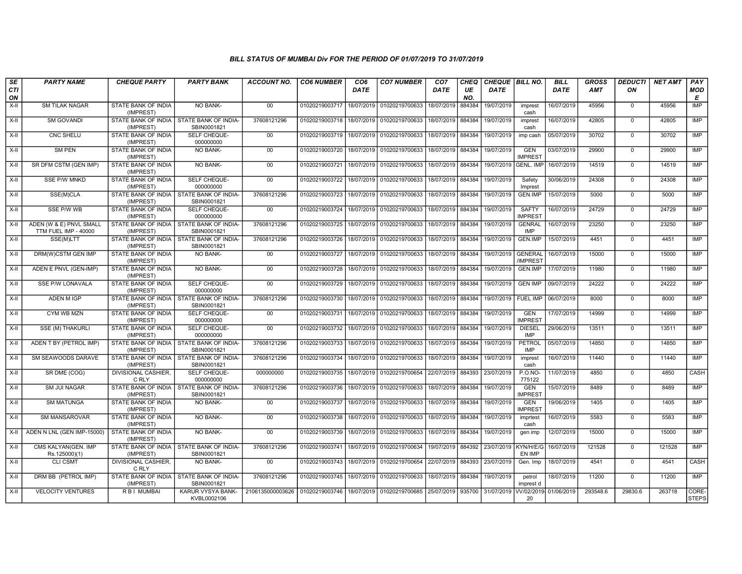### BILL STATUS OF MUMBAI Div FOR THE PERIOD OF 01/07/2019 TO 31/07/2019

| SECTION | PARTY NAME | CHEQUE PARTY | PARTY BANK | ACCOUNT NO. | CO6 NUMBER | CO6 DATE | CO7 NUMBER | CO7 DATE | CHEQUE NO. | CHEQUE DATE | BILL NO. | BILL DATE | GROSS AMT | DEDUCTION | NET AMT | PAY MODE |
|---|---|---|---|---|---|---|---|---|---|---|---|---|---|---|---|---|
| X-II | SM TILAK NAGAR | STATE BANK OF INDIA (IMPREST) | NO BANK- | 00 | 01020219003717 | 18/07/2019 | 01020219700633 | 18/07/2019 | 884384 | 19/07/2019 | imprest cash | 16/07/2019 | 45956 | 0 | 45956 | IMP |
| X-II | SM GOVANDI | STATE BANK OF INDIA (IMPREST) | STATE BANK OF INDIA-SBIN0001821 | 37608121296 | 01020219003718 | 18/07/2019 | 01020219700633 | 18/07/2019 | 884384 | 19/07/2019 | imprest cash | 16/07/2019 | 42805 | 0 | 42805 | IMP |
| X-II | CNC SHELU | STATE BANK OF INDIA (IMPREST) | SELF CHEQUE-000000000 | 00 | 01020219003719 | 18/07/2019 | 01020219700633 | 18/07/2019 | 884384 | 19/07/2019 | imp cash | 05/07/2019 | 30702 | 0 | 30702 | IMP |
| X-II | SM PEN | STATE BANK OF INDIA (IMPREST) | NO BANK- | 00 | 01020219003720 | 18/07/2019 | 01020219700633 | 18/07/2019 | 884384 | 19/07/2019 | GEN IMPREST | 03/07/2019 | 29900 | 0 | 29900 | IMP |
| X-II | SR DFM CSTM (GEN IMP) | STATE BANK OF INDIA (IMPREST) | NO BANK- | 00 | 01020219003721 | 18/07/2019 | 01020219700633 | 18/07/2019 | 884384 | 19/07/2019 | GENL. IMP | 16/07/2019 | 14519 | 0 | 14519 | IMP |
| X-II | SSE P/W MNKD | STATE BANK OF INDIA (IMPREST) | SELF CHEQUE-000000000 | 00 | 01020219003722 | 18/07/2019 | 01020219700633 | 18/07/2019 | 884384 | 19/07/2019 | Safety Imprest | 30/06/2019 | 24308 | 0 | 24308 | IMP |
| X-II | SSE(M)CLA | STATE BANK OF INDIA (IMPREST) | STATE BANK OF INDIA-SBIN0001821 | 37608121296 | 01020219003723 | 18/07/2019 | 01020219700633 | 18/07/2019 | 884384 | 19/07/2019 | GEN.IMP | 15/07/2019 | 5000 | 0 | 5000 | IMP |
| X-II | SSE P/W WB | STATE BANK OF INDIA (IMPREST) | SELF CHEQUE-000000000 | 00 | 01020219003724 | 18/07/2019 | 01020219700633 | 18/07/2019 | 884384 | 19/07/2019 | SAFTY IMPREST | 16/07/2019 | 24729 | 0 | 24729 | IMP |
| X-II | ADEN (W & E) PNVL SMALL TTM FUEL IMP - 40000 | STATE BANK OF INDIA (IMPREST) | STATE BANK OF INDIA-SBIN0001821 | 37608121296 | 01020219003725 | 18/07/2019 | 01020219700633 | 18/07/2019 | 884384 | 19/07/2019 | GENRAL IMP | 16/07/2019 | 23250 | 0 | 23250 | IMP |
| X-II | SSE(M)LTT | STATE BANK OF INDIA (IMPREST) | STATE BANK OF INDIA-SBIN0001821 | 37608121296 | 01020219003726 | 18/07/2019 | 01020219700633 | 18/07/2019 | 884384 | 19/07/2019 | GEN.IMP | 15/07/2019 | 4451 | 0 | 4451 | IMP |
| X-II | DRM(W)CSTM GEN IMP | STATE BANK OF INDIA (IMPREST) | NO BANK- | 00 | 01020219003727 | 18/07/2019 | 01020219700633 | 18/07/2019 | 884384 | 19/07/2019 | GENERAL /IMPREST | 16/07/2019 | 15000 | 0 | 15000 | IMP |
| X-II | ADEN E PNVL (GEN-IMP) | STATE BANK OF INDIA (IMPREST) | NO BANK- | 00 | 01020219003728 | 18/07/2019 | 01020219700633 | 18/07/2019 | 884384 | 19/07/2019 | GEN.IMP | 17/07/2019 | 11980 | 0 | 11980 | IMP |
| X-II | SSE P/W LONAVALA | STATE BANK OF INDIA (IMPREST) | SELF CHEQUE-000000000 | 00 | 01020219003729 | 18/07/2019 | 01020219700633 | 18/07/2019 | 884384 | 19/07/2019 | GEN IMP | 09/07/2019 | 24222 | 0 | 24222 | IMP |
| X-II | ADEN M IGP | STATE BANK OF INDIA (IMPREST) | STATE BANK OF INDIA-SBIN0001821 | 37608121296 | 01020219003730 | 18/07/2019 | 01020219700633 | 18/07/2019 | 884384 | 19/07/2019 | FUEL IMP | 06/07/2019 | 8000 | 0 | 8000 | IMP |
| X-II | CYM WB MZN | STATE BANK OF INDIA (IMPREST) | SELF CHEQUE-000000000 | 00 | 01020219003731 | 18/07/2019 | 01020219700633 | 18/07/2019 | 884384 | 19/07/2019 | GEN IMPREST | 17/07/2019 | 14999 | 0 | 14999 | IMP |
| X-II | SSE (M) THAKURLI | STATE BANK OF INDIA (IMPREST) | SELF CHEQUE-000000000 | 00 | 01020219003732 | 18/07/2019 | 01020219700633 | 18/07/2019 | 884384 | 19/07/2019 | DIESEL IMP | 29/06/2019 | 13511 | 0 | 13511 | IMP |
| X-II | ADEN T BY (PETROL IMP) | STATE BANK OF INDIA (IMPREST) | STATE BANK OF INDIA-SBIN0001821 | 37608121296 | 01020219003733 | 18/07/2019 | 01020219700633 | 18/07/2019 | 884384 | 19/07/2019 | PETROL IMP | 05/07/2019 | 14850 | 0 | 14850 | IMP |
| X-II | SM SEAWOODS DARAVE | STATE BANK OF INDIA (IMPREST) | STATE BANK OF INDIA-SBIN0001821 | 37608121296 | 01020219003734 | 18/07/2019 | 01020219700633 | 18/07/2019 | 884384 | 19/07/2019 | imprest cash | 16/07/2019 | 11440 | 0 | 11440 | IMP |
| X-II | SR DME (COG) | DIVISIONAL CASHIER, C RLY | SELF CHEQUE-000000000 | 000000000 | 01020219003735 | 18/07/2019 | 01020219700654 | 22/07/2019 | 884393 | 23/07/2019 | P.O.NO-775122 | 11/07/2019 | 4850 | 0 | 4850 | CASH |
| X-II | SM JUI NAGAR | STATE BANK OF INDIA (IMPREST) | STATE BANK OF INDIA-SBIN0001821 | 37608121296 | 01020219003736 | 18/07/2019 | 01020219700633 | 18/07/2019 | 884384 | 19/07/2019 | GEN IMPREST | 15/07/2019 | 8489 | 0 | 8489 | IMP |
| X-II | SM MATUNGA | STATE BANK OF INDIA (IMPREST) | NO BANK- | 00 | 01020219003737 | 18/07/2019 | 01020219700633 | 18/07/2019 | 884384 | 19/07/2019 | GEN IMPREST | 19/06/2019 | 1405 | 0 | 1405 | IMP |
| X-II | SM MANSAROVAR | STATE BANK OF INDIA (IMPREST) | NO BANK- | 00 | 01020219003738 | 18/07/2019 | 01020219700633 | 18/07/2019 | 884384 | 19/07/2019 | imprtest cash | 16/07/2019 | 5583 | 0 | 5583 | IMP |
| X-II | ADEN N LNL (GEN IMP-15000) | STATE BANK OF INDIA (IMPREST) | NO BANK- | 00 | 01020219003739 | 18/07/2019 | 01020219700633 | 18/07/2019 | 884384 | 19/07/2019 | gen imp | 12/07/2019 | 15000 | 0 | 15000 | IMP |
| X-II | CMS KALYAN(GEN. IMP Rs.125000)(1) | STATE BANK OF INDIA (IMPREST) | STATE BANK OF INDIA-SBIN0001821 | 37608121296 | 01020219003741 | 18/07/2019 | 01020219700634 | 19/07/2019 | 884392 | 23/07/2019 | KYN/H/E/GEN IMP | 16/07/2019 | 121528 | 0 | 121528 | IMP |
| X-II | CLI CSMT | DIVISIONAL CASHIER, C RLY | NO BANK- | 00 | 01020219003743 | 18/07/2019 | 01020219700654 | 22/07/2019 | 884393 | 23/07/2019 | Gen. Imp | 18/07/2019 | 4541 | 0 | 4541 | CASH |
| X-II | DRM BB (PETROL IMP) | STATE BANK OF INDIA (IMPREST) | STATE BANK OF INDIA-SBIN0001821 | 37608121296 | 01020219003745 | 18/07/2019 | 01020219700633 | 18/07/2019 | 884384 | 19/07/2019 | petrol imprest d | 18/07/2019 | 11200 | 0 | 11200 | IMP |
| X-II | VELOCITY VENTURES | R B I MUMBAI | KARUR VYSYA BANK-KVBL0002106 | 2106135000003626 | 01020219003746 | 18/07/2019 | 01020219700685 | 25/07/2019 | 935700 | 31/07/2019 | VV/02/2019-20 | 01/06/2019 | 293548.6 | 29830.6 | 263718 | CORE-STEPS |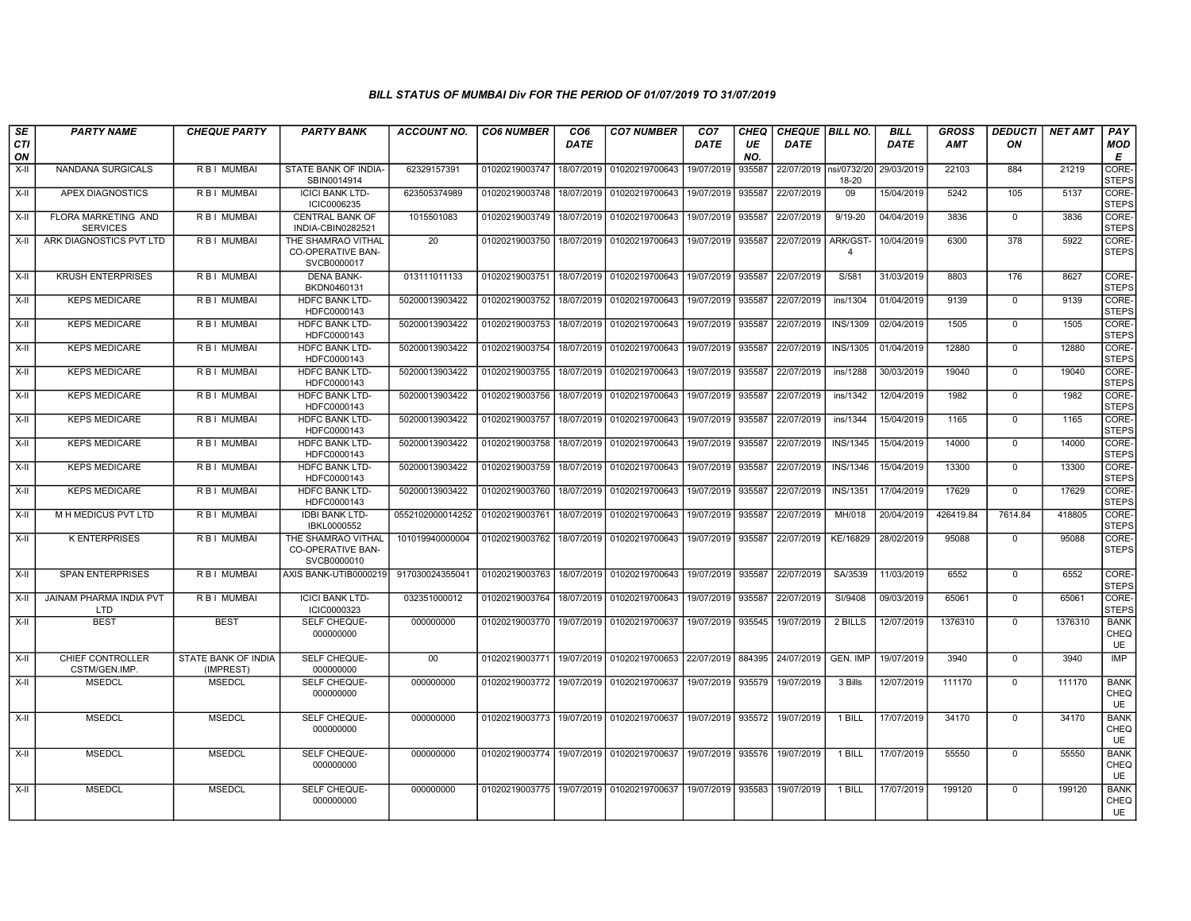### BILL STATUS OF MUMBAI Div FOR THE PERIOD OF 01/07/2019 TO 31/07/2019

| SECTION | PARTY NAME | CHEQUE PARTY | PARTY BANK | ACCOUNT NO. | CO6 NUMBER | CO6 DATE | CO7 NUMBER | CO7 DATE | CHEQUE NO. | CHEQUE DATE | BILL NO. | BILL DATE | GROSS AMT | DEDUCTION | NET AMT | PAY MODE |
|---|---|---|---|---|---|---|---|---|---|---|---|---|---|---|---|---|
| X-II | NANDANA SURGICALS | R B I MUMBAI | STATE BANK OF INDIA-SBIN0014914 | 62329157391 | 01020219003747 | 18/07/2019 | 01020219700643 | 19/07/2019 | 935587 | 22/07/2019 | nsi/0732/20 18-20 | 29/03/2019 | 22103 | 884 | 21219 | CORE-STEPS |
| X-II | APEX DIAGNOSTICS | R B I MUMBAI | ICICI BANK LTD-ICIC0006235 | 623505374989 | 01020219003748 | 18/07/2019 | 01020219700643 | 19/07/2019 | 935587 | 22/07/2019 | 09 | 15/04/2019 | 5242 | 105 | 5137 | CORE-STEPS |
| X-II | FLORA MARKETING AND SERVICES | R B I MUMBAI | CENTRAL BANK OF INDIA-CBIN0282521 | 1015501083 | 01020219003749 | 18/07/2019 | 01020219700643 | 19/07/2019 | 935587 | 22/07/2019 | 9/19-20 | 04/04/2019 | 3836 | 0 | 3836 | CORE-STEPS |
| X-II | ARK DIAGNOSTICS PVT LTD | R B I MUMBAI | THE SHAMRAO VITHAL CO-OPERATIVE BAN-SVCB0000017 | 20 | 01020219003750 | 18/07/2019 | 01020219700643 | 19/07/2019 | 935587 | 22/07/2019 | ARK/GST-4 | 10/04/2019 | 6300 | 378 | 5922 | CORE-STEPS |
| X-II | KRUSH ENTERPRISES | R B I MUMBAI | DENA BANK-BKDN0460131 | 013111011133 | 01020219003751 | 18/07/2019 | 01020219700643 | 19/07/2019 | 935587 | 22/07/2019 | S/581 | 31/03/2019 | 8803 | 176 | 8627 | CORE-STEPS |
| X-II | KEPS MEDICARE | R B I MUMBAI | HDFC BANK LTD-HDFC0000143 | 50200013903422 | 01020219003752 | 18/07/2019 | 01020219700643 | 19/07/2019 | 935587 | 22/07/2019 | ins/1304 | 01/04/2019 | 9139 | 0 | 9139 | CORE-STEPS |
| X-II | KEPS MEDICARE | R B I MUMBAI | HDFC BANK LTD-HDFC0000143 | 50200013903422 | 01020219003753 | 18/07/2019 | 01020219700643 | 19/07/2019 | 935587 | 22/07/2019 | INS/1309 | 02/04/2019 | 1505 | 0 | 1505 | CORE-STEPS |
| X-II | KEPS MEDICARE | R B I MUMBAI | HDFC BANK LTD-HDFC0000143 | 50200013903422 | 01020219003754 | 18/07/2019 | 01020219700643 | 19/07/2019 | 935587 | 22/07/2019 | INS/1305 | 01/04/2019 | 12880 | 0 | 12880 | CORE-STEPS |
| X-II | KEPS MEDICARE | R B I MUMBAI | HDFC BANK LTD-HDFC0000143 | 50200013903422 | 01020219003755 | 18/07/2019 | 01020219700643 | 19/07/2019 | 935587 | 22/07/2019 | ins/1288 | 30/03/2019 | 19040 | 0 | 19040 | CORE-STEPS |
| X-II | KEPS MEDICARE | R B I MUMBAI | HDFC BANK LTD-HDFC0000143 | 50200013903422 | 01020219003756 | 18/07/2019 | 01020219700643 | 19/07/2019 | 935587 | 22/07/2019 | ins/1342 | 12/04/2019 | 1982 | 0 | 1982 | CORE-STEPS |
| X-II | KEPS MEDICARE | R B I MUMBAI | HDFC BANK LTD-HDFC0000143 | 50200013903422 | 01020219003757 | 18/07/2019 | 01020219700643 | 19/07/2019 | 935587 | 22/07/2019 | ins/1344 | 15/04/2019 | 1165 | 0 | 1165 | CORE-STEPS |
| X-II | KEPS MEDICARE | R B I MUMBAI | HDFC BANK LTD-HDFC0000143 | 50200013903422 | 01020219003758 | 18/07/2019 | 01020219700643 | 19/07/2019 | 935587 | 22/07/2019 | INS/1345 | 15/04/2019 | 14000 | 0 | 14000 | CORE-STEPS |
| X-II | KEPS MEDICARE | R B I MUMBAI | HDFC BANK LTD-HDFC0000143 | 50200013903422 | 01020219003759 | 18/07/2019 | 01020219700643 | 19/07/2019 | 935587 | 22/07/2019 | INS/1346 | 15/04/2019 | 13300 | 0 | 13300 | CORE-STEPS |
| X-II | KEPS MEDICARE | R B I MUMBAI | HDFC BANK LTD-HDFC0000143 | 50200013903422 | 01020219003760 | 18/07/2019 | 01020219700643 | 19/07/2019 | 935587 | 22/07/2019 | INS/1351 | 17/04/2019 | 17629 | 0 | 17629 | CORE-STEPS |
| X-II | M H MEDICUS PVT LTD | R B I MUMBAI | IDBI BANK LTD-IBKL0000552 | 0552102000014252 | 01020219003761 | 18/07/2019 | 01020219700643 | 19/07/2019 | 935587 | 22/07/2019 | MH/018 | 20/04/2019 | 426419.84 | 7614.84 | 418805 | CORE-STEPS |
| X-II | K ENTERPRISES | R B I MUMBAI | THE SHAMRAO VITHAL CO-OPERATIVE BAN-SVCB0000010 | 101019940000004 | 01020219003762 | 18/07/2019 | 01020219700643 | 19/07/2019 | 935587 | 22/07/2019 | KE/16829 | 28/02/2019 | 95088 | 0 | 95088 | CORE-STEPS |
| X-II | SPAN ENTERPRISES | R B I MUMBAI | AXIS BANK-UTIB0000219 | 917030024355041 | 01020219003763 | 18/07/2019 | 01020219700643 | 19/07/2019 | 935587 | 22/07/2019 | SA/3539 | 11/03/2019 | 6552 | 0 | 6552 | CORE-STEPS |
| X-II | JAINAM PHARMA INDIA PVT LTD | R B I MUMBAI | ICICI BANK LTD-ICIC0000323 | 032351000012 | 01020219003764 | 18/07/2019 | 01020219700643 | 19/07/2019 | 935587 | 22/07/2019 | SI/9408 | 09/03/2019 | 65061 | 0 | 65061 | CORE-STEPS |
| X-II | BEST | BEST | SELF CHEQUE-000000000 | 000000000 | 01020219003770 | 19/07/2019 | 01020219700637 | 19/07/2019 | 935545 | 19/07/2019 | 2 BILLS | 12/07/2019 | 1376310 | 0 | 1376310 | BANK CHEQUE |
| X-II | CHIEF CONTROLLER CSTM/GEN.IMP. | STATE BANK OF INDIA (IMPREST) | SELF CHEQUE-000000000 | 00 | 01020219003771 | 19/07/2019 | 01020219700653 | 22/07/2019 | 884395 | 24/07/2019 | GEN. IMP | 19/07/2019 | 3940 | 0 | 3940 | IMP |
| X-II | MSEDCL | MSEDCL | SELF CHEQUE-000000000 | 000000000 | 01020219003772 | 19/07/2019 | 01020219700637 | 19/07/2019 | 935579 | 19/07/2019 | 3 Bills | 12/07/2019 | 111170 | 0 | 111170 | BANK CHEQUE |
| X-II | MSEDCL | MSEDCL | SELF CHEQUE-000000000 | 000000000 | 01020219003773 | 19/07/2019 | 01020219700637 | 19/07/2019 | 935572 | 19/07/2019 | 1 BILL | 17/07/2019 | 34170 | 0 | 34170 | BANK CHEQUE |
| X-II | MSEDCL | MSEDCL | SELF CHEQUE-000000000 | 000000000 | 01020219003774 | 19/07/2019 | 01020219700637 | 19/07/2019 | 935576 | 19/07/2019 | 1 BILL | 17/07/2019 | 55550 | 0 | 55550 | BANK CHEQUE |
| X-II | MSEDCL | MSEDCL | SELF CHEQUE-000000000 | 000000000 | 01020219003775 | 19/07/2019 | 01020219700637 | 19/07/2019 | 935583 | 19/07/2019 | 1 BILL | 17/07/2019 | 199120 | 0 | 199120 | BANK CHEQUE |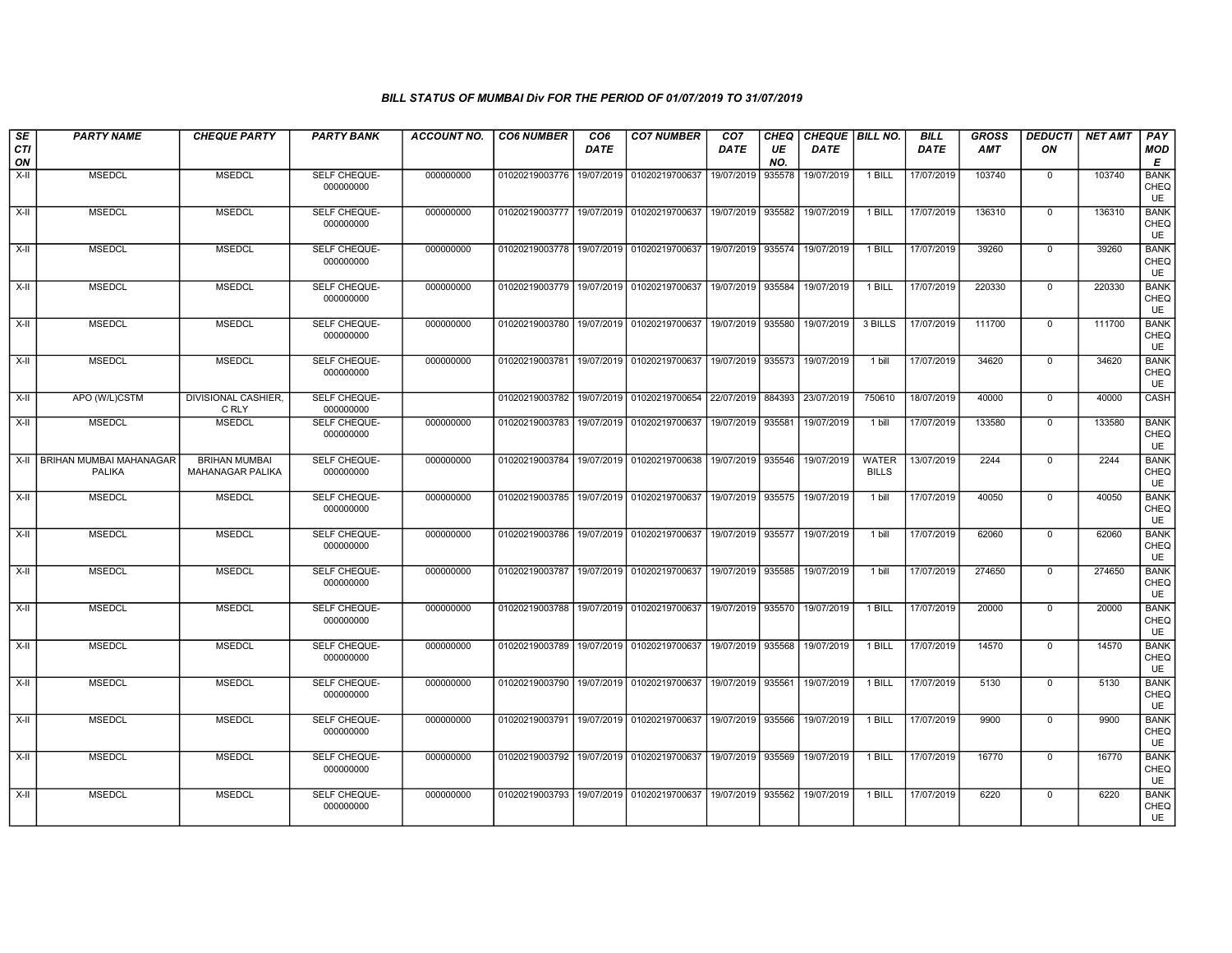### BILL STATUS OF MUMBAI Div FOR THE PERIOD OF 01/07/2019 TO 31/07/2019

| SECTION | PARTY NAME | CHEQUE PARTY | PARTY BANK | ACCOUNT NO. | CO6 NUMBER | CO6 DATE | CO7 NUMBER | CO7 DATE | CHEQUE NO. | CHEQUE DATE | BILL NO. | BILL DATE | GROSS AMT | DEDUCTION | NET AMT | PAY MODE |
|---|---|---|---|---|---|---|---|---|---|---|---|---|---|---|---|---|
| X-II | MSEDCL | MSEDCL | SELF CHEQUE-000000000 | 000000000 | 01020219003776 | 19/07/2019 | 01020219700637 | 19/07/2019 | 935578 | 19/07/2019 | 1 BILL | 17/07/2019 | 103740 | 0 | 103740 | BANK CHEQUE |
| X-II | MSEDCL | MSEDCL | SELF CHEQUE-000000000 | 000000000 | 01020219003777 | 19/07/2019 | 01020219700637 | 19/07/2019 | 935582 | 19/07/2019 | 1 BILL | 17/07/2019 | 136310 | 0 | 136310 | BANK CHEQUE |
| X-II | MSEDCL | MSEDCL | SELF CHEQUE-000000000 | 000000000 | 01020219003778 | 19/07/2019 | 01020219700637 | 19/07/2019 | 935574 | 19/07/2019 | 1 BILL | 17/07/2019 | 39260 | 0 | 39260 | BANK CHEQUE |
| X-II | MSEDCL | MSEDCL | SELF CHEQUE-000000000 | 000000000 | 01020219003779 | 19/07/2019 | 01020219700637 | 19/07/2019 | 935584 | 19/07/2019 | 1 BILL | 17/07/2019 | 220330 | 0 | 220330 | BANK CHEQUE |
| X-II | MSEDCL | MSEDCL | SELF CHEQUE-000000000 | 000000000 | 01020219003780 | 19/07/2019 | 01020219700637 | 19/07/2019 | 935580 | 19/07/2019 | 3 BILLS | 17/07/2019 | 111700 | 0 | 111700 | BANK CHEQUE |
| X-II | MSEDCL | MSEDCL | SELF CHEQUE-000000000 | 000000000 | 01020219003781 | 19/07/2019 | 01020219700637 | 19/07/2019 | 935573 | 19/07/2019 | 1 bill | 17/07/2019 | 34620 | 0 | 34620 | BANK CHEQUE |
| X-II | APO (W/L)CSTM | DIVISIONAL CASHIER, C RLY | SELF CHEQUE-000000000 | | 01020219003782 | 19/07/2019 | 01020219700654 | 22/07/2019 | 884393 | 23/07/2019 | 750610 | 18/07/2019 | 40000 | 0 | 40000 | CASH |
| X-II | MSEDCL | MSEDCL | SELF CHEQUE-000000000 | 000000000 | 01020219003783 | 19/07/2019 | 01020219700637 | 19/07/2019 | 935581 | 19/07/2019 | 1 bill | 17/07/2019 | 133580 | 0 | 133580 | BANK CHEQUE |
| X-II | BRIHAN MUMBAI MAHANAGAR PALIKA | BRIHAN MUMBAI MAHANAGAR PALIKA | SELF CHEQUE-000000000 | 000000000 | 01020219003784 | 19/07/2019 | 01020219700638 | 19/07/2019 | 935546 | 19/07/2019 | WATER BILLS | 13/07/2019 | 2244 | 0 | 2244 | BANK CHEQUE |
| X-II | MSEDCL | MSEDCL | SELF CHEQUE-000000000 | 000000000 | 01020219003785 | 19/07/2019 | 01020219700637 | 19/07/2019 | 935575 | 19/07/2019 | 1 bill | 17/07/2019 | 40050 | 0 | 40050 | BANK CHEQUE |
| X-II | MSEDCL | MSEDCL | SELF CHEQUE-000000000 | 000000000 | 01020219003786 | 19/07/2019 | 01020219700637 | 19/07/2019 | 935577 | 19/07/2019 | 1 bill | 17/07/2019 | 62060 | 0 | 62060 | BANK CHEQUE |
| X-II | MSEDCL | MSEDCL | SELF CHEQUE-000000000 | 000000000 | 01020219003787 | 19/07/2019 | 01020219700637 | 19/07/2019 | 935585 | 19/07/2019 | 1 bill | 17/07/2019 | 274650 | 0 | 274650 | BANK CHEQUE |
| X-II | MSEDCL | MSEDCL | SELF CHEQUE-000000000 | 000000000 | 01020219003788 | 19/07/2019 | 01020219700637 | 19/07/2019 | 935570 | 19/07/2019 | 1 BILL | 17/07/2019 | 20000 | 0 | 20000 | BANK CHEQUE |
| X-II | MSEDCL | MSEDCL | SELF CHEQUE-000000000 | 000000000 | 01020219003789 | 19/07/2019 | 01020219700637 | 19/07/2019 | 935568 | 19/07/2019 | 1 BILL | 17/07/2019 | 14570 | 0 | 14570 | BANK CHEQUE |
| X-II | MSEDCL | MSEDCL | SELF CHEQUE-000000000 | 000000000 | 01020219003790 | 19/07/2019 | 01020219700637 | 19/07/2019 | 935561 | 19/07/2019 | 1 BILL | 17/07/2019 | 5130 | 0 | 5130 | BANK CHEQUE |
| X-II | MSEDCL | MSEDCL | SELF CHEQUE-000000000 | 000000000 | 01020219003791 | 19/07/2019 | 01020219700637 | 19/07/2019 | 935566 | 19/07/2019 | 1 BILL | 17/07/2019 | 9900 | 0 | 9900 | BANK CHEQUE |
| X-II | MSEDCL | MSEDCL | SELF CHEQUE-000000000 | 000000000 | 01020219003792 | 19/07/2019 | 01020219700637 | 19/07/2019 | 935569 | 19/07/2019 | 1 BILL | 17/07/2019 | 16770 | 0 | 16770 | BANK CHEQUE |
| X-II | MSEDCL | MSEDCL | SELF CHEQUE-000000000 | 000000000 | 01020219003793 | 19/07/2019 | 01020219700637 | 19/07/2019 | 935562 | 19/07/2019 | 1 BILL | 17/07/2019 | 6220 | 0 | 6220 | BANK CHEQUE |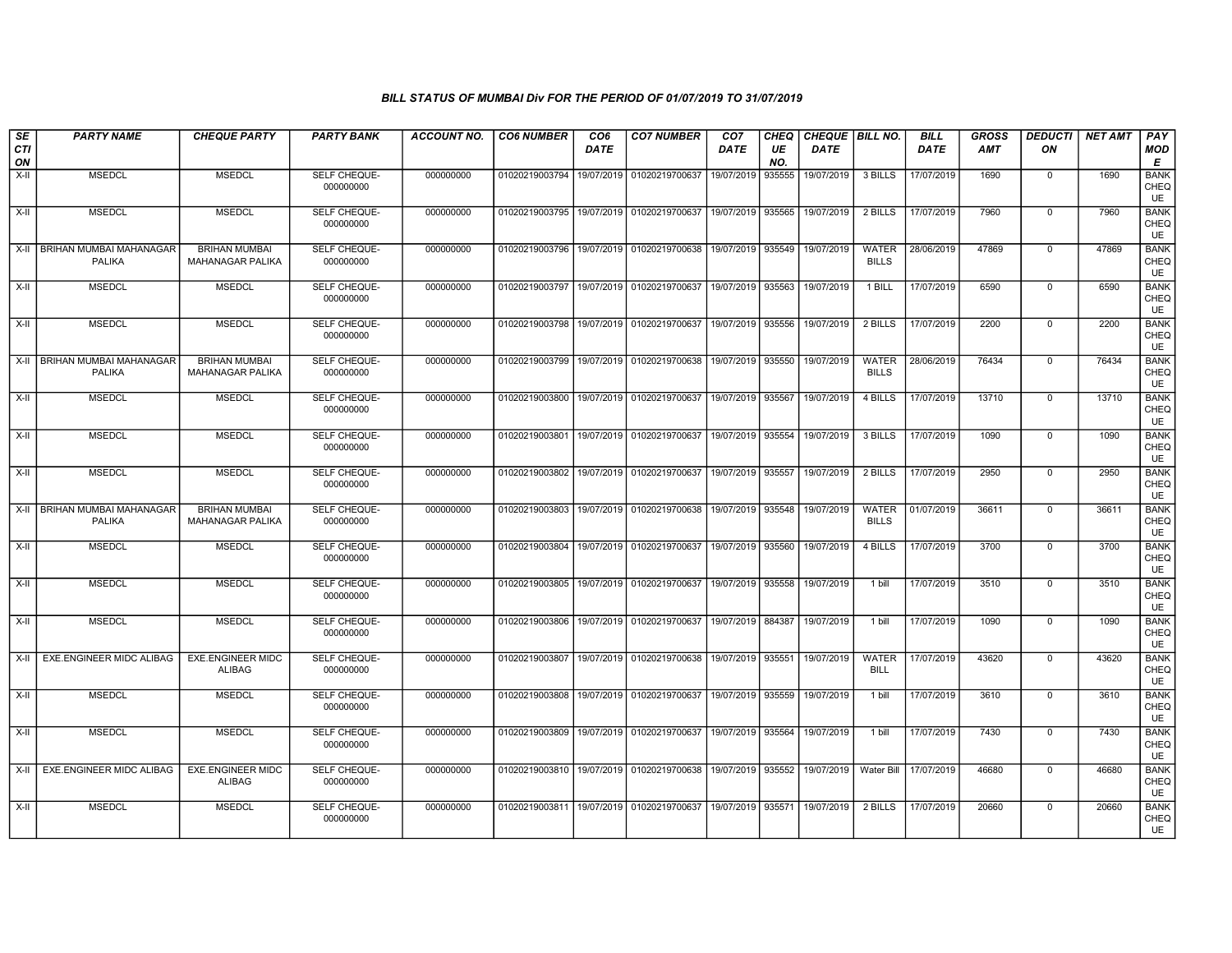### BILL STATUS OF MUMBAI Div FOR THE PERIOD OF 01/07/2019 TO 31/07/2019

| SECTION | PARTY NAME | CHEQUE PARTY | PARTY BANK | ACCOUNT NO. | CO6 NUMBER | CO6 DATE | CO7 NUMBER | CO7 DATE | CHEQUE NO. | CHEQUE DATE | BILL NO. | BILL DATE | GROSS AMT | DEDUCTION | NET AMT | PAY MODE |
|---|---|---|---|---|---|---|---|---|---|---|---|---|---|---|---|---|
| X-II | MSEDCL | MSEDCL | SELF CHEQUE-000000000 | 000000000 | 01020219003794 | 19/07/2019 | 01020219700637 | 19/07/2019 | 935555 | 19/07/2019 | 3 BILLS | 17/07/2019 | 1690 | 0 | 1690 | BANK CHEQUE |
| X-II | MSEDCL | MSEDCL | SELF CHEQUE-000000000 | 000000000 | 01020219003795 | 19/07/2019 | 01020219700637 | 19/07/2019 | 935565 | 19/07/2019 | 2 BILLS | 17/07/2019 | 7960 | 0 | 7960 | BANK CHEQUE |
| X-II | BRIHAN MUMBAI MAHANAGAR PALIKA | BRIHAN MUMBAI MAHANAGAR PALIKA | SELF CHEQUE-000000000 | 000000000 | 01020219003796 | 19/07/2019 | 01020219700638 | 19/07/2019 | 935549 | 19/07/2019 | WATER BILLS | 28/06/2019 | 47869 | 0 | 47869 | BANK CHEQUE |
| X-II | MSEDCL | MSEDCL | SELF CHEQUE-000000000 | 000000000 | 01020219003797 | 19/07/2019 | 01020219700637 | 19/07/2019 | 935563 | 19/07/2019 | 1 BILL | 17/07/2019 | 6590 | 0 | 6590 | BANK CHEQUE |
| X-II | MSEDCL | MSEDCL | SELF CHEQUE-000000000 | 000000000 | 01020219003798 | 19/07/2019 | 01020219700637 | 19/07/2019 | 935556 | 19/07/2019 | 2 BILLS | 17/07/2019 | 2200 | 0 | 2200 | BANK CHEQUE |
| X-II | BRIHAN MUMBAI MAHANAGAR PALIKA | BRIHAN MUMBAI MAHANAGAR PALIKA | SELF CHEQUE-000000000 | 000000000 | 01020219003799 | 19/07/2019 | 01020219700638 | 19/07/2019 | 935550 | 19/07/2019 | WATER BILLS | 28/06/2019 | 76434 | 0 | 76434 | BANK CHEQUE |
| X-II | MSEDCL | MSEDCL | SELF CHEQUE-000000000 | 000000000 | 01020219003800 | 19/07/2019 | 01020219700637 | 19/07/2019 | 935567 | 19/07/2019 | 4 BILLS | 17/07/2019 | 13710 | 0 | 13710 | BANK CHEQUE |
| X-II | MSEDCL | MSEDCL | SELF CHEQUE-000000000 | 000000000 | 01020219003801 | 19/07/2019 | 01020219700637 | 19/07/2019 | 935554 | 19/07/2019 | 3 BILLS | 17/07/2019 | 1090 | 0 | 1090 | BANK CHEQUE |
| X-II | MSEDCL | MSEDCL | SELF CHEQUE-000000000 | 000000000 | 01020219003802 | 19/07/2019 | 01020219700637 | 19/07/2019 | 935557 | 19/07/2019 | 2 BILLS | 17/07/2019 | 2950 | 0 | 2950 | BANK CHEQUE |
| X-II | BRIHAN MUMBAI MAHANAGAR PALIKA | BRIHAN MUMBAI MAHANAGAR PALIKA | SELF CHEQUE-000000000 | 000000000 | 01020219003803 | 19/07/2019 | 01020219700638 | 19/07/2019 | 935548 | 19/07/2019 | WATER BILLS | 01/07/2019 | 36611 | 0 | 36611 | BANK CHEQUE |
| X-II | MSEDCL | MSEDCL | SELF CHEQUE-000000000 | 000000000 | 01020219003804 | 19/07/2019 | 01020219700637 | 19/07/2019 | 935560 | 19/07/2019 | 4 BILLS | 17/07/2019 | 3700 | 0 | 3700 | BANK CHEQUE |
| X-II | MSEDCL | MSEDCL | SELF CHEQUE-000000000 | 000000000 | 01020219003805 | 19/07/2019 | 01020219700637 | 19/07/2019 | 935558 | 19/07/2019 | 1 bill | 17/07/2019 | 3510 | 0 | 3510 | BANK CHEQUE |
| X-II | MSEDCL | MSEDCL | SELF CHEQUE-000000000 | 000000000 | 01020219003806 | 19/07/2019 | 01020219700637 | 19/07/2019 | 884387 | 19/07/2019 | 1 bill | 17/07/2019 | 1090 | 0 | 1090 | BANK CHEQUE |
| X-II | EXE.ENGINEER MIDC ALIBAG | EXE.ENGINEER MIDC ALIBAG | SELF CHEQUE-000000000 | 000000000 | 01020219003807 | 19/07/2019 | 01020219700638 | 19/07/2019 | 935551 | 19/07/2019 | WATER BILL | 17/07/2019 | 43620 | 0 | 43620 | BANK CHEQUE |
| X-II | MSEDCL | MSEDCL | SELF CHEQUE-000000000 | 000000000 | 01020219003808 | 19/07/2019 | 01020219700637 | 19/07/2019 | 935559 | 19/07/2019 | 1 bill | 17/07/2019 | 3610 | 0 | 3610 | BANK CHEQUE |
| X-II | MSEDCL | MSEDCL | SELF CHEQUE-000000000 | 000000000 | 01020219003809 | 19/07/2019 | 01020219700637 | 19/07/2019 | 935564 | 19/07/2019 | 1 bill | 17/07/2019 | 7430 | 0 | 7430 | BANK CHEQUE |
| X-II | EXE.ENGINEER MIDC ALIBAG | EXE.ENGINEER MIDC ALIBAG | SELF CHEQUE-000000000 | 000000000 | 01020219003810 | 19/07/2019 | 01020219700638 | 19/07/2019 | 935552 | 19/07/2019 | Water Bill | 17/07/2019 | 46680 | 0 | 46680 | BANK CHEQUE |
| X-II | MSEDCL | MSEDCL | SELF CHEQUE-000000000 | 000000000 | 01020219003811 | 19/07/2019 | 01020219700637 | 19/07/2019 | 935571 | 19/07/2019 | 2 BILLS | 17/07/2019 | 20660 | 0 | 20660 | BANK CHEQUE |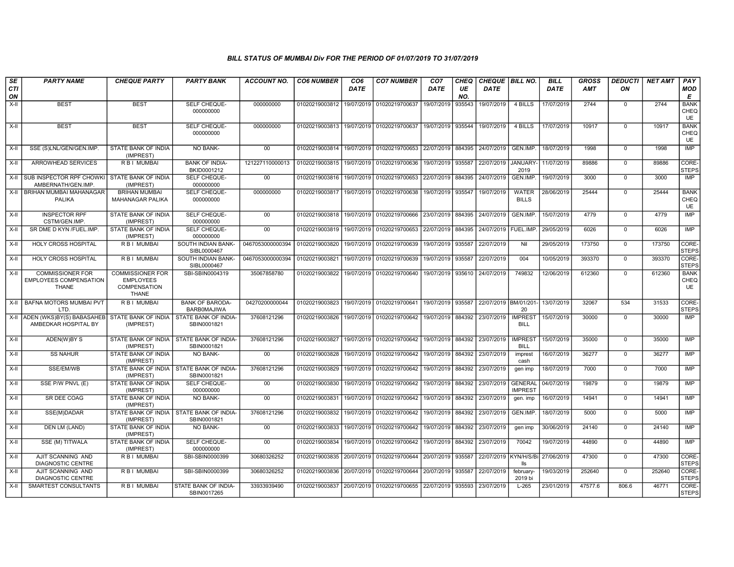### BILL STATUS OF MUMBAI Div FOR THE PERIOD OF 01/07/2019 TO 31/07/2019

| SECTION | PARTY NAME | CHEQUE PARTY | PARTY BANK | ACCOUNT NO. | CO6 NUMBER | CO6 DATE | CO7 NUMBER | CO7 DATE | CHEQUE NO. | CHEQUE DATE | BILL NO. | BILL DATE | GROSS AMT | DEDUCTION | NET AMT | PAY MODE |
|---|---|---|---|---|---|---|---|---|---|---|---|---|---|---|---|---|
| X-II | BEST | BEST | SELF CHEQUE-000000000 | 000000000 | 01020219003812 | 19/07/2019 | 01020219700637 | 19/07/2019 | 935543 | 19/07/2019 | 4 BILLS | 17/07/2019 | 2744 | 0 | 2744 | BANK CHEQUE |
| X-II | BEST | BEST | SELF CHEQUE-000000000 | 000000000 | 01020219003813 | 19/07/2019 | 01020219700637 | 19/07/2019 | 935544 | 19/07/2019 | 4 BILLS | 17/07/2019 | 10917 | 0 | 10917 | BANK CHEQUE |
| X-II | SSE (S)LNL/GEN/GEN.IMP. | STATE BANK OF INDIA (IMPREST) | NO BANK- | 00 | 01020219003814 | 19/07/2019 | 01020219700653 | 22/07/2019 | 884395 | 24/07/2019 | GEN.IMP. | 18/07/2019 | 1998 | 0 | 1998 | IMP |
| X-II | ARROWHEAD SERVICES | R B I MUMBAI | BANK OF INDIA-BKID0001212 | 121227110000013 | 01020219003815 | 19/07/2019 | 01020219700636 | 19/07/2019 | 935587 | 22/07/2019 | JANUARY-2019 | 11/07/2019 | 89886 | 0 | 89886 | CORE-STEPS |
| X-II | SUB INSPECTOR RPF CHOWKI AMBERNATH/GEN.IMP. | STATE BANK OF INDIA (IMPREST) | SELF CHEQUE-000000000 | 00 | 01020219003816 | 19/07/2019 | 01020219700653 | 22/07/2019 | 884395 | 24/07/2019 | GEN.IMP. | 19/07/2019 | 3000 | 0 | 3000 | IMP |
| X-II | BRIHAN MUMBAI MAHANAGAR PALIKA | BRIHAN MUMBAI MAHANAGAR PALIKA | SELF CHEQUE-000000000 | 000000000 | 01020219003817 | 19/07/2019 | 01020219700638 | 19/07/2019 | 935547 | 19/07/2019 | WATER BILLS | 28/06/2019 | 25444 | 0 | 25444 | BANK CHEQUE |
| X-II | INSPECTOR RPF CSTM/GEN.IMP. | STATE BANK OF INDIA (IMPREST) | SELF CHEQUE-000000000 | 00 | 01020219003818 | 19/07/2019 | 01020219700666 | 23/07/2019 | 884395 | 24/07/2019 | GEN.IMP. | 15/07/2019 | 4779 | 0 | 4779 | IMP |
| X-II | SR DME D KYN /FUEL.IMP. | STATE BANK OF INDIA (IMPREST) | SELF CHEQUE-000000000 | 00 | 01020219003819 | 19/07/2019 | 01020219700653 | 22/07/2019 | 884395 | 24/07/2019 | FUEL.IMP. | 29/05/2019 | 6026 | 0 | 6026 | IMP |
| X-II | HOLY CROSS HOSPITAL | R B I MUMBAI | SOUTH INDIAN BANK-SIBL0000467 | 0467053000000394 | 01020219003820 | 19/07/2019 | 01020219700639 | 19/07/2019 | 935587 | 22/07/2019 | Nil | 29/05/2019 | 173750 | 0 | 173750 | CORE-STEPS |
| X-II | HOLY CROSS HOSPITAL | R B I MUMBAI | SOUTH INDIAN BANK-SIBL0000467 | 0467053000000394 | 01020219003821 | 19/07/2019 | 01020219700639 | 19/07/2019 | 935587 | 22/07/2019 | 004 | 10/05/2019 | 393370 | 0 | 393370 | CORE-STEPS |
| X-II | COMMISSIONER FOR EMPLOYEES COMPENSATION THANE | COMMISSIONER FOR EMPLOYEES COMPENSATION THANE | SBI-SBIN0004319 | 35067858780 | 01020219003822 | 19/07/2019 | 01020219700640 | 19/07/2019 | 935610 | 24/07/2019 | 749832 | 12/06/2019 | 612360 | 0 | 612360 | BANK CHEQUE |
| X-II | BAFNA MOTORS MUMBAI PVT LTD. | R B I MUMBAI | BANK OF BARODA-BARB0MAJIWA | 04270200000044 | 01020219003823 | 19/07/2019 | 01020219700641 | 19/07/2019 | 935587 | 22/07/2019 | BM/01/201-20 | 13/07/2019 | 32067 | 534 | 31533 | CORE-STEPS |
| X-II | ADEN (WKS)BY(S) BABASAHEB AMBEDKAR HOSPITAL BY | STATE BANK OF INDIA (IMPREST) | STATE BANK OF INDIA-SBIN0001821 | 37608121296 | 01020219003826 | 19/07/2019 | 01020219700642 | 19/07/2019 | 884392 | 23/07/2019 | IMPREST BILL | 15/07/2019 | 30000 | 0 | 30000 | IMP |
| X-II | ADEN(W)BY S | STATE BANK OF INDIA (IMPREST) | STATE BANK OF INDIA-SBIN0001821 | 37608121296 | 01020219003827 | 19/07/2019 | 01020219700642 | 19/07/2019 | 884392 | 23/07/2019 | IMPREST BILL | 15/07/2019 | 35000 | 0 | 35000 | IMP |
| X-II | SS NAHUR | STATE BANK OF INDIA (IMPREST) | NO BANK- | 00 | 01020219003828 | 19/07/2019 | 01020219700642 | 19/07/2019 | 884392 | 23/07/2019 | imprest cash | 16/07/2019 | 36277 | 0 | 36277 | IMP |
| X-II | SSE/EM/WB | STATE BANK OF INDIA (IMPREST) | STATE BANK OF INDIA-SBIN0001821 | 37608121296 | 01020219003829 | 19/07/2019 | 01020219700642 | 19/07/2019 | 884392 | 23/07/2019 | gen imp | 18/07/2019 | 7000 | 0 | 7000 | IMP |
| X-II | SSE P/W PNVL (E) | STATE BANK OF INDIA (IMPREST) | SELF CHEQUE-000000000 | 00 | 01020219003830 | 19/07/2019 | 01020219700642 | 19/07/2019 | 884392 | 23/07/2019 | GENERAL IMPREST | 04/07/2019 | 19879 | 0 | 19879 | IMP |
| X-II | SR DEE COAG | STATE BANK OF INDIA (IMPREST) | NO BANK- | 00 | 01020219003831 | 19/07/2019 | 01020219700642 | 19/07/2019 | 884392 | 23/07/2019 | gen. imp | 16/07/2019 | 14941 | 0 | 14941 | IMP |
| X-II | SSE(M)DADAR | STATE BANK OF INDIA (IMPREST) | STATE BANK OF INDIA-SBIN0001821 | 37608121296 | 01020219003832 | 19/07/2019 | 01020219700642 | 19/07/2019 | 884392 | 23/07/2019 | GEN.IMP. | 18/07/2019 | 5000 | 0 | 5000 | IMP |
| X-II | DEN LM (LAND) | STATE BANK OF INDIA (IMPREST) | NO BANK- | 00 | 01020219003833 | 19/07/2019 | 01020219700642 | 19/07/2019 | 884392 | 23/07/2019 | gen imp | 30/06/2019 | 24140 | 0 | 24140 | IMP |
| X-II | SSE (M) TITWALA | STATE BANK OF INDIA (IMPREST) | SELF CHEQUE-000000000 | 00 | 01020219003834 | 19/07/2019 | 01020219700642 | 19/07/2019 | 884392 | 23/07/2019 | 70042 | 19/07/2019 | 44890 | 0 | 44890 | IMP |
| X-II | AJIT SCANNING AND DIAGNOSTIC CENTRE | R B I MUMBAI | SBI-SBIN0000399 | 30680326252 | 01020219003835 | 20/07/2019 | 01020219700644 | 20/07/2019 | 935587 | 22/07/2019 | KYN/H/S/Bills | 27/06/2019 | 47300 | 0 | 47300 | CORE-STEPS |
| X-II | AJIT SCANNING AND DIAGNOSTIC CENTRE | R B I MUMBAI | SBI-SBIN0000399 | 30680326252 | 01020219003836 | 20/07/2019 | 01020219700644 | 20/07/2019 | 935587 | 22/07/2019 | february-2019 bi | 19/03/2019 | 252640 | 0 | 252640 | CORE-STEPS |
| X-II | SMARTEST CONSULTANTS | R B I MUMBAI | STATE BANK OF INDIA-SBIN0017265 | 33933939490 | 01020219003837 | 20/07/2019 | 01020219700655 | 22/07/2019 | 935593 | 23/07/2019 | L-265 | 23/01/2019 | 47577.6 | 806.6 | 46771 | CORE-STEPS |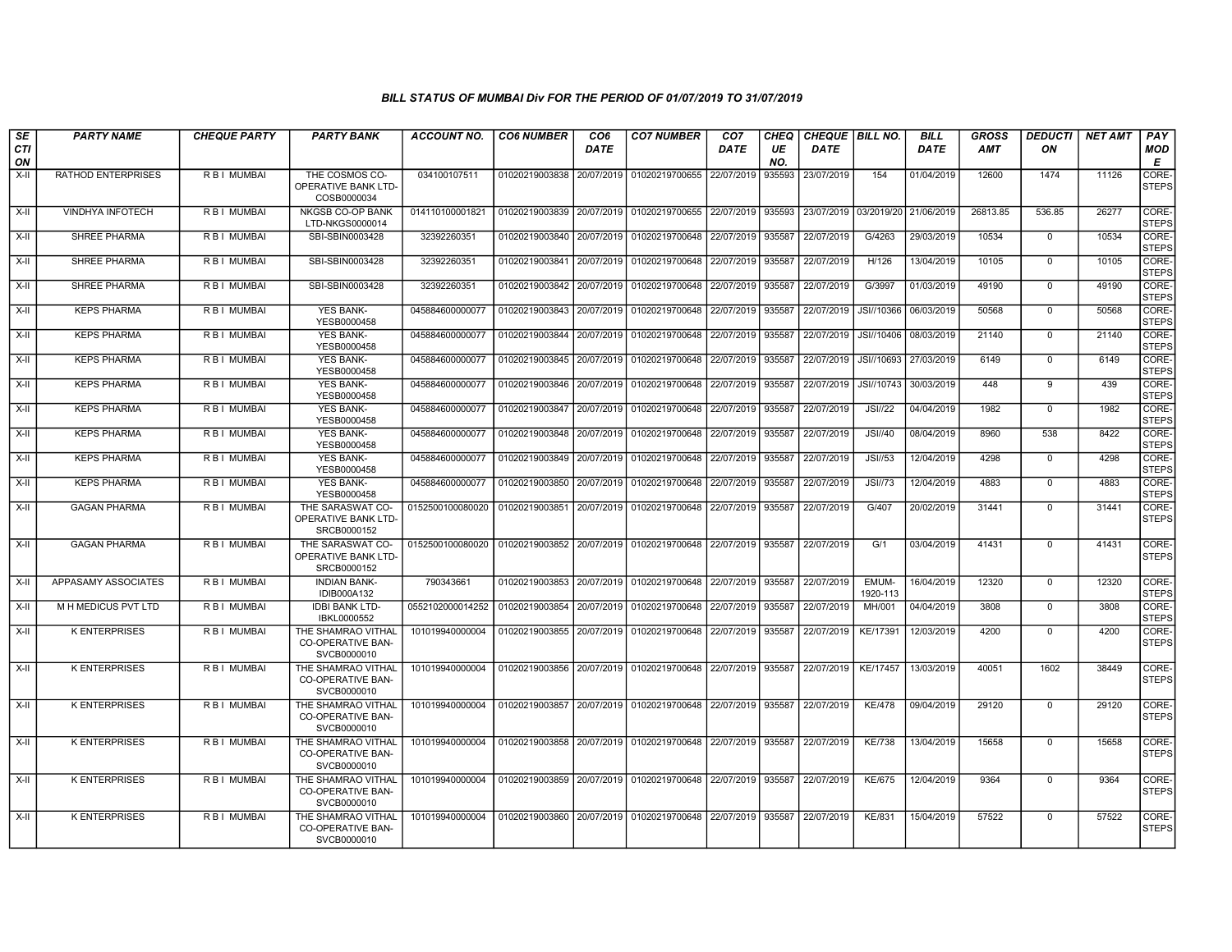### BILL STATUS OF MUMBAI Div FOR THE PERIOD OF 01/07/2019 TO 31/07/2019

| SECTION | PARTY NAME | CHEQUE PARTY | PARTY BANK | ACCOUNT NO. | CO6 NUMBER | CO6 DATE | CO7 NUMBER | CO7 DATE | CHEQUE NO. | CHEQUE DATE | BILL NO. | BILL DATE | GROSS AMT | DEDUCTION | NET AMT | PAY MODE |
|---|---|---|---|---|---|---|---|---|---|---|---|---|---|---|---|---|
| X-II | RATHOD ENTERPRISES | R B I MUMBAI | THE COSMOS CO-OPERATIVE BANK LTD-COSB0000034 | 034100107511 | 01020219003838 | 20/07/2019 | 01020219700655 | 22/07/2019 | 935593 | 23/07/2019 | 154 | 01/04/2019 | 12600 | 1474 | 11126 | CORE-STEPS |
| X-II | VINDHYA INFOTECH | R B I MUMBAI | NKGSB CO-OP BANK LTD-NKGS0000014 | 014110100001821 | 01020219003839 | 20/07/2019 | 01020219700655 | 22/07/2019 | 935593 | 23/07/2019 | 03/2019/20 | 21/06/2019 | 26813.85 | 536.85 | 26277 | CORE-STEPS |
| X-II | SHREE PHARMA | R B I MUMBAI | SBI-SBIN0003428 | 32392260351 | 01020219003840 | 20/07/2019 | 01020219700648 | 22/07/2019 | 935587 | 22/07/2019 | G/4263 | 29/03/2019 | 10534 | 0 | 10534 | CORE-STEPS |
| X-II | SHREE PHARMA | R B I MUMBAI | SBI-SBIN0003428 | 32392260351 | 01020219003841 | 20/07/2019 | 01020219700648 | 22/07/2019 | 935587 | 22/07/2019 | H/126 | 13/04/2019 | 10105 | 0 | 10105 | CORE-STEPS |
| X-II | SHREE PHARMA | R B I MUMBAI | SBI-SBIN0003428 | 32392260351 | 01020219003842 | 20/07/2019 | 01020219700648 | 22/07/2019 | 935587 | 22/07/2019 | G/3997 | 01/03/2019 | 49190 | 0 | 49190 | CORE-STEPS |
| X-II | KEPS PHARMA | R B I MUMBAI | YES BANK-YESB0000458 | 045884600000077 | 01020219003843 | 20/07/2019 | 01020219700648 | 22/07/2019 | 935587 | 22/07/2019 | JSI//10366 | 06/03/2019 | 50568 | 0 | 50568 | CORE-STEPS |
| X-II | KEPS PHARMA | R B I MUMBAI | YES BANK-YESB0000458 | 045884600000077 | 01020219003844 | 20/07/2019 | 01020219700648 | 22/07/2019 | 935587 | 22/07/2019 | JSI//10406 | 08/03/2019 | 21140 | 0 | 21140 | CORE-STEPS |
| X-II | KEPS PHARMA | R B I MUMBAI | YES BANK-YESB0000458 | 045884600000077 | 01020219003845 | 20/07/2019 | 01020219700648 | 22/07/2019 | 935587 | 22/07/2019 | JSI//10693 | 27/03/2019 | 6149 | 0 | 6149 | CORE-STEPS |
| X-II | KEPS PHARMA | R B I MUMBAI | YES BANK-YESB0000458 | 045884600000077 | 01020219003846 | 20/07/2019 | 01020219700648 | 22/07/2019 | 935587 | 22/07/2019 | JSI//10743 | 30/03/2019 | 448 | 9 | 439 | CORE-STEPS |
| X-II | KEPS PHARMA | R B I MUMBAI | YES BANK-YESB0000458 | 045884600000077 | 01020219003847 | 20/07/2019 | 01020219700648 | 22/07/2019 | 935587 | 22/07/2019 | JSI//22 | 04/04/2019 | 1982 | 0 | 1982 | CORE-STEPS |
| X-II | KEPS PHARMA | R B I MUMBAI | YES BANK-YESB0000458 | 045884600000077 | 01020219003848 | 20/07/2019 | 01020219700648 | 22/07/2019 | 935587 | 22/07/2019 | JSI//40 | 08/04/2019 | 8960 | 538 | 8422 | CORE-STEPS |
| X-II | KEPS PHARMA | R B I MUMBAI | YES BANK-YESB0000458 | 045884600000077 | 01020219003849 | 20/07/2019 | 01020219700648 | 22/07/2019 | 935587 | 22/07/2019 | JSI//53 | 12/04/2019 | 4298 | 0 | 4298 | CORE-STEPS |
| X-II | KEPS PHARMA | R B I MUMBAI | YES BANK-YESB0000458 | 045884600000077 | 01020219003850 | 20/07/2019 | 01020219700648 | 22/07/2019 | 935587 | 22/07/2019 | JSI//73 | 12/04/2019 | 4883 | 0 | 4883 | CORE-STEPS |
| X-II | GAGAN PHARMA | R B I MUMBAI | THE SARASWAT CO-OPERATIVE BANK LTD-SRCB0000152 | 0152500100080020 | 01020219003851 | 20/07/2019 | 01020219700648 | 22/07/2019 | 935587 | 22/07/2019 | G/407 | 20/02/2019 | 31441 | 0 | 31441 | CORE-STEPS |
| X-II | GAGAN PHARMA | R B I MUMBAI | THE SARASWAT CO-OPERATIVE BANK LTD-SRCB0000152 | 0152500100080020 | 01020219003852 | 20/07/2019 | 01020219700648 | 22/07/2019 | 935587 | 22/07/2019 | G/1 | 03/04/2019 | 41431 | 0 | 41431 | CORE-STEPS |
| X-II | APPASAMY ASSOCIATES | R B I MUMBAI | INDIAN BANK-IDIB000A132 | 790343661 | 01020219003853 | 20/07/2019 | 01020219700648 | 22/07/2019 | 935587 | 22/07/2019 | EMUM-1920-113 | 16/04/2019 | 12320 | 0 | 12320 | CORE-STEPS |
| X-II | M H MEDICUS PVT LTD | R B I MUMBAI | IDBI BANK LTD-IBKL0000552 | 0552102000014252 | 01020219003854 | 20/07/2019 | 01020219700648 | 22/07/2019 | 935587 | 22/07/2019 | MH/001 | 04/04/2019 | 3808 | 0 | 3808 | CORE-STEPS |
| X-II | K ENTERPRISES | R B I MUMBAI | THE SHAMRAO VITHAL CO-OPERATIVE BAN-SVCB0000010 | 101019940000004 | 01020219003855 | 20/07/2019 | 01020219700648 | 22/07/2019 | 935587 | 22/07/2019 | KE/17391 | 12/03/2019 | 4200 | 0 | 4200 | CORE-STEPS |
| X-II | K ENTERPRISES | R B I MUMBAI | THE SHAMRAO VITHAL CO-OPERATIVE BAN-SVCB0000010 | 101019940000004 | 01020219003856 | 20/07/2019 | 01020219700648 | 22/07/2019 | 935587 | 22/07/2019 | KE/17457 | 13/03/2019 | 40051 | 1602 | 38449 | CORE-STEPS |
| X-II | K ENTERPRISES | R B I MUMBAI | THE SHAMRAO VITHAL CO-OPERATIVE BAN-SVCB0000010 | 101019940000004 | 01020219003857 | 20/07/2019 | 01020219700648 | 22/07/2019 | 935587 | 22/07/2019 | KE/478 | 09/04/2019 | 29120 | 0 | 29120 | CORE-STEPS |
| X-II | K ENTERPRISES | R B I MUMBAI | THE SHAMRAO VITHAL CO-OPERATIVE BAN-SVCB0000010 | 101019940000004 | 01020219003858 | 20/07/2019 | 01020219700648 | 22/07/2019 | 935587 | 22/07/2019 | KE/738 | 13/04/2019 | 15658 | 0 | 15658 | CORE-STEPS |
| X-II | K ENTERPRISES | R B I MUMBAI | THE SHAMRAO VITHAL CO-OPERATIVE BAN-SVCB0000010 | 101019940000004 | 01020219003859 | 20/07/2019 | 01020219700648 | 22/07/2019 | 935587 | 22/07/2019 | KE/675 | 12/04/2019 | 9364 | 0 | 9364 | CORE-STEPS |
| X-II | K ENTERPRISES | R B I MUMBAI | THE SHAMRAO VITHAL CO-OPERATIVE BAN-SVCB0000010 | 101019940000004 | 01020219003860 | 20/07/2019 | 01020219700648 | 22/07/2019 | 935587 | 22/07/2019 | KE/831 | 15/04/2019 | 57522 | 0 | 57522 | CORE-STEPS |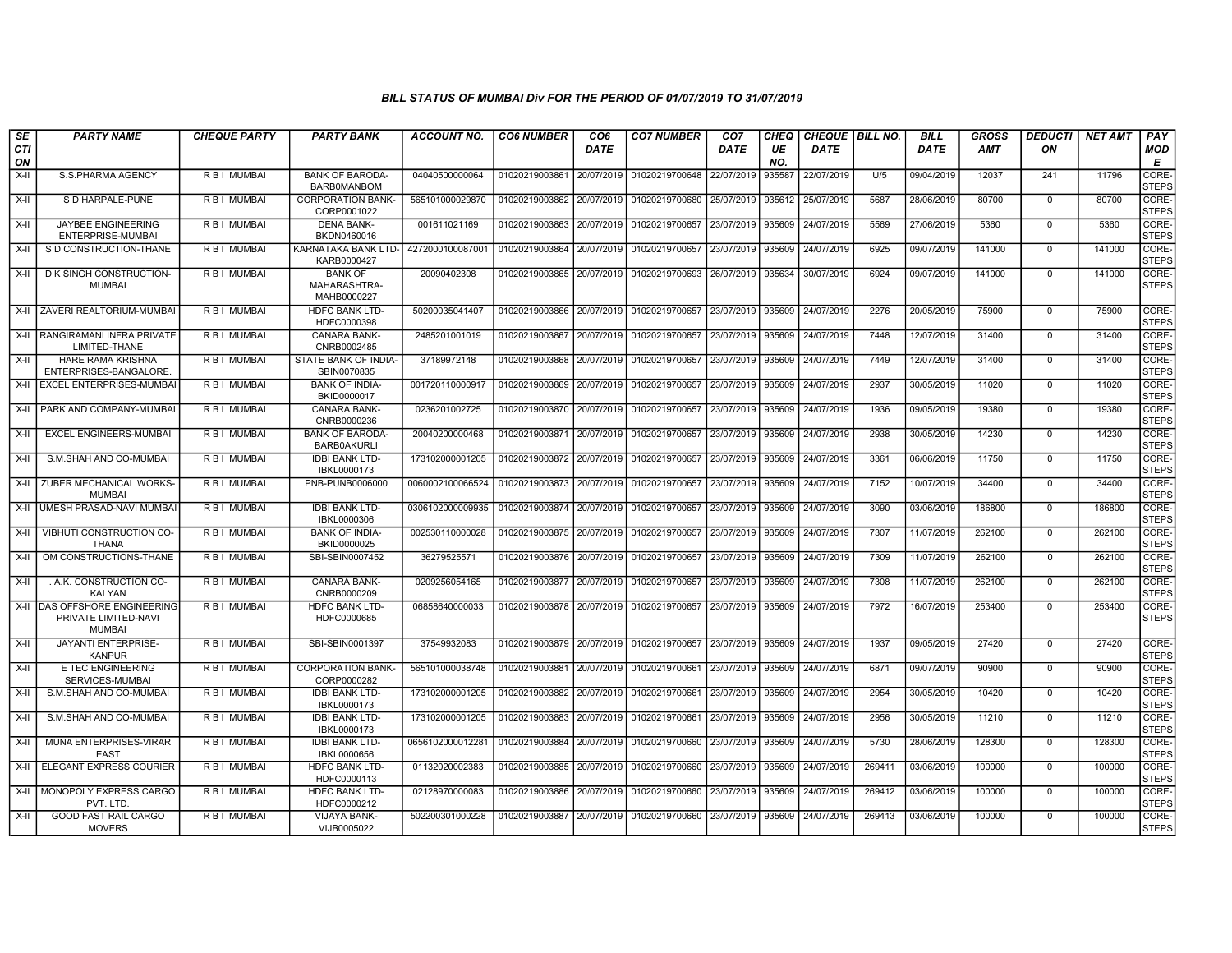### BILL STATUS OF MUMBAI Div FOR THE PERIOD OF 01/07/2019 TO 31/07/2019

| SECTION | PARTY NAME | CHEQUE PARTY | PARTY BANK | ACCOUNT NO. | CO6 NUMBER | CO6 DATE | CO7 NUMBER | CO7 DATE | CHEQUE NO. | CHEQUE DATE | BILL NO. | BILL DATE | GROSS AMT | DEDUCTION | NET AMT | PAY MODE |
|---|---|---|---|---|---|---|---|---|---|---|---|---|---|---|---|---|
| X-II | S.S.PHARMA AGENCY | R B I MUMBAI | BANK OF BARODA-BARB0MANBOM | 04040500000064 | 01020219003861 | 20/07/2019 | 01020219700648 | 22/07/2019 | 935587 | 22/07/2019 | U/5 | 09/04/2019 | 12037 | 241 | 11796 | CORE-STEPS |
| X-II | S D HARPALE-PUNE | R B I MUMBAI | CORPORATION BANK-CORP0001022 | 565101000029870 | 01020219003862 | 20/07/2019 | 01020219700680 | 25/07/2019 | 935612 | 25/07/2019 | 5687 | 28/06/2019 | 80700 | 0 | 80700 | CORE-STEPS |
| X-II | JAYBEE ENGINEERING ENTERPRISE-MUMBAI | R B I MUMBAI | DENA BANK-BKDN0460016 | 001611021169 | 01020219003863 | 20/07/2019 | 01020219700657 | 23/07/2019 | 935609 | 24/07/2019 | 5569 | 27/06/2019 | 5360 | 0 | 5360 | CORE-STEPS |
| X-II | S D CONSTRUCTION-THANE | R B I MUMBAI | KARNATAKA BANK LTD-KARB0000427 | 4272000100087001 | 01020219003864 | 20/07/2019 | 01020219700657 | 23/07/2019 | 935609 | 24/07/2019 | 6925 | 09/07/2019 | 141000 | 0 | 141000 | CORE-STEPS |
| X-II | D K SINGH CONSTRUCTION-MUMBAI | R B I MUMBAI | BANK OF MAHARASHTRA-MAHB0000227 | 20090402308 | 01020219003865 | 20/07/2019 | 01020219700693 | 26/07/2019 | 935634 | 30/07/2019 | 6924 | 09/07/2019 | 141000 | 0 | 141000 | CORE-STEPS |
| X-II | ZAVERI REALTORIUM-MUMBAI | R B I MUMBAI | HDFC BANK LTD-HDFC0000398 | 50200035041407 | 01020219003866 | 20/07/2019 | 01020219700657 | 23/07/2019 | 935609 | 24/07/2019 | 2276 | 20/05/2019 | 75900 | 0 | 75900 | CORE-STEPS |
| X-II | RANGIRAMANI INFRA PRIVATE LIMITED-THANE | R B I MUMBAI | CANARA BANK-CNRB0002485 | 2485201001019 | 01020219003867 | 20/07/2019 | 01020219700657 | 23/07/2019 | 935609 | 24/07/2019 | 7448 | 12/07/2019 | 31400 | 0 | 31400 | CORE-STEPS |
| X-II | HARE RAMA KRISHNA ENTERPRISES-BANGALORE. | R B I MUMBAI | STATE BANK OF INDIA-SBIN0070835 | 37189972148 | 01020219003868 | 20/07/2019 | 01020219700657 | 23/07/2019 | 935609 | 24/07/2019 | 7449 | 12/07/2019 | 31400 | 0 | 31400 | CORE-STEPS |
| X-II | EXCEL ENTERPRISES-MUMBAI | R B I MUMBAI | BANK OF INDIA-BKID0000017 | 001720110000917 | 01020219003869 | 20/07/2019 | 01020219700657 | 23/07/2019 | 935609 | 24/07/2019 | 2937 | 30/05/2019 | 11020 | 0 | 11020 | CORE-STEPS |
| X-II | PARK AND COMPANY-MUMBAI | R B I MUMBAI | CANARA BANK-CNRB0000236 | 0236201002725 | 01020219003870 | 20/07/2019 | 01020219700657 | 23/07/2019 | 935609 | 24/07/2019 | 1936 | 09/05/2019 | 19380 | 0 | 19380 | CORE-STEPS |
| X-II | EXCEL ENGINEERS-MUMBAI | R B I MUMBAI | BANK OF BARODA-BARB0AKURLI | 20040200000468 | 01020219003871 | 20/07/2019 | 01020219700657 | 23/07/2019 | 935609 | 24/07/2019 | 2938 | 30/05/2019 | 14230 | 0 | 14230 | CORE-STEPS |
| X-II | S.M.SHAH AND CO-MUMBAI | R B I MUMBAI | IDBI BANK LTD-IBKL0000173 | 173102000001205 | 01020219003872 | 20/07/2019 | 01020219700657 | 23/07/2019 | 935609 | 24/07/2019 | 3361 | 06/06/2019 | 11750 | 0 | 11750 | CORE-STEPS |
| X-II | ZUBER MECHANICAL WORKS-MUMBAI | R B I MUMBAI | PNB-PUNB0006000 | 0060002100066524 | 01020219003873 | 20/07/2019 | 01020219700657 | 23/07/2019 | 935609 | 24/07/2019 | 7152 | 10/07/2019 | 34400 | 0 | 34400 | CORE-STEPS |
| X-II | UMESH PRASAD-NAVI MUMBAI | R B I MUMBAI | IDBI BANK LTD-IBKL0000306 | 0306102000009935 | 01020219003874 | 20/07/2019 | 01020219700657 | 23/07/2019 | 935609 | 24/07/2019 | 3090 | 03/06/2019 | 186800 | 0 | 186800 | CORE-STEPS |
| X-II | VIBHUTI CONSTRUCTION CO-THANA | R B I MUMBAI | BANK OF INDIA-BKID0000025 | 002530110000028 | 01020219003875 | 20/07/2019 | 01020219700657 | 23/07/2019 | 935609 | 24/07/2019 | 7307 | 11/07/2019 | 262100 | 0 | 262100 | CORE-STEPS |
| X-II | OM CONSTRUCTIONS-THANE | R B I MUMBAI | SBI-SBIN0007452 | 36279525571 | 01020219003876 | 20/07/2019 | 01020219700657 | 23/07/2019 | 935609 | 24/07/2019 | 7309 | 11/07/2019 | 262100 | 0 | 262100 | CORE-STEPS |
| X-II | . A.K. CONSTRUCTION CO-KALYAN | R B I MUMBAI | CANARA BANK-CNRB0000209 | 0209256054165 | 01020219003877 | 20/07/2019 | 01020219700657 | 23/07/2019 | 935609 | 24/07/2019 | 7308 | 11/07/2019 | 262100 | 0 | 262100 | CORE-STEPS |
| X-II | DAS OFFSHORE ENGINEERING PRIVATE LIMITED-NAVI MUMBAI | R B I MUMBAI | HDFC BANK LTD-HDFC0000685 | 06858640000033 | 01020219003878 | 20/07/2019 | 01020219700657 | 23/07/2019 | 935609 | 24/07/2019 | 7972 | 16/07/2019 | 253400 | 0 | 253400 | CORE-STEPS |
| X-II | JAYANTI ENTERPRISE-KANPUR | R B I MUMBAI | SBI-SBIN0001397 | 37549932083 | 01020219003879 | 20/07/2019 | 01020219700657 | 23/07/2019 | 935609 | 24/07/2019 | 1937 | 09/05/2019 | 27420 | 0 | 27420 | CORE-STEPS |
| X-II | E TEC ENGINEERING SERVICES-MUMBAI | R B I MUMBAI | CORPORATION BANK-CORP0000282 | 565101000038748 | 01020219003881 | 20/07/2019 | 01020219700661 | 23/07/2019 | 935609 | 24/07/2019 | 6871 | 09/07/2019 | 90900 | 0 | 90900 | CORE-STEPS |
| X-II | S.M.SHAH AND CO-MUMBAI | R B I MUMBAI | IDBI BANK LTD-IBKL0000173 | 173102000001205 | 01020219003882 | 20/07/2019 | 01020219700661 | 23/07/2019 | 935609 | 24/07/2019 | 2954 | 30/05/2019 | 10420 | 0 | 10420 | CORE-STEPS |
| X-II | S.M.SHAH AND CO-MUMBAI | R B I MUMBAI | IDBI BANK LTD-IBKL0000173 | 173102000001205 | 01020219003883 | 20/07/2019 | 01020219700661 | 23/07/2019 | 935609 | 24/07/2019 | 2956 | 30/05/2019 | 11210 | 0 | 11210 | CORE-STEPS |
| X-II | MUNA ENTERPRISES-VIRAR EAST | R B I MUMBAI | IDBI BANK LTD-IBKL0000656 | 0656102000012281 | 01020219003884 | 20/07/2019 | 01020219700660 | 23/07/2019 | 935609 | 24/07/2019 | 5730 | 28/06/2019 | 128300 | 0 | 128300 | CORE-STEPS |
| X-II | ELEGANT EXPRESS COURIER | R B I MUMBAI | HDFC BANK LTD-HDFC0000113 | 01132020002383 | 01020219003885 | 20/07/2019 | 01020219700660 | 23/07/2019 | 935609 | 24/07/2019 | 269411 | 03/06/2019 | 100000 | 0 | 100000 | CORE-STEPS |
| X-II | MONOPOLY EXPRESS CARGO PVT. LTD. | R B I MUMBAI | HDFC BANK LTD-HDFC0000212 | 02128970000083 | 01020219003886 | 20/07/2019 | 01020219700660 | 23/07/2019 | 935609 | 24/07/2019 | 269412 | 03/06/2019 | 100000 | 0 | 100000 | CORE-STEPS |
| X-II | GOOD FAST RAIL CARGO MOVERS | R B I MUMBAI | VIJAYA BANK-VIJB0005022 | 502200301000228 | 01020219003887 | 20/07/2019 | 01020219700660 | 23/07/2019 | 935609 | 24/07/2019 | 269413 | 03/06/2019 | 100000 | 0 | 100000 | CORE-STEPS |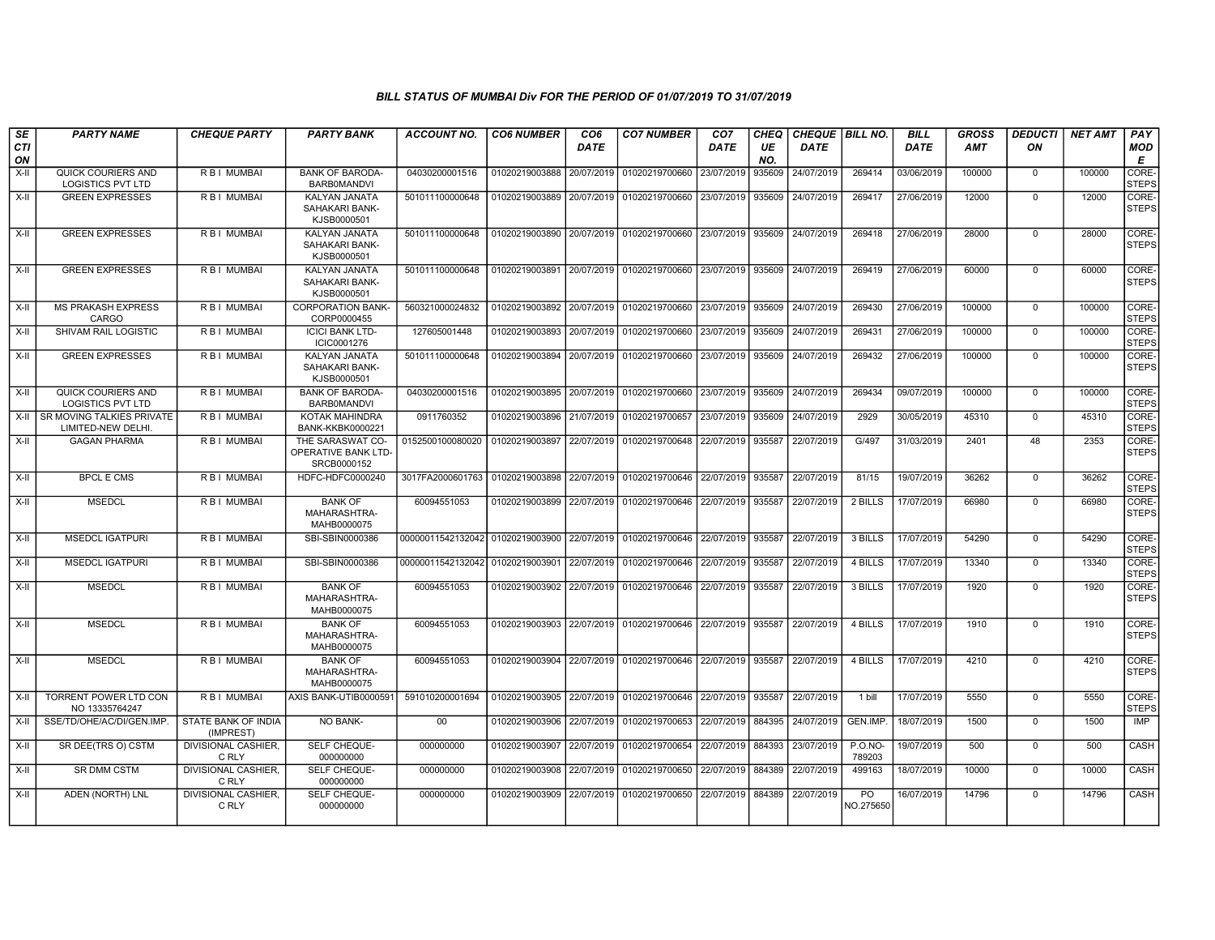# BILL STATUS OF MUMBAI Div FOR THE PERIOD OF 01/07/2019 TO 31/07/2019

| SECTION | PARTY NAME | CHEQUE PARTY | PARTY BANK | ACCOUNT NO. | CO6 NUMBER | CO6 DATE | CO7 NUMBER | CO7 DATE | CHEQUE NO. | CHEQUE DATE | BILL NO. | BILL DATE | GROSS AMT | DEDUCTION | NET AMT | PAY MODE |
|---|---|---|---|---|---|---|---|---|---|---|---|---|---|---|---|---|
| X-II | QUICK COURIERS AND LOGISTICS PVT LTD | R B I MUMBAI | BANK OF BARODA-BARB0MANDVI | 04030200001516 | 01020219003888 | 20/07/2019 | 01020219700660 | 23/07/2019 | 935609 | 24/07/2019 | 269414 | 03/06/2019 | 100000 | 0 | 100000 | CORE-STEPS |
| X-II | GREEN EXPRESSES | R B I MUMBAI | KALYAN JANATA SAHAKARI BANK-KJSB0000501 | 501011100000648 | 01020219003889 | 20/07/2019 | 01020219700660 | 23/07/2019 | 935609 | 24/07/2019 | 269417 | 27/06/2019 | 12000 | 0 | 12000 | CORE-STEPS |
| X-II | GREEN EXPRESSES | R B I MUMBAI | KALYAN JANATA SAHAKARI BANK-KJSB0000501 | 501011100000648 | 01020219003890 | 20/07/2019 | 01020219700660 | 23/07/2019 | 935609 | 24/07/2019 | 269418 | 27/06/2019 | 28000 | 0 | 28000 | CORE-STEPS |
| X-II | GREEN EXPRESSES | R B I MUMBAI | KALYAN JANATA SAHAKARI BANK-KJSB0000501 | 501011100000648 | 01020219003891 | 20/07/2019 | 01020219700660 | 23/07/2019 | 935609 | 24/07/2019 | 269419 | 27/06/2019 | 60000 | 0 | 60000 | CORE-STEPS |
| X-II | MS PRAKASH EXPRESS CARGO | R B I MUMBAI | CORPORATION BANK-CORP0000455 | 560321000024832 | 01020219003892 | 20/07/2019 | 01020219700660 | 23/07/2019 | 935609 | 24/07/2019 | 269430 | 27/06/2019 | 100000 | 0 | 100000 | CORE-STEPS |
| X-II | SHIVAM RAIL LOGISTIC | R B I MUMBAI | ICICI BANK LTD-ICIC0001276 | 127605001448 | 01020219003893 | 20/07/2019 | 01020219700660 | 23/07/2019 | 935609 | 24/07/2019 | 269431 | 27/06/2019 | 100000 | 0 | 100000 | CORE-STEPS |
| X-II | GREEN EXPRESSES | R B I MUMBAI | KALYAN JANATA SAHAKARI BANK-KJSB0000501 | 501011100000648 | 01020219003894 | 20/07/2019 | 01020219700660 | 23/07/2019 | 935609 | 24/07/2019 | 269432 | 27/06/2019 | 100000 | 0 | 100000 | CORE-STEPS |
| X-II | QUICK COURIERS AND LOGISTICS PVT LTD | R B I MUMBAI | BANK OF BARODA-BARB0MANDVI | 04030200001516 | 01020219003895 | 20/07/2019 | 01020219700660 | 23/07/2019 | 935609 | 24/07/2019 | 269434 | 09/07/2019 | 100000 | 0 | 100000 | CORE-STEPS |
| X-II | SR MOVING TALKIES PRIVATE LIMITED-NEW DELHI. | R B I MUMBAI | KOTAK MAHINDRA BANK-KKBK0000221 | 0911760352 | 01020219003896 | 21/07/2019 | 01020219700657 | 23/07/2019 | 935609 | 24/07/2019 | 2929 | 30/05/2019 | 45310 | 0 | 45310 | CORE-STEPS |
| X-II | GAGAN PHARMA | R B I MUMBAI | THE SARASWAT CO-OPERATIVE BANK LTD-SRCB0000152 | 0152500100080020 | 01020219003897 | 22/07/2019 | 01020219700648 | 22/07/2019 | 935587 | 22/07/2019 | G/497 | 31/03/2019 | 2401 | 48 | 2353 | CORE-STEPS |
| X-II | BPCL E CMS | R B I MUMBAI | HDFC-HDFC0000240 | 3017FA2000601763 | 01020219003898 | 22/07/2019 | 01020219700646 | 22/07/2019 | 935587 | 22/07/2019 | 81/15 | 19/07/2019 | 36262 | 0 | 36262 | CORE-STEPS |
| X-II | MSEDCL | R B I MUMBAI | BANK OF MAHARASHTRA-MAHB0000075 | 60094551053 | 01020219003899 | 22/07/2019 | 01020219700646 | 22/07/2019 | 935587 | 22/07/2019 | 2 BILLS | 17/07/2019 | 66980 | 0 | 66980 | CORE-STEPS |
| X-II | MSEDCL IGATPURI | R B I MUMBAI | SBI-SBIN0000386 | 00000011542132042 | 01020219003900 | 22/07/2019 | 01020219700646 | 22/07/2019 | 935587 | 22/07/2019 | 3 BILLS | 17/07/2019 | 54290 | 0 | 54290 | CORE-STEPS |
| X-II | MSEDCL IGATPURI | R B I MUMBAI | SBI-SBIN0000386 | 00000011542132042 | 01020219003901 | 22/07/2019 | 01020219700646 | 22/07/2019 | 935587 | 22/07/2019 | 4 BILLS | 17/07/2019 | 13340 | 0 | 13340 | CORE-STEPS |
| X-II | MSEDCL | R B I MUMBAI | BANK OF MAHARASHTRA-MAHB0000075 | 60094551053 | 01020219003902 | 22/07/2019 | 01020219700646 | 22/07/2019 | 935587 | 22/07/2019 | 3 BILLS | 17/07/2019 | 1920 | 0 | 1920 | CORE-STEPS |
| X-II | MSEDCL | R B I MUMBAI | BANK OF MAHARASHTRA-MAHB0000075 | 60094551053 | 01020219003903 | 22/07/2019 | 01020219700646 | 22/07/2019 | 935587 | 22/07/2019 | 4 BILLS | 17/07/2019 | 1910 | 0 | 1910 | CORE-STEPS |
| X-II | MSEDCL | R B I MUMBAI | BANK OF MAHARASHTRA-MAHB0000075 | 60094551053 | 01020219003904 | 22/07/2019 | 01020219700646 | 22/07/2019 | 935587 | 22/07/2019 | 4 BILLS | 17/07/2019 | 4210 | 0 | 4210 | CORE-STEPS |
| X-II | TORRENT POWER LTD CON NO 13335764247 | R B I MUMBAI | AXIS BANK-UTIB0000591 | 591010200001694 | 01020219003905 | 22/07/2019 | 01020219700646 | 22/07/2019 | 935587 | 22/07/2019 | 1 bill | 17/07/2019 | 5550 | 0 | 5550 | CORE-STEPS |
| X-II | SSE/TD/OHE/AC/DI/GEN.IMP. | STATE BANK OF INDIA (IMPREST) | NO BANK- | 00 | 01020219003906 | 22/07/2019 | 01020219700653 | 22/07/2019 | 884395 | 24/07/2019 | GEN.IMP. | 18/07/2019 | 1500 | 0 | 1500 | IMP |
| X-II | SR DEE(TRS O) CSTM | DIVISIONAL CASHIER, C RLY | SELF CHEQUE-000000000 | 000000000 | 01020219003907 | 22/07/2019 | 01020219700654 | 22/07/2019 | 884393 | 23/07/2019 | P.O.NO-789203 | 19/07/2019 | 500 | 0 | 500 | CASH |
| X-II | SR DMM CSTM | DIVISIONAL CASHIER, C RLY | SELF CHEQUE-000000000 | 000000000 | 01020219003908 | 22/07/2019 | 01020219700650 | 22/07/2019 | 884389 | 22/07/2019 | 499163 | 18/07/2019 | 10000 | 0 | 10000 | CASH |
| X-II | ADEN (NORTH) LNL | DIVISIONAL CASHIER, C RLY | SELF CHEQUE-000000000 | 000000000 | 01020219003909 | 22/07/2019 | 01020219700650 | 22/07/2019 | 884389 | 22/07/2019 | PO NO.275650 | 16/07/2019 | 14796 | 0 | 14796 | CASH |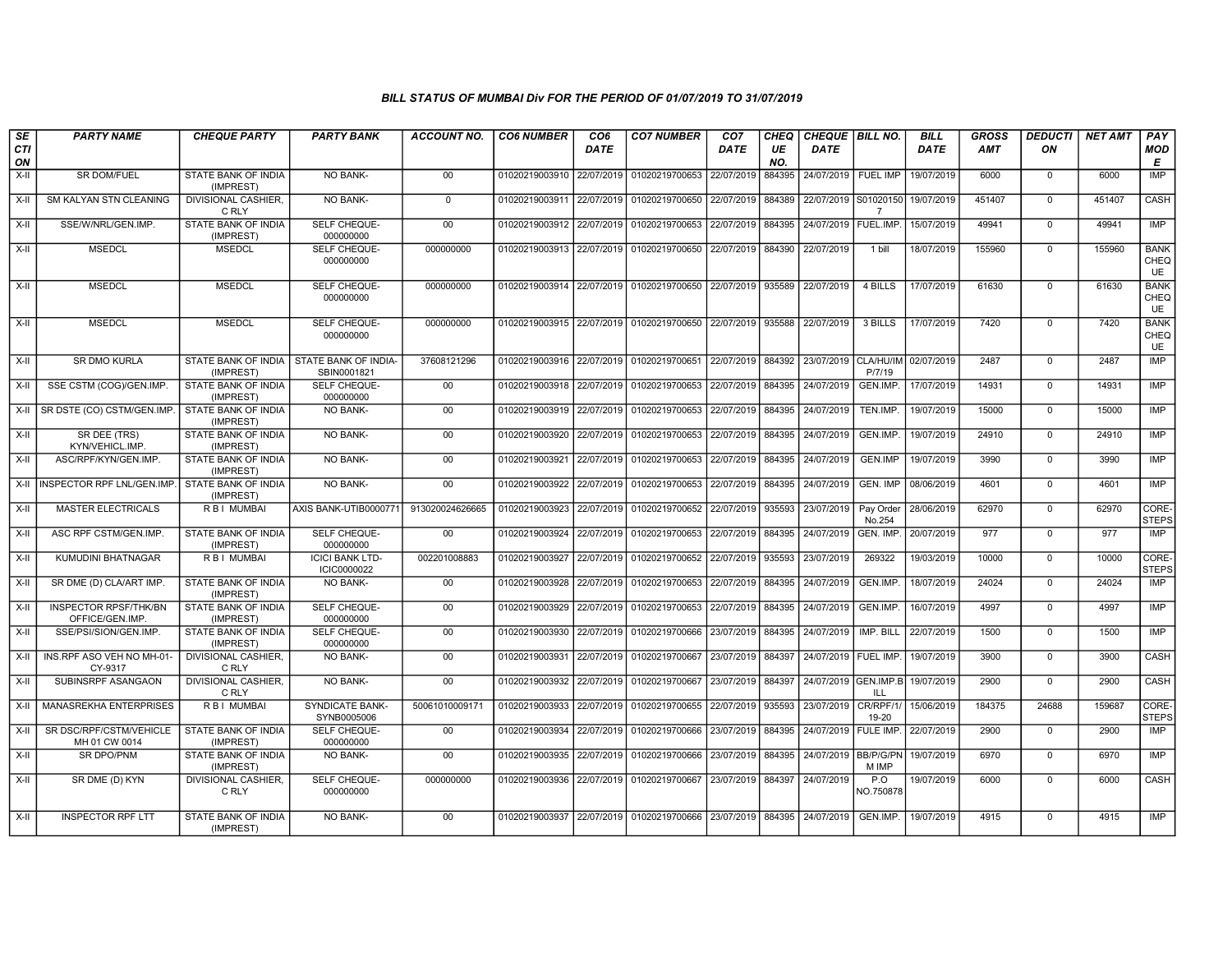### BILL STATUS OF MUMBAI Div FOR THE PERIOD OF 01/07/2019 TO 31/07/2019

| SECTION | PARTY NAME | CHEQUE PARTY | PARTY BANK | ACCOUNT NO. | CO6 NUMBER | CO6 DATE | CO7 NUMBER | CO7 DATE | CHEQUE NO. | CHEQUE DATE | BILL NO. | BILL DATE | GROSS AMT | DEDUCTION | NET AMT | PAY MODE |
|---|---|---|---|---|---|---|---|---|---|---|---|---|---|---|---|---|
| X-II | SR DOM/FUEL | STATE BANK OF INDIA (IMPREST) | NO BANK- | 00 | 01020219003910 | 22/07/2019 | 01020219700653 | 22/07/2019 | 884395 | 24/07/2019 | FUEL IMP | 19/07/2019 | 6000 | 0 | 6000 | IMP |
| X-II | SM KALYAN STN CLEANING | DIVISIONAL CASHIER, C RLY | NO BANK- | 0 | 01020219003911 | 22/07/2019 | 01020219700650 | 22/07/2019 | 884389 | 22/07/2019 | S010201507 | 19/07/2019 | 451407 | 0 | 451407 | CASH |
| X-II | SSE/W/NRL/GEN.IMP. | STATE BANK OF INDIA (IMPREST) | SELF CHEQUE-000000000 | 00 | 01020219003912 | 22/07/2019 | 01020219700653 | 22/07/2019 | 884395 | 24/07/2019 | FUEL.IMP. | 15/07/2019 | 49941 | 0 | 49941 | IMP |
| X-II | MSEDCL | MSEDCL | SELF CHEQUE-000000000 | 000000000 | 01020219003913 | 22/07/2019 | 01020219700650 | 22/07/2019 | 884390 | 22/07/2019 | 1 bill | 18/07/2019 | 155960 | 0 | 155960 | BANK CHEQUE |
| X-II | MSEDCL | MSEDCL | SELF CHEQUE-000000000 | 000000000 | 01020219003914 | 22/07/2019 | 01020219700650 | 22/07/2019 | 935589 | 22/07/2019 | 4 BILLS | 17/07/2019 | 61630 | 0 | 61630 | BANK CHEQUE |
| X-II | MSEDCL | MSEDCL | SELF CHEQUE-000000000 | 000000000 | 01020219003915 | 22/07/2019 | 01020219700650 | 22/07/2019 | 935588 | 22/07/2019 | 3 BILLS | 17/07/2019 | 7420 | 0 | 7420 | BANK CHEQUE |
| X-II | SR DMO KURLA | STATE BANK OF INDIA (IMPREST) | STATE BANK OF INDIA-SBIN0001821 | 37608121296 | 01020219003916 | 22/07/2019 | 01020219700651 | 22/07/2019 | 884392 | 23/07/2019 | CLA/HU/IMP/7/19 | 02/07/2019 | 2487 | 0 | 2487 | IMP |
| X-II | SSE CSTM (COG)/GEN.IMP. | STATE BANK OF INDIA (IMPREST) | SELF CHEQUE-000000000 | 00 | 01020219003918 | 22/07/2019 | 01020219700653 | 22/07/2019 | 884395 | 24/07/2019 | GEN.IMP. | 17/07/2019 | 14931 | 0 | 14931 | IMP |
| X-II | SR DSTE (CO) CSTM/GEN.IMP. | STATE BANK OF INDIA (IMPREST) | NO BANK- | 00 | 01020219003919 | 22/07/2019 | 01020219700653 | 22/07/2019 | 884395 | 24/07/2019 | TEN.IMP. | 19/07/2019 | 15000 | 0 | 15000 | IMP |
| X-II | SR DEE (TRS) KYN/VEHICL.IMP. | STATE BANK OF INDIA (IMPREST) | NO BANK- | 00 | 01020219003920 | 22/07/2019 | 01020219700653 | 22/07/2019 | 884395 | 24/07/2019 | GEN.IMP. | 19/07/2019 | 24910 | 0 | 24910 | IMP |
| X-II | ASC/RPF/KYN/GEN.IMP. | STATE BANK OF INDIA (IMPREST) | NO BANK- | 00 | 01020219003921 | 22/07/2019 | 01020219700653 | 22/07/2019 | 884395 | 24/07/2019 | GEN.IMP | 19/07/2019 | 3990 | 0 | 3990 | IMP |
| X-II | INSPECTOR RPF LNL/GEN.IMP. | STATE BANK OF INDIA (IMPREST) | NO BANK- | 00 | 01020219003922 | 22/07/2019 | 01020219700653 | 22/07/2019 | 884395 | 24/07/2019 | GEN. IMP | 08/06/2019 | 4601 | 0 | 4601 | IMP |
| X-II | MASTER ELECTRICALS | R B I MUMBAI | AXIS BANK-UTIB0000771 | 913020024626665 | 01020219003923 | 22/07/2019 | 01020219700652 | 22/07/2019 | 935593 | 23/07/2019 | Pay Order No.254 | 28/06/2019 | 62970 | 0 | 62970 | CORE-STEPS |
| X-II | ASC RPF CSTM/GEN.IMP. | STATE BANK OF INDIA (IMPREST) | SELF CHEQUE-000000000 | 00 | 01020219003924 | 22/07/2019 | 01020219700653 | 22/07/2019 | 884395 | 24/07/2019 | GEN. IMP. | 20/07/2019 | 977 | 0 | 977 | IMP |
| X-II | KUMUDINI BHATNAGAR | R B I MUMBAI | ICICI BANK LTD-ICIC0000022 | 002201008883 | 01020219003927 | 22/07/2019 | 01020219700652 | 22/07/2019 | 935593 | 23/07/2019 | 269322 | 19/03/2019 | 10000 | 0 | 10000 | CORE-STEPS |
| X-II | SR DME (D) CLA/ART IMP. | STATE BANK OF INDIA (IMPREST) | NO BANK- | 00 | 01020219003928 | 22/07/2019 | 01020219700653 | 22/07/2019 | 884395 | 24/07/2019 | GEN.IMP. | 18/07/2019 | 24024 | 0 | 24024 | IMP |
| X-II | INSPECTOR RPSF/THK/BN OFFICE/GEN.IMP. | STATE BANK OF INDIA (IMPREST) | SELF CHEQUE-000000000 | 00 | 01020219003929 | 22/07/2019 | 01020219700653 | 22/07/2019 | 884395 | 24/07/2019 | GEN.IMP. | 16/07/2019 | 4997 | 0 | 4997 | IMP |
| X-II | SSE/PSI/SION/GEN.IMP. | STATE BANK OF INDIA (IMPREST) | SELF CHEQUE-000000000 | 00 | 01020219003930 | 22/07/2019 | 01020219700666 | 23/07/2019 | 884395 | 24/07/2019 | IMP. BILL | 22/07/2019 | 1500 | 0 | 1500 | IMP |
| X-II | INS.RPF ASO VEH NO MH-01-CY-9317 | DIVISIONAL CASHIER, C RLY | NO BANK- | 00 | 01020219003931 | 22/07/2019 | 01020219700667 | 23/07/2019 | 884397 | 24/07/2019 | FUEL IMP. | 19/07/2019 | 3900 | 0 | 3900 | CASH |
| X-II | SUBINSRPF ASANGAON | DIVISIONAL CASHIER, C RLY | NO BANK- | 00 | 01020219003932 | 22/07/2019 | 01020219700667 | 23/07/2019 | 884397 | 24/07/2019 | GEN.IMP.BILL | 19/07/2019 | 2900 | 0 | 2900 | CASH |
| X-II | MANASREKHA ENTERPRISES | R B I MUMBAI | SYNDICATE BANK-SYNB0005006 | 50061010009171 | 01020219003933 | 22/07/2019 | 01020219700655 | 22/07/2019 | 935593 | 23/07/2019 | CR/RPF/1/19-20 | 15/06/2019 | 184375 | 24688 | 159687 | CORE-STEPS |
| X-II | SR DSC/RPF/CSTM/VEHICLE MH 01 CW 0014 | STATE BANK OF INDIA (IMPREST) | SELF CHEQUE-000000000 | 00 | 01020219003934 | 22/07/2019 | 01020219700666 | 23/07/2019 | 884395 | 24/07/2019 | FULE IMP. | 22/07/2019 | 2900 | 0 | 2900 | IMP |
| X-II | SR DPO/PNM | STATE BANK OF INDIA (IMPREST) | NO BANK- | 00 | 01020219003935 | 22/07/2019 | 01020219700666 | 23/07/2019 | 884395 | 24/07/2019 | BB/P/G/PNM IMP | 19/07/2019 | 6970 | 0 | 6970 | IMP |
| X-II | SR DME (D) KYN | DIVISIONAL CASHIER, C RLY | SELF CHEQUE-000000000 | 000000000 | 01020219003936 | 22/07/2019 | 01020219700667 | 23/07/2019 | 884397 | 24/07/2019 | P.O NO.750878 | 19/07/2019 | 6000 | 0 | 6000 | CASH |
| X-II | INSPECTOR RPF LTT | STATE BANK OF INDIA (IMPREST) | NO BANK- | 00 | 01020219003937 | 22/07/2019 | 01020219700666 | 23/07/2019 | 884395 | 24/07/2019 | GEN.IMP. | 19/07/2019 | 4915 | 0 | 4915 | IMP |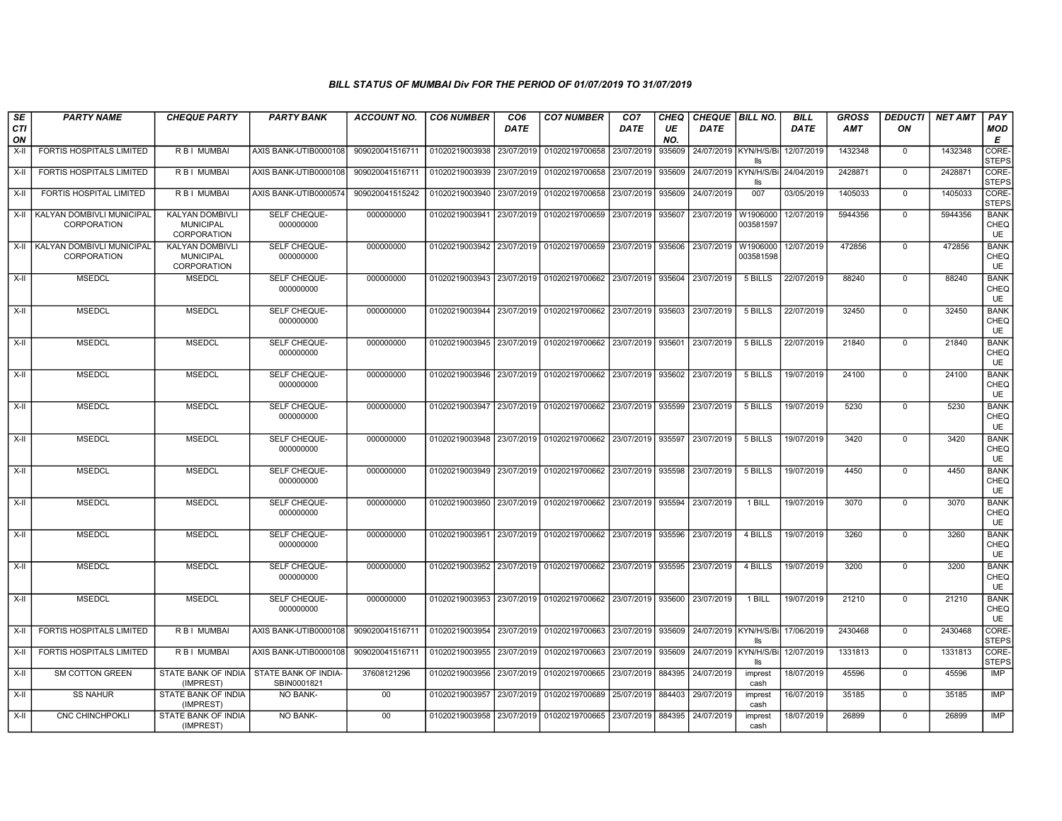# BILL STATUS OF MUMBAI Div FOR THE PERIOD OF 01/07/2019 TO 31/07/2019

| SECTION | PARTY NAME | CHEQUE PARTY | PARTY BANK | ACCOUNT NO. | CO6 NUMBER | CO6 DATE | CO7 NUMBER | CO7 DATE | CHEQUE NO. | CHEQUE DATE | BILL NO. | BILL DATE | GROSS AMT | DEDUCTION | NET AMT | PAY MODE |
|---|---|---|---|---|---|---|---|---|---|---|---|---|---|---|---|---|
| X-II | FORTIS HOSPITALS LIMITED | R B I MUMBAI | AXIS BANK-UTIB0000108 | 909020041516711 | 01020219003938 | 23/07/2019 | 01020219700658 | 23/07/2019 | 935609 | 24/07/2019 | KYN/H/S/Bills | 12/07/2019 | 1432348 | 0 | 1432348 | CORE-STEPS |
| X-II | FORTIS HOSPITALS LIMITED | R B I MUMBAI | AXIS BANK-UTIB0000108 | 909020041516711 | 01020219003939 | 23/07/2019 | 01020219700658 | 23/07/2019 | 935609 | 24/07/2019 | KYN/H/S/Bills | 24/04/2019 | 2428871 | 0 | 2428871 | CORE-STEPS |
| X-II | FORTIS HOSPITAL LIMITED | R B I MUMBAI | AXIS BANK-UTIB0000574 | 909020041515242 | 01020219003940 | 23/07/2019 | 01020219700658 | 23/07/2019 | 935609 | 24/07/2019 | 007 | 03/05/2019 | 1405033 | 0 | 1405033 | CORE-STEPS |
| X-II | KALYAN DOMBIVLI MUNICIPAL CORPORATION | KALYAN DOMBIVLI MUNICIPAL CORPORATION | SELF CHEQUE-000000000 | 000000000 | 01020219003941 | 23/07/2019 | 01020219700659 | 23/07/2019 | 935607 | 23/07/2019 | W1906000003581597 | 12/07/2019 | 5944356 | 0 | 5944356 | BANK CHEQUE |
| X-II | KALYAN DOMBIVLI MUNICIPAL CORPORATION | KALYAN DOMBIVLI MUNICIPAL CORPORATION | SELF CHEQUE-000000000 | 000000000 | 01020219003942 | 23/07/2019 | 01020219700659 | 23/07/2019 | 935606 | 23/07/2019 | W1906000003581598 | 12/07/2019 | 472856 | 0 | 472856 | BANK CHEQUE |
| X-II | MSEDCL | MSEDCL | SELF CHEQUE-000000000 | 000000000 | 01020219003943 | 23/07/2019 | 01020219700662 | 23/07/2019 | 935604 | 23/07/2019 | 5 BILLS | 22/07/2019 | 88240 | 0 | 88240 | BANK CHEQUE |
| X-II | MSEDCL | MSEDCL | SELF CHEQUE-000000000 | 000000000 | 01020219003944 | 23/07/2019 | 01020219700662 | 23/07/2019 | 935603 | 23/07/2019 | 5 BILLS | 22/07/2019 | 32450 | 0 | 32450 | BANK CHEQUE |
| X-II | MSEDCL | MSEDCL | SELF CHEQUE-000000000 | 000000000 | 01020219003945 | 23/07/2019 | 01020219700662 | 23/07/2019 | 935601 | 23/07/2019 | 5 BILLS | 22/07/2019 | 21840 | 0 | 21840 | BANK CHEQUE |
| X-II | MSEDCL | MSEDCL | SELF CHEQUE-000000000 | 000000000 | 01020219003946 | 23/07/2019 | 01020219700662 | 23/07/2019 | 935602 | 23/07/2019 | 5 BILLS | 19/07/2019 | 24100 | 0 | 24100 | BANK CHEQUE |
| X-II | MSEDCL | MSEDCL | SELF CHEQUE-000000000 | 000000000 | 01020219003947 | 23/07/2019 | 01020219700662 | 23/07/2019 | 935599 | 23/07/2019 | 5 BILLS | 19/07/2019 | 5230 | 0 | 5230 | BANK CHEQUE |
| X-II | MSEDCL | MSEDCL | SELF CHEQUE-000000000 | 000000000 | 01020219003948 | 23/07/2019 | 01020219700662 | 23/07/2019 | 935597 | 23/07/2019 | 5 BILLS | 19/07/2019 | 3420 | 0 | 3420 | BANK CHEQUE |
| X-II | MSEDCL | MSEDCL | SELF CHEQUE-000000000 | 000000000 | 01020219003949 | 23/07/2019 | 01020219700662 | 23/07/2019 | 935598 | 23/07/2019 | 5 BILLS | 19/07/2019 | 4450 | 0 | 4450 | BANK CHEQUE |
| X-II | MSEDCL | MSEDCL | SELF CHEQUE-000000000 | 000000000 | 01020219003950 | 23/07/2019 | 01020219700662 | 23/07/2019 | 935594 | 23/07/2019 | 1 BILL | 19/07/2019 | 3070 | 0 | 3070 | BANK CHEQUE |
| X-II | MSEDCL | MSEDCL | SELF CHEQUE-000000000 | 000000000 | 01020219003951 | 23/07/2019 | 01020219700662 | 23/07/2019 | 935596 | 23/07/2019 | 4 BILLS | 19/07/2019 | 3260 | 0 | 3260 | BANK CHEQUE |
| X-II | MSEDCL | MSEDCL | SELF CHEQUE-000000000 | 000000000 | 01020219003952 | 23/07/2019 | 01020219700662 | 23/07/2019 | 935595 | 23/07/2019 | 4 BILLS | 19/07/2019 | 3200 | 0 | 3200 | BANK CHEQUE |
| X-II | MSEDCL | MSEDCL | SELF CHEQUE-000000000 | 000000000 | 01020219003953 | 23/07/2019 | 01020219700662 | 23/07/2019 | 935600 | 23/07/2019 | 1 BILL | 19/07/2019 | 21210 | 0 | 21210 | BANK CHEQUE |
| X-II | FORTIS HOSPITALS LIMITED | R B I MUMBAI | AXIS BANK-UTIB0000108 | 909020041516711 | 01020219003954 | 23/07/2019 | 01020219700663 | 23/07/2019 | 935609 | 24/07/2019 | KYN/H/S/Bills | 17/06/2019 | 2430468 | 0 | 2430468 | CORE-STEPS |
| X-II | FORTIS HOSPITALS LIMITED | R B I MUMBAI | AXIS BANK-UTIB0000108 | 909020041516711 | 01020219003955 | 23/07/2019 | 01020219700663 | 23/07/2019 | 935609 | 24/07/2019 | KYN/H/S/Bills | 12/07/2019 | 1331813 | 0 | 1331813 | CORE-STEPS |
| X-II | SM COTTON GREEN | STATE BANK OF INDIA (IMPREST) | STATE BANK OF INDIA-SBIN0001821 | 37608121296 | 01020219003956 | 23/07/2019 | 01020219700665 | 23/07/2019 | 884395 | 24/07/2019 | imprest cash | 18/07/2019 | 45596 | 0 | 45596 | IMP |
| X-II | SS NAHUR | STATE BANK OF INDIA (IMPREST) | NO BANK- | 00 | 01020219003957 | 23/07/2019 | 01020219700689 | 25/07/2019 | 884403 | 29/07/2019 | imprest cash | 16/07/2019 | 35185 | 0 | 35185 | IMP |
| X-II | CNC CHINCHPOKLI | STATE BANK OF INDIA (IMPREST) | NO BANK- | 00 | 01020219003958 | 23/07/2019 | 01020219700665 | 23/07/2019 | 884395 | 24/07/2019 | imprest cash | 18/07/2019 | 26899 | 0 | 26899 | IMP |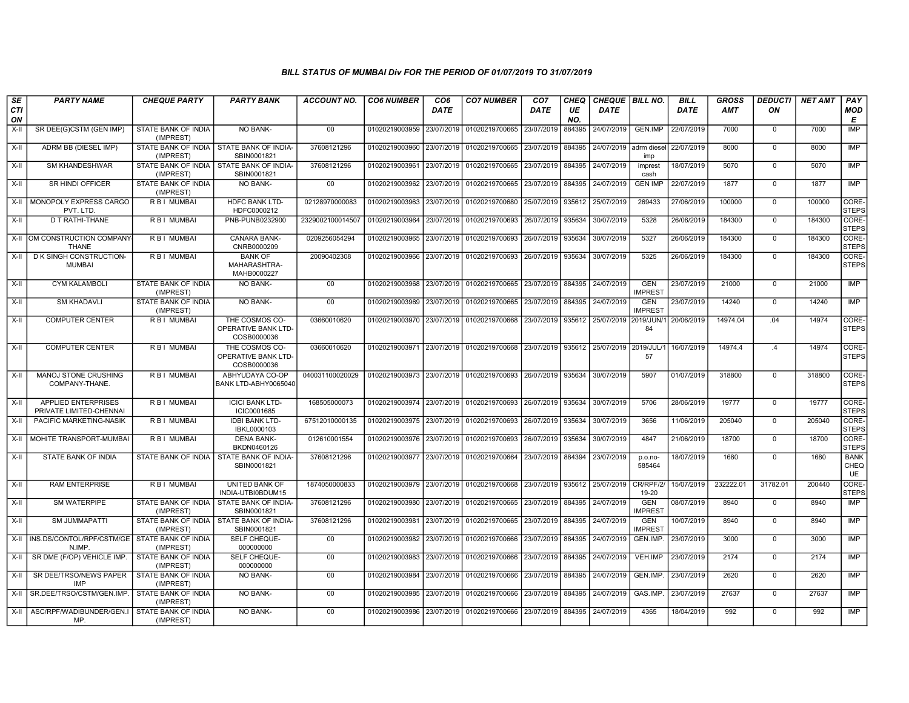# BILL STATUS OF MUMBAI Div FOR THE PERIOD OF 01/07/2019 TO 31/07/2019

| SECTION | PARTY NAME | CHEQUE PARTY | PARTY BANK | ACCOUNT NO. | CO6 NUMBER | CO6 DATE | CO7 NUMBER | CO7 DATE | CHEQUE NO. | CHEQUE DATE | BILL NO. | BILL DATE | GROSS AMT | DEDUCTION | NET AMT | PAY MODE |
|---|---|---|---|---|---|---|---|---|---|---|---|---|---|---|---|---|
| X-II | SR DEE(G)CSTM (GEN IMP) | STATE BANK OF INDIA (IMPREST) | NO BANK- | 00 | 01020219003959 | 23/07/2019 | 01020219700665 | 23/07/2019 | 884395 | 24/07/2019 | GEN.IMP | 22/07/2019 | 7000 | 0 | 7000 | IMP |
| X-II | ADRM BB (DIESEL IMP) | STATE BANK OF INDIA (IMPREST) | STATE BANK OF INDIA-SBIN0001821 | 37608121296 | 01020219003960 | 23/07/2019 | 01020219700665 | 23/07/2019 | 884395 | 24/07/2019 | adrm diesel imp | 22/07/2019 | 8000 | 0 | 8000 | IMP |
| X-II | SM KHANDESHWAR | STATE BANK OF INDIA (IMPREST) | STATE BANK OF INDIA-SBIN0001821 | 37608121296 | 01020219003961 | 23/07/2019 | 01020219700665 | 23/07/2019 | 884395 | 24/07/2019 | imprest cash | 18/07/2019 | 5070 | 0 | 5070 | IMP |
| X-II | SR HINDI OFFICER | STATE BANK OF INDIA (IMPREST) | NO BANK- | 00 | 01020219003962 | 23/07/2019 | 01020219700665 | 23/07/2019 | 884395 | 24/07/2019 | GEN IMP | 22/07/2019 | 1877 | 0 | 1877 | IMP |
| X-II | MONOPOLY EXPRESS CARGO PVT. LTD. | R B I MUMBAI | HDFC BANK LTD-HDFC0000212 | 02128970000083 | 01020219003963 | 23/07/2019 | 01020219700680 | 25/07/2019 | 935612 | 25/07/2019 | 269433 | 27/06/2019 | 100000 | 0 | 100000 | CORE-STEPS |
| X-II | D T RATHI-THANE | R B I MUMBAI | PNB-PUNB0232900 | 2329002100014507 | 01020219003964 | 23/07/2019 | 01020219700693 | 26/07/2019 | 935634 | 30/07/2019 | 5328 | 26/06/2019 | 184300 | 0 | 184300 | CORE-STEPS |
| X-II | OM CONSTRUCTION COMPANY-THANE | R B I MUMBAI | CANARA BANK-CNRB0000209 | 0209256054294 | 01020219003965 | 23/07/2019 | 01020219700693 | 26/07/2019 | 935634 | 30/07/2019 | 5327 | 26/06/2019 | 184300 | 0 | 184300 | CORE-STEPS |
| X-II | D K SINGH CONSTRUCTION-MUMBAI | R B I MUMBAI | BANK OF MAHARASHTRA-MAHB0000227 | 20090402308 | 01020219003966 | 23/07/2019 | 01020219700693 | 26/07/2019 | 935634 | 30/07/2019 | 5325 | 26/06/2019 | 184300 | 0 | 184300 | CORE-STEPS |
| X-II | CYM KALAMBOLI | STATE BANK OF INDIA (IMPREST) | NO BANK- | 00 | 01020219003968 | 23/07/2019 | 01020219700665 | 23/07/2019 | 884395 | 24/07/2019 | GEN IMPREST | 23/07/2019 | 21000 | 0 | 21000 | IMP |
| X-II | SM KHADAVLI | STATE BANK OF INDIA (IMPREST) | NO BANK- | 00 | 01020219003969 | 23/07/2019 | 01020219700665 | 23/07/2019 | 884395 | 24/07/2019 | GEN IMPREST | 23/07/2019 | 14240 | 0 | 14240 | IMP |
| X-II | COMPUTER CENTER | R B I MUMBAI | THE COSMOS CO-OPERATIVE BANK LTD-COSB0000036 | 03660010620 | 01020219003970 | 23/07/2019 | 01020219700668 | 23/07/2019 | 935612 | 25/07/2019 | 2019/JUN/184 | 20/06/2019 | 14974.04 | .04 | 14974 | CORE-STEPS |
| X-II | COMPUTER CENTER | R B I MUMBAI | THE COSMOS CO-OPERATIVE BANK LTD-COSB0000036 | 03660010620 | 01020219003971 | 23/07/2019 | 01020219700668 | 23/07/2019 | 935612 | 25/07/2019 | 2019/JUL/157 | 16/07/2019 | 14974.4 | .4 | 14974 | CORE-STEPS |
| X-II | MANOJ STONE CRUSHING COMPANY-THANE. | R B I MUMBAI | ABHYUDAYA CO-OP BANK LTD-ABHY0065040 | 040031100020029 | 01020219003973 | 23/07/2019 | 01020219700693 | 26/07/2019 | 935634 | 30/07/2019 | 5907 | 01/07/2019 | 318800 | 0 | 318800 | CORE-STEPS |
| X-II | APPLIED ENTERPRISES PRIVATE LIMITED-CHENNAI | R B I MUMBAI | ICICI BANK LTD-ICIC0001685 | 168505000073 | 01020219003974 | 23/07/2019 | 01020219700693 | 26/07/2019 | 935634 | 30/07/2019 | 5706 | 28/06/2019 | 19777 | 0 | 19777 | CORE-STEPS |
| X-II | PACIFIC MARKETING-NASIK | R B I MUMBAI | IDBI BANK LTD-IBKL0000103 | 67512010000135 | 01020219003975 | 23/07/2019 | 01020219700693 | 26/07/2019 | 935634 | 30/07/2019 | 3656 | 11/06/2019 | 205040 | 0 | 205040 | CORE-STEPS |
| X-II | MOHITE TRANSPORT-MUMBAI | R B I MUMBAI | DENA BANK-BKDN0460126 | 012610001554 | 01020219003976 | 23/07/2019 | 01020219700693 | 26/07/2019 | 935634 | 30/07/2019 | 4847 | 21/06/2019 | 18700 | 0 | 18700 | CORE-STEPS |
| X-II | STATE BANK OF INDIA | STATE BANK OF INDIA | STATE BANK OF INDIA-SBIN0001821 | 37608121296 | 01020219003977 | 23/07/2019 | 01020219700664 | 23/07/2019 | 884394 | 23/07/2019 | p.o.no-585464 | 18/07/2019 | 1680 | 0 | 1680 | BANK CHEQUE |
| X-II | RAM ENTERPRISE | R B I MUMBAI | UNITED BANK OF INDIA-UTBI0BDUM15 | 1874050000833 | 01020219003979 | 23/07/2019 | 01020219700668 | 23/07/2019 | 935612 | 25/07/2019 | CR/RPF/2/19-20 | 15/07/2019 | 232222.01 | 31782.01 | 200440 | CORE-STEPS |
| X-II | SM WATERPIPE | STATE BANK OF INDIA (IMPREST) | STATE BANK OF INDIA-SBIN0001821 | 37608121296 | 01020219003980 | 23/07/2019 | 01020219700665 | 23/07/2019 | 884395 | 24/07/2019 | GEN IMPREST | 08/07/2019 | 8940 | 0 | 8940 | IMP |
| X-II | SM JUMMAPATTI | STATE BANK OF INDIA (IMPREST) | STATE BANK OF INDIA-SBIN0001821 | 37608121296 | 01020219003981 | 23/07/2019 | 01020219700665 | 23/07/2019 | 884395 | 24/07/2019 | GEN IMPREST | 10/07/2019 | 8940 | 0 | 8940 | IMP |
| X-II | INS.DS/CONTOL/RPF/CSTM/GEN.IMP. | STATE BANK OF INDIA (IMPREST) | SELF CHEQUE-000000000 | 00 | 01020219003982 | 23/07/2019 | 01020219700666 | 23/07/2019 | 884395 | 24/07/2019 | GEN.IMP. | 23/07/2019 | 3000 | 0 | 3000 | IMP |
| X-II | SR DME (F/OP) VEHICLE IMP. | STATE BANK OF INDIA (IMPREST) | SELF CHEQUE-000000000 | 00 | 01020219003983 | 23/07/2019 | 01020219700666 | 23/07/2019 | 884395 | 24/07/2019 | VEH.IMP | 23/07/2019 | 2174 | 0 | 2174 | IMP |
| X-II | SR DEE/TRSO/NEWS PAPER IMP | STATE BANK OF INDIA (IMPREST) | NO BANK- | 00 | 01020219003984 | 23/07/2019 | 01020219700666 | 23/07/2019 | 884395 | 24/07/2019 | GEN.IMP. | 23/07/2019 | 2620 | 0 | 2620 | IMP |
| X-II | SR.DEE/TRSO/CSTM/GEN.IMP. | STATE BANK OF INDIA (IMPREST) | NO BANK- | 00 | 01020219003985 | 23/07/2019 | 01020219700666 | 23/07/2019 | 884395 | 24/07/2019 | GAS.IMP. | 23/07/2019 | 27637 | 0 | 27637 | IMP |
| X-II | ASC/RPF/WADIBUNDER/GEN.IMP. | STATE BANK OF INDIA (IMPREST) | NO BANK- | 00 | 01020219003986 | 23/07/2019 | 01020219700666 | 23/07/2019 | 884395 | 24/07/2019 | 4365 | 18/04/2019 | 992 | 0 | 992 | IMP |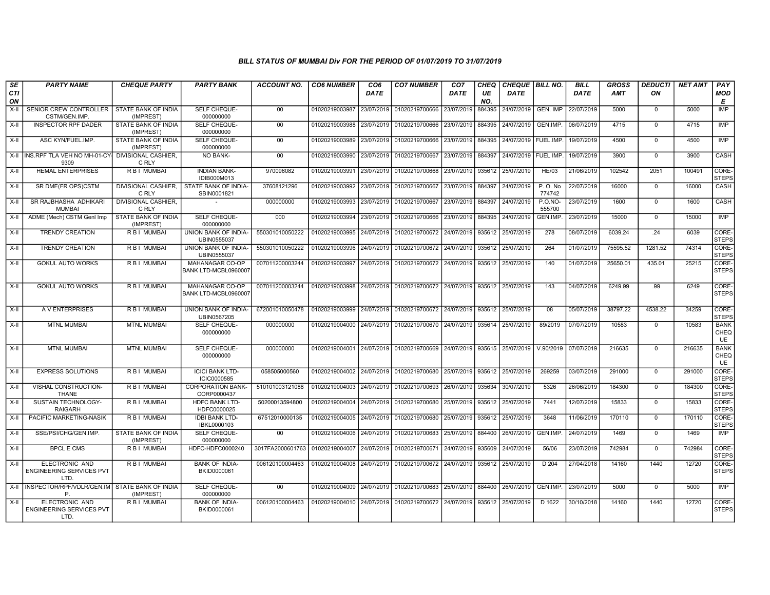### BILL STATUS OF MUMBAI Div FOR THE PERIOD OF 01/07/2019 TO 31/07/2019

| SECTION | PARTY NAME | CHEQUE PARTY | PARTY BANK | ACCOUNT NO. | CO6 NUMBER | CO6 DATE | CO7 NUMBER | CO7 DATE | CHEQUE NO. | CHEQUE DATE | BILL NO. | BILL DATE | GROSS AMT | DEDUCTION | NET AMT | PAY MODE |
|---|---|---|---|---|---|---|---|---|---|---|---|---|---|---|---|---|
| X-II | SENIOR CREW CONTROLLER CSTM/GEN.IMP. | STATE BANK OF INDIA (IMPREST) | SELF CHEQUE-000000000 | 00 | 01020219003987 | 23/07/2019 | 01020219700666 | 23/07/2019 | 884395 | 24/07/2019 | GEN. IMP | 22/07/2019 | 5000 | 0 | 5000 | IMP |
| X-II | INSPECTOR RPF DADER | STATE BANK OF INDIA (IMPREST) | SELF CHEQUE-000000000 | 00 | 01020219003988 | 23/07/2019 | 01020219700666 | 23/07/2019 | 884395 | 24/07/2019 | GEN.IMP. | 06/07/2019 | 4715 | 0 | 4715 | IMP |
| X-II | ASC KYN/FUEL.IMP. | STATE BANK OF INDIA (IMPREST) | SELF CHEQUE-000000000 | 00 | 01020219003989 | 23/07/2019 | 01020219700666 | 23/07/2019 | 884395 | 24/07/2019 | FUEL.IMP. | 19/07/2019 | 4500 | 0 | 4500 | IMP |
| X-II | INS.RPF TLA VEH NO MH-01-CY-9309 | DIVISIONAL CASHIER, C RLY | NO BANK- | 00 | 01020219003990 | 23/07/2019 | 01020219700667 | 23/07/2019 | 884397 | 24/07/2019 | FUEL IMP. | 19/07/2019 | 3900 | 0 | 3900 | CASH |
| X-II | HEMAL ENTERPRISES | R B I MUMBAI | INDIAN BANK-IDIB000M013 | 970096082 | 01020219003991 | 23/07/2019 | 01020219700668 | 23/07/2019 | 935612 | 25/07/2019 | HE/03 | 21/06/2019 | 102542 | 2051 | 100491 | CORE-STEPS |
| X-II | SR DME(FR OPS)CSTM | DIVISIONAL CASHIER, C RLY | STATE BANK OF INDIA-SBIN0001821 | 37608121296 | 01020219003992 | 23/07/2019 | 01020219700667 | 23/07/2019 | 884397 | 24/07/2019 | P. O. No 774742 | 22/07/2019 | 16000 | 0 | 16000 | CASH |
| X-II | SR RAJBHASHA ADHIKARI MUMBAI | DIVISIONAL CASHIER, C RLY | - | 000000000 | 01020219003993 | 23/07/2019 | 01020219700667 | 23/07/2019 | 884397 | 24/07/2019 | P.O.NO-555700 | 23/07/2019 | 1600 | 0 | 1600 | CASH |
| X-II | ADME (Mech) CSTM Genl Imp | STATE BANK OF INDIA (IMPREST) | SELF CHEQUE-000000000 | 000 | 01020219003994 | 23/07/2019 | 01020219700666 | 23/07/2019 | 884395 | 24/07/2019 | GEN.IMP. | 23/07/2019 | 15000 | 0 | 15000 | IMP |
| X-II | TRENDY CREATION | R B I MUMBAI | UNION BANK OF INDIA-UBIN0555037 | 550301010050222 | 01020219003995 | 24/07/2019 | 01020219700672 | 24/07/2019 | 935612 | 25/07/2019 | 278 | 08/07/2019 | 6039.24 | .24 | 6039 | CORE-STEPS |
| X-II | TRENDY CREATION | R B I MUMBAI | UNION BANK OF INDIA-UBIN0555037 | 550301010050222 | 01020219003996 | 24/07/2019 | 01020219700672 | 24/07/2019 | 935612 | 25/07/2019 | 264 | 01/07/2019 | 75595.52 | 1281.52 | 74314 | CORE-STEPS |
| X-II | GOKUL AUTO WORKS | R B I MUMBAI | MAHANAGAR CO-OP BANK LTD-MCBL0960007 | 007011200003244 | 01020219003997 | 24/07/2019 | 01020219700672 | 24/07/2019 | 935612 | 25/07/2019 | 140 | 01/07/2019 | 25650.01 | 435.01 | 25215 | CORE-STEPS |
| X-II | GOKUL AUTO WORKS | R B I MUMBAI | MAHANAGAR CO-OP BANK LTD-MCBL0960007 | 007011200003244 | 01020219003998 | 24/07/2019 | 01020219700672 | 24/07/2019 | 935612 | 25/07/2019 | 143 | 04/07/2019 | 6249.99 | .99 | 6249 | CORE-STEPS |
| X-II | A V ENTERPRISES | R B I MUMBAI | UNION BANK OF INDIA-UBIN0567205 | 672001010050478 | 01020219003999 | 24/07/2019 | 01020219700672 | 24/07/2019 | 935612 | 25/07/2019 | 08 | 05/07/2019 | 38797.22 | 4538.22 | 34259 | CORE-STEPS |
| X-II | MTNL MUMBAI | MTNL MUMBAI | SELF CHEQUE-000000000 | 000000000 | 01020219004000 | 24/07/2019 | 01020219700670 | 24/07/2019 | 935614 | 25/07/2019 | 89/2019 | 07/07/2019 | 10583 | 0 | 10583 | BANK CHEQUE |
| X-II | MTNL MUMBAI | MTNL MUMBAI | SELF CHEQUE-000000000 | 000000000 | 01020219004001 | 24/07/2019 | 01020219700669 | 24/07/2019 | 935615 | 25/07/2019 | V.90/2019 | 07/07/2019 | 216635 | 0 | 216635 | BANK CHEQUE |
| X-II | EXPRESS SOLUTIONS | R B I MUMBAI | ICICI BANK LTD-ICIC0000585 | 058505000560 | 01020219004002 | 24/07/2019 | 01020219700680 | 25/07/2019 | 935612 | 25/07/2019 | 269259 | 03/07/2019 | 291000 | 0 | 291000 | CORE-STEPS |
| X-II | VISHAL CONSTRUCTION-THANE | R B I MUMBAI | CORPORATION BANK-CORP0000437 | 510101003121088 | 01020219004003 | 24/07/2019 | 01020219700693 | 26/07/2019 | 935634 | 30/07/2019 | 5326 | 26/06/2019 | 184300 | 0 | 184300 | CORE-STEPS |
| X-II | SUSTAIN TECHNOLOGY-RAIGARH | R B I MUMBAI | HDFC BANK LTD-HDFC0000025 | 50200013594800 | 01020219004004 | 24/07/2019 | 01020219700680 | 25/07/2019 | 935612 | 25/07/2019 | 7441 | 12/07/2019 | 15833 | 0 | 15833 | CORE-STEPS |
| X-II | PACIFIC MARKETING-NASIK | R B I MUMBAI | IDBI BANK LTD-IBKL0000103 | 67512010000135 | 01020219004005 | 24/07/2019 | 01020219700680 | 25/07/2019 | 935612 | 25/07/2019 | 3648 | 11/06/2019 | 170110 | 0 | 170110 | CORE-STEPS |
| X-II | SSE/PSI/CHG/GEN.IMP. | STATE BANK OF INDIA (IMPREST) | SELF CHEQUE-000000000 | 00 | 01020219004006 | 24/07/2019 | 01020219700683 | 25/07/2019 | 884400 | 26/07/2019 | GEN.IMP. | 24/07/2019 | 1469 | 0 | 1469 | IMP |
| X-II | BPCL E CMS | R B I MUMBAI | HDFC-HDFC0000240 | 3017FA2000601763 | 01020219004007 | 24/07/2019 | 01020219700671 | 24/07/2019 | 935609 | 24/07/2019 | 56/06 | 23/07/2019 | 742984 | 0 | 742984 | CORE-STEPS |
| X-II | ELECTRONIC AND ENGINEERING SERVICES PVT LTD. | R B I MUMBAI | BANK OF INDIA-BKID0000061 | 006120100004463 | 01020219004008 | 24/07/2019 | 01020219700672 | 24/07/2019 | 935612 | 25/07/2019 | D 204 | 27/04/2018 | 14160 | 1440 | 12720 | CORE-STEPS |
| X-II | INSPECTOR/RPF/VDLR/GEN.IMP. | STATE BANK OF INDIA (IMPREST) | SELF CHEQUE-000000000 | 00 | 01020219004009 | 24/07/2019 | 01020219700683 | 25/07/2019 | 884400 | 26/07/2019 | GEN.IMP. | 23/07/2019 | 5000 | 0 | 5000 | IMP |
| X-II | ELECTRONIC AND ENGINEERING SERVICES PVT LTD. | R B I MUMBAI | BANK OF INDIA-BKID0000061 | 006120100004463 | 01020219004010 | 24/07/2019 | 01020219700672 | 24/07/2019 | 935612 | 25/07/2019 | D 1622 | 30/10/2018 | 14160 | 1440 | 12720 | CORE-STEPS |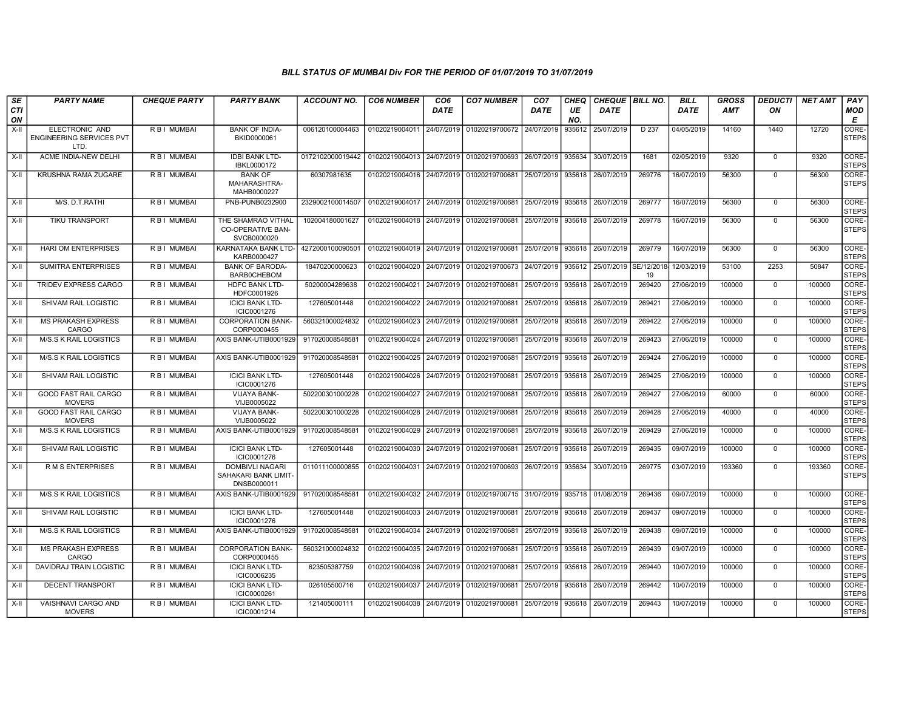### BILL STATUS OF MUMBAI Div FOR THE PERIOD OF 01/07/2019 TO 31/07/2019

| SECTION | PARTY NAME | CHEQUE PARTY | PARTY BANK | ACCOUNT NO. | CO6 NUMBER | CO6 DATE | CO7 NUMBER | CO7 DATE | CHEQUE NO. | CHEQUE DATE | BILL NO. | BILL DATE | GROSS AMT | DEDUCTION | NET AMT | PAY MODE |
|---|---|---|---|---|---|---|---|---|---|---|---|---|---|---|---|---|
| X-II | ELECTRONIC AND ENGINEERING SERVICES PVT LTD. | R B I MUMBAI | BANK OF INDIA-BKID0000061 | 006120100004463 | 01020219004011 | 24/07/2019 | 01020219700672 | 24/07/2019 | 935612 | 25/07/2019 | D 237 | 04/05/2019 | 14160 | 1440 | 12720 | CORE-STEPS |
| X-II | ACME INDIA-NEW DELHI | R B I MUMBAI | IDBI BANK LTD-IBKL0000172 | 0172102000019442 | 01020219004013 | 24/07/2019 | 01020219700693 | 26/07/2019 | 935634 | 30/07/2019 | 1681 | 02/05/2019 | 9320 | 0 | 9320 | CORE-STEPS |
| X-II | KRUSHNA RAMA ZUGARE | R B I MUMBAI | BANK OF MAHARASHTRA-MAHB0000227 | 60307981635 | 01020219004016 | 24/07/2019 | 01020219700681 | 25/07/2019 | 935618 | 26/07/2019 | 269776 | 16/07/2019 | 56300 | 0 | 56300 | CORE-STEPS |
| X-II | M/S. D.T.RATHI | R B I MUMBAI | PNB-PUNB0232900 | 2329002100014507 | 01020219004017 | 24/07/2019 | 01020219700681 | 25/07/2019 | 935618 | 26/07/2019 | 269777 | 16/07/2019 | 56300 | 0 | 56300 | CORE-STEPS |
| X-II | TIKU TRANSPORT | R B I MUMBAI | THE SHAMRAO VITHAL CO-OPERATIVE BAN-SVCB0000020 | 102004180001627 | 01020219004018 | 24/07/2019 | 01020219700681 | 25/07/2019 | 935618 | 26/07/2019 | 269778 | 16/07/2019 | 56300 | 0 | 56300 | CORE-STEPS |
| X-II | HARI OM ENTERPRISES | R B I MUMBAI | KARNATAKA BANK LTD-KARB0000427 | 4272000100090501 | 01020219004019 | 24/07/2019 | 01020219700681 | 25/07/2019 | 935618 | 26/07/2019 | 269779 | 16/07/2019 | 56300 | 0 | 56300 | CORE-STEPS |
| X-II | SUMITRA ENTERPRISES | R B I MUMBAI | BANK OF BARODA-BARB0CHEBOM | 18470200000623 | 01020219004020 | 24/07/2019 | 01020219700673 | 24/07/2019 | 935612 | 25/07/2019 | SE/12/2018-19 | 12/03/2019 | 53100 | 2253 | 50847 | CORE-STEPS |
| X-II | TRIDEV EXPRESS CARGO | R B I MUMBAI | HDFC BANK LTD-HDFC0001926 | 50200004289638 | 01020219004021 | 24/07/2019 | 01020219700681 | 25/07/2019 | 935618 | 26/07/2019 | 269420 | 27/06/2019 | 100000 | 0 | 100000 | CORE-STEPS |
| X-II | SHIVAM RAIL LOGISTIC | R B I MUMBAI | ICICI BANK LTD-ICIC0001276 | 127605001448 | 01020219004022 | 24/07/2019 | 01020219700681 | 25/07/2019 | 935618 | 26/07/2019 | 269421 | 27/06/2019 | 100000 | 0 | 100000 | CORE-STEPS |
| X-II | MS PRAKASH EXPRESS CARGO | R B I MUMBAI | CORPORATION BANK-CORP0000455 | 560321000024832 | 01020219004023 | 24/07/2019 | 01020219700681 | 25/07/2019 | 935618 | 26/07/2019 | 269422 | 27/06/2019 | 100000 | 0 | 100000 | CORE-STEPS |
| X-II | M/S.S K RAIL LOGISTICS | R B I MUMBAI | AXIS BANK-UTIB0001929 | 917020008548581 | 01020219004024 | 24/07/2019 | 01020219700681 | 25/07/2019 | 935618 | 26/07/2019 | 269423 | 27/06/2019 | 100000 | 0 | 100000 | CORE-STEPS |
| X-II | M/S.S K RAIL LOGISTICS | R B I MUMBAI | AXIS BANK-UTIB0001929 | 917020008548581 | 01020219004025 | 24/07/2019 | 01020219700681 | 25/07/2019 | 935618 | 26/07/2019 | 269424 | 27/06/2019 | 100000 | 0 | 100000 | CORE-STEPS |
| X-II | SHIVAM RAIL LOGISTIC | R B I MUMBAI | ICICI BANK LTD-ICIC0001276 | 127605001448 | 01020219004026 | 24/07/2019 | 01020219700681 | 25/07/2019 | 935618 | 26/07/2019 | 269425 | 27/06/2019 | 100000 | 0 | 100000 | CORE-STEPS |
| X-II | GOOD FAST RAIL CARGO MOVERS | R B I MUMBAI | VIJAYA BANK-VIJB0005022 | 502200301000228 | 01020219004027 | 24/07/2019 | 01020219700681 | 25/07/2019 | 935618 | 26/07/2019 | 269427 | 27/06/2019 | 60000 | 0 | 60000 | CORE-STEPS |
| X-II | GOOD FAST RAIL CARGO MOVERS | R B I MUMBAI | VIJAYA BANK-VIJB0005022 | 502200301000228 | 01020219004028 | 24/07/2019 | 01020219700681 | 25/07/2019 | 935618 | 26/07/2019 | 269428 | 27/06/2019 | 40000 | 0 | 40000 | CORE-STEPS |
| X-II | M/S.S K RAIL LOGISTICS | R B I MUMBAI | AXIS BANK-UTIB0001929 | 917020008548581 | 01020219004029 | 24/07/2019 | 01020219700681 | 25/07/2019 | 935618 | 26/07/2019 | 269429 | 27/06/2019 | 100000 | 0 | 100000 | CORE-STEPS |
| X-II | SHIVAM RAIL LOGISTIC | R B I MUMBAI | ICICI BANK LTD-ICIC0001276 | 127605001448 | 01020219004030 | 24/07/2019 | 01020219700681 | 25/07/2019 | 935618 | 26/07/2019 | 269435 | 09/07/2019 | 100000 | 0 | 100000 | CORE-STEPS |
| X-II | R M S ENTERPRISES | R B I MUMBAI | DOMBIVLI NAGARI SAHAKARI BANK LIMIT-DNSB0000011 | 011011100000855 | 01020219004031 | 24/07/2019 | 01020219700693 | 26/07/2019 | 935634 | 30/07/2019 | 269775 | 03/07/2019 | 193360 | 0 | 193360 | CORE-STEPS |
| X-II | M/S.S K RAIL LOGISTICS | R B I MUMBAI | AXIS BANK-UTIB0001929 | 917020008548581 | 01020219004032 | 24/07/2019 | 01020219700715 | 31/07/2019 | 935718 | 01/08/2019 | 269436 | 09/07/2019 | 100000 | 0 | 100000 | CORE-STEPS |
| X-II | SHIVAM RAIL LOGISTIC | R B I MUMBAI | ICICI BANK LTD-ICIC0001276 | 127605001448 | 01020219004033 | 24/07/2019 | 01020219700681 | 25/07/2019 | 935618 | 26/07/2019 | 269437 | 09/07/2019 | 100000 | 0 | 100000 | CORE-STEPS |
| X-II | M/S.S K RAIL LOGISTICS | R B I MUMBAI | AXIS BANK-UTIB0001929 | 917020008548581 | 01020219004034 | 24/07/2019 | 01020219700681 | 25/07/2019 | 935618 | 26/07/2019 | 269438 | 09/07/2019 | 100000 | 0 | 100000 | CORE-STEPS |
| X-II | MS PRAKASH EXPRESS CARGO | R B I MUMBAI | CORPORATION BANK-CORP0000455 | 560321000024832 | 01020219004035 | 24/07/2019 | 01020219700681 | 25/07/2019 | 935618 | 26/07/2019 | 269439 | 09/07/2019 | 100000 | 0 | 100000 | CORE-STEPS |
| X-II | DAVIDRAJ TRAIN LOGISTIC | R B I MUMBAI | ICICI BANK LTD-ICIC0006235 | 623505387759 | 01020219004036 | 24/07/2019 | 01020219700681 | 25/07/2019 | 935618 | 26/07/2019 | 269440 | 10/07/2019 | 100000 | 0 | 100000 | CORE-STEPS |
| X-II | DECENT TRANSPORT | R B I MUMBAI | ICICI BANK LTD-ICIC0000261 | 026105500716 | 01020219004037 | 24/07/2019 | 01020219700681 | 25/07/2019 | 935618 | 26/07/2019 | 269442 | 10/07/2019 | 100000 | 0 | 100000 | CORE-STEPS |
| X-II | VAISHNAVI CARGO AND MOVERS | R B I MUMBAI | ICICI BANK LTD-ICIC0001214 | 121405000111 | 01020219004038 | 24/07/2019 | 01020219700681 | 25/07/2019 | 935618 | 26/07/2019 | 269443 | 10/07/2019 | 100000 | 0 | 100000 | CORE-STEPS |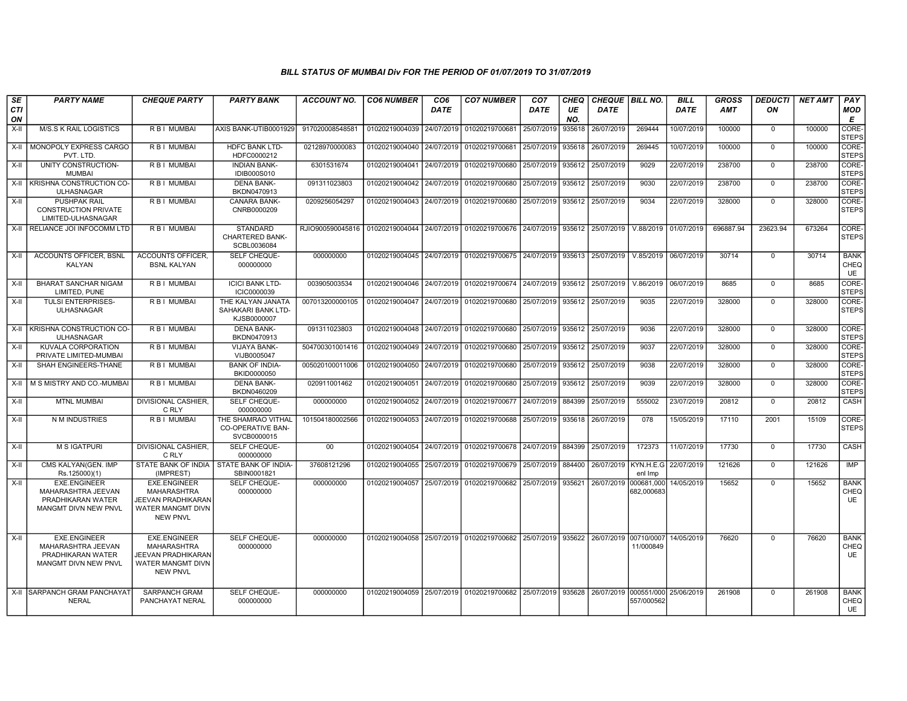### BILL STATUS OF MUMBAI Div FOR THE PERIOD OF 01/07/2019 TO 31/07/2019

| SECTION | PARTY NAME | CHEQUE PARTY | PARTY BANK | ACCOUNT NO. | CO6 NUMBER | CO6 DATE | CO7 NUMBER | CO7 DATE | CHEQUE NO. | CHEQUE DATE | BILL NO. | BILL DATE | GROSS AMT | DEDUCTION | NET AMT | PAY MODE |
|---|---|---|---|---|---|---|---|---|---|---|---|---|---|---|---|---|
| X-II | M/S.S K RAIL LOGISTICS | R B I MUMBAI | AXIS BANK-UTIB0001929 | 917020008548581 | 01020219004039 | 24/07/2019 | 01020219700681 | 25/07/2019 | 935618 | 26/07/2019 | 269444 | 10/07/2019 | 100000 | 0 | 100000 | CORE-STEPS |
| X-II | MONOPOLY EXPRESS CARGO PVT. LTD. | R B I MUMBAI | HDFC BANK LTD-HDFC0000212 | 02128970000083 | 01020219004040 | 24/07/2019 | 01020219700681 | 25/07/2019 | 935618 | 26/07/2019 | 269445 | 10/07/2019 | 100000 | 0 | 100000 | CORE-STEPS |
| X-II | UNITY CONSTRUCTION-MUMBAI | R B I MUMBAI | INDIAN BANK-IDIB000S010 | 6301531674 | 01020219004041 | 24/07/2019 | 01020219700680 | 25/07/2019 | 935612 | 25/07/2019 | 9029 | 22/07/2019 | 238700 | 0 | 238700 | CORE-STEPS |
| X-II | KRISHNA CONSTRUCTION CO-ULHASNAGAR | R B I MUMBAI | DENA BANK-BKDN0470913 | 091311023803 | 01020219004042 | 24/07/2019 | 01020219700680 | 25/07/2019 | 935612 | 25/07/2019 | 9030 | 22/07/2019 | 238700 | 0 | 238700 | CORE-STEPS |
| X-II | PUSHPAK RAIL CONSTRUCTION PRIVATE LIMITED-ULHASNAGAR | R B I MUMBAI | CANARA BANK-CNRB0000209 | 0209256054297 | 01020219004043 | 24/07/2019 | 01020219700680 | 25/07/2019 | 935612 | 25/07/2019 | 9034 | 22/07/2019 | 328000 | 0 | 328000 | CORE-STEPS |
| X-II | RELIANCE JOI INFOCOMM LTD | R B I MUMBAI | STANDARD CHARTERED BANK-SCBL0036084 | RJIO900590045816 | 01020219004044 | 24/07/2019 | 01020219700676 | 24/07/2019 | 935612 | 25/07/2019 | V.88/2019 | 01/07/2019 | 696887.94 | 23623.94 | 673264 | CORE-STEPS |
| X-II | ACCOUNTS OFFICER, BSNL KALYAN | ACCOUNTS OFFICER, BSNL KALYAN | SELF CHEQUE-000000000 | 000000000 | 01020219004045 | 24/07/2019 | 01020219700675 | 24/07/2019 | 935613 | 25/07/2019 | V.85/2019 | 06/07/2019 | 30714 | 0 | 30714 | BANK CHEQUE |
| X-II | BHARAT SANCHAR NIGAM LIMITED, PUNE | R B I MUMBAI | ICICI BANK LTD-ICIC0000039 | 003905003534 | 01020219004046 | 24/07/2019 | 01020219700674 | 24/07/2019 | 935612 | 25/07/2019 | V.86/2019 | 06/07/2019 | 8685 | 0 | 8685 | CORE-STEPS |
| X-II | TULSI ENTERPRISES-ULHASNAGAR | R B I MUMBAI | THE KALYAN JANATA SAHAKARI BANK LTD-KJSB0000007 | 007013200000105 | 01020219004047 | 24/07/2019 | 01020219700680 | 25/07/2019 | 935612 | 25/07/2019 | 9035 | 22/07/2019 | 328000 | 0 | 328000 | CORE-STEPS |
| X-II | KRISHNA CONSTRUCTION CO-ULHASNAGAR | R B I MUMBAI | DENA BANK-BKDN0470913 | 091311023803 | 01020219004048 | 24/07/2019 | 01020219700680 | 25/07/2019 | 935612 | 25/07/2019 | 9036 | 22/07/2019 | 328000 | 0 | 328000 | CORE-STEPS |
| X-II | KUVALA CORPORATION PRIVATE LIMITED-MUMBAI | R B I MUMBAI | VIJAYA BANK-VIJB0005047 | 504700301001416 | 01020219004049 | 24/07/2019 | 01020219700680 | 25/07/2019 | 935612 | 25/07/2019 | 9037 | 22/07/2019 | 328000 | 0 | 328000 | CORE-STEPS |
| X-II | SHAH ENGINEERS-THANE | R B I MUMBAI | BANK OF INDIA-BKID0000050 | 005020100011006 | 01020219004050 | 24/07/2019 | 01020219700680 | 25/07/2019 | 935612 | 25/07/2019 | 9038 | 22/07/2019 | 328000 | 0 | 328000 | CORE-STEPS |
| X-II | M S MISTRY AND CO.-MUMBAI | R B I MUMBAI | DENA BANK-BKDN0460209 | 020911001462 | 01020219004051 | 24/07/2019 | 01020219700680 | 25/07/2019 | 935612 | 25/07/2019 | 9039 | 22/07/2019 | 328000 | 0 | 328000 | CORE-STEPS |
| X-II | MTNL MUMBAI | DIVISIONAL CASHIER, C RLY | SELF CHEQUE-000000000 | 000000000 | 01020219004052 | 24/07/2019 | 01020219700677 | 24/07/2019 | 884399 | 25/07/2019 | 555002 | 23/07/2019 | 20812 | 0 | 20812 | CASH |
| X-II | N M INDUSTRIES | R B I MUMBAI | THE SHAMRAO VITHAL CO-OPERATIVE BAN-SVCB0000015 | 101504180002566 | 01020219004053 | 24/07/2019 | 01020219700688 | 25/07/2019 | 935618 | 26/07/2019 | 078 | 15/05/2019 | 17110 | 2001 | 15109 | CORE-STEPS |
| X-II | M S IGATPURI | DIVISIONAL CASHIER, C RLY | SELF CHEQUE-000000000 | 00 | 01020219004054 | 24/07/2019 | 01020219700678 | 24/07/2019 | 884399 | 25/07/2019 | 172373 | 11/07/2019 | 17730 | 0 | 17730 | CASH |
| X-II | CMS KALYAN(GEN. IMP Rs.125000)(1) | STATE BANK OF INDIA (IMPREST) | STATE BANK OF INDIA-SBIN0001821 | 37608121296 | 01020219004055 | 25/07/2019 | 01020219700679 | 25/07/2019 | 884400 | 26/07/2019 | KYN.H.E.G enl Imp | 22/07/2019 | 121626 | 0 | 121626 | IMP |
| X-II | EXE.ENGINEER MAHARASHTRA JEEVAN PRADHIKARAN WATER MANGMT DIVN NEW PNVL | EXE.ENGINEER MAHARASHTRA JEEVAN PRADHIKARAN WATER MANGMT DIVN NEW PNVL | SELF CHEQUE-000000000 | 000000000 | 01020219004057 | 25/07/2019 | 01020219700682 | 25/07/2019 | 935621 | 26/07/2019 | 000681,000682,000683 | 14/05/2019 | 15652 | 0 | 15652 | BANK CHEQUE |
| X-II | EXE.ENGINEER MAHARASHTRA JEEVAN PRADHIKARAN WATER MANGMT DIVN NEW PNVL | EXE.ENGINEER MAHARASHTRA JEEVAN PRADHIKARAN WATER MANGMT DIVN NEW PNVL | SELF CHEQUE-000000000 | 000000000 | 01020219004058 | 25/07/2019 | 01020219700682 | 25/07/2019 | 935622 | 26/07/2019 | 00710/000711/000849 | 14/05/2019 | 76620 | 0 | 76620 | BANK CHEQUE |
| X-II | SARPANCH GRAM PANCHAYAT NERAL | SARPANCH GRAM PANCHAYAT NERAL | SELF CHEQUE-000000000 | 000000000 | 01020219004059 | 25/07/2019 | 01020219700682 | 25/07/2019 | 935628 | 26/07/2019 | 000551/000557/000562 | 25/06/2019 | 261908 | 0 | 261908 | BANK CHEQUE |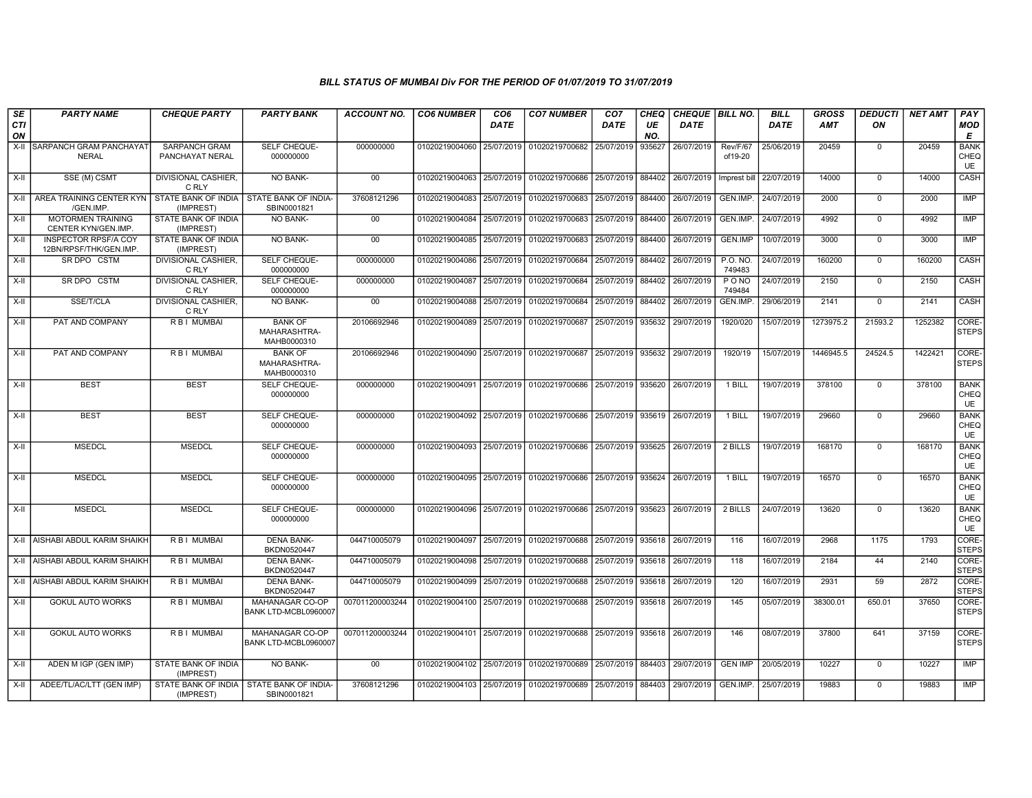### BILL STATUS OF MUMBAI Div FOR THE PERIOD OF 01/07/2019 TO 31/07/2019

| SECTION | PARTY NAME | CHEQUE PARTY | PARTY BANK | ACCOUNT NO. | CO6 NUMBER | CO6 DATE | CO7 NUMBER | CO7 DATE | CHEQUE NO. | CHEQUE DATE | BILL NO. | BILL DATE | GROSS AMT | DEDUCTION | NET AMT | PAY MODE |
|---|---|---|---|---|---|---|---|---|---|---|---|---|---|---|---|---|
| X-II | SARPANCH GRAM PANCHAYAT NERAL | SARPANCH GRAM PANCHAYAT NERAL | SELF CHEQUE-000000000 | 000000000 | 01020219004060 | 25/07/2019 | 01020219700682 | 25/07/2019 | 935627 | 26/07/2019 | Rev/F/67 of19-20 | 25/06/2019 | 20459 | 0 | 20459 | BANK CHEQUE |
| X-II | SSE (M) CSMT | DIVISIONAL CASHIER, C RLY | NO BANK- | 00 | 01020219004063 | 25/07/2019 | 01020219700686 | 25/07/2019 | 884402 | 26/07/2019 | Imprest bill | 22/07/2019 | 14000 | 0 | 14000 | CASH |
| X-II | AREA TRAINING CENTER KYN /GEN.IMP. | STATE BANK OF INDIA (IMPREST) | STATE BANK OF INDIA-SBIN0001821 | 37608121296 | 01020219004083 | 25/07/2019 | 01020219700683 | 25/07/2019 | 884400 | 26/07/2019 | GEN.IMP. | 24/07/2019 | 2000 | 0 | 2000 | IMP |
| X-II | MOTORMEN TRAINING CENTER KYN/GEN.IMP. | STATE BANK OF INDIA (IMPREST) | NO BANK- | 00 | 01020219004084 | 25/07/2019 | 01020219700683 | 25/07/2019 | 884400 | 26/07/2019 | GEN.IMP. | 24/07/2019 | 4992 | 0 | 4992 | IMP |
| X-II | INSPECTOR RPSF/A COY 12BN/RPSF/THK/GEN.IMP. | STATE BANK OF INDIA (IMPREST) | NO BANK- | 00 | 01020219004085 | 25/07/2019 | 01020219700683 | 25/07/2019 | 884400 | 26/07/2019 | GEN.IMP | 10/07/2019 | 3000 | 0 | 3000 | IMP |
| X-II | SR DPO CSTM | DIVISIONAL CASHIER, C RLY | SELF CHEQUE-000000000 | 000000000 | 01020219004086 | 25/07/2019 | 01020219700684 | 25/07/2019 | 884402 | 26/07/2019 | P.O. NO. 749483 | 24/07/2019 | 160200 | 0 | 160200 | CASH |
| X-II | SR DPO CSTM | DIVISIONAL CASHIER, C RLY | SELF CHEQUE-000000000 | 000000000 | 01020219004087 | 25/07/2019 | 01020219700684 | 25/07/2019 | 884402 | 26/07/2019 | P O NO 749484 | 24/07/2019 | 2150 | 0 | 2150 | CASH |
| X-II | SSE/T/CLA | DIVISIONAL CASHIER, C RLY | NO BANK- | 00 | 01020219004088 | 25/07/2019 | 01020219700684 | 25/07/2019 | 884402 | 26/07/2019 | GEN.IMP. | 29/06/2019 | 2141 | 0 | 2141 | CASH |
| X-II | PAT AND COMPANY | R B I MUMBAI | BANK OF MAHARASHTRA-MAHB0000310 | 20106692946 | 01020219004089 | 25/07/2019 | 01020219700687 | 25/07/2019 | 935632 | 29/07/2019 | 1920/020 | 15/07/2019 | 1273975.2 | 21593.2 | 1252382 | CORE-STEPS |
| X-II | PAT AND COMPANY | R B I MUMBAI | BANK OF MAHARASHTRA-MAHB0000310 | 20106692946 | 01020219004090 | 25/07/2019 | 01020219700687 | 25/07/2019 | 935632 | 29/07/2019 | 1920/19 | 15/07/2019 | 1446945.5 | 24524.5 | 1422421 | CORE-STEPS |
| X-II | BEST | BEST | SELF CHEQUE-000000000 | 000000000 | 01020219004091 | 25/07/2019 | 01020219700686 | 25/07/2019 | 935620 | 26/07/2019 | 1 BILL | 19/07/2019 | 378100 | 0 | 378100 | BANK CHEQUE |
| X-II | BEST | BEST | SELF CHEQUE-000000000 | 000000000 | 01020219004092 | 25/07/2019 | 01020219700686 | 25/07/2019 | 935619 | 26/07/2019 | 1 BILL | 19/07/2019 | 29660 | 0 | 29660 | BANK CHEQUE |
| X-II | MSEDCL | MSEDCL | SELF CHEQUE-000000000 | 000000000 | 01020219004093 | 25/07/2019 | 01020219700686 | 25/07/2019 | 935625 | 26/07/2019 | 2 BILLS | 19/07/2019 | 168170 | 0 | 168170 | BANK CHEQUE |
| X-II | MSEDCL | MSEDCL | SELF CHEQUE-000000000 | 000000000 | 01020219004095 | 25/07/2019 | 01020219700686 | 25/07/2019 | 935624 | 26/07/2019 | 1 BILL | 19/07/2019 | 16570 | 0 | 16570 | BANK CHEQUE |
| X-II | MSEDCL | MSEDCL | SELF CHEQUE-000000000 | 000000000 | 01020219004096 | 25/07/2019 | 01020219700686 | 25/07/2019 | 935623 | 26/07/2019 | 2 BILLS | 24/07/2019 | 13620 | 0 | 13620 | BANK CHEQUE |
| X-II | AISHABI ABDUL KARIM SHAIKH | R B I MUMBAI | DENA BANK-BKDN0520447 | 044710005079 | 01020219004097 | 25/07/2019 | 01020219700688 | 25/07/2019 | 935618 | 26/07/2019 | 116 | 16/07/2019 | 2968 | 1175 | 1793 | CORE-STEPS |
| X-II | AISHABI ABDUL KARIM SHAIKH | R B I MUMBAI | DENA BANK-BKDN0520447 | 044710005079 | 01020219004098 | 25/07/2019 | 01020219700688 | 25/07/2019 | 935618 | 26/07/2019 | 118 | 16/07/2019 | 2184 | 44 | 2140 | CORE-STEPS |
| X-II | AISHABI ABDUL KARIM SHAIKH | R B I MUMBAI | DENA BANK-BKDN0520447 | 044710005079 | 01020219004099 | 25/07/2019 | 01020219700688 | 25/07/2019 | 935618 | 26/07/2019 | 120 | 16/07/2019 | 2931 | 59 | 2872 | CORE-STEPS |
| X-II | GOKUL AUTO WORKS | R B I MUMBAI | MAHANAGAR CO-OP BANK LTD-MCBL0960007 | 007011200003244 | 01020219004100 | 25/07/2019 | 01020219700688 | 25/07/2019 | 935618 | 26/07/2019 | 145 | 05/07/2019 | 38300.01 | 650.01 | 37650 | CORE-STEPS |
| X-II | GOKUL AUTO WORKS | R B I MUMBAI | MAHANAGAR CO-OP BANK LTD-MCBL0960007 | 007011200003244 | 01020219004101 | 25/07/2019 | 01020219700688 | 25/07/2019 | 935618 | 26/07/2019 | 146 | 08/07/2019 | 37800 | 641 | 37159 | CORE-STEPS |
| X-II | ADEN M IGP (GEN IMP) | STATE BANK OF INDIA (IMPREST) | NO BANK- | 00 | 01020219004102 | 25/07/2019 | 01020219700689 | 25/07/2019 | 884403 | 29/07/2019 | GEN IMP | 20/05/2019 | 10227 | 0 | 10227 | IMP |
| X-II | ADEE/TL/AC/LTT (GEN IMP) | STATE BANK OF INDIA (IMPREST) | STATE BANK OF INDIA-SBIN0001821 | 37608121296 | 01020219004103 | 25/07/2019 | 01020219700689 | 25/07/2019 | 884403 | 29/07/2019 | GEN.IMP. | 25/07/2019 | 19883 | 0 | 19883 | IMP |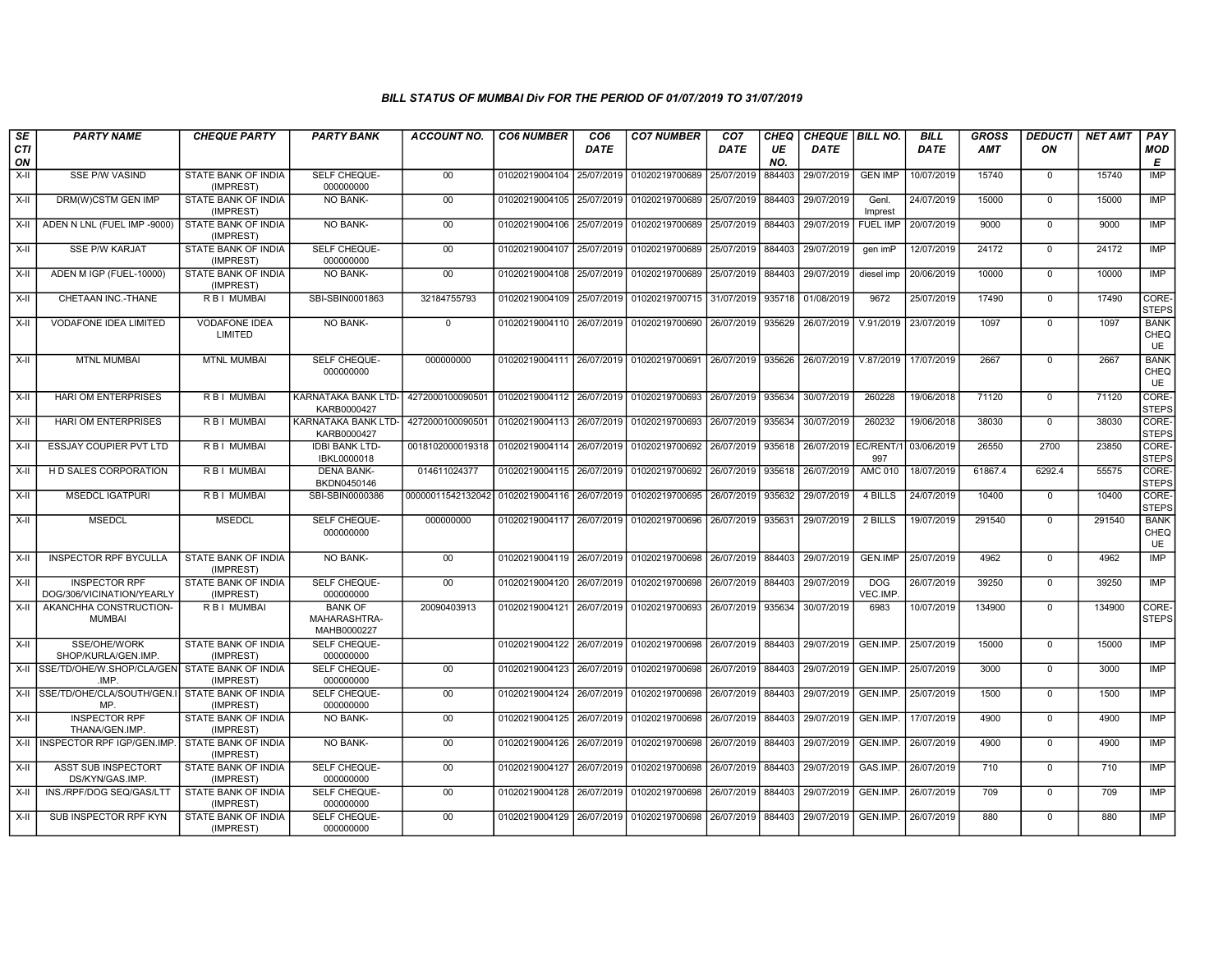### BILL STATUS OF MUMBAI Div FOR THE PERIOD OF 01/07/2019 TO 31/07/2019

| SECTION | PARTY NAME | CHEQUE PARTY | PARTY BANK | ACCOUNT NO. | CO6 NUMBER | CO6 DATE | CO7 NUMBER | CO7 DATE | CHEQUE NO. | CHEQUE DATE | BILL NO. | BILL DATE | GROSS AMT | DEDUCTION | NET AMT | PAY MODE |
|---|---|---|---|---|---|---|---|---|---|---|---|---|---|---|---|---|
| X-II | SSE P/W VASIND | STATE BANK OF INDIA (IMPREST) | SELF CHEQUE-000000000 | 00 | 01020219004104 | 25/07/2019 | 01020219700689 | 25/07/2019 | 884403 | 29/07/2019 | GEN IMP | 10/07/2019 | 15740 | 0 | 15740 | IMP |
| X-II | DRM(W)CSTM GEN IMP | STATE BANK OF INDIA (IMPREST) | NO BANK- | 00 | 01020219004105 | 25/07/2019 | 01020219700689 | 25/07/2019 | 884403 | 29/07/2019 | Genl. Imprest | 24/07/2019 | 15000 | 0 | 15000 | IMP |
| X-II | ADEN N LNL (FUEL IMP -9000) | STATE BANK OF INDIA (IMPREST) | NO BANK- | 00 | 01020219004106 | 25/07/2019 | 01020219700689 | 25/07/2019 | 884403 | 29/07/2019 | FUEL IMP | 20/07/2019 | 9000 | 0 | 9000 | IMP |
| X-II | SSE P/W KARJAT | STATE BANK OF INDIA (IMPREST) | SELF CHEQUE-000000000 | 00 | 01020219004107 | 25/07/2019 | 01020219700689 | 25/07/2019 | 884403 | 29/07/2019 | gen imP | 12/07/2019 | 24172 | 0 | 24172 | IMP |
| X-II | ADEN M IGP (FUEL-10000) | STATE BANK OF INDIA (IMPREST) | NO BANK- | 00 | 01020219004108 | 25/07/2019 | 01020219700689 | 25/07/2019 | 884403 | 29/07/2019 | diesel imp | 20/06/2019 | 10000 | 0 | 10000 | IMP |
| X-II | CHETAAN INC.-THANE | R B I MUMBAI | SBI-SBIN0001863 | 32184755793 | 01020219004109 | 25/07/2019 | 01020219700715 | 31/07/2019 | 935718 | 01/08/2019 | 9672 | 25/07/2019 | 17490 | 0 | 17490 | CORE-STEPS |
| X-II | VODAFONE IDEA LIMITED | VODAFONE IDEA LIMITED | NO BANK- | 0 | 01020219004110 | 26/07/2019 | 01020219700690 | 26/07/2019 | 935629 | 26/07/2019 | V.91/2019 | 23/07/2019 | 1097 | 0 | 1097 | BANK CHEQUE |
| X-II | MTNL MUMBAI | MTNL MUMBAI | SELF CHEQUE-000000000 | 000000000 | 01020219004111 | 26/07/2019 | 01020219700691 | 26/07/2019 | 935626 | 26/07/2019 | V.87/2019 | 17/07/2019 | 2667 | 0 | 2667 | BANK CHEQUE |
| X-II | HARI OM ENTERPRISES | R B I MUMBAI | KARNATAKA BANK LTD-KARB0000427 | 4272000100090501 | 01020219004112 | 26/07/2019 | 01020219700693 | 26/07/2019 | 935634 | 30/07/2019 | 260228 | 19/06/2018 | 71120 | 0 | 71120 | CORE-STEPS |
| X-II | HARI OM ENTERPRISES | R B I MUMBAI | KARNATAKA BANK LTD-KARB0000427 | 4272000100090501 | 01020219004113 | 26/07/2019 | 01020219700693 | 26/07/2019 | 935634 | 30/07/2019 | 260232 | 19/06/2018 | 38030 | 0 | 38030 | CORE-STEPS |
| X-II | ESSJAY COUPIER PVT LTD | R B I MUMBAI | IDBI BANK LTD-IBKL0000018 | 0018102000019318 | 01020219004114 | 26/07/2019 | 01020219700692 | 26/07/2019 | 935618 | 26/07/2019 | EC/RENT/1997 | 03/06/2019 | 26550 | 2700 | 23850 | CORE-STEPS |
| X-II | H D SALES CORPORATION | R B I MUMBAI | DENA BANK-BKDN0450146 | 014611024377 | 01020219004115 | 26/07/2019 | 01020219700692 | 26/07/2019 | 935618 | 26/07/2019 | AMC 010 | 18/07/2019 | 61867.4 | 6292.4 | 55575 | CORE-STEPS |
| X-II | MSEDCL IGATPURI | R B I MUMBAI | SBI-SBIN0000386 | 00000011542132042 | 01020219004116 | 26/07/2019 | 01020219700695 | 26/07/2019 | 935632 | 29/07/2019 | 4 BILLS | 24/07/2019 | 10400 | 0 | 10400 | CORE-STEPS |
| X-II | MSEDCL | MSEDCL | SELF CHEQUE-000000000 | 000000000 | 01020219004117 | 26/07/2019 | 01020219700696 | 26/07/2019 | 935631 | 29/07/2019 | 2 BILLS | 19/07/2019 | 291540 | 0 | 291540 | BANK CHEQUE |
| X-II | INSPECTOR RPF BYCULLA | STATE BANK OF INDIA (IMPREST) | NO BANK- | 00 | 01020219004119 | 26/07/2019 | 01020219700698 | 26/07/2019 | 884403 | 29/07/2019 | GEN.IMP | 25/07/2019 | 4962 | 0 | 4962 | IMP |
| X-II | INSPECTOR RPF DOG/306/VICINATION/YEARLY | STATE BANK OF INDIA (IMPREST) | SELF CHEQUE-000000000 | 00 | 01020219004120 | 26/07/2019 | 01020219700698 | 26/07/2019 | 884403 | 29/07/2019 | DOG VEC.IMP. | 26/07/2019 | 39250 | 0 | 39250 | IMP |
| X-II | AKANCHHA CONSTRUCTION-MUMBAI | R B I MUMBAI | BANK OF MAHARASHTRA-MAHB0000227 | 20090403913 | 01020219004121 | 26/07/2019 | 01020219700693 | 26/07/2019 | 935634 | 30/07/2019 | 6983 | 10/07/2019 | 134900 | 0 | 134900 | CORE-STEPS |
| X-II | SSE/OHE/WORK SHOP/KURLA/GEN.IMP. | STATE BANK OF INDIA (IMPREST) | SELF CHEQUE-000000000 | | 01020219004122 | 26/07/2019 | 01020219700698 | 26/07/2019 | 884403 | 29/07/2019 | GEN.IMP. | 25/07/2019 | 15000 | 0 | 15000 | IMP |
| X-II | SSE/TD/OHE/W.SHOP/CLA/GEN.IMP. | STATE BANK OF INDIA (IMPREST) | SELF CHEQUE-000000000 | 00 | 01020219004123 | 26/07/2019 | 01020219700698 | 26/07/2019 | 884403 | 29/07/2019 | GEN.IMP. | 25/07/2019 | 3000 | 0 | 3000 | IMP |
| X-II | SSE/TD/OHE/CLA/SOUTH/GEN.IMP. | STATE BANK OF INDIA (IMPREST) | SELF CHEQUE-000000000 | 00 | 01020219004124 | 26/07/2019 | 01020219700698 | 26/07/2019 | 884403 | 29/07/2019 | GEN.IMP. | 25/07/2019 | 1500 | 0 | 1500 | IMP |
| X-II | INSPECTOR RPF THANA/GEN.IMP. | STATE BANK OF INDIA (IMPREST) | NO BANK- | 00 | 01020219004125 | 26/07/2019 | 01020219700698 | 26/07/2019 | 884403 | 29/07/2019 | GEN.IMP. | 17/07/2019 | 4900 | 0 | 4900 | IMP |
| X-II | INSPECTOR RPF IGP/GEN.IMP. | STATE BANK OF INDIA (IMPREST) | NO BANK- | 00 | 01020219004126 | 26/07/2019 | 01020219700698 | 26/07/2019 | 884403 | 29/07/2019 | GEN.IMP. | 26/07/2019 | 4900 | 0 | 4900 | IMP |
| X-II | ASST SUB INSPECTORT DS/KYN/GAS.IMP. | STATE BANK OF INDIA (IMPREST) | SELF CHEQUE-000000000 | 00 | 01020219004127 | 26/07/2019 | 01020219700698 | 26/07/2019 | 884403 | 29/07/2019 | GAS.IMP. | 26/07/2019 | 710 | 0 | 710 | IMP |
| X-II | INS./RPF/DOG SEQ/GAS/LTT | STATE BANK OF INDIA (IMPREST) | SELF CHEQUE-000000000 | 00 | 01020219004128 | 26/07/2019 | 01020219700698 | 26/07/2019 | 884403 | 29/07/2019 | GEN.IMP. | 26/07/2019 | 709 | 0 | 709 | IMP |
| X-II | SUB INSPECTOR RPF KYN | STATE BANK OF INDIA (IMPREST) | SELF CHEQUE-000000000 | 00 | 01020219004129 | 26/07/2019 | 01020219700698 | 26/07/2019 | 884403 | 29/07/2019 | GEN.IMP. | 26/07/2019 | 880 | 0 | 880 | IMP |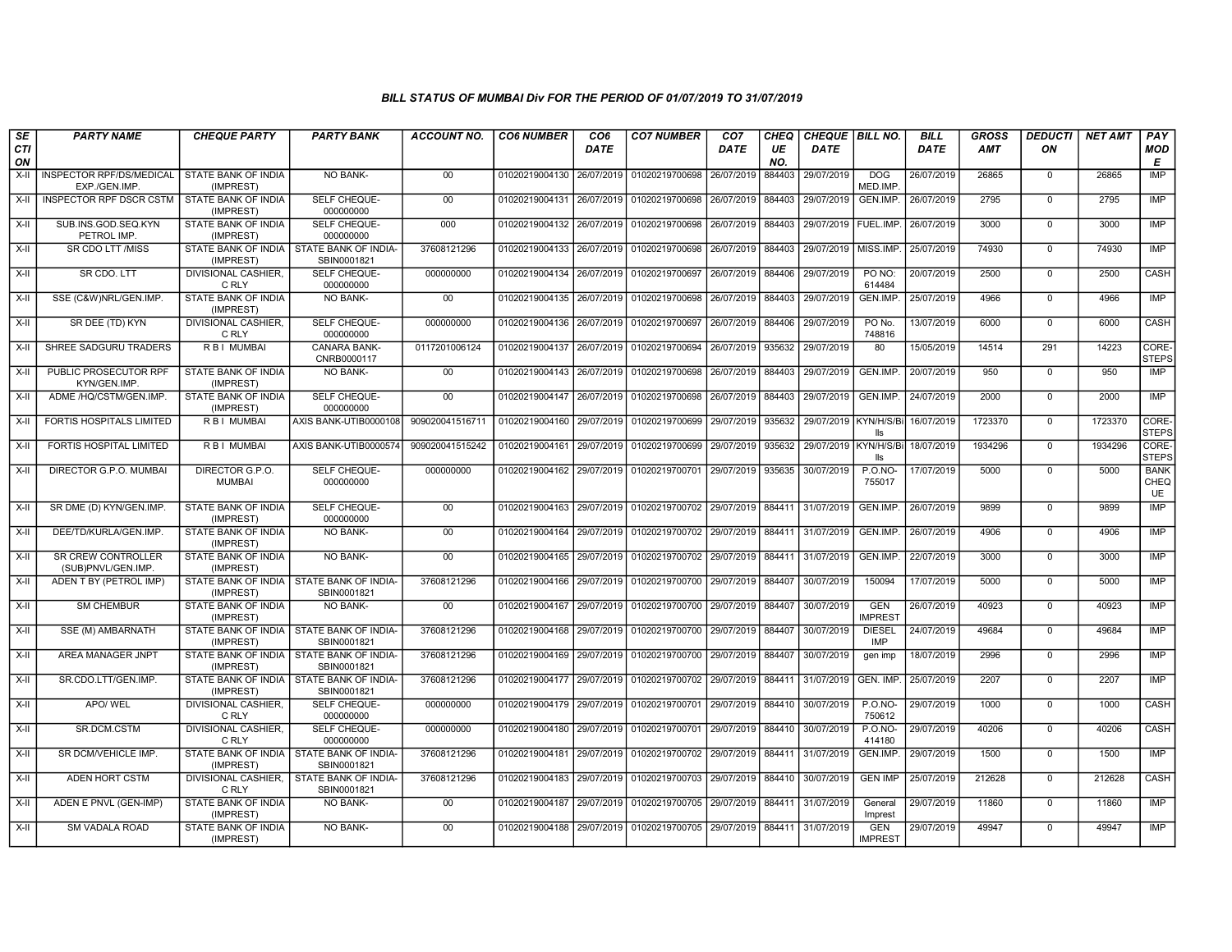### BILL STATUS OF MUMBAI Div FOR THE PERIOD OF 01/07/2019 TO 31/07/2019

| SECTION | PARTY NAME | CHEQUE PARTY | PARTY BANK | ACCOUNT NO. | CO6 NUMBER | CO6 DATE | CO7 NUMBER | CO7 DATE | CHEQUE NO. | CHEQUE DATE | BILL NO. | BILL DATE | GROSS AMT | DEDUCTION | NET AMT | PAY MODE |
|---|---|---|---|---|---|---|---|---|---|---|---|---|---|---|---|---|
| X-II | INSPECTOR RPF/DS/MEDICAL EXP./GEN.IMP. | STATE BANK OF INDIA (IMPREST) | NO BANK- | 00 | 01020219004130 | 26/07/2019 | 01020219700698 | 26/07/2019 | 884403 | 29/07/2019 | DOG MED.IMP. | 26/07/2019 | 26865 | 0 | 26865 | IMP |
| X-II | INSPECTOR RPF DSCR CSTM | STATE BANK OF INDIA (IMPREST) | SELF CHEQUE-000000000 | 00 | 01020219004131 | 26/07/2019 | 01020219700698 | 26/07/2019 | 884403 | 29/07/2019 | GEN.IMP. | 26/07/2019 | 2795 | 0 | 2795 | IMP |
| X-II | SUB.INS.GOD.SEQ.KYN PETROL IMP. | STATE BANK OF INDIA (IMPREST) | SELF CHEQUE-000000000 | 000 | 01020219004132 | 26/07/2019 | 01020219700698 | 26/07/2019 | 884403 | 29/07/2019 | FUEL.IMP. | 26/07/2019 | 3000 | 0 | 3000 | IMP |
| X-II | SR CDO LTT /MISS | STATE BANK OF INDIA (IMPREST) | STATE BANK OF INDIA-SBIN0001821 | 37608121296 | 01020219004133 | 26/07/2019 | 01020219700698 | 26/07/2019 | 884403 | 29/07/2019 | MISS.IMP. | 25/07/2019 | 74930 | 0 | 74930 | IMP |
| X-II | SR CDO. LTT | DIVISIONAL CASHIER, C RLY | SELF CHEQUE-000000000 | 000000000 | 01020219004134 | 26/07/2019 | 01020219700697 | 26/07/2019 | 884406 | 29/07/2019 | PO NO: 614484 | 20/07/2019 | 2500 | 0 | 2500 | CASH |
| X-II | SSE (C&W)NRL/GEN.IMP. | STATE BANK OF INDIA (IMPREST) | NO BANK- | 00 | 01020219004135 | 26/07/2019 | 01020219700698 | 26/07/2019 | 884403 | 29/07/2019 | GEN.IMP. | 25/07/2019 | 4966 | 0 | 4966 | IMP |
| X-II | SR DEE (TD) KYN | DIVISIONAL CASHIER, C RLY | SELF CHEQUE-000000000 | 000000000 | 01020219004136 | 26/07/2019 | 01020219700697 | 26/07/2019 | 884406 | 29/07/2019 | PO No. 748816 | 13/07/2019 | 6000 | 0 | 6000 | CASH |
| X-II | SHREE SADGURU TRADERS | R B I MUMBAI | CANARA BANK-CNRB0000117 | 0117201006124 | 01020219004137 | 26/07/2019 | 01020219700694 | 26/07/2019 | 935632 | 29/07/2019 | 80 | 15/05/2019 | 14514 | 291 | 14223 | CORE-STEPS |
| X-II | PUBLIC PROSECUTOR RPF KYN/GEN.IMP. | STATE BANK OF INDIA (IMPREST) | NO BANK- | 00 | 01020219004143 | 26/07/2019 | 01020219700698 | 26/07/2019 | 884403 | 29/07/2019 | GEN.IMP. | 20/07/2019 | 950 | 0 | 950 | IMP |
| X-II | ADME /HQ/CSTM/GEN.IMP. | STATE BANK OF INDIA (IMPREST) | SELF CHEQUE-000000000 | 00 | 01020219004147 | 26/07/2019 | 01020219700698 | 26/07/2019 | 884403 | 29/07/2019 | GEN.IMP. | 24/07/2019 | 2000 | 0 | 2000 | IMP |
| X-II | FORTIS HOSPITALS LIMITED | R B I MUMBAI | AXIS BANK-UTIB0000108 | 909020041516711 | 01020219004160 | 29/07/2019 | 01020219700699 | 29/07/2019 | 935632 | 29/07/2019 | KYN/H/S/Bills | 16/07/2019 | 1723370 | 0 | 1723370 | CORE-STEPS |
| X-II | FORTIS HOSPITAL LIMITED | R B I MUMBAI | AXIS BANK-UTIB0000574 | 909020041515242 | 01020219004161 | 29/07/2019 | 01020219700699 | 29/07/2019 | 935632 | 29/07/2019 | KYN/H/S/Bills | 18/07/2019 | 1934296 | 0 | 1934296 | CORE-STEPS |
| X-II | DIRECTOR G.P.O. MUMBAI | DIRECTOR G.P.O. MUMBAI | SELF CHEQUE-000000000 | 000000000 | 01020219004162 | 29/07/2019 | 01020219700701 | 29/07/2019 | 935635 | 30/07/2019 | P.O.NO-755017 | 17/07/2019 | 5000 | 0 | 5000 | BANK CHEQUE |
| X-II | SR DME (D) KYN/GEN.IMP. | STATE BANK OF INDIA (IMPREST) | SELF CHEQUE-000000000 | 00 | 01020219004163 | 29/07/2019 | 01020219700702 | 29/07/2019 | 884411 | 31/07/2019 | GEN.IMP. | 26/07/2019 | 9899 | 0 | 9899 | IMP |
| X-II | DEE/TD/KURLA/GEN.IMP. | STATE BANK OF INDIA (IMPREST) | NO BANK- | 00 | 01020219004164 | 29/07/2019 | 01020219700702 | 29/07/2019 | 884411 | 31/07/2019 | GEN.IMP. | 26/07/2019 | 4906 | 0 | 4906 | IMP |
| X-II | SR CREW CONTROLLER (SUB)PNVL/GEN.IMP. | STATE BANK OF INDIA (IMPREST) | NO BANK- | 00 | 01020219004165 | 29/07/2019 | 01020219700702 | 29/07/2019 | 884411 | 31/07/2019 | GEN.IMP. | 22/07/2019 | 3000 | 0 | 3000 | IMP |
| X-II | ADEN T BY (PETROL IMP) | STATE BANK OF INDIA (IMPREST) | STATE BANK OF INDIA-SBIN0001821 | 37608121296 | 01020219004166 | 29/07/2019 | 01020219700700 | 29/07/2019 | 884407 | 30/07/2019 | 150094 | 17/07/2019 | 5000 | 0 | 5000 | IMP |
| X-II | SM CHEMBUR | STATE BANK OF INDIA (IMPREST) | NO BANK- | 00 | 01020219004167 | 29/07/2019 | 01020219700700 | 29/07/2019 | 884407 | 30/07/2019 | GEN IMPREST | 26/07/2019 | 40923 | 0 | 40923 | IMP |
| X-II | SSE (M) AMBARNATH | STATE BANK OF INDIA (IMPREST) | STATE BANK OF INDIA-SBIN0001821 | 37608121296 | 01020219004168 | 29/07/2019 | 01020219700700 | 29/07/2019 | 884407 | 30/07/2019 | DIESEL IMP | 24/07/2019 | 49684 | 0 | 49684 | IMP |
| X-II | AREA MANAGER JNPT | STATE BANK OF INDIA (IMPREST) | STATE BANK OF INDIA-SBIN0001821 | 37608121296 | 01020219004169 | 29/07/2019 | 01020219700700 | 29/07/2019 | 884407 | 30/07/2019 | gen imp | 18/07/2019 | 2996 | 0 | 2996 | IMP |
| X-II | SR.CDO.LTT/GEN.IMP. | STATE BANK OF INDIA (IMPREST) | STATE BANK OF INDIA-SBIN0001821 | 37608121296 | 01020219004177 | 29/07/2019 | 01020219700702 | 29/07/2019 | 884411 | 31/07/2019 | GEN. IMP. | 25/07/2019 | 2207 | 0 | 2207 | IMP |
| X-II | APO/ WEL | DIVISIONAL CASHIER, C RLY | SELF CHEQUE-000000000 | 000000000 | 01020219004179 | 29/07/2019 | 01020219700701 | 29/07/2019 | 884410 | 30/07/2019 | P.O.NO-750612 | 29/07/2019 | 1000 | 0 | 1000 | CASH |
| X-II | SR.DCM.CSTM | DIVISIONAL CASHIER, C RLY | SELF CHEQUE-000000000 | 000000000 | 01020219004180 | 29/07/2019 | 01020219700701 | 29/07/2019 | 884410 | 30/07/2019 | P.O.NO-414180 | 29/07/2019 | 40206 | 0 | 40206 | CASH |
| X-II | SR DCM/VEHICLE IMP. | STATE BANK OF INDIA (IMPREST) | STATE BANK OF INDIA-SBIN0001821 | 37608121296 | 01020219004181 | 29/07/2019 | 01020219700702 | 29/07/2019 | 884411 | 31/07/2019 | GEN.IMP. | 29/07/2019 | 1500 | 0 | 1500 | IMP |
| X-II | ADEN HORT CSTM | DIVISIONAL CASHIER, C RLY | STATE BANK OF INDIA-SBIN0001821 | 37608121296 | 01020219004183 | 29/07/2019 | 01020219700703 | 29/07/2019 | 884410 | 30/07/2019 | GEN IMP | 25/07/2019 | 212628 | 0 | 212628 | CASH |
| X-II | ADEN E PNVL (GEN-IMP) | STATE BANK OF INDIA (IMPREST) | NO BANK- | 00 | 01020219004187 | 29/07/2019 | 01020219700705 | 29/07/2019 | 884411 | 31/07/2019 | General Imprest | 29/07/2019 | 11860 | 0 | 11860 | IMP |
| X-II | SM VADALA ROAD | STATE BANK OF INDIA (IMPREST) | NO BANK- | 00 | 01020219004188 | 29/07/2019 | 01020219700705 | 29/07/2019 | 884411 | 31/07/2019 | GEN IMPREST | 29/07/2019 | 49947 | 0 | 49947 | IMP |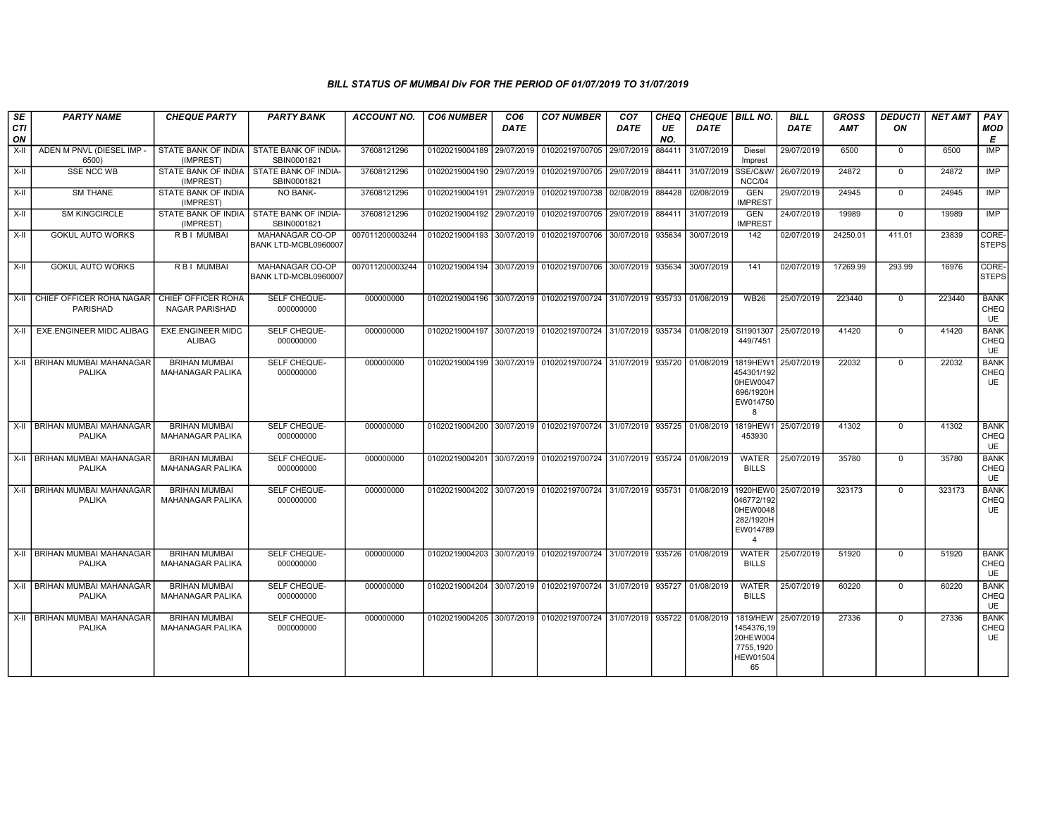### BILL STATUS OF MUMBAI Div FOR THE PERIOD OF 01/07/2019 TO 31/07/2019

| SECTION | PARTY NAME | CHEQUE PARTY | PARTY BANK | ACCOUNT NO. | CO6 NUMBER | CO6 DATE | CO7 NUMBER | CO7 DATE | CHEQUE NO. | CHEQUE DATE | BILL NO. | BILL DATE | GROSS AMT | DEDUCTION | NET AMT | PAY MODE |
|---|---|---|---|---|---|---|---|---|---|---|---|---|---|---|---|---|
| X-II | ADEN M PNVL (DIESEL IMP - 6500) | STATE BANK OF INDIA (IMPREST) | STATE BANK OF INDIA-SBIN0001821 | 37608121296 | 01020219004189 | 29/07/2019 | 01020219700705 | 29/07/2019 | 884411 | 31/07/2019 | Diesel Imprest | 29/07/2019 | 6500 | 0 | 6500 | IMP |
| X-II | SSE NCC WB | STATE BANK OF INDIA (IMPREST) | STATE BANK OF INDIA-SBIN0001821 | 37608121296 | 01020219004190 | 29/07/2019 | 01020219700705 | 29/07/2019 | 884411 | 31/07/2019 | SSE/C&W/NCC/04 | 26/07/2019 | 24872 | 0 | 24872 | IMP |
| X-II | SM THANE | STATE BANK OF INDIA (IMPREST) | NO BANK- | 37608121296 | 01020219004191 | 29/07/2019 | 01020219700738 | 02/08/2019 | 884428 | 02/08/2019 | GEN IMPREST | 29/07/2019 | 24945 | 0 | 24945 | IMP |
| X-II | SM KINGCIRCLE | STATE BANK OF INDIA (IMPREST) | STATE BANK OF INDIA-SBIN0001821 | 37608121296 | 01020219004192 | 29/07/2019 | 01020219700705 | 29/07/2019 | 884411 | 31/07/2019 | GEN IMPREST | 24/07/2019 | 19989 | 0 | 19989 | IMP |
| X-II | GOKUL AUTO WORKS | R B I MUMBAI | MAHANAGAR CO-OP BANK LTD-MCBL0960007 | 007011200003244 | 01020219004193 | 30/07/2019 | 01020219700706 | 30/07/2019 | 935634 | 30/07/2019 | 142 | 02/07/2019 | 24250.01 | 411.01 | 23839 | CORE-STEPS |
| X-II | GOKUL AUTO WORKS | R B I MUMBAI | MAHANAGAR CO-OP BANK LTD-MCBL0960007 | 007011200003244 | 01020219004194 | 30/07/2019 | 01020219700706 | 30/07/2019 | 935634 | 30/07/2019 | 141 | 02/07/2019 | 17269.99 | 293.99 | 16976 | CORE-STEPS |
| X-II | CHIEF OFFICER ROHA NAGAR PARISHAD | CHIEF OFFICER ROHA NAGAR PARISHAD | SELF CHEQUE-000000000 | 000000000 | 01020219004196 | 30/07/2019 | 01020219700724 | 31/07/2019 | 935733 | 01/08/2019 | WB26 | 25/07/2019 | 223440 | 0 | 223440 | BANK CHEQUE |
| X-II | EXE.ENGINEER MIDC ALIBAG | EXE.ENGINEER MIDC ALIBAG | SELF CHEQUE-000000000 | 000000000 | 01020219004197 | 30/07/2019 | 01020219700724 | 31/07/2019 | 935734 | 01/08/2019 | SI1901307449/7451 | 25/07/2019 | 41420 | 0 | 41420 | BANK CHEQUE |
| X-II | BRIHAN MUMBAI MAHANAGAR PALIKA | BRIHAN MUMBAI MAHANAGAR PALIKA | SELF CHEQUE-000000000 | 000000000 | 01020219004199 | 30/07/2019 | 01020219700724 | 31/07/2019 | 935720 | 01/08/2019 | 1819HEW1454301/1920HEW0047696/1920HEW0147508 | 25/07/2019 | 22032 | 0 | 22032 | BANK CHEQUE |
| X-II | BRIHAN MUMBAI MAHANAGAR PALIKA | BRIHAN MUMBAI MAHANAGAR PALIKA | SELF CHEQUE-000000000 | 000000000 | 01020219004200 | 30/07/2019 | 01020219700724 | 31/07/2019 | 935725 | 01/08/2019 | 1819HEW1453930 | 25/07/2019 | 41302 | 0 | 41302 | BANK CHEQUE |
| X-II | BRIHAN MUMBAI MAHANAGAR PALIKA | BRIHAN MUMBAI MAHANAGAR PALIKA | SELF CHEQUE-000000000 | 000000000 | 01020219004201 | 30/07/2019 | 01020219700724 | 31/07/2019 | 935724 | 01/08/2019 | WATER BILLS | 25/07/2019 | 35780 | 0 | 35780 | BANK CHEQUE |
| X-II | BRIHAN MUMBAI MAHANAGAR PALIKA | BRIHAN MUMBAI MAHANAGAR PALIKA | SELF CHEQUE-000000000 | 000000000 | 01020219004202 | 30/07/2019 | 01020219700724 | 31/07/2019 | 935731 | 01/08/2019 | 1920HEW0046772/1920HEW0048282/1920HEW0147894 | 25/07/2019 | 323173 | 0 | 323173 | BANK CHEQUE |
| X-II | BRIHAN MUMBAI MAHANAGAR PALIKA | BRIHAN MUMBAI MAHANAGAR PALIKA | SELF CHEQUE-000000000 | 000000000 | 01020219004203 | 30/07/2019 | 01020219700724 | 31/07/2019 | 935726 | 01/08/2019 | WATER BILLS | 25/07/2019 | 51920 | 0 | 51920 | BANK CHEQUE |
| X-II | BRIHAN MUMBAI MAHANAGAR PALIKA | BRIHAN MUMBAI MAHANAGAR PALIKA | SELF CHEQUE-000000000 | 000000000 | 01020219004204 | 30/07/2019 | 01020219700724 | 31/07/2019 | 935727 | 01/08/2019 | WATER BILLS | 25/07/2019 | 60220 | 0 | 60220 | BANK CHEQUE |
| X-II | BRIHAN MUMBAI MAHANAGAR PALIKA | BRIHAN MUMBAI MAHANAGAR PALIKA | SELF CHEQUE-000000000 | 000000000 | 01020219004205 | 30/07/2019 | 01020219700724 | 31/07/2019 | 935722 | 01/08/2019 | 1819/HEW1454376,1920HEW0047755,1920HEW0150465 | 25/07/2019 | 27336 | 0 | 27336 | BANK CHEQUE |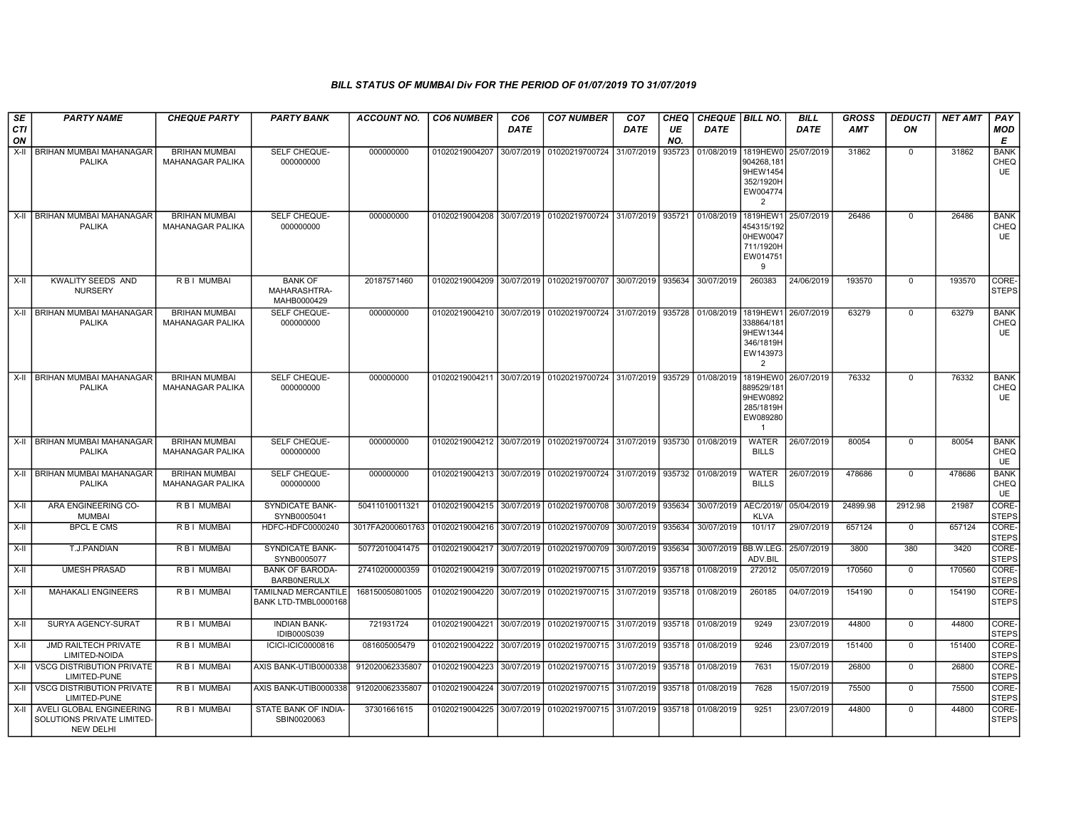## BILL STATUS OF MUMBAI Div FOR THE PERIOD OF 01/07/2019 TO 31/07/2019

| SECTION | PARTY NAME | CHEQUE PARTY | PARTY BANK | ACCOUNT NO. | CO6 NUMBER | CO6 DATE | CO7 NUMBER | CO7 DATE | CHEQUE NO. | CHEQUE DATE | BILL NO. | BILL DATE | GROSS AMT | DEDUCTION | NET AMT | PAY MODE |
|---|---|---|---|---|---|---|---|---|---|---|---|---|---|---|---|---|
| X-II | BRIHAN MUMBAI MAHANAGAR PALIKA | BRIHAN MUMBAI MAHANAGAR PALIKA | SELF CHEQUE-000000000 | 000000000 | 01020219004207 | 30/07/2019 | 01020219700724 | 31/07/2019 | 935723 | 01/08/2019 | 1819HEW0904268,1819HEW1454352/1920HEW0047742 | 25/07/2019 | 31862 | 0 | 31862 | BANK CHEQUE |
| X-II | BRIHAN MUMBAI MAHANAGAR PALIKA | BRIHAN MUMBAI MAHANAGAR PALIKA | SELF CHEQUE-000000000 | 000000000 | 01020219004208 | 30/07/2019 | 01020219700724 | 31/07/2019 | 935721 | 01/08/2019 | 1819HEW1454315/1920HEW0047711/1920HEW0147519 | 25/07/2019 | 26486 | 0 | 26486 | BANK CHEQUE |
| X-II | KWALITY SEEDS AND NURSERY | R B I MUMBAI | BANK OF MAHARASHTRA-MAHB0000429 | 20187571460 | 01020219004209 | 30/07/2019 | 01020219700707 | 30/07/2019 | 935634 | 30/07/2019 | 260383 | 24/06/2019 | 193570 | 0 | 193570 | CORE-STEPS |
| X-II | BRIHAN MUMBAI MAHANAGAR PALIKA | BRIHAN MUMBAI MAHANAGAR PALIKA | SELF CHEQUE-000000000 | 000000000 | 01020219004210 | 30/07/2019 | 01020219700724 | 31/07/2019 | 935728 | 01/08/2019 | 1819HEW1338864/1819HEW1344346/1819HEW1439732 | 26/07/2019 | 63279 | 0 | 63279 | BANK CHEQUE |
| X-II | BRIHAN MUMBAI MAHANAGAR PALIKA | BRIHAN MUMBAI MAHANAGAR PALIKA | SELF CHEQUE-000000000 | 000000000 | 01020219004211 | 30/07/2019 | 01020219700724 | 31/07/2019 | 935729 | 01/08/2019 | 1819HEW0889529/1819HEW0892285/1819HEW0892801 | 26/07/2019 | 76332 | 0 | 76332 | BANK CHEQUE |
| X-II | BRIHAN MUMBAI MAHANAGAR PALIKA | BRIHAN MUMBAI MAHANAGAR PALIKA | SELF CHEQUE-000000000 | 000000000 | 01020219004212 | 30/07/2019 | 01020219700724 | 31/07/2019 | 935730 | 01/08/2019 | WATER BILLS | 26/07/2019 | 80054 | 0 | 80054 | BANK CHEQUE |
| X-II | BRIHAN MUMBAI MAHANAGAR PALIKA | BRIHAN MUMBAI MAHANAGAR PALIKA | SELF CHEQUE-000000000 | 000000000 | 01020219004213 | 30/07/2019 | 01020219700724 | 31/07/2019 | 935732 | 01/08/2019 | WATER BILLS | 26/07/2019 | 478686 | 0 | 478686 | BANK CHEQUE |
| X-II | ARA ENGINEERING CO-MUMBAI | R B I MUMBAI | SYNDICATE BANK-SYNB0005041 | 50411010011321 | 01020219004215 | 30/07/2019 | 01020219700708 | 30/07/2019 | 935634 | 30/07/2019 | AEC/2019/KLVA | 05/04/2019 | 24899.98 | 2912.98 | 21987 | CORE-STEPS |
| X-II | BPCL E CMS | R B I MUMBAI | HDFC-HDFC0000240 | 3017FA2000601763 | 01020219004216 | 30/07/2019 | 01020219700709 | 30/07/2019 | 935634 | 30/07/2019 | 101/17 | 29/07/2019 | 657124 | 0 | 657124 | CORE-STEPS |
| X-II | T.J.PANDIAN | R B I MUMBAI | SYNDICATE BANK-SYNB0005077 | 50772010041475 | 01020219004217 | 30/07/2019 | 01020219700709 | 30/07/2019 | 935634 | 30/07/2019 | BB.W.LEG.ADV.BIL | 25/07/2019 | 3800 | 380 | 3420 | CORE-STEPS |
| X-II | UMESH PRASAD | R B I MUMBAI | BANK OF BARODA-BARB0NERULX | 27410200000359 | 01020219004219 | 30/07/2019 | 01020219700715 | 31/07/2019 | 935718 | 01/08/2019 | 272012 | 05/07/2019 | 170560 | 0 | 170560 | CORE-STEPS |
| X-II | MAHAKALI ENGINEERS | R B I MUMBAI | TAMILNAD MERCANTILE BANK LTD-TMBL0000168 | 168150050801005 | 01020219004220 | 30/07/2019 | 01020219700715 | 31/07/2019 | 935718 | 01/08/2019 | 260185 | 04/07/2019 | 154190 | 0 | 154190 | CORE-STEPS |
| X-II | SURYA AGENCY-SURAT | R B I MUMBAI | INDIAN BANK-IDIB000S039 | 721931724 | 01020219004221 | 30/07/2019 | 01020219700715 | 31/07/2019 | 935718 | 01/08/2019 | 9249 | 23/07/2019 | 44800 | 0 | 44800 | CORE-STEPS |
| X-II | JMD RAILTECH PRIVATE LIMITED-NOIDA | R B I MUMBAI | ICICI-ICIC0000816 | 081605005479 | 01020219004222 | 30/07/2019 | 01020219700715 | 31/07/2019 | 935718 | 01/08/2019 | 9246 | 23/07/2019 | 151400 | 0 | 151400 | CORE-STEPS |
| X-II | VSCG DISTRIBUTION PRIVATE LIMITED-PUNE | R B I MUMBAI | AXIS BANK-UTIB0000338 | 912020062335807 | 01020219004223 | 30/07/2019 | 01020219700715 | 31/07/2019 | 935718 | 01/08/2019 | 7631 | 15/07/2019 | 26800 | 0 | 26800 | CORE-STEPS |
| X-II | VSCG DISTRIBUTION PRIVATE LIMITED-PUNE | R B I MUMBAI | AXIS BANK-UTIB0000338 | 912020062335807 | 01020219004224 | 30/07/2019 | 01020219700715 | 31/07/2019 | 935718 | 01/08/2019 | 7628 | 15/07/2019 | 75500 | 0 | 75500 | CORE-STEPS |
| X-II | AVELI GLOBAL ENGINEERING SOLUTIONS PRIVATE LIMITED-NEW DELHI | R B I MUMBAI | STATE BANK OF INDIA-SBIN0020063 | 37301661615 | 01020219004225 | 30/07/2019 | 01020219700715 | 31/07/2019 | 935718 | 01/08/2019 | 9251 | 23/07/2019 | 44800 | 0 | 44800 | CORE-STEPS |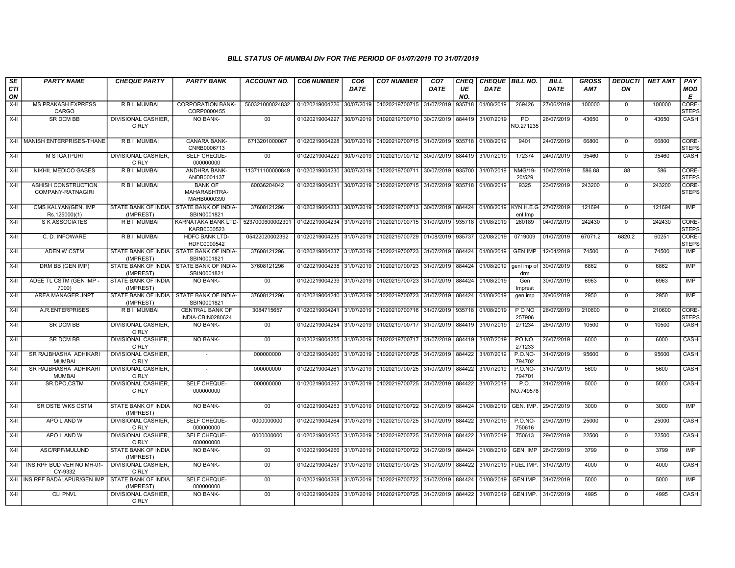## BILL STATUS OF MUMBAI Div FOR THE PERIOD OF 01/07/2019 TO 31/07/2019

| SECTION | PARTY NAME | CHEQUE PARTY | PARTY BANK | ACCOUNT NO. | CO6 NUMBER | CO6 DATE | CO7 NUMBER | CO7 DATE | CHEQUE NO. | CHEQUE DATE | BILL NO. | BILL DATE | GROSS AMT | DEDUCTION | NET AMT | PAY MODE |
|---|---|---|---|---|---|---|---|---|---|---|---|---|---|---|---|---|
| X-II | MS PRAKASH EXPRESS CARGO | R B I MUMBAI | CORPORATION BANK-CORP0000455 | 560321000024832 | 01020219004226 | 30/07/2019 | 01020219700715 | 31/07/2019 | 935718 | 01/08/2019 | 269426 | 27/06/2019 | 100000 | 0 | 100000 | CORE-STEPS |
| X-II | SR DCM BB | DIVISIONAL CASHIER, C RLY | NO BANK- | 00 | 01020219004227 | 30/07/2019 | 01020219700710 | 30/07/2019 | 884419 | 31/07/2019 | PO NO.271235 | 26/07/2019 | 43650 | 0 | 43650 | CASH |
| X-II | MANISH ENTERPRISES-THANE | R B I MUMBAI | CANARA BANK-CNRB0006713 | 6713201000067 | 01020219004228 | 30/07/2019 | 01020219700715 | 31/07/2019 | 935718 | 01/08/2019 | 9401 | 24/07/2019 | 66800 | 0 | 66800 | CORE-STEPS |
| X-II | M S IGATPURI | DIVISIONAL CASHIER, C RLY | SELF CHEQUE-000000000 | 00 | 01020219004229 | 30/07/2019 | 01020219700712 | 30/07/2019 | 884419 | 31/07/2019 | 172374 | 24/07/2019 | 35460 | 0 | 35460 | CASH |
| X-II | NIKHIL MEDICO GASES | R B I MUMBAI | ANDHRA BANK-ANDB0001137 | 113711100000849 | 01020219004230 | 30/07/2019 | 01020219700711 | 30/07/2019 | 935700 | 31/07/2019 | NMG/19-20/529 | 10/07/2019 | 586.88 | .88 | 586 | CORE-STEPS |
| X-II | ASHISH CONSTRUCTION COMPANY-RATNAGIRI | R B I MUMBAI | BANK OF MAHARASHTRA-MAHB0000390 | 60036204042 | 01020219004231 | 30/07/2019 | 01020219700715 | 31/07/2019 | 935718 | 01/08/2019 | 9325 | 23/07/2019 | 243200 | 0 | 243200 | CORE-STEPS |
| X-II | CMS KALYAN(GEN. IMP Rs.125000)(1) | STATE BANK OF INDIA (IMPREST) | STATE BANK OF INDIA-SBIN0001821 | 37608121296 | 01020219004233 | 30/07/2019 | 01020219700713 | 30/07/2019 | 884424 | 01/08/2019 | KYN.H.E.G enl Imp | 27/07/2019 | 121694 | 0 | 121694 | IMP |
| X-II | S K ASSOCIATES | R B I MUMBAI | KARNATAKA BANK LTD-KARB0000523 | 5237000600002301 | 01020219004234 | 31/07/2019 | 01020219700715 | 31/07/2019 | 935718 | 01/08/2019 | 260189 | 04/07/2019 | 242430 | 0 | 242430 | CORE-STEPS |
| X-II | C. D. INFOWARE | R B I MUMBAI | HDFC BANK LTD-HDFC0000542 | 05422020002392 | 01020219004235 | 31/07/2019 | 01020219700729 | 01/08/2019 | 935737 | 02/08/2019 | 0719009 | 01/07/2019 | 67071.2 | 6820.2 | 60251 | CORE-STEPS |
| X-II | ADEN W CSTM | STATE BANK OF INDIA (IMPREST) | STATE BANK OF INDIA-SBIN0001821 | 37608121296 | 01020219004237 | 31/07/2019 | 01020219700723 | 31/07/2019 | 884424 | 01/08/2019 | GEN IMP | 12/04/2019 | 74500 | 0 | 74500 | IMP |
| X-II | DRM BB (GEN IMP) | STATE BANK OF INDIA (IMPREST) | STATE BANK OF INDIA-SBIN0001821 | 37608121296 | 01020219004238 | 31/07/2019 | 01020219700723 | 31/07/2019 | 884424 | 01/08/2019 | genl imp of drm | 30/07/2019 | 6862 | 0 | 6862 | IMP |
| X-II | ADEE TL CSTM (GEN IMP - 7000) | STATE BANK OF INDIA (IMPREST) | NO BANK- | 00 | 01020219004239 | 31/07/2019 | 01020219700723 | 31/07/2019 | 884424 | 01/08/2019 | Gen Imprest | 30/07/2019 | 6963 | 0 | 6963 | IMP |
| X-II | AREA MANAGER JNPT | STATE BANK OF INDIA (IMPREST) | STATE BANK OF INDIA-SBIN0001821 | 37608121296 | 01020219004240 | 31/07/2019 | 01020219700723 | 31/07/2019 | 884424 | 01/08/2019 | gen imp | 30/06/2019 | 2950 | 0 | 2950 | IMP |
| X-II | A.R.ENTERPRISES | R B I MUMBAI | CENTRAL BANK OF INDIA-CBIN0280624 | 3084715657 | 01020219004241 | 31/07/2019 | 01020219700716 | 31/07/2019 | 935718 | 01/08/2019 | P O NO 257906 | 26/07/2019 | 210600 | 0 | 210600 | CORE-STEPS |
| X-II | SR DCM BB | DIVISIONAL CASHIER, C RLY | NO BANK- | 00 | 01020219004254 | 31/07/2019 | 01020219700717 | 31/07/2019 | 884419 | 31/07/2019 | 271234 | 26/07/2019 | 10500 | 0 | 10500 | CASH |
| X-II | SR DCM BB | DIVISIONAL CASHIER, C RLY | NO BANK- | 00 | 01020219004255 | 31/07/2019 | 01020219700717 | 31/07/2019 | 884419 | 31/07/2019 | PO NO. 271233 | 26/07/2019 | 6000 | 0 | 6000 | CASH |
| X-II | SR RAJBHASHA ADHIKARI MUMBAI | DIVISIONAL CASHIER, C RLY | - | 000000000 | 01020219004260 | 31/07/2019 | 01020219700725 | 31/07/2019 | 884422 | 31/07/2019 | P.O.NO-794702 | 31/07/2019 | 95600 | 0 | 95600 | CASH |
| X-II | SR RAJBHASHA ADHIKARI MUMBAI | DIVISIONAL CASHIER, C RLY | - | 000000000 | 01020219004261 | 31/07/2019 | 01020219700725 | 31/07/2019 | 884422 | 31/07/2019 | P.O.NO-794701 | 31/07/2019 | 5600 | 0 | 5600 | CASH |
| X-II | SR.DPO,CSTM | DIVISIONAL CASHIER, C RLY | SELF CHEQUE-000000000 | 000000000 | 01020219004262 | 31/07/2019 | 01020219700725 | 31/07/2019 | 884422 | 31/07/2019 | P.O. NO.749578 | 31/07/2019 | 5000 | 0 | 5000 | CASH |
| X-II | SR DSTE WKS CSTM | STATE BANK OF INDIA (IMPREST) | NO BANK- | 00 | 01020219004263 | 31/07/2019 | 01020219700722 | 31/07/2019 | 884424 | 01/08/2019 | GEN. IMP. | 29/07/2019 | 3000 | 0 | 3000 | IMP |
| X-II | APO L AND W | DIVISIONAL CASHIER, C RLY | SELF CHEQUE-000000000 | 0000000000 | 01020219004264 | 31/07/2019 | 01020219700725 | 31/07/2019 | 884422 | 31/07/2019 | P.O.NO-750616 | 29/07/2019 | 25000 | 0 | 25000 | CASH |
| X-II | APO L AND W | DIVISIONAL CASHIER, C RLY | SELF CHEQUE-000000000 | 0000000000 | 01020219004265 | 31/07/2019 | 01020219700725 | 31/07/2019 | 884422 | 31/07/2019 | 750613 | 29/07/2019 | 22500 | 0 | 22500 | CASH |
| X-II | ASC/RPF/MULUND | STATE BANK OF INDIA (IMPREST) | NO BANK- | 00 | 01020219004266 | 31/07/2019 | 01020219700722 | 31/07/2019 | 884424 | 01/08/2019 | GEN. IMP | 26/07/2019 | 3799 | 0 | 3799 | IMP |
| X-II | INS.RPF BUD VEH NO MH-01-CY-9332 | DIVISIONAL CASHIER, C RLY | NO BANK- | 00 | 01020219004267 | 31/07/2019 | 01020219700725 | 31/07/2019 | 884422 | 31/07/2019 | FUEL.IMP. | 31/07/2019 | 4000 | 0 | 4000 | CASH |
| X-II | INS.RPF BADALAPUR/GEN.IMP. | STATE BANK OF INDIA (IMPREST) | SELF CHEQUE-000000000 | 00 | 01020219004268 | 31/07/2019 | 01020219700722 | 31/07/2019 | 884424 | 01/08/2019 | GEN.IMP. | 31/07/2019 | 5000 | 0 | 5000 | IMP |
| X-II | CLI PNVL | DIVISIONAL CASHIER, C RLY | NO BANK- | 00 | 01020219004269 | 31/07/2019 | 01020219700725 | 31/07/2019 | 884422 | 31/07/2019 | GEN.IMP. | 31/07/2019 | 4995 | 0 | 4995 | CASH |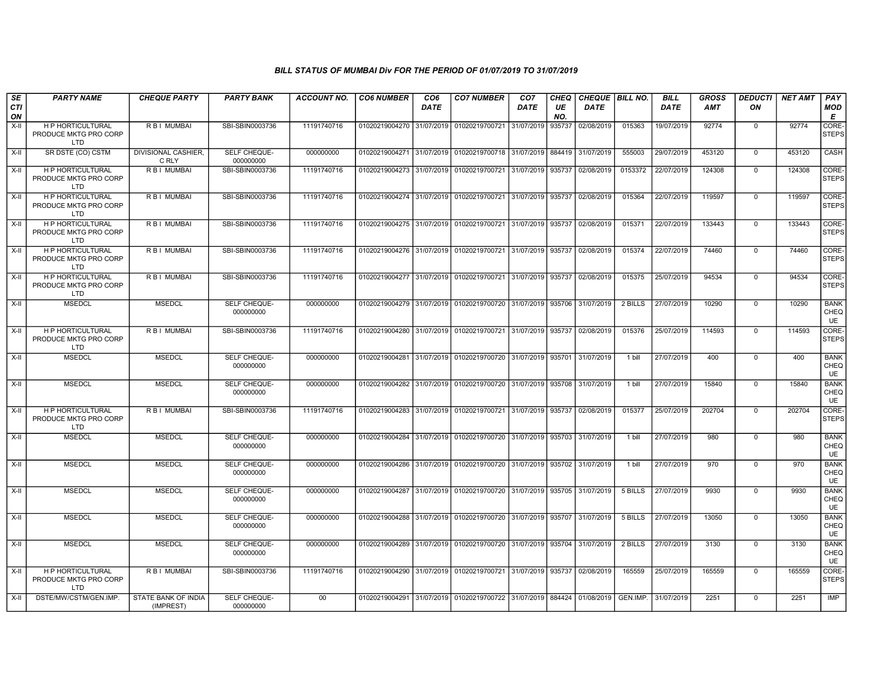### BILL STATUS OF MUMBAI Div FOR THE PERIOD OF 01/07/2019 TO 31/07/2019

| SECTION | PARTY NAME | CHEQUE PARTY | PARTY BANK | ACCOUNT NO. | CO6 NUMBER | CO6 DATE | CO7 NUMBER | CO7 DATE | CHEQUE NO. | CHEQUE DATE | BILL NO. | BILL DATE | GROSS AMT | DEDUCTION | NET AMT | PAY MODE |
|---|---|---|---|---|---|---|---|---|---|---|---|---|---|---|---|---|
| X-II | H P HORTICULTURAL PRODUCE MKTG PRO CORP LTD | R B I MUMBAI | SBI-SBIN0003736 | 11191740716 | 01020219004270 | 31/07/2019 | 01020219700721 | 31/07/2019 | 935737 | 02/08/2019 | 015363 | 19/07/2019 | 92774 | 0 | 92774 | CORE-STEPS |
| X-II | SR DSTE (CO) CSTM | DIVISIONAL CASHIER, C RLY | SELF CHEQUE-000000000 | 000000000 | 01020219004271 | 31/07/2019 | 01020219700718 | 31/07/2019 | 884419 | 31/07/2019 | 555003 | 29/07/2019 | 453120 | 0 | 453120 | CASH |
| X-II | H P HORTICULTURAL PRODUCE MKTG PRO CORP LTD | R B I MUMBAI | SBI-SBIN0003736 | 11191740716 | 01020219004273 | 31/07/2019 | 01020219700721 | 31/07/2019 | 935737 | 02/08/2019 | 0153372 | 22/07/2019 | 124308 | 0 | 124308 | CORE-STEPS |
| X-II | H P HORTICULTURAL PRODUCE MKTG PRO CORP LTD | R B I MUMBAI | SBI-SBIN0003736 | 11191740716 | 01020219004274 | 31/07/2019 | 01020219700721 | 31/07/2019 | 935737 | 02/08/2019 | 015364 | 22/07/2019 | 119597 | 0 | 119597 | CORE-STEPS |
| X-II | H P HORTICULTURAL PRODUCE MKTG PRO CORP LTD | R B I MUMBAI | SBI-SBIN0003736 | 11191740716 | 01020219004275 | 31/07/2019 | 01020219700721 | 31/07/2019 | 935737 | 02/08/2019 | 015371 | 22/07/2019 | 133443 | 0 | 133443 | CORE-STEPS |
| X-II | H P HORTICULTURAL PRODUCE MKTG PRO CORP LTD | R B I MUMBAI | SBI-SBIN0003736 | 11191740716 | 01020219004276 | 31/07/2019 | 01020219700721 | 31/07/2019 | 935737 | 02/08/2019 | 015374 | 22/07/2019 | 74460 | 0 | 74460 | CORE-STEPS |
| X-II | H P HORTICULTURAL PRODUCE MKTG PRO CORP LTD | R B I MUMBAI | SBI-SBIN0003736 | 11191740716 | 01020219004277 | 31/07/2019 | 01020219700721 | 31/07/2019 | 935737 | 02/08/2019 | 015375 | 25/07/2019 | 94534 | 0 | 94534 | CORE-STEPS |
| X-II | MSEDCL | MSEDCL | SELF CHEQUE-000000000 | 000000000 | 01020219004279 | 31/07/2019 | 01020219700720 | 31/07/2019 | 935706 | 31/07/2019 | 2 BILLS | 27/07/2019 | 10290 | 0 | 10290 | BANK CHEQUE |
| X-II | H P HORTICULTURAL PRODUCE MKTG PRO CORP LTD | R B I MUMBAI | SBI-SBIN0003736 | 11191740716 | 01020219004280 | 31/07/2019 | 01020219700721 | 31/07/2019 | 935737 | 02/08/2019 | 015376 | 25/07/2019 | 114593 | 0 | 114593 | CORE-STEPS |
| X-II | MSEDCL | MSEDCL | SELF CHEQUE-000000000 | 000000000 | 01020219004281 | 31/07/2019 | 01020219700720 | 31/07/2019 | 935701 | 31/07/2019 | 1 bill | 27/07/2019 | 400 | 0 | 400 | BANK CHEQUE |
| X-II | MSEDCL | MSEDCL | SELF CHEQUE-000000000 | 000000000 | 01020219004282 | 31/07/2019 | 01020219700720 | 31/07/2019 | 935708 | 31/07/2019 | 1 bill | 27/07/2019 | 15840 | 0 | 15840 | BANK CHEQUE |
| X-II | H P HORTICULTURAL PRODUCE MKTG PRO CORP LTD | R B I MUMBAI | SBI-SBIN0003736 | 11191740716 | 01020219004283 | 31/07/2019 | 01020219700721 | 31/07/2019 | 935737 | 02/08/2019 | 015377 | 25/07/2019 | 202704 | 0 | 202704 | CORE-STEPS |
| X-II | MSEDCL | MSEDCL | SELF CHEQUE-000000000 | 000000000 | 01020219004284 | 31/07/2019 | 01020219700720 | 31/07/2019 | 935703 | 31/07/2019 | 1 bill | 27/07/2019 | 980 | 0 | 980 | BANK CHEQUE |
| X-II | MSEDCL | MSEDCL | SELF CHEQUE-000000000 | 000000000 | 01020219004286 | 31/07/2019 | 01020219700720 | 31/07/2019 | 935702 | 31/07/2019 | 1 bill | 27/07/2019 | 970 | 0 | 970 | BANK CHEQUE |
| X-II | MSEDCL | MSEDCL | SELF CHEQUE-000000000 | 000000000 | 01020219004287 | 31/07/2019 | 01020219700720 | 31/07/2019 | 935705 | 31/07/2019 | 5 BILLS | 27/07/2019 | 9930 | 0 | 9930 | BANK CHEQUE |
| X-II | MSEDCL | MSEDCL | SELF CHEQUE-000000000 | 000000000 | 01020219004288 | 31/07/2019 | 01020219700720 | 31/07/2019 | 935707 | 31/07/2019 | 5 BILLS | 27/07/2019 | 13050 | 0 | 13050 | BANK CHEQUE |
| X-II | MSEDCL | MSEDCL | SELF CHEQUE-000000000 | 000000000 | 01020219004289 | 31/07/2019 | 01020219700720 | 31/07/2019 | 935704 | 31/07/2019 | 2 BILLS | 27/07/2019 | 3130 | 0 | 3130 | BANK CHEQUE |
| X-II | H P HORTICULTURAL PRODUCE MKTG PRO CORP LTD | R B I MUMBAI | SBI-SBIN0003736 | 11191740716 | 01020219004290 | 31/07/2019 | 01020219700721 | 31/07/2019 | 935737 | 02/08/2019 | 165559 | 25/07/2019 | 165559 | 0 | 165559 | CORE-STEPS |
| X-II | DSTE/MW/CSTM/GEN.IMP. | STATE BANK OF INDIA (IMPREST) | SELF CHEQUE-000000000 | 00 | 01020219004291 | 31/07/2019 | 01020219700722 | 31/07/2019 | 884424 | 01/08/2019 | GEN.IMP. | 31/07/2019 | 2251 | 0 | 2251 | IMP |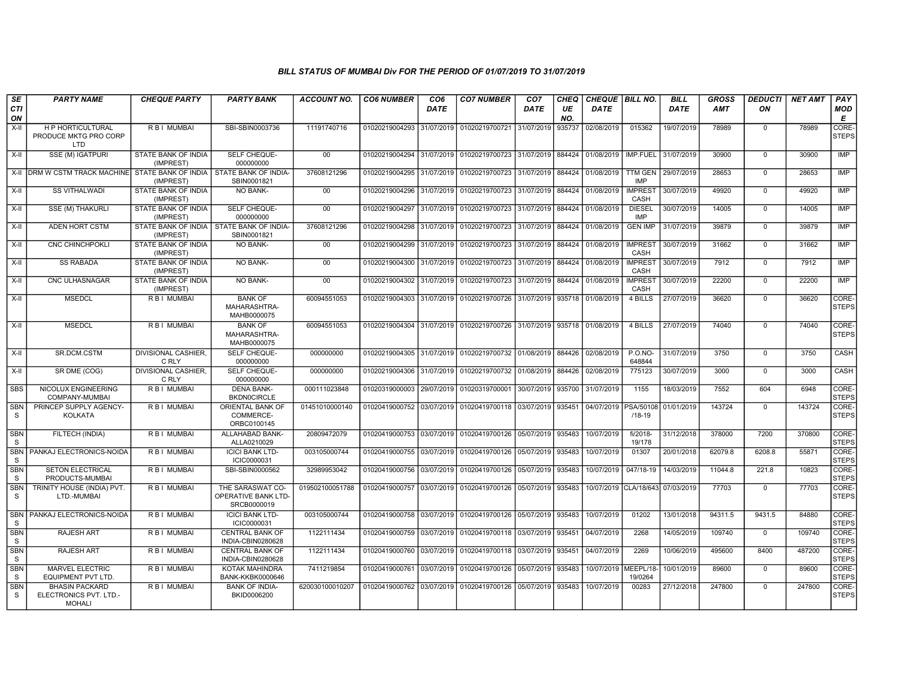### BILL STATUS OF MUMBAI Div FOR THE PERIOD OF 01/07/2019 TO 31/07/2019

| SECTION | PARTY NAME | CHEQUE PARTY | PARTY BANK | ACCOUNT NO. | CO6 NUMBER | CO6 DATE | CO7 NUMBER | CO7 DATE | CHEQUE NO. | CHEQUE DATE | BILL NO. | BILL DATE | GROSS AMT | DEDUCTION | NET AMT | PAY MODE |
|---|---|---|---|---|---|---|---|---|---|---|---|---|---|---|---|---|
| X-II | H P HORTICULTURAL PRODUCE MKTG PRO CORP LTD | R B I MUMBAI | SBI-SBIN0003736 | 11191740716 | 01020219004293 | 31/07/2019 | 01020219700721 | 31/07/2019 | 935737 | 02/08/2019 | 015362 | 19/07/2019 | 78989 | 0 | 78989 | CORE-STEPS |
| X-II | SSE (M) IGATPURI | STATE BANK OF INDIA (IMPREST) | SELF CHEQUE-000000000 | 00 | 01020219004294 | 31/07/2019 | 01020219700723 | 31/07/2019 | 884424 | 01/08/2019 | IMP.FUEL | 31/07/2019 | 30900 | 0 | 30900 | IMP |
| X-II | DRM W CSTM TRACK MACHINE | STATE BANK OF INDIA (IMPREST) | STATE BANK OF INDIA-SBIN0001821 | 37608121296 | 01020219004295 | 31/07/2019 | 01020219700723 | 31/07/2019 | 884424 | 01/08/2019 | TTM GEN IMP | 29/07/2019 | 28653 | 0 | 28653 | IMP |
| X-II | SS VITHALWADI | STATE BANK OF INDIA (IMPREST) | NO BANK- | 00 | 01020219004296 | 31/07/2019 | 01020219700723 | 31/07/2019 | 884424 | 01/08/2019 | IMPREST CASH | 30/07/2019 | 49920 | 0 | 49920 | IMP |
| X-II | SSE (M) THAKURLI | STATE BANK OF INDIA (IMPREST) | SELF CHEQUE-000000000 | 00 | 01020219004297 | 31/07/2019 | 01020219700723 | 31/07/2019 | 884424 | 01/08/2019 | DIESEL IMP | 30/07/2019 | 14005 | 0 | 14005 | IMP |
| X-II | ADEN HORT CSTM | STATE BANK OF INDIA (IMPREST) | STATE BANK OF INDIA-SBIN0001821 | 37608121296 | 01020219004298 | 31/07/2019 | 01020219700723 | 31/07/2019 | 884424 | 01/08/2019 | GEN IMP | 31/07/2019 | 39879 | 0 | 39879 | IMP |
| X-II | CNC CHINCHPOKLI | STATE BANK OF INDIA (IMPREST) | NO BANK- | 00 | 01020219004299 | 31/07/2019 | 01020219700723 | 31/07/2019 | 884424 | 01/08/2019 | IMPREST CASH | 30/07/2019 | 31662 | 0 | 31662 | IMP |
| X-II | SS RABADA | STATE BANK OF INDIA (IMPREST) | NO BANK- | 00 | 01020219004300 | 31/07/2019 | 01020219700723 | 31/07/2019 | 884424 | 01/08/2019 | IMPREST CASH | 30/07/2019 | 7912 | 0 | 7912 | IMP |
| X-II | CNC ULHASNAGAR | STATE BANK OF INDIA (IMPREST) | NO BANK- | 00 | 01020219004302 | 31/07/2019 | 01020219700723 | 31/07/2019 | 884424 | 01/08/2019 | IMPREST CASH | 30/07/2019 | 22200 | 0 | 22200 | IMP |
| X-II | MSEDCL | R B I MUMBAI | BANK OF MAHARASHTRA-MAHB0000075 | 60094551053 | 01020219004303 | 31/07/2019 | 01020219700726 | 31/07/2019 | 935718 | 01/08/2019 | 4 BILLS | 27/07/2019 | 36620 | 0 | 36620 | CORE-STEPS |
| X-II | MSEDCL | R B I MUMBAI | BANK OF MAHARASHTRA-MAHB0000075 | 60094551053 | 01020219004304 | 31/07/2019 | 01020219700726 | 31/07/2019 | 935718 | 01/08/2019 | 4 BILLS | 27/07/2019 | 74040 | 0 | 74040 | CORE-STEPS |
| X-II | SR.DCM.CSTM | DIVISIONAL CASHIER, C RLY | SELF CHEQUE-000000000 | 000000000 | 01020219004305 | 31/07/2019 | 01020219700732 | 01/08/2019 | 884426 | 02/08/2019 | P.O.NO-648844 | 31/07/2019 | 3750 | 0 | 3750 | CASH |
| X-II | SR DME (COG) | DIVISIONAL CASHIER, C RLY | SELF CHEQUE-000000000 | 000000000 | 01020219004306 | 31/07/2019 | 01020219700732 | 01/08/2019 | 884426 | 02/08/2019 | 775123 | 30/07/2019 | 3000 | 0 | 3000 | CASH |
| SBS | NICOLUX ENGINEERING COMPANY-MUMBAI | R B I MUMBAI | DENA BANK-BKDN0CIRCLE | 000111023848 | 01020319000003 | 29/07/2019 | 01020319700001 | 30/07/2019 | 935700 | 31/07/2019 | 1155 | 18/03/2019 | 7552 | 604 | 6948 | CORE-STEPS |
| SBNS | PRINCEP SUPPLY AGENCY-KOLKATA | R B I MUMBAI | ORIENTAL BANK OF COMMERCE-ORBC0100145 | 01451010000140 | 01020419000752 | 03/07/2019 | 01020419700118 | 03/07/2019 | 935451 | 04/07/2019 | PSA/50108/18-19 | 01/01/2019 | 143724 | 0 | 143724 | CORE-STEPS |
| SBNS | FILTECH (INDIA) | R B I MUMBAI | ALLAHABAD BANK-ALLA0210029 | 20809472079 | 01020419000753 | 03/07/2019 | 01020419700126 | 05/07/2019 | 935483 | 10/07/2019 | fi/2018-19/178 | 31/12/2018 | 378000 | 7200 | 370800 | CORE-STEPS |
| SBNS | PANKAJ ELECTRONICS-NOIDA | R B I MUMBAI | ICICI BANK LTD-ICIC0000031 | 003105000744 | 01020419000755 | 03/07/2019 | 01020419700126 | 05/07/2019 | 935483 | 10/07/2019 | 01307 | 20/01/2018 | 62079.8 | 6208.8 | 55871 | CORE-STEPS |
| SBNS | SETON ELECTRICAL PRODUCTS-MUMBAI | R B I MUMBAI | SBI-SBIN0000562 | 32989953042 | 01020419000756 | 03/07/2019 | 01020419700126 | 05/07/2019 | 935483 | 10/07/2019 | 047/18-19 | 14/03/2019 | 11044.8 | 221.8 | 10823 | CORE-STEPS |
| SBNS | TRINITY HOUSE (INDIA) PVT. LTD.-MUMBAI | R B I MUMBAI | THE SARASWAT CO-OPERATIVE BANK LTD-SRCB0000019 | 019502100051788 | 01020419000757 | 03/07/2019 | 01020419700126 | 05/07/2019 | 935483 | 10/07/2019 | CLA/18/643 | 07/03/2019 | 77703 | 0 | 77703 | CORE-STEPS |
| SBNS | PANKAJ ELECTRONICS-NOIDA | R B I MUMBAI | ICICI BANK LTD-ICIC0000031 | 003105000744 | 01020419000758 | 03/07/2019 | 01020419700126 | 05/07/2019 | 935483 | 10/07/2019 | 01202 | 13/01/2018 | 94311.5 | 9431.5 | 84880 | CORE-STEPS |
| SBNS | RAJESH ART | R B I MUMBAI | CENTRAL BANK OF INDIA-CBIN0280628 | 1122111434 | 01020419000759 | 03/07/2019 | 01020419700118 | 03/07/2019 | 935451 | 04/07/2019 | 2268 | 14/05/2019 | 109740 | 0 | 109740 | CORE-STEPS |
| SBNS | RAJESH ART | R B I MUMBAI | CENTRAL BANK OF INDIA-CBIN0280628 | 1122111434 | 01020419000760 | 03/07/2019 | 01020419700118 | 03/07/2019 | 935451 | 04/07/2019 | 2269 | 10/06/2019 | 495600 | 8400 | 487200 | CORE-STEPS |
| SBNS | MARVEL ELECTRIC EQUIPMENT PVT LTD. | R B I MUMBAI | KOTAK MAHINDRA BANK-KKBK0000646 | 7411219854 | 01020419000761 | 03/07/2019 | 01020419700126 | 05/07/2019 | 935483 | 10/07/2019 | MEEPL/18-19/0264 | 10/01/2019 | 89600 | 0 | 89600 | CORE-STEPS |
| SBNS | BHASIN PACKARD ELECTRONICS PVT. LTD.-MOHALI | R B I MUMBAI | BANK OF INDIA-BKID0006200 | 620030100010207 | 01020419000762 | 03/07/2019 | 01020419700126 | 05/07/2019 | 935483 | 10/07/2019 | 00283 | 27/12/2018 | 247800 | 0 | 247800 | CORE-STEPS |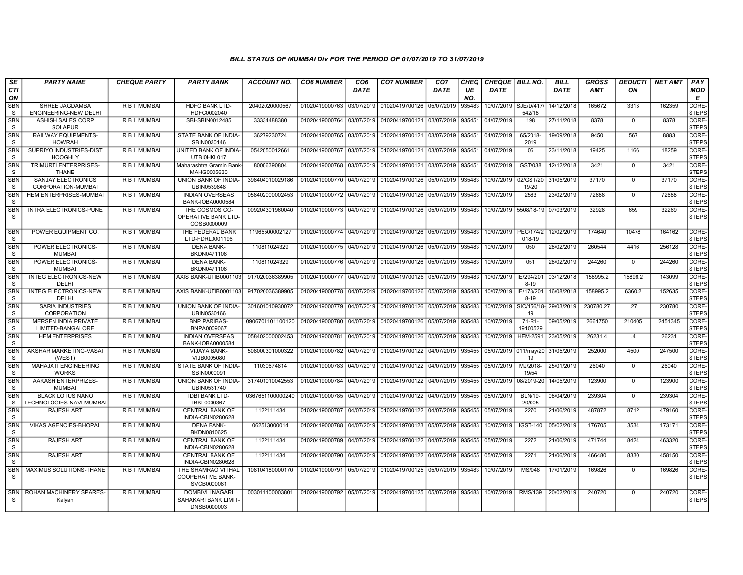### BILL STATUS OF MUMBAI Div FOR THE PERIOD OF 01/07/2019 TO 31/07/2019

| SECTION | PARTY NAME | CHEQUE PARTY | PARTY BANK | ACCOUNT NO. | CO6 NUMBER | CO6 DATE | CO7 NUMBER | CO7 DATE | CHEQUE NO. | CHEQUE DATE | BILL NO. | BILL DATE | GROSS AMT | DEDUCTION | NET AMT | PAY MODE |
|---|---|---|---|---|---|---|---|---|---|---|---|---|---|---|---|---|
| SBNS | SHREE JAGDAMBA ENGINEERING-NEW DELHI | R B I MUMBAI | HDFC BANK LTD-HDFC0002040 | 20402020000567 | 01020419000763 | 03/07/2019 | 01020419700126 | 05/07/2019 | 935483 | 10/07/2019 | SJE/D/417/542/18 | 14/12/2018 | 165672 | 3313 | 162359 | CORE-STEPS |
| SBNS | ASHISH SALES CORP SOLAPUR | R B I MUMBAI | SBI-SBIN0012485 | 33334488380 | 01020419000764 | 03/07/2019 | 01020419700121 | 03/07/2019 | 935451 | 04/07/2019 | 198 | 27/11/2018 | 8378 | 0 | 8378 | CORE-STEPS |
| SBNS | RAILWAY EQUIPMENTS-HOWRAH | R B I MUMBAI | STATE BANK OF INDIA-SBIN0030146 | 36279230724 | 01020419000765 | 03/07/2019 | 01020419700121 | 03/07/2019 | 935451 | 04/07/2019 | 65/2018-2019 | 19/09/2018 | 9450 | 567 | 8883 | CORE-STEPS |
| SBNS | SUPRIYO INDUSTRIES-DIST HOOGHLY | R B I MUMBAI | UNITED BANK OF INDIA-UTBI0HKL017 | 0542050012661 | 01020419000767 | 03/07/2019 | 01020419700121 | 03/07/2019 | 935451 | 04/07/2019 | 06 | 23/11/2018 | 19425 | 1166 | 18259 | CORE-STEPS |
| SBNS | TRIMURTI ENTERPRISES-THANE | R B I MUMBAI | Maharashtra Gramin Bank-MAHG0005630 | 80006390804 | 01020419000768 | 03/07/2019 | 01020419700121 | 03/07/2019 | 935451 | 04/07/2019 | GST/038 | 12/12/2018 | 3421 | 0 | 3421 | CORE-STEPS |
| SBNS | SANJAY ELECTRONICS CORPORATION-MUMBAI | R B I MUMBAI | UNION BANK OF INDIA-UBIN0539848 | 398404010029186 | 01020419000770 | 04/07/2019 | 01020419700126 | 05/07/2019 | 935483 | 10/07/2019 | 02/GST/2019-20 | 31/05/2019 | 37170 | 0 | 37170 | CORE-STEPS |
| SBNS | HEM ENTERPRISES-MUMBAI | R B I MUMBAI | INDIAN OVERSEAS BANK-IOBA0000584 | 058402000002453 | 01020419000772 | 04/07/2019 | 01020419700126 | 05/07/2019 | 935483 | 10/07/2019 | 2563 | 23/02/2019 | 72688 | 0 | 72688 | CORE-STEPS |
| SBNS | INTRA ELECTRONICS-PUNE | R B I MUMBAI | THE COSMOS CO-OPERATIVE BANK LTD-COSB0000009 | 009204301960040 | 01020419000773 | 04/07/2019 | 01020419700126 | 05/07/2019 | 935483 | 10/07/2019 | 5508/18-19 | 07/03/2019 | 32928 | 659 | 32269 | CORE-STEPS |
| SBNS | POWER EQUIPMENT CO. | R B I MUMBAI | THE FEDERAL BANK LTD-FDRL0001196 | 11965500002127 | 01020419000774 | 04/07/2019 | 01020419700126 | 05/07/2019 | 935483 | 10/07/2019 | PEC/174/2018-19 | 12/02/2019 | 174640 | 10478 | 164162 | CORE-STEPS |
| SBNS | POWER ELECTRONICS-MUMBAI | R B I MUMBAI | DENA BANK-BKDN0471108 | 110811024329 | 01020419000775 | 04/07/2019 | 01020419700126 | 05/07/2019 | 935483 | 10/07/2019 | 050 | 28/02/2019 | 260544 | 4416 | 256128 | CORE-STEPS |
| SBNS | POWER ELECTRONICS-MUMBAI | R B I MUMBAI | DENA BANK-BKDN0471108 | 110811024329 | 01020419000776 | 04/07/2019 | 01020419700126 | 05/07/2019 | 935483 | 10/07/2019 | 051 | 28/02/2019 | 244260 | 0 | 244260 | CORE-STEPS |
| SBNS | INTEG ELECTRONICS-NEW DELHI | R B I MUMBAI | AXIS BANK-UTIB0001103 | 917020036389905 | 01020419000777 | 04/07/2019 | 01020419700126 | 05/07/2019 | 935483 | 10/07/2019 | IE/294/2018-19 | 03/12/2018 | 158995.2 | 15896.2 | 143099 | CORE-STEPS |
| SBNS | INTEG ELECTRONICS-NEW DELHI | R B I MUMBAI | AXIS BANK-UTIB0001103 | 917020036389905 | 01020419000778 | 04/07/2019 | 01020419700126 | 05/07/2019 | 935483 | 10/07/2019 | IE/178/2018-19 | 16/08/2018 | 158995.2 | 6360.2 | 152635 | CORE-STEPS |
| SBNS | SARIA INDUSTRIES CORPORATION | R B I MUMBAI | UNION BANK OF INDIA-UBIN0530166 | 301601010930072 | 01020419000779 | 04/07/2019 | 01020419700126 | 05/07/2019 | 935483 | 10/07/2019 | SIC/156/18-19 | 29/03/2019 | 230780.27 | .27 | 230780 | CORE-STEPS |
| SBNS | MERSEN INDIA PRIVATE LIMITED-BANGALORE | R B I MUMBAI | BNP PARIBAS-BNPA0009067 | 0906701101100120 | 01020419000780 | 04/07/2019 | 01020419700126 | 05/07/2019 | 935483 | 10/07/2019 | 71-R1-19100529 | 09/05/2019 | 2661750 | 210405 | 2451345 | CORE-STEPS |
| SBNS | HEM ENTERPRISES | R B I MUMBAI | INDIAN OVERSEAS BANK-IOBA0000584 | 058402000002453 | 01020419000781 | 04/07/2019 | 01020419700126 | 05/07/2019 | 935483 | 10/07/2019 | HEM-2591 | 23/05/2019 | 26231.4 | .4 | 26231 | CORE-STEPS |
| SBNS | AKSHAR MARKETING-VASAI (WEST) | R B I MUMBAI | VIJAYA BANK-VIJB0005080 | 508000301000322 | 01020419000782 | 04/07/2019 | 01020419700122 | 04/07/2019 | 935455 | 05/07/2019 | 011/may/2019 | 31/05/2019 | 252000 | 4500 | 247500 | CORE-STEPS |
| SBNS | MAHAJATI ENGINEERING WORKS | R B I MUMBAI | STATE BANK OF INDIA-SBIN0000091 | 11030674814 | 01020419000783 | 04/07/2019 | 01020419700122 | 04/07/2019 | 935455 | 05/07/2019 | MJ/2018-19/54 | 25/01/2019 | 26040 | 0 | 26040 | CORE-STEPS |
| SBNS | AAKASH ENTERPRIZES-MUMBAI | R B I MUMBAI | UNION BANK OF INDIA-UBIN0531740 | 317401010042553 | 01020419000784 | 04/07/2019 | 01020419700122 | 04/07/2019 | 935455 | 05/07/2019 | 08/2019-20 | 14/05/2019 | 123900 | 0 | 123900 | CORE-STEPS |
| SBNS | BLACK LOTUS NANO TECHNOLOGIES-NAVI MUMBAI | R B I MUMBAI | IDBI BANK LTD-IBKL0000367 | 0367651100000240 | 01020419000785 | 04/07/2019 | 01020419700122 | 04/07/2019 | 935455 | 05/07/2019 | BLN/19-20/005 | 08/04/2019 | 239304 | 0 | 239304 | CORE-STEPS |
| SBNS | RAJESH ART | R B I MUMBAI | CENTRAL BANK OF INDIA-CBIN0280628 | 1122111434 | 01020419000787 | 04/07/2019 | 01020419700122 | 04/07/2019 | 935455 | 05/07/2019 | 2270 | 21/06/2019 | 487872 | 8712 | 479160 | CORE-STEPS |
| SBNS | VIKAS AGENCIES-BHOPAL | R B I MUMBAI | DENA BANK-BKDN0810625 | 062513000014 | 01020419000788 | 04/07/2019 | 01020419700123 | 05/07/2019 | 935483 | 10/07/2019 | IGST-140 | 05/02/2019 | 176705 | 3534 | 173171 | CORE-STEPS |
| SBNS | RAJESH ART | R B I MUMBAI | CENTRAL BANK OF INDIA-CBIN0280628 | 1122111434 | 01020419000789 | 04/07/2019 | 01020419700122 | 04/07/2019 | 935455 | 05/07/2019 | 2272 | 21/06/2019 | 471744 | 8424 | 463320 | CORE-STEPS |
| SBNS | RAJESH ART | R B I MUMBAI | CENTRAL BANK OF INDIA-CBIN0280628 | 1122111434 | 01020419000790 | 04/07/2019 | 01020419700122 | 04/07/2019 | 935455 | 05/07/2019 | 2271 | 21/06/2019 | 466480 | 8330 | 458150 | CORE-STEPS |
| SBNS | MAXIMUS SOLUTIONS-THANE | R B I MUMBAI | THE SHAMRAO VITHAL COOPERATIVE BANK-SVCB0000081 | 108104180000170 | 01020419000791 | 05/07/2019 | 01020419700125 | 05/07/2019 | 935483 | 10/07/2019 | MS/048 | 17/01/2019 | 169826 | 0 | 169826 | CORE-STEPS |
| SBNS | ROHAN MACHINERY SPARES-Kalyan | R B I MUMBAI | DOMBIVLI NAGARI SAHAKARI BANK LIMIT-DNSB0000003 | 003011100003801 | 01020419000792 | 05/07/2019 | 01020419700125 | 05/07/2019 | 935483 | 10/07/2019 | RMS/139 | 20/02/2019 | 240720 | 0 | 240720 | CORE-STEPS |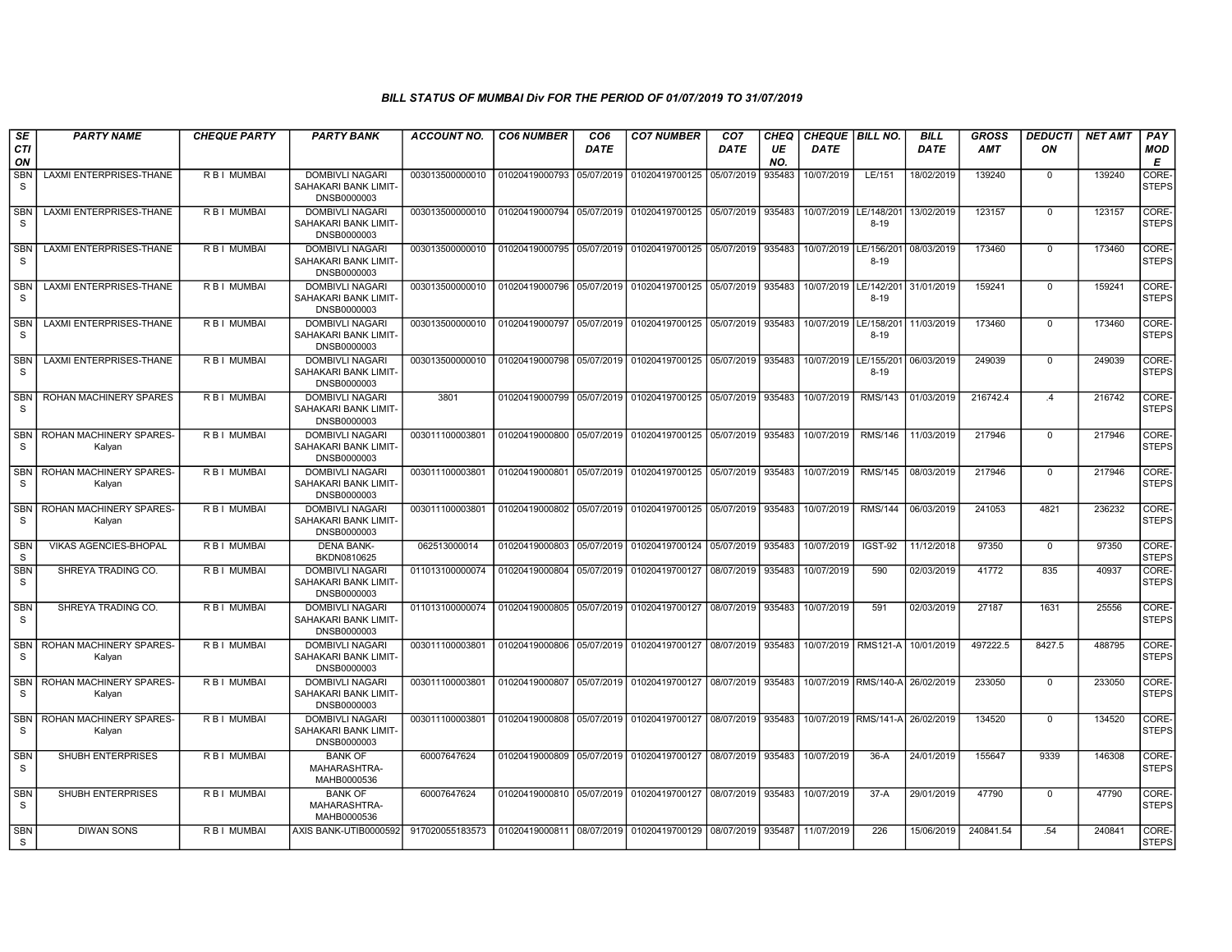# BILL STATUS OF MUMBAI Div FOR THE PERIOD OF 01/07/2019 TO 31/07/2019

| SECTION | PARTY NAME | CHEQUE PARTY | PARTY BANK | ACCOUNT NO. | CO6 NUMBER | CO6 DATE | CO7 NUMBER | CO7 DATE | CHEQUE NO. | CHEQUE DATE | BILL NO. | BILL DATE | GROSS AMT | DEDUCTION | NET AMT | PAY MODE |
|---|---|---|---|---|---|---|---|---|---|---|---|---|---|---|---|---|
| SBNS | LAXMI ENTERPRISES-THANE | R B I MUMBAI | DOMBIVLI NAGARI SAHAKARI BANK LIMIT-DNSB0000003 | 003013500000010 | 01020419000793 | 05/07/2019 | 01020419700125 | 05/07/2019 | 935483 | 10/07/2019 | LE/151 | 18/02/2019 | 139240 | 0 | 139240 | CORE-STEPS |
| SBNS | LAXMI ENTERPRISES-THANE | R B I MUMBAI | DOMBIVLI NAGARI SAHAKARI BANK LIMIT-DNSB0000003 | 003013500000010 | 01020419000794 | 05/07/2019 | 01020419700125 | 05/07/2019 | 935483 | 10/07/2019 | LE/148/2018-19 | 13/02/2019 | 123157 | 0 | 123157 | CORE-STEPS |
| SBNS | LAXMI ENTERPRISES-THANE | R B I MUMBAI | DOMBIVLI NAGARI SAHAKARI BANK LIMIT-DNSB0000003 | 003013500000010 | 01020419000795 | 05/07/2019 | 01020419700125 | 05/07/2019 | 935483 | 10/07/2019 | LE/156/2018-19 | 08/03/2019 | 173460 | 0 | 173460 | CORE-STEPS |
| SBNS | LAXMI ENTERPRISES-THANE | R B I MUMBAI | DOMBIVLI NAGARI SAHAKARI BANK LIMIT-DNSB0000003 | 003013500000010 | 01020419000796 | 05/07/2019 | 01020419700125 | 05/07/2019 | 935483 | 10/07/2019 | LE/142/2018-19 | 31/01/2019 | 159241 | 0 | 159241 | CORE-STEPS |
| SBNS | LAXMI ENTERPRISES-THANE | R B I MUMBAI | DOMBIVLI NAGARI SAHAKARI BANK LIMIT-DNSB0000003 | 003013500000010 | 01020419000797 | 05/07/2019 | 01020419700125 | 05/07/2019 | 935483 | 10/07/2019 | LE/158/2018-19 | 11/03/2019 | 173460 | 0 | 173460 | CORE-STEPS |
| SBNS | LAXMI ENTERPRISES-THANE | R B I MUMBAI | DOMBIVLI NAGARI SAHAKARI BANK LIMIT-DNSB0000003 | 003013500000010 | 01020419000798 | 05/07/2019 | 01020419700125 | 05/07/2019 | 935483 | 10/07/2019 | LE/155/2018-19 | 06/03/2019 | 249039 | 0 | 249039 | CORE-STEPS |
| SBNS | ROHAN MACHINERY SPARES | R B I MUMBAI | DOMBIVLI NAGARI SAHAKARI BANK LIMIT-DNSB0000003 | 3801 | 01020419000799 | 05/07/2019 | 01020419700125 | 05/07/2019 | 935483 | 10/07/2019 | RMS/143 | 01/03/2019 | 216742.4 | .4 | 216742 | CORE-STEPS |
| SBNS | ROHAN MACHINERY SPARES-Kalyan | R B I MUMBAI | DOMBIVLI NAGARI SAHAKARI BANK LIMIT-DNSB0000003 | 003011100003801 | 01020419000800 | 05/07/2019 | 01020419700125 | 05/07/2019 | 935483 | 10/07/2019 | RMS/146 | 11/03/2019 | 217946 | 0 | 217946 | CORE-STEPS |
| SBNS | ROHAN MACHINERY SPARES-Kalyan | R B I MUMBAI | DOMBIVLI NAGARI SAHAKARI BANK LIMIT-DNSB0000003 | 003011100003801 | 01020419000801 | 05/07/2019 | 01020419700125 | 05/07/2019 | 935483 | 10/07/2019 | RMS/145 | 08/03/2019 | 217946 | 0 | 217946 | CORE-STEPS |
| SBNS | ROHAN MACHINERY SPARES-Kalyan | R B I MUMBAI | DOMBIVLI NAGARI SAHAKARI BANK LIMIT-DNSB0000003 | 003011100003801 | 01020419000802 | 05/07/2019 | 01020419700125 | 05/07/2019 | 935483 | 10/07/2019 | RMS/144 | 06/03/2019 | 241053 | 4821 | 236232 | CORE-STEPS |
| SBNS | VIKAS AGENCIES-BHOPAL | R B I MUMBAI | DENA BANK-BKDN0810625 | 062513000014 | 01020419000803 | 05/07/2019 | 01020419700124 | 05/07/2019 | 935483 | 10/07/2019 | IGST-92 | 11/12/2018 | 97350 | 0 | 97350 | CORE-STEPS |
| SBNS | SHREYA TRADING CO. | R B I MUMBAI | DOMBIVLI NAGARI SAHAKARI BANK LIMIT-DNSB0000003 | 011013100000074 | 01020419000804 | 05/07/2019 | 01020419700127 | 08/07/2019 | 935483 | 10/07/2019 | 590 | 02/03/2019 | 41772 | 835 | 40937 | CORE-STEPS |
| SBNS | SHREYA TRADING CO. | R B I MUMBAI | DOMBIVLI NAGARI SAHAKARI BANK LIMIT-DNSB0000003 | 011013100000074 | 01020419000805 | 05/07/2019 | 01020419700127 | 08/07/2019 | 935483 | 10/07/2019 | 591 | 02/03/2019 | 27187 | 1631 | 25556 | CORE-STEPS |
| SBNS | ROHAN MACHINERY SPARES-Kalyan | R B I MUMBAI | DOMBIVLI NAGARI SAHAKARI BANK LIMIT-DNSB0000003 | 003011100003801 | 01020419000806 | 05/07/2019 | 01020419700127 | 08/07/2019 | 935483 | 10/07/2019 | RMS121-A | 10/01/2019 | 497222.5 | 8427.5 | 488795 | CORE-STEPS |
| SBNS | ROHAN MACHINERY SPARES-Kalyan | R B I MUMBAI | DOMBIVLI NAGARI SAHAKARI BANK LIMIT-DNSB0000003 | 003011100003801 | 01020419000807 | 05/07/2019 | 01020419700127 | 08/07/2019 | 935483 | 10/07/2019 | RMS/140-A | 26/02/2019 | 233050 | 0 | 233050 | CORE-STEPS |
| SBNS | ROHAN MACHINERY SPARES-Kalyan | R B I MUMBAI | DOMBIVLI NAGARI SAHAKARI BANK LIMIT-DNSB0000003 | 003011100003801 | 01020419000808 | 05/07/2019 | 01020419700127 | 08/07/2019 | 935483 | 10/07/2019 | RMS/141-A | 26/02/2019 | 134520 | 0 | 134520 | CORE-STEPS |
| SBNS | SHUBH ENTERPRISES | R B I MUMBAI | BANK OF MAHARASHTRA-MAHB0000536 | 60007647624 | 01020419000809 | 05/07/2019 | 01020419700127 | 08/07/2019 | 935483 | 10/07/2019 | 36-A | 24/01/2019 | 155647 | 9339 | 146308 | CORE-STEPS |
| SBNS | SHUBH ENTERPRISES | R B I MUMBAI | BANK OF MAHARASHTRA-MAHB0000536 | 60007647624 | 01020419000810 | 05/07/2019 | 01020419700127 | 08/07/2019 | 935483 | 10/07/2019 | 37-A | 29/01/2019 | 47790 | 0 | 47790 | CORE-STEPS |
| SBNS | DIWAN SONS | R B I MUMBAI | AXIS BANK-UTIB0000592 | 917020055183573 | 01020419000811 | 08/07/2019 | 01020419700129 | 08/07/2019 | 935487 | 11/07/2019 | 226 | 15/06/2019 | 240841.54 | .54 | 240841 | CORE-STEPS |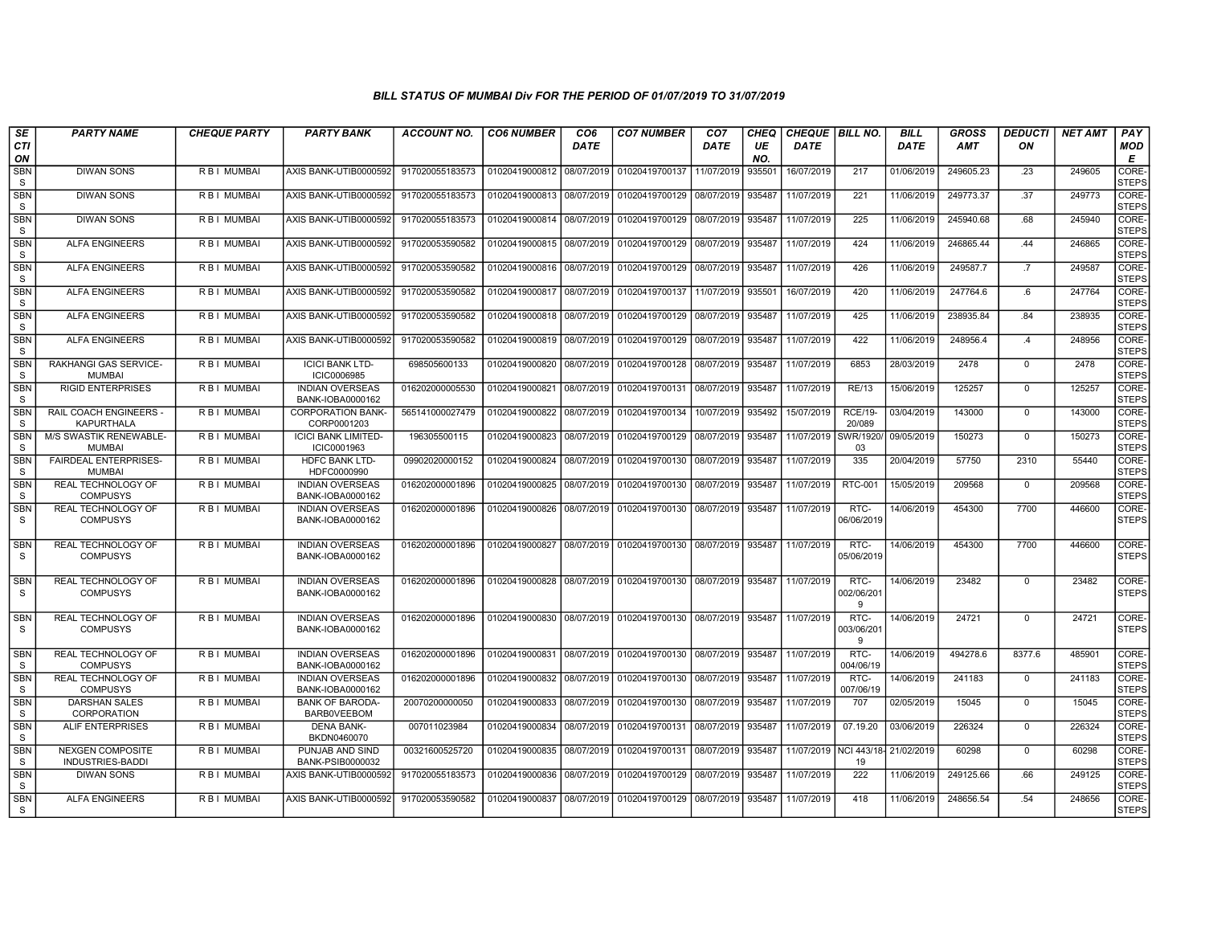### BILL STATUS OF MUMBAI Div FOR THE PERIOD OF 01/07/2019 TO 31/07/2019

| SECTION | PARTY NAME | CHEQUE PARTY | PARTY BANK | ACCOUNT NO. | CO6 NUMBER | CO6 DATE | CO7 NUMBER | CO7 DATE | CHEQUE NO. | CHEQUE DATE | BILL NO. | BILL DATE | GROSS AMT | DEDUCTION | NET AMT | PAY MODE |
|---|---|---|---|---|---|---|---|---|---|---|---|---|---|---|---|---|
| SBNS | DIWAN SONS | R B I MUMBAI | AXIS BANK-UTIB0000592 | 917020055183573 | 01020419000812 | 08/07/2019 | 01020419700137 | 11/07/2019 | 935501 | 16/07/2019 | 217 | 01/06/2019 | 249605.23 | .23 | 249605 | CORE-STEPS |
| SBNS | DIWAN SONS | R B I MUMBAI | AXIS BANK-UTIB0000592 | 917020055183573 | 01020419000813 | 08/07/2019 | 01020419700129 | 08/07/2019 | 935487 | 11/07/2019 | 221 | 11/06/2019 | 249773.37 | .37 | 249773 | CORE-STEPS |
| SBNS | DIWAN SONS | R B I MUMBAI | AXIS BANK-UTIB0000592 | 917020055183573 | 01020419000814 | 08/07/2019 | 01020419700129 | 08/07/2019 | 935487 | 11/07/2019 | 225 | 11/06/2019 | 245940.68 | .68 | 245940 | CORE-STEPS |
| SBNS | ALFA ENGINEERS | R B I MUMBAI | AXIS BANK-UTIB0000592 | 917020053590582 | 01020419000815 | 08/07/2019 | 01020419700129 | 08/07/2019 | 935487 | 11/07/2019 | 424 | 11/06/2019 | 246865.44 | .44 | 246865 | CORE-STEPS |
| SBNS | ALFA ENGINEERS | R B I MUMBAI | AXIS BANK-UTIB0000592 | 917020053590582 | 01020419000816 | 08/07/2019 | 01020419700129 | 08/07/2019 | 935487 | 11/07/2019 | 426 | 11/06/2019 | 249587.7 | .7 | 249587 | CORE-STEPS |
| SBNS | ALFA ENGINEERS | R B I MUMBAI | AXIS BANK-UTIB0000592 | 917020053590582 | 01020419000817 | 08/07/2019 | 01020419700137 | 11/07/2019 | 935501 | 16/07/2019 | 420 | 11/06/2019 | 247764.6 | .6 | 247764 | CORE-STEPS |
| SBNS | ALFA ENGINEERS | R B I MUMBAI | AXIS BANK-UTIB0000592 | 917020053590582 | 01020419000818 | 08/07/2019 | 01020419700129 | 08/07/2019 | 935487 | 11/07/2019 | 425 | 11/06/2019 | 238935.84 | .84 | 238935 | CORE-STEPS |
| SBNS | ALFA ENGINEERS | R B I MUMBAI | AXIS BANK-UTIB0000592 | 917020053590582 | 01020419000819 | 08/07/2019 | 01020419700129 | 08/07/2019 | 935487 | 11/07/2019 | 422 | 11/06/2019 | 248956.4 | .4 | 248956 | CORE-STEPS |
| SBNS | RAKHANGI GAS SERVICE-MUMBAI | R B I MUMBAI | ICICI BANK LTD-ICIC0006985 | 698505600133 | 01020419000820 | 08/07/2019 | 01020419700128 | 08/07/2019 | 935487 | 11/07/2019 | 6853 | 28/03/2019 | 2478 | 0 | 2478 | CORE-STEPS |
| SBNS | RIGID ENTERPRISES | R B I MUMBAI | INDIAN OVERSEAS BANK-IOBA0000162 | 016202000005530 | 01020419000821 | 08/07/2019 | 01020419700131 | 08/07/2019 | 935487 | 11/07/2019 | RE/13 | 15/06/2019 | 125257 | 0 | 125257 | CORE-STEPS |
| SBNS | RAIL COACH ENGINEERS - KAPURTHALA | R B I MUMBAI | CORPORATION BANK-CORP0001203 | 565141000027479 | 01020419000822 | 08/07/2019 | 01020419700134 | 10/07/2019 | 935492 | 15/07/2019 | RCE/19-20/089 | 03/04/2019 | 143000 | 0 | 143000 | CORE-STEPS |
| SBNS | M/S SWASTIK RENEWABLE-MUMBAI | R B I MUMBAI | ICICI BANK LIMITED-ICIC0001963 | 196305500115 | 01020419000823 | 08/07/2019 | 01020419700129 | 08/07/2019 | 935487 | 11/07/2019 | SWR/1920/03 | 09/05/2019 | 150273 | 0 | 150273 | CORE-STEPS |
| SBNS | FAIRDEAL ENTERPRISES-MUMBAI | R B I MUMBAI | HDFC BANK LTD-HDFC0000990 | 09902020000152 | 01020419000824 | 08/07/2019 | 01020419700130 | 08/07/2019 | 935487 | 11/07/2019 | 335 | 20/04/2019 | 57750 | 2310 | 55440 | CORE-STEPS |
| SBNS | REAL TECHNOLOGY OF COMPUSYS | R B I MUMBAI | INDIAN OVERSEAS BANK-IOBA0000162 | 016202000001896 | 01020419000825 | 08/07/2019 | 01020419700130 | 08/07/2019 | 935487 | 11/07/2019 | RTC-001 | 15/05/2019 | 209568 | 0 | 209568 | CORE-STEPS |
| SBNS | REAL TECHNOLOGY OF COMPUSYS | R B I MUMBAI | INDIAN OVERSEAS BANK-IOBA0000162 | 016202000001896 | 01020419000826 | 08/07/2019 | 01020419700130 | 08/07/2019 | 935487 | 11/07/2019 | RTC-06/06/2019 | 14/06/2019 | 454300 | 7700 | 446600 | CORE-STEPS |
| SBNS | REAL TECHNOLOGY OF COMPUSYS | R B I MUMBAI | INDIAN OVERSEAS BANK-IOBA0000162 | 016202000001896 | 01020419000827 | 08/07/2019 | 01020419700130 | 08/07/2019 | 935487 | 11/07/2019 | RTC-05/06/2019 | 14/06/2019 | 454300 | 7700 | 446600 | CORE-STEPS |
| SBNS | REAL TECHNOLOGY OF COMPUSYS | R B I MUMBAI | INDIAN OVERSEAS BANK-IOBA0000162 | 016202000001896 | 01020419000828 | 08/07/2019 | 01020419700130 | 08/07/2019 | 935487 | 11/07/2019 | RTC-002/06/2019 | 14/06/2019 | 23482 | 0 | 23482 | CORE-STEPS |
| SBNS | REAL TECHNOLOGY OF COMPUSYS | R B I MUMBAI | INDIAN OVERSEAS BANK-IOBA0000162 | 016202000001896 | 01020419000830 | 08/07/2019 | 01020419700130 | 08/07/2019 | 935487 | 11/07/2019 | RTC-003/06/2019 | 14/06/2019 | 24721 | 0 | 24721 | CORE-STEPS |
| SBNS | REAL TECHNOLOGY OF COMPUSYS | R B I MUMBAI | INDIAN OVERSEAS BANK-IOBA0000162 | 016202000001896 | 01020419000831 | 08/07/2019 | 01020419700130 | 08/07/2019 | 935487 | 11/07/2019 | RTC-004/06/19 | 14/06/2019 | 494278.6 | 8377.6 | 485901 | CORE-STEPS |
| SBNS | REAL TECHNOLOGY OF COMPUSYS | R B I MUMBAI | INDIAN OVERSEAS BANK-IOBA0000162 | 016202000001896 | 01020419000832 | 08/07/2019 | 01020419700130 | 08/07/2019 | 935487 | 11/07/2019 | RTC-007/06/19 | 14/06/2019 | 241183 | 0 | 241183 | CORE-STEPS |
| SBNS | DARSHAN SALES CORPORATION | R B I MUMBAI | BANK OF BARODA-BARB0VEEBOM | 20070200000050 | 01020419000833 | 08/07/2019 | 01020419700130 | 08/07/2019 | 935487 | 11/07/2019 | 707 | 02/05/2019 | 15045 | 0 | 15045 | CORE-STEPS |
| SBNS | ALIF ENTERPRISES | R B I MUMBAI | DENA BANK-BKDN0460070 | 007011023984 | 01020419000834 | 08/07/2019 | 01020419700131 | 08/07/2019 | 935487 | 11/07/2019 | 07.19.20 | 03/06/2019 | 226324 | 0 | 226324 | CORE-STEPS |
| SBNS | NEXGEN COMPOSITE INDUSTRIES-BADDI | R B I MUMBAI | PUNJAB AND SIND BANK-PSIB0000032 | 00321600525720 | 01020419000835 | 08/07/2019 | 01020419700131 | 08/07/2019 | 935487 | 11/07/2019 | NCI 443/18-19 | 21/02/2019 | 60298 | 0 | 60298 | CORE-STEPS |
| SBNS | DIWAN SONS | R B I MUMBAI | AXIS BANK-UTIB0000592 | 917020055183573 | 01020419000836 | 08/07/2019 | 01020419700129 | 08/07/2019 | 935487 | 11/07/2019 | 222 | 11/06/2019 | 249125.66 | .66 | 249125 | CORE-STEPS |
| SBNS | ALFA ENGINEERS | R B I MUMBAI | AXIS BANK-UTIB0000592 | 917020053590582 | 01020419000837 | 08/07/2019 | 01020419700129 | 08/07/2019 | 935487 | 11/07/2019 | 418 | 11/06/2019 | 248656.54 | .54 | 248656 | CORE-STEPS |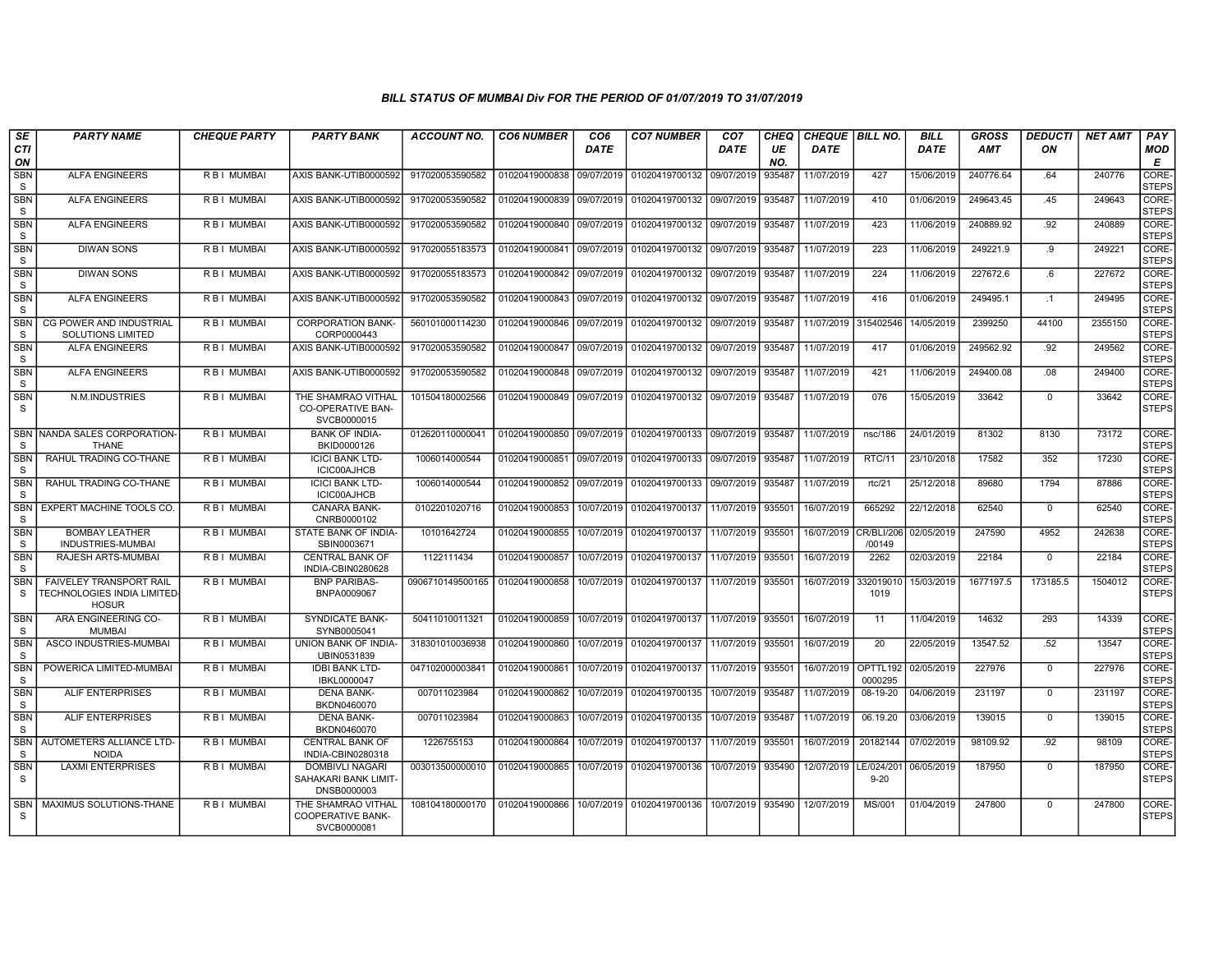### BILL STATUS OF MUMBAI Div FOR THE PERIOD OF 01/07/2019 TO 31/07/2019

| SECTION | PARTY NAME | CHEQUE PARTY | PARTY BANK | ACCOUNT NO. | CO6 NUMBER | CO6 DATE | CO7 NUMBER | CO7 DATE | CHEQUE NO. | CHEQUE DATE | BILL NO. | BILL DATE | GROSS AMT | DEDUCTION | NET AMT | PAY MODE |
|---|---|---|---|---|---|---|---|---|---|---|---|---|---|---|---|---|
| SBNS | ALFA ENGINEERS | R B I MUMBAI | AXIS BANK-UTIB0000592 | 917020053590582 | 01020419000838 | 09/07/2019 | 01020419700132 | 09/07/2019 | 935487 | 11/07/2019 | 427 | 15/06/2019 | 240776.64 | .64 | 240776 | CORE-STEPS |
| SBNS | ALFA ENGINEERS | R B I MUMBAI | AXIS BANK-UTIB0000592 | 917020053590582 | 01020419000839 | 09/07/2019 | 01020419700132 | 09/07/2019 | 935487 | 11/07/2019 | 410 | 01/06/2019 | 249643.45 | .45 | 249643 | CORE-STEPS |
| SBNS | ALFA ENGINEERS | R B I MUMBAI | AXIS BANK-UTIB0000592 | 917020053590582 | 01020419000840 | 09/07/2019 | 01020419700132 | 09/07/2019 | 935487 | 11/07/2019 | 423 | 11/06/2019 | 240889.92 | .92 | 240889 | CORE-STEPS |
| SBNS | DIWAN SONS | R B I MUMBAI | AXIS BANK-UTIB0000592 | 917020055183573 | 01020419000841 | 09/07/2019 | 01020419700132 | 09/07/2019 | 935487 | 11/07/2019 | 223 | 11/06/2019 | 249221.9 | .9 | 249221 | CORE-STEPS |
| SBNS | DIWAN SONS | R B I MUMBAI | AXIS BANK-UTIB0000592 | 917020055183573 | 01020419000842 | 09/07/2019 | 01020419700132 | 09/07/2019 | 935487 | 11/07/2019 | 224 | 11/06/2019 | 227672.6 | .6 | 227672 | CORE-STEPS |
| SBNS | ALFA ENGINEERS | R B I MUMBAI | AXIS BANK-UTIB0000592 | 917020053590582 | 01020419000843 | 09/07/2019 | 01020419700132 | 09/07/2019 | 935487 | 11/07/2019 | 416 | 01/06/2019 | 249495.1 | .1 | 249495 | CORE-STEPS |
| SBNS | CG POWER AND INDUSTRIAL SOLUTIONS LIMITED | R B I MUMBAI | CORPORATION BANK-CORP0000443 | 560101000114230 | 01020419000846 | 09/07/2019 | 01020419700132 | 09/07/2019 | 935487 | 11/07/2019 | 315402546 | 14/05/2019 | 2399250 | 44100 | 2355150 | CORE-STEPS |
| SBNS | ALFA ENGINEERS | R B I MUMBAI | AXIS BANK-UTIB0000592 | 917020053590582 | 01020419000847 | 09/07/2019 | 01020419700132 | 09/07/2019 | 935487 | 11/07/2019 | 417 | 01/06/2019 | 249562.92 | .92 | 249562 | CORE-STEPS |
| SBNS | ALFA ENGINEERS | R B I MUMBAI | AXIS BANK-UTIB0000592 | 917020053590582 | 01020419000848 | 09/07/2019 | 01020419700132 | 09/07/2019 | 935487 | 11/07/2019 | 421 | 11/06/2019 | 249400.08 | .08 | 249400 | CORE-STEPS |
| SBNS | N.M.INDUSTRIES | R B I MUMBAI | THE SHAMRAO VITHAL CO-OPERATIVE BAN-SVCB0000015 | 101504180002566 | 01020419000849 | 09/07/2019 | 01020419700132 | 09/07/2019 | 935487 | 11/07/2019 | 076 | 15/05/2019 | 33642 | 0 | 33642 | CORE-STEPS |
| SBNS | NANDA SALES CORPORATION-THANE | R B I MUMBAI | BANK OF INDIA-BKID0000126 | 012620110000041 | 01020419000850 | 09/07/2019 | 01020419700133 | 09/07/2019 | 935487 | 11/07/2019 | nsc/186 | 24/01/2019 | 81302 | 8130 | 73172 | CORE-STEPS |
| SBNS | RAHUL TRADING CO-THANE | R B I MUMBAI | ICICI BANK LTD-ICIC00AJHCB | 1006014000544 | 01020419000851 | 09/07/2019 | 01020419700133 | 09/07/2019 | 935487 | 11/07/2019 | RTC/11 | 23/10/2018 | 17582 | 352 | 17230 | CORE-STEPS |
| SBNS | RAHUL TRADING CO-THANE | R B I MUMBAI | ICICI BANK LTD-ICIC00AJHCB | 1006014000544 | 01020419000852 | 09/07/2019 | 01020419700133 | 09/07/2019 | 935487 | 11/07/2019 | rtc/21 | 25/12/2018 | 89680 | 1794 | 87886 | CORE-STEPS |
| SBNS | EXPERT MACHINE TOOLS CO. | R B I MUMBAI | CANARA BANK-CNRB0000102 | 0102201020716 | 01020419000853 | 10/07/2019 | 01020419700137 | 11/07/2019 | 935501 | 16/07/2019 | 665292 | 22/12/2018 | 62540 | 0 | 62540 | CORE-STEPS |
| SBNS | BOMBAY LEATHER INDUSTRIES-MUMBAI | R B I MUMBAI | STATE BANK OF INDIA-SBIN0003671 | 10101642724 | 01020419000855 | 10/07/2019 | 01020419700137 | 11/07/2019 | 935501 | 16/07/2019 | CR/BLI/206/00149 | 02/05/2019 | 247590 | 4952 | 242638 | CORE-STEPS |
| SBNS | RAJESH ARTS-MUMBAI | R B I MUMBAI | CENTRAL BANK OF INDIA-CBIN0280628 | 1122111434 | 01020419000857 | 10/07/2019 | 01020419700137 | 11/07/2019 | 935501 | 16/07/2019 | 2262 | 02/03/2019 | 22184 | 0 | 22184 | CORE-STEPS |
| SBNS | FAIVELEY TRANSPORT RAIL TECHNOLOGIES INDIA LIMITED-HOSUR | R B I MUMBAI | BNP PARIBAS-BNPA0009067 | 0906710149500165 | 01020419000858 | 10/07/2019 | 01020419700137 | 11/07/2019 | 935501 | 16/07/2019 | 3320190101019 | 15/03/2019 | 1677197.5 | 173185.5 | 1504012 | CORE-STEPS |
| SBNS | ARA ENGINEERING CO-MUMBAI | R B I MUMBAI | SYNDICATE BANK-SYNB0005041 | 50411010011321 | 01020419000859 | 10/07/2019 | 01020419700137 | 11/07/2019 | 935501 | 16/07/2019 | 11 | 11/04/2019 | 14632 | 293 | 14339 | CORE-STEPS |
| SBNS | ASCO INDUSTRIES-MUMBAI | R B I MUMBAI | UNION BANK OF INDIA-UBIN0531839 | 318301010036938 | 01020419000860 | 10/07/2019 | 01020419700137 | 11/07/2019 | 935501 | 16/07/2019 | 20 | 22/05/2019 | 13547.52 | .52 | 13547 | CORE-STEPS |
| SBNS | POWERICA LIMITED-MUMBAI | R B I MUMBAI | IDBI BANK LTD-IBKL0000047 | 047102000003841 | 01020419000861 | 10/07/2019 | 01020419700137 | 11/07/2019 | 935501 | 16/07/2019 | OPTTL1920000295 | 02/05/2019 | 227976 | 0 | 227976 | CORE-STEPS |
| SBNS | ALIF ENTERPRISES | R B I MUMBAI | DENA BANK-BKDN0460070 | 007011023984 | 01020419000862 | 10/07/2019 | 01020419700135 | 10/07/2019 | 935487 | 11/07/2019 | 08-19-20 | 04/06/2019 | 231197 | 0 | 231197 | CORE-STEPS |
| SBNS | ALIF ENTERPRISES | R B I MUMBAI | DENA BANK-BKDN0460070 | 007011023984 | 01020419000863 | 10/07/2019 | 01020419700135 | 10/07/2019 | 935487 | 11/07/2019 | 06.19.20 | 03/06/2019 | 139015 | 0 | 139015 | CORE-STEPS |
| SBNS | AUTOMETERS ALLIANCE LTD-NOIDA | R B I MUMBAI | CENTRAL BANK OF INDIA-CBIN0280318 | 1226755153 | 01020419000864 | 10/07/2019 | 01020419700137 | 11/07/2019 | 935501 | 16/07/2019 | 20182144 | 07/02/2019 | 98109.92 | .92 | 98109 | CORE-STEPS |
| SBNS | LAXMI ENTERPRISES | R B I MUMBAI | DOMBIVLI NAGARI SAHAKARI BANK LIMIT-DNSB0000003 | 003013500000010 | 01020419000865 | 10/07/2019 | 01020419700136 | 10/07/2019 | 935490 | 12/07/2019 | LE/024/2019-20 | 06/05/2019 | 187950 | 0 | 187950 | CORE-STEPS |
| SBNS | MAXIMUS SOLUTIONS-THANE | R B I MUMBAI | THE SHAMRAO VITHAL COOPERATIVE BANK-SVCB0000081 | 108104180000170 | 01020419000866 | 10/07/2019 | 01020419700136 | 10/07/2019 | 935490 | 12/07/2019 | MS/001 | 01/04/2019 | 247800 | 0 | 247800 | CORE-STEPS |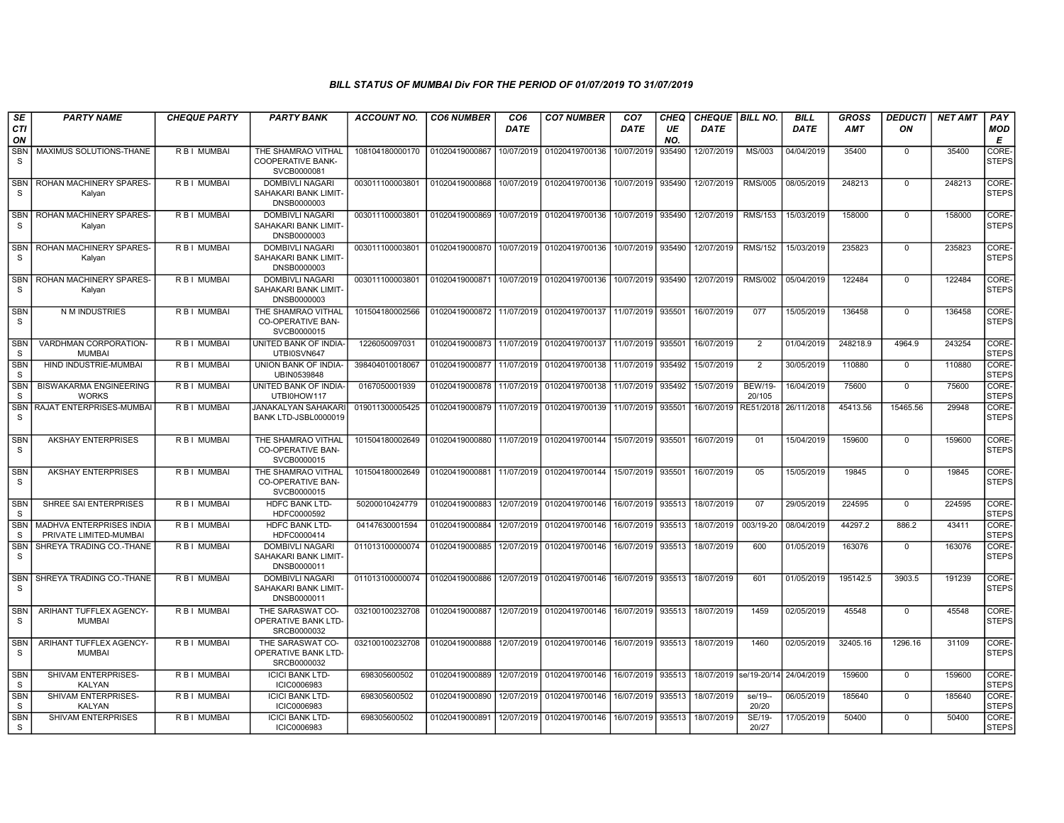### BILL STATUS OF MUMBAI Div FOR THE PERIOD OF 01/07/2019 TO 31/07/2019

| SECTION | PARTY NAME | CHEQUE PARTY | PARTY BANK | ACCOUNT NO. | CO6 NUMBER | CO6 DATE | CO7 NUMBER | CO7 DATE | CHEQUE NO. | CHEQUE DATE | BILL NO. | BILL DATE | GROSS AMT | DEDUCTION | NET AMT | PAY MODE |
|---|---|---|---|---|---|---|---|---|---|---|---|---|---|---|---|---|
| SBNS | MAXIMUS SOLUTIONS-THANE | R B I MUMBAI | THE SHAMRAO VITHAL COOPERATIVE BANK-SVCB0000081 | 108104180000170 | 01020419000867 | 10/07/2019 | 01020419700136 | 10/07/2019 | 935490 | 12/07/2019 | MS/003 | 04/04/2019 | 35400 | 0 | 35400 | CORE-STEPS |
| SBNS | ROHAN MACHINERY SPARES-Kalyan | R B I MUMBAI | DOMBIVLI NAGARI SAHAKARI BANK LIMIT-DNSB0000003 | 003011100003801 | 01020419000868 | 10/07/2019 | 01020419700136 | 10/07/2019 | 935490 | 12/07/2019 | RMS/005 | 08/05/2019 | 248213 | 0 | 248213 | CORE-STEPS |
| SBNS | ROHAN MACHINERY SPARES-Kalyan | R B I MUMBAI | DOMBIVLI NAGARI SAHAKARI BANK LIMIT-DNSB0000003 | 003011100003801 | 01020419000869 | 10/07/2019 | 01020419700136 | 10/07/2019 | 935490 | 12/07/2019 | RMS/153 | 15/03/2019 | 158000 | 0 | 158000 | CORE-STEPS |
| SBNS | ROHAN MACHINERY SPARES-Kalyan | R B I MUMBAI | DOMBIVLI NAGARI SAHAKARI BANK LIMIT-DNSB0000003 | 003011100003801 | 01020419000870 | 10/07/2019 | 01020419700136 | 10/07/2019 | 935490 | 12/07/2019 | RMS/152 | 15/03/2019 | 235823 | 0 | 235823 | CORE-STEPS |
| SBNS | ROHAN MACHINERY SPARES-Kalyan | R B I MUMBAI | DOMBIVLI NAGARI SAHAKARI BANK LIMIT-DNSB0000003 | 003011100003801 | 01020419000871 | 10/07/2019 | 01020419700136 | 10/07/2019 | 935490 | 12/07/2019 | RMS/002 | 05/04/2019 | 122484 | 0 | 122484 | CORE-STEPS |
| SBNS | N M INDUSTRIES | R B I MUMBAI | THE SHAMRAO VITHAL CO-OPERATIVE BAN-SVCB0000015 | 101504180002566 | 01020419000872 | 11/07/2019 | 01020419700137 | 11/07/2019 | 935501 | 16/07/2019 | 077 | 15/05/2019 | 136458 | 0 | 136458 | CORE-STEPS |
| SBNS | VARDHMAN CORPORATION-MUMBAI | R B I MUMBAI | UNITED BANK OF INDIA-UTBI0SVN647 | 1226050097031 | 01020419000873 | 11/07/2019 | 01020419700137 | 11/07/2019 | 935501 | 16/07/2019 | 2 | 01/04/2019 | 248218.9 | 4964.9 | 243254 | CORE-STEPS |
| SBNS | HIND INDUSTRIE-MUMBAI | R B I MUMBAI | UNION BANK OF INDIA-UBIN0539848 | 398404010018067 | 01020419000877 | 11/07/2019 | 01020419700138 | 11/07/2019 | 935492 | 15/07/2019 | 2 | 30/05/2019 | 110880 | 0 | 110880 | CORE-STEPS |
| SBNS | BISWAKARMA ENGINEERING WORKS | R B I MUMBAI | UNITED BANK OF INDIA-UTBI0HOW117 | 0167050001939 | 01020419000878 | 11/07/2019 | 01020419700138 | 11/07/2019 | 935492 | 15/07/2019 | BEW/19-20/105 | 16/04/2019 | 75600 | 0 | 75600 | CORE-STEPS |
| SBNS | RAJAT ENTERPRISES-MUMBAI | R B I MUMBAI | JANAKALYAN SAHAKARI BANK LTD-JSBL0000019 | 019011300005425 | 01020419000879 | 11/07/2019 | 01020419700139 | 11/07/2019 | 935501 | 16/07/2019 | RE51/2018 | 26/11/2018 | 45413.56 | 15465.56 | 29948 | CORE-STEPS |
| SBNS | AKSHAY ENTERPRISES | R B I MUMBAI | THE SHAMRAO VITHAL CO-OPERATIVE BAN-SVCB0000015 | 101504180002649 | 01020419000880 | 11/07/2019 | 01020419700144 | 15/07/2019 | 935501 | 16/07/2019 | 01 | 15/04/2019 | 159600 | 0 | 159600 | CORE-STEPS |
| SBNS | AKSHAY ENTERPRISES | R B I MUMBAI | THE SHAMRAO VITHAL CO-OPERATIVE BAN-SVCB0000015 | 101504180002649 | 01020419000881 | 11/07/2019 | 01020419700144 | 15/07/2019 | 935501 | 16/07/2019 | 05 | 15/05/2019 | 19845 | 0 | 19845 | CORE-STEPS |
| SBNS | SHREE SAI ENTERPRISES | R B I MUMBAI | HDFC BANK LTD-HDFC0000592 | 50200010424779 | 01020419000883 | 12/07/2019 | 01020419700146 | 16/07/2019 | 935513 | 18/07/2019 | 07 | 29/05/2019 | 224595 | 0 | 224595 | CORE-STEPS |
| SBNS | MADHVA ENTERPRISES INDIA PRIVATE LIMITED-MUMBAI | R B I MUMBAI | HDFC BANK LTD-HDFC0000414 | 04147630001594 | 01020419000884 | 12/07/2019 | 01020419700146 | 16/07/2019 | 935513 | 18/07/2019 | 003/19-20 | 08/04/2019 | 44297.2 | 886.2 | 43411 | CORE-STEPS |
| SBNS | SHREYA TRADING CO.-THANE | R B I MUMBAI | DOMBIVLI NAGARI SAHAKARI BANK LIMIT-DNSB0000011 | 011013100000074 | 01020419000885 | 12/07/2019 | 01020419700146 | 16/07/2019 | 935513 | 18/07/2019 | 600 | 01/05/2019 | 163076 | 0 | 163076 | CORE-STEPS |
| SBNS | SHREYA TRADING CO.-THANE | R B I MUMBAI | DOMBIVLI NAGARI SAHAKARI BANK LIMIT-DNSB0000011 | 011013100000074 | 01020419000886 | 12/07/2019 | 01020419700146 | 16/07/2019 | 935513 | 18/07/2019 | 601 | 01/05/2019 | 195142.5 | 3903.5 | 191239 | CORE-STEPS |
| SBNS | ARIHANT TUFFLEX AGENCY-MUMBAI | R B I MUMBAI | THE SARASWAT CO-OPERATIVE BANK LTD-SRCB0000032 | 032100100232708 | 01020419000887 | 12/07/2019 | 01020419700146 | 16/07/2019 | 935513 | 18/07/2019 | 1459 | 02/05/2019 | 45548 | 0 | 45548 | CORE-STEPS |
| SBNS | ARIHANT TUFFLEX AGENCY-MUMBAI | R B I MUMBAI | THE SARASWAT CO-OPERATIVE BANK LTD-SRCB0000032 | 032100100232708 | 01020419000888 | 12/07/2019 | 01020419700146 | 16/07/2019 | 935513 | 18/07/2019 | 1460 | 02/05/2019 | 32405.16 | 1296.16 | 31109 | CORE-STEPS |
| SBNS | SHIVAM ENTERPRISES-KALYAN | R B I MUMBAI | ICICI BANK LTD-ICIC0006983 | 698305600502 | 01020419000889 | 12/07/2019 | 01020419700146 | 16/07/2019 | 935513 | 18/07/2019 | se/19-20/14 | 24/04/2019 | 159600 | 0 | 159600 | CORE-STEPS |
| SBNS | SHIVAM ENTERPRISES-KALYAN | R B I MUMBAI | ICICI BANK LTD-ICIC0006983 | 698305600502 | 01020419000890 | 12/07/2019 | 01020419700146 | 16/07/2019 | 935513 | 18/07/2019 | se/19--20/20 | 06/05/2019 | 185640 | 0 | 185640 | CORE-STEPS |
| SBNS | SHIVAM ENTERPRISES | R B I MUMBAI | ICICI BANK LTD-ICIC0006983 | 698305600502 | 01020419000891 | 12/07/2019 | 01020419700146 | 16/07/2019 | 935513 | 18/07/2019 | SE/19-20/27 | 17/05/2019 | 50400 | 0 | 50400 | CORE-STEPS |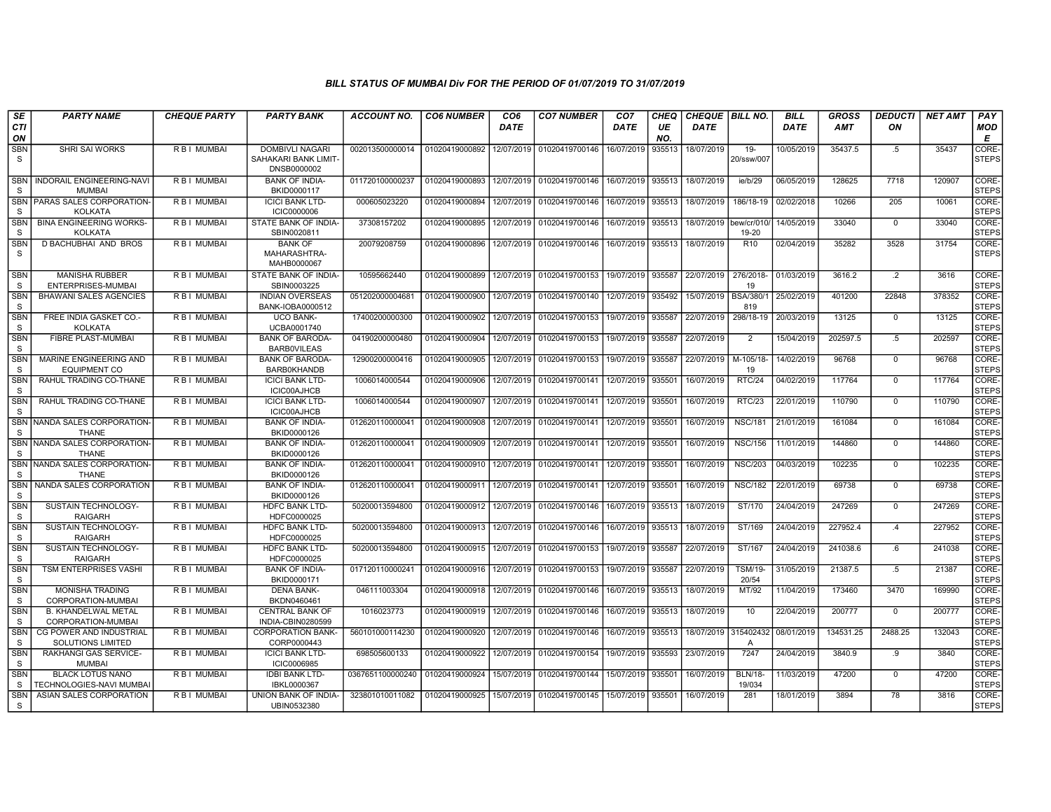### BILL STATUS OF MUMBAI Div FOR THE PERIOD OF 01/07/2019 TO 31/07/2019

| SECTION | PARTY NAME | CHEQUE PARTY | PARTY BANK | ACCOUNT NO. | CO6 NUMBER | CO6 DATE | CO7 NUMBER | CO7 DATE | CHEQUE NO. | CHEQUE DATE | BILL NO. | BILL DATE | GROSS AMT | DEDUCTION | NET AMT | PAY MODE |
|---|---|---|---|---|---|---|---|---|---|---|---|---|---|---|---|---|
| SBNS | SHRI SAI WORKS | R B I MUMBAI | DOMBIVLI NAGARI SAHAKARI BANK LIMIT-DNSB0000002 | 002013500000014 | 01020419000892 | 12/07/2019 | 01020419700146 | 16/07/2019 | 935513 | 18/07/2019 | 19-20/ssw/007 | 10/05/2019 | 35437.5 | .5 | 35437 | CORE-STEPS |
| SBNS | INDORAIL ENGINEERING-NAVI MUMBAI | R B I MUMBAI | BANK OF INDIA-BKID0000117 | 011720100000237 | 01020419000893 | 12/07/2019 | 01020419700146 | 16/07/2019 | 935513 | 18/07/2019 | ie/b/29 | 06/05/2019 | 128625 | 7718 | 120907 | CORE-STEPS |
| SBNS | PARAS SALES CORPORATION-KOLKATA | R B I MUMBAI | ICICI BANK LTD-ICIC0000006 | 000605023220 | 01020419000894 | 12/07/2019 | 01020419700146 | 16/07/2019 | 935513 | 18/07/2019 | 186/18-19 | 02/02/2018 | 10266 | 205 | 10061 | CORE-STEPS |
| SBNS | BINA ENGINEERING WORKS-KOLKATA | R B I MUMBAI | STATE BANK OF INDIA-SBIN0020811 | 37308157202 | 01020419000895 | 12/07/2019 | 01020419700146 | 16/07/2019 | 935513 | 18/07/2019 | bew/cr/010/19-20 | 14/05/2019 | 33040 | 0 | 33040 | CORE-STEPS |
| SBNS | D BACHUBHAI AND BROS | R B I MUMBAI | BANK OF MAHARASHTRA-MAHB0000067 | 20079208759 | 01020419000896 | 12/07/2019 | 01020419700146 | 16/07/2019 | 935513 | 18/07/2019 | R10 | 02/04/2019 | 35282 | 3528 | 31754 | CORE-STEPS |
| SBNS | MANISHA RUBBER ENTERPRISES-MUMBAI | R B I MUMBAI | STATE BANK OF INDIA-SBIN0003225 | 10595662440 | 01020419000899 | 12/07/2019 | 01020419700153 | 19/07/2019 | 935587 | 22/07/2019 | 276/2018-19 | 01/03/2019 | 3616.2 | .2 | 3616 | CORE-STEPS |
| SBNS | BHAWANI SALES AGENCIES | R B I MUMBAI | INDIAN OVERSEAS BANK-IOBA0000512 | 051202000004681 | 01020419000900 | 12/07/2019 | 01020419700140 | 12/07/2019 | 935492 | 15/07/2019 | BSA/380/1819 | 25/02/2019 | 401200 | 22848 | 378352 | CORE-STEPS |
| SBNS | FREE INDIA GASKET CO.-KOLKATA | R B I MUMBAI | UCO BANK-UCBA0001740 | 17400200000300 | 01020419000902 | 12/07/2019 | 01020419700153 | 19/07/2019 | 935587 | 22/07/2019 | 298/18-19 | 20/03/2019 | 13125 | 0 | 13125 | CORE-STEPS |
| SBNS | FIBRE PLAST-MUMBAI | R B I MUMBAI | BANK OF BARODA-BARB0VILEAS | 04190200000480 | 01020419000904 | 12/07/2019 | 01020419700153 | 19/07/2019 | 935587 | 22/07/2019 | 2 | 15/04/2019 | 202597.5 | .5 | 202597 | CORE-STEPS |
| SBNS | MARINE ENGINEERING AND EQUIPMENT CO | R B I MUMBAI | BANK OF BARODA-BARB0KHANDB | 12900200000416 | 01020419000905 | 12/07/2019 | 01020419700153 | 19/07/2019 | 935587 | 22/07/2019 | M-105/18-19 | 14/02/2019 | 96768 | 0 | 96768 | CORE-STEPS |
| SBNS | RAHUL TRADING CO-THANE | R B I MUMBAI | ICICI BANK LTD-ICIC00AJHCB | 1006014000544 | 01020419000906 | 12/07/2019 | 01020419700141 | 12/07/2019 | 935501 | 16/07/2019 | RTC/24 | 04/02/2019 | 117764 | 0 | 117764 | CORE-STEPS |
| SBNS | RAHUL TRADING CO-THANE | R B I MUMBAI | ICICI BANK LTD-ICIC00AJHCB | 1006014000544 | 01020419000907 | 12/07/2019 | 01020419700141 | 12/07/2019 | 935501 | 16/07/2019 | RTC/23 | 22/01/2019 | 110790 | 0 | 110790 | CORE-STEPS |
| SBNS | NANDA SALES CORPORATION-THANE | R B I MUMBAI | BANK OF INDIA-BKID0000126 | 012620110000041 | 01020419000908 | 12/07/2019 | 01020419700141 | 12/07/2019 | 935501 | 16/07/2019 | NSC/181 | 21/01/2019 | 161084 | 0 | 161084 | CORE-STEPS |
| SBNS | NANDA SALES CORPORATION-THANE | R B I MUMBAI | BANK OF INDIA-BKID0000126 | 012620110000041 | 01020419000909 | 12/07/2019 | 01020419700141 | 12/07/2019 | 935501 | 16/07/2019 | NSC/156 | 11/01/2019 | 144860 | 0 | 144860 | CORE-STEPS |
| SBNS | NANDA SALES CORPORATION-THANE | R B I MUMBAI | BANK OF INDIA-BKID0000126 | 012620110000041 | 01020419000910 | 12/07/2019 | 01020419700141 | 12/07/2019 | 935501 | 16/07/2019 | NSC/203 | 04/03/2019 | 102235 | 0 | 102235 | CORE-STEPS |
| SBNS | NANDA SALES CORPORATION | R B I MUMBAI | BANK OF INDIA-BKID0000126 | 012620110000041 | 01020419000911 | 12/07/2019 | 01020419700141 | 12/07/2019 | 935501 | 16/07/2019 | NSC/182 | 22/01/2019 | 69738 | 0 | 69738 | CORE-STEPS |
| SBNS | SUSTAIN TECHNOLOGY-RAIGARH | R B I MUMBAI | HDFC BANK LTD-HDFC0000025 | 50200013594800 | 01020419000912 | 12/07/2019 | 01020419700146 | 16/07/2019 | 935513 | 18/07/2019 | ST/170 | 24/04/2019 | 247269 | 0 | 247269 | CORE-STEPS |
| SBNS | SUSTAIN TECHNOLOGY-RAIGARH | R B I MUMBAI | HDFC BANK LTD-HDFC0000025 | 50200013594800 | 01020419000913 | 12/07/2019 | 01020419700146 | 16/07/2019 | 935513 | 18/07/2019 | ST/169 | 24/04/2019 | 227952.4 | .4 | 227952 | CORE-STEPS |
| SBNS | SUSTAIN TECHNOLOGY-RAIGARH | R B I MUMBAI | HDFC BANK LTD-HDFC0000025 | 50200013594800 | 01020419000915 | 12/07/2019 | 01020419700153 | 19/07/2019 | 935587 | 22/07/2019 | ST/167 | 24/04/2019 | 241038.6 | .6 | 241038 | CORE-STEPS |
| SBNS | TSM ENTERPRISES VASHI | R B I MUMBAI | BANK OF INDIA-BKID0000171 | 017120110000241 | 01020419000916 | 12/07/2019 | 01020419700153 | 19/07/2019 | 935587 | 22/07/2019 | TSM/19-20/54 | 31/05/2019 | 21387.5 | .5 | 21387 | CORE-STEPS |
| SBNS | MONISHA TRADING CORPORATION-MUMBAI | R B I MUMBAI | DENA BANK-BKDN0460461 | 046111003304 | 01020419000918 | 12/07/2019 | 01020419700146 | 16/07/2019 | 935513 | 18/07/2019 | MT/92 | 11/04/2019 | 173460 | 3470 | 169990 | CORE-STEPS |
| SBNS | B. KHANDELWAL METAL CORPORATION-MUMBAI | R B I MUMBAI | CENTRAL BANK OF INDIA-CBIN0280599 | 1016023773 | 01020419000919 | 12/07/2019 | 01020419700146 | 16/07/2019 | 935513 | 18/07/2019 | 10 | 22/04/2019 | 200777 | 0 | 200777 | CORE-STEPS |
| SBNS | CG POWER AND INDUSTRIAL SOLUTIONS LIMITED | R B I MUMBAI | CORPORATION BANK-CORP0000443 | 560101000114230 | 01020419000920 | 12/07/2019 | 01020419700146 | 16/07/2019 | 935513 | 18/07/2019 | 315402432A | 08/01/2019 | 134531.25 | 2488.25 | 132043 | CORE-STEPS |
| SBNS | RAKHANGI GAS SERVICE-MUMBAI | R B I MUMBAI | ICICI BANK LTD-ICIC0006985 | 698505600133 | 01020419000922 | 12/07/2019 | 01020419700154 | 19/07/2019 | 935593 | 23/07/2019 | 7247 | 24/04/2019 | 3840.9 | .9 | 3840 | CORE-STEPS |
| SBNS | BLACK LOTUS NANO TECHNOLOGIES-NAVI MUMBAI | R B I MUMBAI | IDBI BANK LTD-IBKL0000367 | 0367651100000240 | 01020419000924 | 15/07/2019 | 01020419700144 | 15/07/2019 | 935501 | 16/07/2019 | BLN/18-19/034 | 11/03/2019 | 47200 | 0 | 47200 | CORE-STEPS |
| SBNS | ASIAN SALES CORPORATION | R B I MUMBAI | UNION BANK OF INDIA-UBIN0532380 | 323801010011082 | 01020419000925 | 15/07/2019 | 01020419700145 | 15/07/2019 | 935501 | 16/07/2019 | 281 | 18/01/2019 | 3894 | 78 | 3816 | CORE-STEPS |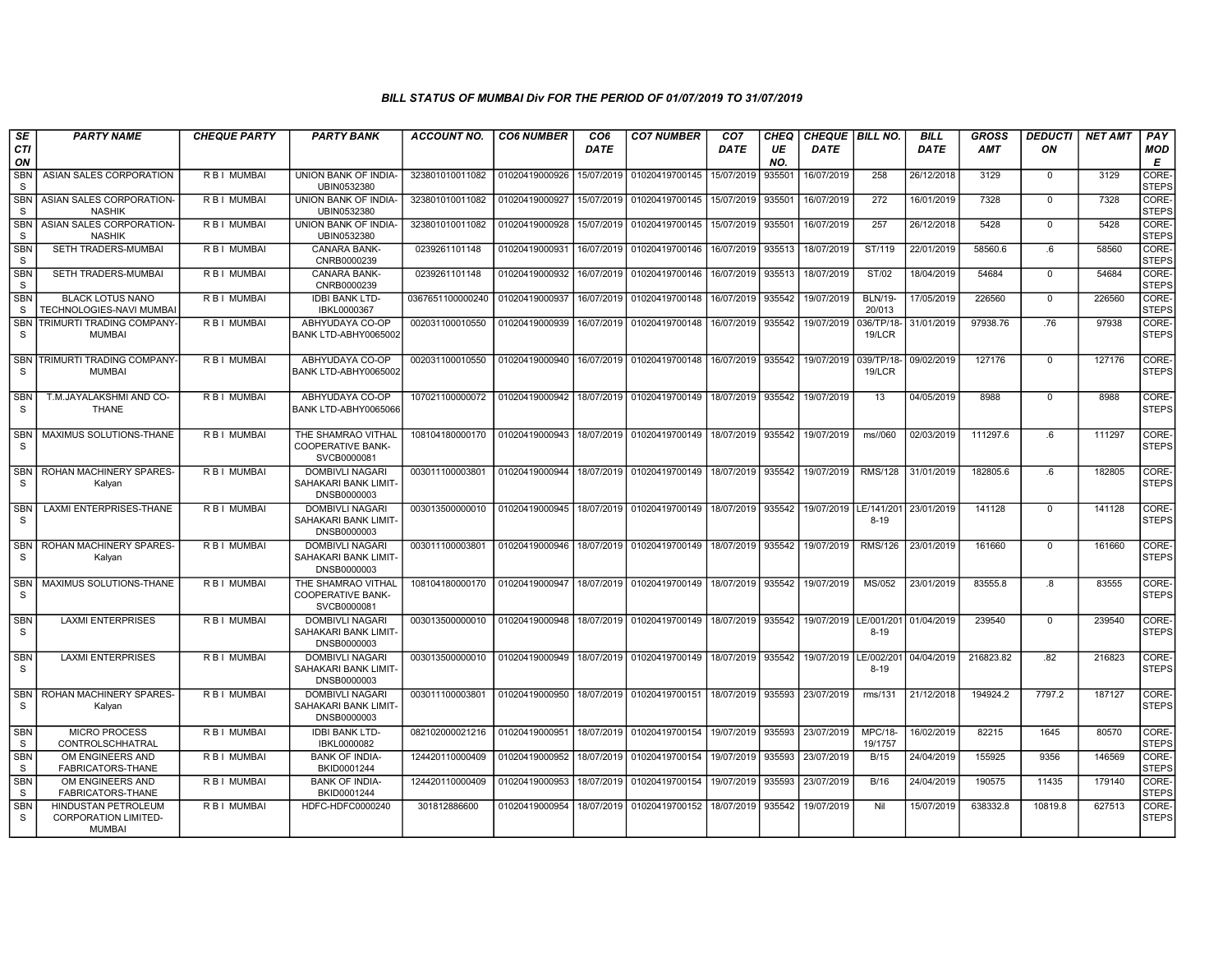### BILL STATUS OF MUMBAI Div FOR THE PERIOD OF 01/07/2019 TO 31/07/2019

| SECTION | PARTY NAME | CHEQUE PARTY | PARTY BANK | ACCOUNT NO. | CO6 NUMBER | CO6 DATE | CO7 NUMBER | CO7 DATE | CHEQUE NO. | CHEQUE DATE | BILL NO. | BILL DATE | GROSS AMT | DEDUCTION | NET AMT | PAY MODE |
|---|---|---|---|---|---|---|---|---|---|---|---|---|---|---|---|---|
| SBNS | ASIAN SALES CORPORATION | R B I MUMBAI | UNION BANK OF INDIA-UBIN0532380 | 323801010011082 | 01020419000926 | 15/07/2019 | 01020419700145 | 15/07/2019 | 935501 | 16/07/2019 | 258 | 26/12/2018 | 3129 | 0 | 3129 | CORE-STEPS |
| SBNS | ASIAN SALES CORPORATION-NASHIK | R B I MUMBAI | UNION BANK OF INDIA-UBIN0532380 | 323801010011082 | 01020419000927 | 15/07/2019 | 01020419700145 | 15/07/2019 | 935501 | 16/07/2019 | 272 | 16/01/2019 | 7328 | 0 | 7328 | CORE-STEPS |
| SBNS | ASIAN SALES CORPORATION-NASHIK | R B I MUMBAI | UNION BANK OF INDIA-UBIN0532380 | 323801010011082 | 01020419000928 | 15/07/2019 | 01020419700145 | 15/07/2019 | 935501 | 16/07/2019 | 257 | 26/12/2018 | 5428 | 0 | 5428 | CORE-STEPS |
| SBNS | SETH TRADERS-MUMBAI | R B I MUMBAI | CANARA BANK-CNRB0000239 | 0239261101148 | 01020419000931 | 16/07/2019 | 01020419700146 | 16/07/2019 | 935513 | 18/07/2019 | ST/119 | 22/01/2019 | 58560.6 | .6 | 58560 | CORE-STEPS |
| SBNS | SETH TRADERS-MUMBAI | R B I MUMBAI | CANARA BANK-CNRB0000239 | 0239261101148 | 01020419000932 | 16/07/2019 | 01020419700146 | 16/07/2019 | 935513 | 18/07/2019 | ST/02 | 18/04/2019 | 54684 | 0 | 54684 | CORE-STEPS |
| SBNS | BLACK LOTUS NANO TECHNOLOGIES-NAVI MUMBAI | R B I MUMBAI | IDBI BANK LTD-IBKL0000367 | 0367651100000240 | 01020419000937 | 16/07/2019 | 01020419700148 | 16/07/2019 | 935542 | 19/07/2019 | BLN/19-20/013 | 17/05/2019 | 226560 | 0 | 226560 | CORE-STEPS |
| SBNS | TRIMURTI TRADING COMPANY-MUMBAI | R B I MUMBAI | ABHYUDAYA CO-OP BANK LTD-ABHY0065002 | 002031100010550 | 01020419000939 | 16/07/2019 | 01020419700148 | 16/07/2019 | 935542 | 19/07/2019 | 036/TP/18-19/LCR | 31/01/2019 | 97938.76 | .76 | 97938 | CORE-STEPS |
| SBNS | TRIMURTI TRADING COMPANY-MUMBAI | R B I MUMBAI | ABHYUDAYA CO-OP BANK LTD-ABHY0065002 | 002031100010550 | 01020419000940 | 16/07/2019 | 01020419700148 | 16/07/2019 | 935542 | 19/07/2019 | 039/TP/18-19/LCR | 09/02/2019 | 127176 | 0 | 127176 | CORE-STEPS |
| SBNS | T.M.JAYALAKSHMI AND CO-THANE | R B I MUMBAI | ABHYUDAYA CO-OP BANK LTD-ABHY0065066 | 107021100000072 | 01020419000942 | 18/07/2019 | 01020419700149 | 18/07/2019 | 935542 | 19/07/2019 | 13 | 04/05/2019 | 8988 | 0 | 8988 | CORE-STEPS |
| SBNS | MAXIMUS SOLUTIONS-THANE | R B I MUMBAI | THE SHAMRAO VITHAL COOPERATIVE BANK-SVCB0000081 | 108104180000170 | 01020419000943 | 18/07/2019 | 01020419700149 | 18/07/2019 | 935542 | 19/07/2019 | ms//060 | 02/03/2019 | 111297.6 | .6 | 111297 | CORE-STEPS |
| SBNS | ROHAN MACHINERY SPARES-Kalyan | R B I MUMBAI | DOMBIVLI NAGARI SAHAKARI BANK LIMIT-DNSB0000003 | 003011100003801 | 01020419000944 | 18/07/2019 | 01020419700149 | 18/07/2019 | 935542 | 19/07/2019 | RMS/128 | 31/01/2019 | 182805.6 | .6 | 182805 | CORE-STEPS |
| SBNS | LAXMI ENTERPRISES-THANE | R B I MUMBAI | DOMBIVLI NAGARI SAHAKARI BANK LIMIT-DNSB0000003 | 003013500000010 | 01020419000945 | 18/07/2019 | 01020419700149 | 18/07/2019 | 935542 | 19/07/2019 | LE/141/2018-19 | 23/01/2019 | 141128 | 0 | 141128 | CORE-STEPS |
| SBNS | ROHAN MACHINERY SPARES-Kalyan | R B I MUMBAI | DOMBIVLI NAGARI SAHAKARI BANK LIMIT-DNSB0000003 | 003011100003801 | 01020419000946 | 18/07/2019 | 01020419700149 | 18/07/2019 | 935542 | 19/07/2019 | RMS/126 | 23/01/2019 | 161660 | 0 | 161660 | CORE-STEPS |
| SBNS | MAXIMUS SOLUTIONS-THANE | R B I MUMBAI | THE SHAMRAO VITHAL COOPERATIVE BANK-SVCB0000081 | 108104180000170 | 01020419000947 | 18/07/2019 | 01020419700149 | 18/07/2019 | 935542 | 19/07/2019 | MS/052 | 23/01/2019 | 83555.8 | .8 | 83555 | CORE-STEPS |
| SBNS | LAXMI ENTERPRISES | R B I MUMBAI | DOMBIVLI NAGARI SAHAKARI BANK LIMIT-DNSB0000003 | 003013500000010 | 01020419000948 | 18/07/2019 | 01020419700149 | 18/07/2019 | 935542 | 19/07/2019 | LE/001/2018-19 | 01/04/2019 | 239540 | 0 | 239540 | CORE-STEPS |
| SBNS | LAXMI ENTERPRISES | R B I MUMBAI | DOMBIVLI NAGARI SAHAKARI BANK LIMIT-DNSB0000003 | 003013500000010 | 01020419000949 | 18/07/2019 | 01020419700149 | 18/07/2019 | 935542 | 19/07/2019 | LE/002/2018-19 | 04/04/2019 | 216823.82 | .82 | 216823 | CORE-STEPS |
| SBNS | ROHAN MACHINERY SPARES-Kalyan | R B I MUMBAI | DOMBIVLI NAGARI SAHAKARI BANK LIMIT-DNSB0000003 | 003011100003801 | 01020419000950 | 18/07/2019 | 01020419700151 | 18/07/2019 | 935593 | 23/07/2019 | rms/131 | 21/12/2018 | 194924.2 | 7797.2 | 187127 | CORE-STEPS |
| SBNS | MICRO PROCESS CONTROLSCHHATRAL | R B I MUMBAI | IDBI BANK LTD-IBKL0000082 | 082102000021216 | 01020419000951 | 18/07/2019 | 01020419700154 | 19/07/2019 | 935593 | 23/07/2019 | MPC/18-19/1757 | 16/02/2019 | 82215 | 1645 | 80570 | CORE-STEPS |
| SBNS | OM ENGINEERS AND FABRICATORS-THANE | R B I MUMBAI | BANK OF INDIA-BKID0001244 | 124420110000409 | 01020419000952 | 18/07/2019 | 01020419700154 | 19/07/2019 | 935593 | 23/07/2019 | B/15 | 24/04/2019 | 155925 | 9356 | 146569 | CORE-STEPS |
| SBNS | OM ENGINEERS AND FABRICATORS-THANE | R B I MUMBAI | BANK OF INDIA-BKID0001244 | 124420110000409 | 01020419000953 | 18/07/2019 | 01020419700154 | 19/07/2019 | 935593 | 23/07/2019 | B/16 | 24/04/2019 | 190575 | 11435 | 179140 | CORE-STEPS |
| SBNS | HINDUSTAN PETROLEUM CORPORATION LIMITED-MUMBAI | R B I MUMBAI | HDFC-HDFC0000240 | 301812886600 | 01020419000954 | 18/07/2019 | 01020419700152 | 18/07/2019 | 935542 | 19/07/2019 | Nil | 15/07/2019 | 638332.8 | 10819.8 | 627513 | CORE-STEPS |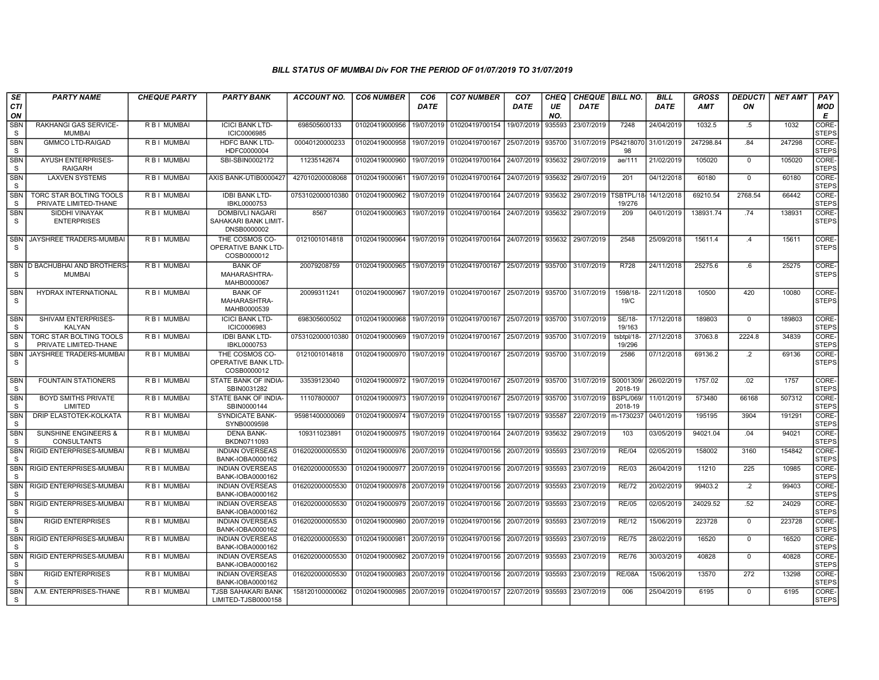### BILL STATUS OF MUMBAI Div FOR THE PERIOD OF 01/07/2019 TO 31/07/2019

| SECTION | PARTY NAME | CHEQUE PARTY | PARTY BANK | ACCOUNT NO. | CO6 NUMBER | CO6 DATE | CO7 NUMBER | CO7 DATE | CHEQUE NO. | CHEQUE DATE | BILL NO. | BILL DATE | GROSS AMT | DEDUCTION | NET AMT | PAY MODE |
|---|---|---|---|---|---|---|---|---|---|---|---|---|---|---|---|---|
| SBNS | RAKHANGI GAS SERVICE-MUMBAI | R B I MUMBAI | ICICI BANK LTD-ICIC0006985 | 698505600133 | 01020419000956 | 19/07/2019 | 01020419700154 | 19/07/2019 | 935593 | 23/07/2019 | 7248 | 24/04/2019 | 1032.5 | .5 | 1032 | CORE-STEPS |
| SBNS | GMMCO LTD-RAIGAD | R B I MUMBAI | HDFC BANK LTD-HDFC0000004 | 00040120000233 | 01020419000958 | 19/07/2019 | 01020419700167 | 25/07/2019 | 935700 | 31/07/2019 | PS421807098 | 31/01/2019 | 247298.84 | .84 | 247298 | CORE-STEPS |
| SBNS | AYUSH ENTERPRISES-RAIGARH | R B I MUMBAI | SBI-SBIN0002172 | 11235142674 | 01020419000960 | 19/07/2019 | 01020419700164 | 24/07/2019 | 935632 | 29/07/2019 | ae/111 | 21/02/2019 | 105020 | 0 | 105020 | CORE-STEPS |
| SBNS | LAXVEN SYSTEMS | R B I MUMBAI | AXIS BANK-UTIB0000427 | 427010200008068 | 01020419000961 | 19/07/2019 | 01020419700164 | 24/07/2019 | 935632 | 29/07/2019 | 201 | 04/12/2018 | 60180 | 0 | 60180 | CORE-STEPS |
| SBNS | TORC STAR BOLTING TOOLS PRIVATE LIMITED-THANE | R B I MUMBAI | IDBI BANK LTD-IBKL0000753 | 0753102000010380 | 01020419000962 | 19/07/2019 | 01020419700164 | 24/07/2019 | 935632 | 29/07/2019 | TSBTPL/18-19/276 | 14/12/2018 | 69210.54 | 2768.54 | 66442 | CORE-STEPS |
| SBNS | SIDDHI VINAYAK ENTERPRISES | R B I MUMBAI | DOMBIVLI NAGARI SAHAKARI BANK LIMIT-DNSB0000002 | 8567 | 01020419000963 | 19/07/2019 | 01020419700164 | 24/07/2019 | 935632 | 29/07/2019 | 209 | 04/01/2019 | 138931.74 | .74 | 138931 | CORE-STEPS |
| SBNS | JAYSHREE TRADERS-MUMBAI | R B I MUMBAI | THE COSMOS CO-OPERATIVE BANK LTD-COSB0000012 | 0121001014818 | 01020419000964 | 19/07/2019 | 01020419700164 | 24/07/2019 | 935632 | 29/07/2019 | 2548 | 25/09/2018 | 15611.4 | .4 | 15611 | CORE-STEPS |
| SBNS | D BACHUBHAI AND BROTHERS-MUMBAI | R B I MUMBAI | BANK OF MAHARASHTRA-MAHB0000067 | 20079208759 | 01020419000965 | 19/07/2019 | 01020419700167 | 25/07/2019 | 935700 | 31/07/2019 | R728 | 24/11/2018 | 25275.6 | .6 | 25275 | CORE-STEPS |
| SBNS | HYDRAX INTERNATIONAL | R B I MUMBAI | BANK OF MAHARASHTRA-MAHB0000539 | 20099311241 | 01020419000967 | 19/07/2019 | 01020419700167 | 25/07/2019 | 935700 | 31/07/2019 | 1598/18-19/C | 22/11/2018 | 10500 | 420 | 10080 | CORE-STEPS |
| SBNS | SHIVAM ENTERPRISES-KALYAN | R B I MUMBAI | ICICI BANK LTD-ICIC0006983 | 698305600502 | 01020419000968 | 19/07/2019 | 01020419700167 | 25/07/2019 | 935700 | 31/07/2019 | SE/18-19/163 | 17/12/2018 | 189803 | 0 | 189803 | CORE-STEPS |
| SBNS | TORC STAR BOLTING TOOLS PRIVATE LIMITED-THANE | R B I MUMBAI | IDBI BANK LTD-IBKL0000753 | 0753102000010380 | 01020419000969 | 19/07/2019 | 01020419700167 | 25/07/2019 | 935700 | 31/07/2019 | tsbtpl/18-19/296 | 27/12/2018 | 37063.8 | 2224.8 | 34839 | CORE-STEPS |
| SBNS | JAYSHREE TRADERS-MUMBAI | R B I MUMBAI | THE COSMOS CO-OPERATIVE BANK LTD-COSB0000012 | 0121001014818 | 01020419000970 | 19/07/2019 | 01020419700167 | 25/07/2019 | 935700 | 31/07/2019 | 2586 | 07/12/2018 | 69136.2 | .2 | 69136 | CORE-STEPS |
| SBNS | FOUNTAIN STATIONERS | R B I MUMBAI | STATE BANK OF INDIA-SBIN0031282 | 33539123040 | 01020419000972 | 19/07/2019 | 01020419700167 | 25/07/2019 | 935700 | 31/07/2019 | S0001309/2018-19 | 26/02/2019 | 1757.02 | .02 | 1757 | CORE-STEPS |
| SBNS | BOYD SMITHS PRIVATE LIMITED | R B I MUMBAI | STATE BANK OF INDIA-SBIN0000144 | 11107800007 | 01020419000973 | 19/07/2019 | 01020419700167 | 25/07/2019 | 935700 | 31/07/2019 | BSPL/069/2018-19 | 11/01/2019 | 573480 | 66168 | 507312 | CORE-STEPS |
| SBNS | DRIP ELASTOTEK-KOLKATA | R B I MUMBAI | SYNDICATE BANK-SYNB0009598 | 95981400000069 | 01020419000974 | 19/07/2019 | 01020419700155 | 19/07/2019 | 935587 | 22/07/2019 | m-1730237 | 04/01/2019 | 195195 | 3904 | 191291 | CORE-STEPS |
| SBNS | SUNSHINE ENGINEERS & CONSULTANTS | R B I MUMBAI | DENA BANK-BKDN0711093 | 109311023891 | 01020419000975 | 19/07/2019 | 01020419700164 | 24/07/2019 | 935632 | 29/07/2019 | 103 | 03/05/2019 | 94021.04 | .04 | 94021 | CORE-STEPS |
| SBNS | RIGID ENTERPRISES-MUMBAI | R B I MUMBAI | INDIAN OVERSEAS BANK-IOBA0000162 | 016202000005530 | 01020419000976 | 20/07/2019 | 01020419700156 | 20/07/2019 | 935593 | 23/07/2019 | RE/04 | 02/05/2019 | 158002 | 3160 | 154842 | CORE-STEPS |
| SBNS | RIGID ENTERPRISES-MUMBAI | R B I MUMBAI | INDIAN OVERSEAS BANK-IOBA0000162 | 016202000005530 | 01020419000977 | 20/07/2019 | 01020419700156 | 20/07/2019 | 935593 | 23/07/2019 | RE/03 | 26/04/2019 | 11210 | 225 | 10985 | CORE-STEPS |
| SBNS | RIGID ENTERPRISES-MUMBAI | R B I MUMBAI | INDIAN OVERSEAS BANK-IOBA0000162 | 016202000005530 | 01020419000978 | 20/07/2019 | 01020419700156 | 20/07/2019 | 935593 | 23/07/2019 | RE/72 | 20/02/2019 | 99403.2 | .2 | 99403 | CORE-STEPS |
| SBNS | RIGID ENTERPRISES-MUMBAI | R B I MUMBAI | INDIAN OVERSEAS BANK-IOBA0000162 | 016202000005530 | 01020419000979 | 20/07/2019 | 01020419700156 | 20/07/2019 | 935593 | 23/07/2019 | RE/05 | 02/05/2019 | 24029.52 | .52 | 24029 | CORE-STEPS |
| SBNS | RIGID ENTERPRISES | R B I MUMBAI | INDIAN OVERSEAS BANK-IOBA0000162 | 016202000005530 | 01020419000980 | 20/07/2019 | 01020419700156 | 20/07/2019 | 935593 | 23/07/2019 | RE/12 | 15/06/2019 | 223728 | 0 | 223728 | CORE-STEPS |
| SBNS | RIGID ENTERPRISES-MUMBAI | R B I MUMBAI | INDIAN OVERSEAS BANK-IOBA0000162 | 016202000005530 | 01020419000981 | 20/07/2019 | 01020419700156 | 20/07/2019 | 935593 | 23/07/2019 | RE/75 | 28/02/2019 | 16520 | 0 | 16520 | CORE-STEPS |
| SBNS | RIGID ENTERPRISES-MUMBAI | R B I MUMBAI | INDIAN OVERSEAS BANK-IOBA0000162 | 016202000005530 | 01020419000982 | 20/07/2019 | 01020419700156 | 20/07/2019 | 935593 | 23/07/2019 | RE/76 | 30/03/2019 | 40828 | 0 | 40828 | CORE-STEPS |
| SBNS | RIGID ENTERPRISES | R B I MUMBAI | INDIAN OVERSEAS BANK-IOBA0000162 | 016202000005530 | 01020419000983 | 20/07/2019 | 01020419700156 | 20/07/2019 | 935593 | 23/07/2019 | RE/08A | 15/06/2019 | 13570 | 272 | 13298 | CORE-STEPS |
| SBNS | A.M. ENTERPRISES-THANE | R B I MUMBAI | TJSB SAHAKARI BANK LIMITED-TJSB0000158 | 158120100000062 | 01020419000985 | 20/07/2019 | 01020419700157 | 22/07/2019 | 935593 | 23/07/2019 | 006 | 25/04/2019 | 6195 | 0 | 6195 | CORE-STEPS |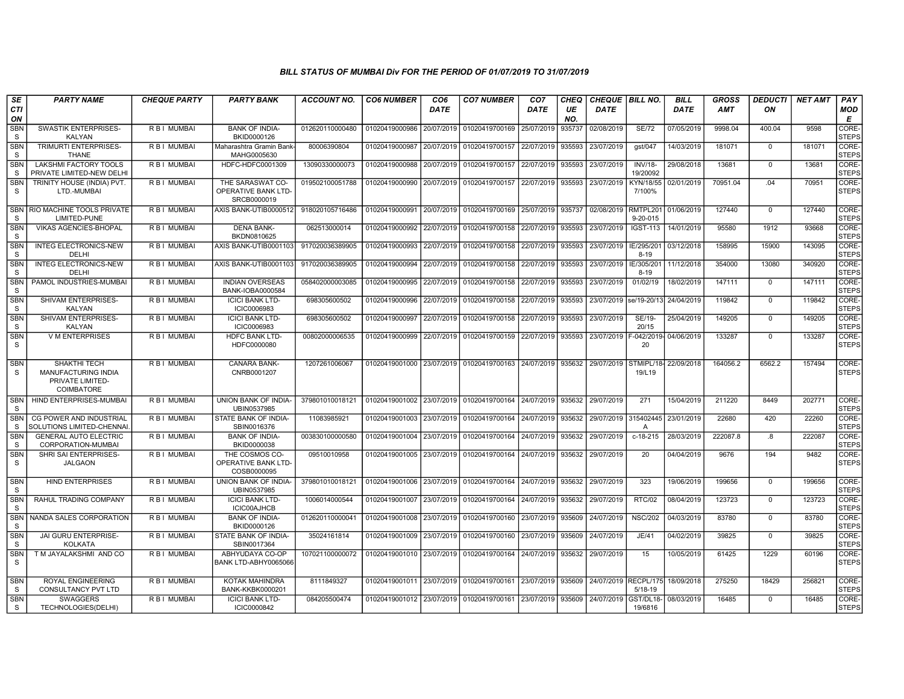### BILL STATUS OF MUMBAI Div FOR THE PERIOD OF 01/07/2019 TO 31/07/2019

| SECTION | PARTY NAME | CHEQUE PARTY | PARTY BANK | ACCOUNT NO. | CO6 NUMBER | CO6 DATE | CO7 NUMBER | CO7 DATE | CHEQUE NO. | CHEQUE DATE | BILL NO. | BILL DATE | GROSS AMT | DEDUCTION | NET AMT | PAY MODE |
|---|---|---|---|---|---|---|---|---|---|---|---|---|---|---|---|---|
| SBNS | SWASTIK ENTERPRISES-KALYAN | R B I MUMBAI | BANK OF INDIA-BKID0000126 | 012620110000480 | 01020419000986 | 20/07/2019 | 01020419700169 | 25/07/2019 | 935737 | 02/08/2019 | SE/72 | 07/05/2019 | 9998.04 | 400.04 | 9598 | CORE-STEPS |
| SBNS | TRIMURTI ENTERPRISES-THANE | R B I MUMBAI | Maharashtra Gramin Bank-MAHG0005630 | 80006390804 | 01020419000987 | 20/07/2019 | 01020419700157 | 22/07/2019 | 935593 | 23/07/2019 | gst/047 | 14/03/2019 | 181071 | 0 | 181071 | CORE-STEPS |
| SBNS | LAKSHMI FACTORY TOOLS PRIVATE LIMITED-NEW DELHI | R B I MUMBAI | HDFC-HDFC0001309 | 13090330000073 | 01020419000988 | 20/07/2019 | 01020419700157 | 22/07/2019 | 935593 | 23/07/2019 | INV/18-19/20092 | 29/08/2018 | 13681 | 0 | 13681 | CORE-STEPS |
| SBNS | TRINITY HOUSE (INDIA) PVT. LTD.-MUMBAI | R B I MUMBAI | THE SARASWAT CO-OPERATIVE BANK LTD-SRCB0000019 | 019502100051788 | 01020419000990 | 20/07/2019 | 01020419700157 | 22/07/2019 | 935593 | 23/07/2019 | KYN/18/557/100% | 02/01/2019 | 70951.04 | .04 | 70951 | CORE-STEPS |
| SBNS | RIO MACHINE TOOLS PRIVATE LIMITED-PUNE | R B I MUMBAI | AXIS BANK-UTIB0000512 | 918020105716486 | 01020419000991 | 20/07/2019 | 01020419700169 | 25/07/2019 | 935737 | 02/08/2019 | RMTPL2019-20-015 | 01/06/2019 | 127440 | 0 | 127440 | CORE-STEPS |
| SBNS | VIKAS AGENCIES-BHOPAL | R B I MUMBAI | DENA BANK-BKDN0810625 | 062513000014 | 01020419000992 | 22/07/2019 | 01020419700158 | 22/07/2019 | 935593 | 23/07/2019 | IGST-113 | 14/01/2019 | 95580 | 1912 | 93668 | CORE-STEPS |
| SBNS | INTEG ELECTRONICS-NEW DELHI | R B I MUMBAI | AXIS BANK-UTIB0001103 | 917020036389905 | 01020419000993 | 22/07/2019 | 01020419700158 | 22/07/2019 | 935593 | 23/07/2019 | IE/295/2018-19 | 03/12/2018 | 158995 | 15900 | 143095 | CORE-STEPS |
| SBNS | INTEG ELECTRONICS-NEW DELHI | R B I MUMBAI | AXIS BANK-UTIB0001103 | 917020036389905 | 01020419000994 | 22/07/2019 | 01020419700158 | 22/07/2019 | 935593 | 23/07/2019 | IE/305/2018-19 | 11/12/2018 | 354000 | 13080 | 340920 | CORE-STEPS |
| SBNS | PAMOL INDUSTRIES-MUMBAI | R B I MUMBAI | INDIAN OVERSEAS BANK-IOBA0000584 | 058402000003085 | 01020419000995 | 22/07/2019 | 01020419700158 | 22/07/2019 | 935593 | 23/07/2019 | 01/02/19 | 18/02/2019 | 147111 | 0 | 147111 | CORE-STEPS |
| SBNS | SHIVAM ENTERPRISES-KALYAN | R B I MUMBAI | ICICI BANK LTD-ICIC0006983 | 698305600502 | 01020419000996 | 22/07/2019 | 01020419700158 | 22/07/2019 | 935593 | 23/07/2019 | se/19-20/13 | 24/04/2019 | 119842 | 0 | 119842 | CORE-STEPS |
| SBNS | SHIVAM ENTERPRISES-KALYAN | R B I MUMBAI | ICICI BANK LTD-ICIC0006983 | 698305600502 | 01020419000997 | 22/07/2019 | 01020419700158 | 22/07/2019 | 935593 | 23/07/2019 | SE/19-20/15 | 25/04/2019 | 149205 | 0 | 149205 | CORE-STEPS |
| SBNS | V M ENTERPRISES | R B I MUMBAI | HDFC BANK LTD-HDFC0000080 | 00802000006535 | 01020419000999 | 22/07/2019 | 01020419700159 | 22/07/2019 | 935593 | 23/07/2019 | F-042/2019-20 | 04/06/2019 | 133287 | 0 | 133287 | CORE-STEPS |
| SBNS | SHAKTHI TECH MANUFACTURING INDIA PRIVATE LIMITED-COIMBATORE | R B I MUMBAI | CANARA BANK-CNRB0001207 | 1207261006067 | 01020419001000 | 23/07/2019 | 01020419700163 | 24/07/2019 | 935632 | 29/07/2019 | STMIPL/18-19/L19 | 22/09/2018 | 164056.2 | 6562.2 | 157494 | CORE-STEPS |
| SBNS | HIND ENTERPRISES-MUMBAI | R B I MUMBAI | UNION BANK OF INDIA-UBIN0537985 | 379801010018121 | 01020419001002 | 23/07/2019 | 01020419700164 | 24/07/2019 | 935632 | 29/07/2019 | 271 | 15/04/2019 | 211220 | 8449 | 202771 | CORE-STEPS |
| SBNS | CG POWER AND INDUSTRIAL SOLUTIONS LIMITED-CHENNAI. | R B I MUMBAI | STATE BANK OF INDIA-SBIN0016376 | 11083985921 | 01020419001003 | 23/07/2019 | 01020419700164 | 24/07/2019 | 935632 | 29/07/2019 | 315402445A | 23/01/2019 | 22680 | 420 | 22260 | CORE-STEPS |
| SBNS | GENERAL AUTO ELECTRIC CORPORATION-MUMBAI | R B I MUMBAI | BANK OF INDIA-BKID0000038 | 003830100000580 | 01020419001004 | 23/07/2019 | 01020419700164 | 24/07/2019 | 935632 | 29/07/2019 | c-18-215 | 28/03/2019 | 222087.8 | .8 | 222087 | CORE-STEPS |
| SBNS | SHRI SAI ENTERPRISES-JALGAON | R B I MUMBAI | THE COSMOS CO-OPERATIVE BANK LTD-COSB0000095 | 09510010958 | 01020419001005 | 23/07/2019 | 01020419700164 | 24/07/2019 | 935632 | 29/07/2019 | 20 | 04/04/2019 | 9676 | 194 | 9482 | CORE-STEPS |
| SBNS | HIND ENTERPRISES | R B I MUMBAI | UNION BANK OF INDIA-UBIN0537985 | 379801010018121 | 01020419001006 | 23/07/2019 | 01020419700164 | 24/07/2019 | 935632 | 29/07/2019 | 323 | 19/06/2019 | 199656 | 0 | 199656 | CORE-STEPS |
| SBNS | RAHUL TRADING COMPANY | R B I MUMBAI | ICICI BANK LTD-ICIC00AJHCB | 1006014000544 | 01020419001007 | 23/07/2019 | 01020419700164 | 24/07/2019 | 935632 | 29/07/2019 | RTC/02 | 08/04/2019 | 123723 | 0 | 123723 | CORE-STEPS |
| SBNS | NANDA SALES CORPORATION | R B I MUMBAI | BANK OF INDIA-BKID0000126 | 012620110000041 | 01020419001008 | 23/07/2019 | 01020419700160 | 23/07/2019 | 935609 | 24/07/2019 | NSC/202 | 04/03/2019 | 83780 | 0 | 83780 | CORE-STEPS |
| SBNS | JAI GURU ENTERPRISE-KOLKATA | R B I MUMBAI | STATE BANK OF INDIA-SBIN0017364 | 35024161814 | 01020419001009 | 23/07/2019 | 01020419700160 | 23/07/2019 | 935609 | 24/07/2019 | JE/41 | 04/02/2019 | 39825 | 0 | 39825 | CORE-STEPS |
| SBNS | T M JAYALAKSHMI AND CO | R B I MUMBAI | ABHYUDAYA CO-OP BANK LTD-ABHY0065066 | 107021100000072 | 01020419001010 | 23/07/2019 | 01020419700164 | 24/07/2019 | 935632 | 29/07/2019 | 15 | 10/05/2019 | 61425 | 1229 | 60196 | CORE-STEPS |
| SBNS | ROYAL ENGINEERING CONSULTANCY PVT LTD | R B I MUMBAI | KOTAK MAHINDRA BANK-KKBK0000201 | 8111849327 | 01020419001011 | 23/07/2019 | 01020419700161 | 23/07/2019 | 935609 | 24/07/2019 | RECPL/1755/18-19 | 18/09/2018 | 275250 | 18429 | 256821 | CORE-STEPS |
| SBNS | SWAGGERS TECHNOLOGIES(DELHI) | R B I MUMBAI | ICICI BANK LTD-ICIC0000842 | 084205500474 | 01020419001012 | 23/07/2019 | 01020419700161 | 23/07/2019 | 935609 | 24/07/2019 | GST/DL18-19/6816 | 08/03/2019 | 16485 | 0 | 16485 | CORE-STEPS |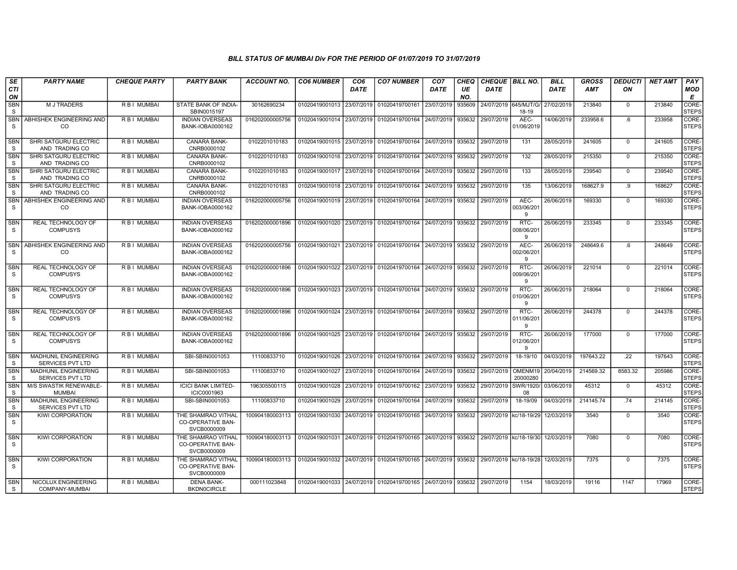### BILL STATUS OF MUMBAI Div FOR THE PERIOD OF 01/07/2019 TO 31/07/2019

| SECTION | PARTY NAME | CHEQUE PARTY | PARTY BANK | ACCOUNT NO. | CO6 NUMBER | CO6 DATE | CO7 NUMBER | CO7 DATE | CHEQUE NO. | CHEQUE DATE | BILL NO. | BILL DATE | GROSS AMT | DEDUCTION | NET AMT | PAY MODE |
|---|---|---|---|---|---|---|---|---|---|---|---|---|---|---|---|---|
| SBNS | M J TRADERS | R B I MUMBAI | STATE BANK OF INDIA-SBIN0015197 | 30162690234 | 01020419001013 | 23/07/2019 | 01020419700161 | 23/07/2019 | 935609 | 24/07/2019 | 645/MJT/G/18-19 | 27/02/2019 | 213840 | 0 | 213840 | CORE-STEPS |
| SBNS | ABHISHEK ENGINEERING AND CO | R B I MUMBAI | INDIAN OVERSEAS BANK-IOBA0000162 | 016202000005756 | 01020419001014 | 23/07/2019 | 01020419700164 | 24/07/2019 | 935632 | 29/07/2019 | AEC-01/06/2019 | 14/06/2019 | 233958.6 | .6 | 233958 | CORE-STEPS |
| SBNS | SHRI SATGURU ELECTRIC AND TRADING CO | R B I MUMBAI | CANARA BANK-CNRB0000102 | 0102201010183 | 01020419001015 | 23/07/2019 | 01020419700164 | 24/07/2019 | 935632 | 29/07/2019 | 131 | 28/05/2019 | 241605 | 0 | 241605 | CORE-STEPS |
| SBNS | SHRI SATGURU ELECTRIC AND TRADING CO | R B I MUMBAI | CANARA BANK-CNRB0000102 | 0102201010183 | 01020419001016 | 23/07/2019 | 01020419700164 | 24/07/2019 | 935632 | 29/07/2019 | 132 | 28/05/2019 | 215350 | 0 | 215350 | CORE-STEPS |
| SBNS | SHRI SATGURU ELECTRIC AND TRADING CO | R B I MUMBAI | CANARA BANK-CNRB0000102 | 0102201010183 | 01020419001017 | 23/07/2019 | 01020419700164 | 24/07/2019 | 935632 | 29/07/2019 | 133 | 28/05/2019 | 239540 | 0 | 239540 | CORE-STEPS |
| SBNS | SHRI SATGURU ELECTRIC AND TRADING CO | R B I MUMBAI | CANARA BANK-CNRB0000102 | 0102201010183 | 01020419001018 | 23/07/2019 | 01020419700164 | 24/07/2019 | 935632 | 29/07/2019 | 135 | 13/06/2019 | 168627.9 | .9 | 168627 | CORE-STEPS |
| SBNS | ABHISHEK ENGINEERING AND CO | R B I MUMBAI | INDIAN OVERSEAS BANK-IOBA0000162 | 016202000005756 | 01020419001019 | 23/07/2019 | 01020419700164 | 24/07/2019 | 935632 | 29/07/2019 | AEC-003/06/2019 | 26/06/2019 | 169330 | 0 | 169330 | CORE-STEPS |
| SBNS | REAL TECHNOLOGY OF COMPUSYS | R B I MUMBAI | INDIAN OVERSEAS BANK-IOBA0000162 | 016202000001896 | 01020419001020 | 23/07/2019 | 01020419700164 | 24/07/2019 | 935632 | 29/07/2019 | RTC-008/06/2019 | 26/06/2019 | 233345 | 0 | 233345 | CORE-STEPS |
| SBNS | ABHISHEK ENGINEERING AND CO | R B I MUMBAI | INDIAN OVERSEAS BANK-IOBA0000162 | 016202000005756 | 01020419001021 | 23/07/2019 | 01020419700164 | 24/07/2019 | 935632 | 29/07/2019 | AEC-002/06/2019 | 26/06/2019 | 248649.6 | .6 | 248649 | CORE-STEPS |
| SBNS | REAL TECHNOLOGY OF COMPUSYS | R B I MUMBAI | INDIAN OVERSEAS BANK-IOBA0000162 | 016202000001896 | 01020419001022 | 23/07/2019 | 01020419700164 | 24/07/2019 | 935632 | 29/07/2019 | RTC-009/06/2019 | 26/06/2019 | 221014 | 0 | 221014 | CORE-STEPS |
| SBNS | REAL TECHNOLOGY OF COMPUSYS | R B I MUMBAI | INDIAN OVERSEAS BANK-IOBA0000162 | 016202000001896 | 01020419001023 | 23/07/2019 | 01020419700164 | 24/07/2019 | 935632 | 29/07/2019 | RTC-010/06/2019 | 26/06/2019 | 218064 | 0 | 218064 | CORE-STEPS |
| SBNS | REAL TECHNOLOGY OF COMPUSYS | R B I MUMBAI | INDIAN OVERSEAS BANK-IOBA0000162 | 016202000001896 | 01020419001024 | 23/07/2019 | 01020419700164 | 24/07/2019 | 935632 | 29/07/2019 | RTC-011/06/2019 | 26/06/2019 | 244378 | 0 | 244378 | CORE-STEPS |
| SBNS | REAL TECHNOLOGY OF COMPUSYS | R B I MUMBAI | INDIAN OVERSEAS BANK-IOBA0000162 | 016202000001896 | 01020419001025 | 23/07/2019 | 01020419700164 | 24/07/2019 | 935632 | 29/07/2019 | RTC-012/06/2019 | 26/06/2019 | 177000 | 0 | 177000 | CORE-STEPS |
| SBNS | MADHUNIL ENGINEERING SERVICES PVT LTD | R B I MUMBAI | SBI-SBIN0001053 | 11100833710 | 01020419001026 | 23/07/2019 | 01020419700164 | 24/07/2019 | 935632 | 29/07/2019 | 18-19/10 | 04/03/2019 | 197643.22 | .22 | 197643 | CORE-STEPS |
| SBNS | MADHUNIL ENGINEERING SERVICES PVT LTD | R B I MUMBAI | SBI-SBIN0001053 | 11100833710 | 01020419001027 | 23/07/2019 | 01020419700164 | 24/07/2019 | 935632 | 29/07/2019 | OMENM1920000280 | 20/04/2019 | 214569.32 | 8583.32 | 205986 | CORE-STEPS |
| SBNS | M/S SWASTIK RENEWABLE-MUMBAI | R B I MUMBAI | ICICI BANK LIMITED-ICIC0001963 | 196305500115 | 01020419001028 | 23/07/2019 | 01020419700162 | 23/07/2019 | 935632 | 29/07/2019 | SWR/1920/08 | 03/06/2019 | 45312 | 0 | 45312 | CORE-STEPS |
| SBNS | MADHUNIL ENGINEERING SERVICES PVT LTD | R B I MUMBAI | SBI-SBIN0001053 | 11100833710 | 01020419001029 | 23/07/2019 | 01020419700164 | 24/07/2019 | 935632 | 29/07/2019 | 18-19/09 | 04/03/2019 | 214145.74 | .74 | 214145 | CORE-STEPS |
| SBNS | KIWI CORPORATION | R B I MUMBAI | THE SHAMRAO VITHAL CO-OPERATIVE BAN-SVCB0000009 | 100904180003113 | 01020419001030 | 24/07/2019 | 01020419700165 | 24/07/2019 | 935632 | 29/07/2019 | kc/18-19/29 | 12/03/2019 | 3540 | 0 | 3540 | CORE-STEPS |
| SBNS | KIWI CORPORATION | R B I MUMBAI | THE SHAMRAO VITHAL CO-OPERATIVE BAN-SVCB0000009 | 100904180003113 | 01020419001031 | 24/07/2019 | 01020419700165 | 24/07/2019 | 935632 | 29/07/2019 | kc/18-19/30 | 12/03/2019 | 7080 | 0 | 7080 | CORE-STEPS |
| SBNS | KIWI CORPORATION | R B I MUMBAI | THE SHAMRAO VITHAL CO-OPERATIVE BAN-SVCB0000009 | 100904180003113 | 01020419001032 | 24/07/2019 | 01020419700165 | 24/07/2019 | 935632 | 29/07/2019 | kc/18-19/28 | 12/03/2019 | 7375 | 0 | 7375 | CORE-STEPS |
| SBNS | NICOLUX ENGINEERING COMPANY-MUMBAI | R B I MUMBAI | DENA BANK-BKDN0CIRCLE | 000111023848 | 01020419001033 | 24/07/2019 | 01020419700165 | 24/07/2019 | 935632 | 29/07/2019 | 1154 | 18/03/2019 | 19116 | 1147 | 17969 | CORE-STEPS |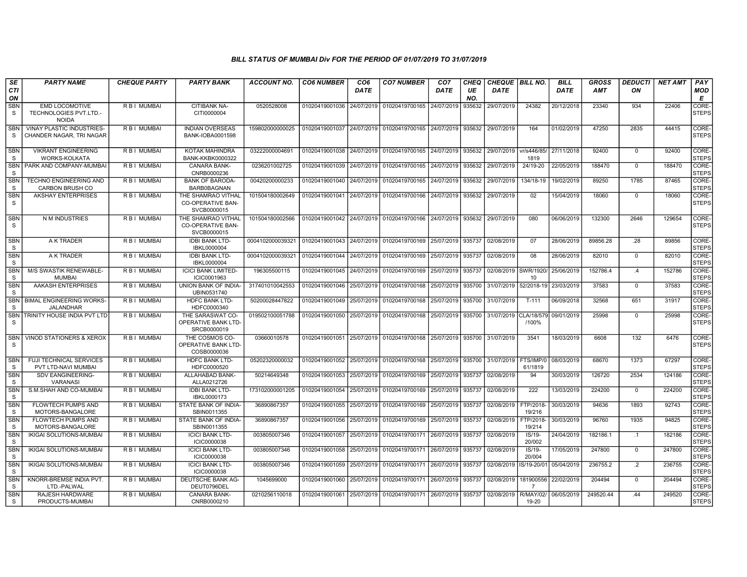### BILL STATUS OF MUMBAI Div FOR THE PERIOD OF 01/07/2019 TO 31/07/2019

| SECTION | PARTY NAME | CHEQUE PARTY | PARTY BANK | ACCOUNT NO. | CO6 NUMBER | CO6 DATE | CO7 NUMBER | CO7 DATE | CHEQUE NO. | CHEQUE DATE | BILL NO. | BILL DATE | GROSS AMT | DEDUCTION | NET AMT | PAY MODE |
|---|---|---|---|---|---|---|---|---|---|---|---|---|---|---|---|---|
| SBNS | EMD LOCOMOTIVE TECHNOLOGIES PVT.LTD.-NOIDA | R B I MUMBAI | CITIBANK NA-CITI0000004 | 0520528008 | 01020419001036 | 24/07/2019 | 01020419700165 | 24/07/2019 | 935632 | 29/07/2019 | 24382 | 20/12/2018 | 23340 | 934 | 22406 | CORE-STEPS |
| SBNS | VINAY PLASTIC INDUSTRIES-CHANDER NAGAR, TRI NAGAR | R B I MUMBAI | INDIAN OVERSEAS BANK-IOBA0001598 | 159802000000025 | 01020419001037 | 24/07/2019 | 01020419700165 | 24/07/2019 | 935632 | 29/07/2019 | 164 | 01/02/2019 | 47250 | 2835 | 44415 | CORE-STEPS |
| SBNS | VIKRANT ENGINEERING WORKS-KOLKATA | R B I MUMBAI | KOTAK MAHINDRA BANK-KKBK0000322 | 03222000004691 | 01020419001038 | 24/07/2019 | 01020419700165 | 24/07/2019 | 935632 | 29/07/2019 | vr/s446/85/1819 | 27/11/2018 | 92400 | 0 | 92400 | CORE-STEPS |
| SBNS | PARK AND COMPANY-MUMBAI | R B I MUMBAI | CANARA BANK-CNRB0000236 | 0236201002725 | 01020419001039 | 24/07/2019 | 01020419700165 | 24/07/2019 | 935632 | 29/07/2019 | 24/19-20 | 22/05/2019 | 188470 | 0 | 188470 | CORE-STEPS |
| SBNS | TECHNO ENGINEERING AND CARBON BRUSH CO | R B I MUMBAI | BANK OF BARODA-BARB0BAGNAN | 00420200000233 | 01020419001040 | 24/07/2019 | 01020419700165 | 24/07/2019 | 935632 | 29/07/2019 | 134/18-19 | 19/02/2019 | 89250 | 1785 | 87465 | CORE-STEPS |
| SBNS | AKSHAY ENTERPRISES | R B I MUMBAI | THE SHAMRAO VITHAL CO-OPERATIVE BAN-SVCB0000015 | 101504180002649 | 01020419001041 | 24/07/2019 | 01020419700166 | 24/07/2019 | 935632 | 29/07/2019 | 02 | 15/04/2019 | 18060 | 0 | 18060 | CORE-STEPS |
| SBNS | N M INDUSTRIES | R B I MUMBAI | THE SHAMRAO VITHAL CO-OPERATIVE BAN-SVCB0000015 | 101504180002566 | 01020419001042 | 24/07/2019 | 01020419700166 | 24/07/2019 | 935632 | 29/07/2019 | 080 | 06/06/2019 | 132300 | 2646 | 129654 | CORE-STEPS |
| SBNS | A K TRADER | R B I MUMBAI | IDBI BANK LTD-IBKL0000004 | 0004102000039321 | 01020419001043 | 24/07/2019 | 01020419700169 | 25/07/2019 | 935737 | 02/08/2019 | 07 | 28/06/2019 | 89856.28 | .28 | 89856 | CORE-STEPS |
| SBNS | A K TRADER | R B I MUMBAI | IDBI BANK LTD-IBKL0000004 | 0004102000039321 | 01020419001044 | 24/07/2019 | 01020419700169 | 25/07/2019 | 935737 | 02/08/2019 | 08 | 28/06/2019 | 82010 | 0 | 82010 | CORE-STEPS |
| SBNS | M/S SWASTIK RENEWABLE-MUMBAI | R B I MUMBAI | ICICI BANK LIMITED-ICIC0001963 | 196305500115 | 01020419001045 | 24/07/2019 | 01020419700169 | 25/07/2019 | 935737 | 02/08/2019 | SWR/1920/10 | 25/06/2019 | 152786.4 | .4 | 152786 | CORE-STEPS |
| SBNS | AAKASH ENTERPRISES | R B I MUMBAI | UNION BANK OF INDIA-UBIN0531740 | 317401010042553 | 01020419001046 | 25/07/2019 | 01020419700168 | 25/07/2019 | 935700 | 31/07/2019 | 52/2018-19 | 23/03/2019 | 37583 | 0 | 37583 | CORE-STEPS |
| SBNS | BIMAL ENGINEERING WORKS-JALANDHAR | R B I MUMBAI | HDFC BANK LTD-HDFC0000340 | 50200028447822 | 01020419001049 | 25/07/2019 | 01020419700168 | 25/07/2019 | 935700 | 31/07/2019 | T-111 | 06/09/2018 | 32568 | 651 | 31917 | CORE-STEPS |
| SBNS | TRINITY HOUSE INDIA PVT LTD | R B I MUMBAI | THE SARASWAT CO-OPERATIVE BANK LTD-SRCB0000019 | 019502100051788 | 01020419001050 | 25/07/2019 | 01020419700168 | 25/07/2019 | 935700 | 31/07/2019 | CLA/18/579/100% | 09/01/2019 | 25998 | 0 | 25998 | CORE-STEPS |
| SBNS | VINOD STATIONERS & XEROX | R B I MUMBAI | THE COSMOS CO-OPERATIVE BANK LTD-COSB0000036 | 03660010578 | 01020419001051 | 25/07/2019 | 01020419700168 | 25/07/2019 | 935700 | 31/07/2019 | 3541 | 18/03/2019 | 6608 | 132 | 6476 | CORE-STEPS |
| SBNS | FUJI TECHNICAL SERVICES PVT LTD-NAVI MUMBAI | R B I MUMBAI | HDFC BANK LTD-HDFC0000520 | 05202320000032 | 01020419001052 | 25/07/2019 | 01020419700168 | 25/07/2019 | 935700 | 31/07/2019 | FTS/IMP/061/1819 | 08/03/2019 | 68670 | 1373 | 67297 | CORE-STEPS |
| SBNS | SDV EANGINEERING-VARANASI | R B I MUMBAI | ALLAHABAD BANK-ALLA0212726 | 50214649348 | 01020419001053 | 25/07/2019 | 01020419700169 | 25/07/2019 | 935737 | 02/08/2019 | 94 | 30/03/2019 | 126720 | 2534 | 124186 | CORE-STEPS |
| SBNS | S.M.SHAH AND CO-MUMBAI | R B I MUMBAI | IDBI BANK LTD-IBKL0000173 | 173102000001205 | 01020419001054 | 25/07/2019 | 01020419700169 | 25/07/2019 | 935737 | 02/08/2019 | 222 | 13/03/2019 | 224200 | 0 | 224200 | CORE-STEPS |
| SBNS | FLOWTECH PUMPS AND MOTORS-BANGALORE | R B I MUMBAI | STATE BANK OF INDIA-SBIN0011355 | 36890867357 | 01020419001055 | 25/07/2019 | 01020419700169 | 25/07/2019 | 935737 | 02/08/2019 | FTP/2018-19/216 | 30/03/2019 | 94636 | 1893 | 92743 | CORE-STEPS |
| SBNS | FLOWTECH PUMPS AND MOTORS-BANGALORE | R B I MUMBAI | STATE BANK OF INDIA-SBIN0011355 | 36890867357 | 01020419001056 | 25/07/2019 | 01020419700169 | 25/07/2019 | 935737 | 02/08/2019 | FTP/2018-19/214 | 30/03/2019 | 96760 | 1935 | 94825 | CORE-STEPS |
| SBNS | IKIGAI SOLUTIONS-MUMBAI | R B I MUMBAI | ICICI BANK LTD-ICIC0000038 | 003805007346 | 01020419001057 | 25/07/2019 | 01020419700171 | 26/07/2019 | 935737 | 02/08/2019 | IS/19-20/002 | 24/04/2019 | 182186.1 | .1 | 182186 | CORE-STEPS |
| SBNS | IKIGAI SOLUTIONS-MUMBAI | R B I MUMBAI | ICICI BANK LTD-ICIC0000038 | 003805007346 | 01020419001058 | 25/07/2019 | 01020419700171 | 26/07/2019 | 935737 | 02/08/2019 | IS/19-20/004 | 17/05/2019 | 247800 | 0 | 247800 | CORE-STEPS |
| SBNS | IKIGAI SOLUTIONS-MUMBAI | R B I MUMBAI | ICICI BANK LTD-ICIC0000038 | 003805007346 | 01020419001059 | 25/07/2019 | 01020419700171 | 26/07/2019 | 935737 | 02/08/2019 | IS/19-20/01 | 05/04/2019 | 236755.2 | .2 | 236755 | CORE-STEPS |
| SBNS | KNORR-BREMSE INDIA PVT. LTD.-PALWAL | R B I MUMBAI | DEUTSCHE BANK AG-DEUT0796DEL | 1045699000 | 01020419001060 | 25/07/2019 | 01020419700171 | 26/07/2019 | 935737 | 02/08/2019 | 1819005567 | 22/02/2019 | 204494 | 0 | 204494 | CORE-STEPS |
| SBNS | RAJESH HARDWARE PRODUCTS-MUMBAI | R B I MUMBAI | CANARA BANK-CNRB0000210 | 0210256110018 | 01020419001061 | 25/07/2019 | 01020419700171 | 26/07/2019 | 935737 | 02/08/2019 | R/MAY/02/19-20 | 06/05/2019 | 249520.44 | .44 | 249520 | CORE-STEPS |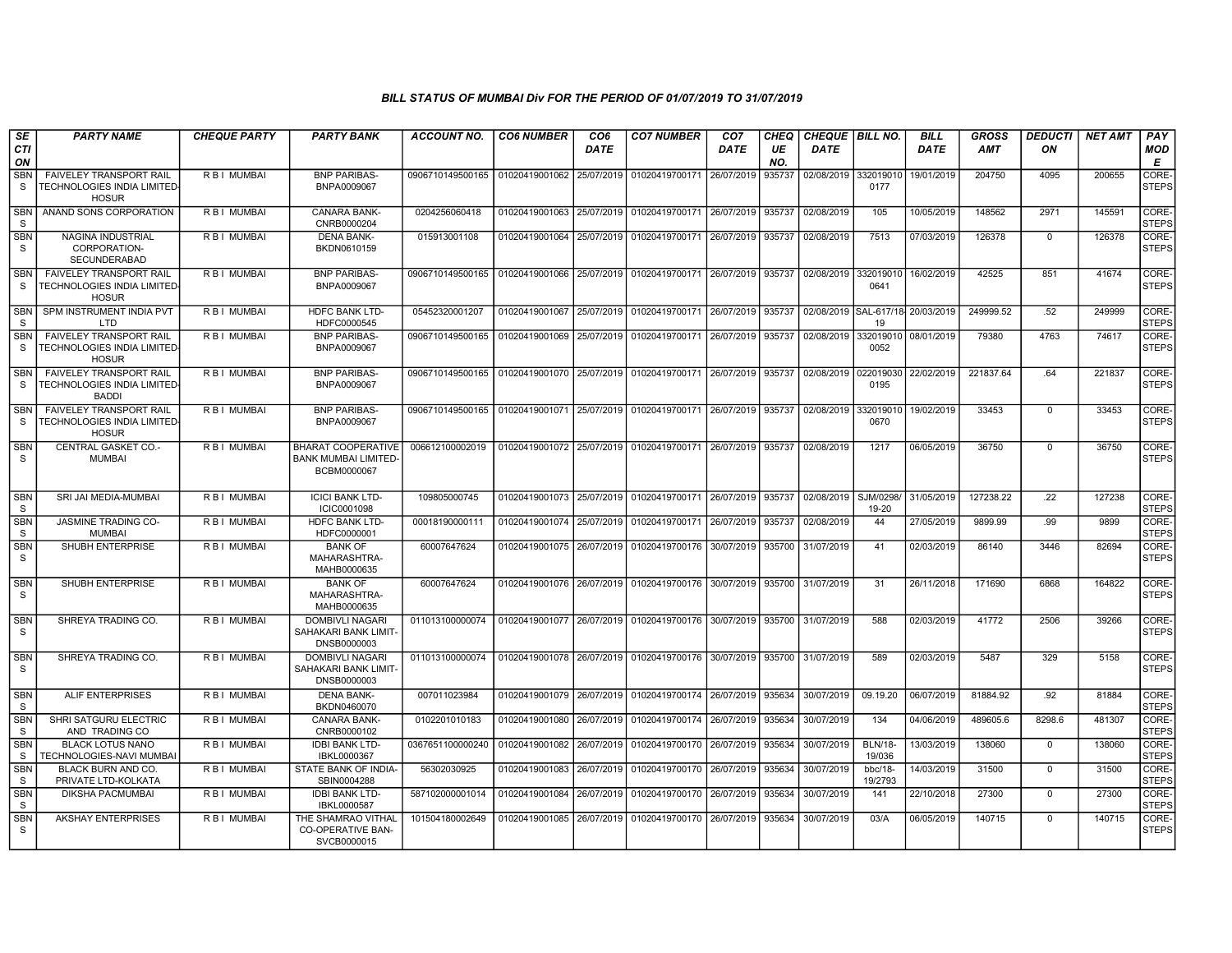### BILL STATUS OF MUMBAI Div FOR THE PERIOD OF 01/07/2019 TO 31/07/2019

| SECTION | PARTY NAME | CHEQUE PARTY | PARTY BANK | ACCOUNT NO. | CO6 NUMBER | CO6 DATE | CO7 NUMBER | CO7 DATE | CHEQUE NO. | CHEQUE DATE | BILL NO. | BILL DATE | GROSS AMT | DEDUCTION | NET AMT | PAY MODE |
|---|---|---|---|---|---|---|---|---|---|---|---|---|---|---|---|---|
| SBNS | FAIVELEY TRANSPORT RAIL TECHNOLOGIES INDIA LIMITED-HOSUR | R B I MUMBAI | BNP PARIBAS-BNPA0009067 | 0906710149500165 | 01020419001062 | 25/07/2019 | 01020419700171 | 26/07/2019 | 935737 | 02/08/2019 | 3320190100177 | 19/01/2019 | 204750 | 4095 | 200655 | CORE-STEPS |
| SBNS | ANAND SONS CORPORATION | R B I MUMBAI | CANARA BANK-CNRB0000204 | 0204256060418 | 01020419001063 | 25/07/2019 | 01020419700171 | 26/07/2019 | 935737 | 02/08/2019 | 105 | 10/05/2019 | 148562 | 2971 | 145591 | CORE-STEPS |
| SBNS | NAGINA INDUSTRIAL CORPORATION-SECUNDERABAD | R B I MUMBAI | DENA BANK-BKDN0610159 | 015913001108 | 01020419001064 | 25/07/2019 | 01020419700171 | 26/07/2019 | 935737 | 02/08/2019 | 7513 | 07/03/2019 | 126378 | 0 | 126378 | CORE-STEPS |
| SBNS | FAIVELEY TRANSPORT RAIL TECHNOLOGIES INDIA LIMITED-HOSUR | R B I MUMBAI | BNP PARIBAS-BNPA0009067 | 0906710149500165 | 01020419001066 | 25/07/2019 | 01020419700171 | 26/07/2019 | 935737 | 02/08/2019 | 3320190100641 | 16/02/2019 | 42525 | 851 | 41674 | CORE-STEPS |
| SBNS | SPM INSTRUMENT INDIA PVT LTD | R B I MUMBAI | HDFC BANK LTD-HDFC0000545 | 05452320001207 | 01020419001067 | 25/07/2019 | 01020419700171 | 26/07/2019 | 935737 | 02/08/2019 | SAL-617/18-19 | 20/03/2019 | 249999.52 | .52 | 249999 | CORE-STEPS |
| SBNS | FAIVELEY TRANSPORT RAIL TECHNOLOGIES INDIA LIMITED-HOSUR | R B I MUMBAI | BNP PARIBAS-BNPA0009067 | 0906710149500165 | 01020419001069 | 25/07/2019 | 01020419700171 | 26/07/2019 | 935737 | 02/08/2019 | 3320190100052 | 08/01/2019 | 79380 | 4763 | 74617 | CORE-STEPS |
| SBNS | FAIVELEY TRANSPORT RAIL TECHNOLOGIES INDIA LIMITED-BADDI | R B I MUMBAI | BNP PARIBAS-BNPA0009067 | 0906710149500165 | 01020419001070 | 25/07/2019 | 01020419700171 | 26/07/2019 | 935737 | 02/08/2019 | 0220190300195 | 22/02/2019 | 221837.64 | .64 | 221837 | CORE-STEPS |
| SBNS | FAIVELEY TRANSPORT RAIL TECHNOLOGIES INDIA LIMITED-HOSUR | R B I MUMBAI | BNP PARIBAS-BNPA0009067 | 0906710149500165 | 01020419001071 | 25/07/2019 | 01020419700171 | 26/07/2019 | 935737 | 02/08/2019 | 3320190100670 | 19/02/2019 | 33453 | 0 | 33453 | CORE-STEPS |
| SBNS | CENTRAL GASKET CO.-MUMBAI | R B I MUMBAI | BHARAT COOPERATIVE BANK MUMBAI LIMITED-BCBM0000067 | 006612100002019 | 01020419001072 | 25/07/2019 | 01020419700171 | 26/07/2019 | 935737 | 02/08/2019 | 1217 | 06/05/2019 | 36750 | 0 | 36750 | CORE-STEPS |
| SBNS | SRI JAI MEDIA-MUMBAI | R B I MUMBAI | ICICI BANK LTD-ICIC0001098 | 109805000745 | 01020419001073 | 25/07/2019 | 01020419700171 | 26/07/2019 | 935737 | 02/08/2019 | SJM/0298/19-20 | 31/05/2019 | 127238.22 | .22 | 127238 | CORE-STEPS |
| SBNS | JASMINE TRADING CO-MUMBAI | R B I MUMBAI | HDFC BANK LTD-HDFC0000001 | 00018190000111 | 01020419001074 | 25/07/2019 | 01020419700171 | 26/07/2019 | 935737 | 02/08/2019 | 44 | 27/05/2019 | 9899.99 | .99 | 9899 | CORE-STEPS |
| SBNS | SHUBH ENTERPRISE | R B I MUMBAI | BANK OF MAHARASHTRA-MAHB0000635 | 60007647624 | 01020419001075 | 26/07/2019 | 01020419700176 | 30/07/2019 | 935700 | 31/07/2019 | 41 | 02/03/2019 | 86140 | 3446 | 82694 | CORE-STEPS |
| SBNS | SHUBH ENTERPRISE | R B I MUMBAI | BANK OF MAHARASHTRA-MAHB0000635 | 60007647624 | 01020419001076 | 26/07/2019 | 01020419700176 | 30/07/2019 | 935700 | 31/07/2019 | 31 | 26/11/2018 | 171690 | 6868 | 164822 | CORE-STEPS |
| SBNS | SHREYA TRADING CO. | R B I MUMBAI | DOMBIVLI NAGARI SAHAKARI BANK LIMIT-DNSB0000003 | 011013100000074 | 01020419001077 | 26/07/2019 | 01020419700176 | 30/07/2019 | 935700 | 31/07/2019 | 588 | 02/03/2019 | 41772 | 2506 | 39266 | CORE-STEPS |
| SBNS | SHREYA TRADING CO. | R B I MUMBAI | DOMBIVLI NAGARI SAHAKARI BANK LIMIT-DNSB0000003 | 011013100000074 | 01020419001078 | 26/07/2019 | 01020419700176 | 30/07/2019 | 935700 | 31/07/2019 | 589 | 02/03/2019 | 5487 | 329 | 5158 | CORE-STEPS |
| SBNS | ALIF ENTERPRISES | R B I MUMBAI | DENA BANK-BKDN0460070 | 007011023984 | 01020419001079 | 26/07/2019 | 01020419700174 | 26/07/2019 | 935634 | 30/07/2019 | 09.19.20 | 06/07/2019 | 81884.92 | .92 | 81884 | CORE-STEPS |
| SBNS | SHRI SATGURU ELECTRIC AND TRADING CO | R B I MUMBAI | CANARA BANK-CNRB0000102 | 0102201010183 | 01020419001080 | 26/07/2019 | 01020419700174 | 26/07/2019 | 935634 | 30/07/2019 | 134 | 04/06/2019 | 489605.6 | 8298.6 | 481307 | CORE-STEPS |
| SBNS | BLACK LOTUS NANO TECHNOLOGIES-NAVI MUMBAI | R B I MUMBAI | IDBI BANK LTD-IBKL0000367 | 0367651100000240 | 01020419001082 | 26/07/2019 | 01020419700170 | 26/07/2019 | 935634 | 30/07/2019 | BLN/18-19/036 | 13/03/2019 | 138060 | 0 | 138060 | CORE-STEPS |
| SBNS | BLACK BURN AND CO. PRIVATE LTD-KOLKATA | R B I MUMBAI | STATE BANK OF INDIA-SBIN0004288 | 56302030925 | 01020419001083 | 26/07/2019 | 01020419700170 | 26/07/2019 | 935634 | 30/07/2019 | bbc/18-19/2793 | 14/03/2019 | 31500 | 0 | 31500 | CORE-STEPS |
| SBNS | DIKSHA PACMUMBAI | R B I MUMBAI | IDBI BANK LTD-IBKL0000587 | 587102000001014 | 01020419001084 | 26/07/2019 | 01020419700170 | 26/07/2019 | 935634 | 30/07/2019 | 141 | 22/10/2018 | 27300 | 0 | 27300 | CORE-STEPS |
| SBNS | AKSHAY ENTERPRISES | R B I MUMBAI | THE SHAMRAO VITHAL CO-OPERATIVE BAN-SVCB0000015 | 101504180002649 | 01020419001085 | 26/07/2019 | 01020419700170 | 26/07/2019 | 935634 | 30/07/2019 | 03/A | 06/05/2019 | 140715 | 0 | 140715 | CORE-STEPS |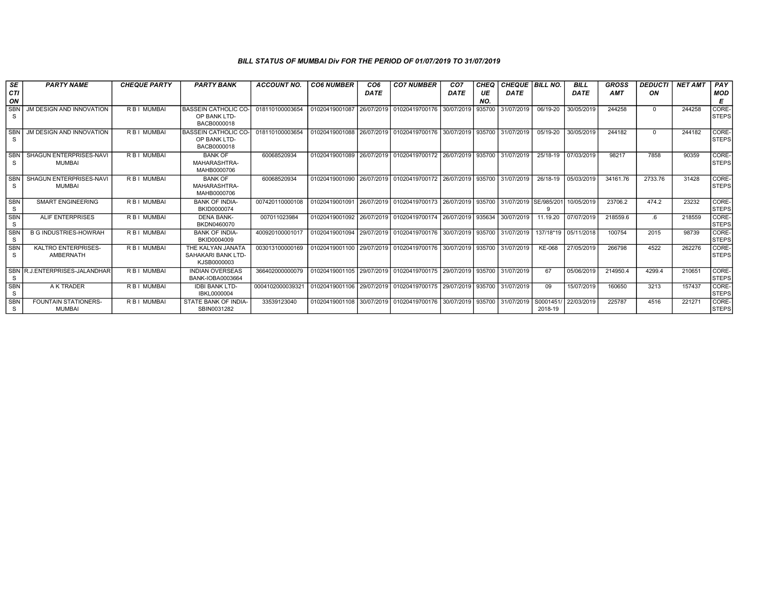*BILL STATUS OF MUMBAI Div FOR THE PERIOD OF 01/07/2019 TO 31/07/2019*

| SECTION | PARTY NAME | CHEQUE PARTY | PARTY BANK | ACCOUNT NO. | CO6 NUMBER | CO6 DATE | CO7 NUMBER | CO7 DATE | CHEQUE NO. | CHEQUE DATE | BILL NO. | BILL DATE | GROSS AMT | DEDUCTION | NET AMT | PAY MODE |
|---|---|---|---|---|---|---|---|---|---|---|---|---|---|---|---|---|
| SBNS | JM DESIGN AND INNOVATION | R B I MUMBAI | BASSEIN CATHOLIC CO-OP BANK LTD-BACB0000018 | 018110100003654 | 01020419001087 | 26/07/2019 | 01020419700176 | 30/07/2019 | 935700 | 31/07/2019 | 06/19-20 | 30/05/2019 | 244258 | 0 | 244258 | CORE-STEPS |
| SBNS | JM DESIGN AND INNOVATION | R B I MUMBAI | BASSEIN CATHOLIC CO-OP BANK LTD-BACB0000018 | 018110100003654 | 01020419001088 | 26/07/2019 | 01020419700176 | 30/07/2019 | 935700 | 31/07/2019 | 05/19-20 | 30/05/2019 | 244182 | 0 | 244182 | CORE-STEPS |
| SBNS | SHAGUN ENTERPRISES-NAVI MUMBAI | R B I MUMBAI | BANK OF MAHARASHTRA-MAHB0000706 | 60068520934 | 01020419001089 | 26/07/2019 | 01020419700172 | 26/07/2019 | 935700 | 31/07/2019 | 25/18-19 | 07/03/2019 | 98217 | 7858 | 90359 | CORE-STEPS |
| SBNS | SHAGUN ENTERPRISES-NAVI MUMBAI | R B I MUMBAI | BANK OF MAHARASHTRA-MAHB0000706 | 60068520934 | 01020419001090 | 26/07/2019 | 01020419700172 | 26/07/2019 | 935700 | 31/07/2019 | 26/18-19 | 05/03/2019 | 34161.76 | 2733.76 | 31428 | CORE-STEPS |
| SBNS | SMART ENGINEERING | R B I MUMBAI | BANK OF INDIA-BKID0000074 | 007420110000108 | 01020419001091 | 26/07/2019 | 01020419700173 | 26/07/2019 | 935700 | 31/07/2019 | SE/985/2019 | 10/05/2019 | 23706.2 | 474.2 | 23232 | CORE-STEPS |
| SBNS | ALIF ENTERPRISES | R B I MUMBAI | DENA BANK-BKDN0460070 | 007011023984 | 01020419001092 | 26/07/2019 | 01020419700174 | 26/07/2019 | 935634 | 30/07/2019 | 11.19.20 | 07/07/2019 | 218559.6 | .6 | 218559 | CORE-STEPS |
| SBNS | B G INDUSTRIES-HOWRAH | R B I MUMBAI | BANK OF INDIA-BKID0004009 | 400920100001017 | 01020419001094 | 29/07/2019 | 01020419700176 | 30/07/2019 | 935700 | 31/07/2019 | 137/18*19 | 05/11/2018 | 100754 | 2015 | 98739 | CORE-STEPS |
| SBNS | KALTRO ENTERPRISES-AMBERNATH | R B I MUMBAI | THE KALYAN JANATA SAHAKARI BANK LTD-KJSB0000003 | 003013100000169 | 01020419001100 | 29/07/2019 | 01020419700176 | 30/07/2019 | 935700 | 31/07/2019 | KE-068 | 27/05/2019 | 266798 | 4522 | 262276 | CORE-STEPS |
| SBNS | R.J.ENTERPRISES-JALANDHAR | R B I MUMBAI | INDIAN OVERSEAS BANK-IOBA0003664 | 366402000000079 | 01020419001105 | 29/07/2019 | 01020419700175 | 29/07/2019 | 935700 | 31/07/2019 | 67 | 05/06/2019 | 214950.4 | 4299.4 | 210651 | CORE-STEPS |
| SBNS | A K TRADER | R B I MUMBAI | IDBI BANK LTD-IBKL0000004 | 0004102000039321 | 01020419001106 | 29/07/2019 | 01020419700175 | 29/07/2019 | 935700 | 31/07/2019 | 09 | 15/07/2019 | 160650 | 3213 | 157437 | CORE-STEPS |
| SBNS | FOUNTAIN STATIONERS-MUMBAI | R B I MUMBAI | STATE BANK OF INDIA-SBIN0031282 | 33539123040 | 01020419001108 | 30/07/2019 | 01020419700176 | 30/07/2019 | 935700 | 31/07/2019 | S0001451/2018-19 | 22/03/2019 | 225787 | 4516 | 221271 | CORE-STEPS |